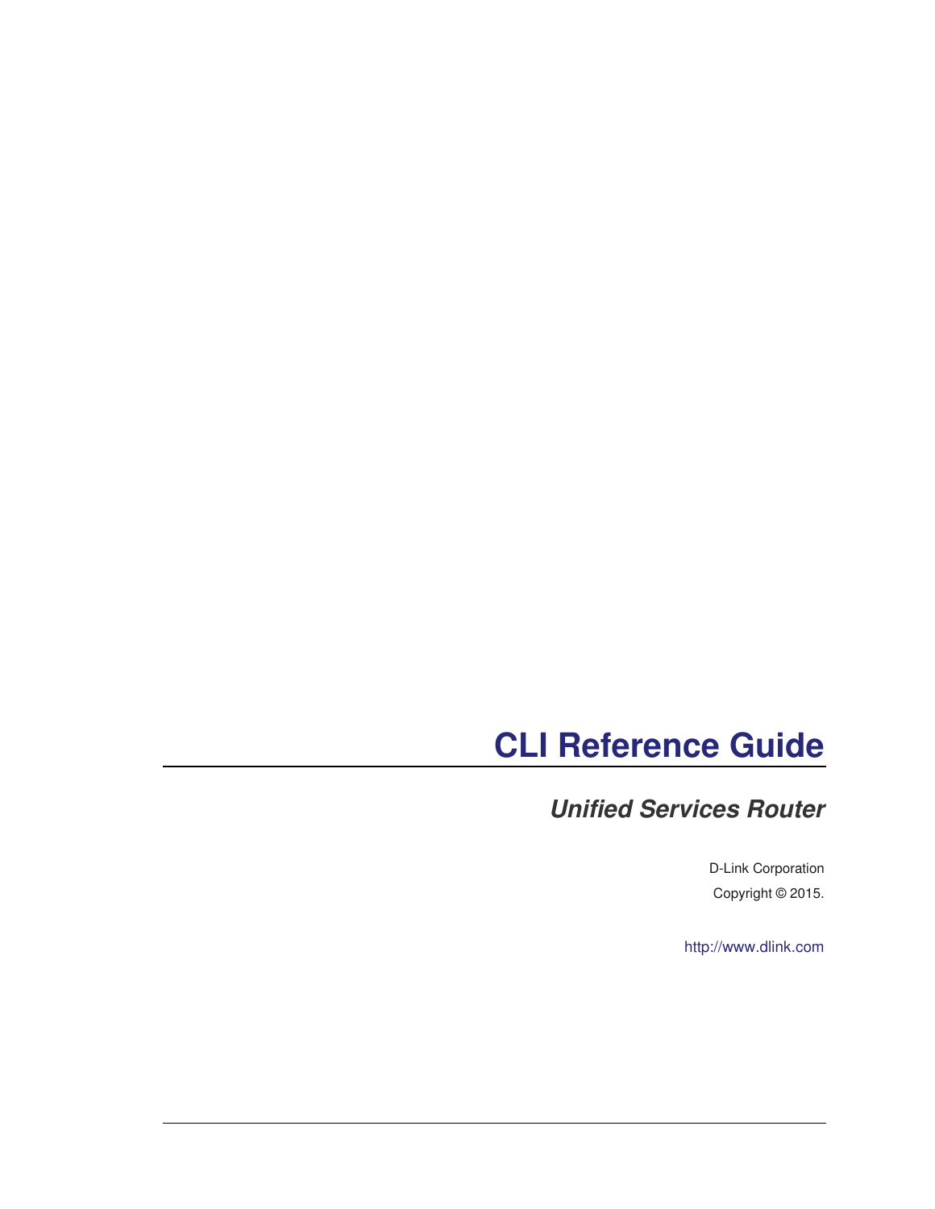# CLI Reference Guide

## *Unified Services Router*

D-Link Corporation

Copyright © 2015.

http://www.dlink.com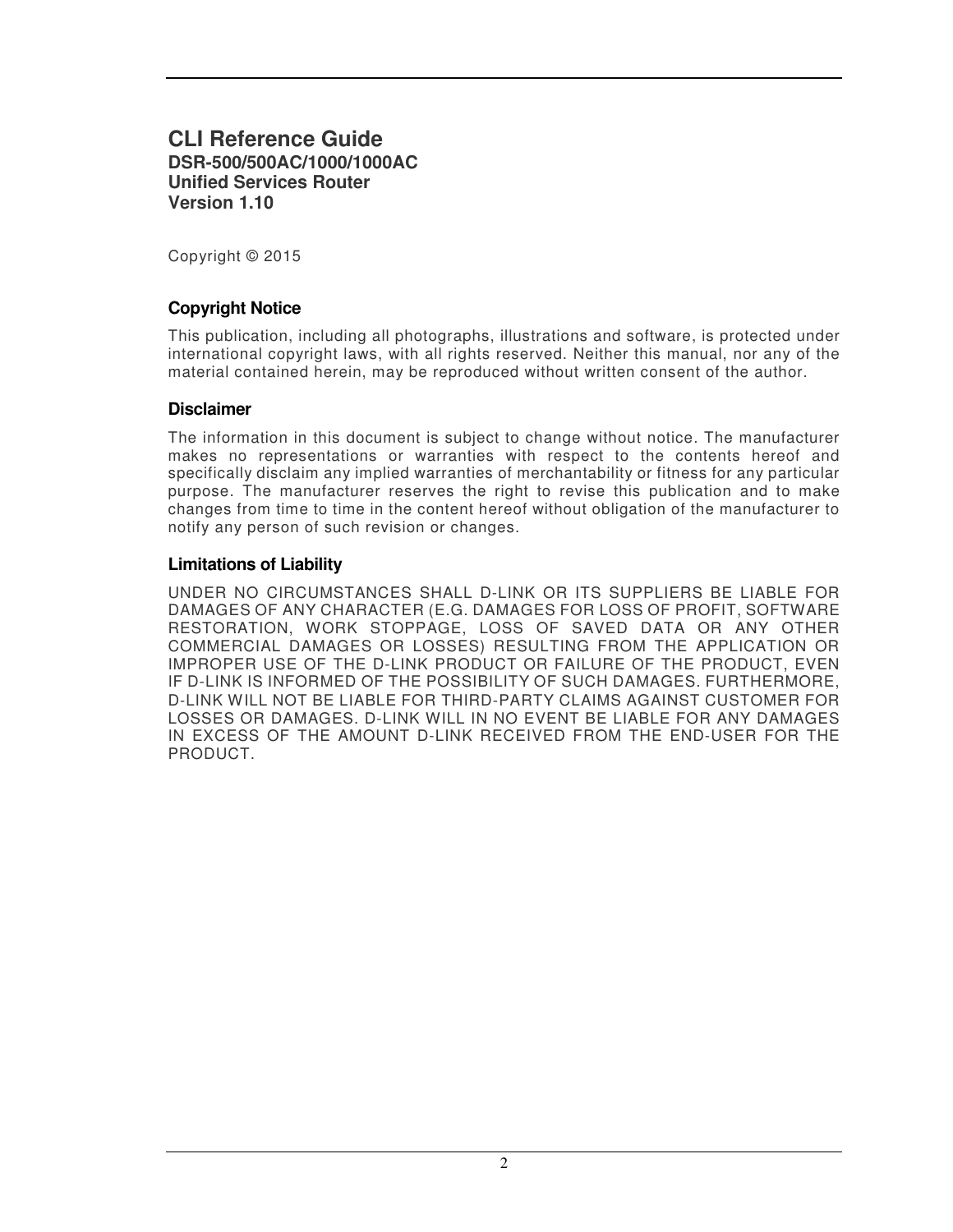# CLI Reference Guide

**DSR-500/500AC/1000/1000AC**
**Unified Services Router**
**Version 1.10**

Copyright © 2015

### Copyright Notice

This publication, including all photographs, illustrations and software, is protected under international copyright laws, with all rights reserved. Neither this manual, nor any of the material contained herein, may be reproduced without written consent of the author.

### Disclaimer

The information in this document is subject to change without notice. The manufacturer makes no representations or warranties with respect to the contents hereof and specifically disclaim any implied warranties of merchantability or fitness for any particular purpose. The manufacturer reserves the right to revise this publication and to make changes from time to time in the content hereof without obligation of the manufacturer to notify any person of such revision or changes.

### Limitations of Liability

UNDER NO CIRCUMSTANCES SHALL D-LINK OR ITS SUPPLIERS BE LIABLE FOR DAMAGES OF ANY CHARACTER (E.G. DAMAGES FOR LOSS OF PROFIT, SOFTWARE RESTORATION, WORK STOPPAGE, LOSS OF SAVED DATA OR ANY OTHER COMMERCIAL DAMAGES OR LOSSES) RESULTING FROM THE APPLICATION OR IMPROPER USE OF THE D-LINK PRODUCT OR FAILURE OF THE PRODUCT, EVEN IF D-LINK IS INFORMED OF THE POSSIBILITY OF SUCH DAMAGES. FURTHERMORE, D-LINK WILL NOT BE LIABLE FOR THIRD-PARTY CLAIMS AGAINST CUSTOMER FOR LOSSES OR DAMAGES. D-LINK WILL IN NO EVENT BE LIABLE FOR ANY DAMAGES IN EXCESS OF THE AMOUNT D-LINK RECEIVED FROM THE END-USER FOR THE PRODUCT.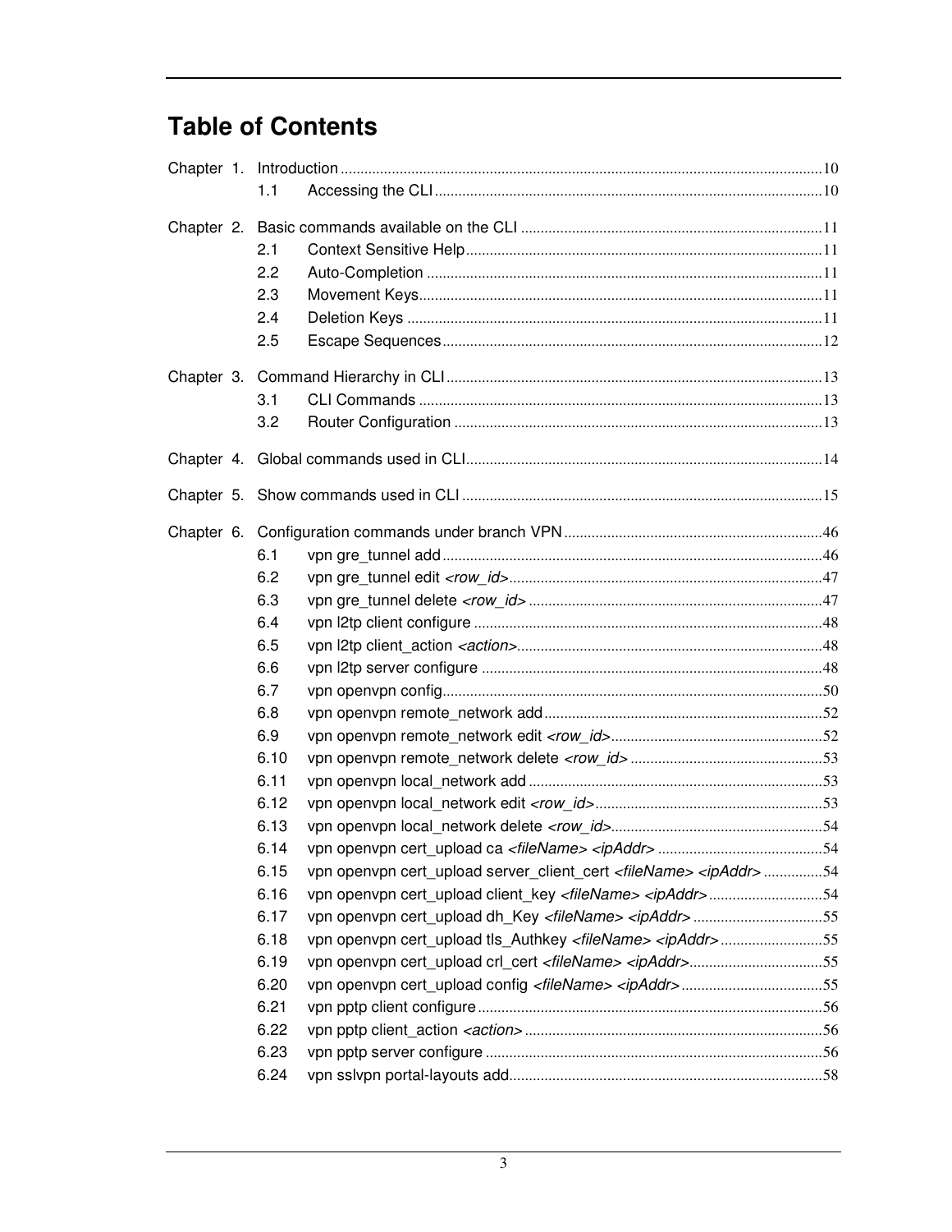# Table of Contents

Chapter 1. Introduction ........................................................ 10
- 1.1 Accessing the CLI ........................................................ 10

Chapter 2. Basic commands available on the CLI ........................................................ 11
- 2.1 Context Sensitive Help ........................................................ 11
- 2.2 Auto-Completion ........................................................ 11
- 2.3 Movement Keys ........................................................ 11
- 2.4 Deletion Keys ........................................................ 11
- 2.5 Escape Sequences ........................................................ 12

Chapter 3. Command Hierarchy in CLI ........................................................ 13
- 3.1 CLI Commands ........................................................ 13
- 3.2 Router Configuration ........................................................ 13

Chapter 4. Global commands used in CLI ........................................................ 14

Chapter 5. Show commands used in CLI ........................................................ 15

Chapter 6. Configuration commands under branch VPN ........................................................ 46
- 6.1 vpn gre_tunnel add ........................................................ 46
- 6.2 vpn gre_tunnel edit *<row_id>* ........................................................ 47
- 6.3 vpn gre_tunnel delete *<row_id>* ........................................................ 47
- 6.4 vpn l2tp client configure ........................................................ 48
- 6.5 vpn l2tp client_action *<action>* ........................................................ 48
- 6.6 vpn l2tp server configure ........................................................ 48
- 6.7 vpn openvpn config ........................................................ 50
- 6.8 vpn openvpn remote_network add ........................................................ 52
- 6.9 vpn openvpn remote_network edit *<row_id>* ........................................................ 52
- 6.10 vpn openvpn remote_network delete *<row_id>* ........................................................ 53
- 6.11 vpn openvpn local_network add ........................................................ 53
- 6.12 vpn openvpn local_network edit *<row_id>* ........................................................ 53
- 6.13 vpn openvpn local_network delete *<row_id>* ........................................................ 54
- 6.14 vpn openvpn cert_upload ca *<fileName> <ipAddr>* ........................................................ 54
- 6.15 vpn openvpn cert_upload server_client_cert *<fileName> <ipAddr>* ........................................................ 54
- 6.16 vpn openvpn cert_upload client_key *<fileName> <ipAddr>* ........................................................ 54
- 6.17 vpn openvpn cert_upload dh_Key *<fileName> <ipAddr>* ........................................................ 55
- 6.18 vpn openvpn cert_upload tls_Authkey *<fileName> <ipAddr>* ........................................................ 55
- 6.19 vpn openvpn cert_upload crl_cert *<fileName> <ipAddr>* ........................................................ 55
- 6.20 vpn openvpn cert_upload config *<fileName> <ipAddr>* ........................................................ 55
- 6.21 vpn pptp client configure ........................................................ 56
- 6.22 vpn pptp client_action *<action>* ........................................................ 56
- 6.23 vpn pptp server configure ........................................................ 56
- 6.24 vpn sslvpn portal-layouts add ........................................................ 58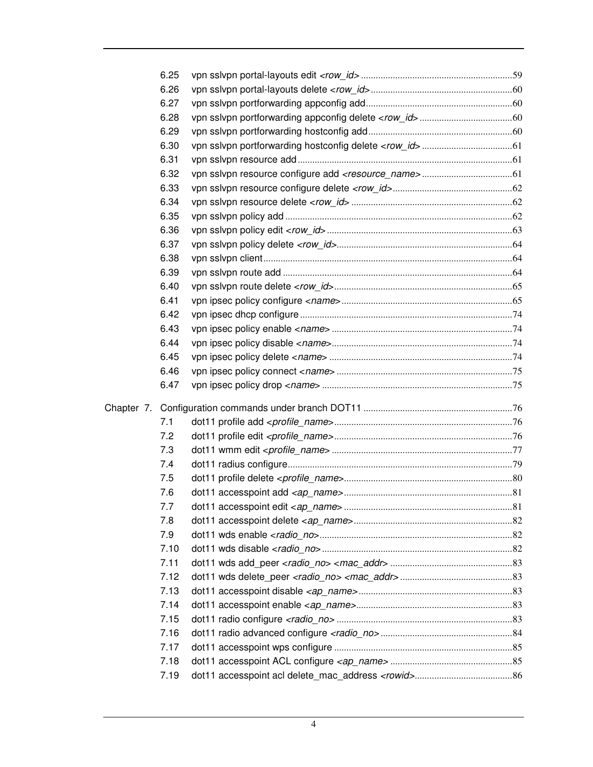6.25 vpn sslvpn portal-layouts edit *<row_id>* ..... 59
6.26 vpn sslvpn portal-layouts delete *<row_id>* ..... 60
6.27 vpn sslvpn portforwarding appconfig add ..... 60
6.28 vpn sslvpn portforwarding appconfig delete *<row_id>* ..... 60
6.29 vpn sslvpn portforwarding hostconfig add ..... 60
6.30 vpn sslvpn portforwarding hostconfig delete *<row_id>* ..... 61
6.31 vpn sslvpn resource add ..... 61
6.32 vpn sslvpn resource configure add *<resource_name>* ..... 61
6.33 vpn sslvpn resource configure delete *<row_id>* ..... 62
6.34 vpn sslvpn resource delete *<row_id>* ..... 62
6.35 vpn sslvpn policy add ..... 62
6.36 vpn sslvpn policy edit *<row_id>* ..... 63
6.37 vpn sslvpn policy delete *<row_id>* ..... 64
6.38 vpn sslvpn client ..... 64
6.39 vpn sslvpn route add ..... 64
6.40 vpn sslvpn route delete *<row_id>* ..... 65
6.41 vpn ipsec policy configure *<name>* ..... 65
6.42 vpn ipsec dhcp configure ..... 74
6.43 vpn ipsec policy enable *<name>* ..... 74
6.44 vpn ipsec policy disable *<name>* ..... 74
6.45 vpn ipsec policy delete *<name>* ..... 74
6.46 vpn ipsec policy connect *<name>* ..... 75
6.47 vpn ipsec policy drop *<name>* ..... 75

Chapter 7. Configuration commands under branch DOT11 ..... 76
7.1 dot11 profile add *<profile_name>* ..... 76
7.2 dot11 profile edit *<profile_name>* ..... 76
7.3 dot11 wmm edit *<profile_name>* ..... 77
7.4 dot11 radius configure ..... 79
7.5 dot11 profile delete *<profile_name>* ..... 80
7.6 dot11 accesspoint add *<ap_name>* ..... 81
7.7 dot11 accesspoint edit *<ap_name>* ..... 81
7.8 dot11 accesspoint delete *<ap_name>* ..... 82
7.9 dot11 wds enable *<radio_no>* ..... 82
7.10 dot11 wds disable *<radio_no>* ..... 82
7.11 dot11 wds add_peer *<radio_no> <mac_addr>* ..... 83
7.12 dot11 wds delete_peer *<radio_no> <mac_addr>* ..... 83
7.13 dot11 accesspoint disable *<ap_name>* ..... 83
7.14 dot11 accesspoint enable *<ap_name>* ..... 83
7.15 dot11 radio configure *<radio_no>* ..... 83
7.16 dot11 radio advanced configure *<radio_no>* ..... 84
7.17 dot11 accesspoint wps configure ..... 85
7.18 dot11 accesspoint ACL configure *<ap_name>* ..... 85
7.19 dot11 accesspoint acl delete_mac_address *<rowid>* ..... 86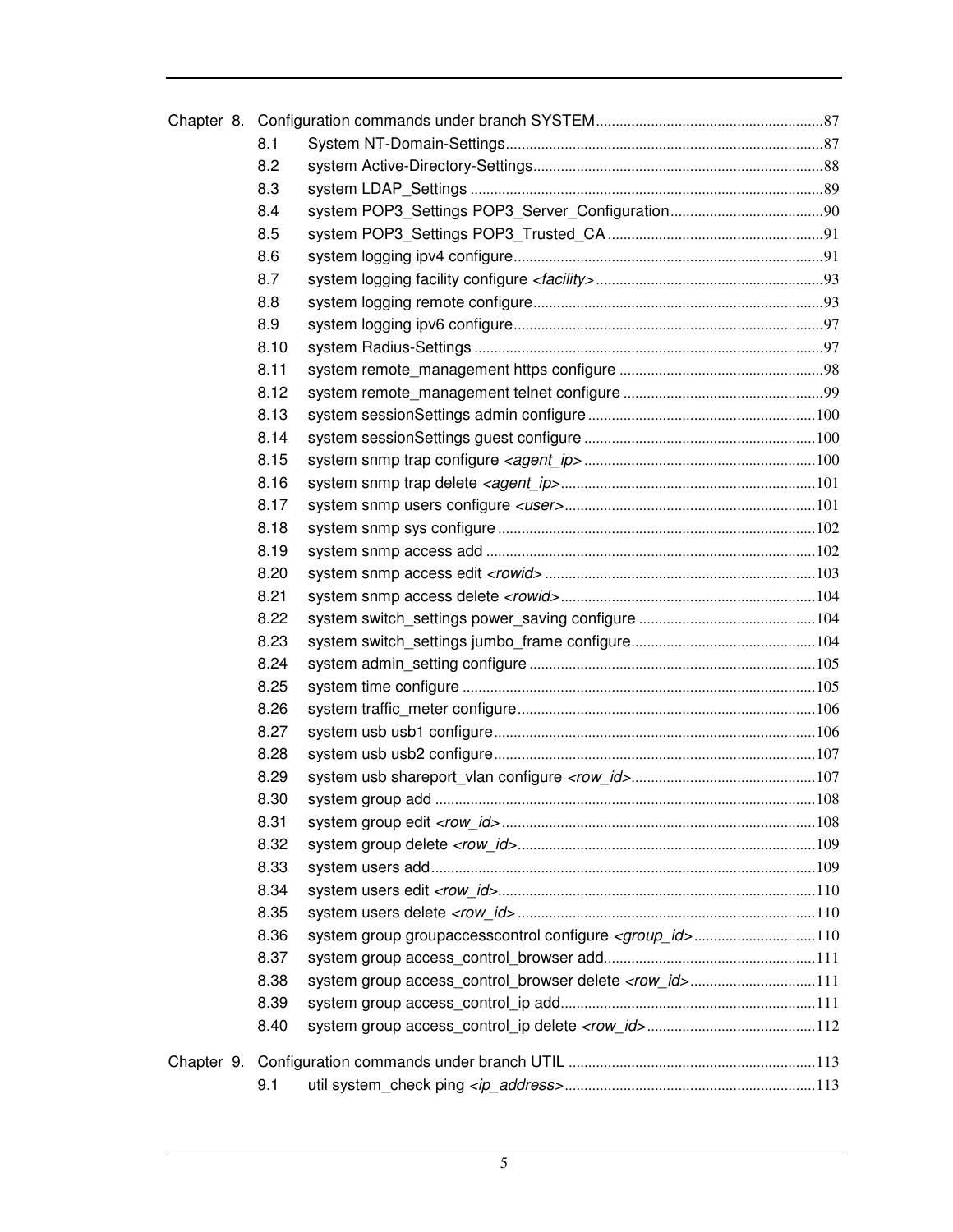Chapter 8. Configuration commands under branch SYSTEM ........................................................87

- 8.1 System NT-Domain-Settings ........................................................87
- 8.2 system Active-Directory-Settings ........................................................88
- 8.3 system LDAP_Settings ........................................................89
- 8.4 system POP3_Settings POP3_Server_Configuration ........................................................90
- 8.5 system POP3_Settings POP3_Trusted_CA ........................................................91
- 8.6 system logging ipv4 configure ........................................................91
- 8.7 system logging facility configure *<facility>* ........................................................93
- 8.8 system logging remote configure ........................................................93
- 8.9 system logging ipv6 configure ........................................................97
- 8.10 system Radius-Settings ........................................................97
- 8.11 system remote_management https configure ........................................................98
- 8.12 system remote_management telnet configure ........................................................99
- 8.13 system sessionSettings admin configure ........................................................100
- 8.14 system sessionSettings guest configure ........................................................100
- 8.15 system snmp trap configure *<agent_ip>* ........................................................100
- 8.16 system snmp trap delete *<agent_ip>* ........................................................101
- 8.17 system snmp users configure *<user>* ........................................................101
- 8.18 system snmp sys configure ........................................................102
- 8.19 system snmp access add ........................................................102
- 8.20 system snmp access edit *<rowid>* ........................................................103
- 8.21 system snmp access delete *<rowid>* ........................................................104
- 8.22 system switch_settings power_saving configure ........................................................104
- 8.23 system switch_settings jumbo_frame configure ........................................................104
- 8.24 system admin_setting configure ........................................................105
- 8.25 system time configure ........................................................105
- 8.26 system traffic_meter configure ........................................................106
- 8.27 system usb usb1 configure ........................................................106
- 8.28 system usb usb2 configure ........................................................107
- 8.29 system usb shareport_vlan configure *<row_id>* ........................................................107
- 8.30 system group add ........................................................108
- 8.31 system group edit *<row_id>* ........................................................108
- 8.32 system group delete *<row_id>* ........................................................109
- 8.33 system users add ........................................................109
- 8.34 system users edit *<row_id>* ........................................................110
- 8.35 system users delete *<row_id>* ........................................................110
- 8.36 system group groupaccesscontrol configure *<group_id>* ........................................................110
- 8.37 system group access_control_browser add ........................................................111
- 8.38 system group access_control_browser delete *<row_id>* ........................................................111
- 8.39 system group access_control_ip add ........................................................111
- 8.40 system group access_control_ip delete *<row_id>* ........................................................112

Chapter 9. Configuration commands under branch UTIL ........................................................113

- 9.1 util system_check ping *<ip_address>* ........................................................113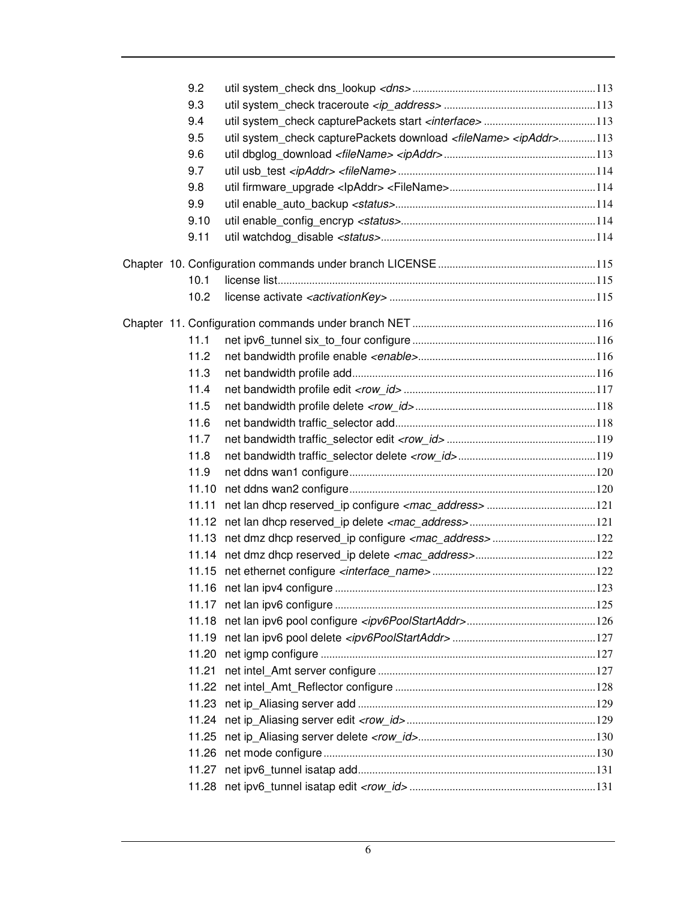9.2 util system_check dns_lookup *<dns>* ....... 113
9.3 util system_check traceroute *<ip_address>* ....... 113
9.4 util system_check capturePackets start *<interface>* ....... 113
9.5 util system_check capturePackets download *<fileName> <ipAddr>* ....... 113
9.6 util dbglog_download *<fileName> <ipAddr>* ....... 113
9.7 util usb_test *<ipAddr> <fileName>* ....... 114
9.8 util firmware_upgrade <IpAddr> <FileName> ....... 114
9.9 util enable_auto_backup *<status>* ....... 114
9.10 util enable_config_encryp *<status>* ....... 114
9.11 util watchdog_disable *<status>* ....... 114

Chapter 10. Configuration commands under branch LICENSE ....... 115

10.1 license list ....... 115
10.2 license activate *<activationKey>* ....... 115

Chapter 11. Configuration commands under branch NET ....... 116

11.1 net ipv6_tunnel six_to_four configure ....... 116
11.2 net bandwidth profile enable *<enable>* ....... 116
11.3 net bandwidth profile add ....... 116
11.4 net bandwidth profile edit *<row_id>* ....... 117
11.5 net bandwidth profile delete *<row_id>* ....... 118
11.6 net bandwidth traffic_selector add ....... 118
11.7 net bandwidth traffic_selector edit *<row_id>* ....... 119
11.8 net bandwidth traffic_selector delete *<row_id>* ....... 119
11.9 net ddns wan1 configure ....... 120
11.10 net ddns wan2 configure ....... 120
11.11 net lan dhcp reserved_ip configure *<mac_address>* ....... 121
11.12 net lan dhcp reserved_ip delete *<mac_address>* ....... 121
11.13 net dmz dhcp reserved_ip configure *<mac_address>* ....... 122
11.14 net dmz dhcp reserved_ip delete *<mac_address>* ....... 122
11.15 net ethernet configure *<interface_name>* ....... 122
11.16 net lan ipv4 configure ....... 123
11.17 net lan ipv6 configure ....... 125
11.18 net lan ipv6 pool configure *<ipv6PoolStartAddr>* ....... 126
11.19 net lan ipv6 pool delete *<ipv6PoolStartAddr>* ....... 127
11.20 net igmp configure ....... 127
11.21 net intel_Amt server configure ....... 127
11.22 net intel_Amt_Reflector configure ....... 128
11.23 net ip_Aliasing server add ....... 129
11.24 net ip_Aliasing server edit *<row_id>* ....... 129
11.25 net ip_Aliasing server delete *<row_id>* ....... 130
11.26 net mode configure ....... 130
11.27 net ipv6_tunnel isatap add ....... 131
11.28 net ipv6_tunnel isatap edit *<row_id>* ....... 131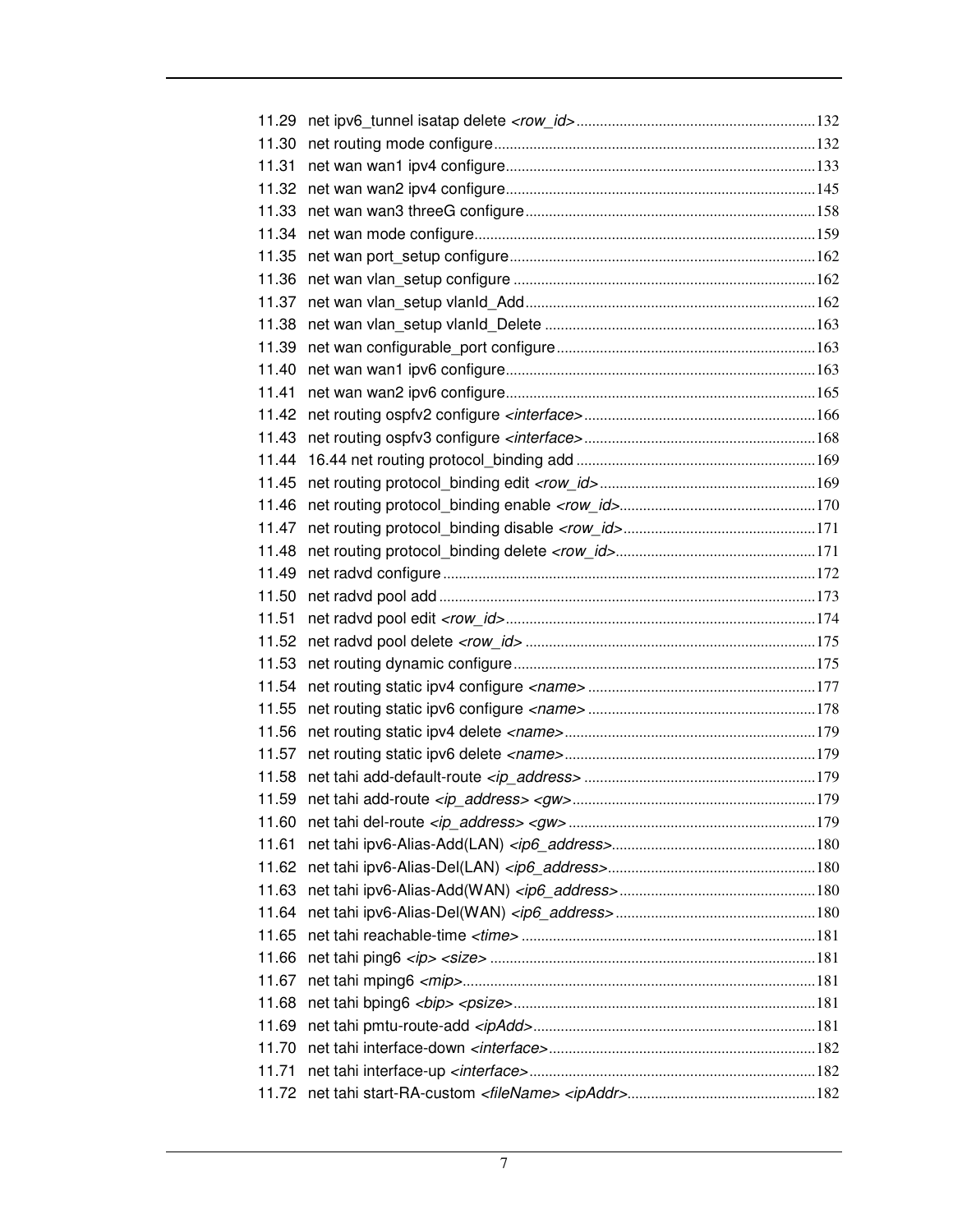11.29 net ipv6_tunnel isatap delete *<row_id>* ............................................................ 132
11.30 net routing mode configure ............................................................ 132
11.31 net wan wan1 ipv4 configure ............................................................ 133
11.32 net wan wan2 ipv4 configure ............................................................ 145
11.33 net wan wan3 threeG configure ............................................................ 158
11.34 net wan mode configure ............................................................ 159
11.35 net wan port_setup configure ............................................................ 162
11.36 net wan vlan_setup configure ............................................................ 162
11.37 net wan vlan_setup vlanId_Add ............................................................ 162
11.38 net wan vlan_setup vlanId_Delete ............................................................ 163
11.39 net wan configurable_port configure ............................................................ 163
11.40 net wan wan1 ipv6 configure ............................................................ 163
11.41 net wan wan2 ipv6 configure ............................................................ 165
11.42 net routing ospfv2 configure *<interface>* ............................................................ 166
11.43 net routing ospfv3 configure *<interface>* ............................................................ 168
11.44 16.44 net routing protocol_binding add ............................................................ 169
11.45 net routing protocol_binding edit *<row_id>* ............................................................ 169
11.46 net routing protocol_binding enable *<row_id>* ............................................................ 170
11.47 net routing protocol_binding disable *<row_id>* ............................................................ 171
11.48 net routing protocol_binding delete *<row_id>* ............................................................ 171
11.49 net radvd configure ............................................................ 172
11.50 net radvd pool add ............................................................ 173
11.51 net radvd pool edit *<row_id>* ............................................................ 174
11.52 net radvd pool delete *<row_id>* ............................................................ 175
11.53 net routing dynamic configure ............................................................ 175
11.54 net routing static ipv4 configure *<name>* ............................................................ 177
11.55 net routing static ipv6 configure *<name>* ............................................................ 178
11.56 net routing static ipv4 delete *<name>* ............................................................ 179
11.57 net routing static ipv6 delete *<name>* ............................................................ 179
11.58 net tahi add-default-route *<ip_address>* ............................................................ 179
11.59 net tahi add-route *<ip_address> <gw>* ............................................................ 179
11.60 net tahi del-route *<ip_address> <gw>* ............................................................ 179
11.61 net tahi ipv6-Alias-Add(LAN) *<ip6_address>* ............................................................ 180
11.62 net tahi ipv6-Alias-Del(LAN) *<ip6_address>* ............................................................ 180
11.63 net tahi ipv6-Alias-Add(WAN) *<ip6_address>* ............................................................ 180
11.64 net tahi ipv6-Alias-Del(WAN) *<ip6_address>* ............................................................ 180
11.65 net tahi reachable-time *<time>* ............................................................ 181
11.66 net tahi ping6 *<ip> <size>* ............................................................ 181
11.67 net tahi mping6 *<mip>* ............................................................ 181
11.68 net tahi bping6 *<bip> <psize>* ............................................................ 181
11.69 net tahi pmtu-route-add *<ipAdd>* ............................................................ 181
11.70 net tahi interface-down *<interface>* ............................................................ 182
11.71 net tahi interface-up *<interface>* ............................................................ 182
11.72 net tahi start-RA-custom *<fileName> <ipAddr>* ............................................................ 182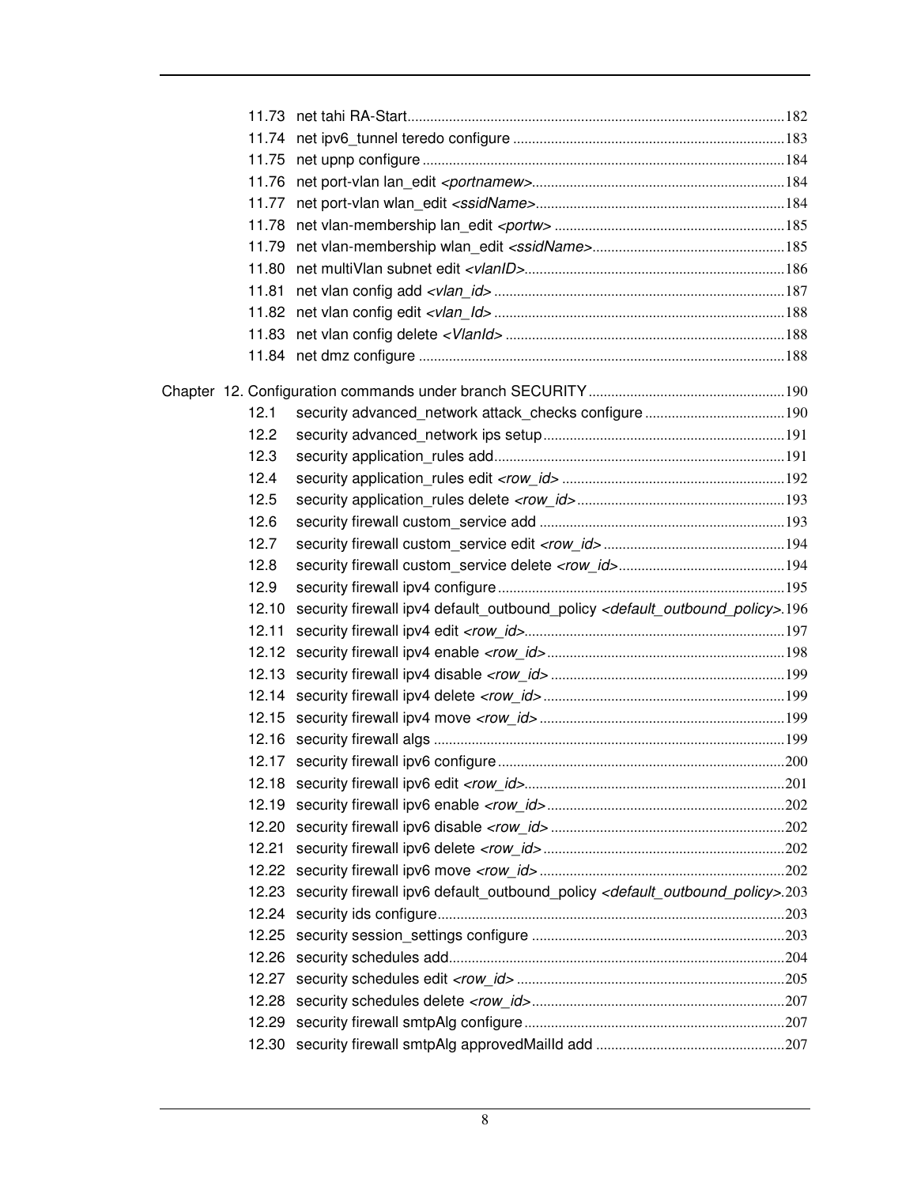11.73 net tahi RA-Start ........ 182
11.74 net ipv6_tunnel teredo configure ........ 183
11.75 net upnp configure ........ 184
11.76 net port-vlan lan_edit *<portnamew>* ........ 184
11.77 net port-vlan wlan_edit *<ssidName>* ........ 184
11.78 net vlan-membership lan_edit *<portw>* ........ 185
11.79 net vlan-membership wlan_edit *<ssidName>* ........ 185
11.80 net multiVlan subnet edit *<vlanID>* ........ 186
11.81 net vlan config add *<vlan_id>* ........ 187
11.82 net vlan config edit *<vlan_Id>* ........ 188
11.83 net vlan config delete *<VlanId>* ........ 188
11.84 net dmz configure ........ 188

Chapter 12. Configuration commands under branch SECURITY ........ 190

12.1 security advanced_network attack_checks configure ........ 190
12.2 security advanced_network ips setup ........ 191
12.3 security application_rules add ........ 191
12.4 security application_rules edit *<row_id>* ........ 192
12.5 security application_rules delete *<row_id>* ........ 193
12.6 security firewall custom_service add ........ 193
12.7 security firewall custom_service edit *<row_id>* ........ 194
12.8 security firewall custom_service delete *<row_id>* ........ 194
12.9 security firewall ipv4 configure ........ 195
12.10 security firewall ipv4 default_outbound_policy *<default_outbound_policy>* . 196
12.11 security firewall ipv4 edit *<row_id>* ........ 197
12.12 security firewall ipv4 enable *<row_id>* ........ 198
12.13 security firewall ipv4 disable *<row_id>* ........ 199
12.14 security firewall ipv4 delete *<row_id>* ........ 199
12.15 security firewall ipv4 move *<row_id>* ........ 199
12.16 security firewall algs ........ 199
12.17 security firewall ipv6 configure ........ 200
12.18 security firewall ipv6 edit *<row_id>* ........ 201
12.19 security firewall ipv6 enable *<row_id>* ........ 202
12.20 security firewall ipv6 disable *<row_id>* ........ 202
12.21 security firewall ipv6 delete *<row_id>* ........ 202
12.22 security firewall ipv6 move *<row_id>* ........ 202
12.23 security firewall ipv6 default_outbound_policy *<default_outbound_policy>* . 203
12.24 security ids configure ........ 203
12.25 security session_settings configure ........ 203
12.26 security schedules add ........ 204
12.27 security schedules edit *<row_id>* ........ 205
12.28 security schedules delete *<row_id>* ........ 207
12.29 security firewall smtpAlg configure ........ 207
12.30 security firewall smtpAlg approvedMailId add ........ 207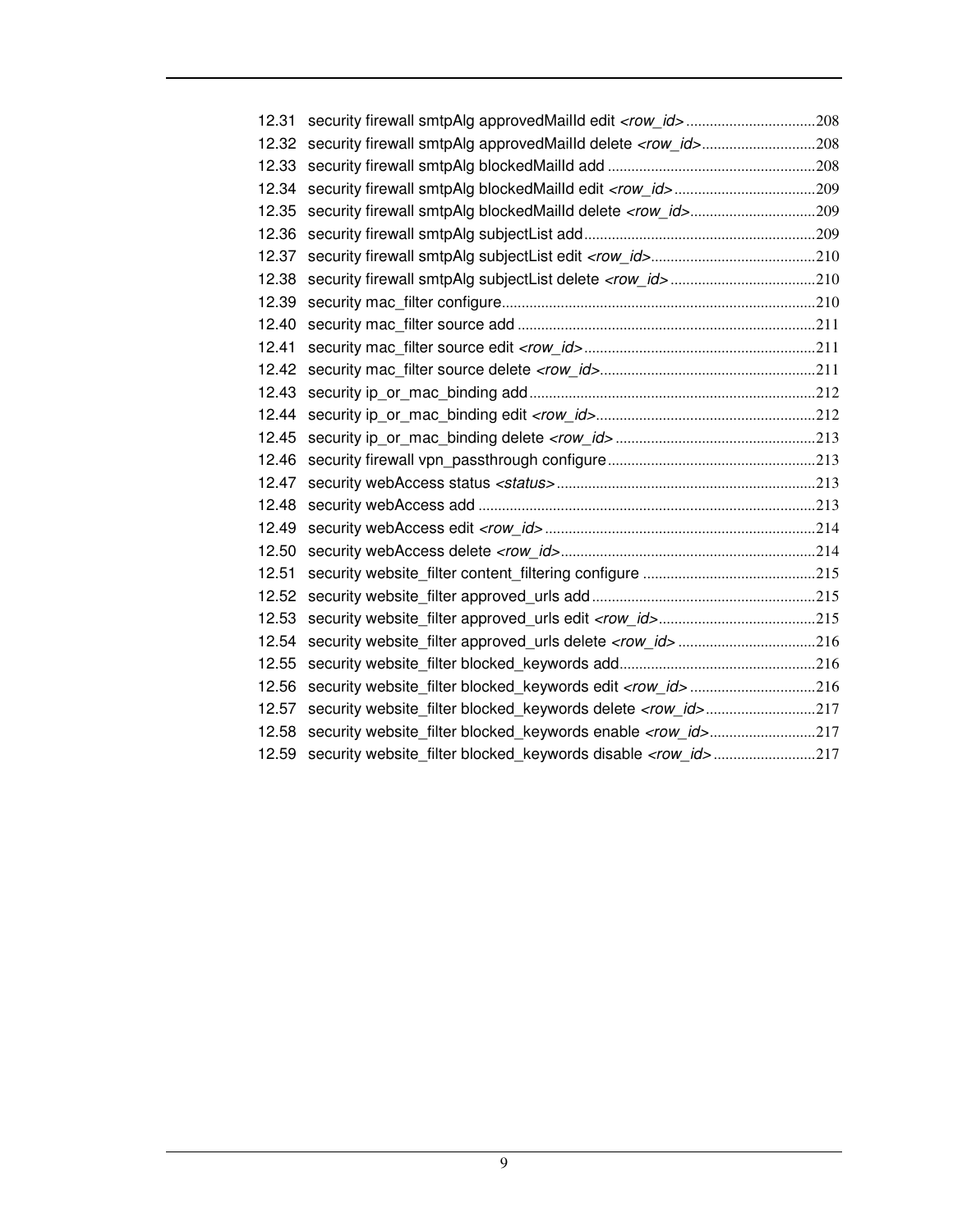12.31 security firewall smtpAlg approvedMailId edit *<row_id>* ..............................208
12.32 security firewall smtpAlg approvedMailId delete *<row_id>*..........................208
12.33 security firewall smtpAlg blockedMailId add ..................................................208
12.34 security firewall smtpAlg blockedMailId edit *<row_id>* ..................................209
12.35 security firewall smtpAlg blockedMailId delete *<row_id>*..............................209
12.36 security firewall smtpAlg subjectList add ........................................................209
12.37 security firewall smtpAlg subjectList edit *<row_id>*........................................210
12.38 security firewall smtpAlg subjectList delete *<row_id>* ...................................210
12.39 security mac_filter configure..............................................................................210
12.40 security mac_filter source add ..........................................................................211
12.41 security mac_filter source edit *<row_id>* .........................................................211
12.42 security mac_filter source delete *<row_id>*.....................................................211
12.43 security ip_or_mac_binding add.......................................................................212
12.44 security ip_or_mac_binding edit *<row_id>*.......................................................212
12.45 security ip_or_mac_binding delete *<row_id>* ..................................................213
12.46 security firewall vpn_passthrough configure....................................................213
12.47 security webAccess status *<status>*................................................................213
12.48 security webAccess add ....................................................................................213
12.49 security webAccess edit *<row_id>* ...................................................................214
12.50 security webAccess delete *<row_id>*...............................................................214
12.51 security website_filter content_filtering configure ...........................................215
12.52 security website_filter approved_urls add.......................................................215
12.53 security website_filter approved_urls edit *<row_id>*.......................................215
12.54 security website_filter approved_urls delete *<row_id>* ..................................216
12.55 security website_filter blocked_keywords add.................................................216
12.56 security website_filter blocked_keywords edit *<row_id>* ...............................216
12.57 security website_filter blocked_keywords delete *<row_id>*...........................217
12.58 security website_filter blocked_keywords enable *<row_id>*..........................217
12.59 security website_filter blocked_keywords disable *<row_id>*.........................217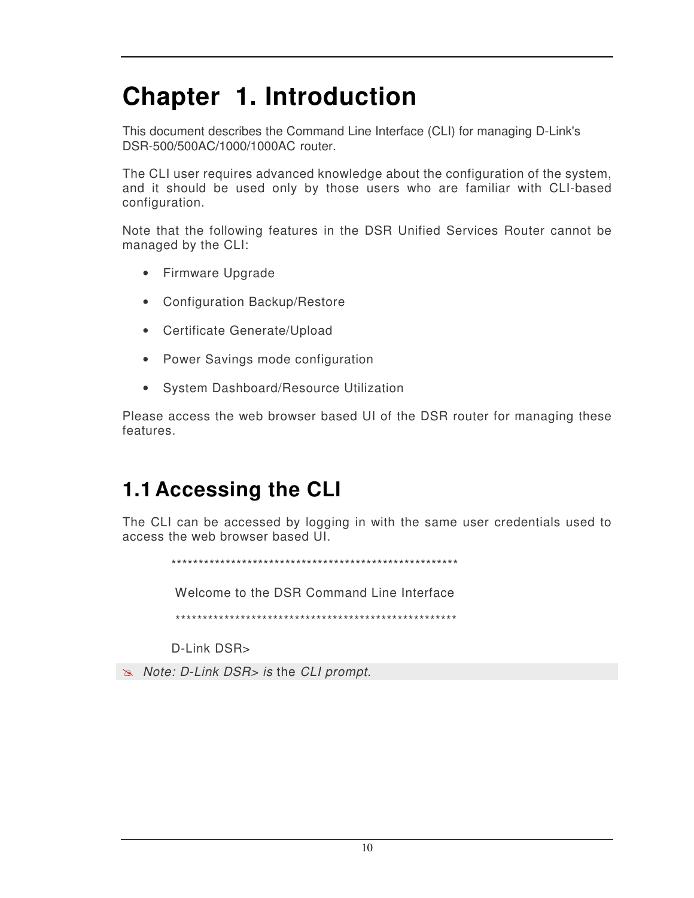# Chapter 1. Introduction

This document describes the Command Line Interface (CLI) for managing D-Link's DSR-500/500AC/1000/1000AC router.

The CLI user requires advanced knowledge about the configuration of the system, and it should be used only by those users who are familiar with CLI-based configuration.

Note that the following features in the DSR Unified Services Router cannot be managed by the CLI:

- Firmware Upgrade
- Configuration Backup/Restore
- Certificate Generate/Upload
- Power Savings mode configuration
- System Dashboard/Resource Utilization

Please access the web browser based UI of the DSR router for managing these features.

## 1.1 Accessing the CLI

The CLI can be accessed by logging in with the same user credentials used to access the web browser based UI.

```
*****************************************************

 Welcome to the DSR Command Line Interface

 ****************************************************

D-Link DSR>
```

*Note: D-Link DSR> is* the *CLI prompt.*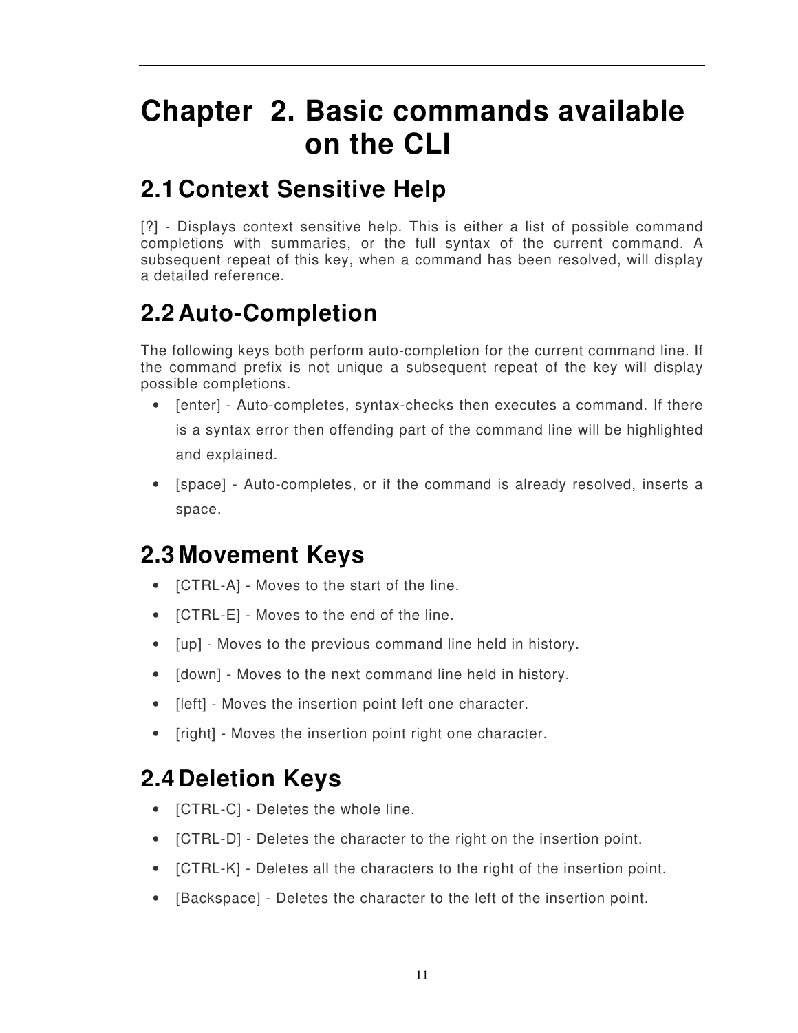# Chapter 2. Basic commands available on the CLI

## 2.1 Context Sensitive Help

[?] - Displays context sensitive help. This is either a list of possible command completions with summaries, or the full syntax of the current command. A subsequent repeat of this key, when a command has been resolved, will display a detailed reference.

## 2.2 Auto-Completion

The following keys both perform auto-completion for the current command line. If the command prefix is not unique a subsequent repeat of the key will display possible completions.

- [enter] - Auto-completes, syntax-checks then executes a command. If there is a syntax error then offending part of the command line will be highlighted and explained.
- [space] - Auto-completes, or if the command is already resolved, inserts a space.

## 2.3 Movement Keys

- [CTRL-A] - Moves to the start of the line.
- [CTRL-E] - Moves to the end of the line.
- [up] - Moves to the previous command line held in history.
- [down] - Moves to the next command line held in history.
- [left] - Moves the insertion point left one character.
- [right] - Moves the insertion point right one character.

## 2.4 Deletion Keys

- [CTRL-C] - Deletes the whole line.
- [CTRL-D] - Deletes the character to the right on the insertion point.
- [CTRL-K] - Deletes all the characters to the right of the insertion point.
- [Backspace] - Deletes the character to the left of the insertion point.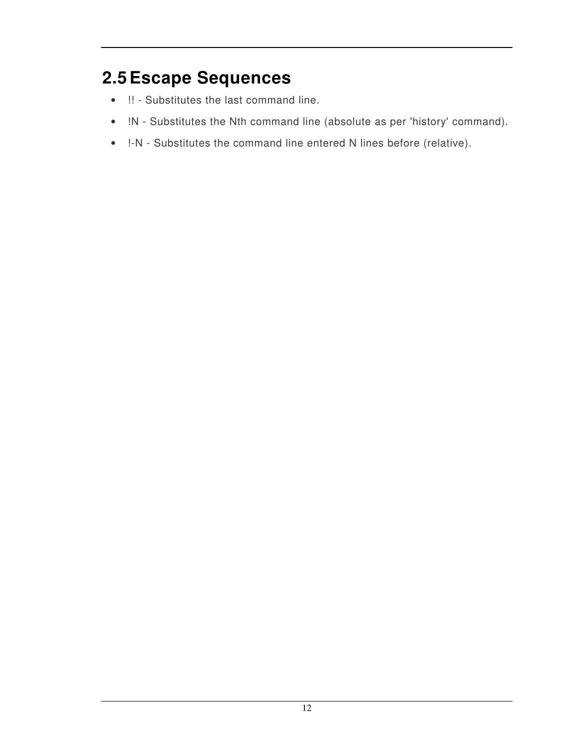## 2.5 Escape Sequences

- !! - Substitutes the last command line.
- !N - Substitutes the Nth command line (absolute as per 'history' command).
- !-N - Substitutes the command line entered N lines before (relative).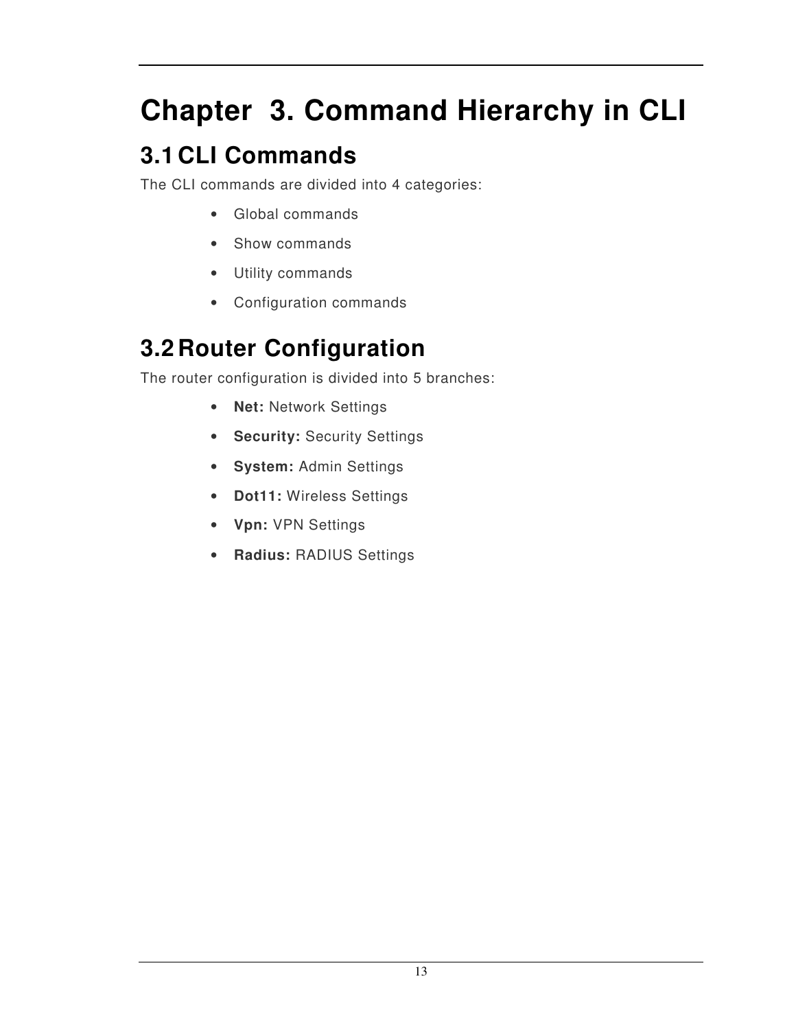# Chapter 3. Command Hierarchy in CLI

## 3.1 CLI Commands

The CLI commands are divided into 4 categories:

- Global commands
- Show commands
- Utility commands
- Configuration commands

## 3.2 Router Configuration

The router configuration is divided into 5 branches:

- **Net:** Network Settings
- **Security:** Security Settings
- **System:** Admin Settings
- **Dot11:** Wireless Settings
- **Vpn:** VPN Settings
- **Radius:** RADIUS Settings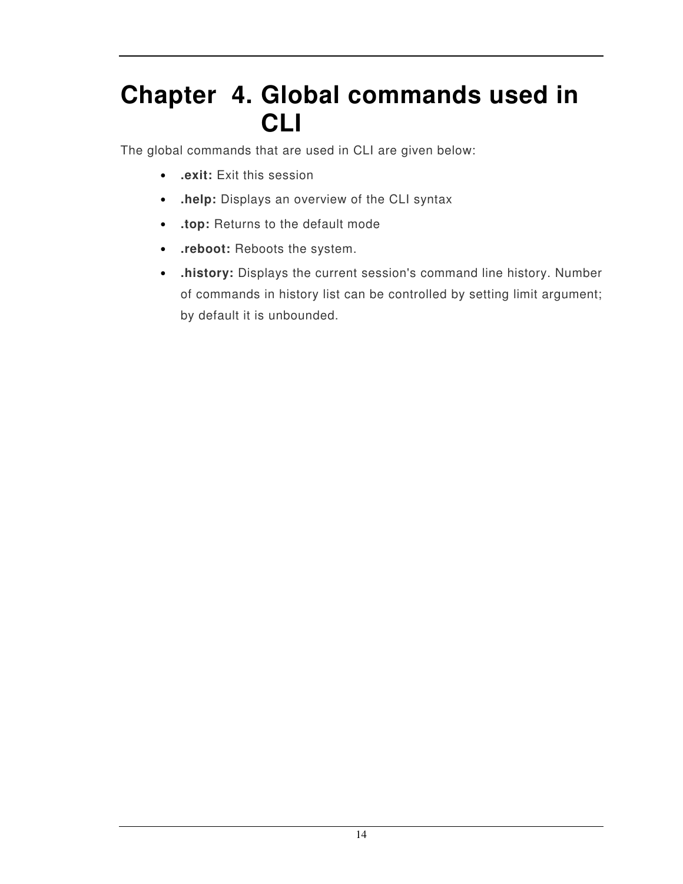# Chapter 4. Global commands used in CLI

The global commands that are used in CLI are given below:

- **.exit:** Exit this session
- **.help:** Displays an overview of the CLI syntax
- **.top:** Returns to the default mode
- **.reboot:** Reboots the system.
- **.history:** Displays the current session's command line history. Number of commands in history list can be controlled by setting limit argument; by default it is unbounded.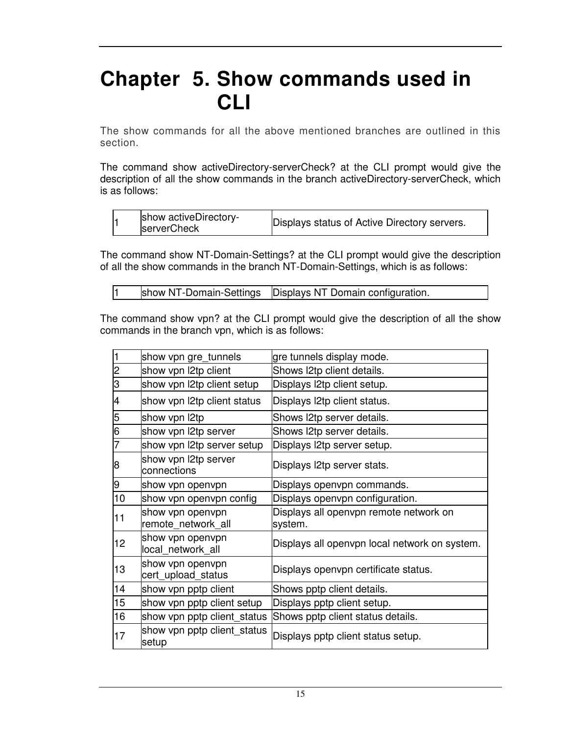# Chapter 5. Show commands used in CLI

The show commands for all the above mentioned branches are outlined in this section.

The command show activeDirectory-serverCheck? at the CLI prompt would give the description of all the show commands in the branch activeDirectory-serverCheck, which is as follows:

| | | |
|---|---|---|
| 1 | show activeDirectory-serverCheck | Displays status of Active Directory servers. |

The command show NT-Domain-Settings? at the CLI prompt would give the description of all the show commands in the branch NT-Domain-Settings, which is as follows:

| | | |
|---|---|---|
| 1 | show NT-Domain-Settings | Displays NT Domain configuration. |

The command show vpn? at the CLI prompt would give the description of all the show commands in the branch vpn, which is as follows:

| | | |
|---|---|---|
| 1 | show vpn gre_tunnels | gre tunnels display mode. |
| 2 | show vpn l2tp client | Shows l2tp client details. |
| 3 | show vpn l2tp client setup | Displays l2tp client setup. |
| 4 | show vpn l2tp client status | Displays l2tp client status. |
| 5 | show vpn l2tp | Shows l2tp server details. |
| 6 | show vpn l2tp server | Shows l2tp server details. |
| 7 | show vpn l2tp server setup | Displays l2tp server setup. |
| 8 | show vpn l2tp server connections | Displays l2tp server stats. |
| 9 | show vpn openvpn | Displays openvpn commands. |
| 10 | show vpn openvpn config | Displays openvpn configuration. |
| 11 | show vpn openvpn remote_network_all | Displays all openvpn remote network on system. |
| 12 | show vpn openvpn local_network_all | Displays all openvpn local network on system. |
| 13 | show vpn openvpn cert_upload_status | Displays openvpn certificate status. |
| 14 | show vpn pptp client | Shows pptp client details. |
| 15 | show vpn pptp client setup | Displays pptp client setup. |
| 16 | show vpn pptp client_status | Shows pptp client status details. |
| 17 | show vpn pptp client_status setup | Displays pptp client status setup. |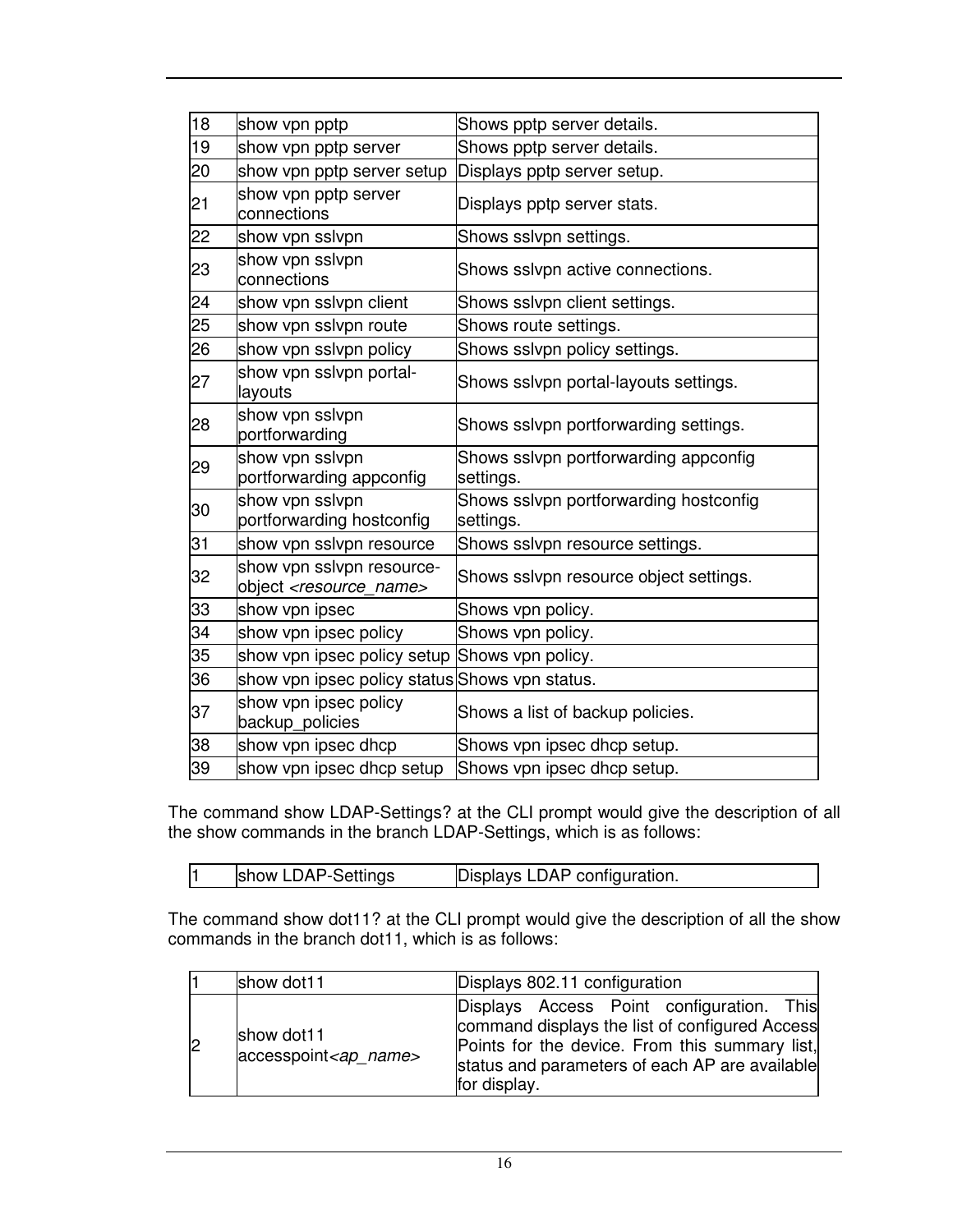| 18 | show vpn pptp | Shows pptp server details. |
|---|---|---|
| 19 | show vpn pptp server | Shows pptp server details. |
| 20 | show vpn pptp server setup | Displays pptp server setup. |
| 21 | show vpn pptp server connections | Displays pptp server stats. |
| 22 | show vpn sslvpn | Shows sslvpn settings. |
| 23 | show vpn sslvpn connections | Shows sslvpn active connections. |
| 24 | show vpn sslvpn client | Shows sslvpn client settings. |
| 25 | show vpn sslvpn route | Shows route settings. |
| 26 | show vpn sslvpn policy | Shows sslvpn policy settings. |
| 27 | show vpn sslvpn portal-layouts | Shows sslvpn portal-layouts settings. |
| 28 | show vpn sslvpn portforwarding | Shows sslvpn portforwarding settings. |
| 29 | show vpn sslvpn portforwarding appconfig | Shows sslvpn portforwarding appconfig settings. |
| 30 | show vpn sslvpn portforwarding hostconfig | Shows sslvpn portforwarding hostconfig settings. |
| 31 | show vpn sslvpn resource | Shows sslvpn resource settings. |
| 32 | show vpn sslvpn resource-object *<resource_name>* | Shows sslvpn resource object settings. |
| 33 | show vpn ipsec | Shows vpn policy. |
| 34 | show vpn ipsec policy | Shows vpn policy. |
| 35 | show vpn ipsec policy setup | Shows vpn policy. |
| 36 | show vpn ipsec policy status | Shows vpn status. |
| 37 | show vpn ipsec policy backup_policies | Shows a list of backup policies. |
| 38 | show vpn ipsec dhcp | Shows vpn ipsec dhcp setup. |
| 39 | show vpn ipsec dhcp setup | Shows vpn ipsec dhcp setup. |

The command show LDAP-Settings? at the CLI prompt would give the description of all the show commands in the branch LDAP-Settings, which is as follows:

| 1 | show LDAP-Settings | Displays LDAP configuration. |
|---|---|---|

The command show dot11? at the CLI prompt would give the description of all the show commands in the branch dot11, which is as follows:

| 1 | show dot11 | Displays 802.11 configuration |
|---|---|---|
| 2 | show dot11 accesspoint*<ap_name>* | Displays Access Point configuration. This command displays the list of configured Access Points for the device. From this summary list, status and parameters of each AP are available for display. |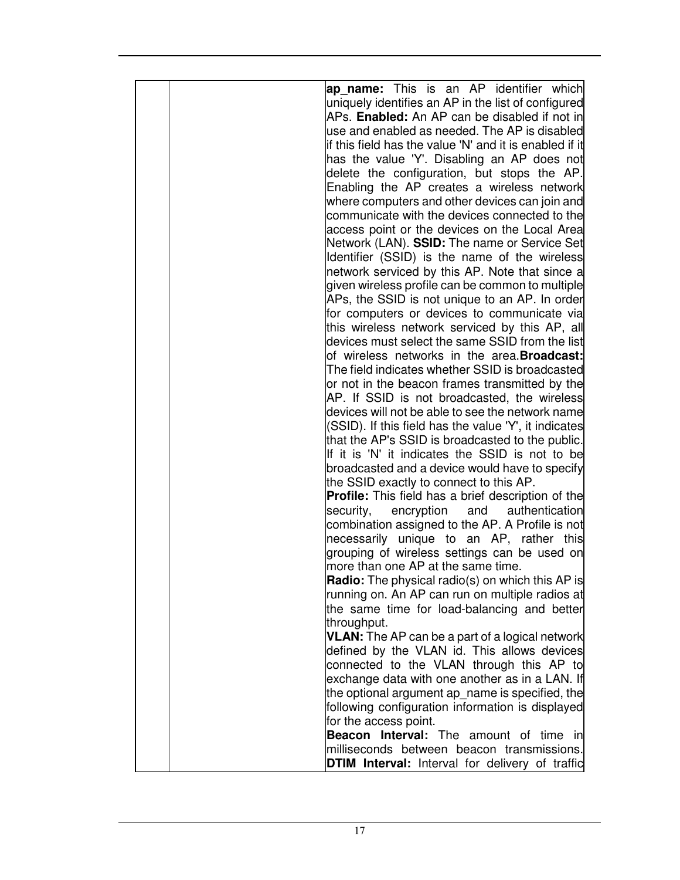| | | **ap_name:** This is an AP identifier which uniquely identifies an AP in the list of configured APs. **Enabled:** An AP can be disabled if not in use and enabled as needed. The AP is disabled if this field has the value 'N' and it is enabled if it has the value 'Y'. Disabling an AP does not delete the configuration, but stops the AP. Enabling the AP creates a wireless network where computers and other devices can join and communicate with the devices connected to the access point or the devices on the Local Area Network (LAN). **SSID:** The name or Service Set Identifier (SSID) is the name of the wireless network serviced by this AP. Note that since a given wireless profile can be common to multiple APs, the SSID is not unique to an AP. In order for computers or devices to communicate via this wireless network serviced by this AP, all devices must select the same SSID from the list of wireless networks in the area.**Broadcast:** The field indicates whether SSID is broadcasted or not in the beacon frames transmitted by the AP. If SSID is not broadcasted, the wireless devices will not be able to see the network name (SSID). If this field has the value 'Y', it indicates that the AP's SSID is broadcasted to the public. If it is 'N' it indicates the SSID is not to be broadcasted and a device would have to specify the SSID exactly to connect to this AP.<br>**Profile:** This field has a brief description of the security, encryption and authentication combination assigned to the AP. A Profile is not necessarily unique to an AP, rather this grouping of wireless settings can be used on more than one AP at the same time.<br>**Radio:** The physical radio(s) on which this AP is running on. An AP can run on multiple radios at the same time for load-balancing and better throughput.<br>**VLAN:** The AP can be a part of a logical network defined by the VLAN id. This allows devices connected to the VLAN through this AP to exchange data with one another as in a LAN. If the optional argument ap_name is specified, the following configuration information is displayed for the access point.<br>**Beacon Interval:** The amount of time in milliseconds between beacon transmissions. **DTIM Interval:** Interval for delivery of traffic |
|---|---|---|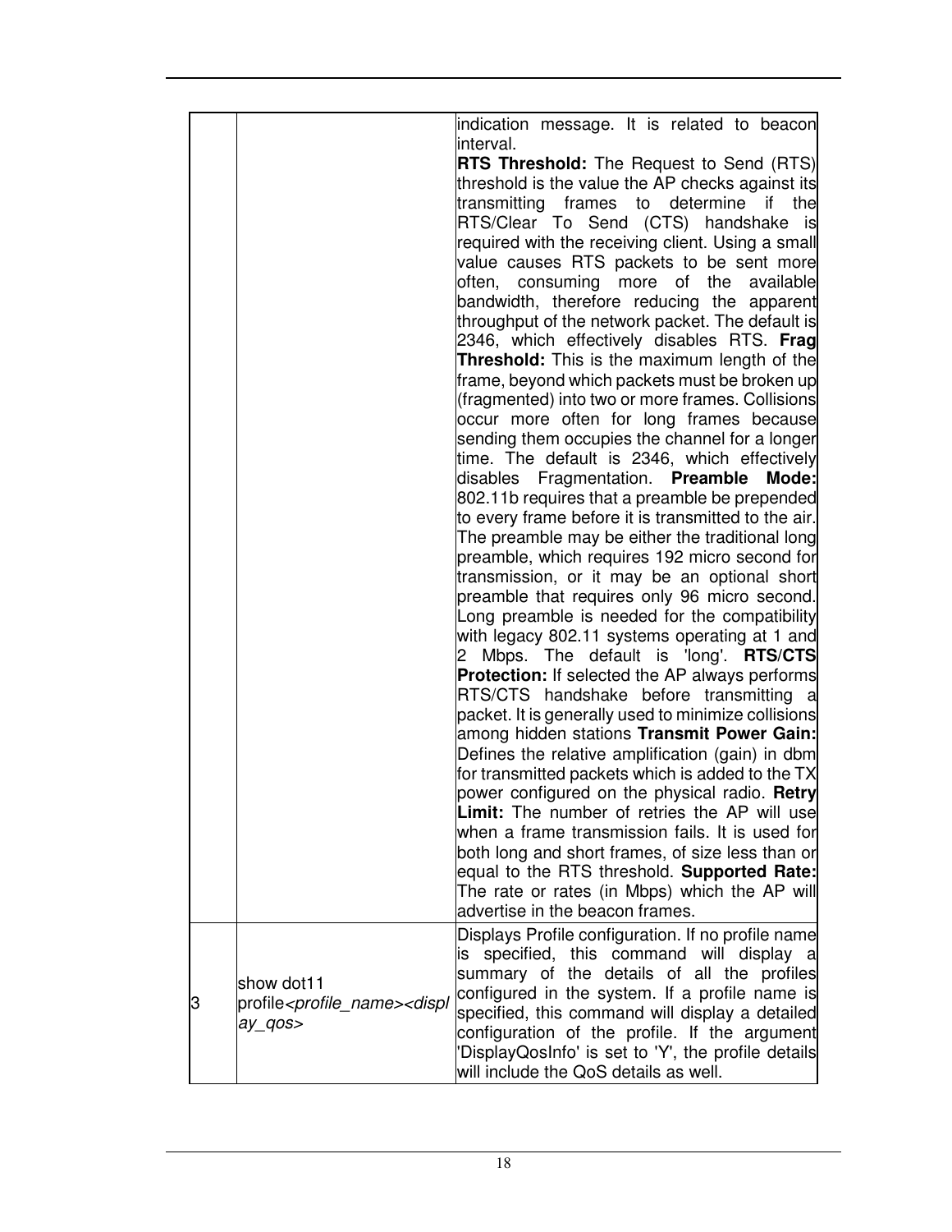| | | |
|---|---|---|
| | | indication message. It is related to beacon interval. **RTS Threshold:** The Request to Send (RTS) threshold is the value the AP checks against its transmitting frames to determine if the RTS/Clear To Send (CTS) handshake is required with the receiving client. Using a small value causes RTS packets to be sent more often, consuming more of the available bandwidth, therefore reducing the apparent throughput of the network packet. The default is 2346, which effectively disables RTS. **Frag Threshold:** This is the maximum length of the frame, beyond which packets must be broken up (fragmented) into two or more frames. Collisions occur more often for long frames because sending them occupies the channel for a longer time. The default is 2346, which effectively disables Fragmentation. **Preamble Mode:** 802.11b requires that a preamble be prepended to every frame before it is transmitted to the air. The preamble may be either the traditional long preamble, which requires 192 micro second for transmission, or it may be an optional short preamble that requires only 96 micro second. Long preamble is needed for the compatibility with legacy 802.11 systems operating at 1 and 2 Mbps. The default is 'long'. **RTS/CTS Protection:** If selected the AP always performs RTS/CTS handshake before transmitting a packet. It is generally used to minimize collisions among hidden stations **Transmit Power Gain:** Defines the relative amplification (gain) in dbm for transmitted packets which is added to the TX power configured on the physical radio. **Retry Limit:** The number of retries the AP will use when a frame transmission fails. It is used for both long and short frames, of size less than or equal to the RTS threshold. **Supported Rate:** The rate or rates (in Mbps) which the AP will advertise in the beacon frames. |
| 3 | show dot11 profile*<profile_name><display_qos>* | Displays Profile configuration. If no profile name is specified, this command will display a summary of the details of all the profiles configured in the system. If a profile name is specified, this command will display a detailed configuration of the profile. If the argument 'DisplayQosInfo' is set to 'Y', the profile details will include the QoS details as well. |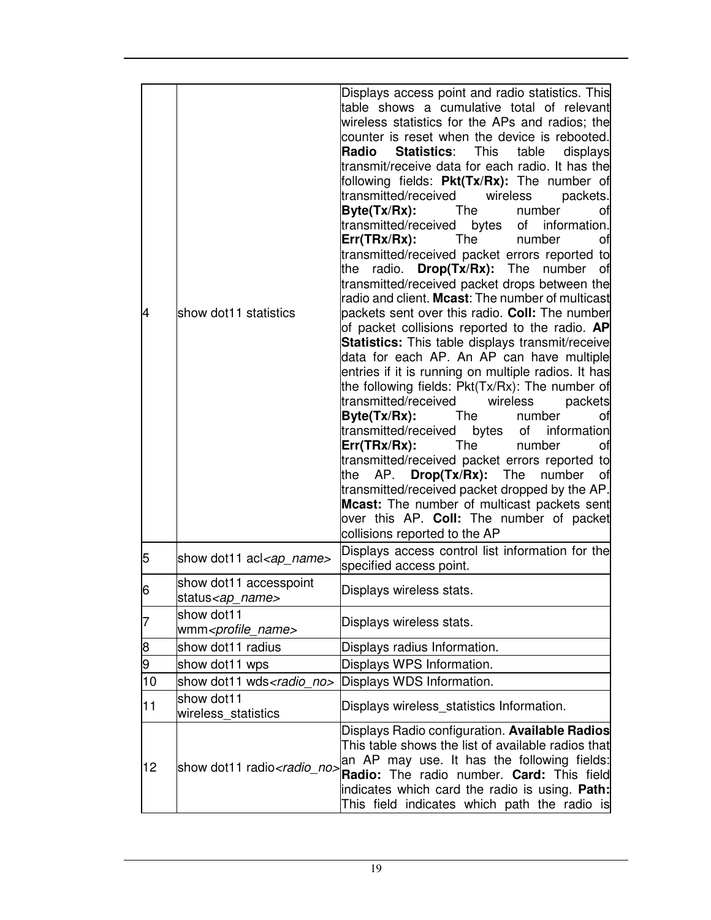| | | |
|---|---|---|
| 4 | show dot11 statistics | Displays access point and radio statistics. This table shows a cumulative total of relevant wireless statistics for the APs and radios; the counter is reset when the device is rebooted. **Radio Statistics**: This table displays transmit/receive data for each radio. It has the following fields: **Pkt(Tx/Rx):** The number of transmitted/received wireless packets. **Byte(Tx/Rx):** The number of transmitted/received bytes of information. **Err(TRx/Rx):** The number of transmitted/received packet errors reported to the radio. **Drop(Tx/Rx):** The number of transmitted/received packet drops between the radio and client. **Mcast**: The number of multicast packets sent over this radio. **Coll:** The number of packet collisions reported to the radio. **AP Statistics:** This table displays transmit/receive data for each AP. An AP can have multiple entries if it is running on multiple radios. It has the following fields: Pkt(Tx/Rx): The number of transmitted/received wireless packets **Byte(Tx/Rx):** The number of transmitted/received bytes of information **Err(TRx/Rx):** The number of transmitted/received packet errors reported to the AP. **Drop(Tx/Rx):** The number of transmitted/received packet dropped by the AP. **Mcast:** The number of multicast packets sent over this AP. **Coll:** The number of packet collisions reported to the AP |
| 5 | show dot11 acl*<ap_name>* | Displays access control list information for the specified access point. |
| 6 | show dot11 accesspoint status*<ap_name>* | Displays wireless stats. |
| 7 | show dot11 wmm*<profile_name>* | Displays wireless stats. |
| 8 | show dot11 radius | Displays radius Information. |
| 9 | show dot11 wps | Displays WPS Information. |
| 10 | show dot11 wds*<radio_no>* | Displays WDS Information. |
| 11 | show dot11 wireless_statistics | Displays wireless_statistics Information. |
| 12 | show dot11 radio*<radio_no>* | Displays Radio configuration. **Available Radios** This table shows the list of available radios that an AP may use. It has the following fields: **Radio:** The radio number. **Card:** This field indicates which card the radio is using. **Path:** This field indicates which path the radio is |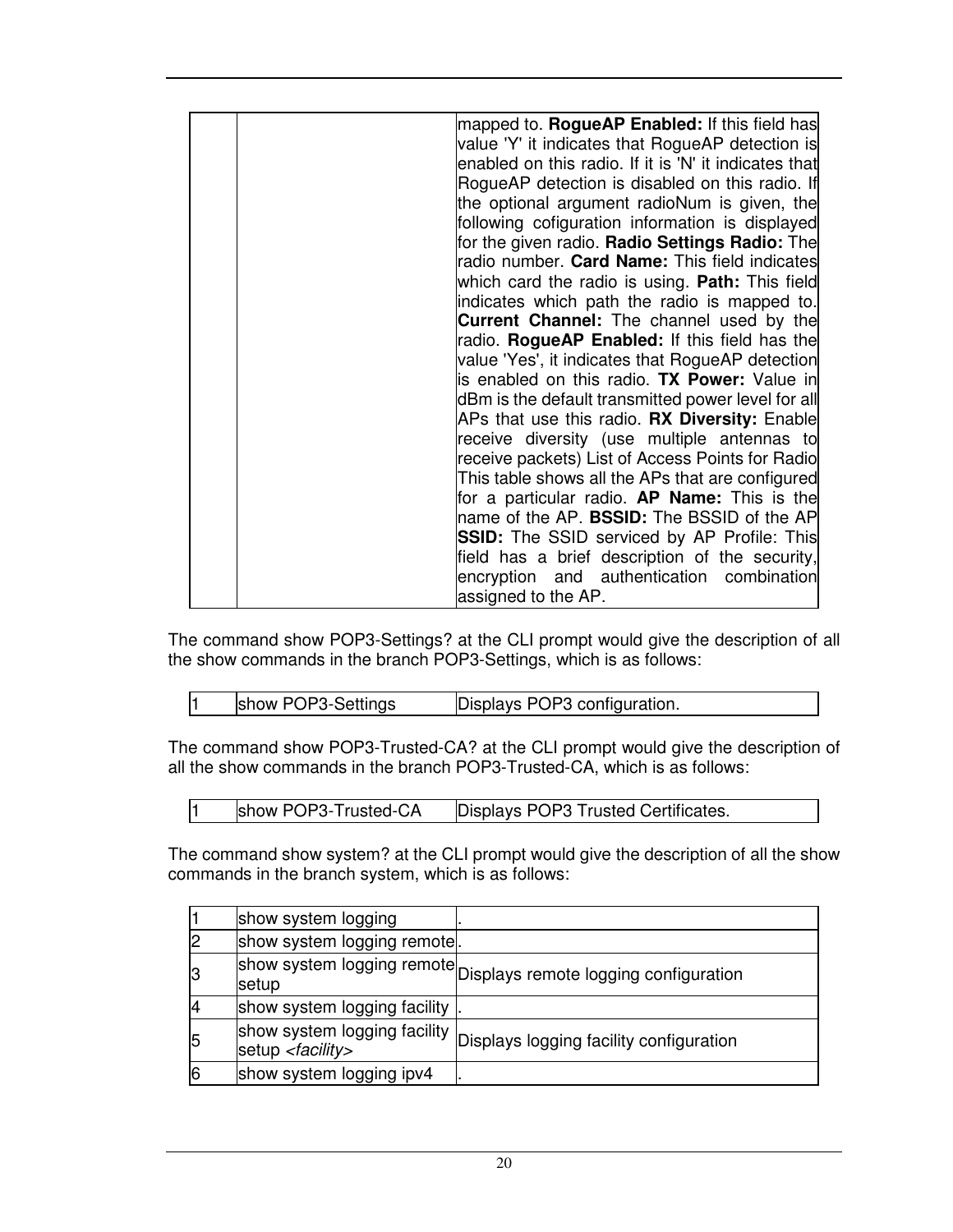| | | mapped to. **RogueAP Enabled:** If this field has value 'Y' it indicates that RogueAP detection is enabled on this radio. If it is 'N' it indicates that RogueAP detection is disabled on this radio. If the optional argument radioNum is given, the following cofiguration information is displayed for the given radio. **Radio Settings Radio:** The radio number. **Card Name:** This field indicates which card the radio is using. **Path:** This field indicates which path the radio is mapped to. **Current Channel:** The channel used by the radio. **RogueAP Enabled:** If this field has the value 'Yes', it indicates that RogueAP detection is enabled on this radio. **TX Power:** Value in dBm is the default transmitted power level for all APs that use this radio. **RX Diversity:** Enable receive diversity (use multiple antennas to receive packets) List of Access Points for Radio This table shows all the APs that are configured for a particular radio. **AP Name:** This is the name of the AP. **BSSID:** The BSSID of the AP **SSID:** The SSID serviced by AP Profile: This field has a brief description of the security, encryption and authentication combination assigned to the AP. |
|---|---|---|

The command show POP3-Settings? at the CLI prompt would give the description of all the show commands in the branch POP3-Settings, which is as follows:

| 1 | show POP3-Settings | Displays POP3 configuration. |
|---|---|---|

The command show POP3-Trusted-CA? at the CLI prompt would give the description of all the show commands in the branch POP3-Trusted-CA, which is as follows:

| 1 | show POP3-Trusted-CA | Displays POP3 Trusted Certificates. |
|---|---|---|

The command show system? at the CLI prompt would give the description of all the show commands in the branch system, which is as follows:

| 1 | show system logging | . |
|---|---|---|
| 2 | show system logging remote | . |
| 3 | show system logging remote setup | Displays remote logging configuration |
| 4 | show system logging facility | . |
| 5 | show system logging facility setup *<facility>* | Displays logging facility configuration |
| 6 | show system logging ipv4 | . |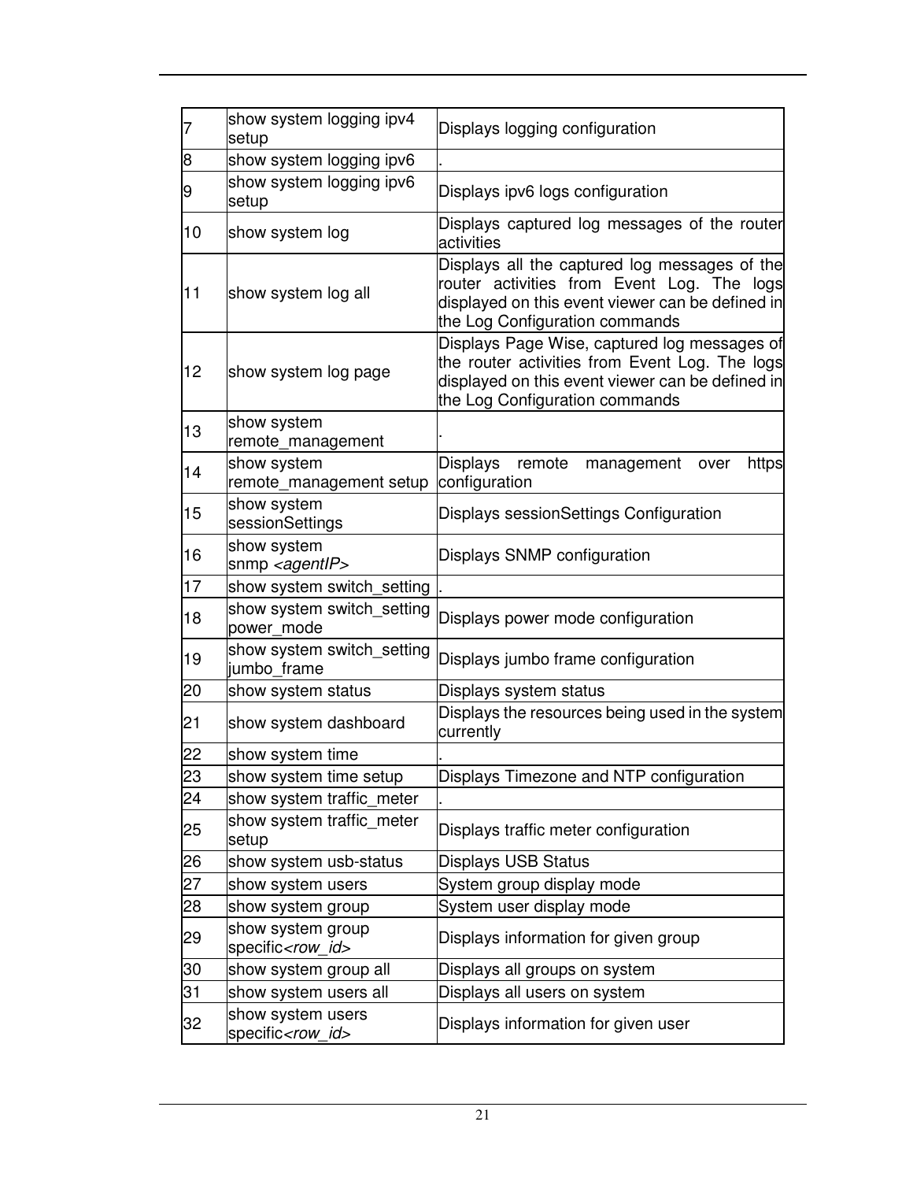| 7 | show system logging ipv4 setup | Displays logging configuration |
|---|---|---|
| 8 | show system logging ipv6 | . |
| 9 | show system logging ipv6 setup | Displays ipv6 logs configuration |
| 10 | show system log | Displays captured log messages of the router activities |
| 11 | show system log all | Displays all the captured log messages of the router activities from Event Log. The logs displayed on this event viewer can be defined in the Log Configuration commands |
| 12 | show system log page | Displays Page Wise, captured log messages of the router activities from Event Log. The logs displayed on this event viewer can be defined in the Log Configuration commands |
| 13 | show system remote_management | . |
| 14 | show system remote_management setup | Displays remote management over https configuration |
| 15 | show system sessionSettings | Displays sessionSettings Configuration |
| 16 | show system snmp *<agentIP>* | Displays SNMP configuration |
| 17 | show system switch_setting | . |
| 18 | show system switch_setting power_mode | Displays power mode configuration |
| 19 | show system switch_setting jumbo_frame | Displays jumbo frame configuration |
| 20 | show system status | Displays system status |
| 21 | show system dashboard | Displays the resources being used in the system currently |
| 22 | show system time | . |
| 23 | show system time setup | Displays Timezone and NTP configuration |
| 24 | show system traffic_meter | . |
| 25 | show system traffic_meter setup | Displays traffic meter configuration |
| 26 | show system usb-status | Displays USB Status |
| 27 | show system users | System group display mode |
| 28 | show system group | System user display mode |
| 29 | show system group specific*<row_id>* | Displays information for given group |
| 30 | show system group all | Displays all groups on system |
| 31 | show system users all | Displays all users on system |
| 32 | show system users specific*<row_id>* | Displays information for given user |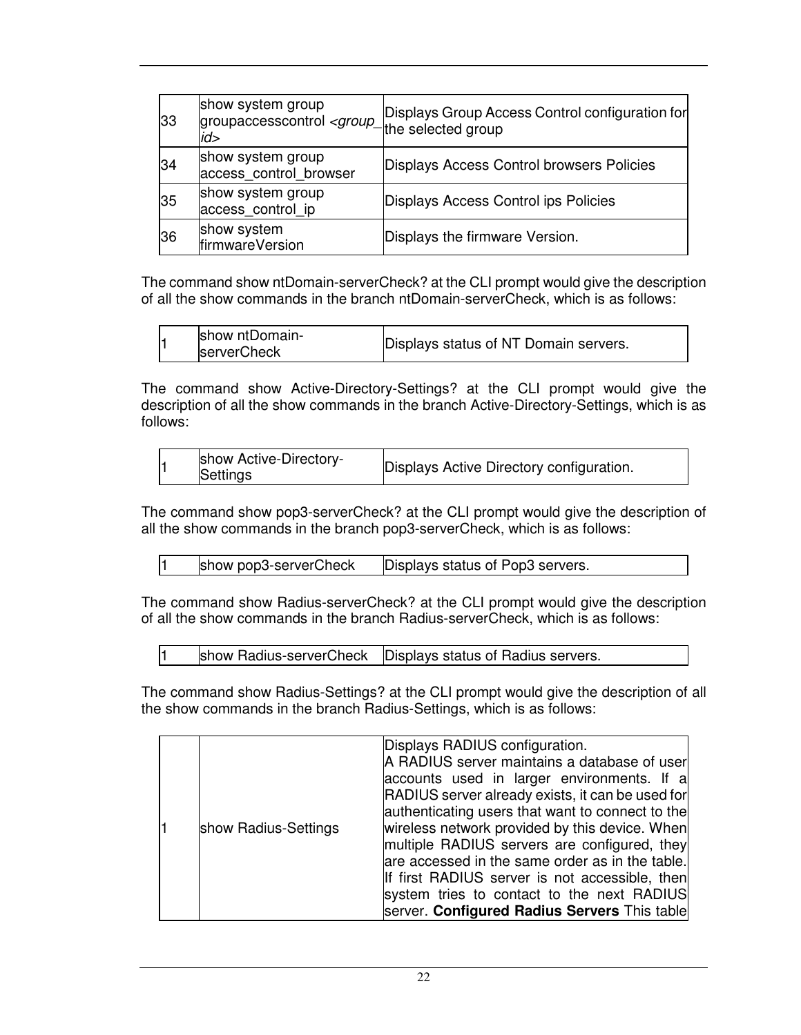| | | |
|---|---|---|
| 33 | show system group groupaccesscontrol *<group_id>* | Displays Group Access Control configuration for the selected group |
| 34 | show system group access_control_browser | Displays Access Control browsers Policies |
| 35 | show system group access_control_ip | Displays Access Control ips Policies |
| 36 | show system firmwareVersion | Displays the firmware Version. |

The command show ntDomain-serverCheck? at the CLI prompt would give the description of all the show commands in the branch ntDomain-serverCheck, which is as follows:

| | | |
|---|---|---|
| 1 | show ntDomain-serverCheck | Displays status of NT Domain servers. |

The command show Active-Directory-Settings? at the CLI prompt would give the description of all the show commands in the branch Active-Directory-Settings, which is as follows:

| | | |
|---|---|---|
| 1 | show Active-Directory-Settings | Displays Active Directory configuration. |

The command show pop3-serverCheck? at the CLI prompt would give the description of all the show commands in the branch pop3-serverCheck, which is as follows:

| | | |
|---|---|---|
| 1 | show pop3-serverCheck | Displays status of Pop3 servers. |

The command show Radius-serverCheck? at the CLI prompt would give the description of all the show commands in the branch Radius-serverCheck, which is as follows:

| | | |
|---|---|---|
| 1 | show Radius-serverCheck | Displays status of Radius servers. |

The command show Radius-Settings? at the CLI prompt would give the description of all the show commands in the branch Radius-Settings, which is as follows:

| | | |
|---|---|---|
| 1 | show Radius-Settings | Displays RADIUS configuration. A RADIUS server maintains a database of user accounts used in larger environments. If a RADIUS server already exists, it can be used for authenticating users that want to connect to the wireless network provided by this device. When multiple RADIUS servers are configured, they are accessed in the same order as in the table. If first RADIUS server is not accessible, then system tries to contact to the next RADIUS server. **Configured Radius Servers** This table |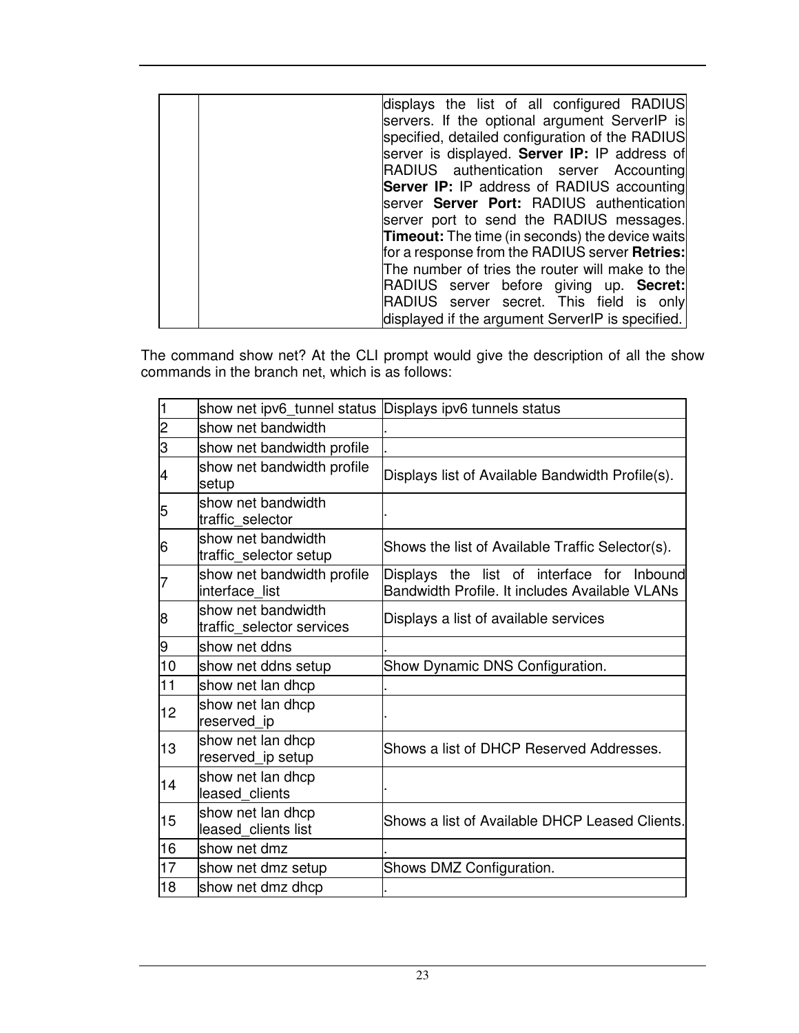| | | displays the list of all configured RADIUS servers. If the optional argument ServerIP is specified, detailed configuration of the RADIUS server is displayed. **Server IP:** IP address of RADIUS authentication server Accounting **Server IP:** IP address of RADIUS accounting server **Server Port:** RADIUS authentication server port to send the RADIUS messages. **Timeout:** The time (in seconds) the device waits for a response from the RADIUS server **Retries:** The number of tries the router will make to the RADIUS server before giving up. **Secret:** RADIUS server secret. This field is only displayed if the argument ServerIP is specified. |
|---|---|---|

The command show net? At the CLI prompt would give the description of all the show commands in the branch net, which is as follows:

| | | |
|---|---|---|
| 1 | show net ipv6_tunnel status | Displays ipv6 tunnels status |
| 2 | show net bandwidth | . |
| 3 | show net bandwidth profile | . |
| 4 | show net bandwidth profile setup | Displays list of Available Bandwidth Profile(s). |
| 5 | show net bandwidth traffic_selector | . |
| 6 | show net bandwidth traffic_selector setup | Shows the list of Available Traffic Selector(s). |
| 7 | show net bandwidth profile interface_list | Displays the list of interface for Inbound Bandwidth Profile. It includes Available VLANs |
| 8 | show net bandwidth traffic_selector services | Displays a list of available services |
| 9 | show net ddns | . |
| 10 | show net ddns setup | Show Dynamic DNS Configuration. |
| 11 | show net lan dhcp | . |
| 12 | show net lan dhcp reserved_ip | . |
| 13 | show net lan dhcp reserved_ip setup | Shows a list of DHCP Reserved Addresses. |
| 14 | show net lan dhcp leased_clients | . |
| 15 | show net lan dhcp leased_clients list | Shows a list of Available DHCP Leased Clients. |
| 16 | show net dmz | . |
| 17 | show net dmz setup | Shows DMZ Configuration. |
| 18 | show net dmz dhcp | . |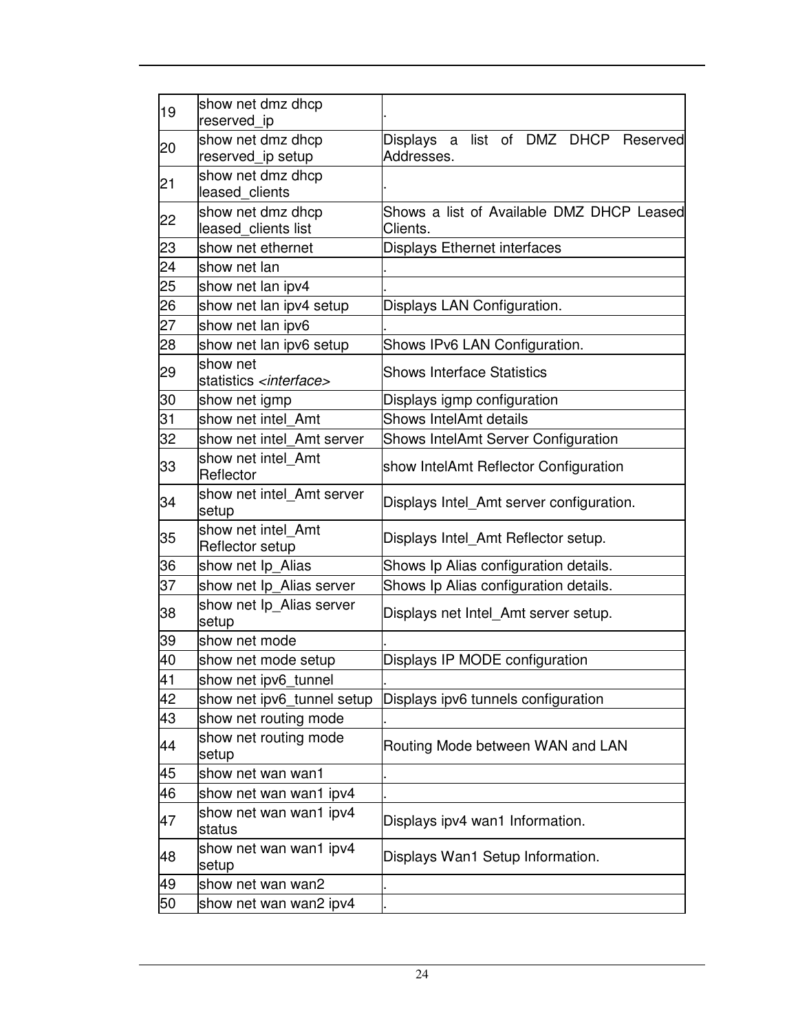| 19 | show net dmz dhcp reserved_ip | . |
|---|---|---|
| 20 | show net dmz dhcp reserved_ip setup | Displays a list of DMZ DHCP Reserved Addresses. |
| 21 | show net dmz dhcp leased_clients | . |
| 22 | show net dmz dhcp leased_clients list | Shows a list of Available DMZ DHCP Leased Clients. |
| 23 | show net ethernet | Displays Ethernet interfaces |
| 24 | show net lan | . |
| 25 | show net lan ipv4 | . |
| 26 | show net lan ipv4 setup | Displays LAN Configuration. |
| 27 | show net lan ipv6 | . |
| 28 | show net lan ipv6 setup | Shows IPv6 LAN Configuration. |
| 29 | show net statistics *<interface>* | Shows Interface Statistics |
| 30 | show net igmp | Displays igmp configuration |
| 31 | show net intel_Amt | Shows IntelAmt details |
| 32 | show net intel_Amt server | Shows IntelAmt Server Configuration |
| 33 | show net intel_Amt Reflector | show IntelAmt Reflector Configuration |
| 34 | show net intel_Amt server setup | Displays Intel_Amt server configuration. |
| 35 | show net intel_Amt Reflector setup | Displays Intel_Amt Reflector setup. |
| 36 | show net Ip_Alias | Shows Ip Alias configuration details. |
| 37 | show net Ip_Alias server | Shows Ip Alias configuration details. |
| 38 | show net Ip_Alias server setup | Displays net Intel_Amt server setup. |
| 39 | show net mode | . |
| 40 | show net mode setup | Displays IP MODE configuration |
| 41 | show net ipv6_tunnel | . |
| 42 | show net ipv6_tunnel setup | Displays ipv6 tunnels configuration |
| 43 | show net routing mode | . |
| 44 | show net routing mode setup | Routing Mode between WAN and LAN |
| 45 | show net wan wan1 | . |
| 46 | show net wan wan1 ipv4 | . |
| 47 | show net wan wan1 ipv4 status | Displays ipv4 wan1 Information. |
| 48 | show net wan wan1 ipv4 setup | Displays Wan1 Setup Information. |
| 49 | show net wan wan2 | . |
| 50 | show net wan wan2 ipv4 | . |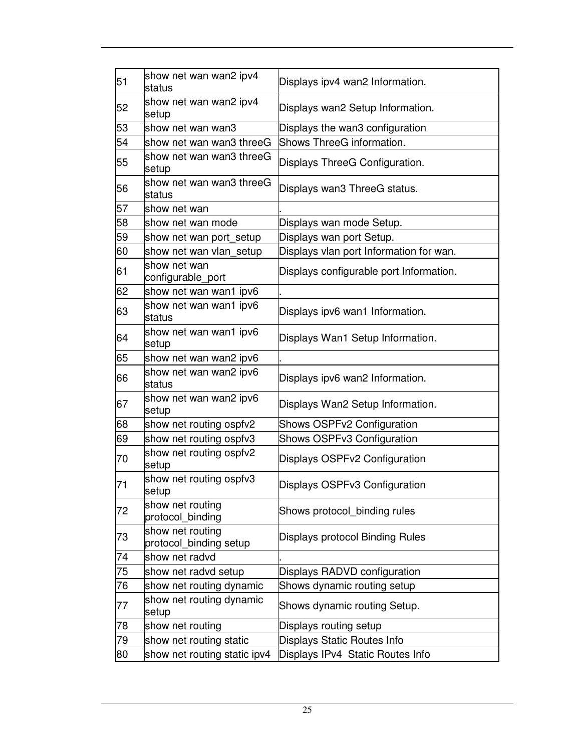| 51 | show net wan wan2 ipv4 status | Displays ipv4 wan2 Information. |
|---|---|---|
| 52 | show net wan wan2 ipv4 setup | Displays wan2 Setup Information. |
| 53 | show net wan wan3 | Displays the wan3 configuration |
| 54 | show net wan wan3 threeG | Shows ThreeG information. |
| 55 | show net wan wan3 threeG setup | Displays ThreeG Configuration. |
| 56 | show net wan wan3 threeG status | Displays wan3 ThreeG status. |
| 57 | show net wan | . |
| 58 | show net wan mode | Displays wan mode Setup. |
| 59 | show net wan port_setup | Displays wan port Setup. |
| 60 | show net wan vlan_setup | Displays vlan port Information for wan. |
| 61 | show net wan configurable_port | Displays configurable port Information. |
| 62 | show net wan wan1 ipv6 | . |
| 63 | show net wan wan1 ipv6 status | Displays ipv6 wan1 Information. |
| 64 | show net wan wan1 ipv6 setup | Displays Wan1 Setup Information. |
| 65 | show net wan wan2 ipv6 | . |
| 66 | show net wan wan2 ipv6 status | Displays ipv6 wan2 Information. |
| 67 | show net wan wan2 ipv6 setup | Displays Wan2 Setup Information. |
| 68 | show net routing ospfv2 | Shows OSPFv2 Configuration |
| 69 | show net routing ospfv3 | Shows OSPFv3 Configuration |
| 70 | show net routing ospfv2 setup | Displays OSPFv2 Configuration |
| 71 | show net routing ospfv3 setup | Displays OSPFv3 Configuration |
| 72 | show net routing protocol_binding | Shows protocol_binding rules |
| 73 | show net routing protocol_binding setup | Displays protocol Binding Rules |
| 74 | show net radvd | . |
| 75 | show net radvd setup | Displays RADVD configuration |
| 76 | show net routing dynamic | Shows dynamic routing setup |
| 77 | show net routing dynamic setup | Shows dynamic routing Setup. |
| 78 | show net routing | Displays routing setup |
| 79 | show net routing static | Displays Static Routes Info |
| 80 | show net routing static ipv4 | Displays IPv4 Static Routes Info |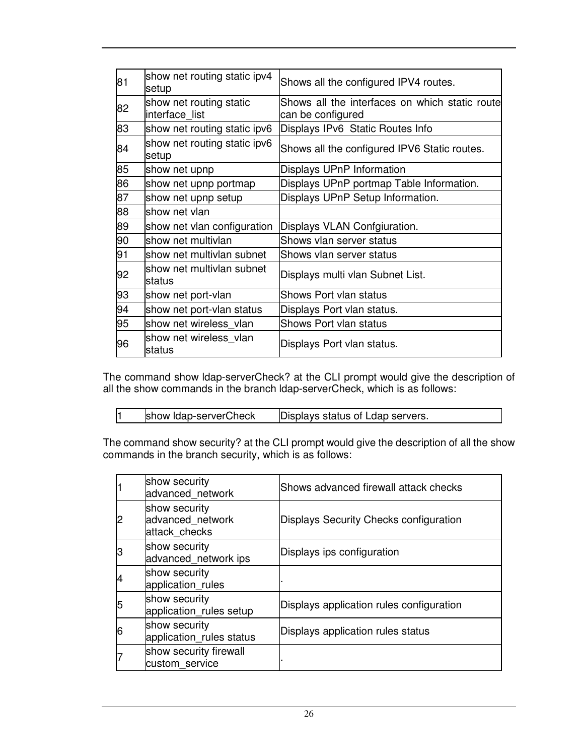| | | |
|---|---|---|
| 81 | show net routing static ipv4 setup | Shows all the configured IPV4 routes. |
| 82 | show net routing static interface_list | Shows all the interfaces on which static route can be configured |
| 83 | show net routing static ipv6 | Displays IPv6 Static Routes Info |
| 84 | show net routing static ipv6 setup | Shows all the configured IPV6 Static routes. |
| 85 | show net upnp | Displays UPnP Information |
| 86 | show net upnp portmap | Displays UPnP portmap Table Information. |
| 87 | show net upnp setup | Displays UPnP Setup Information. |
| 88 | show net vlan | |
| 89 | show net vlan configuration | Displays VLAN Confgiuration. |
| 90 | show net multivlan | Shows vlan server status |
| 91 | show net multivlan subnet | Shows vlan server status |
| 92 | show net multivlan subnet status | Displays multi vlan Subnet List. |
| 93 | show net port-vlan | Shows Port vlan status |
| 94 | show net port-vlan status | Displays Port vlan status. |
| 95 | show net wireless_vlan | Shows Port vlan status |
| 96 | show net wireless_vlan status | Displays Port vlan status. |

The command show ldap-serverCheck? at the CLI prompt would give the description of all the show commands in the branch ldap-serverCheck, which is as follows:

| | | |
|---|---|---|
| 1 | show ldap-serverCheck | Displays status of Ldap servers. |

The command show security? at the CLI prompt would give the description of all the show commands in the branch security, which is as follows:

| | | |
|---|---|---|
| 1 | show security advanced_network | Shows advanced firewall attack checks |
| 2 | show security advanced_network attack_checks | Displays Security Checks configuration |
| 3 | show security advanced_network ips | Displays ips configuration |
| 4 | show security application_rules | . |
| 5 | show security application_rules setup | Displays application rules configuration |
| 6 | show security application_rules status | Displays application rules status |
| 7 | show security firewall custom_service | . |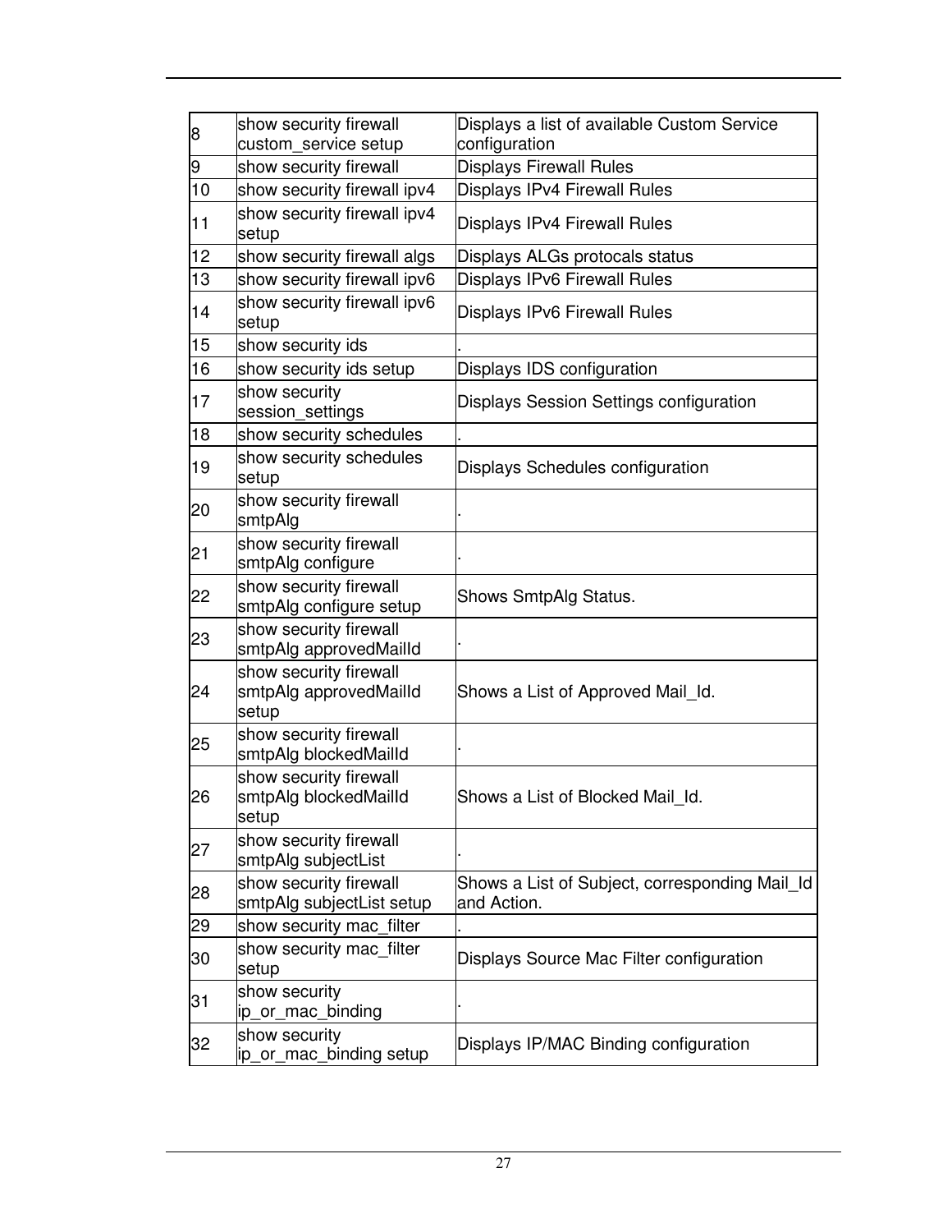| 8 | show security firewall custom_service setup | Displays a list of available Custom Service configuration |
|---|---|---|
| 9 | show security firewall | Displays Firewall Rules |
| 10 | show security firewall ipv4 | Displays IPv4 Firewall Rules |
| 11 | show security firewall ipv4 setup | Displays IPv4 Firewall Rules |
| 12 | show security firewall algs | Displays ALGs protocals status |
| 13 | show security firewall ipv6 | Displays IPv6 Firewall Rules |
| 14 | show security firewall ipv6 setup | Displays IPv6 Firewall Rules |
| 15 | show security ids | . |
| 16 | show security ids setup | Displays IDS configuration |
| 17 | show security session_settings | Displays Session Settings configuration |
| 18 | show security schedules | . |
| 19 | show security schedules setup | Displays Schedules configuration |
| 20 | show security firewall smtpAlg | . |
| 21 | show security firewall smtpAlg configure | . |
| 22 | show security firewall smtpAlg configure setup | Shows SmtpAlg Status. |
| 23 | show security firewall smtpAlg approvedMailId | . |
| 24 | show security firewall smtpAlg approvedMailId setup | Shows a List of Approved Mail_Id. |
| 25 | show security firewall smtpAlg blockedMailId | . |
| 26 | show security firewall smtpAlg blockedMailId setup | Shows a List of Blocked Mail_Id. |
| 27 | show security firewall smtpAlg subjectList | . |
| 28 | show security firewall smtpAlg subjectList setup | Shows a List of Subject, corresponding Mail_Id and Action. |
| 29 | show security mac_filter | . |
| 30 | show security mac_filter setup | Displays Source Mac Filter configuration |
| 31 | show security ip_or_mac_binding | . |
| 32 | show security ip_or_mac_binding setup | Displays IP/MAC Binding configuration |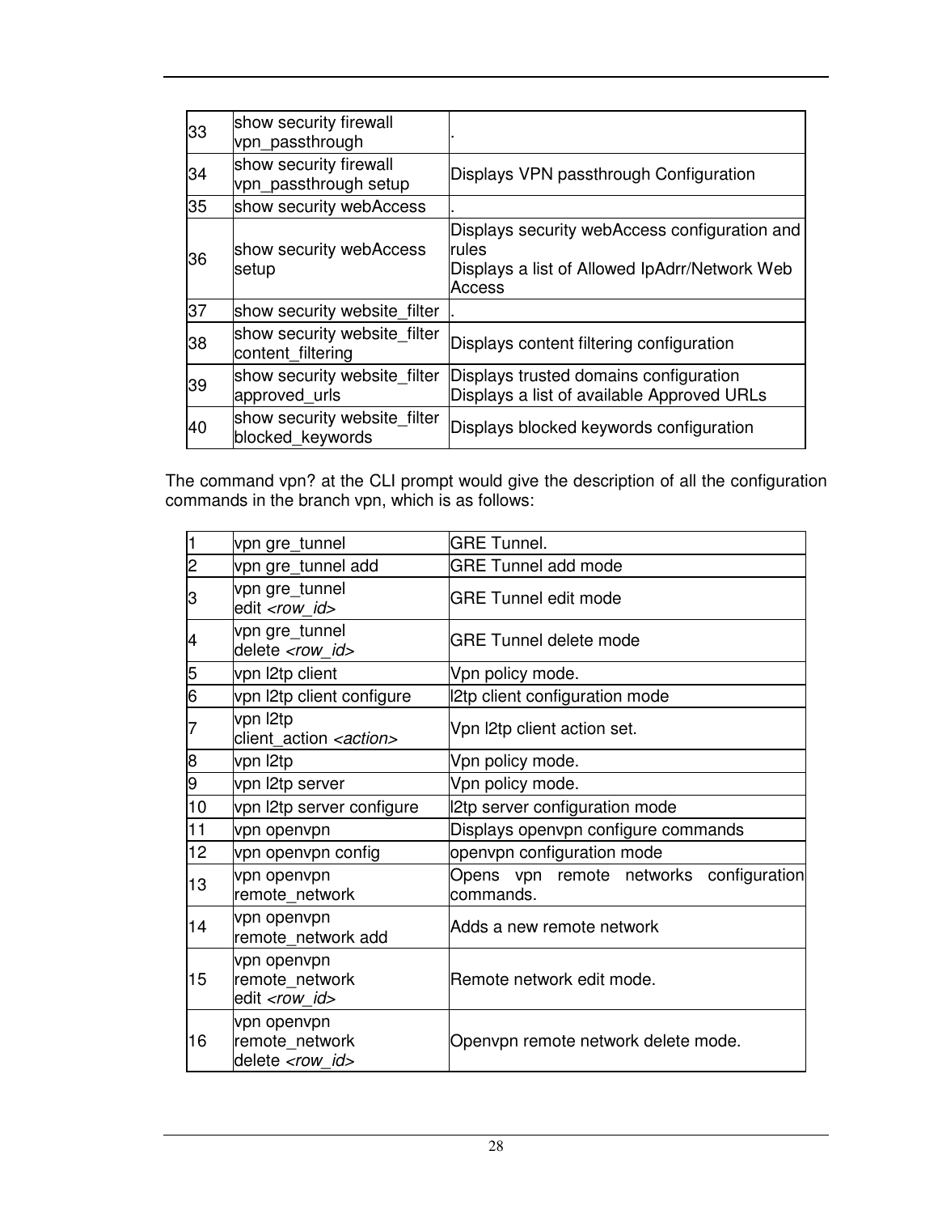| 33 | show security firewall vpn_passthrough | . |
|---|---|---|
| 34 | show security firewall vpn_passthrough setup | Displays VPN passthrough Configuration |
| 35 | show security webAccess | . |
| 36 | show security webAccess setup | Displays security webAccess configuration and rules<br>Displays a list of Allowed IpAdrr/Network Web Access |
| 37 | show security website_filter | . |
| 38 | show security website_filter content_filtering | Displays content filtering configuration |
| 39 | show security website_filter approved_urls | Displays trusted domains configuration<br>Displays a list of available Approved URLs |
| 40 | show security website_filter blocked_keywords | Displays blocked keywords configuration |

The command vpn? at the CLI prompt would give the description of all the configuration commands in the branch vpn, which is as follows:

| 1 | vpn gre_tunnel | GRE Tunnel. |
|---|---|---|
| 2 | vpn gre_tunnel add | GRE Tunnel add mode |
| 3 | vpn gre_tunnel edit *<row_id>* | GRE Tunnel edit mode |
| 4 | vpn gre_tunnel delete *<row_id>* | GRE Tunnel delete mode |
| 5 | vpn l2tp client | Vpn policy mode. |
| 6 | vpn l2tp client configure | l2tp client configuration mode |
| 7 | vpn l2tp client_action *<action>* | Vpn l2tp client action set. |
| 8 | vpn l2tp | Vpn policy mode. |
| 9 | vpn l2tp server | Vpn policy mode. |
| 10 | vpn l2tp server configure | l2tp server configuration mode |
| 11 | vpn openvpn | Displays openvpn configure commands |
| 12 | vpn openvpn config | openvpn configuration mode |
| 13 | vpn openvpn remote_network | Opens vpn remote networks configuration commands. |
| 14 | vpn openvpn remote_network add | Adds a new remote network |
| 15 | vpn openvpn remote_network edit *<row_id>* | Remote network edit mode. |
| 16 | vpn openvpn remote_network delete *<row_id>* | Openvpn remote network delete mode. |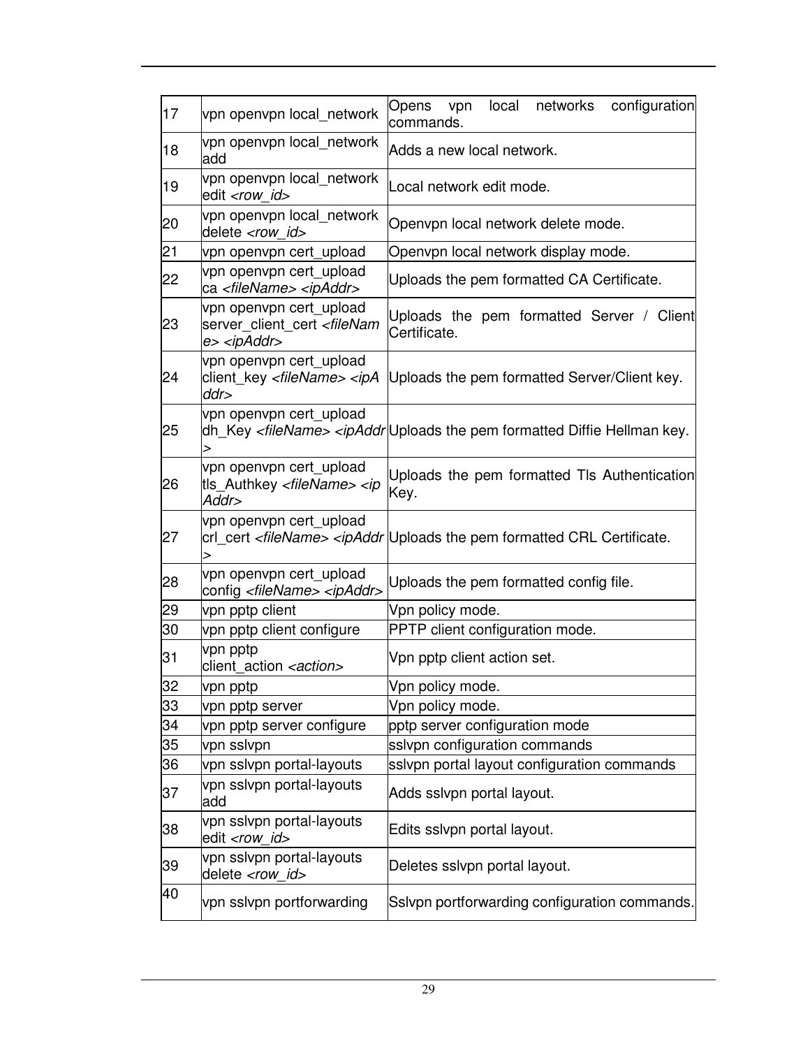| 17 | vpn openvpn local_network | Opens vpn local networks configuration commands. |
|---|---|---|
| 18 | vpn openvpn local_network add | Adds a new local network. |
| 19 | vpn openvpn local_network edit *<row_id>* | Local network edit mode. |
| 20 | vpn openvpn local_network delete *<row_id>* | Openvpn local network delete mode. |
| 21 | vpn openvpn cert_upload | Openvpn local network display mode. |
| 22 | vpn openvpn cert_upload ca *<fileName> <ipAddr>* | Uploads the pem formatted CA Certificate. |
| 23 | vpn openvpn cert_upload server_client_cert *<fileName> <ipAddr>* | Uploads the pem formatted Server / Client Certificate. |
| 24 | vpn openvpn cert_upload client_key *<fileName> <ipAddr>* | Uploads the pem formatted Server/Client key. |
| 25 | vpn openvpn cert_upload dh_Key *<fileName> <ipAddr>* | Uploads the pem formatted Diffie Hellman key. |
| 26 | vpn openvpn cert_upload tls_Authkey *<fileName> <ipAddr>* | Uploads the pem formatted Tls Authentication Key. |
| 27 | vpn openvpn cert_upload crl_cert *<fileName> <ipAddr>* | Uploads the pem formatted CRL Certificate. |
| 28 | vpn openvpn cert_upload config *<fileName> <ipAddr>* | Uploads the pem formatted config file. |
| 29 | vpn pptp client | Vpn policy mode. |
| 30 | vpn pptp client configure | PPTP client configuration mode. |
| 31 | vpn pptp client_action *<action>* | Vpn pptp client action set. |
| 32 | vpn pptp | Vpn policy mode. |
| 33 | vpn pptp server | Vpn policy mode. |
| 34 | vpn pptp server configure | pptp server configuration mode |
| 35 | vpn sslvpn | sslvpn configuration commands |
| 36 | vpn sslvpn portal-layouts | sslvpn portal layout configuration commands |
| 37 | vpn sslvpn portal-layouts add | Adds sslvpn portal layout. |
| 38 | vpn sslvpn portal-layouts edit *<row_id>* | Edits sslvpn portal layout. |
| 39 | vpn sslvpn portal-layouts delete *<row_id>* | Deletes sslvpn portal layout. |
| 40 | vpn sslvpn portforwarding | Sslvpn portforwarding configuration commands. |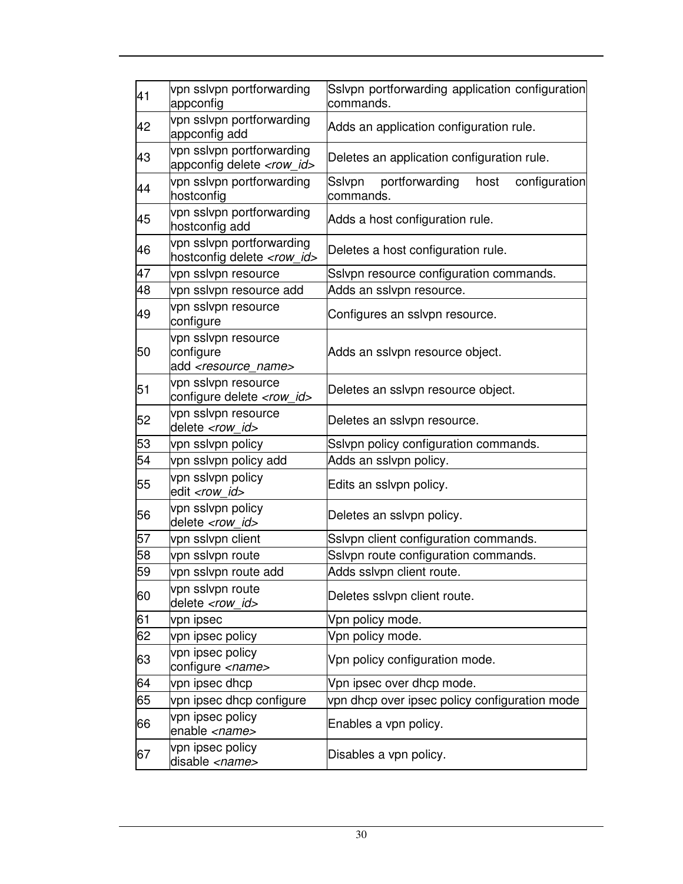| | | |
|---|---|---|
| 41 | vpn sslvpn portforwarding appconfig | Sslvpn portforwarding application configuration commands. |
| 42 | vpn sslvpn portforwarding appconfig add | Adds an application configuration rule. |
| 43 | vpn sslvpn portforwarding appconfig delete *<row_id>* | Deletes an application configuration rule. |
| 44 | vpn sslvpn portforwarding hostconfig | Sslvpn portforwarding host configuration commands. |
| 45 | vpn sslvpn portforwarding hostconfig add | Adds a host configuration rule. |
| 46 | vpn sslvpn portforwarding hostconfig delete *<row_id>* | Deletes a host configuration rule. |
| 47 | vpn sslvpn resource | Sslvpn resource configuration commands. |
| 48 | vpn sslvpn resource add | Adds an sslvpn resource. |
| 49 | vpn sslvpn resource configure | Configures an sslvpn resource. |
| 50 | vpn sslvpn resource configure add *<resource_name>* | Adds an sslvpn resource object. |
| 51 | vpn sslvpn resource configure delete *<row_id>* | Deletes an sslvpn resource object. |
| 52 | vpn sslvpn resource delete *<row_id>* | Deletes an sslvpn resource. |
| 53 | vpn sslvpn policy | Sslvpn policy configuration commands. |
| 54 | vpn sslvpn policy add | Adds an sslvpn policy. |
| 55 | vpn sslvpn policy edit *<row_id>* | Edits an sslvpn policy. |
| 56 | vpn sslvpn policy delete *<row_id>* | Deletes an sslvpn policy. |
| 57 | vpn sslvpn client | Sslvpn client configuration commands. |
| 58 | vpn sslvpn route | Sslvpn route configuration commands. |
| 59 | vpn sslvpn route add | Adds sslvpn client route. |
| 60 | vpn sslvpn route delete *<row_id>* | Deletes sslvpn client route. |
| 61 | vpn ipsec | Vpn policy mode. |
| 62 | vpn ipsec policy | Vpn policy mode. |
| 63 | vpn ipsec policy configure *<name>* | Vpn policy configuration mode. |
| 64 | vpn ipsec dhcp | Vpn ipsec over dhcp mode. |
| 65 | vpn ipsec dhcp configure | vpn dhcp over ipsec policy configuration mode |
| 66 | vpn ipsec policy enable *<name>* | Enables a vpn policy. |
| 67 | vpn ipsec policy disable *<name>* | Disables a vpn policy. |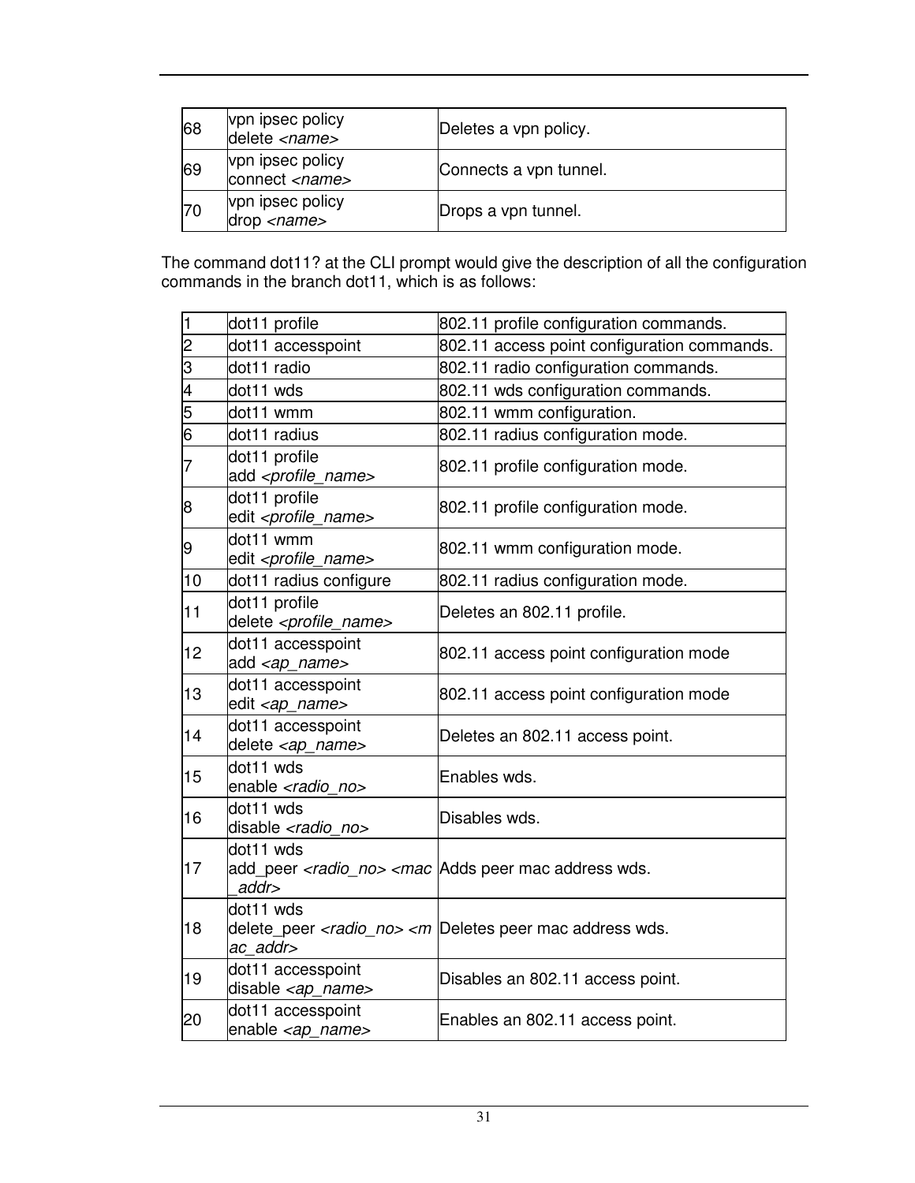| 68 | vpn ipsec policy delete *<name>* | Deletes a vpn policy. |
|---|---|---|
| 69 | vpn ipsec policy connect *<name>* | Connects a vpn tunnel. |
| 70 | vpn ipsec policy drop *<name>* | Drops a vpn tunnel. |

The command dot11? at the CLI prompt would give the description of all the configuration commands in the branch dot11, which is as follows:

| 1 | dot11 profile | 802.11 profile configuration commands. |
|---|---|---|
| 2 | dot11 accesspoint | 802.11 access point configuration commands. |
| 3 | dot11 radio | 802.11 radio configuration commands. |
| 4 | dot11 wds | 802.11 wds configuration commands. |
| 5 | dot11 wmm | 802.11 wmm configuration. |
| 6 | dot11 radius | 802.11 radius configuration mode. |
| 7 | dot11 profile add *<profile_name>* | 802.11 profile configuration mode. |
| 8 | dot11 profile edit *<profile_name>* | 802.11 profile configuration mode. |
| 9 | dot11 wmm edit *<profile_name>* | 802.11 wmm configuration mode. |
| 10 | dot11 radius configure | 802.11 radius configuration mode. |
| 11 | dot11 profile delete *<profile_name>* | Deletes an 802.11 profile. |
| 12 | dot11 accesspoint add *<ap_name>* | 802.11 access point configuration mode |
| 13 | dot11 accesspoint edit *<ap_name>* | 802.11 access point configuration mode |
| 14 | dot11 accesspoint delete *<ap_name>* | Deletes an 802.11 access point. |
| 15 | dot11 wds enable *<radio_no>* | Enables wds. |
| 16 | dot11 wds disable *<radio_no>* | Disables wds. |
| 17 | dot11 wds add_peer *<radio_no>* *<mac_addr>* | Adds peer mac address wds. |
| 18 | dot11 wds delete_peer *<radio_no>* *<mac_addr>* | Deletes peer mac address wds. |
| 19 | dot11 accesspoint disable *<ap_name>* | Disables an 802.11 access point. |
| 20 | dot11 accesspoint enable *<ap_name>* | Enables an 802.11 access point. |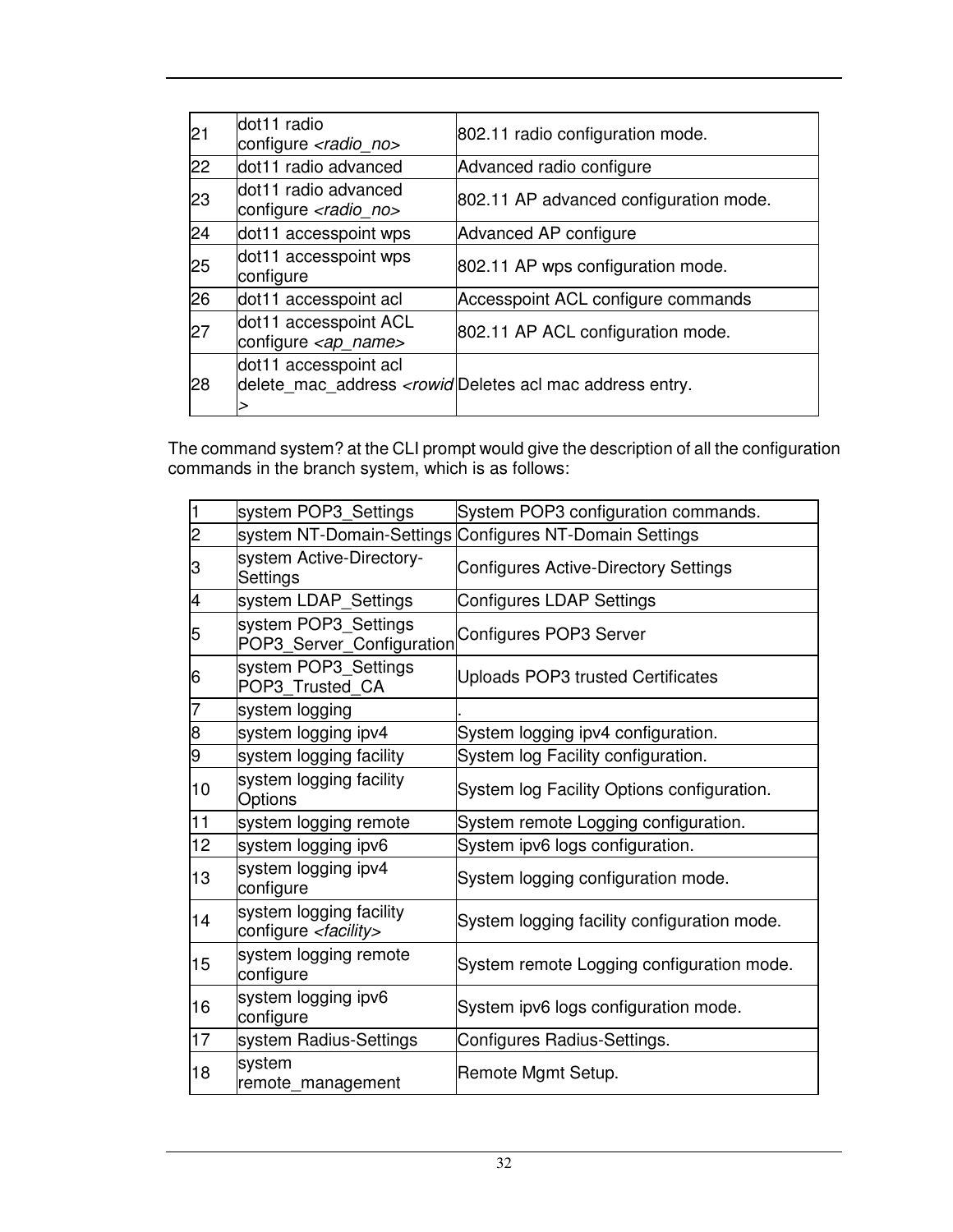| | | |
|---|---|---|
| 21 | dot11 radio configure *<radio_no>* | 802.11 radio configuration mode. |
| 22 | dot11 radio advanced | Advanced radio configure |
| 23 | dot11 radio advanced configure *<radio_no>* | 802.11 AP advanced configuration mode. |
| 24 | dot11 accesspoint wps | Advanced AP configure |
| 25 | dot11 accesspoint wps configure | 802.11 AP wps configuration mode. |
| 26 | dot11 accesspoint acl | Accesspoint ACL configure commands |
| 27 | dot11 accesspoint ACL configure *<ap_name>* | 802.11 AP ACL configuration mode. |
| 28 | dot11 accesspoint acl delete_mac_address *<rowid>* | Deletes acl mac address entry. |

The command system? at the CLI prompt would give the description of all the configuration commands in the branch system, which is as follows:

| | | |
|---|---|---|
| 1 | system POP3_Settings | System POP3 configuration commands. |
| 2 | system NT-Domain-Settings | Configures NT-Domain Settings |
| 3 | system Active-Directory-Settings | Configures Active-Directory Settings |
| 4 | system LDAP_Settings | Configures LDAP Settings |
| 5 | system POP3_Settings POP3_Server_Configuration | Configures POP3 Server |
| 6 | system POP3_Settings POP3_Trusted_CA | Uploads POP3 trusted Certificates |
| 7 | system logging | . |
| 8 | system logging ipv4 | System logging ipv4 configuration. |
| 9 | system logging facility | System log Facility configuration. |
| 10 | system logging facility Options | System log Facility Options configuration. |
| 11 | system logging remote | System remote Logging configuration. |
| 12 | system logging ipv6 | System ipv6 logs configuration. |
| 13 | system logging ipv4 configure | System logging configuration mode. |
| 14 | system logging facility configure *<facility>* | System logging facility configuration mode. |
| 15 | system logging remote configure | System remote Logging configuration mode. |
| 16 | system logging ipv6 configure | System ipv6 logs configuration mode. |
| 17 | system Radius-Settings | Configures Radius-Settings. |
| 18 | system remote_management | Remote Mgmt Setup. |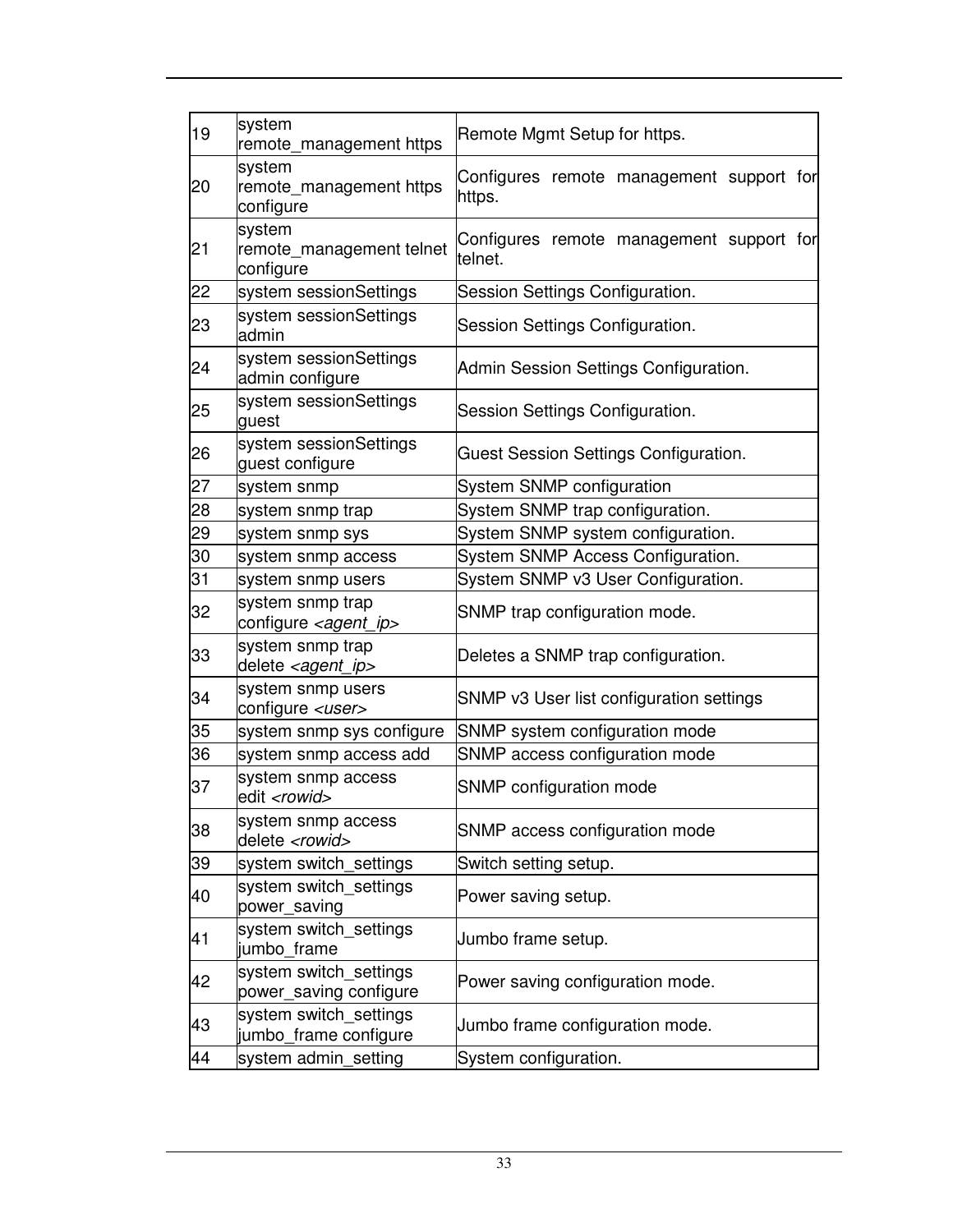| 19 | system remote_management https | Remote Mgmt Setup for https. |
|---|---|---|
| 20 | system remote_management https configure | Configures remote management support for https. |
| 21 | system remote_management telnet configure | Configures remote management support for telnet. |
| 22 | system sessionSettings | Session Settings Configuration. |
| 23 | system sessionSettings admin | Session Settings Configuration. |
| 24 | system sessionSettings admin configure | Admin Session Settings Configuration. |
| 25 | system sessionSettings guest | Session Settings Configuration. |
| 26 | system sessionSettings guest configure | Guest Session Settings Configuration. |
| 27 | system snmp | System SNMP configuration |
| 28 | system snmp trap | System SNMP trap configuration. |
| 29 | system snmp sys | System SNMP system configuration. |
| 30 | system snmp access | System SNMP Access Configuration. |
| 31 | system snmp users | System SNMP v3 User Configuration. |
| 32 | system snmp trap configure *<agent_ip>* | SNMP trap configuration mode. |
| 33 | system snmp trap delete *<agent_ip>* | Deletes a SNMP trap configuration. |
| 34 | system snmp users configure *<user>* | SNMP v3 User list configuration settings |
| 35 | system snmp sys configure | SNMP system configuration mode |
| 36 | system snmp access add | SNMP access configuration mode |
| 37 | system snmp access edit *<rowid>* | SNMP configuration mode |
| 38 | system snmp access delete *<rowid>* | SNMP access configuration mode |
| 39 | system switch_settings | Switch setting setup. |
| 40 | system switch_settings power_saving | Power saving setup. |
| 41 | system switch_settings jumbo_frame | Jumbo frame setup. |
| 42 | system switch_settings power_saving configure | Power saving configuration mode. |
| 43 | system switch_settings jumbo_frame configure | Jumbo frame configuration mode. |
| 44 | system admin_setting | System configuration. |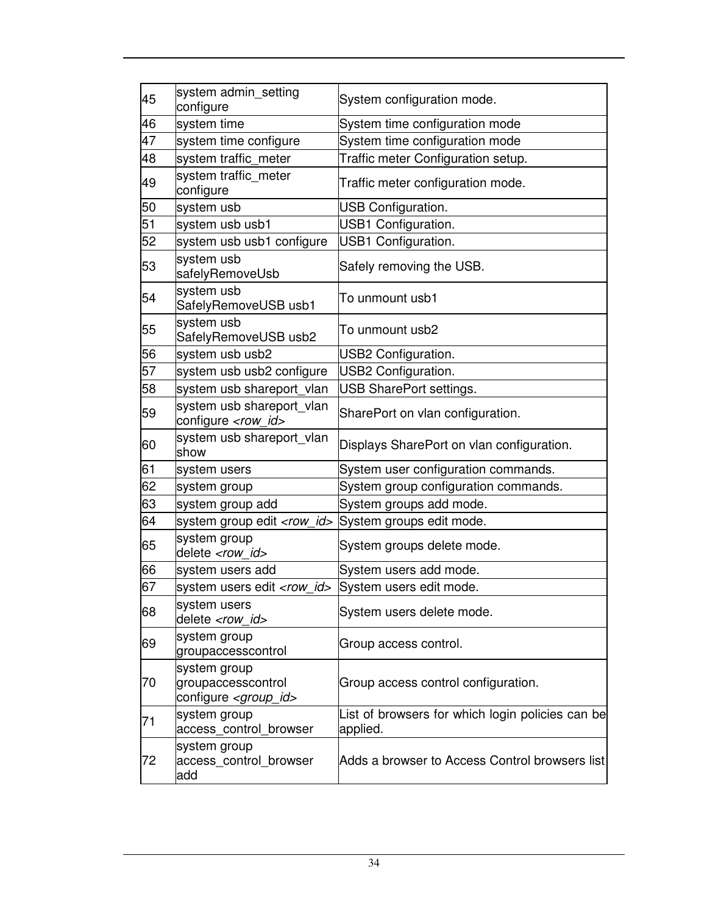| 45 | system admin_setting configure | System configuration mode. |
|---|---|---|
| 46 | system time | System time configuration mode |
| 47 | system time configure | System time configuration mode |
| 48 | system traffic_meter | Traffic meter Configuration setup. |
| 49 | system traffic_meter configure | Traffic meter configuration mode. |
| 50 | system usb | USB Configuration. |
| 51 | system usb usb1 | USB1 Configuration. |
| 52 | system usb usb1 configure | USB1 Configuration. |
| 53 | system usb safelyRemoveUsb | Safely removing the USB. |
| 54 | system usb SafelyRemoveUSB usb1 | To unmount usb1 |
| 55 | system usb SafelyRemoveUSB usb2 | To unmount usb2 |
| 56 | system usb usb2 | USB2 Configuration. |
| 57 | system usb usb2 configure | USB2 Configuration. |
| 58 | system usb shareport_vlan | USB SharePort settings. |
| 59 | system usb shareport_vlan configure *<row_id>* | SharePort on vlan configuration. |
| 60 | system usb shareport_vlan show | Displays SharePort on vlan configuration. |
| 61 | system users | System user configuration commands. |
| 62 | system group | System group configuration commands. |
| 63 | system group add | System groups add mode. |
| 64 | system group edit *<row_id>* | System groups edit mode. |
| 65 | system group delete *<row_id>* | System groups delete mode. |
| 66 | system users add | System users add mode. |
| 67 | system users edit *<row_id>* | System users edit mode. |
| 68 | system users delete *<row_id>* | System users delete mode. |
| 69 | system group groupaccesscontrol | Group access control. |
| 70 | system group groupaccesscontrol configure *<group_id>* | Group access control configuration. |
| 71 | system group access_control_browser | List of browsers for which login policies can be applied. |
| 72 | system group access_control_browser add | Adds a browser to Access Control browsers list |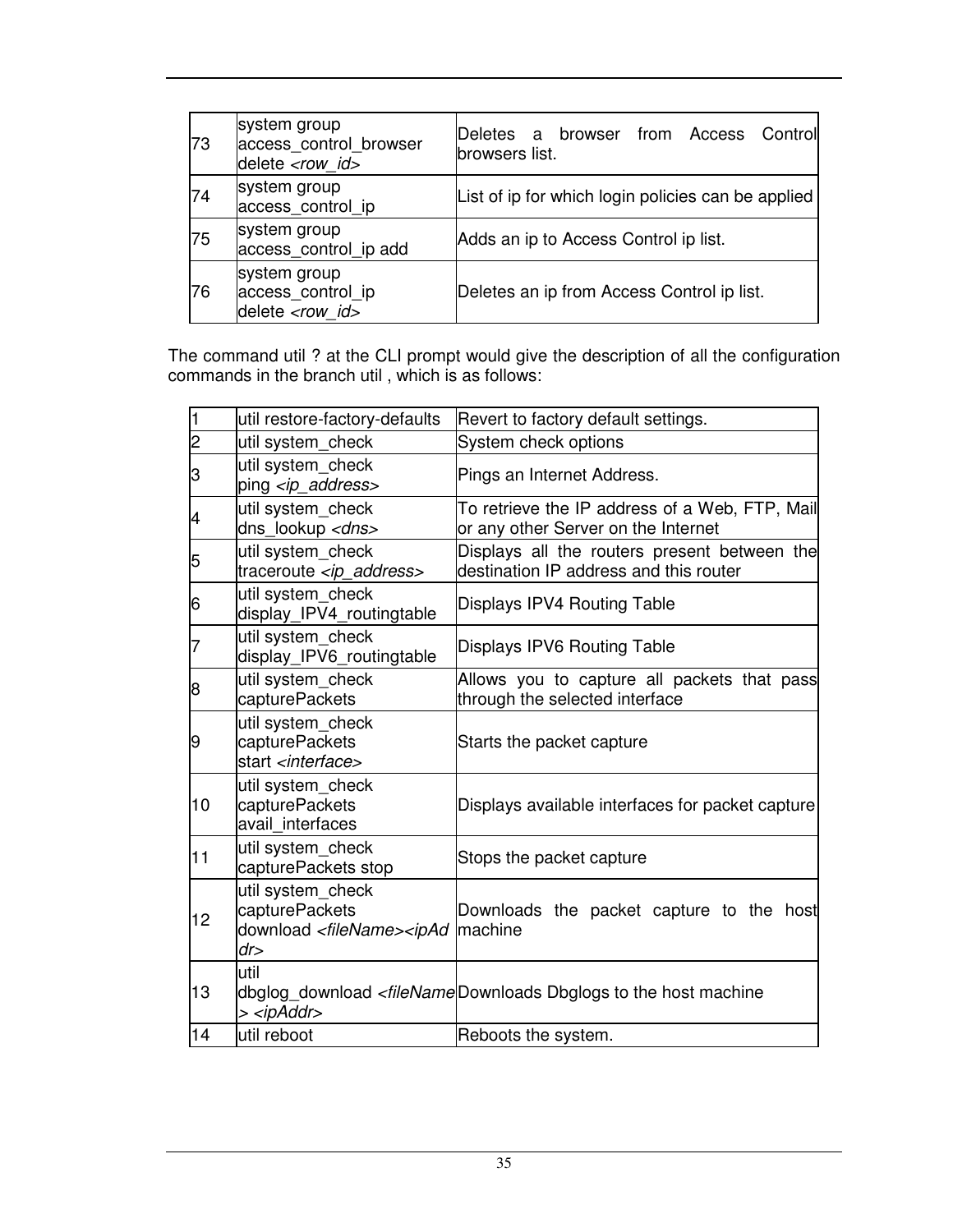| 73 | system group access_control_browser delete *<row_id>* | Deletes a browser from Access Control browsers list. |
|---|---|---|
| 74 | system group access_control_ip | List of ip for which login policies can be applied |
| 75 | system group access_control_ip add | Adds an ip to Access Control ip list. |
| 76 | system group access_control_ip delete *<row_id>* | Deletes an ip from Access Control ip list. |

The command util ? at the CLI prompt would give the description of all the configuration commands in the branch util , which is as follows:

| 1 | util restore-factory-defaults | Revert to factory default settings. |
|---|---|---|
| 2 | util system_check | System check options |
| 3 | util system_check ping *<ip_address>* | Pings an Internet Address. |
| 4 | util system_check dns_lookup *<dns>* | To retrieve the IP address of a Web, FTP, Mail or any other Server on the Internet |
| 5 | util system_check traceroute *<ip_address>* | Displays all the routers present between the destination IP address and this router |
| 6 | util system_check display_IPV4_routingtable | Displays IPV4 Routing Table |
| 7 | util system_check display_IPV6_routingtable | Displays IPV6 Routing Table |
| 8 | util system_check capturePackets | Allows you to capture all packets that pass through the selected interface |
| 9 | util system_check capturePackets start *<interface>* | Starts the packet capture |
| 10 | util system_check capturePackets avail_interfaces | Displays available interfaces for packet capture |
| 11 | util system_check capturePackets stop | Stops the packet capture |
| 12 | util system_check capturePackets download *<fileName><ipAddr>* | Downloads the packet capture to the host machine |
| 13 | util dbglog_download *<fileName> <ipAddr>* | Downloads Dbglogs to the host machine |
| 14 | util reboot | Reboots the system. |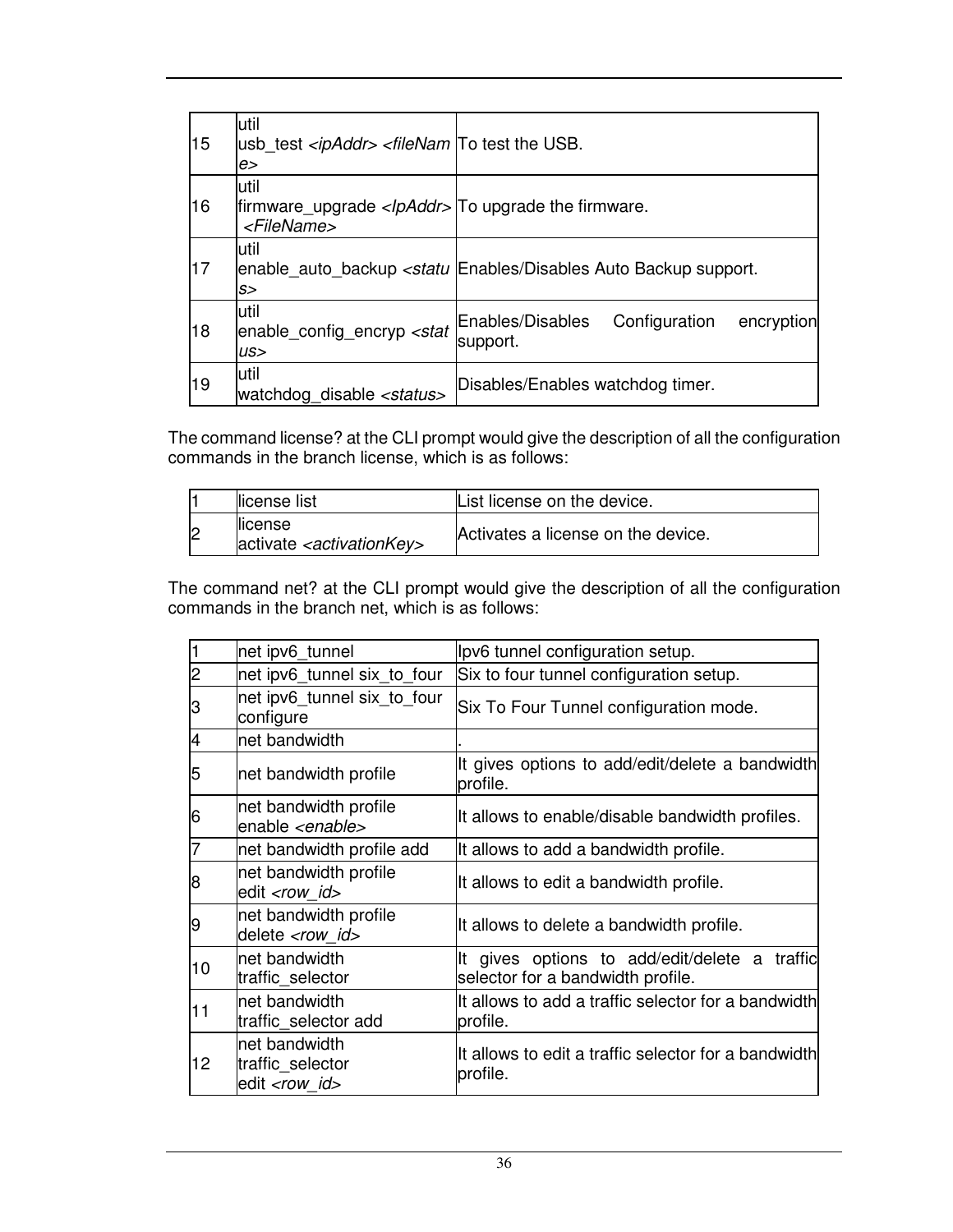| | | |
|---|---|---|
| 15 | util usb_test *<ipAddr> <fileName>* | To test the USB. |
| 16 | util firmware_upgrade *<IpAddr> <FileName>* | To upgrade the firmware. |
| 17 | util enable_auto_backup *<status>* | Enables/Disables Auto Backup support. |
| 18 | util enable_config_encryp *<status>* | Enables/Disables Configuration encryption support. |
| 19 | util watchdog_disable *<status>* | Disables/Enables watchdog timer. |

The command license? at the CLI prompt would give the description of all the configuration commands in the branch license, which is as follows:

| | | |
|---|---|---|
| 1 | license list | List license on the device. |
| 2 | license activate *<activationKey>* | Activates a license on the device. |

The command net? at the CLI prompt would give the description of all the configuration commands in the branch net, which is as follows:

| | | |
|---|---|---|
| 1 | net ipv6_tunnel | Ipv6 tunnel configuration setup. |
| 2 | net ipv6_tunnel six_to_four | Six to four tunnel configuration setup. |
| 3 | net ipv6_tunnel six_to_four configure | Six To Four Tunnel configuration mode. |
| 4 | net bandwidth | . |
| 5 | net bandwidth profile | It gives options to add/edit/delete a bandwidth profile. |
| 6 | net bandwidth profile enable *<enable>* | It allows to enable/disable bandwidth profiles. |
| 7 | net bandwidth profile add | It allows to add a bandwidth profile. |
| 8 | net bandwidth profile edit *<row_id>* | It allows to edit a bandwidth profile. |
| 9 | net bandwidth profile delete *<row_id>* | It allows to delete a bandwidth profile. |
| 10 | net bandwidth traffic_selector | It gives options to add/edit/delete a traffic selector for a bandwidth profile. |
| 11 | net bandwidth traffic_selector add | It allows to add a traffic selector for a bandwidth profile. |
| 12 | net bandwidth traffic_selector edit *<row_id>* | It allows to edit a traffic selector for a bandwidth profile. |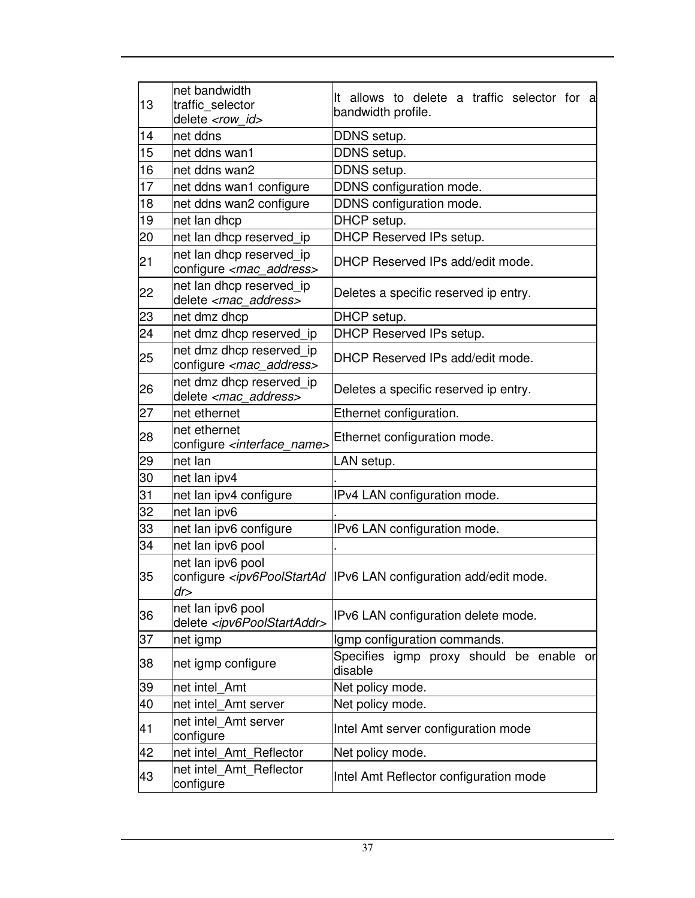| 13 | net bandwidth traffic_selector delete *<row_id>* | It allows to delete a traffic selector for a bandwidth profile. |
|---|---|---|
| 14 | net ddns | DDNS setup. |
| 15 | net ddns wan1 | DDNS setup. |
| 16 | net ddns wan2 | DDNS setup. |
| 17 | net ddns wan1 configure | DDNS configuration mode. |
| 18 | net ddns wan2 configure | DDNS configuration mode. |
| 19 | net lan dhcp | DHCP setup. |
| 20 | net lan dhcp reserved_ip | DHCP Reserved IPs setup. |
| 21 | net lan dhcp reserved_ip configure *<mac_address>* | DHCP Reserved IPs add/edit mode. |
| 22 | net lan dhcp reserved_ip delete *<mac_address>* | Deletes a specific reserved ip entry. |
| 23 | net dmz dhcp | DHCP setup. |
| 24 | net dmz dhcp reserved_ip | DHCP Reserved IPs setup. |
| 25 | net dmz dhcp reserved_ip configure *<mac_address>* | DHCP Reserved IPs add/edit mode. |
| 26 | net dmz dhcp reserved_ip delete *<mac_address>* | Deletes a specific reserved ip entry. |
| 27 | net ethernet | Ethernet configuration. |
| 28 | net ethernet configure *<interface_name>* | Ethernet configuration mode. |
| 29 | net lan | LAN setup. |
| 30 | net lan ipv4 | . |
| 31 | net lan ipv4 configure | IPv4 LAN configuration mode. |
| 32 | net lan ipv6 | . |
| 33 | net lan ipv6 configure | IPv6 LAN configuration mode. |
| 34 | net lan ipv6 pool | . |
| 35 | net lan ipv6 pool configure *<ipv6PoolStartAddr>* | IPv6 LAN configuration add/edit mode. |
| 36 | net lan ipv6 pool delete *<ipv6PoolStartAddr>* | IPv6 LAN configuration delete mode. |
| 37 | net igmp | Igmp configuration commands. |
| 38 | net igmp configure | Specifies igmp proxy should be enable or disable |
| 39 | net intel_Amt | Net policy mode. |
| 40 | net intel_Amt server | Net policy mode. |
| 41 | net intel_Amt server configure | Intel Amt server configuration mode |
| 42 | net intel_Amt_Reflector | Net policy mode. |
| 43 | net intel_Amt_Reflector configure | Intel Amt Reflector configuration mode |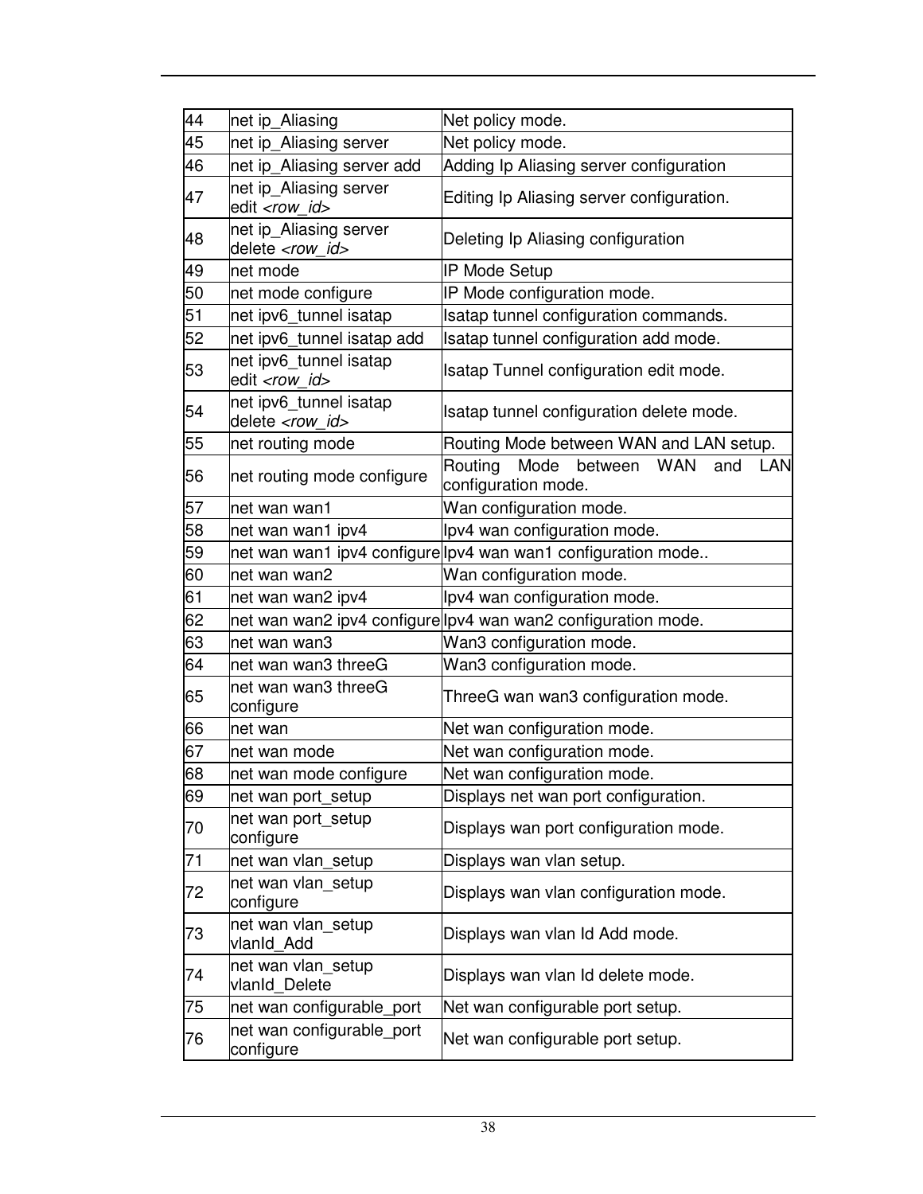| 44 | net ip_Aliasing | Net policy mode. |
|---|---|---|
| 45 | net ip_Aliasing server | Net policy mode. |
| 46 | net ip_Aliasing server add | Adding Ip Aliasing server configuration |
| 47 | net ip_Aliasing server edit *<row_id>* | Editing Ip Aliasing server configuration. |
| 48 | net ip_Aliasing server delete *<row_id>* | Deleting Ip Aliasing configuration |
| 49 | net mode | IP Mode Setup |
| 50 | net mode configure | IP Mode configuration mode. |
| 51 | net ipv6_tunnel isatap | Isatap tunnel configuration commands. |
| 52 | net ipv6_tunnel isatap add | Isatap tunnel configuration add mode. |
| 53 | net ipv6_tunnel isatap edit *<row_id>* | Isatap Tunnel configuration edit mode. |
| 54 | net ipv6_tunnel isatap delete *<row_id>* | Isatap tunnel configuration delete mode. |
| 55 | net routing mode | Routing Mode between WAN and LAN setup. |
| 56 | net routing mode configure | Routing Mode between WAN and LAN configuration mode. |
| 57 | net wan wan1 | Wan configuration mode. |
| 58 | net wan wan1 ipv4 | Ipv4 wan configuration mode. |
| 59 | net wan wan1 ipv4 configure | Ipv4 wan wan1 configuration mode.. |
| 60 | net wan wan2 | Wan configuration mode. |
| 61 | net wan wan2 ipv4 | Ipv4 wan configuration mode. |
| 62 | net wan wan2 ipv4 configure | Ipv4 wan wan2 configuration mode. |
| 63 | net wan wan3 | Wan3 configuration mode. |
| 64 | net wan wan3 threeG | Wan3 configuration mode. |
| 65 | net wan wan3 threeG configure | ThreeG wan wan3 configuration mode. |
| 66 | net wan | Net wan configuration mode. |
| 67 | net wan mode | Net wan configuration mode. |
| 68 | net wan mode configure | Net wan configuration mode. |
| 69 | net wan port_setup | Displays net wan port configuration. |
| 70 | net wan port_setup configure | Displays wan port configuration mode. |
| 71 | net wan vlan_setup | Displays wan vlan setup. |
| 72 | net wan vlan_setup configure | Displays wan vlan configuration mode. |
| 73 | net wan vlan_setup vlanId_Add | Displays wan vlan Id Add mode. |
| 74 | net wan vlan_setup vlanId_Delete | Displays wan vlan Id delete mode. |
| 75 | net wan configurable_port | Net wan configurable port setup. |
| 76 | net wan configurable_port configure | Net wan configurable port setup. |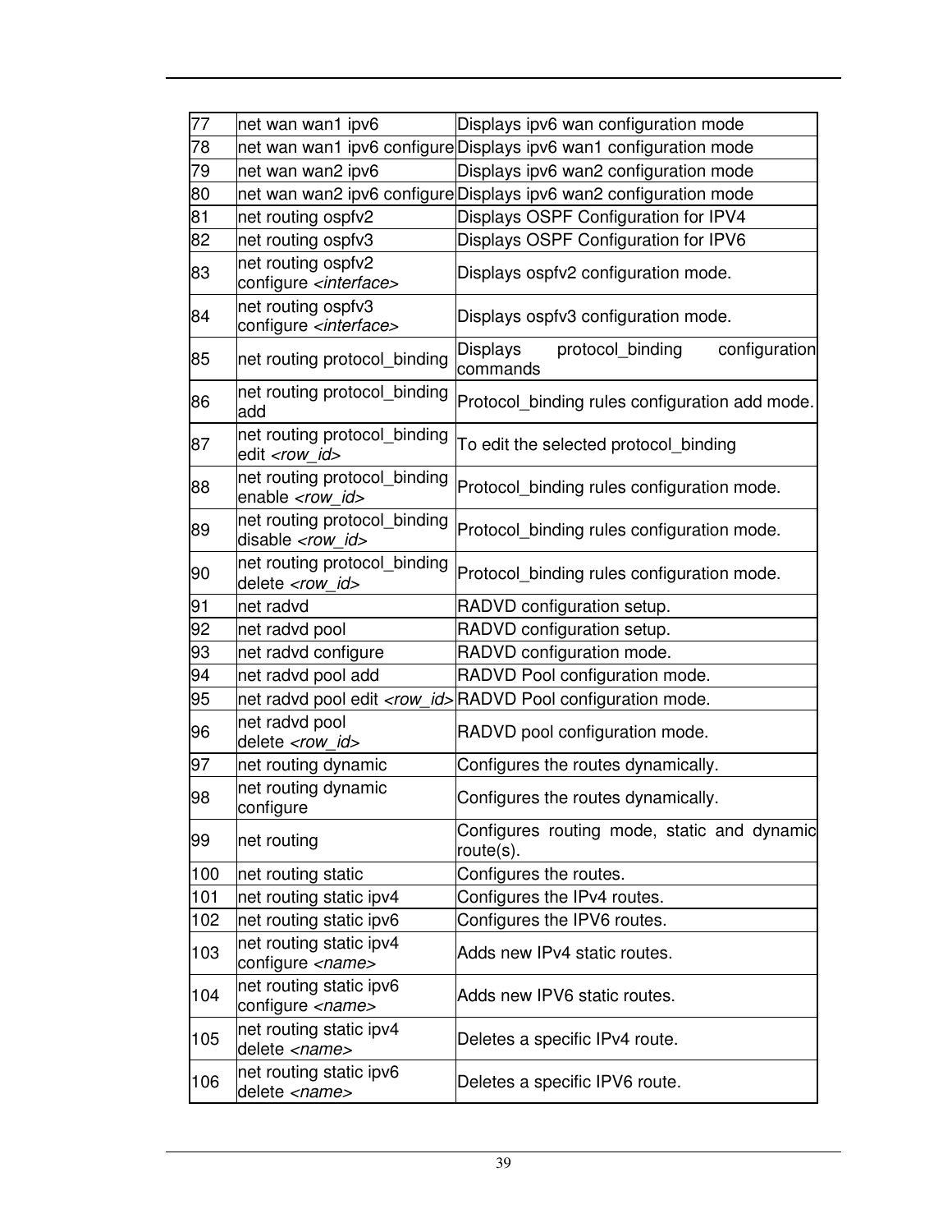| | | |
|---|---|---|
| 77 | net wan wan1 ipv6 | Displays ipv6 wan configuration mode |
| 78 | net wan wan1 ipv6 configure | Displays ipv6 wan1 configuration mode |
| 79 | net wan wan2 ipv6 | Displays ipv6 wan2 configuration mode |
| 80 | net wan wan2 ipv6 configure | Displays ipv6 wan2 configuration mode |
| 81 | net routing ospfv2 | Displays OSPF Configuration for IPV4 |
| 82 | net routing ospfv3 | Displays OSPF Configuration for IPV6 |
| 83 | net routing ospfv2 configure *<interface>* | Displays ospfv2 configuration mode. |
| 84 | net routing ospfv3 configure *<interface>* | Displays ospfv3 configuration mode. |
| 85 | net routing protocol_binding | Displays protocol_binding configuration commands |
| 86 | net routing protocol_binding add | Protocol_binding rules configuration add mode. |
| 87 | net routing protocol_binding edit *<row_id>* | To edit the selected protocol_binding |
| 88 | net routing protocol_binding enable *<row_id>* | Protocol_binding rules configuration mode. |
| 89 | net routing protocol_binding disable *<row_id>* | Protocol_binding rules configuration mode. |
| 90 | net routing protocol_binding delete *<row_id>* | Protocol_binding rules configuration mode. |
| 91 | net radvd | RADVD configuration setup. |
| 92 | net radvd pool | RADVD configuration setup. |
| 93 | net radvd configure | RADVD configuration mode. |
| 94 | net radvd pool add | RADVD Pool configuration mode. |
| 95 | net radvd pool edit *<row_id>* | RADVD Pool configuration mode. |
| 96 | net radvd pool delete *<row_id>* | RADVD pool configuration mode. |
| 97 | net routing dynamic | Configures the routes dynamically. |
| 98 | net routing dynamic configure | Configures the routes dynamically. |
| 99 | net routing | Configures routing mode, static and dynamic route(s). |
| 100 | net routing static | Configures the routes. |
| 101 | net routing static ipv4 | Configures the IPv4 routes. |
| 102 | net routing static ipv6 | Configures the IPV6 routes. |
| 103 | net routing static ipv4 configure *<name>* | Adds new IPv4 static routes. |
| 104 | net routing static ipv6 configure *<name>* | Adds new IPV6 static routes. |
| 105 | net routing static ipv4 delete *<name>* | Deletes a specific IPv4 route. |
| 106 | net routing static ipv6 delete *<name>* | Deletes a specific IPV6 route. |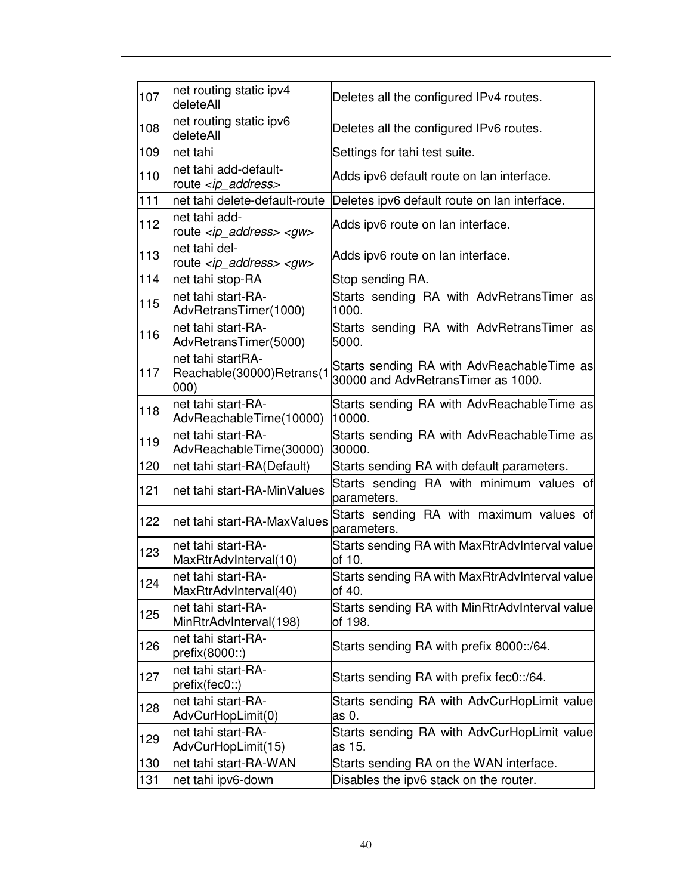| 107 | net routing static ipv4 deleteAll | Deletes all the configured IPv4 routes. |
|---|---|---|
| 108 | net routing static ipv6 deleteAll | Deletes all the configured IPv6 routes. |
| 109 | net tahi | Settings for tahi test suite. |
| 110 | net tahi add-default-route *<ip_address>* | Adds ipv6 default route on lan interface. |
| 111 | net tahi delete-default-route | Deletes ipv6 default route on lan interface. |
| 112 | net tahi add-route *<ip_address> <gw>* | Adds ipv6 route on lan interface. |
| 113 | net tahi del-route *<ip_address> <gw>* | Adds ipv6 route on lan interface. |
| 114 | net tahi stop-RA | Stop sending RA. |
| 115 | net tahi start-RA-AdvRetransTimer(1000) | Starts sending RA with AdvRetransTimer as 1000. |
| 116 | net tahi start-RA-AdvRetransTimer(5000) | Starts sending RA with AdvRetransTimer as 5000. |
| 117 | net tahi startRA-Reachable(30000)Retrans(1000) | Starts sending RA with AdvReachableTime as 30000 and AdvRetransTimer as 1000. |
| 118 | net tahi start-RA-AdvReachableTime(10000) | Starts sending RA with AdvReachableTime as 10000. |
| 119 | net tahi start-RA-AdvReachableTime(30000) | Starts sending RA with AdvReachableTime as 30000. |
| 120 | net tahi start-RA(Default) | Starts sending RA with default parameters. |
| 121 | net tahi start-RA-MinValues | Starts sending RA with minimum values of parameters. |
| 122 | net tahi start-RA-MaxValues | Starts sending RA with maximum values of parameters. |
| 123 | net tahi start-RA-MaxRtrAdvInterval(10) | Starts sending RA with MaxRtrAdvInterval value of 10. |
| 124 | net tahi start-RA-MaxRtrAdvInterval(40) | Starts sending RA with MaxRtrAdvInterval value of 40. |
| 125 | net tahi start-RA-MinRtrAdvInterval(198) | Starts sending RA with MinRtrAdvInterval value of 198. |
| 126 | net tahi start-RA-prefix(8000::) | Starts sending RA with prefix 8000::/64. |
| 127 | net tahi start-RA-prefix(fec0::) | Starts sending RA with prefix fec0::/64. |
| 128 | net tahi start-RA-AdvCurHopLimit(0) | Starts sending RA with AdvCurHopLimit value as 0. |
| 129 | net tahi start-RA-AdvCurHopLimit(15) | Starts sending RA with AdvCurHopLimit value as 15. |
| 130 | net tahi start-RA-WAN | Starts sending RA on the WAN interface. |
| 131 | net tahi ipv6-down | Disables the ipv6 stack on the router. |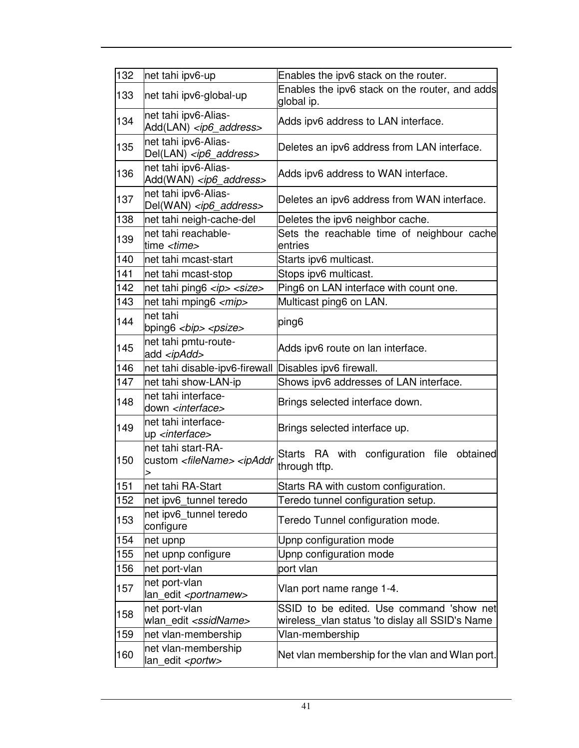| 132 | net tahi ipv6-up | Enables the ipv6 stack on the router. |
|---|---|---|
| 133 | net tahi ipv6-global-up | Enables the ipv6 stack on the router, and adds global ip. |
| 134 | net tahi ipv6-Alias-Add(LAN) *<ip6_address>* | Adds ipv6 address to LAN interface. |
| 135 | net tahi ipv6-Alias-Del(LAN) *<ip6_address>* | Deletes an ipv6 address from LAN interface. |
| 136 | net tahi ipv6-Alias-Add(WAN) *<ip6_address>* | Adds ipv6 address to WAN interface. |
| 137 | net tahi ipv6-Alias-Del(WAN) *<ip6_address>* | Deletes an ipv6 address from WAN interface. |
| 138 | net tahi neigh-cache-del | Deletes the ipv6 neighbor cache. |
| 139 | net tahi reachable-time *<time>* | Sets the reachable time of neighbour cache entries |
| 140 | net tahi mcast-start | Starts ipv6 multicast. |
| 141 | net tahi mcast-stop | Stops ipv6 multicast. |
| 142 | net tahi ping6 *<ip> <size>* | Ping6 on LAN interface with count one. |
| 143 | net tahi mping6 *<mip>* | Multicast ping6 on LAN. |
| 144 | net tahi bping6 *<bip> <psize>* | ping6 |
| 145 | net tahi pmtu-route-add *<ipAdd>* | Adds ipv6 route on lan interface. |
| 146 | net tahi disable-ipv6-firewall | Disables ipv6 firewall. |
| 147 | net tahi show-LAN-ip | Shows ipv6 addresses of LAN interface. |
| 148 | net tahi interface-down *<interface>* | Brings selected interface down. |
| 149 | net tahi interface-up *<interface>* | Brings selected interface up. |
| 150 | net tahi start-RA-custom *<fileName> <ipAddr>* | Starts RA with configuration file obtained through tftp. |
| 151 | net tahi RA-Start | Starts RA with custom configuration. |
| 152 | net ipv6_tunnel teredo | Teredo tunnel configuration setup. |
| 153 | net ipv6_tunnel teredo configure | Teredo Tunnel configuration mode. |
| 154 | net upnp | Upnp configuration mode |
| 155 | net upnp configure | Upnp configuration mode |
| 156 | net port-vlan | port vlan |
| 157 | net port-vlan lan_edit *<portnamew>* | Vlan port name range 1-4. |
| 158 | net port-vlan wlan_edit *<ssidName>* | SSID to be edited. Use command 'show net wireless_vlan status 'to dislay all SSID's Name |
| 159 | net vlan-membership | Vlan-membership |
| 160 | net vlan-membership lan_edit *<portw>* | Net vlan membership for the vlan and Wlan port. |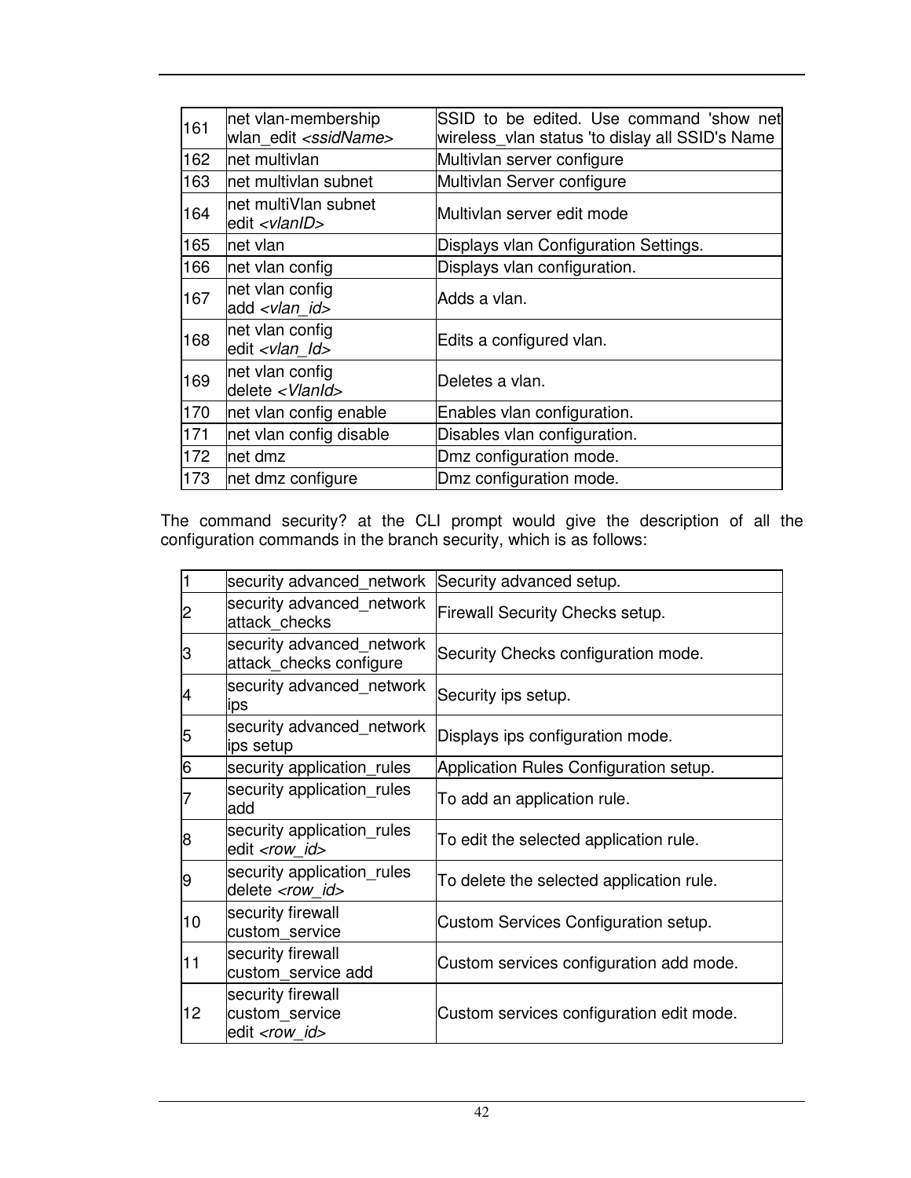| | | |
|---|---|---|
| 161 | net vlan-membership wlan_edit *<ssidName>* | SSID to be edited. Use command 'show net wireless_vlan status 'to dislay all SSID's Name |
| 162 | net multivlan | Multivlan server configure |
| 163 | net multivlan subnet | Multivlan Server configure |
| 164 | net multiVlan subnet edit *<vlanID>* | Multivlan server edit mode |
| 165 | net vlan | Displays vlan Configuration Settings. |
| 166 | net vlan config | Displays vlan configuration. |
| 167 | net vlan config add *<vlan_id>* | Adds a vlan. |
| 168 | net vlan config edit *<vlan_Id>* | Edits a configured vlan. |
| 169 | net vlan config delete *<VlanId>* | Deletes a vlan. |
| 170 | net vlan config enable | Enables vlan configuration. |
| 171 | net vlan config disable | Disables vlan configuration. |
| 172 | net dmz | Dmz configuration mode. |
| 173 | net dmz configure | Dmz configuration mode. |

The command security? at the CLI prompt would give the description of all the configuration commands in the branch security, which is as follows:

| | | |
|---|---|---|
| 1 | security advanced_network | Security advanced setup. |
| 2 | security advanced_network attack_checks | Firewall Security Checks setup. |
| 3 | security advanced_network attack_checks configure | Security Checks configuration mode. |
| 4 | security advanced_network ips | Security ips setup. |
| 5 | security advanced_network ips setup | Displays ips configuration mode. |
| 6 | security application_rules | Application Rules Configuration setup. |
| 7 | security application_rules add | To add an application rule. |
| 8 | security application_rules edit *<row_id>* | To edit the selected application rule. |
| 9 | security application_rules delete *<row_id>* | To delete the selected application rule. |
| 10 | security firewall custom_service | Custom Services Configuration setup. |
| 11 | security firewall custom_service add | Custom services configuration add mode. |
| 12 | security firewall custom_service edit *<row_id>* | Custom services configuration edit mode. |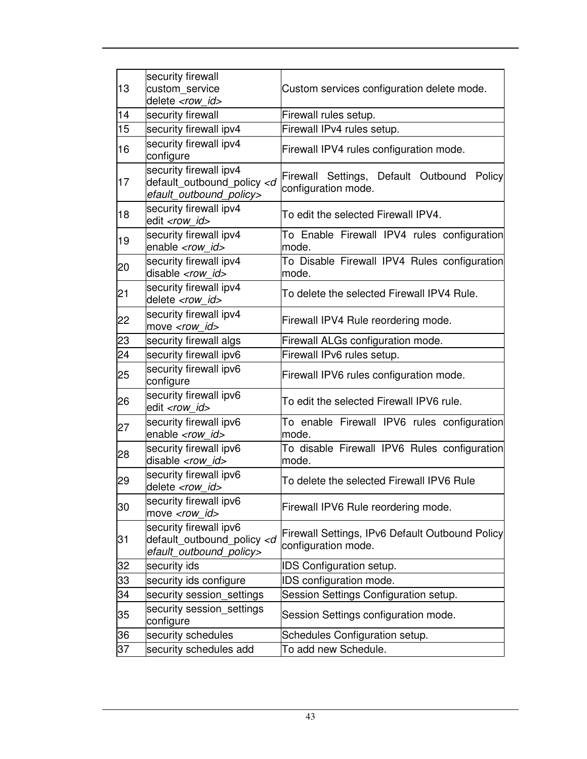| | | |
|---|---|---|
| 13 | security firewall custom_service delete *<row_id>* | Custom services configuration delete mode. |
| 14 | security firewall | Firewall rules setup. |
| 15 | security firewall ipv4 | Firewall IPv4 rules setup. |
| 16 | security firewall ipv4 configure | Firewall IPV4 rules configuration mode. |
| 17 | security firewall ipv4 default_outbound_policy *<default_outbound_policy>* | Firewall Settings, Default Outbound Policy configuration mode. |
| 18 | security firewall ipv4 edit *<row_id>* | To edit the selected Firewall IPV4. |
| 19 | security firewall ipv4 enable *<row_id>* | To Enable Firewall IPV4 rules configuration mode. |
| 20 | security firewall ipv4 disable *<row_id>* | To Disable Firewall IPV4 Rules configuration mode. |
| 21 | security firewall ipv4 delete *<row_id>* | To delete the selected Firewall IPV4 Rule. |
| 22 | security firewall ipv4 move *<row_id>* | Firewall IPV4 Rule reordering mode. |
| 23 | security firewall algs | Firewall ALGs configuration mode. |
| 24 | security firewall ipv6 | Firewall IPv6 rules setup. |
| 25 | security firewall ipv6 configure | Firewall IPV6 rules configuration mode. |
| 26 | security firewall ipv6 edit *<row_id>* | To edit the selected Firewall IPV6 rule. |
| 27 | security firewall ipv6 enable *<row_id>* | To enable Firewall IPV6 rules configuration mode. |
| 28 | security firewall ipv6 disable *<row_id>* | To disable Firewall IPV6 Rules configuration mode. |
| 29 | security firewall ipv6 delete *<row_id>* | To delete the selected Firewall IPV6 Rule |
| 30 | security firewall ipv6 move *<row_id>* | Firewall IPV6 Rule reordering mode. |
| 31 | security firewall ipv6 default_outbound_policy *<default_outbound_policy>* | Firewall Settings, IPv6 Default Outbound Policy configuration mode. |
| 32 | security ids | IDS Configuration setup. |
| 33 | security ids configure | IDS configuration mode. |
| 34 | security session_settings | Session Settings Configuration setup. |
| 35 | security session_settings configure | Session Settings configuration mode. |
| 36 | security schedules | Schedules Configuration setup. |
| 37 | security schedules add | To add new Schedule. |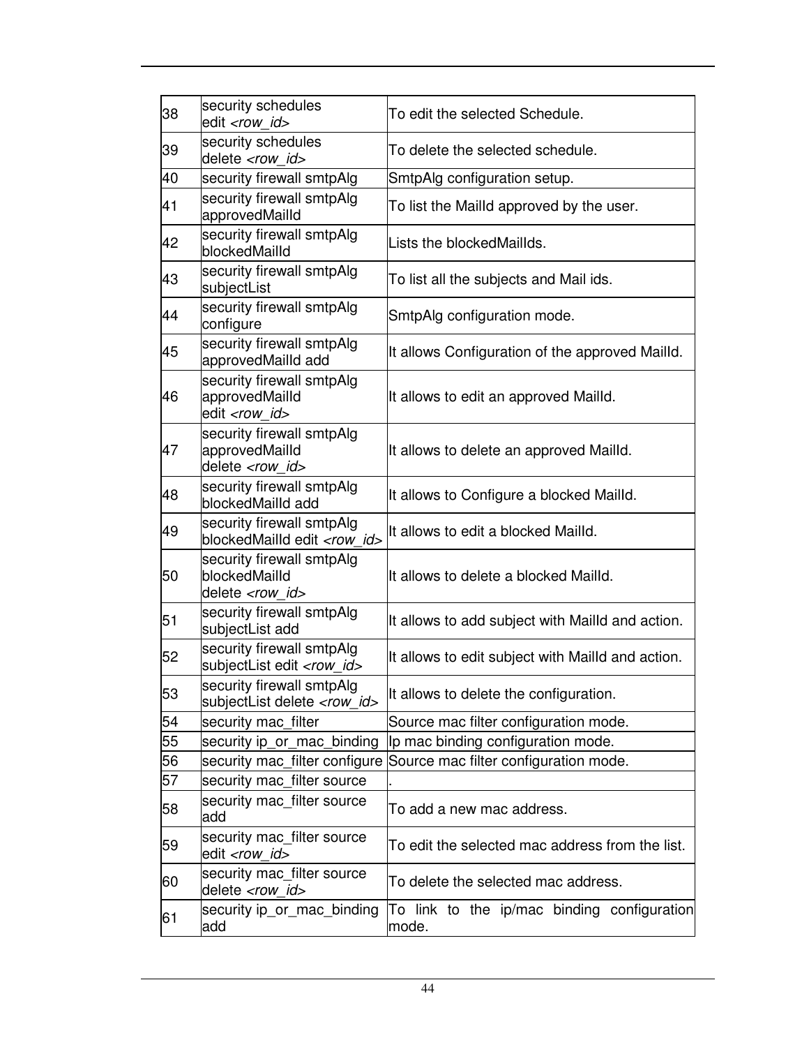| | | |
|---|---|---|
| 38 | security schedules edit *<row_id>* | To edit the selected Schedule. |
| 39 | security schedules delete *<row_id>* | To delete the selected schedule. |
| 40 | security firewall smtpAlg | SmtpAlg configuration setup. |
| 41 | security firewall smtpAlg approvedMailId | To list the MailId approved by the user. |
| 42 | security firewall smtpAlg blockedMailId | Lists the blockedMailIds. |
| 43 | security firewall smtpAlg subjectList | To list all the subjects and Mail ids. |
| 44 | security firewall smtpAlg configure | SmtpAlg configuration mode. |
| 45 | security firewall smtpAlg approvedMailId add | It allows Configuration of the approved MailId. |
| 46 | security firewall smtpAlg approvedMailId edit *<row_id>* | It allows to edit an approved MailId. |
| 47 | security firewall smtpAlg approvedMailId delete *<row_id>* | It allows to delete an approved MailId. |
| 48 | security firewall smtpAlg blockedMailId add | It allows to Configure a blocked MailId. |
| 49 | security firewall smtpAlg blockedMailId edit *<row_id>* | It allows to edit a blocked MailId. |
| 50 | security firewall smtpAlg blockedMailId delete *<row_id>* | It allows to delete a blocked MailId. |
| 51 | security firewall smtpAlg subjectList add | It allows to add subject with MailId and action. |
| 52 | security firewall smtpAlg subjectList edit *<row_id>* | It allows to edit subject with MailId and action. |
| 53 | security firewall smtpAlg subjectList delete *<row_id>* | It allows to delete the configuration. |
| 54 | security mac_filter | Source mac filter configuration mode. |
| 55 | security ip_or_mac_binding | Ip mac binding configuration mode. |
| 56 | security mac_filter configure | Source mac filter configuration mode. |
| 57 | security mac_filter source | . |
| 58 | security mac_filter source add | To add a new mac address. |
| 59 | security mac_filter source edit *<row_id>* | To edit the selected mac address from the list. |
| 60 | security mac_filter source delete *<row_id>* | To delete the selected mac address. |
| 61 | security ip_or_mac_binding add | To link to the ip/mac binding configuration mode. |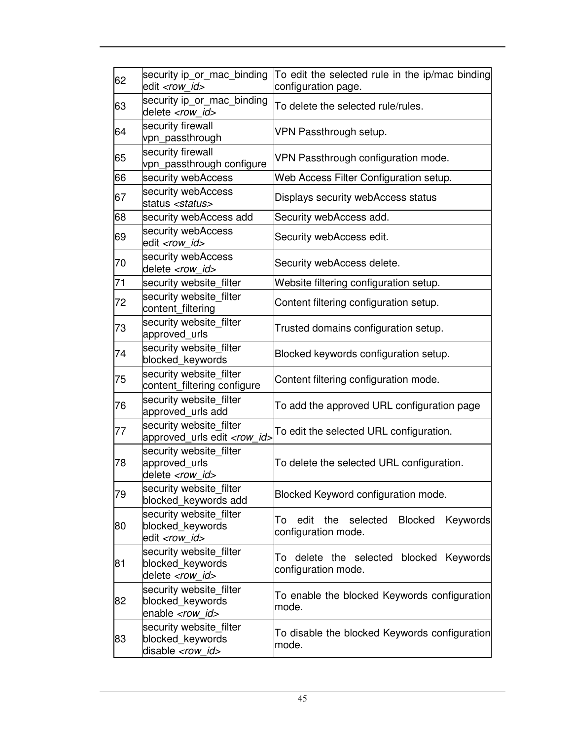| 62 | security ip_or_mac_binding edit *<row_id>* | To edit the selected rule in the ip/mac binding configuration page. |
|---|---|---|
| 63 | security ip_or_mac_binding delete *<row_id>* | To delete the selected rule/rules. |
| 64 | security firewall vpn_passthrough | VPN Passthrough setup. |
| 65 | security firewall vpn_passthrough configure | VPN Passthrough configuration mode. |
| 66 | security webAccess | Web Access Filter Configuration setup. |
| 67 | security webAccess status *<status>* | Displays security webAccess status |
| 68 | security webAccess add | Security webAccess add. |
| 69 | security webAccess edit *<row_id>* | Security webAccess edit. |
| 70 | security webAccess delete *<row_id>* | Security webAccess delete. |
| 71 | security website_filter | Website filtering configuration setup. |
| 72 | security website_filter content_filtering | Content filtering configuration setup. |
| 73 | security website_filter approved_urls | Trusted domains configuration setup. |
| 74 | security website_filter blocked_keywords | Blocked keywords configuration setup. |
| 75 | security website_filter content_filtering configure | Content filtering configuration mode. |
| 76 | security website_filter approved_urls add | To add the approved URL configuration page |
| 77 | security website_filter approved_urls edit *<row_id>* | To edit the selected URL configuration. |
| 78 | security website_filter approved_urls delete *<row_id>* | To delete the selected URL configuration. |
| 79 | security website_filter blocked_keywords add | Blocked Keyword configuration mode. |
| 80 | security website_filter blocked_keywords edit *<row_id>* | To edit the selected Blocked Keywords configuration mode. |
| 81 | security website_filter blocked_keywords delete *<row_id>* | To delete the selected blocked Keywords configuration mode. |
| 82 | security website_filter blocked_keywords enable *<row_id>* | To enable the blocked Keywords configuration mode. |
| 83 | security website_filter blocked_keywords disable *<row_id>* | To disable the blocked Keywords configuration mode. |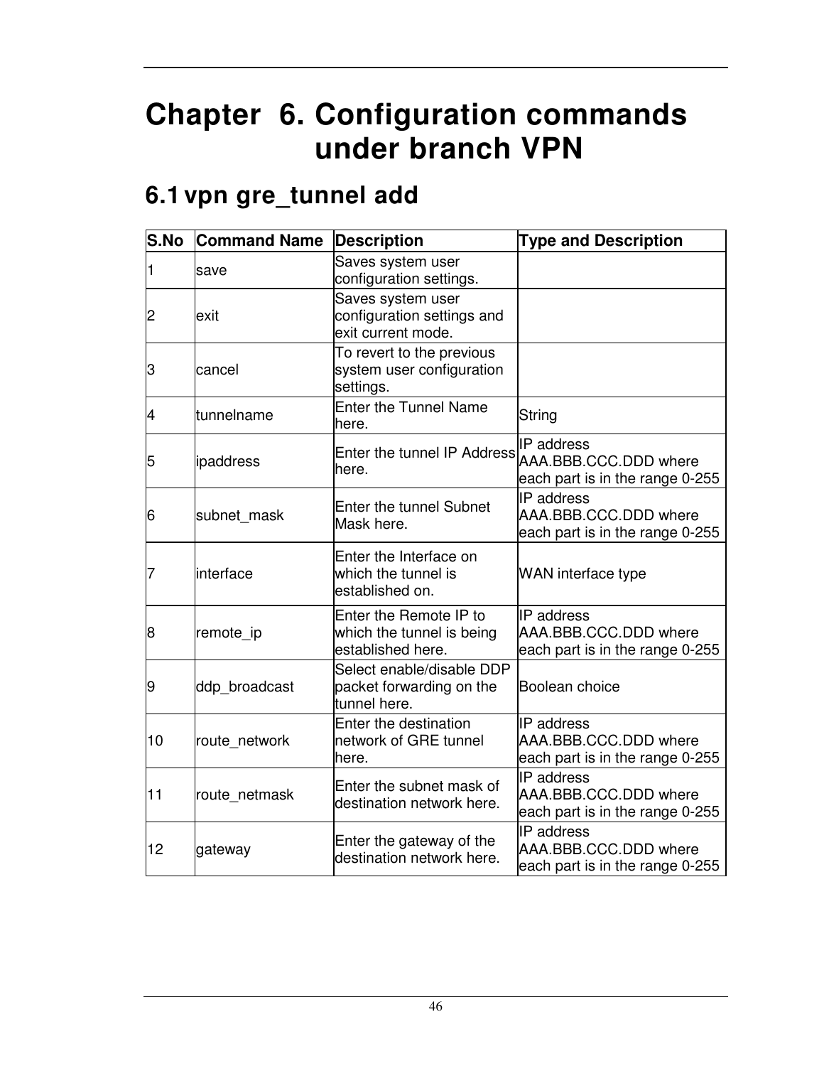# Chapter 6. Configuration commands under branch VPN

## 6.1 vpn gre_tunnel add

| S.No | Command Name | Description | Type and Description |
|---|---|---|---|
| 1 | save | Saves system user configuration settings. | |
| 2 | exit | Saves system user configuration settings and exit current mode. | |
| 3 | cancel | To revert to the previous system user configuration settings. | |
| 4 | tunnelname | Enter the Tunnel Name here. | String |
| 5 | ipaddress | Enter the tunnel IP Address here. | IP address AAA.BBB.CCC.DDD where each part is in the range 0-255 |
| 6 | subnet_mask | Enter the tunnel Subnet Mask here. | IP address AAA.BBB.CCC.DDD where each part is in the range 0-255 |
| 7 | interface | Enter the Interface on which the tunnel is established on. | WAN interface type |
| 8 | remote_ip | Enter the Remote IP to which the tunnel is being established here. | IP address AAA.BBB.CCC.DDD where each part is in the range 0-255 |
| 9 | ddp_broadcast | Select enable/disable DDP packet forwarding on the tunnel here. | Boolean choice |
| 10 | route_network | Enter the destination network of GRE tunnel here. | IP address AAA.BBB.CCC.DDD where each part is in the range 0-255 |
| 11 | route_netmask | Enter the subnet mask of destination network here. | IP address AAA.BBB.CCC.DDD where each part is in the range 0-255 |
| 12 | gateway | Enter the gateway of the destination network here. | IP address AAA.BBB.CCC.DDD where each part is in the range 0-255 |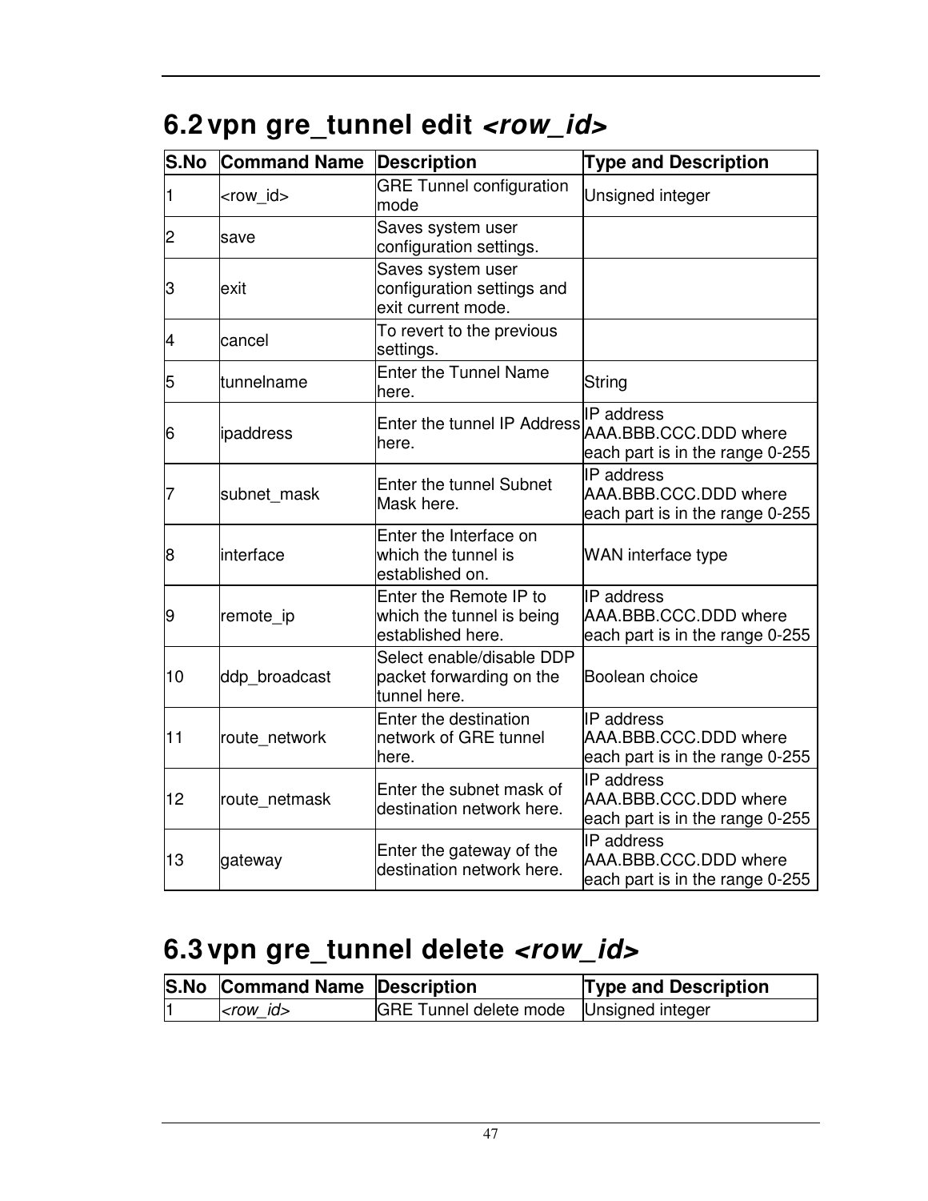## 6.2 vpn gre_tunnel edit *<row_id>*

| S.No | Command Name | Description | Type and Description |
|---|---|---|---|
| 1 | <row_id> | GRE Tunnel configuration mode | Unsigned integer |
| 2 | save | Saves system user configuration settings. | |
| 3 | exit | Saves system user configuration settings and exit current mode. | |
| 4 | cancel | To revert to the previous settings. | |
| 5 | tunnelname | Enter the Tunnel Name here. | String |
| 6 | ipaddress | Enter the tunnel IP Address here. | IP address AAA.BBB.CCC.DDD where each part is in the range 0-255 |
| 7 | subnet_mask | Enter the tunnel Subnet Mask here. | IP address AAA.BBB.CCC.DDD where each part is in the range 0-255 |
| 8 | interface | Enter the Interface on which the tunnel is established on. | WAN interface type |
| 9 | remote_ip | Enter the Remote IP to which the tunnel is being established here. | IP address AAA.BBB.CCC.DDD where each part is in the range 0-255 |
| 10 | ddp_broadcast | Select enable/disable DDP packet forwarding on the tunnel here. | Boolean choice |
| 11 | route_network | Enter the destination network of GRE tunnel here. | IP address AAA.BBB.CCC.DDD where each part is in the range 0-255 |
| 12 | route_netmask | Enter the subnet mask of destination network here. | IP address AAA.BBB.CCC.DDD where each part is in the range 0-255 |
| 13 | gateway | Enter the gateway of the destination network here. | IP address AAA.BBB.CCC.DDD where each part is in the range 0-255 |

## 6.3 vpn gre_tunnel delete *<row_id>*

| S.No | Command Name | Description | Type and Description |
|---|---|---|---|
| 1 | *<row_id>* | GRE Tunnel delete mode | Unsigned integer |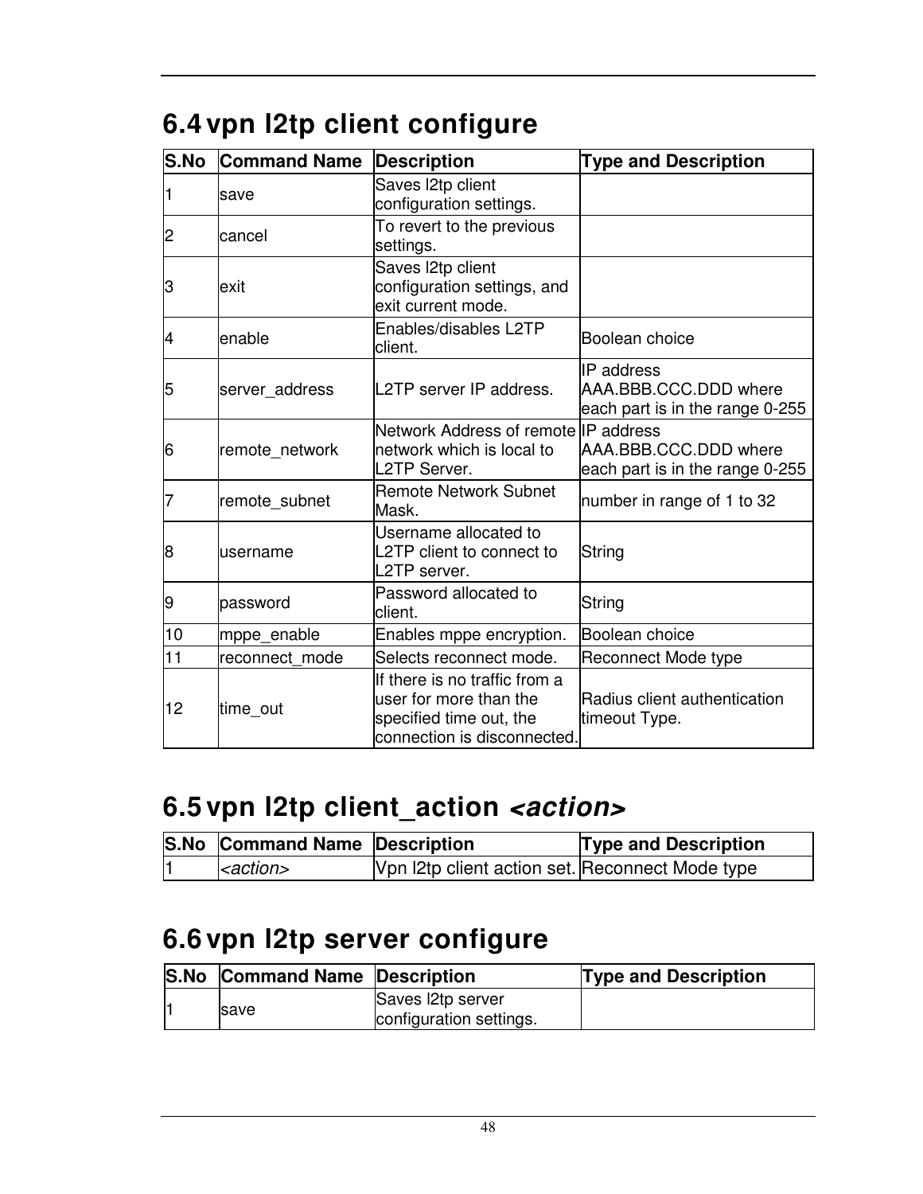## 6.4 vpn l2tp client configure

| S.No | Command Name | Description | Type and Description |
|---|---|---|---|
| 1 | save | Saves l2tp client configuration settings. | |
| 2 | cancel | To revert to the previous settings. | |
| 3 | exit | Saves l2tp client configuration settings, and exit current mode. | |
| 4 | enable | Enables/disables L2TP client. | Boolean choice |
| 5 | server_address | L2TP server IP address. | IP address AAA.BBB.CCC.DDD where each part is in the range 0-255 |
| 6 | remote_network | Network Address of remote network which is local to L2TP Server. | IP address AAA.BBB.CCC.DDD where each part is in the range 0-255 |
| 7 | remote_subnet | Remote Network Subnet Mask. | number in range of 1 to 32 |
| 8 | username | Username allocated to L2TP client to connect to L2TP server. | String |
| 9 | password | Password allocated to client. | String |
| 10 | mppe_enable | Enables mppe encryption. | Boolean choice |
| 11 | reconnect_mode | Selects reconnect mode. | Reconnect Mode type |
| 12 | time_out | If there is no traffic from a user for more than the specified time out, the connection is disconnected. | Radius client authentication timeout Type. |

## 6.5 vpn l2tp client_action *<action>*

| S.No | Command Name | Description | Type and Description |
|---|---|---|---|
| 1 | *<action>* | Vpn l2tp client action set. | Reconnect Mode type |

## 6.6 vpn l2tp server configure

| S.No | Command Name | Description | Type and Description |
|---|---|---|---|
| 1 | save | Saves l2tp server configuration settings. | |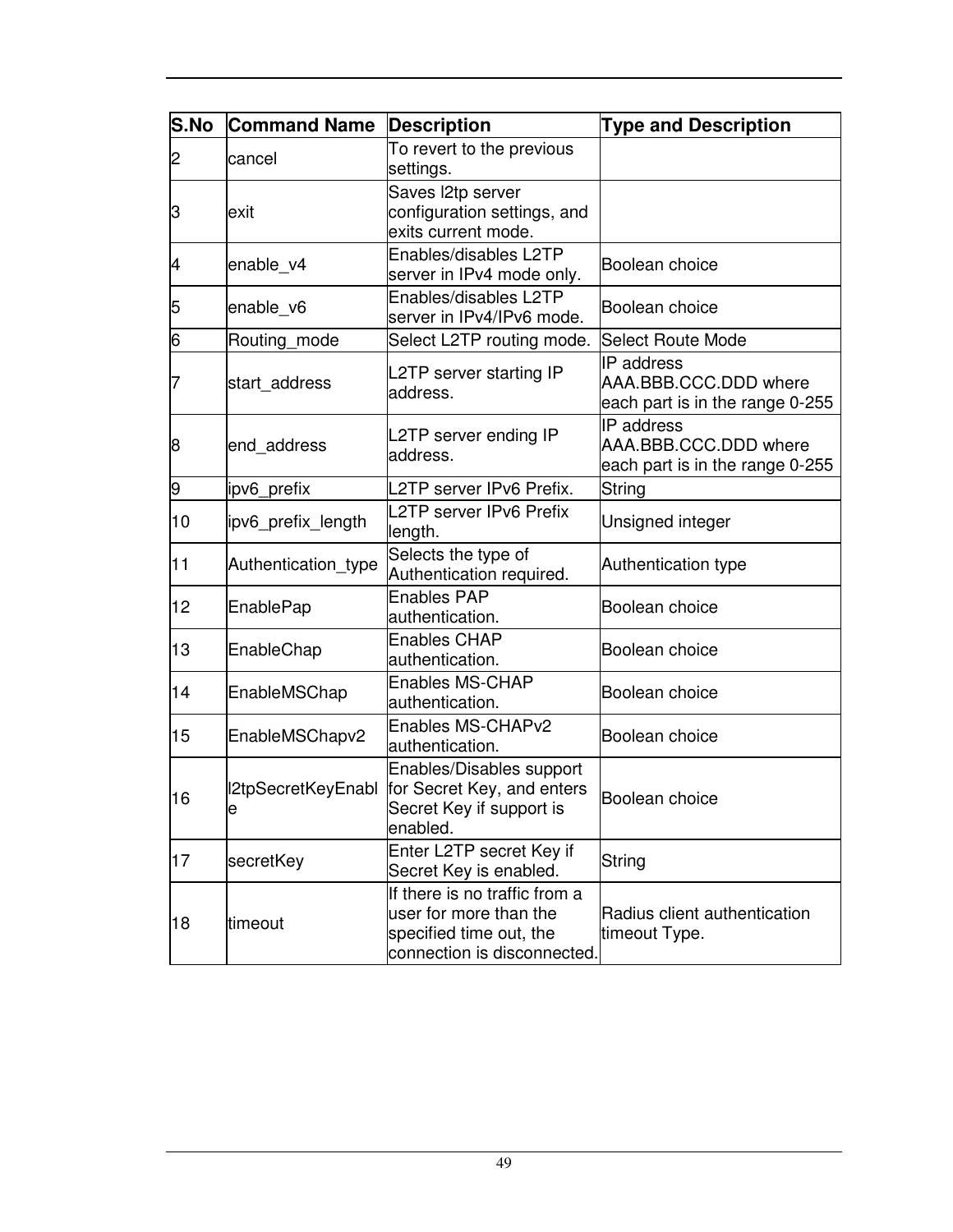| S.No | Command Name | Description | Type and Description |
|---|---|---|---|
| 2 | cancel | To revert to the previous settings. | |
| 3 | exit | Saves l2tp server configuration settings, and exits current mode. | |
| 4 | enable_v4 | Enables/disables L2TP server in IPv4 mode only. | Boolean choice |
| 5 | enable_v6 | Enables/disables L2TP server in IPv4/IPv6 mode. | Boolean choice |
| 6 | Routing_mode | Select L2TP routing mode. | Select Route Mode |
| 7 | start_address | L2TP server starting IP address. | IP address AAA.BBB.CCC.DDD where each part is in the range 0-255 |
| 8 | end_address | L2TP server ending IP address. | IP address AAA.BBB.CCC.DDD where each part is in the range 0-255 |
| 9 | ipv6_prefix | L2TP server IPv6 Prefix. | String |
| 10 | ipv6_prefix_length | L2TP server IPv6 Prefix length. | Unsigned integer |
| 11 | Authentication_type | Selects the type of Authentication required. | Authentication type |
| 12 | EnablePap | Enables PAP authentication. | Boolean choice |
| 13 | EnableChap | Enables CHAP authentication. | Boolean choice |
| 14 | EnableMSChap | Enables MS-CHAP authentication. | Boolean choice |
| 15 | EnableMSChapv2 | Enables MS-CHAPv2 authentication. | Boolean choice |
| 16 | l2tpSecretKeyEnable | Enables/Disables support for Secret Key, and enters Secret Key if support is enabled. | Boolean choice |
| 17 | secretKey | Enter L2TP secret Key if Secret Key is enabled. | String |
| 18 | timeout | If there is no traffic from a user for more than the specified time out, the connection is disconnected. | Radius client authentication timeout Type. |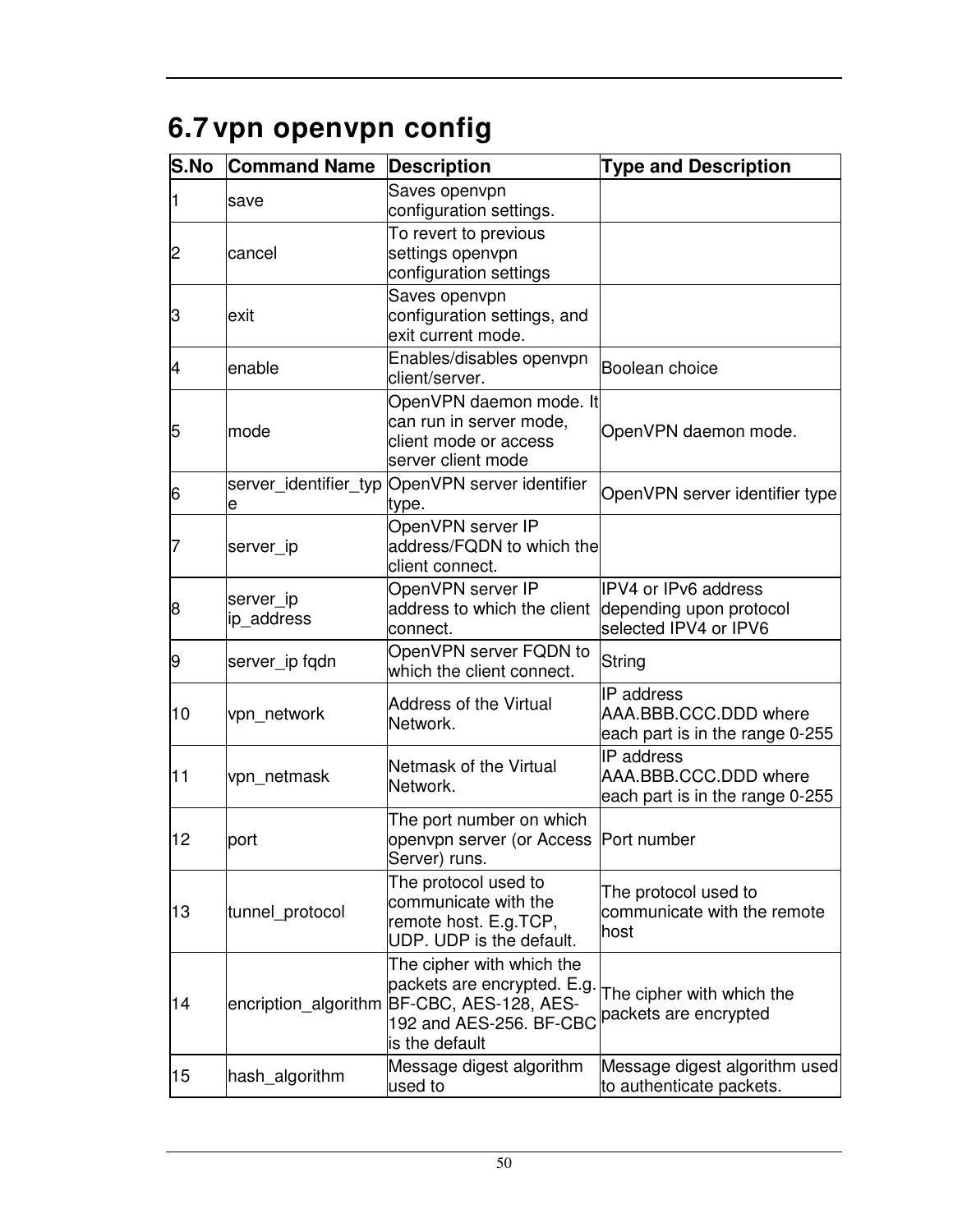## 6.7 vpn openvpn config

| S.No | Command Name | Description | Type and Description |
|---|---|---|---|
| 1 | save | Saves openvpn configuration settings. | |
| 2 | cancel | To revert to previous settings openvpn configuration settings | |
| 3 | exit | Saves openvpn configuration settings, and exit current mode. | |
| 4 | enable | Enables/disables openvpn client/server. | Boolean choice |
| 5 | mode | OpenVPN daemon mode. It can run in server mode, client mode or access server client mode | OpenVPN daemon mode. |
| 6 | server_identifier_type | OpenVPN server identifier type. | OpenVPN server identifier type |
| 7 | server_ip | OpenVPN server IP address/FQDN to which the client connect. | |
| 8 | server_ip ip_address | OpenVPN server IP address to which the client connect. | IPV4 or IPv6 address depending upon protocol selected IPV4 or IPV6 |
| 9 | server_ip fqdn | OpenVPN server FQDN to which the client connect. | String |
| 10 | vpn_network | Address of the Virtual Network. | IP address AAA.BBB.CCC.DDD where each part is in the range 0-255 |
| 11 | vpn_netmask | Netmask of the Virtual Network. | IP address AAA.BBB.CCC.DDD where each part is in the range 0-255 |
| 12 | port | The port number on which openvpn server (or Access Server) runs. | Port number |
| 13 | tunnel_protocol | The protocol used to communicate with the remote host. E.g.TCP, UDP. UDP is the default. | The protocol used to communicate with the remote host |
| 14 | encription_algorithm | The cipher with which the packets are encrypted. E.g. BF-CBC, AES-128, AES-192 and AES-256. BF-CBC is the default | The cipher with which the packets are encrypted |
| 15 | hash_algorithm | Message digest algorithm used to | Message digest algorithm used to authenticate packets. |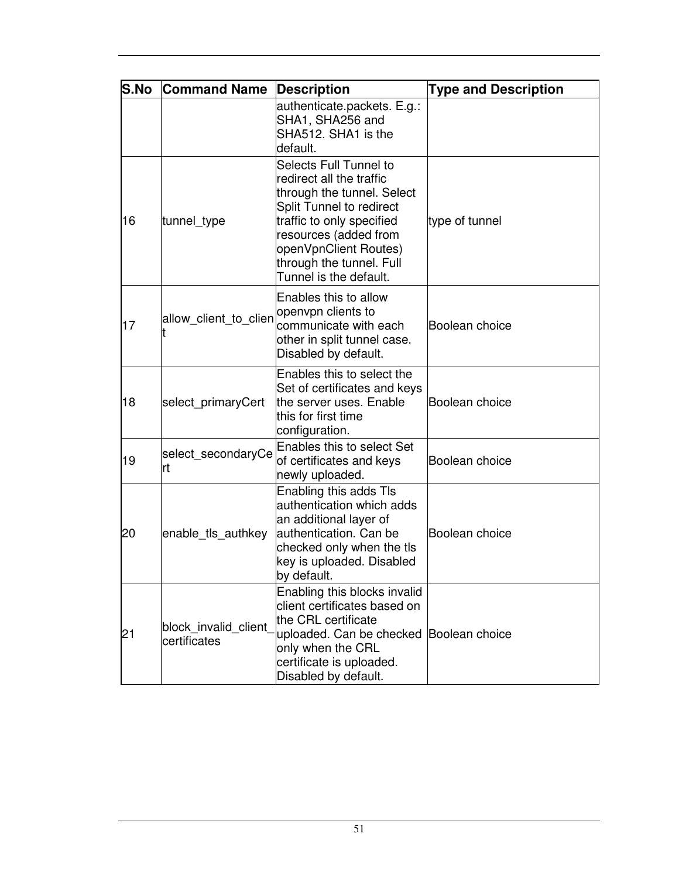| S.No | Command Name | Description | Type and Description |
|---|---|---|---|
| | | authenticate.packets. E.g.: SHA1, SHA256 and SHA512. SHA1 is the default. | |
| 16 | tunnel_type | Selects Full Tunnel to redirect all the traffic through the tunnel. Select Split Tunnel to redirect traffic to only specified resources (added from openVpnClient Routes) through the tunnel. Full Tunnel is the default. | type of tunnel |
| 17 | allow_client_to_client | Enables this to allow openvpn clients to communicate with each other in split tunnel case. Disabled by default. | Boolean choice |
| 18 | select_primaryCert | Enables this to select the Set of certificates and keys the server uses. Enable this for first time configuration. | Boolean choice |
| 19 | select_secondaryCert | Enables this to select Set of certificates and keys newly uploaded. | Boolean choice |
| 20 | enable_tls_authkey | Enabling this adds Tls authentication which adds an additional layer of authentication. Can be checked only when the tls key is uploaded. Disabled by default. | Boolean choice |
| 21 | block_invalid_client_certificates | Enabling this blocks invalid client certificates based on the CRL certificate uploaded. Can be checked only when the CRL certificate is uploaded. Disabled by default. | Boolean choice |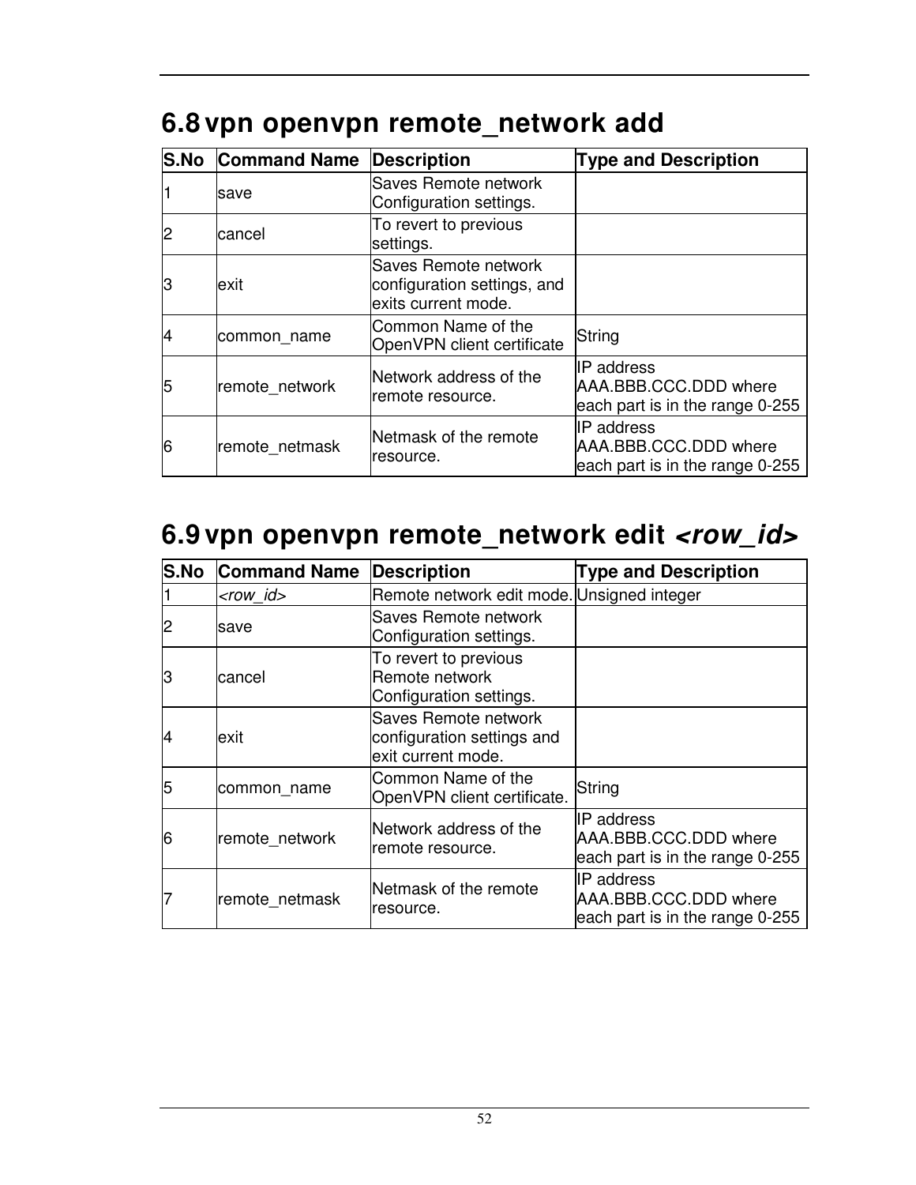## 6.8 vpn openvpn remote_network add

| S.No | Command Name | Description | Type and Description |
|---|---|---|---|
| 1 | save | Saves Remote network Configuration settings. | |
| 2 | cancel | To revert to previous settings. | |
| 3 | exit | Saves Remote network configuration settings, and exits current mode. | |
| 4 | common_name | Common Name of the OpenVPN client certificate | String |
| 5 | remote_network | Network address of the remote resource. | IP address AAA.BBB.CCC.DDD where each part is in the range 0-255 |
| 6 | remote_netmask | Netmask of the remote resource. | IP address AAA.BBB.CCC.DDD where each part is in the range 0-255 |

## 6.9 vpn openvpn remote_network edit *<row_id>*

| S.No | Command Name | Description | Type and Description |
|---|---|---|---|
| 1 | *<row_id>* | Remote network edit mode. | Unsigned integer |
| 2 | save | Saves Remote network Configuration settings. | |
| 3 | cancel | To revert to previous Remote network Configuration settings. | |
| 4 | exit | Saves Remote network configuration settings and exit current mode. | |
| 5 | common_name | Common Name of the OpenVPN client certificate. | String |
| 6 | remote_network | Network address of the remote resource. | IP address AAA.BBB.CCC.DDD where each part is in the range 0-255 |
| 7 | remote_netmask | Netmask of the remote resource. | IP address AAA.BBB.CCC.DDD where each part is in the range 0-255 |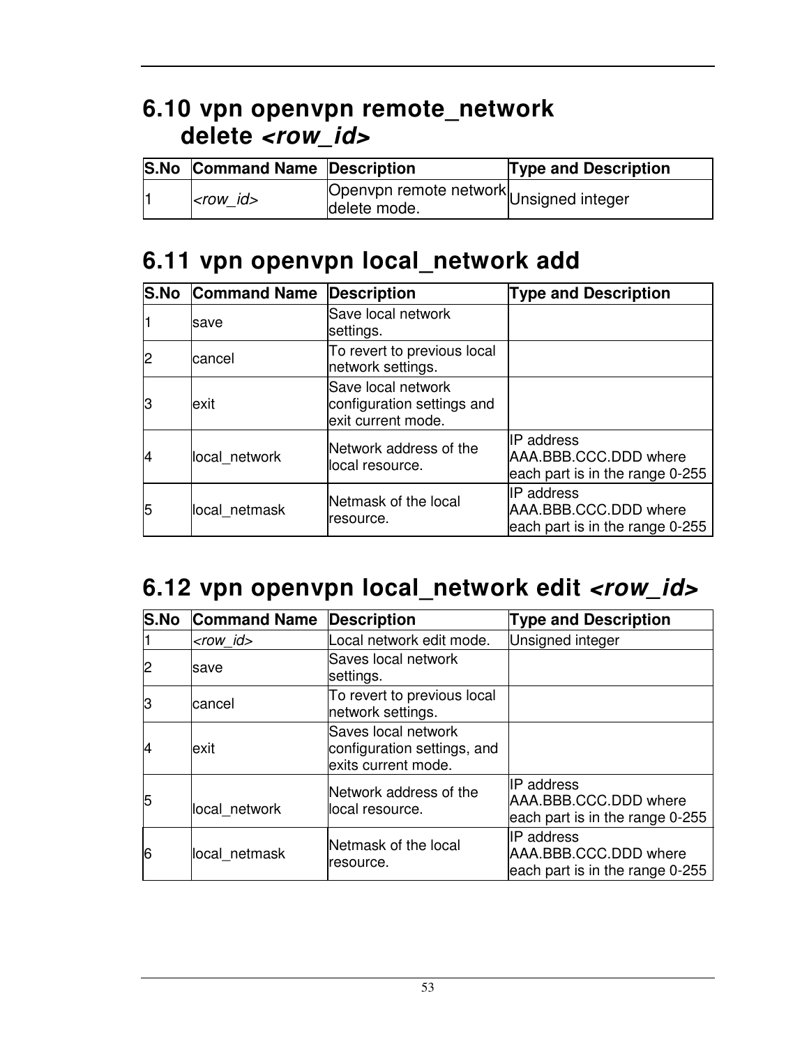## 6.10 vpn openvpn remote_network delete *<row_id>*

| S.No | Command Name | Description | Type and Description |
|---|---|---|---|
| 1 | *<row_id>* | Openvpn remote network delete mode. | Unsigned integer |

## 6.11 vpn openvpn local_network add

| S.No | Command Name | Description | Type and Description |
|---|---|---|---|
| 1 | save | Save local network settings. | |
| 2 | cancel | To revert to previous local network settings. | |
| 3 | exit | Save local network configuration settings and exit current mode. | |
| 4 | local_network | Network address of the local resource. | IP address AAA.BBB.CCC.DDD where each part is in the range 0-255 |
| 5 | local_netmask | Netmask of the local resource. | IP address AAA.BBB.CCC.DDD where each part is in the range 0-255 |

## 6.12 vpn openvpn local_network edit *<row_id>*

| S.No | Command Name | Description | Type and Description |
|---|---|---|---|
| 1 | *<row_id>* | Local network edit mode. | Unsigned integer |
| 2 | save | Saves local network settings. | |
| 3 | cancel | To revert to previous local network settings. | |
| 4 | exit | Saves local network configuration settings, and exits current mode. | |
| 5 | local_network | Network address of the local resource. | IP address AAA.BBB.CCC.DDD where each part is in the range 0-255 |
| 6 | local_netmask | Netmask of the local resource. | IP address AAA.BBB.CCC.DDD where each part is in the range 0-255 |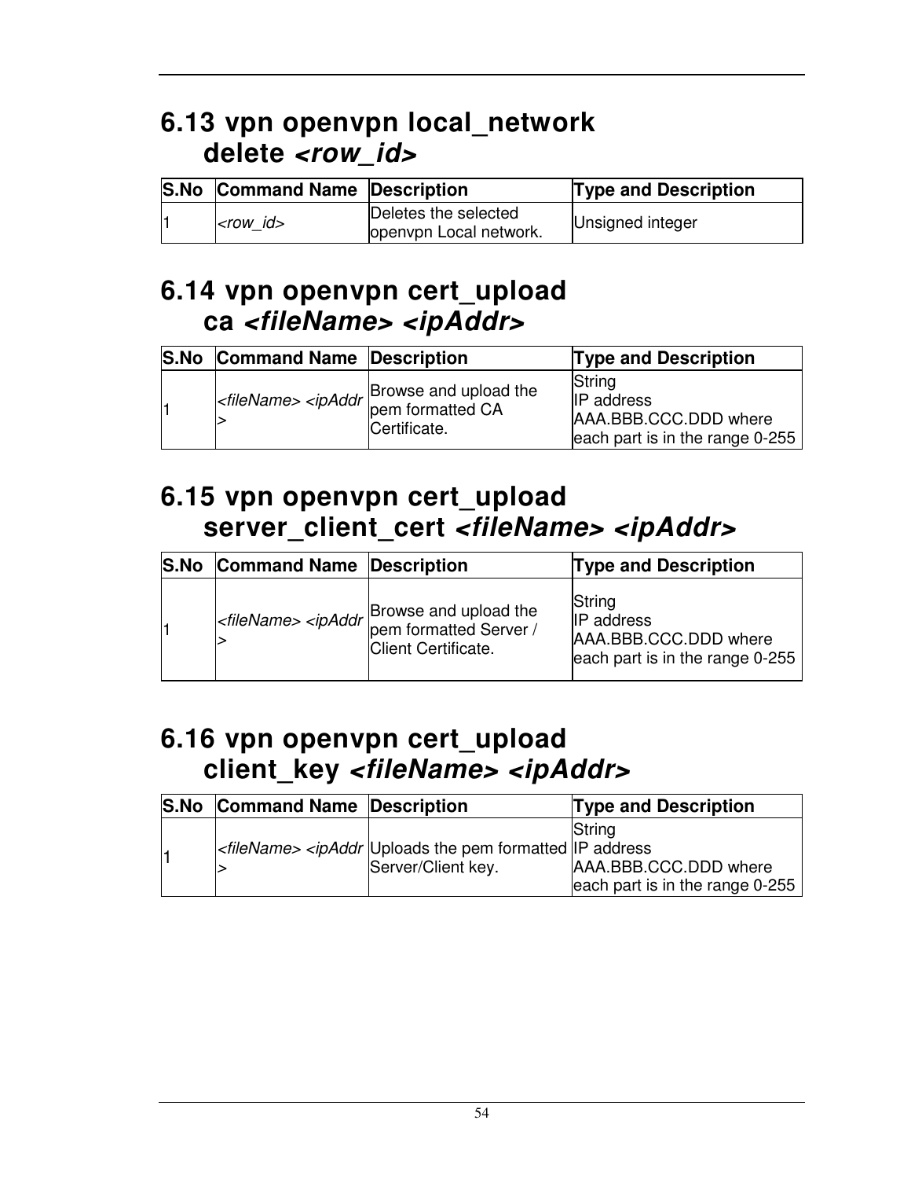## 6.13 vpn openvpn local_network delete *<row_id>*

| S.No | Command Name | Description | Type and Description |
|---|---|---|---|
| 1 | *<row_id>* | Deletes the selected openvpn Local network. | Unsigned integer |

## 6.14 vpn openvpn cert_upload ca *<fileName> <ipAddr>*

| S.No | Command Name | Description | Type and Description |
|---|---|---|---|
| 1 | *<fileName> <ipAddr>* | Browse and upload the pem formatted CA Certificate. | String<br>IP address<br>AAA.BBB.CCC.DDD where each part is in the range 0-255 |

## 6.15 vpn openvpn cert_upload server_client_cert *<fileName> <ipAddr>*

| S.No | Command Name | Description | Type and Description |
|---|---|---|---|
| 1 | *<fileName> <ipAddr>* | Browse and upload the pem formatted Server / Client Certificate. | String<br>IP address<br>AAA.BBB.CCC.DDD where each part is in the range 0-255 |

## 6.16 vpn openvpn cert_upload client_key *<fileName> <ipAddr>*

| S.No | Command Name | Description | Type and Description |
|---|---|---|---|
| 1 | *<fileName> <ipAddr>* | Uploads the pem formatted Server/Client key. | String<br>IP address<br>AAA.BBB.CCC.DDD where each part is in the range 0-255 |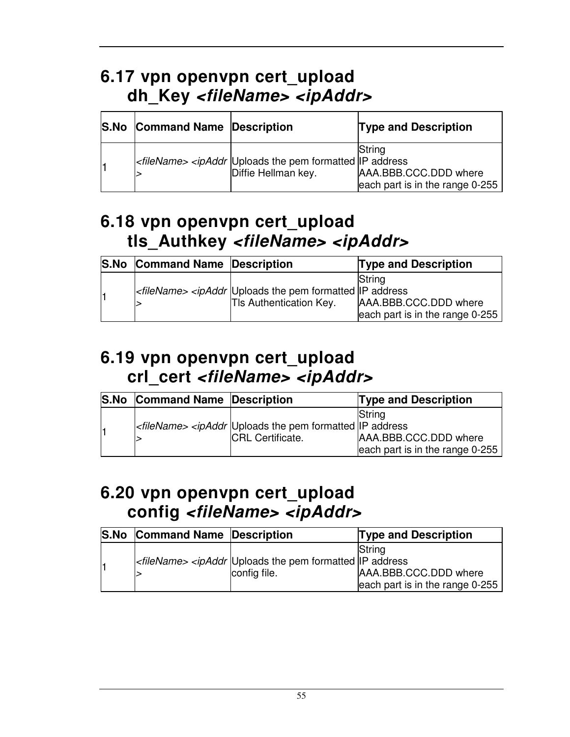## 6.17 vpn openvpn cert_upload dh_Key *<fileName> <ipAddr>*

| S.No | Command Name | Description | Type and Description |
|---|---|---|---|
| 1 | *<fileName> <ipAddr>* | Uploads the pem formatted Diffie Hellman key. | String<br>IP address<br>AAA.BBB.CCC.DDD where each part is in the range 0-255 |

## 6.18 vpn openvpn cert_upload tls_Authkey *<fileName> <ipAddr>*

| S.No | Command Name | Description | Type and Description |
|---|---|---|---|
| 1 | *<fileName> <ipAddr>* | Uploads the pem formatted Tls Authentication Key. | String<br>IP address<br>AAA.BBB.CCC.DDD where each part is in the range 0-255 |

## 6.19 vpn openvpn cert_upload crl_cert *<fileName> <ipAddr>*

| S.No | Command Name | Description | Type and Description |
|---|---|---|---|
| 1 | *<fileName> <ipAddr>* | Uploads the pem formatted CRL Certificate. | String<br>IP address<br>AAA.BBB.CCC.DDD where each part is in the range 0-255 |

## 6.20 vpn openvpn cert_upload config *<fileName> <ipAddr>*

| S.No | Command Name | Description | Type and Description |
|---|---|---|---|
| 1 | *<fileName> <ipAddr>* | Uploads the pem formatted config file. | String<br>IP address<br>AAA.BBB.CCC.DDD where each part is in the range 0-255 |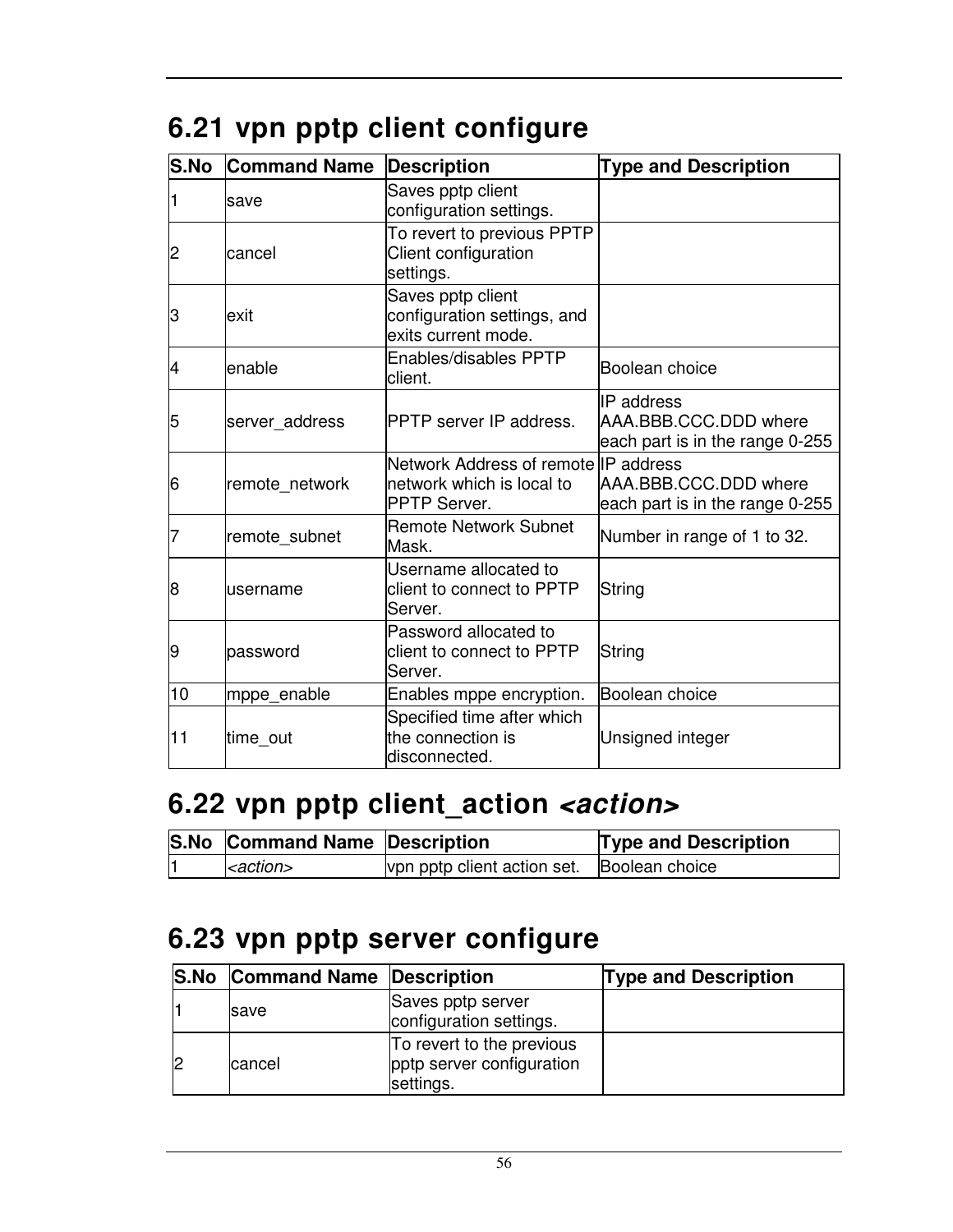## 6.21 vpn pptp client configure

| S.No | Command Name | Description | Type and Description |
|---|---|---|---|
| 1 | save | Saves pptp client configuration settings. | |
| 2 | cancel | To revert to previous PPTP Client configuration settings. | |
| 3 | exit | Saves pptp client configuration settings, and exits current mode. | |
| 4 | enable | Enables/disables PPTP client. | Boolean choice |
| 5 | server_address | PPTP server IP address. | IP address AAA.BBB.CCC.DDD where each part is in the range 0-255 |
| 6 | remote_network | Network Address of remote network which is local to PPTP Server. | IP address AAA.BBB.CCC.DDD where each part is in the range 0-255 |
| 7 | remote_subnet | Remote Network Subnet Mask. | Number in range of 1 to 32. |
| 8 | username | Username allocated to client to connect to PPTP Server. | String |
| 9 | password | Password allocated to client to connect to PPTP Server. | String |
| 10 | mppe_enable | Enables mppe encryption. | Boolean choice |
| 11 | time_out | Specified time after which the connection is disconnected. | Unsigned integer |

## 6.22 vpn pptp client_action *<action>*

| S.No | Command Name | Description | Type and Description |
|---|---|---|---|
| 1 | *<action>* | vpn pptp client action set. | Boolean choice |

## 6.23 vpn pptp server configure

| S.No | Command Name | Description | Type and Description |
|---|---|---|---|
| 1 | save | Saves pptp server configuration settings. | |
| 2 | cancel | To revert to the previous pptp server configuration settings. | |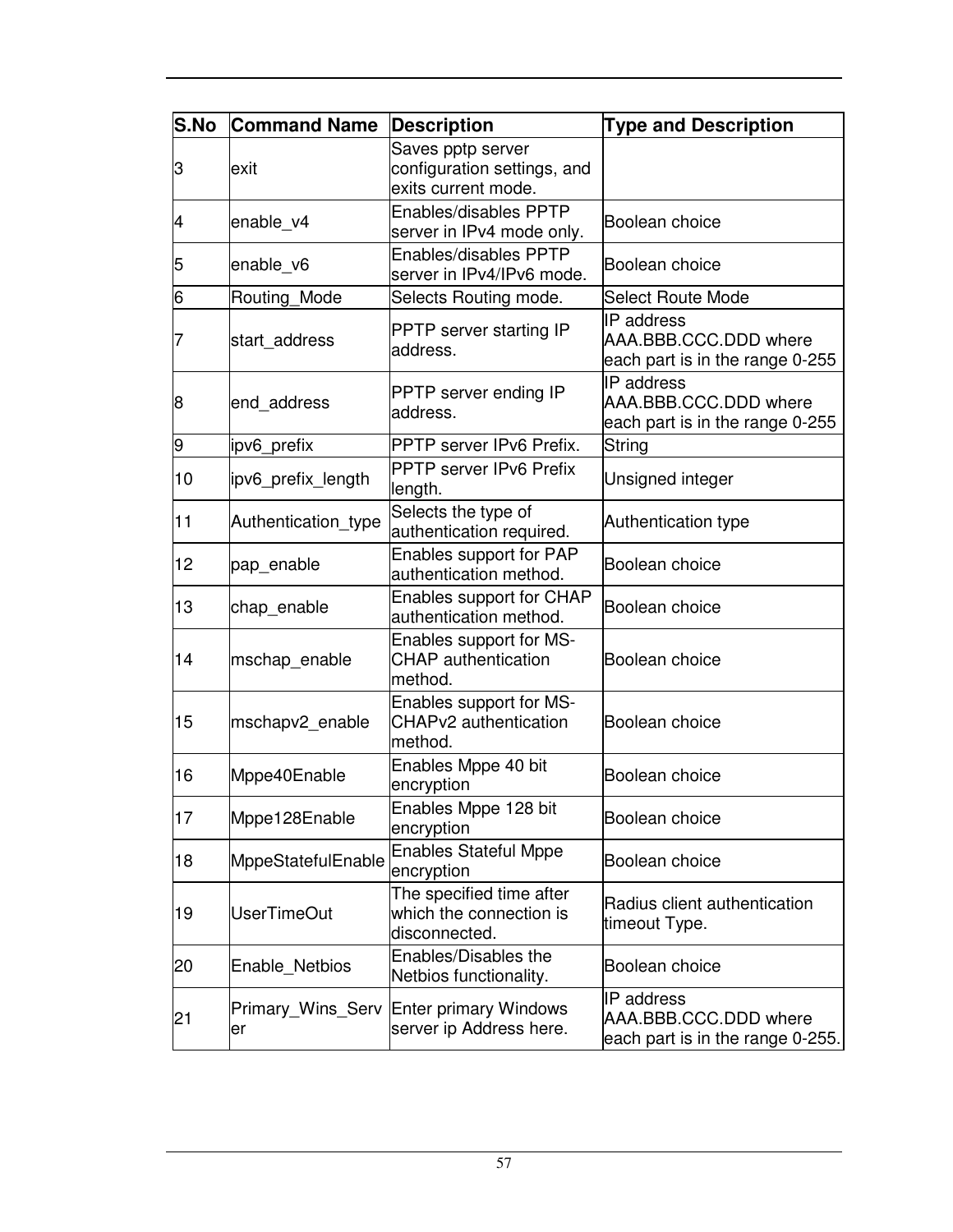| S.No | Command Name | Description | Type and Description |
|---|---|---|---|
| 3 | exit | Saves pptp server configuration settings, and exits current mode. | |
| 4 | enable_v4 | Enables/disables PPTP server in IPv4 mode only. | Boolean choice |
| 5 | enable_v6 | Enables/disables PPTP server in IPv4/IPv6 mode. | Boolean choice |
| 6 | Routing_Mode | Selects Routing mode. | Select Route Mode |
| 7 | start_address | PPTP server starting IP address. | IP address AAA.BBB.CCC.DDD where each part is in the range 0-255 |
| 8 | end_address | PPTP server ending IP address. | IP address AAA.BBB.CCC.DDD where each part is in the range 0-255 |
| 9 | ipv6_prefix | PPTP server IPv6 Prefix. | String |
| 10 | ipv6_prefix_length | PPTP server IPv6 Prefix length. | Unsigned integer |
| 11 | Authentication_type | Selects the type of authentication required. | Authentication type |
| 12 | pap_enable | Enables support for PAP authentication method. | Boolean choice |
| 13 | chap_enable | Enables support for CHAP authentication method. | Boolean choice |
| 14 | mschap_enable | Enables support for MS-CHAP authentication method. | Boolean choice |
| 15 | mschapv2_enable | Enables support for MS-CHAPv2 authentication method. | Boolean choice |
| 16 | Mppe40Enable | Enables Mppe 40 bit encryption | Boolean choice |
| 17 | Mppe128Enable | Enables Mppe 128 bit encryption | Boolean choice |
| 18 | MppeStatefulEnable | Enables Stateful Mppe encryption | Boolean choice |
| 19 | UserTimeOut | The specified time after which the connection is disconnected. | Radius client authentication timeout Type. |
| 20 | Enable_Netbios | Enables/Disables the Netbios functionality. | Boolean choice |
| 21 | Primary_Wins_Server | Enter primary Windows server ip Address here. | IP address AAA.BBB.CCC.DDD where each part is in the range 0-255. |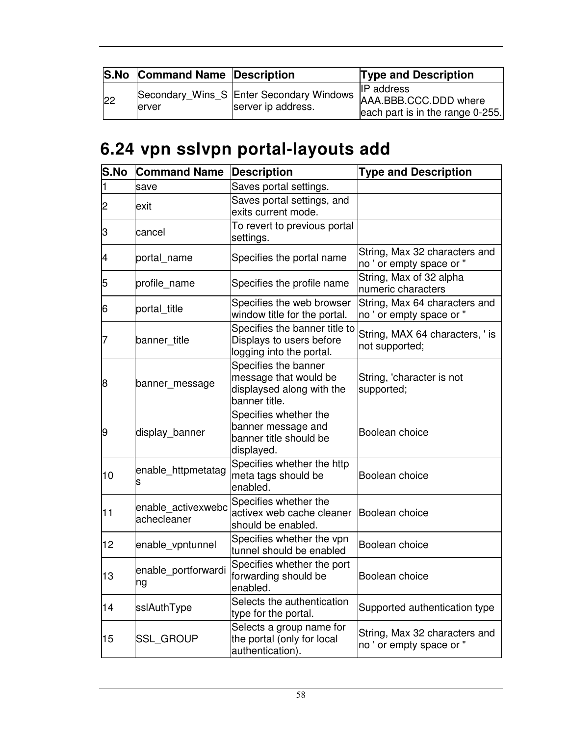| S.No | Command Name | Description | Type and Description |
|---|---|---|---|
| 22 | Secondary_Wins_Server | Enter Secondary Windows server ip address. | IP address AAA.BBB.CCC.DDD where each part is in the range 0-255. |

## 6.24 vpn sslvpn portal-layouts add

| S.No | Command Name | Description | Type and Description |
|---|---|---|---|
| 1 | save | Saves portal settings. | |
| 2 | exit | Saves portal settings, and exits current mode. | |
| 3 | cancel | To revert to previous portal settings. | |
| 4 | portal_name | Specifies the portal name | String, Max 32 characters and no ' or empty space or " |
| 5 | profile_name | Specifies the profile name | String, Max of 32 alpha numeric characters |
| 6 | portal_title | Specifies the web browser window title for the portal. | String, Max 64 characters and no ' or empty space or " |
| 7 | banner_title | Specifies the banner title to Displays to users before logging into the portal. | String, MAX 64 characters, ' is not supported; |
| 8 | banner_message | Specifies the banner message that would be displaysed along with the banner title. | String, 'character is not supported; |
| 9 | display_banner | Specifies whether the banner message and banner title should be displayed. | Boolean choice |
| 10 | enable_httpmetatags | Specifies whether the http meta tags should be enabled. | Boolean choice |
| 11 | enable_activexwebcachecleaner | Specifies whether the activex web cache cleaner should be enabled. | Boolean choice |
| 12 | enable_vpntunnel | Specifies whether the vpn tunnel should be enabled | Boolean choice |
| 13 | enable_portforwarding | Specifies whether the port forwarding should be enabled. | Boolean choice |
| 14 | sslAuthType | Selects the authentication type for the portal. | Supported authentication type |
| 15 | SSL_GROUP | Selects a group name for the portal (only for local authentication). | String, Max 32 characters and no ' or empty space or " |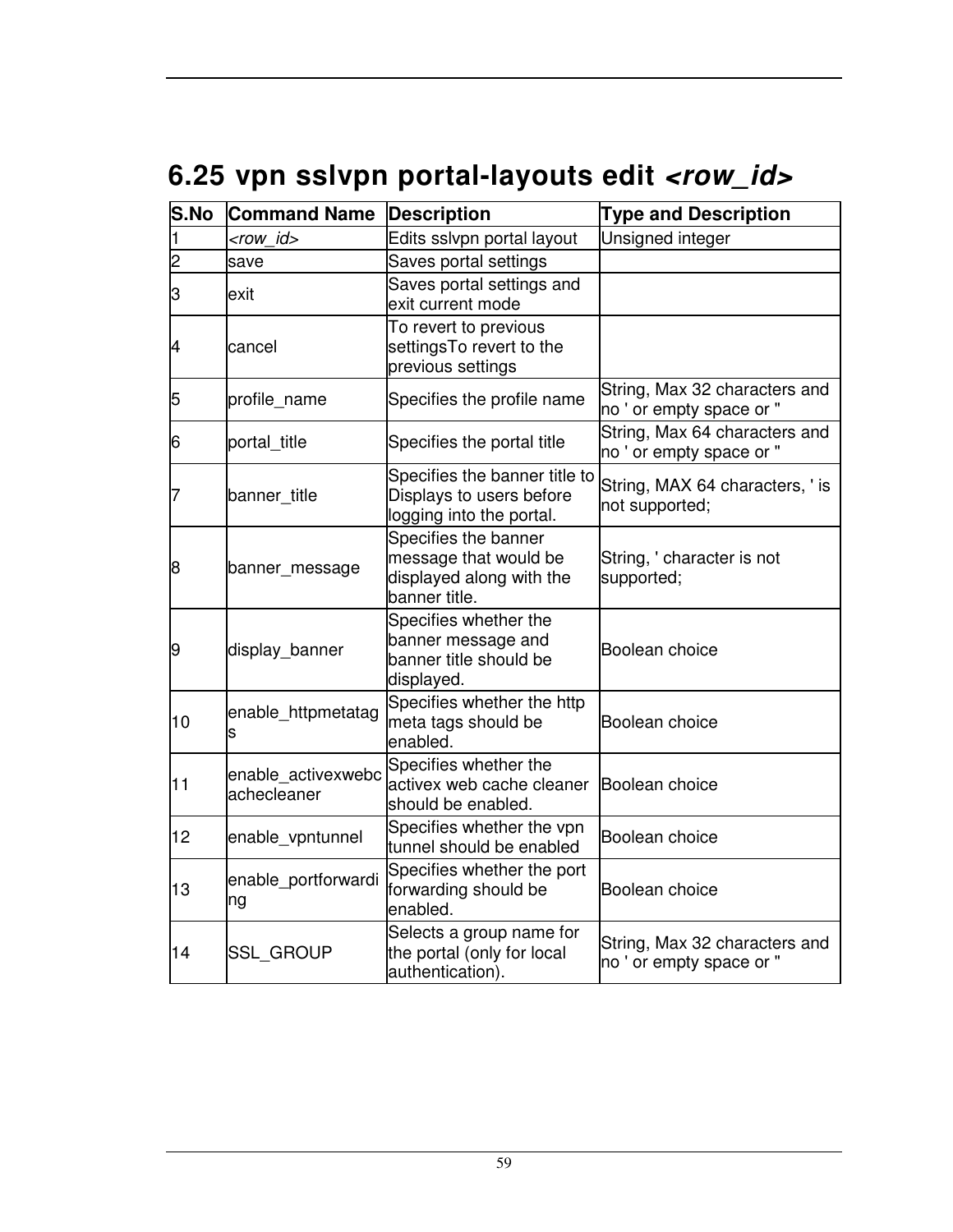## 6.25 vpn sslvpn portal-layouts edit *<row_id>*

| S.No | Command Name | Description | Type and Description |
|---|---|---|---|
| 1 | *<row_id>* | Edits sslvpn portal layout | Unsigned integer |
| 2 | save | Saves portal settings | |
| 3 | exit | Saves portal settings and exit current mode | |
| 4 | cancel | To revert to previous settingsTo revert to the previous settings | |
| 5 | profile_name | Specifies the profile name | String, Max 32 characters and no ' or empty space or " |
| 6 | portal_title | Specifies the portal title | String, Max 64 characters and no ' or empty space or " |
| 7 | banner_title | Specifies the banner title to Displays to users before logging into the portal. | String, MAX 64 characters, ' is not supported; |
| 8 | banner_message | Specifies the banner message that would be displayed along with the banner title. | String, ' character is not supported; |
| 9 | display_banner | Specifies whether the banner message and banner title should be displayed. | Boolean choice |
| 10 | enable_httpmetatags | Specifies whether the http meta tags should be enabled. | Boolean choice |
| 11 | enable_activexwebcachecleaner | Specifies whether the activex web cache cleaner should be enabled. | Boolean choice |
| 12 | enable_vpntunnel | Specifies whether the vpn tunnel should be enabled | Boolean choice |
| 13 | enable_portforwarding | Specifies whether the port forwarding should be enabled. | Boolean choice |
| 14 | SSL_GROUP | Selects a group name for the portal (only for local authentication). | String, Max 32 characters and no ' or empty space or " |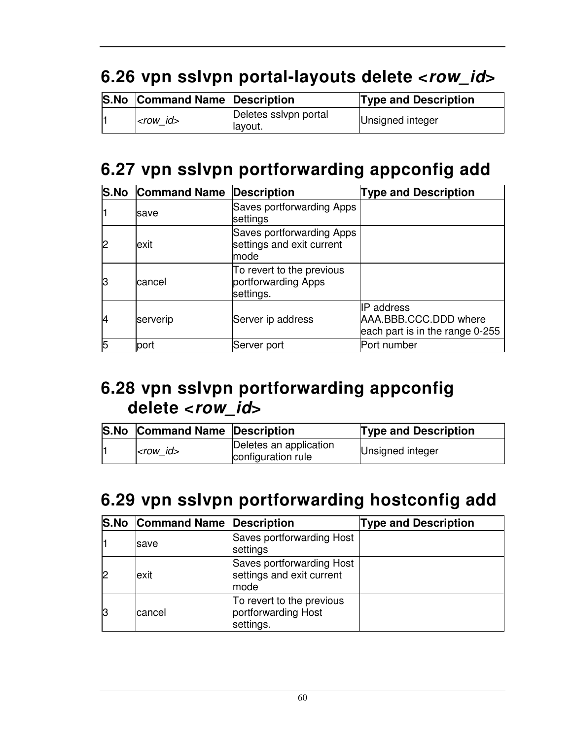## 6.26 vpn sslvpn portal-layouts delete <*row_id*>

| S.No | Command Name | Description | Type and Description |
|---|---|---|---|
| 1 | *<row_id>* | Deletes sslvpn portal layout. | Unsigned integer |

## 6.27 vpn sslvpn portforwarding appconfig add

| S.No | Command Name | Description | Type and Description |
|---|---|---|---|
| 1 | save | Saves portforwarding Apps settings | |
| 2 | exit | Saves portforwarding Apps settings and exit current mode | |
| 3 | cancel | To revert to the previous portforwarding Apps settings. | |
| 4 | serverip | Server ip address | IP address AAA.BBB.CCC.DDD where each part is in the range 0-255 |
| 5 | port | Server port | Port number |

## 6.28 vpn sslvpn portforwarding appconfig delete <*row_id*>

| S.No | Command Name | Description | Type and Description |
|---|---|---|---|
| 1 | *<row_id>* | Deletes an application configuration rule | Unsigned integer |

## 6.29 vpn sslvpn portforwarding hostconfig add

| S.No | Command Name | Description | Type and Description |
|---|---|---|---|
| 1 | save | Saves portforwarding Host settings | |
| 2 | exit | Saves portforwarding Host settings and exit current mode | |
| 3 | cancel | To revert to the previous portforwarding Host settings. | |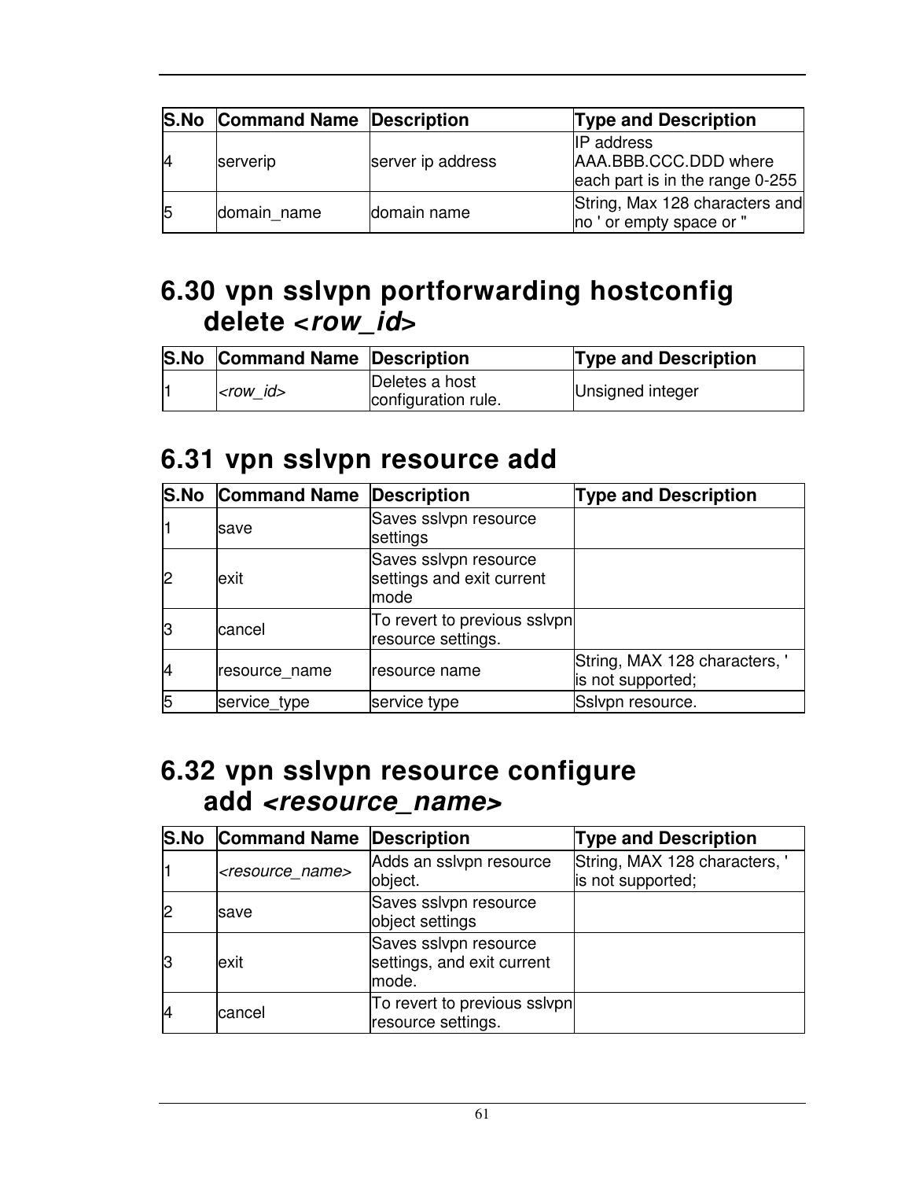| S.No | Command Name | Description | Type and Description |
|---|---|---|---|
| 4 | serverip | server ip address | IP address AAA.BBB.CCC.DDD where each part is in the range 0-255 |
| 5 | domain_name | domain name | String, Max 128 characters and no ' or empty space or " |

## 6.30 vpn sslvpn portforwarding hostconfig delete *<row_id>*

| S.No | Command Name | Description | Type and Description |
|---|---|---|---|
| 1 | *<row_id>* | Deletes a host configuration rule. | Unsigned integer |

## 6.31 vpn sslvpn resource add

| S.No | Command Name | Description | Type and Description |
|---|---|---|---|
| 1 | save | Saves sslvpn resource settings | |
| 2 | exit | Saves sslvpn resource settings and exit current mode | |
| 3 | cancel | To revert to previous sslvpn resource settings. | |
| 4 | resource_name | resource name | String, MAX 128 characters, ' is not supported; |
| 5 | service_type | service type | Sslvpn resource. |

## 6.32 vpn sslvpn resource configure add *<resource_name>*

| S.No | Command Name | Description | Type and Description |
|---|---|---|---|
| 1 | *<resource_name>* | Adds an sslvpn resource object. | String, MAX 128 characters, ' is not supported; |
| 2 | save | Saves sslvpn resource object settings | |
| 3 | exit | Saves sslvpn resource settings, and exit current mode. | |
| 4 | cancel | To revert to previous sslvpn resource settings. | |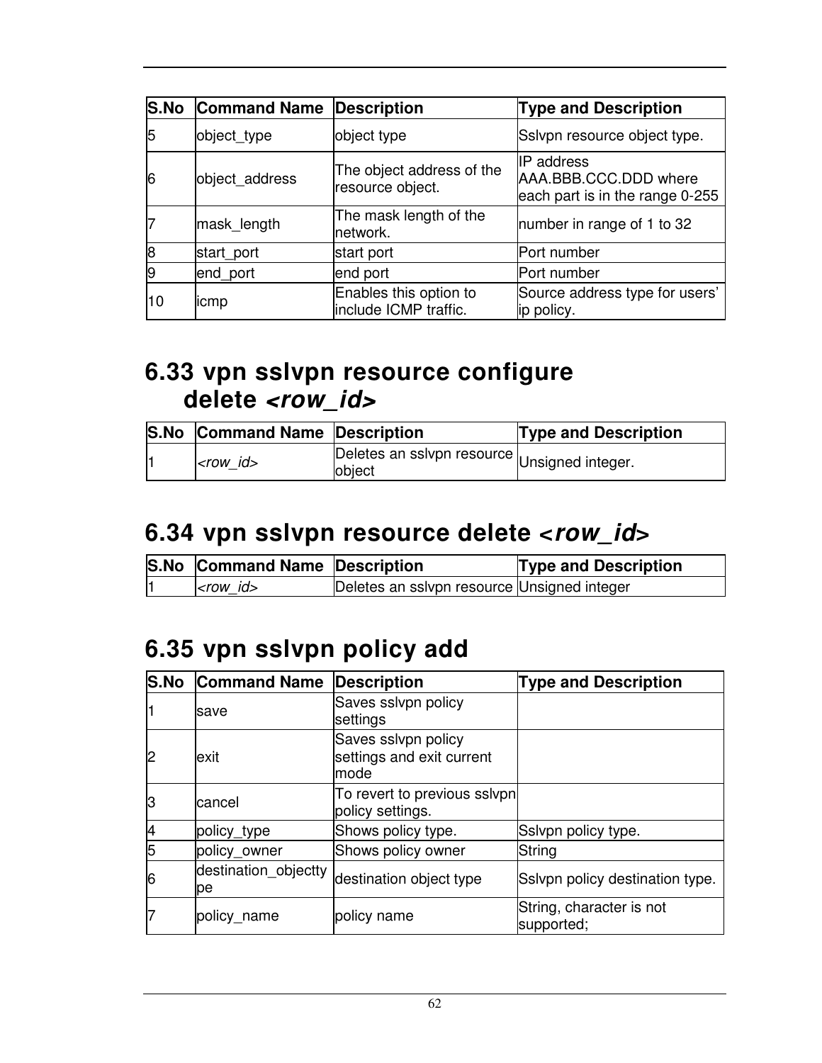| S.No | Command Name | Description | Type and Description |
|---|---|---|---|
| 5 | object_type | object type | Sslvpn resource object type. |
| 6 | object_address | The object address of the resource object. | IP address AAA.BBB.CCC.DDD where each part is in the range 0-255 |
| 7 | mask_length | The mask length of the network. | number in range of 1 to 32 |
| 8 | start_port | start port | Port number |
| 9 | end_port | end port | Port number |
| 10 | icmp | Enables this option to include ICMP traffic. | Source address type for users' ip policy. |

# 6.33 vpn sslvpn resource configure delete *<row_id>*

| S.No | Command Name | Description | Type and Description |
|---|---|---|---|
| 1 | *<row_id>* | Deletes an sslvpn resource object | Unsigned integer. |

# 6.34 vpn sslvpn resource delete *<row_id>*

| S.No | Command Name | Description | Type and Description |
|---|---|---|---|
| 1 | *<row_id>* | Deletes an sslvpn resource | Unsigned integer |

# 6.35 vpn sslvpn policy add

| S.No | Command Name | Description | Type and Description |
|---|---|---|---|
| 1 | save | Saves sslvpn policy settings | |
| 2 | exit | Saves sslvpn policy settings and exit current mode | |
| 3 | cancel | To revert to previous sslvpn policy settings. | |
| 4 | policy_type | Shows policy type. | Sslvpn policy type. |
| 5 | policy_owner | Shows policy owner | String |
| 6 | destination_objecttype | destination object type | Sslvpn policy destination type. |
| 7 | policy_name | policy name | String, character is not supported; |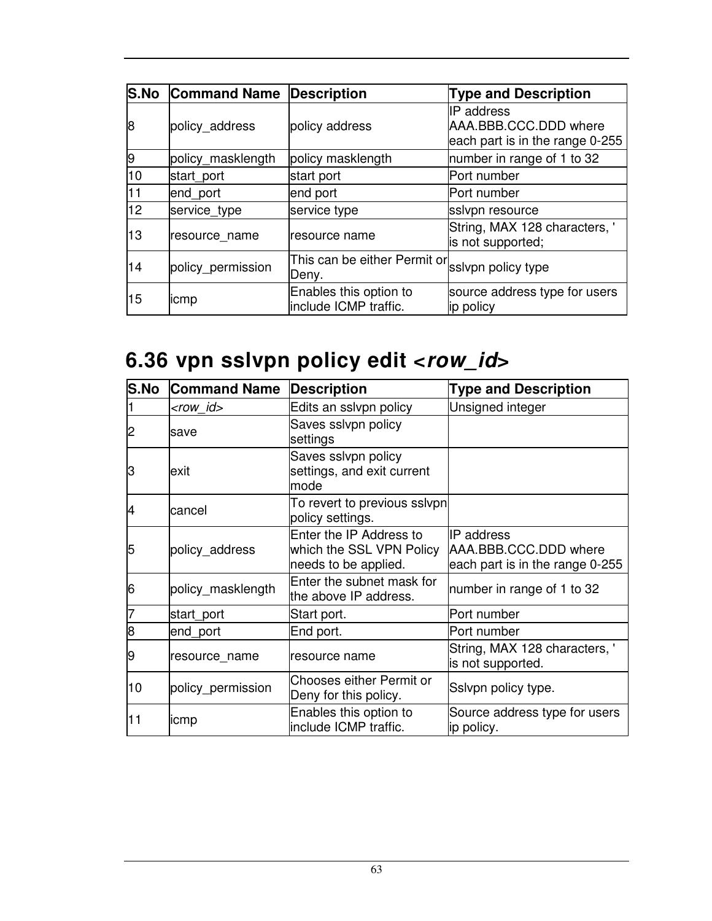| S.No | Command Name | Description | Type and Description |
|---|---|---|---|
| 8 | policy_address | policy address | IP address AAA.BBB.CCC.DDD where each part is in the range 0-255 |
| 9 | policy_masklength | policy masklength | number in range of 1 to 32 |
| 10 | start_port | start port | Port number |
| 11 | end_port | end port | Port number |
| 12 | service_type | service type | sslvpn resource |
| 13 | resource_name | resource name | String, MAX 128 characters, ' is not supported; |
| 14 | policy_permission | This can be either Permit or Deny. | sslvpn policy type |
| 15 | icmp | Enables this option to include ICMP traffic. | source address type for users ip policy |

## 6.36 vpn sslvpn policy edit <*row_id*>

| S.No | Command Name | Description | Type and Description |
|---|---|---|---|
| 1 | *<row_id>* | Edits an sslvpn policy | Unsigned integer |
| 2 | save | Saves sslvpn policy settings | |
| 3 | exit | Saves sslvpn policy settings, and exit current mode | |
| 4 | cancel | To revert to previous sslvpn policy settings. | |
| 5 | policy_address | Enter the IP Address to which the SSL VPN Policy needs to be applied. | IP address AAA.BBB.CCC.DDD where each part is in the range 0-255 |
| 6 | policy_masklength | Enter the subnet mask for the above IP address. | number in range of 1 to 32 |
| 7 | start_port | Start port. | Port number |
| 8 | end_port | End port. | Port number |
| 9 | resource_name | resource name | String, MAX 128 characters, ' is not supported. |
| 10 | policy_permission | Chooses either Permit or Deny for this policy. | Sslvpn policy type. |
| 11 | icmp | Enables this option to include ICMP traffic. | Source address type for users ip policy. |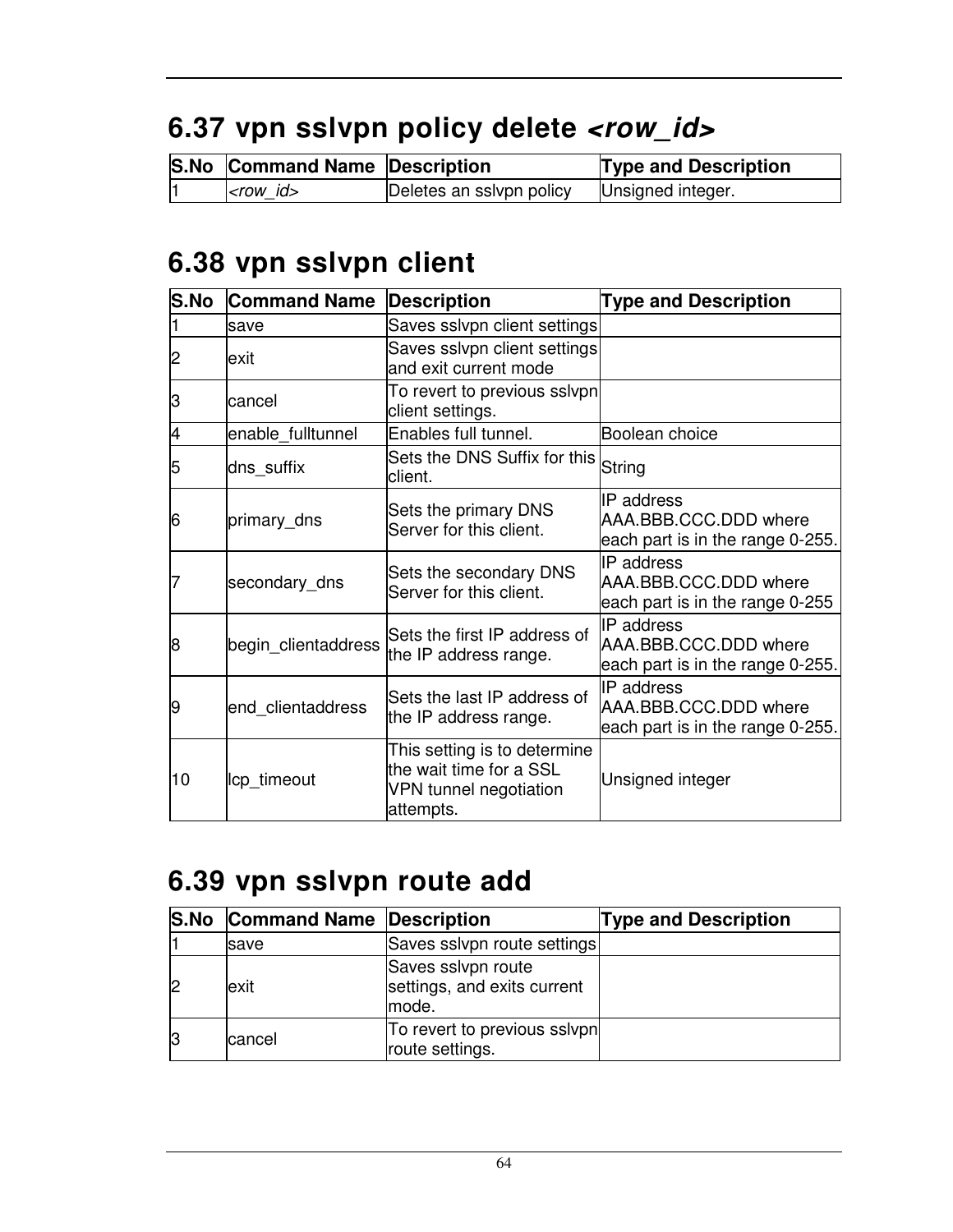## 6.37 vpn sslvpn policy delete *<row_id>*

| S.No | Command Name | Description | Type and Description |
|---|---|---|---|
| 1 | *<row_id>* | Deletes an sslvpn policy | Unsigned integer. |

## 6.38 vpn sslvpn client

| S.No | Command Name | Description | Type and Description |
|---|---|---|---|
| 1 | save | Saves sslvpn client settings | |
| 2 | exit | Saves sslvpn client settings and exit current mode | |
| 3 | cancel | To revert to previous sslvpn client settings. | |
| 4 | enable_fulltunnel | Enables full tunnel. | Boolean choice |
| 5 | dns_suffix | Sets the DNS Suffix for this client. | String |
| 6 | primary_dns | Sets the primary DNS Server for this client. | IP address AAA.BBB.CCC.DDD where each part is in the range 0-255. |
| 7 | secondary_dns | Sets the secondary DNS Server for this client. | IP address AAA.BBB.CCC.DDD where each part is in the range 0-255 |
| 8 | begin_clientaddress | Sets the first IP address of the IP address range. | IP address AAA.BBB.CCC.DDD where each part is in the range 0-255. |
| 9 | end_clientaddress | Sets the last IP address of the IP address range. | IP address AAA.BBB.CCC.DDD where each part is in the range 0-255. |
| 10 | lcp_timeout | This setting is to determine the wait time for a SSL VPN tunnel negotiation attempts. | Unsigned integer |

## 6.39 vpn sslvpn route add

| S.No | Command Name | Description | Type and Description |
|---|---|---|---|
| 1 | save | Saves sslvpn route settings | |
| 2 | exit | Saves sslvpn route settings, and exits current mode. | |
| 3 | cancel | To revert to previous sslvpn route settings. | |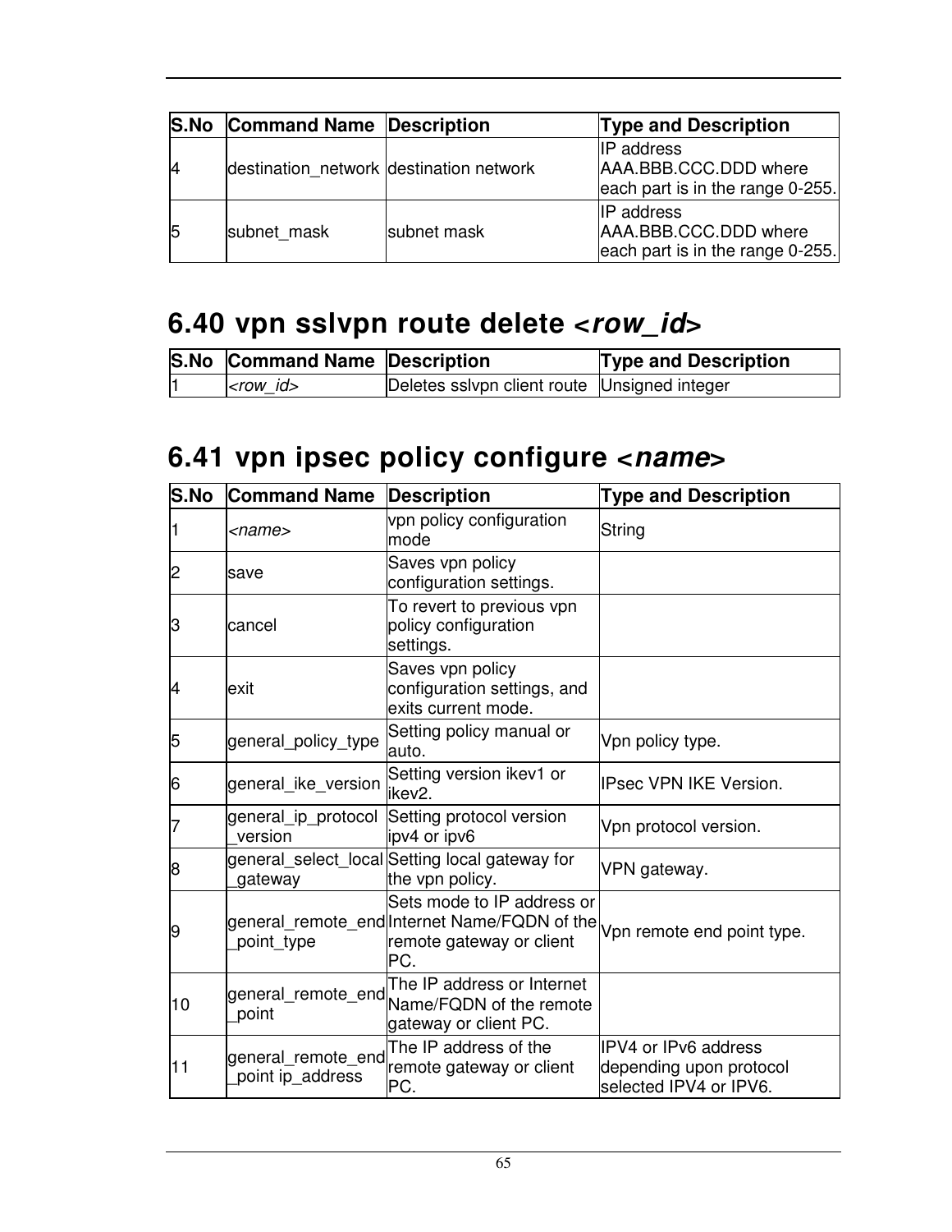| S.No | Command Name | Description | Type and Description |
|---|---|---|---|
| 4 | destination_network | destination network | IP address AAA.BBB.CCC.DDD where each part is in the range 0-255. |
| 5 | subnet_mask | subnet mask | IP address AAA.BBB.CCC.DDD where each part is in the range 0-255. |

## 6.40 vpn sslvpn route delete *<row_id>*

| S.No | Command Name | Description | Type and Description |
|---|---|---|---|
| 1 | *<row_id>* | Deletes sslvpn client route | Unsigned integer |

## 6.41 vpn ipsec policy configure *<name>*

| S.No | Command Name | Description | Type and Description |
|---|---|---|---|
| 1 | *<name>* | vpn policy configuration mode | String |
| 2 | save | Saves vpn policy configuration settings. | |
| 3 | cancel | To revert to previous vpn policy configuration settings. | |
| 4 | exit | Saves vpn policy configuration settings, and exits current mode. | |
| 5 | general_policy_type | Setting policy manual or auto. | Vpn policy type. |
| 6 | general_ike_version | Setting version ikev1 or ikev2. | IPsec VPN IKE Version. |
| 7 | general_ip_protocol_version | Setting protocol version ipv4 or ipv6 | Vpn protocol version. |
| 8 | general_select_local_gateway | Setting local gateway for the vpn policy. | VPN gateway. |
| 9 | general_remote_end_point_type | Sets mode to IP address or Internet Name/FQDN of the remote gateway or client PC. | Vpn remote end point type. |
| 10 | general_remote_end_point | The IP address or Internet Name/FQDN of the remote gateway or client PC. | |
| 11 | general_remote_end_point ip_address | The IP address of the remote gateway or client PC. | IPV4 or IPv6 address depending upon protocol selected IPV4 or IPV6. |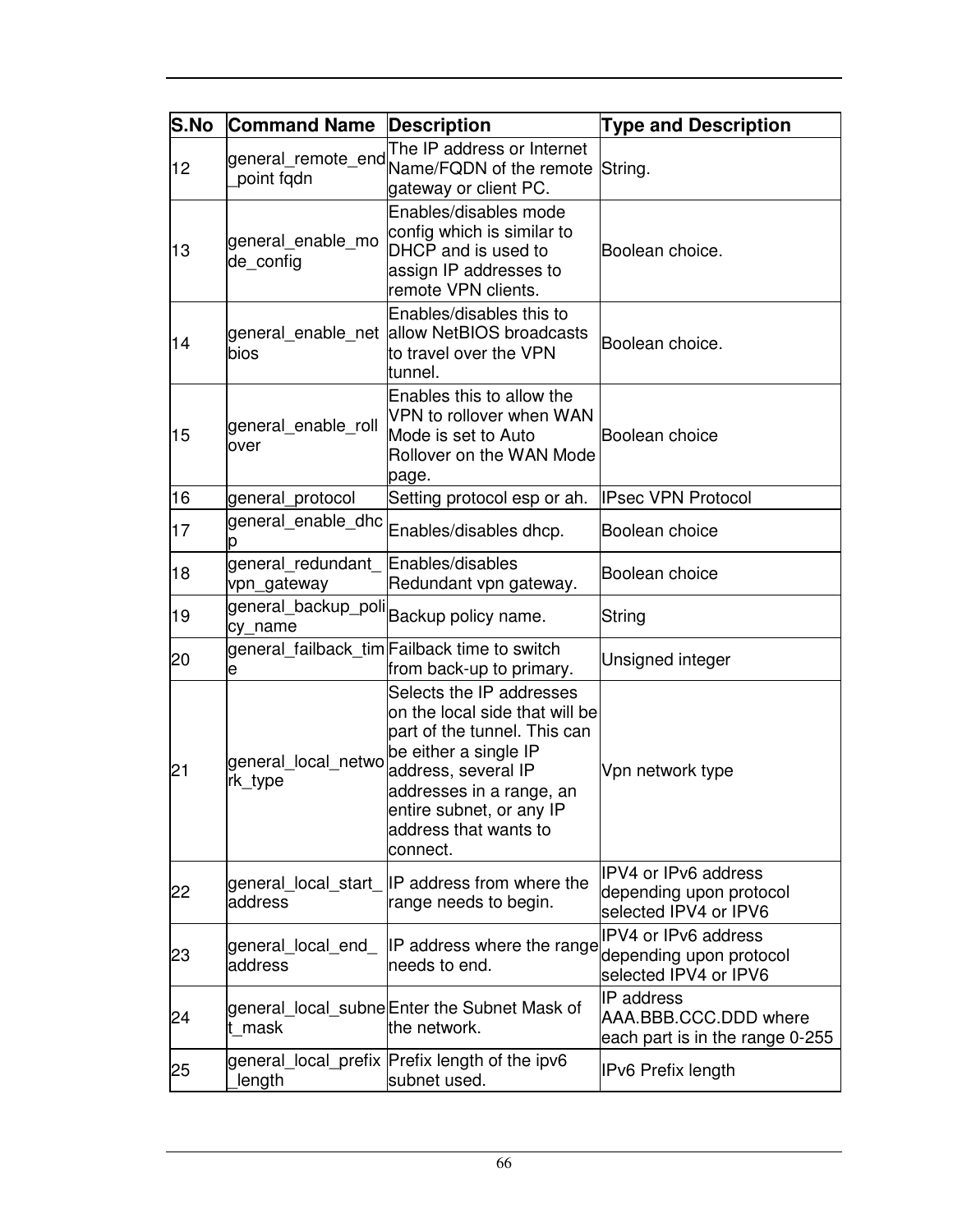| S.No | Command Name | Description | Type and Description |
|---|---|---|---|
| 12 | general_remote_end_point fqdn | The IP address or Internet Name/FQDN of the remote gateway or client PC. | String. |
| 13 | general_enable_mode_config | Enables/disables mode config which is similar to DHCP and is used to assign IP addresses to remote VPN clients. | Boolean choice. |
| 14 | general_enable_netbios | Enables/disables this to allow NetBIOS broadcasts to travel over the VPN tunnel. | Boolean choice. |
| 15 | general_enable_rollover | Enables this to allow the VPN to rollover when WAN Mode is set to Auto Rollover on the WAN Mode page. | Boolean choice |
| 16 | general_protocol | Setting protocol esp or ah. | IPsec VPN Protocol |
| 17 | general_enable_dhcp | Enables/disables dhcp. | Boolean choice |
| 18 | general_redundant_vpn_gateway | Enables/disables Redundant vpn gateway. | Boolean choice |
| 19 | general_backup_policy_name | Backup policy name. | String |
| 20 | general_failback_time | Failback time to switch from back-up to primary. | Unsigned integer |
| 21 | general_local_network_type | Selects the IP addresses on the local side that will be part of the tunnel. This can be either a single IP address, several IP addresses in a range, an entire subnet, or any IP address that wants to connect. | Vpn network type |
| 22 | general_local_start_address | IP address from where the range needs to begin. | IPV4 or IPv6 address depending upon protocol selected IPV4 or IPV6 |
| 23 | general_local_end_address | IP address where the range needs to end. | IPV4 or IPv6 address depending upon protocol selected IPV4 or IPV6 |
| 24 | general_local_subnet_mask | Enter the Subnet Mask of the network. | IP address AAA.BBB.CCC.DDD where each part is in the range 0-255 |
| 25 | general_local_prefix_length | Prefix length of the ipv6 subnet used. | IPv6 Prefix length |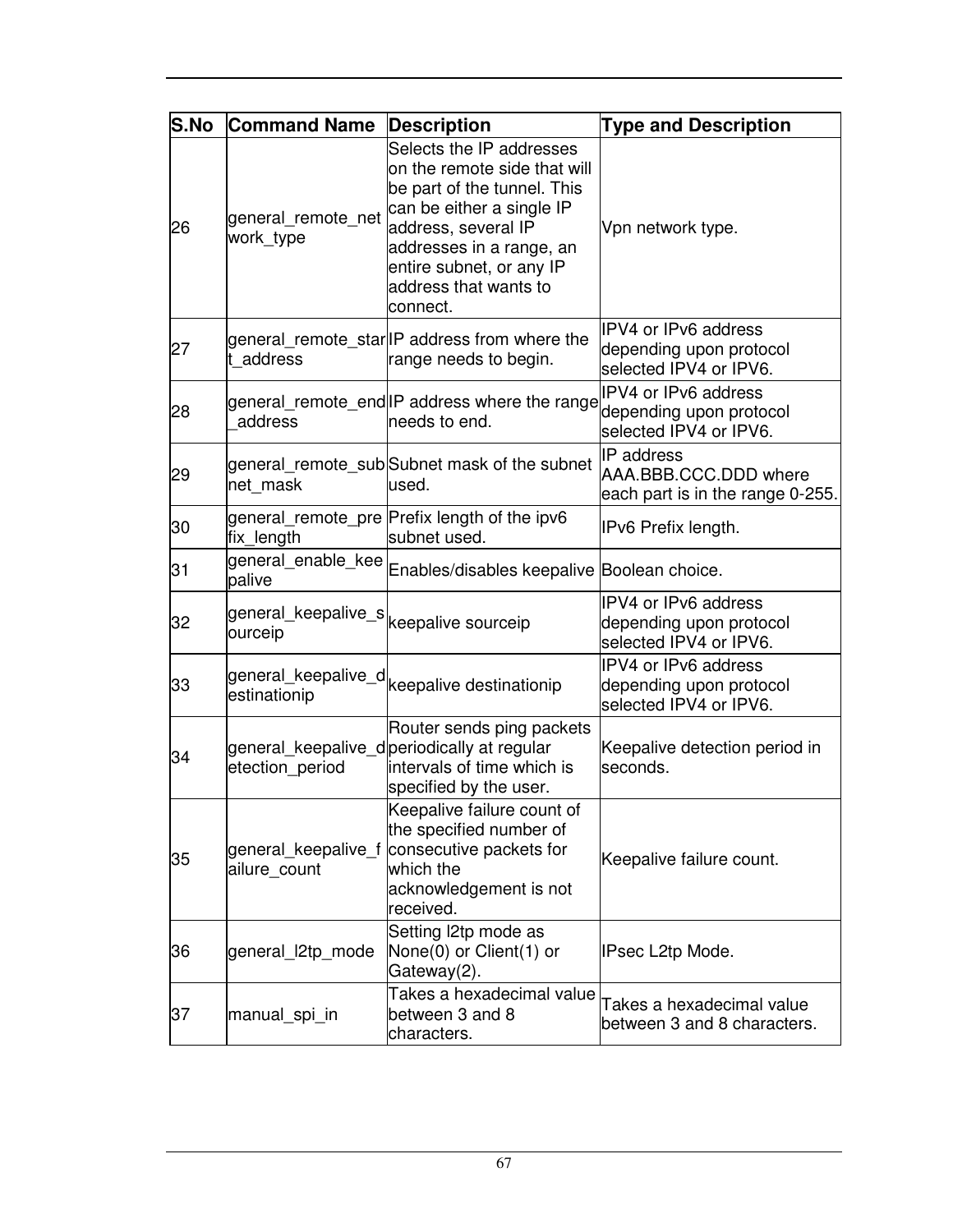| S.No | Command Name | Description | Type and Description |
| --- | --- | --- | --- |
| 26 | general_remote_network_type | Selects the IP addresses on the remote side that will be part of the tunnel. This can be either a single IP address, several IP addresses in a range, an entire subnet, or any IP address that wants to connect. | Vpn network type. |
| 27 | general_remote_start_address | IP address from where the range needs to begin. | IPV4 or IPv6 address depending upon protocol selected IPV4 or IPV6. |
| 28 | general_remote_end_address | IP address where the range needs to end. | IPV4 or IPv6 address depending upon protocol selected IPV4 or IPV6. |
| 29 | general_remote_subnet_mask | Subnet mask of the subnet used. | IP address AAA.BBB.CCC.DDD where each part is in the range 0-255. |
| 30 | general_remote_prefix_length | Prefix length of the ipv6 subnet used. | IPv6 Prefix length. |
| 31 | general_enable_keepalive | Enables/disables keepalive | Boolean choice. |
| 32 | general_keepalive_sourceip | keepalive sourceip | IPV4 or IPv6 address depending upon protocol selected IPV4 or IPV6. |
| 33 | general_keepalive_destinationip | keepalive destinationip | IPV4 or IPv6 address depending upon protocol selected IPV4 or IPV6. |
| 34 | general_keepalive_detection_period | Router sends ping packets periodically at regular intervals of time which is specified by the user. | Keepalive detection period in seconds. |
| 35 | general_keepalive_failure_count | Keepalive failure count of the specified number of consecutive packets for which the acknowledgement is not received. | Keepalive failure count. |
| 36 | general_l2tp_mode | Setting l2tp mode as None(0) or Client(1) or Gateway(2). | IPsec L2tp Mode. |
| 37 | manual_spi_in | Takes a hexadecimal value between 3 and 8 characters. | Takes a hexadecimal value between 3 and 8 characters. |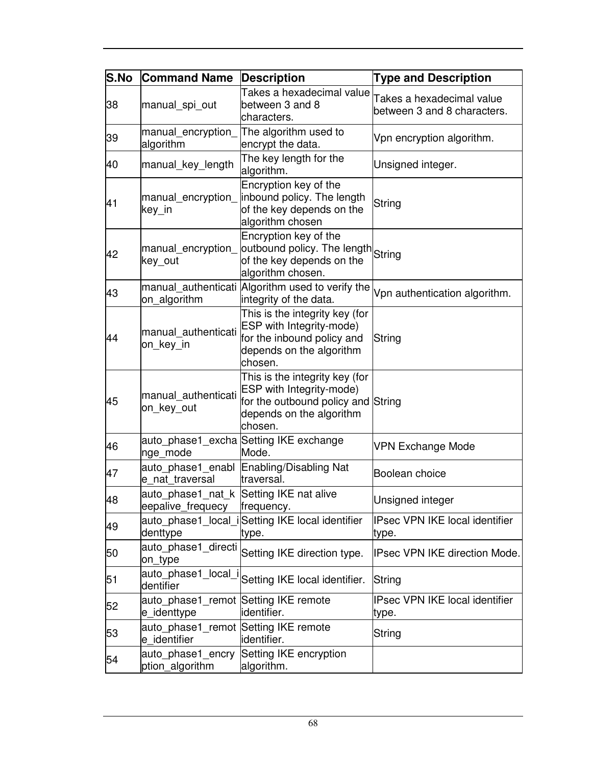| S.No | Command Name | Description | Type and Description |
|---|---|---|---|
| 38 | manual_spi_out | Takes a hexadecimal value between 3 and 8 characters. | Takes a hexadecimal value between 3 and 8 characters. |
| 39 | manual_encryption_algorithm | The algorithm used to encrypt the data. | Vpn encryption algorithm. |
| 40 | manual_key_length | The key length for the algorithm. | Unsigned integer. |
| 41 | manual_encryption_key_in | Encryption key of the inbound policy. The length of the key depends on the algorithm chosen | String |
| 42 | manual_encryption_key_out | Encryption key of the outbound policy. The length of the key depends on the algorithm chosen. | String |
| 43 | manual_authentication_algorithm | Algorithm used to verify the integrity of the data. | Vpn authentication algorithm. |
| 44 | manual_authentication_key_in | This is the integrity key (for ESP with Integrity-mode) for the inbound policy and depends on the algorithm chosen. | String |
| 45 | manual_authentication_key_out | This is the integrity key (for ESP with Integrity-mode) for the outbound policy and depends on the algorithm chosen. | String |
| 46 | auto_phase1_exchange_mode | Setting IKE exchange Mode. | VPN Exchange Mode |
| 47 | auto_phase1_enable_nat_traversal | Enabling/Disabling Nat traversal. | Boolean choice |
| 48 | auto_phase1_nat_keepalive_frequecy | Setting IKE nat alive frequency. | Unsigned integer |
| 49 | auto_phase1_local_identtype | Setting IKE local identifier type. | IPsec VPN IKE local identifier type. |
| 50 | auto_phase1_direction_type | Setting IKE direction type. | IPsec VPN IKE direction Mode. |
| 51 | auto_phase1_local_identifier | Setting IKE local identifier. | String |
| 52 | auto_phase1_remote_identtype | Setting IKE remote identifier. | IPsec VPN IKE local identifier type. |
| 53 | auto_phase1_remote_identifier | Setting IKE remote identifier. | String |
| 54 | auto_phase1_encryption_algorithm | Setting IKE encryption algorithm. | |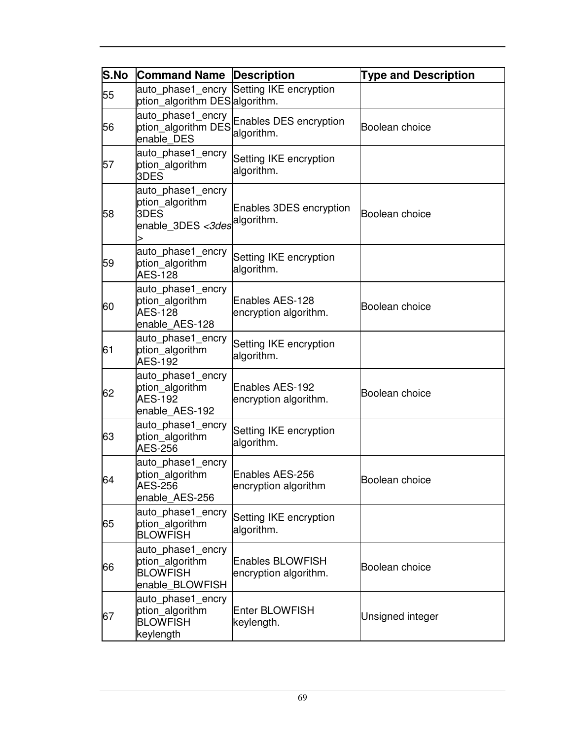| S.No | Command Name | Description | Type and Description |
|---|---|---|---|
| 55 | auto_phase1_encryption_algorithm DES | Setting IKE encryption algorithm. | |
| 56 | auto_phase1_encryption_algorithm DES enable_DES | Enables DES encryption algorithm. | Boolean choice |
| 57 | auto_phase1_encryption_algorithm 3DES | Setting IKE encryption algorithm. | |
| 58 | auto_phase1_encryption_algorithm 3DES enable_3DES *<3des>* | Enables 3DES encryption algorithm. | Boolean choice |
| 59 | auto_phase1_encryption_algorithm AES-128 | Setting IKE encryption algorithm. | |
| 60 | auto_phase1_encryption_algorithm AES-128 enable_AES-128 | Enables AES-128 encryption algorithm. | Boolean choice |
| 61 | auto_phase1_encryption_algorithm AES-192 | Setting IKE encryption algorithm. | |
| 62 | auto_phase1_encryption_algorithm AES-192 enable_AES-192 | Enables AES-192 encryption algorithm. | Boolean choice |
| 63 | auto_phase1_encryption_algorithm AES-256 | Setting IKE encryption algorithm. | |
| 64 | auto_phase1_encryption_algorithm AES-256 enable_AES-256 | Enables AES-256 encryption algorithm | Boolean choice |
| 65 | auto_phase1_encryption_algorithm BLOWFISH | Setting IKE encryption algorithm. | |
| 66 | auto_phase1_encryption_algorithm BLOWFISH enable_BLOWFISH | Enables BLOWFISH encryption algorithm. | Boolean choice |
| 67 | auto_phase1_encryption_algorithm BLOWFISH keylength | Enter BLOWFISH keylength. | Unsigned integer |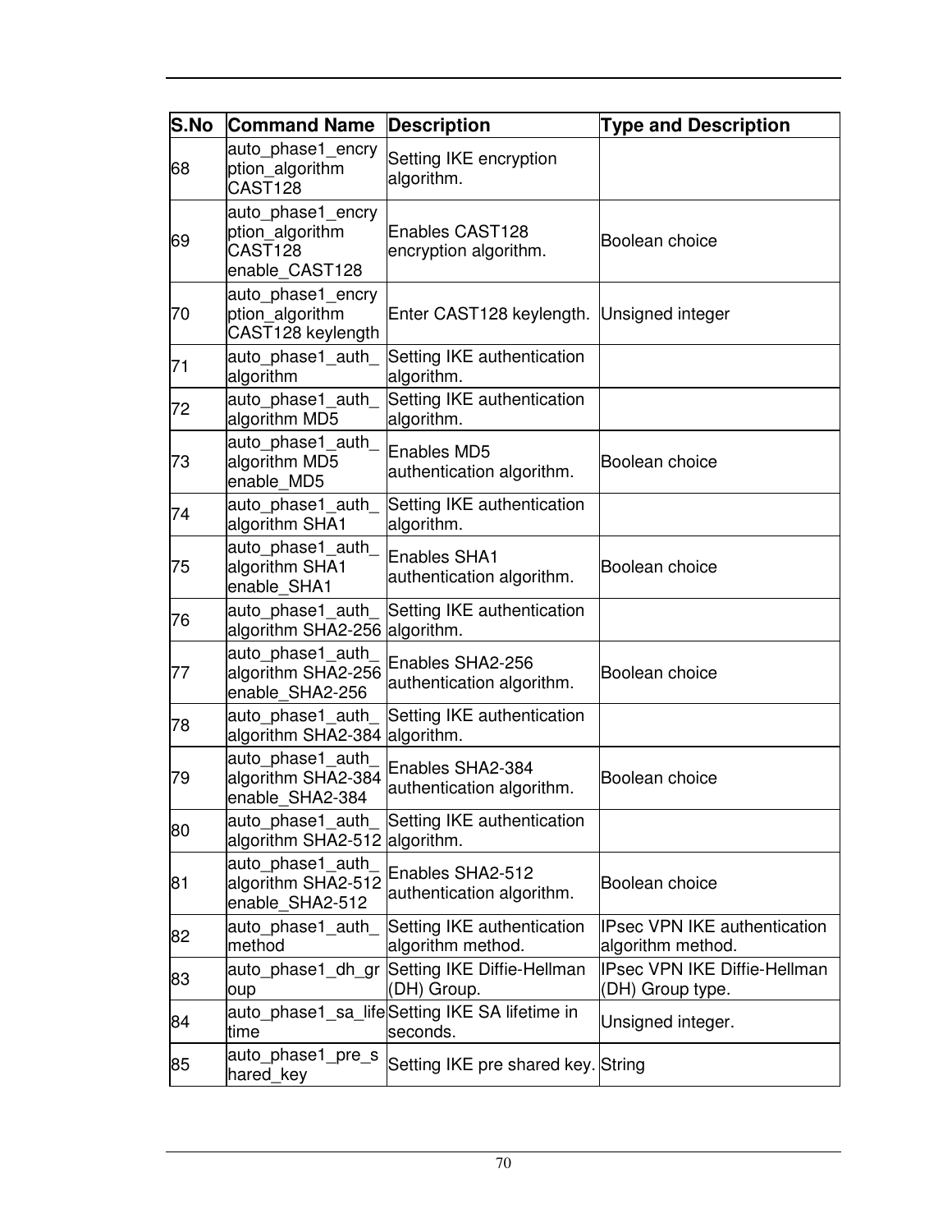| S.No | Command Name | Description | Type and Description |
|---|---|---|---|
| 68 | auto_phase1_encryption_algorithm CAST128 | Setting IKE encryption algorithm. | |
| 69 | auto_phase1_encryption_algorithm CAST128 enable_CAST128 | Enables CAST128 encryption algorithm. | Boolean choice |
| 70 | auto_phase1_encryption_algorithm CAST128 keylength | Enter CAST128 keylength. | Unsigned integer |
| 71 | auto_phase1_auth_algorithm | Setting IKE authentication algorithm. | |
| 72 | auto_phase1_auth_algorithm MD5 | Setting IKE authentication algorithm. | |
| 73 | auto_phase1_auth_algorithm MD5 enable_MD5 | Enables MD5 authentication algorithm. | Boolean choice |
| 74 | auto_phase1_auth_algorithm SHA1 | Setting IKE authentication algorithm. | |
| 75 | auto_phase1_auth_algorithm SHA1 enable_SHA1 | Enables SHA1 authentication algorithm. | Boolean choice |
| 76 | auto_phase1_auth_algorithm SHA2-256 | Setting IKE authentication algorithm. | |
| 77 | auto_phase1_auth_algorithm SHA2-256 enable_SHA2-256 | Enables SHA2-256 authentication algorithm. | Boolean choice |
| 78 | auto_phase1_auth_algorithm SHA2-384 | Setting IKE authentication algorithm. | |
| 79 | auto_phase1_auth_algorithm SHA2-384 enable_SHA2-384 | Enables SHA2-384 authentication algorithm. | Boolean choice |
| 80 | auto_phase1_auth_algorithm SHA2-512 | Setting IKE authentication algorithm. | |
| 81 | auto_phase1_auth_algorithm SHA2-512 enable_SHA2-512 | Enables SHA2-512 authentication algorithm. | Boolean choice |
| 82 | auto_phase1_auth_method | Setting IKE authentication algorithm method. | IPsec VPN IKE authentication algorithm method. |
| 83 | auto_phase1_dh_group | Setting IKE Diffie-Hellman (DH) Group. | IPsec VPN IKE Diffie-Hellman (DH) Group type. |
| 84 | auto_phase1_sa_lifetime | Setting IKE SA lifetime in seconds. | Unsigned integer. |
| 85 | auto_phase1_pre_shared_key | Setting IKE pre shared key. | String |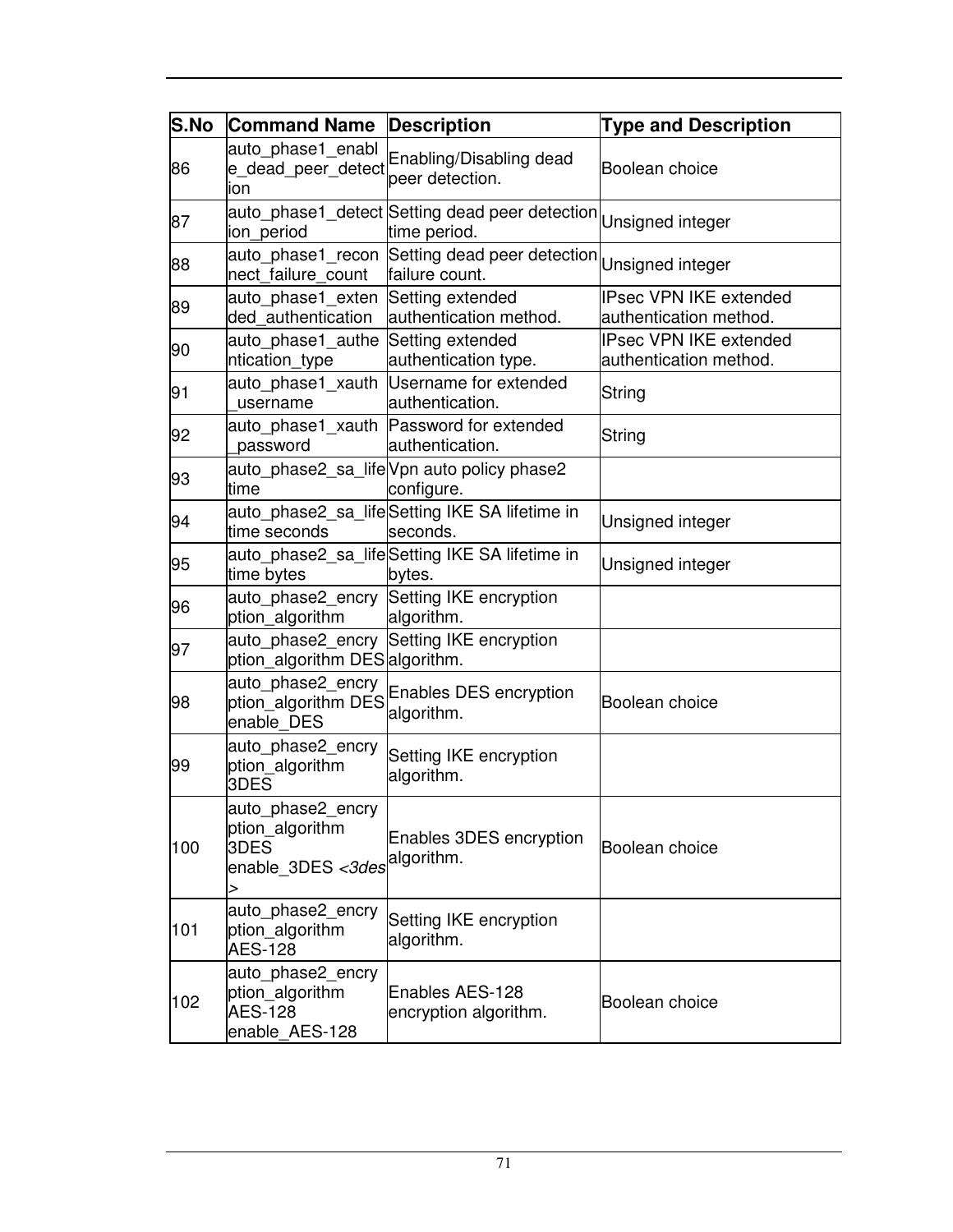| S.No | Command Name | Description | Type and Description |
| --- | --- | --- | --- |
| 86 | auto_phase1_enable_dead_peer_detection | Enabling/Disabling dead peer detection. | Boolean choice |
| 87 | auto_phase1_detection_period | Setting dead peer detection time period. | Unsigned integer |
| 88 | auto_phase1_reconnect_failure_count | Setting dead peer detection failure count. | Unsigned integer |
| 89 | auto_phase1_extended_authentication | Setting extended authentication method. | IPsec VPN IKE extended authentication method. |
| 90 | auto_phase1_authentication_type | Setting extended authentication type. | IPsec VPN IKE extended authentication method. |
| 91 | auto_phase1_xauth_username | Username for extended authentication. | String |
| 92 | auto_phase1_xauth_password | Password for extended authentication. | String |
| 93 | auto_phase2_sa_lifetime | Vpn auto policy phase2 configure. | |
| 94 | auto_phase2_sa_lifetime seconds | Setting IKE SA lifetime in seconds. | Unsigned integer |
| 95 | auto_phase2_sa_lifetime bytes | Setting IKE SA lifetime in bytes. | Unsigned integer |
| 96 | auto_phase2_encryption_algorithm | Setting IKE encryption algorithm. | |
| 97 | auto_phase2_encryption_algorithm DES | Setting IKE encryption algorithm. | |
| 98 | auto_phase2_encryption_algorithm DES enable_DES | Enables DES encryption algorithm. | Boolean choice |
| 99 | auto_phase2_encryption_algorithm 3DES | Setting IKE encryption algorithm. | |
| 100 | auto_phase2_encryption_algorithm 3DES enable_3DES <*3des*> | Enables 3DES encryption algorithm. | Boolean choice |
| 101 | auto_phase2_encryption_algorithm AES-128 | Setting IKE encryption algorithm. | |
| 102 | auto_phase2_encryption_algorithm AES-128 enable_AES-128 | Enables AES-128 encryption algorithm. | Boolean choice |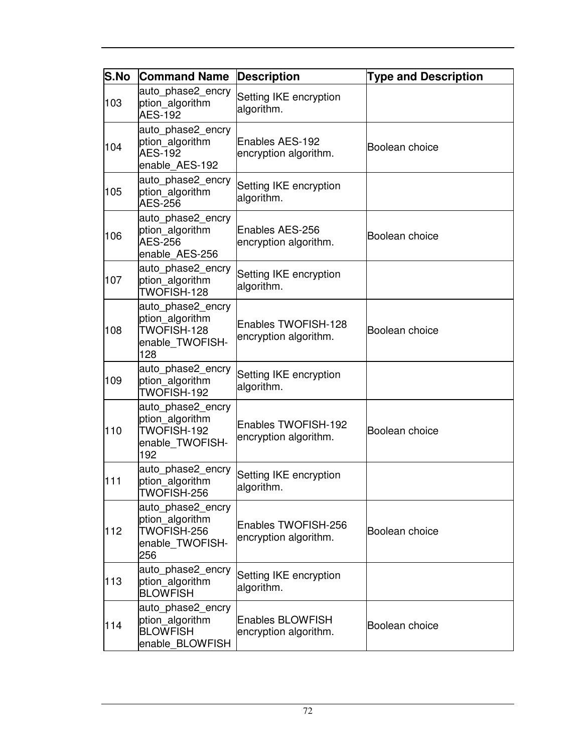| S.No | Command Name | Description | Type and Description |
|---|---|---|---|
| 103 | auto_phase2_encryption_algorithm AES-192 | Setting IKE encryption algorithm. | |
| 104 | auto_phase2_encryption_algorithm AES-192 enable_AES-192 | Enables AES-192 encryption algorithm. | Boolean choice |
| 105 | auto_phase2_encryption_algorithm AES-256 | Setting IKE encryption algorithm. | |
| 106 | auto_phase2_encryption_algorithm AES-256 enable_AES-256 | Enables AES-256 encryption algorithm. | Boolean choice |
| 107 | auto_phase2_encryption_algorithm TWOFISH-128 | Setting IKE encryption algorithm. | |
| 108 | auto_phase2_encryption_algorithm TWOFISH-128 enable_TWOFISH-128 | Enables TWOFISH-128 encryption algorithm. | Boolean choice |
| 109 | auto_phase2_encryption_algorithm TWOFISH-192 | Setting IKE encryption algorithm. | |
| 110 | auto_phase2_encryption_algorithm TWOFISH-192 enable_TWOFISH-192 | Enables TWOFISH-192 encryption algorithm. | Boolean choice |
| 111 | auto_phase2_encryption_algorithm TWOFISH-256 | Setting IKE encryption algorithm. | |
| 112 | auto_phase2_encryption_algorithm TWOFISH-256 enable_TWOFISH-256 | Enables TWOFISH-256 encryption algorithm. | Boolean choice |
| 113 | auto_phase2_encryption_algorithm BLOWFISH | Setting IKE encryption algorithm. | |
| 114 | auto_phase2_encryption_algorithm BLOWFISH enable_BLOWFISH | Enables BLOWFISH encryption algorithm. | Boolean choice |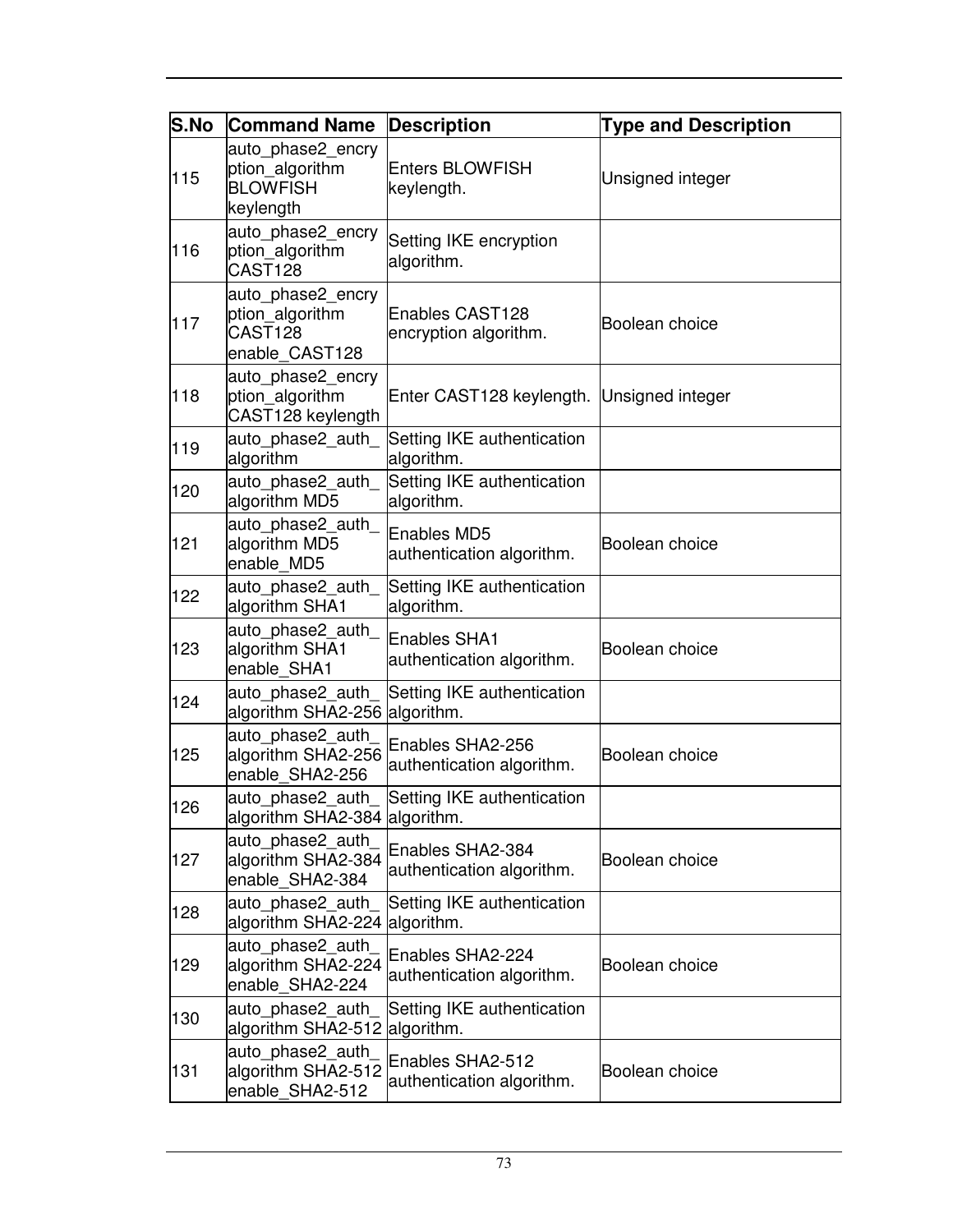| S.No | Command Name | Description | Type and Description |
|---|---|---|---|
| 115 | auto_phase2_encryption_algorithm BLOWFISH keylength | Enters BLOWFISH keylength. | Unsigned integer |
| 116 | auto_phase2_encryption_algorithm CAST128 | Setting IKE encryption algorithm. | |
| 117 | auto_phase2_encryption_algorithm CAST128 enable_CAST128 | Enables CAST128 encryption algorithm. | Boolean choice |
| 118 | auto_phase2_encryption_algorithm CAST128 keylength | Enter CAST128 keylength. | Unsigned integer |
| 119 | auto_phase2_auth_algorithm | Setting IKE authentication algorithm. | |
| 120 | auto_phase2_auth_algorithm MD5 | Setting IKE authentication algorithm. | |
| 121 | auto_phase2_auth_algorithm MD5 enable_MD5 | Enables MD5 authentication algorithm. | Boolean choice |
| 122 | auto_phase2_auth_algorithm SHA1 | Setting IKE authentication algorithm. | |
| 123 | auto_phase2_auth_algorithm SHA1 enable_SHA1 | Enables SHA1 authentication algorithm. | Boolean choice |
| 124 | auto_phase2_auth_algorithm SHA2-256 | Setting IKE authentication algorithm. | |
| 125 | auto_phase2_auth_algorithm SHA2-256 enable_SHA2-256 | Enables SHA2-256 authentication algorithm. | Boolean choice |
| 126 | auto_phase2_auth_algorithm SHA2-384 | Setting IKE authentication algorithm. | |
| 127 | auto_phase2_auth_algorithm SHA2-384 enable_SHA2-384 | Enables SHA2-384 authentication algorithm. | Boolean choice |
| 128 | auto_phase2_auth_algorithm SHA2-224 | Setting IKE authentication algorithm. | |
| 129 | auto_phase2_auth_algorithm SHA2-224 enable_SHA2-224 | Enables SHA2-224 authentication algorithm. | Boolean choice |
| 130 | auto_phase2_auth_algorithm SHA2-512 | Setting IKE authentication algorithm. | |
| 131 | auto_phase2_auth_algorithm SHA2-512 enable_SHA2-512 | Enables SHA2-512 authentication algorithm. | Boolean choice |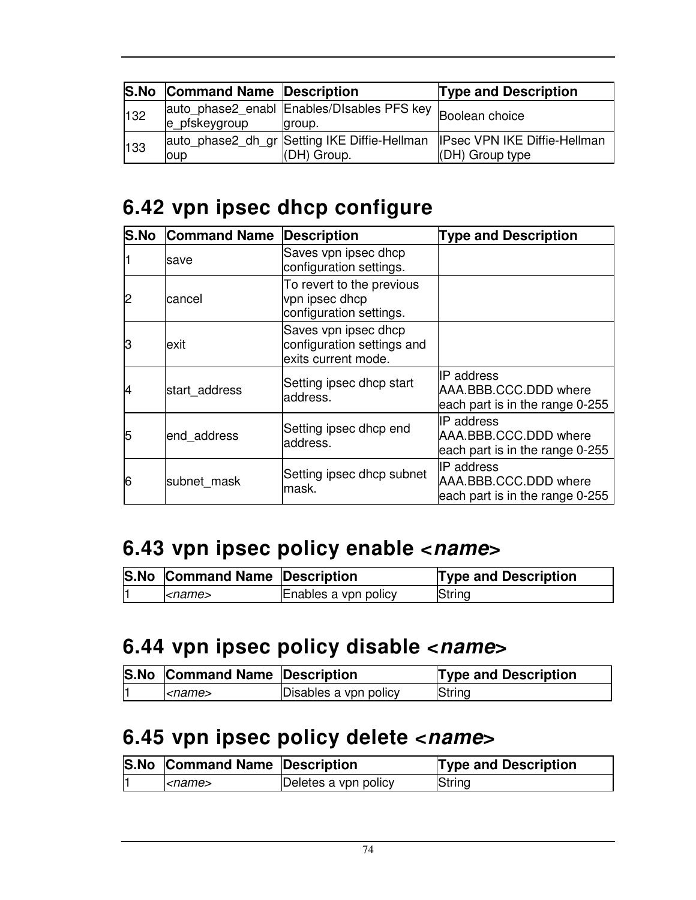| S.No | Command Name | Description | Type and Description |
|---|---|---|---|
| 132 | auto_phase2_enable_pfskeygroup | Enables/DIsables PFS key group. | Boolean choice |
| 133 | auto_phase2_dh_group | Setting IKE Diffie-Hellman (DH) Group. | IPsec VPN IKE Diffie-Hellman (DH) Group type |

## 6.42 vpn ipsec dhcp configure

| S.No | Command Name | Description | Type and Description |
|---|---|---|---|
| 1 | save | Saves vpn ipsec dhcp configuration settings. | |
| 2 | cancel | To revert to the previous vpn ipsec dhcp configuration settings. | |
| 3 | exit | Saves vpn ipsec dhcp configuration settings and exits current mode. | |
| 4 | start_address | Setting ipsec dhcp start address. | IP address AAA.BBB.CCC.DDD where each part is in the range 0-255 |
| 5 | end_address | Setting ipsec dhcp end address. | IP address AAA.BBB.CCC.DDD where each part is in the range 0-255 |
| 6 | subnet_mask | Setting ipsec dhcp subnet mask. | IP address AAA.BBB.CCC.DDD where each part is in the range 0-255 |

## 6.43 vpn ipsec policy enable <*name*>

| S.No | Command Name | Description | Type and Description |
|---|---|---|---|
| 1 | <*name*> | Enables a vpn policy | String |

## 6.44 vpn ipsec policy disable <*name*>

| S.No | Command Name | Description | Type and Description |
|---|---|---|---|
| 1 | <*name*> | Disables a vpn policy | String |

## 6.45 vpn ipsec policy delete <*name*>

| S.No | Command Name | Description | Type and Description |
|---|---|---|---|
| 1 | <*name*> | Deletes a vpn policy | String |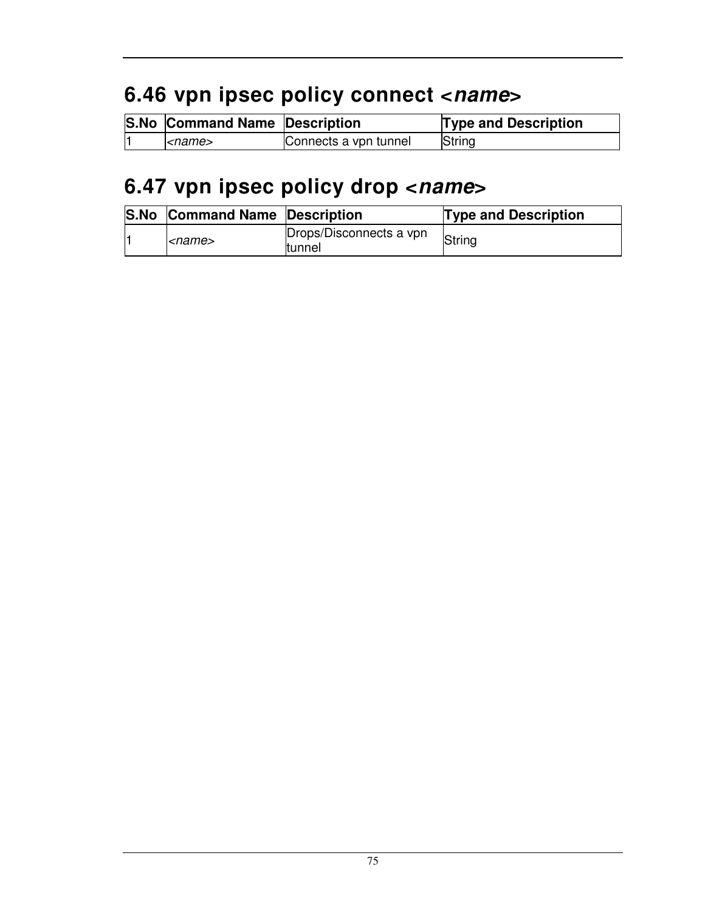## 6.46 vpn ipsec policy connect <*name*>

| S.No | Command Name | Description | Type and Description |
|---|---|---|---|
| 1 | *<name>* | Connects a vpn tunnel | String |

## 6.47 vpn ipsec policy drop <*name*>

| S.No | Command Name | Description | Type and Description |
|---|---|---|---|
| 1 | *<name>* | Drops/Disconnects a vpn tunnel | String |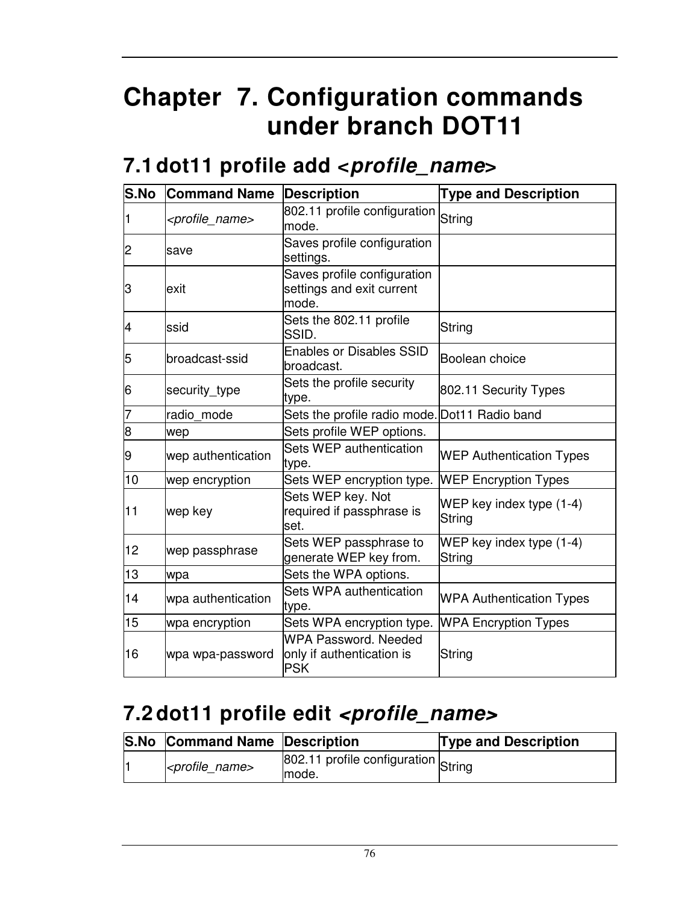# Chapter 7. Configuration commands under branch DOT11

## 7.1 dot11 profile add *<profile_name>*

| S.No | Command Name | Description | Type and Description |
|---|---|---|---|
| 1 | *<profile_name>* | 802.11 profile configuration mode. | String |
| 2 | save | Saves profile configuration settings. | |
| 3 | exit | Saves profile configuration settings and exit current mode. | |
| 4 | ssid | Sets the 802.11 profile SSID. | String |
| 5 | broadcast-ssid | Enables or Disables SSID broadcast. | Boolean choice |
| 6 | security_type | Sets the profile security type. | 802.11 Security Types |
| 7 | radio_mode | Sets the profile radio mode. | Dot11 Radio band |
| 8 | wep | Sets profile WEP options. | |
| 9 | wep authentication | Sets WEP authentication type. | WEP Authentication Types |
| 10 | wep encryption | Sets WEP encryption type. | WEP Encryption Types |
| 11 | wep key | Sets WEP key. Not required if passphrase is set. | WEP key index type (1-4) String |
| 12 | wep passphrase | Sets WEP passphrase to generate WEP key from. | WEP key index type (1-4) String |
| 13 | wpa | Sets the WPA options. | |
| 14 | wpa authentication | Sets WPA authentication type. | WPA Authentication Types |
| 15 | wpa encryption | Sets WPA encryption type. | WPA Encryption Types |
| 16 | wpa wpa-password | WPA Password. Needed only if authentication is PSK | String |

## 7.2 dot11 profile edit *<profile_name>*

| S.No | Command Name | Description | Type and Description |
|---|---|---|---|
| 1 | *<profile_name>* | 802.11 profile configuration mode. | String |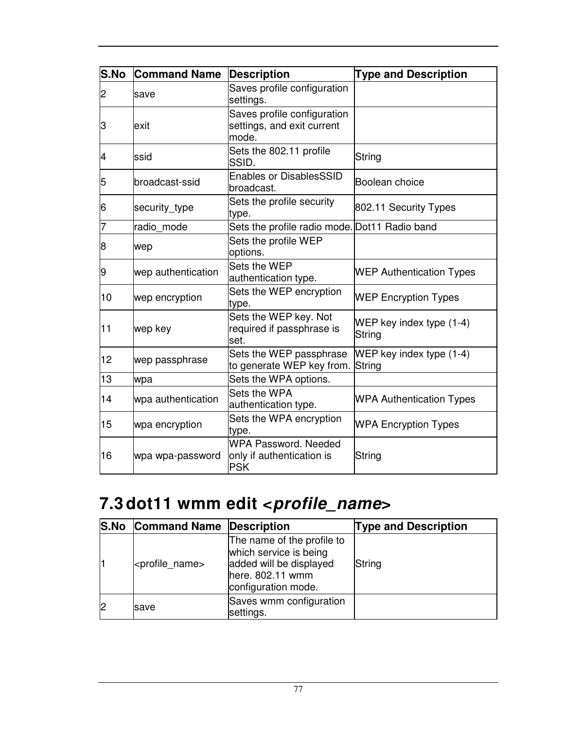| S.No | Command Name | Description | Type and Description |
|---|---|---|---|
| 2 | save | Saves profile configuration settings. | |
| 3 | exit | Saves profile configuration settings, and exit current mode. | |
| 4 | ssid | Sets the 802.11 profile SSID. | String |
| 5 | broadcast-ssid | Enables or DisablesSSID broadcast. | Boolean choice |
| 6 | security_type | Sets the profile security type. | 802.11 Security Types |
| 7 | radio_mode | Sets the profile radio mode. | Dot11 Radio band |
| 8 | wep | Sets the profile WEP options. | |
| 9 | wep authentication | Sets the WEP authentication type. | WEP Authentication Types |
| 10 | wep encryption | Sets the WEP encryption type. | WEP Encryption Types |
| 11 | wep key | Sets the WEP key. Not required if passphrase is set. | WEP key index type (1-4) String |
| 12 | wep passphrase | Sets the WEP passphrase to generate WEP key from. | WEP key index type (1-4) String |
| 13 | wpa | Sets the WPA options. | |
| 14 | wpa authentication | Sets the WPA authentication type. | WPA Authentication Types |
| 15 | wpa encryption | Sets the WPA encryption type. | WPA Encryption Types |
| 16 | wpa wpa-password | WPA Password. Needed only if authentication is PSK | String |

## 7.3 dot11 wmm edit <*profile_name*>

| S.No | Command Name | Description | Type and Description |
|---|---|---|---|
| 1 | <profile_name> | The name of the profile to which service is being added will be displayed here. 802.11 wmm configuration mode. | String |
| 2 | save | Saves wmm configuration settings. | |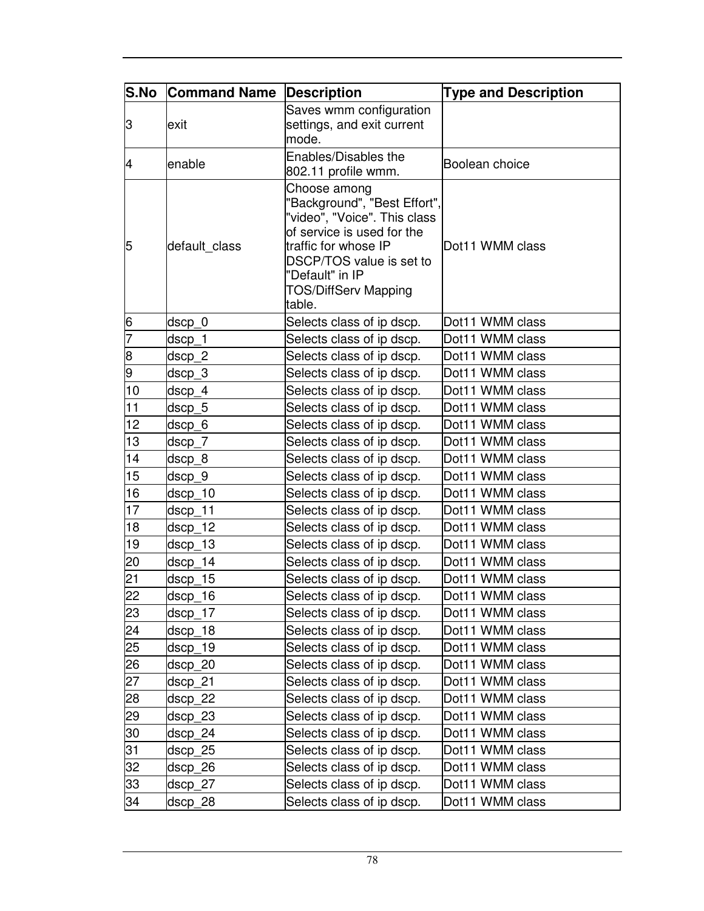| S.No | Command Name | Description | Type and Description |
|---|---|---|---|
| 3 | exit | Saves wmm configuration settings, and exit current mode. | |
| 4 | enable | Enables/Disables the 802.11 profile wmm. | Boolean choice |
| 5 | default_class | Choose among "Background", "Best Effort", "video", "Voice". This class of service is used for the traffic for whose IP DSCP/TOS value is set to "Default" in IP TOS/DiffServ Mapping table. | Dot11 WMM class |
| 6 | dscp_0 | Selects class of ip dscp. | Dot11 WMM class |
| 7 | dscp_1 | Selects class of ip dscp. | Dot11 WMM class |
| 8 | dscp_2 | Selects class of ip dscp. | Dot11 WMM class |
| 9 | dscp_3 | Selects class of ip dscp. | Dot11 WMM class |
| 10 | dscp_4 | Selects class of ip dscp. | Dot11 WMM class |
| 11 | dscp_5 | Selects class of ip dscp. | Dot11 WMM class |
| 12 | dscp_6 | Selects class of ip dscp. | Dot11 WMM class |
| 13 | dscp_7 | Selects class of ip dscp. | Dot11 WMM class |
| 14 | dscp_8 | Selects class of ip dscp. | Dot11 WMM class |
| 15 | dscp_9 | Selects class of ip dscp. | Dot11 WMM class |
| 16 | dscp_10 | Selects class of ip dscp. | Dot11 WMM class |
| 17 | dscp_11 | Selects class of ip dscp. | Dot11 WMM class |
| 18 | dscp_12 | Selects class of ip dscp. | Dot11 WMM class |
| 19 | dscp_13 | Selects class of ip dscp. | Dot11 WMM class |
| 20 | dscp_14 | Selects class of ip dscp. | Dot11 WMM class |
| 21 | dscp_15 | Selects class of ip dscp. | Dot11 WMM class |
| 22 | dscp_16 | Selects class of ip dscp. | Dot11 WMM class |
| 23 | dscp_17 | Selects class of ip dscp. | Dot11 WMM class |
| 24 | dscp_18 | Selects class of ip dscp. | Dot11 WMM class |
| 25 | dscp_19 | Selects class of ip dscp. | Dot11 WMM class |
| 26 | dscp_20 | Selects class of ip dscp. | Dot11 WMM class |
| 27 | dscp_21 | Selects class of ip dscp. | Dot11 WMM class |
| 28 | dscp_22 | Selects class of ip dscp. | Dot11 WMM class |
| 29 | dscp_23 | Selects class of ip dscp. | Dot11 WMM class |
| 30 | dscp_24 | Selects class of ip dscp. | Dot11 WMM class |
| 31 | dscp_25 | Selects class of ip dscp. | Dot11 WMM class |
| 32 | dscp_26 | Selects class of ip dscp. | Dot11 WMM class |
| 33 | dscp_27 | Selects class of ip dscp. | Dot11 WMM class |
| 34 | dscp_28 | Selects class of ip dscp. | Dot11 WMM class |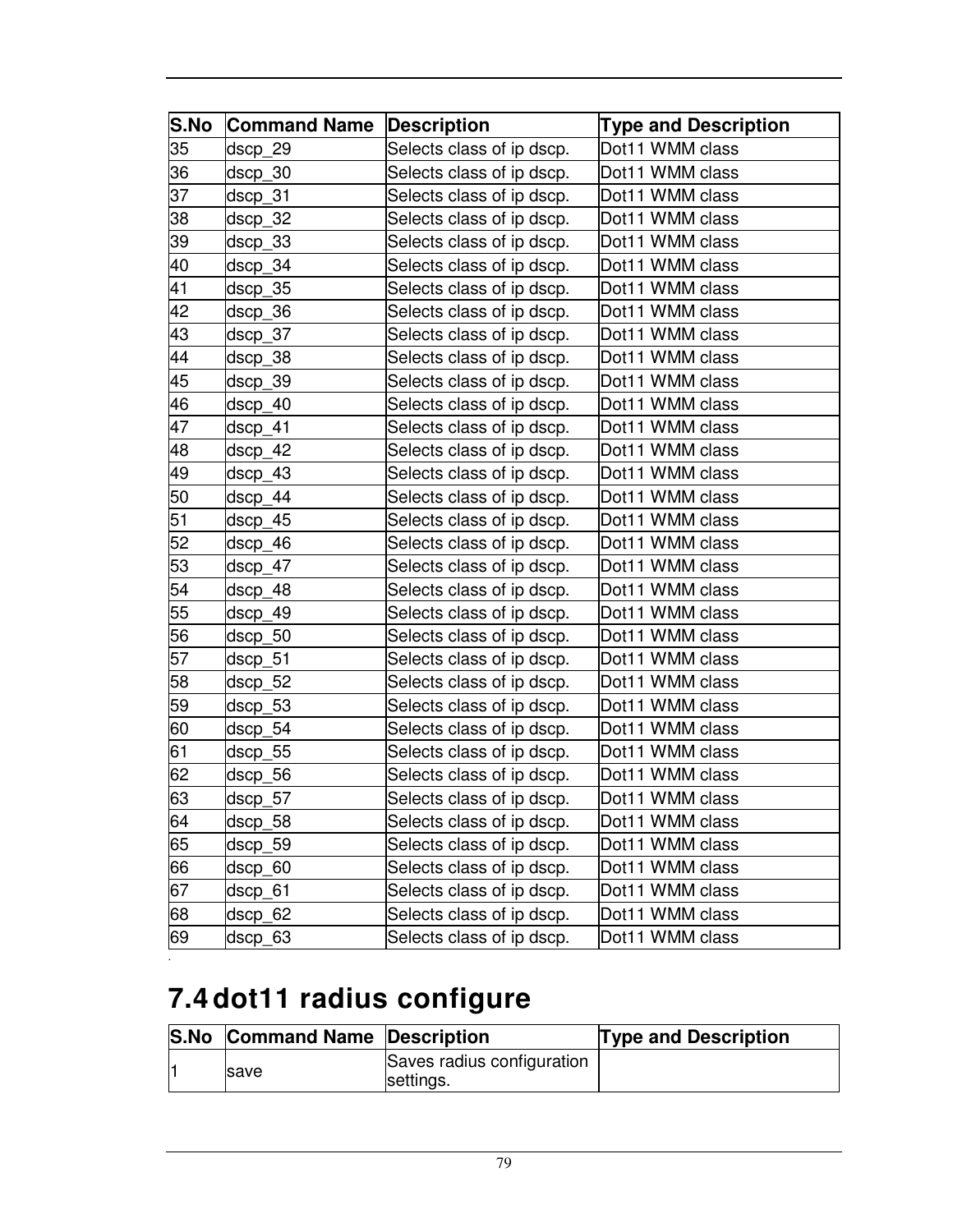| S.No | Command Name | Description | Type and Description |
|---|---|---|---|
| 35 | dscp_29 | Selects class of ip dscp. | Dot11 WMM class |
| 36 | dscp_30 | Selects class of ip dscp. | Dot11 WMM class |
| 37 | dscp_31 | Selects class of ip dscp. | Dot11 WMM class |
| 38 | dscp_32 | Selects class of ip dscp. | Dot11 WMM class |
| 39 | dscp_33 | Selects class of ip dscp. | Dot11 WMM class |
| 40 | dscp_34 | Selects class of ip dscp. | Dot11 WMM class |
| 41 | dscp_35 | Selects class of ip dscp. | Dot11 WMM class |
| 42 | dscp_36 | Selects class of ip dscp. | Dot11 WMM class |
| 43 | dscp_37 | Selects class of ip dscp. | Dot11 WMM class |
| 44 | dscp_38 | Selects class of ip dscp. | Dot11 WMM class |
| 45 | dscp_39 | Selects class of ip dscp. | Dot11 WMM class |
| 46 | dscp_40 | Selects class of ip dscp. | Dot11 WMM class |
| 47 | dscp_41 | Selects class of ip dscp. | Dot11 WMM class |
| 48 | dscp_42 | Selects class of ip dscp. | Dot11 WMM class |
| 49 | dscp_43 | Selects class of ip dscp. | Dot11 WMM class |
| 50 | dscp_44 | Selects class of ip dscp. | Dot11 WMM class |
| 51 | dscp_45 | Selects class of ip dscp. | Dot11 WMM class |
| 52 | dscp_46 | Selects class of ip dscp. | Dot11 WMM class |
| 53 | dscp_47 | Selects class of ip dscp. | Dot11 WMM class |
| 54 | dscp_48 | Selects class of ip dscp. | Dot11 WMM class |
| 55 | dscp_49 | Selects class of ip dscp. | Dot11 WMM class |
| 56 | dscp_50 | Selects class of ip dscp. | Dot11 WMM class |
| 57 | dscp_51 | Selects class of ip dscp. | Dot11 WMM class |
| 58 | dscp_52 | Selects class of ip dscp. | Dot11 WMM class |
| 59 | dscp_53 | Selects class of ip dscp. | Dot11 WMM class |
| 60 | dscp_54 | Selects class of ip dscp. | Dot11 WMM class |
| 61 | dscp_55 | Selects class of ip dscp. | Dot11 WMM class |
| 62 | dscp_56 | Selects class of ip dscp. | Dot11 WMM class |
| 63 | dscp_57 | Selects class of ip dscp. | Dot11 WMM class |
| 64 | dscp_58 | Selects class of ip dscp. | Dot11 WMM class |
| 65 | dscp_59 | Selects class of ip dscp. | Dot11 WMM class |
| 66 | dscp_60 | Selects class of ip dscp. | Dot11 WMM class |
| 67 | dscp_61 | Selects class of ip dscp. | Dot11 WMM class |
| 68 | dscp_62 | Selects class of ip dscp. | Dot11 WMM class |
| 69 | dscp_63 | Selects class of ip dscp. | Dot11 WMM class |

## 7.4 dot11 radius configure

| S.No | Command Name | Description | Type and Description |
|---|---|---|---|
| 1 | save | Saves radius configuration settings. | |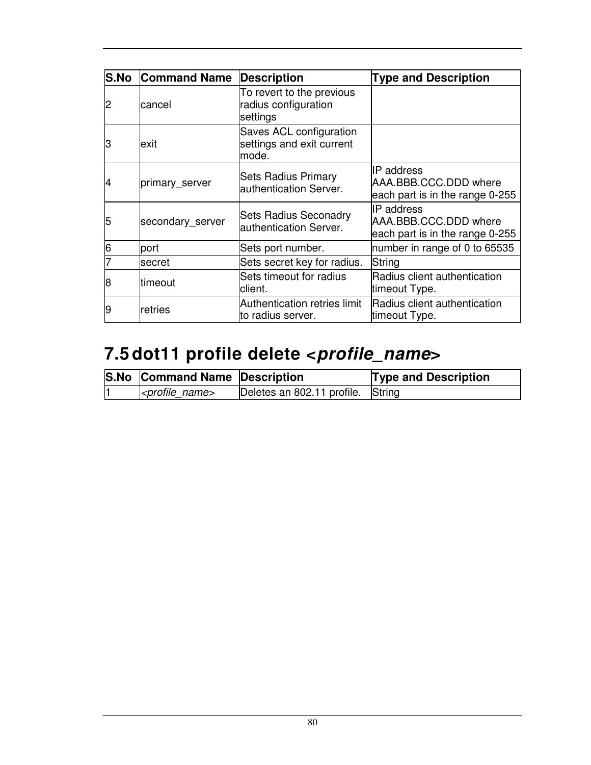| S.No | Command Name | Description | Type and Description |
|---|---|---|---|
| 2 | cancel | To revert to the previous radius configuration settings | |
| 3 | exit | Saves ACL configuration settings and exit current mode. | |
| 4 | primary_server | Sets Radius Primary authentication Server. | IP address AAA.BBB.CCC.DDD where each part is in the range 0-255 |
| 5 | secondary_server | Sets Radius Seconadry authentication Server. | IP address AAA.BBB.CCC.DDD where each part is in the range 0-255 |
| 6 | port | Sets port number. | number in range of 0 to 65535 |
| 7 | secret | Sets secret key for radius. | String |
| 8 | timeout | Sets timeout for radius client. | Radius client authentication timeout Type. |
| 9 | retries | Authentication retries limit to radius server. | Radius client authentication timeout Type. |

## 7.5 dot11 profile delete <*profile_name*>

| S.No | Command Name | Description | Type and Description |
|---|---|---|---|
| 1 | *<profile_name>* | Deletes an 802.11 profile. | String |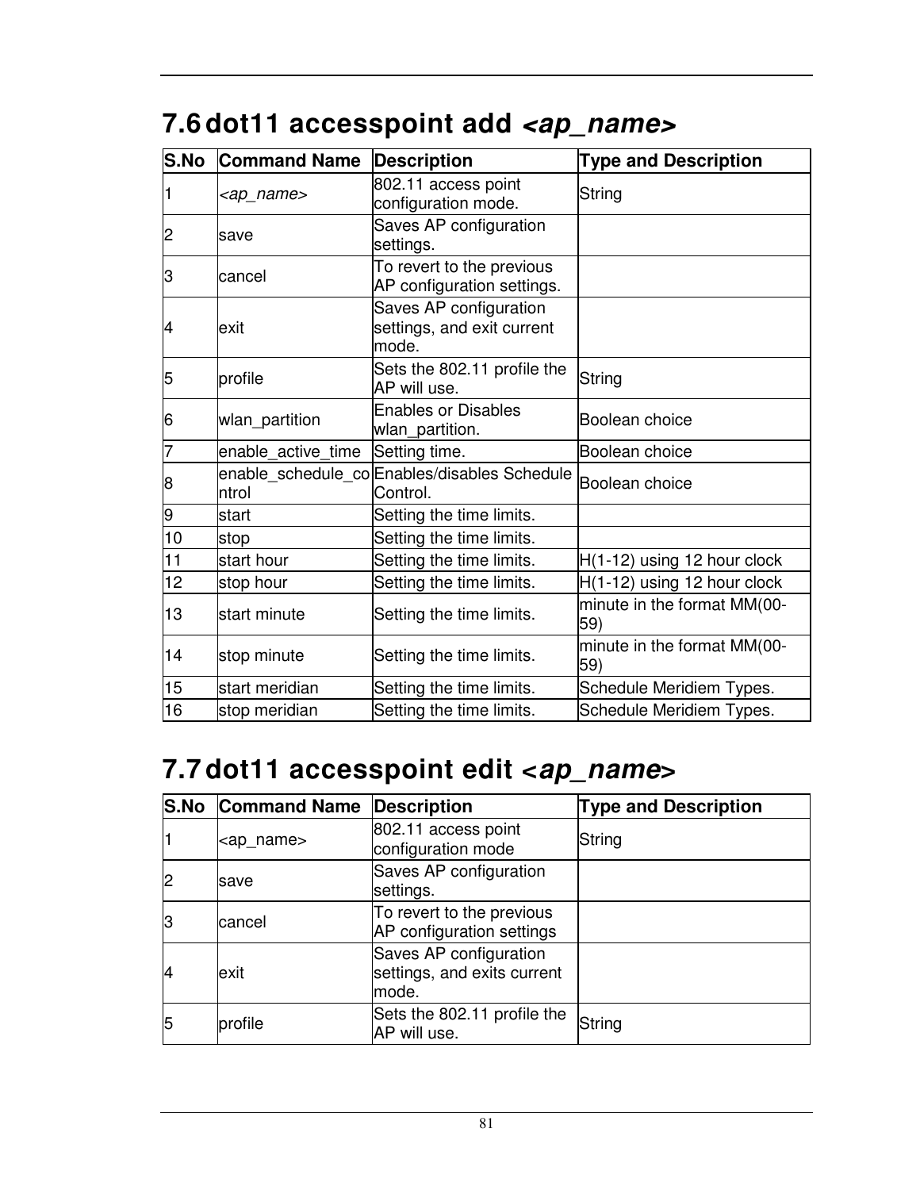## 7.6 dot11 accesspoint add *<ap_name>*

| S.No | Command Name | Description | Type and Description |
|---|---|---|---|
| 1 | *<ap_name>* | 802.11 access point configuration mode. | String |
| 2 | save | Saves AP configuration settings. | |
| 3 | cancel | To revert to the previous AP configuration settings. | |
| 4 | exit | Saves AP configuration settings, and exit current mode. | |
| 5 | profile | Sets the 802.11 profile the AP will use. | String |
| 6 | wlan_partition | Enables or Disables wlan_partition. | Boolean choice |
| 7 | enable_active_time | Setting time. | Boolean choice |
| 8 | enable_schedule_control | Enables/disables Schedule Control. | Boolean choice |
| 9 | start | Setting the time limits. | |
| 10 | stop | Setting the time limits. | |
| 11 | start hour | Setting the time limits. | H(1-12) using 12 hour clock |
| 12 | stop hour | Setting the time limits. | H(1-12) using 12 hour clock |
| 13 | start minute | Setting the time limits. | minute in the format MM(00-59) |
| 14 | stop minute | Setting the time limits. | minute in the format MM(00-59) |
| 15 | start meridian | Setting the time limits. | Schedule Meridiem Types. |
| 16 | stop meridian | Setting the time limits. | Schedule Meridiem Types. |

## 7.7 dot11 accesspoint edit *<ap_name>*

| S.No | Command Name | Description | Type and Description |
|---|---|---|---|
| 1 | <ap_name> | 802.11 access point configuration mode | String |
| 2 | save | Saves AP configuration settings. | |
| 3 | cancel | To revert to the previous AP configuration settings | |
| 4 | exit | Saves AP configuration settings, and exits current mode. | |
| 5 | profile | Sets the 802.11 profile the AP will use. | String |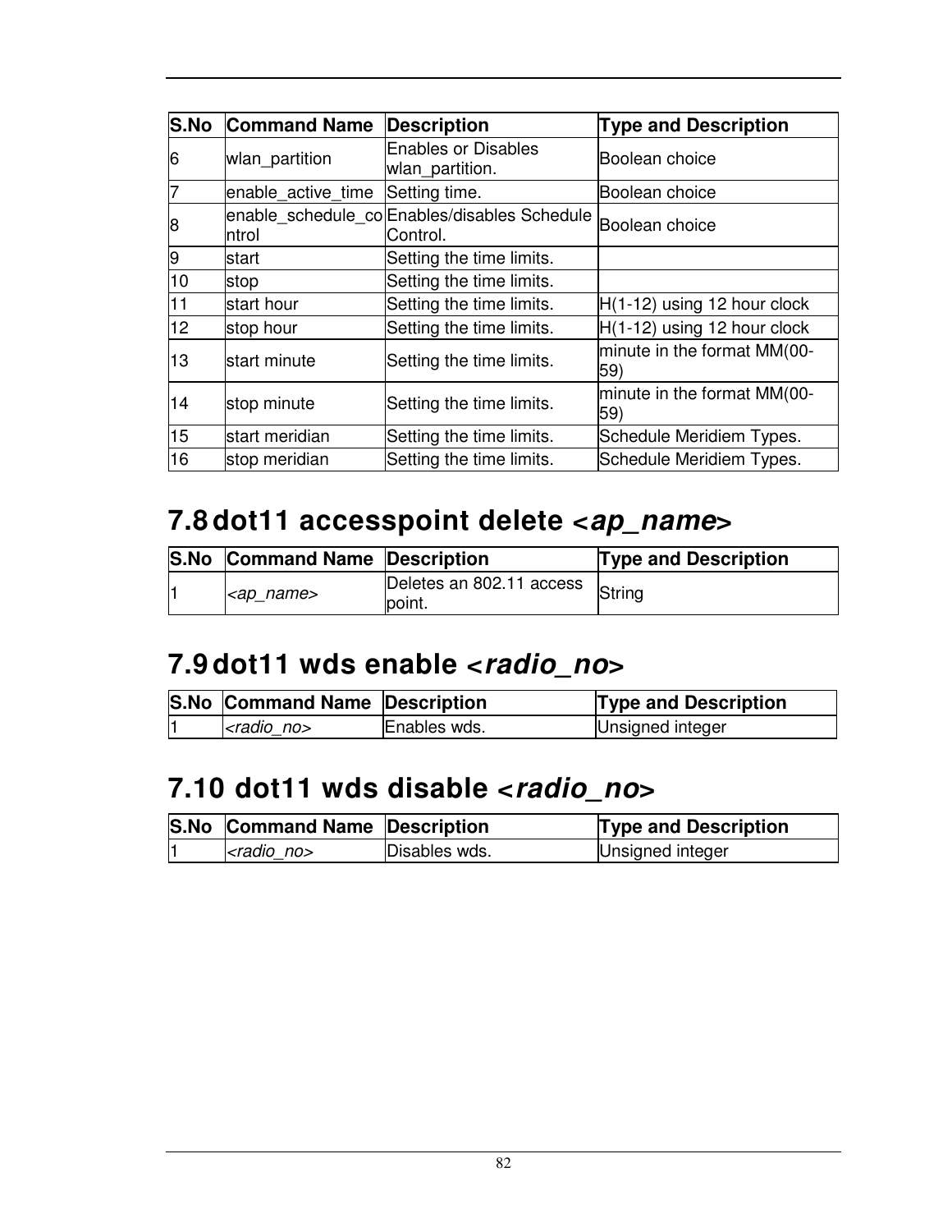| S.No | Command Name | Description | Type and Description |
|---|---|---|---|
| 6 | wlan_partition | Enables or Disables wlan_partition. | Boolean choice |
| 7 | enable_active_time | Setting time. | Boolean choice |
| 8 | enable_schedule_control | Enables/disables Schedule Control. | Boolean choice |
| 9 | start | Setting the time limits. | |
| 10 | stop | Setting the time limits. | |
| 11 | start hour | Setting the time limits. | H(1-12) using 12 hour clock |
| 12 | stop hour | Setting the time limits. | H(1-12) using 12 hour clock |
| 13 | start minute | Setting the time limits. | minute in the format MM(00-59) |
| 14 | stop minute | Setting the time limits. | minute in the format MM(00-59) |
| 15 | start meridian | Setting the time limits. | Schedule Meridiem Types. |
| 16 | stop meridian | Setting the time limits. | Schedule Meridiem Types. |

## 7.8 dot11 accesspoint delete <*ap_name*>

| S.No | Command Name | Description | Type and Description |
|---|---|---|---|
| 1 | *<ap_name>* | Deletes an 802.11 access point. | String |

## 7.9 dot11 wds enable <*radio_no*>

| S.No | Command Name | Description | Type and Description |
|---|---|---|---|
| 1 | *<radio_no>* | Enables wds. | Unsigned integer |

## 7.10 dot11 wds disable <*radio_no*>

| S.No | Command Name | Description | Type and Description |
|---|---|---|---|
| 1 | *<radio_no>* | Disables wds. | Unsigned integer |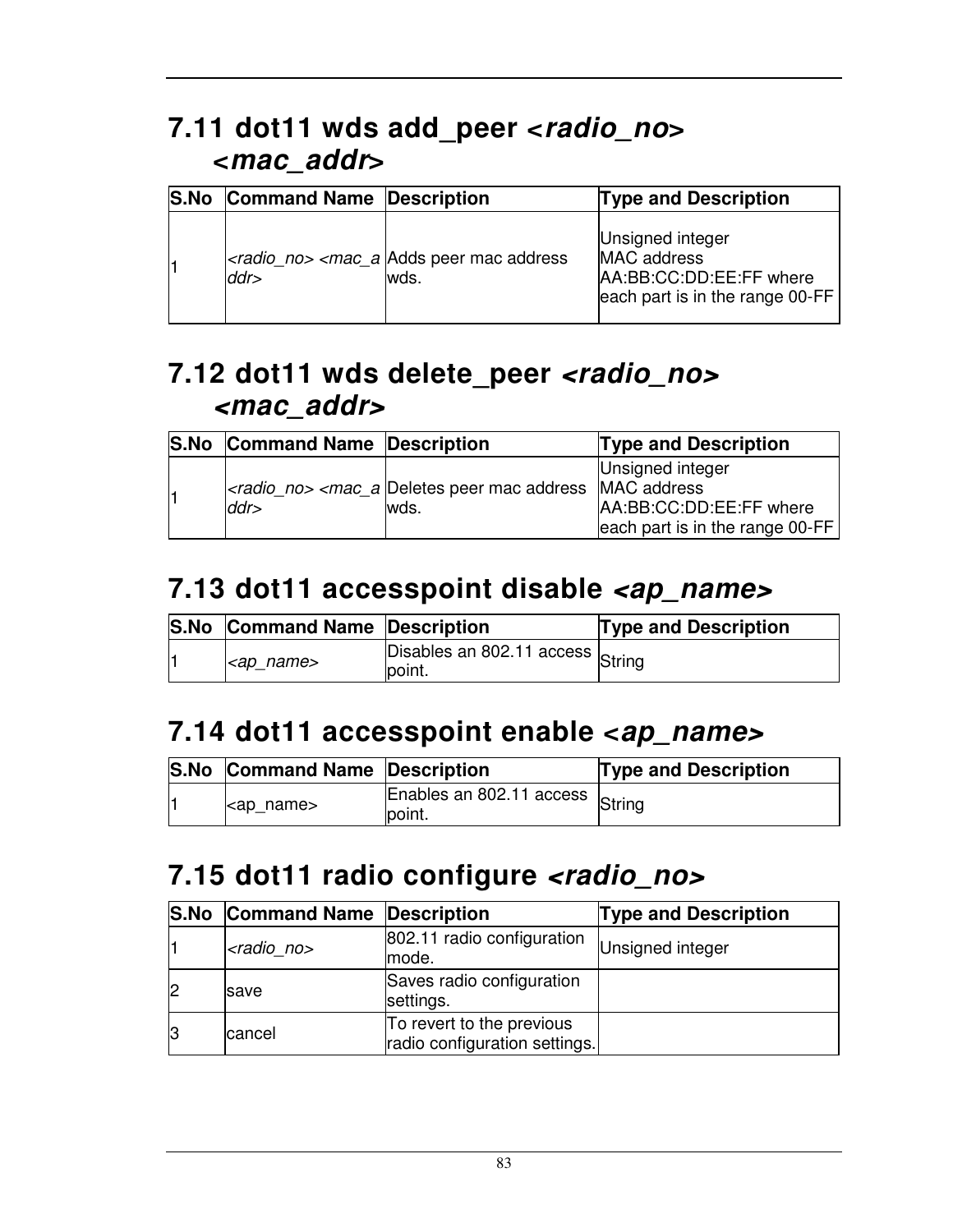## 7.11 dot11 wds add_peer *<radio_no> <mac_addr>*

| S.No | Command Name | Description | Type and Description |
|---|---|---|---|
| 1 | *<radio_no> <mac_addr>* | Adds peer mac address wds. | Unsigned integer<br>MAC address AA:BB:CC:DD:EE:FF where each part is in the range 00-FF |

## 7.12 dot11 wds delete_peer *<radio_no> <mac_addr>*

| S.No | Command Name | Description | Type and Description |
|---|---|---|---|
| 1 | *<radio_no> <mac_addr>* | Deletes peer mac address wds. | Unsigned integer<br>MAC address AA:BB:CC:DD:EE:FF where each part is in the range 00-FF |

## 7.13 dot11 accesspoint disable *<ap_name>*

| S.No | Command Name | Description | Type and Description |
|---|---|---|---|
| 1 | *<ap_name>* | Disables an 802.11 access point. | String |

## 7.14 dot11 accesspoint enable *<ap_name>*

| S.No | Command Name | Description | Type and Description |
|---|---|---|---|
| 1 | <ap_name> | Enables an 802.11 access point. | String |

## 7.15 dot11 radio configure *<radio_no>*

| S.No | Command Name | Description | Type and Description |
|---|---|---|---|
| 1 | *<radio_no>* | 802.11 radio configuration mode. | Unsigned integer |
| 2 | save | Saves radio configuration settings. | |
| 3 | cancel | To revert to the previous radio configuration settings. | |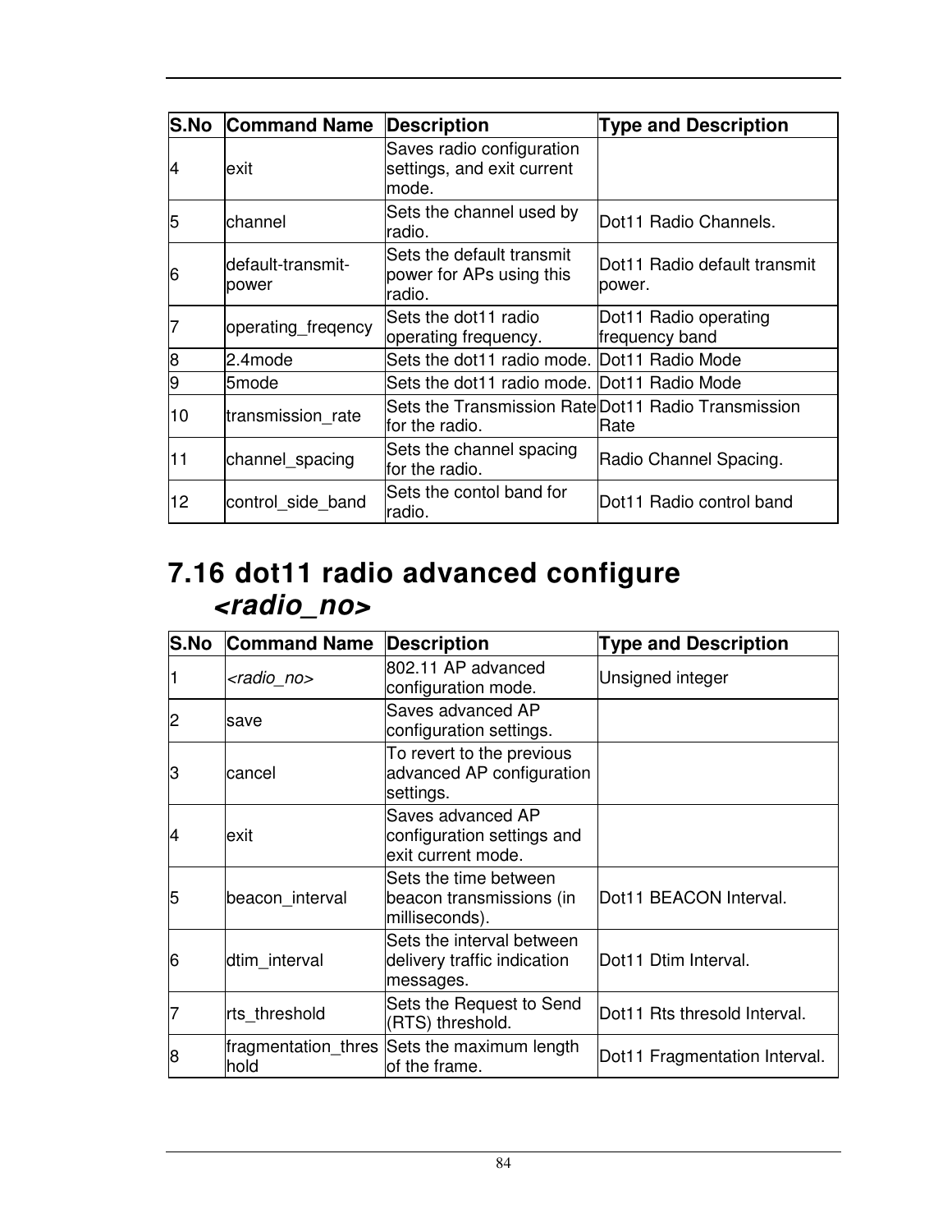| S.No | Command Name | Description | Type and Description |
|---|---|---|---|
| 4 | exit | Saves radio configuration settings, and exit current mode. | |
| 5 | channel | Sets the channel used by radio. | Dot11 Radio Channels. |
| 6 | default-transmit-power | Sets the default transmit power for APs using this radio. | Dot11 Radio default transmit power. |
| 7 | operating_freqency | Sets the dot11 radio operating frequency. | Dot11 Radio operating frequency band |
| 8 | 2.4mode | Sets the dot11 radio mode. | Dot11 Radio Mode |
| 9 | 5mode | Sets the dot11 radio mode. | Dot11 Radio Mode |
| 10 | transmission_rate | Sets the Transmission Rate for the radio. | Dot11 Radio Transmission Rate |
| 11 | channel_spacing | Sets the channel spacing for the radio. | Radio Channel Spacing. |
| 12 | control_side_band | Sets the contol band for radio. | Dot11 Radio control band |

## 7.16 dot11 radio advanced configure *<radio_no>*

| S.No | Command Name | Description | Type and Description |
|---|---|---|---|
| 1 | *<radio_no>* | 802.11 AP advanced configuration mode. | Unsigned integer |
| 2 | save | Saves advanced AP configuration settings. | |
| 3 | cancel | To revert to the previous advanced AP configuration settings. | |
| 4 | exit | Saves advanced AP configuration settings and exit current mode. | |
| 5 | beacon_interval | Sets the time between beacon transmissions (in milliseconds). | Dot11 BEACON Interval. |
| 6 | dtim_interval | Sets the interval between delivery traffic indication messages. | Dot11 Dtim Interval. |
| 7 | rts_threshold | Sets the Request to Send (RTS) threshold. | Dot11 Rts thresold Interval. |
| 8 | fragmentation_threshold | Sets the maximum length of the frame. | Dot11 Fragmentation Interval. |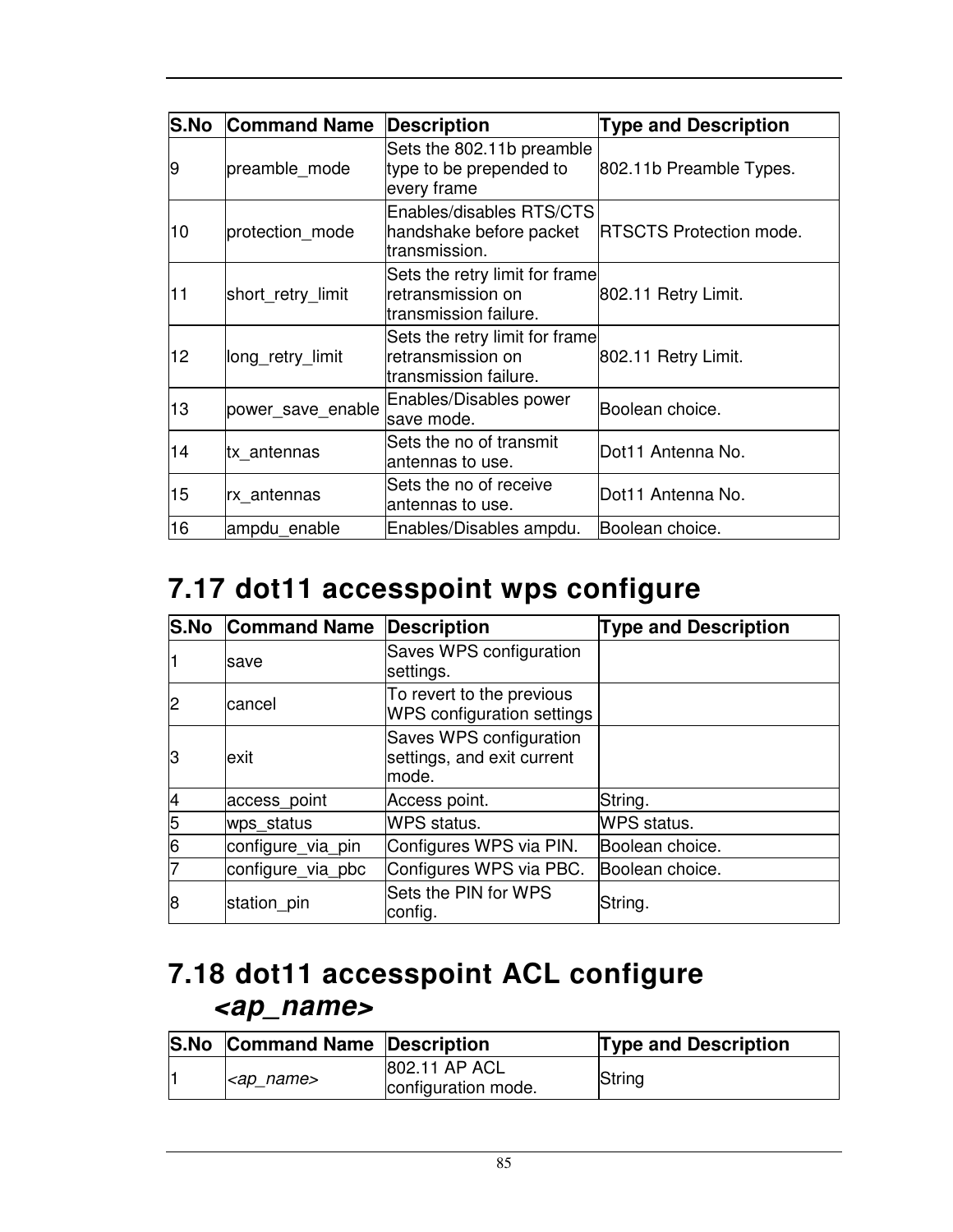| S.No | Command Name | Description | Type and Description |
|---|---|---|---|
| 9 | preamble_mode | Sets the 802.11b preamble type to be prepended to every frame | 802.11b Preamble Types. |
| 10 | protection_mode | Enables/disables RTS/CTS handshake before packet transmission. | RTSCTS Protection mode. |
| 11 | short_retry_limit | Sets the retry limit for frame retransmission on transmission failure. | 802.11 Retry Limit. |
| 12 | long_retry_limit | Sets the retry limit for frame retransmission on transmission failure. | 802.11 Retry Limit. |
| 13 | power_save_enable | Enables/Disables power save mode. | Boolean choice. |
| 14 | tx_antennas | Sets the no of transmit antennas to use. | Dot11 Antenna No. |
| 15 | rx_antennas | Sets the no of receive antennas to use. | Dot11 Antenna No. |
| 16 | ampdu_enable | Enables/Disables ampdu. | Boolean choice. |

## 7.17 dot11 accesspoint wps configure

| S.No | Command Name | Description | Type and Description |
|---|---|---|---|
| 1 | save | Saves WPS configuration settings. | |
| 2 | cancel | To revert to the previous WPS configuration settings | |
| 3 | exit | Saves WPS configuration settings, and exit current mode. | |
| 4 | access_point | Access point. | String. |
| 5 | wps_status | WPS status. | WPS status. |
| 6 | configure_via_pin | Configures WPS via PIN. | Boolean choice. |
| 7 | configure_via_pbc | Configures WPS via PBC. | Boolean choice. |
| 8 | station_pin | Sets the PIN for WPS config. | String. |

## 7.18 dot11 accesspoint ACL configure *<ap_name>*

| S.No | Command Name | Description | Type and Description |
|---|---|---|---|
| 1 | *<ap_name>* | 802.11 AP ACL configuration mode. | String |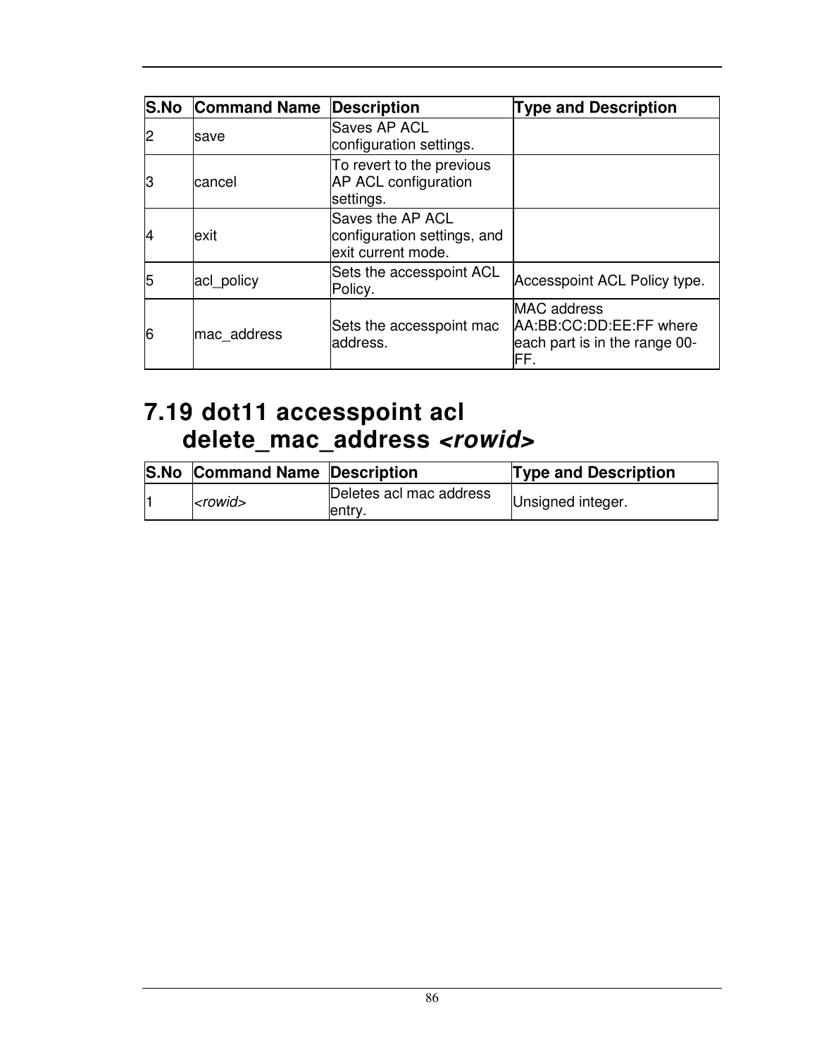| S.No | Command Name | Description | Type and Description |
|---|---|---|---|
| 2 | save | Saves AP ACL configuration settings. | |
| 3 | cancel | To revert to the previous AP ACL configuration settings. | |
| 4 | exit | Saves the AP ACL configuration settings, and exit current mode. | |
| 5 | acl_policy | Sets the accesspoint ACL Policy. | Accesspoint ACL Policy type. |
| 6 | mac_address | Sets the accesspoint mac address. | MAC address AA:BB:CC:DD:EE:FF where each part is in the range 00-FF. |

## 7.19 dot11 accesspoint acl delete_mac_address *<rowid>*

| S.No | Command Name | Description | Type and Description |
|---|---|---|---|
| 1 | *<rowid>* | Deletes acl mac address entry. | Unsigned integer. |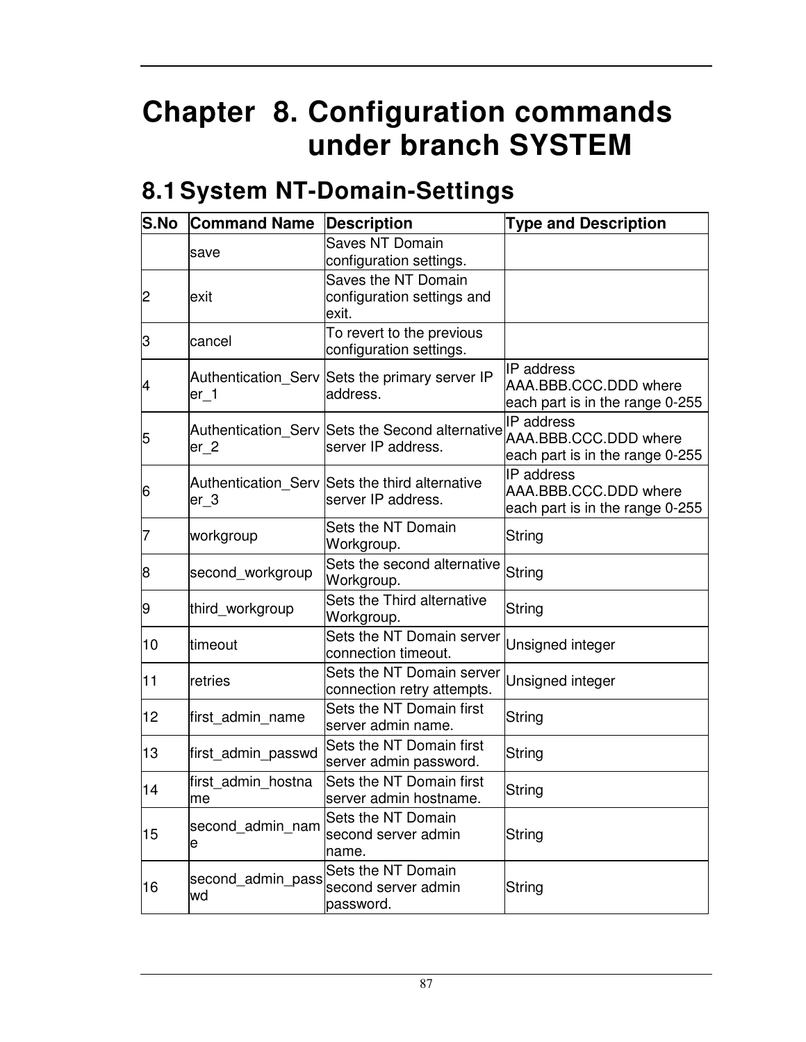# Chapter 8. Configuration commands under branch SYSTEM

## 8.1 System NT-Domain-Settings

| S.No | Command Name | Description | Type and Description |
|---|---|---|---|
| | save | Saves NT Domain configuration settings. | |
| 2 | exit | Saves the NT Domain configuration settings and exit. | |
| 3 | cancel | To revert to the previous configuration settings. | |
| 4 | Authentication_Server_1 | Sets the primary server IP address. | IP address AAA.BBB.CCC.DDD where each part is in the range 0-255 |
| 5 | Authentication_Server_2 | Sets the Second alternative server IP address. | IP address AAA.BBB.CCC.DDD where each part is in the range 0-255 |
| 6 | Authentication_Server_3 | Sets the third alternative server IP address. | IP address AAA.BBB.CCC.DDD where each part is in the range 0-255 |
| 7 | workgroup | Sets the NT Domain Workgroup. | String |
| 8 | second_workgroup | Sets the second alternative Workgroup. | String |
| 9 | third_workgroup | Sets the Third alternative Workgroup. | String |
| 10 | timeout | Sets the NT Domain server connection timeout. | Unsigned integer |
| 11 | retries | Sets the NT Domain server connection retry attempts. | Unsigned integer |
| 12 | first_admin_name | Sets the NT Domain first server admin name. | String |
| 13 | first_admin_passwd | Sets the NT Domain first server admin password. | String |
| 14 | first_admin_hostname | Sets the NT Domain first server admin hostname. | String |
| 15 | second_admin_name | Sets the NT Domain second server admin name. | String |
| 16 | second_admin_passwd | Sets the NT Domain second server admin password. | String |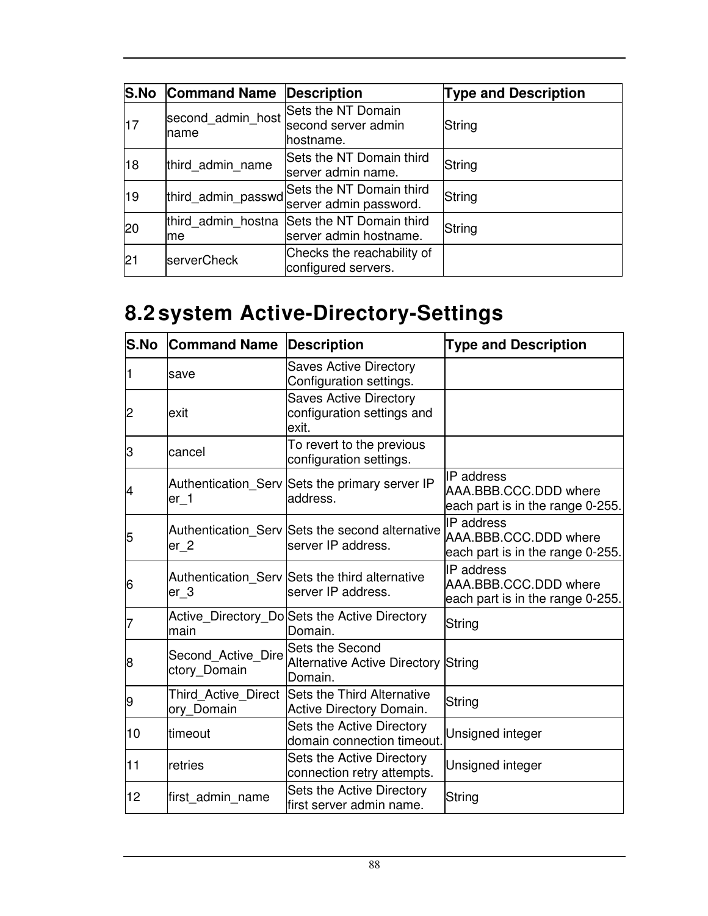| S.No | Command Name | Description | Type and Description |
|---|---|---|---|
| 17 | second_admin_hostname | Sets the NT Domain second server admin hostname. | String |
| 18 | third_admin_name | Sets the NT Domain third server admin name. | String |
| 19 | third_admin_passwd | Sets the NT Domain third server admin password. | String |
| 20 | third_admin_hostname | Sets the NT Domain third server admin hostname. | String |
| 21 | serverCheck | Checks the reachability of configured servers. | |

## 8.2 system Active-Directory-Settings

| S.No | Command Name | Description | Type and Description |
|---|---|---|---|
| 1 | save | Saves Active Directory Configuration settings. | |
| 2 | exit | Saves Active Directory configuration settings and exit. | |
| 3 | cancel | To revert to the previous configuration settings. | |
| 4 | Authentication_Server_1 | Sets the primary server IP address. | IP address AAA.BBB.CCC.DDD where each part is in the range 0-255. |
| 5 | Authentication_Server_2 | Sets the second alternative server IP address. | IP address AAA.BBB.CCC.DDD where each part is in the range 0-255. |
| 6 | Authentication_Server_3 | Sets the third alternative server IP address. | IP address AAA.BBB.CCC.DDD where each part is in the range 0-255. |
| 7 | Active_Directory_Domain | Sets the Active Directory Domain. | String |
| 8 | Second_Active_Directory_Domain | Sets the Second Alternative Active Directory Domain. | String |
| 9 | Third_Active_Directory_Domain | Sets the Third Alternative Active Directory Domain. | String |
| 10 | timeout | Sets the Active Directory domain connection timeout. | Unsigned integer |
| 11 | retries | Sets the Active Directory connection retry attempts. | Unsigned integer |
| 12 | first_admin_name | Sets the Active Directory first server admin name. | String |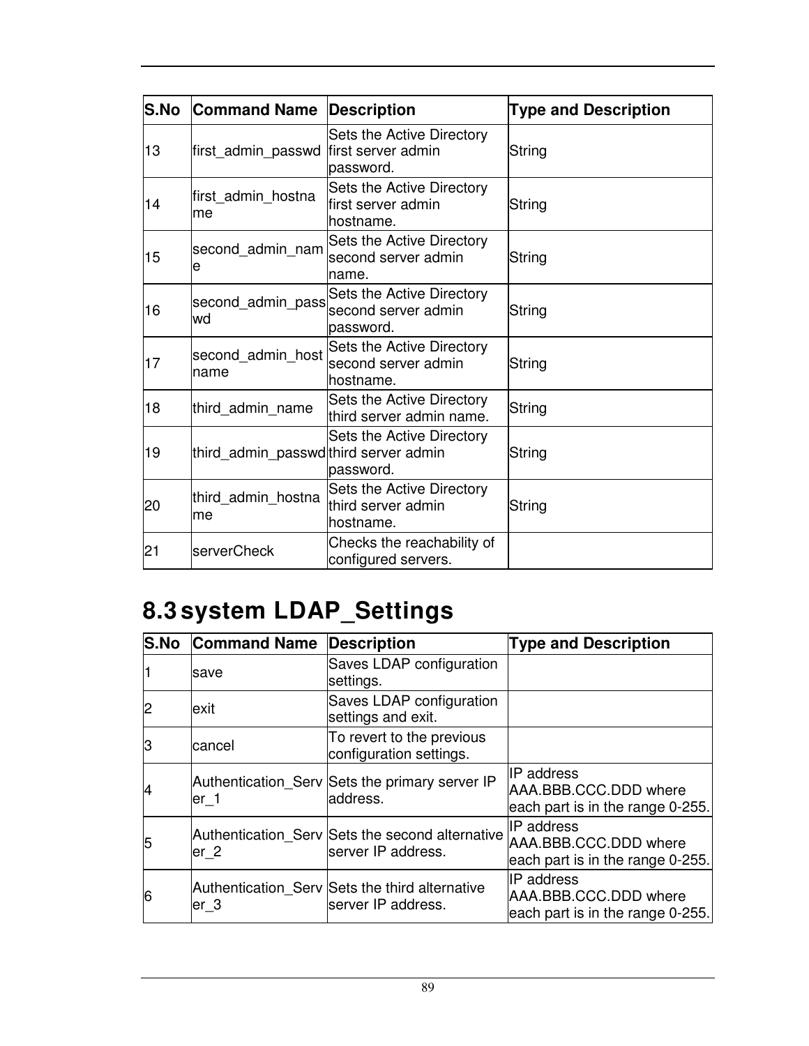| S.No | Command Name | Description | Type and Description |
|---|---|---|---|
| 13 | first_admin_passwd | Sets the Active Directory first server admin password. | String |
| 14 | first_admin_hostname | Sets the Active Directory first server admin hostname. | String |
| 15 | second_admin_name | Sets the Active Directory second server admin name. | String |
| 16 | second_admin_passwd | Sets the Active Directory second server admin password. | String |
| 17 | second_admin_hostname | Sets the Active Directory second server admin hostname. | String |
| 18 | third_admin_name | Sets the Active Directory third server admin name. | String |
| 19 | third_admin_passwd | Sets the Active Directory third server admin password. | String |
| 20 | third_admin_hostname | Sets the Active Directory third server admin hostname. | String |
| 21 | serverCheck | Checks the reachability of configured servers. | |

## 8.3 system LDAP_Settings

| S.No | Command Name | Description | Type and Description |
|---|---|---|---|
| 1 | save | Saves LDAP configuration settings. | |
| 2 | exit | Saves LDAP configuration settings and exit. | |
| 3 | cancel | To revert to the previous configuration settings. | |
| 4 | Authentication_Server_1 | Sets the primary server IP address. | IP address AAA.BBB.CCC.DDD where each part is in the range 0-255. |
| 5 | Authentication_Server_2 | Sets the second alternative server IP address. | IP address AAA.BBB.CCC.DDD where each part is in the range 0-255. |
| 6 | Authentication_Server_3 | Sets the third alternative server IP address. | IP address AAA.BBB.CCC.DDD where each part is in the range 0-255. |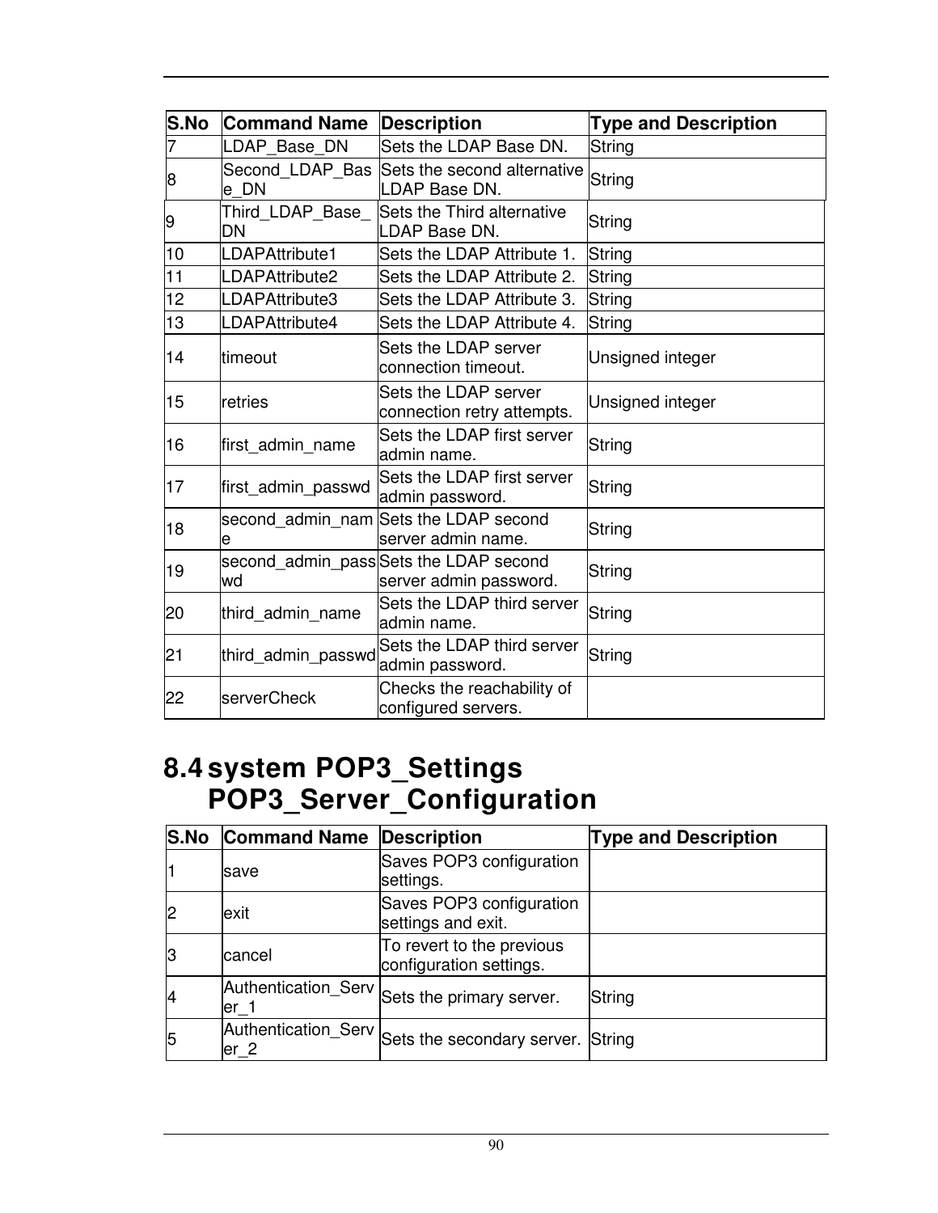| S.No | Command Name | Description | Type and Description |
|---|---|---|---|
| 7 | LDAP_Base_DN | Sets the LDAP Base DN. | String |
| 8 | Second_LDAP_Base_DN | Sets the second alternative LDAP Base DN. | String |
| 9 | Third_LDAP_Base_DN | Sets the Third alternative LDAP Base DN. | String |
| 10 | LDAPAttribute1 | Sets the LDAP Attribute 1. | String |
| 11 | LDAPAttribute2 | Sets the LDAP Attribute 2. | String |
| 12 | LDAPAttribute3 | Sets the LDAP Attribute 3. | String |
| 13 | LDAPAttribute4 | Sets the LDAP Attribute 4. | String |
| 14 | timeout | Sets the LDAP server connection timeout. | Unsigned integer |
| 15 | retries | Sets the LDAP server connection retry attempts. | Unsigned integer |
| 16 | first_admin_name | Sets the LDAP first server admin name. | String |
| 17 | first_admin_passwd | Sets the LDAP first server admin password. | String |
| 18 | second_admin_name | Sets the LDAP second server admin name. | String |
| 19 | second_admin_passwd | Sets the LDAP second server admin password. | String |
| 20 | third_admin_name | Sets the LDAP third server admin name. | String |
| 21 | third_admin_passwd | Sets the LDAP third server admin password. | String |
| 22 | serverCheck | Checks the reachability of configured servers. | |

## 8.4 system POP3_Settings POP3_Server_Configuration

| S.No | Command Name | Description | Type and Description |
|---|---|---|---|
| 1 | save | Saves POP3 configuration settings. | |
| 2 | exit | Saves POP3 configuration settings and exit. | |
| 3 | cancel | To revert to the previous configuration settings. | |
| 4 | Authentication_Server_1 | Sets the primary server. | String |
| 5 | Authentication_Server_2 | Sets the secondary server. | String |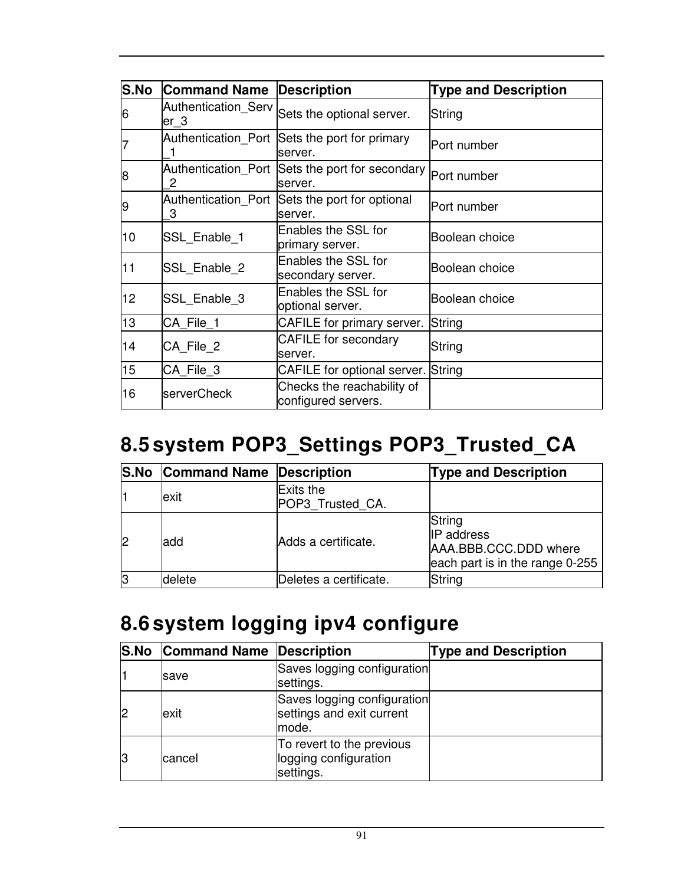| S.No | Command Name | Description | Type and Description |
|---|---|---|---|
| 6 | Authentication_Server_3 | Sets the optional server. | String |
| 7 | Authentication_Port_1 | Sets the port for primary server. | Port number |
| 8 | Authentication_Port_2 | Sets the port for secondary server. | Port number |
| 9 | Authentication_Port_3 | Sets the port for optional server. | Port number |
| 10 | SSL_Enable_1 | Enables the SSL for primary server. | Boolean choice |
| 11 | SSL_Enable_2 | Enables the SSL for secondary server. | Boolean choice |
| 12 | SSL_Enable_3 | Enables the SSL for optional server. | Boolean choice |
| 13 | CA_File_1 | CAFILE for primary server. | String |
| 14 | CA_File_2 | CAFILE for secondary server. | String |
| 15 | CA_File_3 | CAFILE for optional server. | String |
| 16 | serverCheck | Checks the reachability of configured servers. | |

## 8.5 system POP3_Settings POP3_Trusted_CA

| S.No | Command Name | Description | Type and Description |
|---|---|---|---|
| 1 | exit | Exits the POP3_Trusted_CA. | |
| 2 | add | Adds a certificate. | String<br>IP address<br>AAA.BBB.CCC.DDD where each part is in the range 0-255 |
| 3 | delete | Deletes a certificate. | String |

## 8.6 system logging ipv4 configure

| S.No | Command Name | Description | Type and Description |
|---|---|---|---|
| 1 | save | Saves logging configuration settings. | |
| 2 | exit | Saves logging configuration settings and exit current mode. | |
| 3 | cancel | To revert to the previous logging configuration settings. | |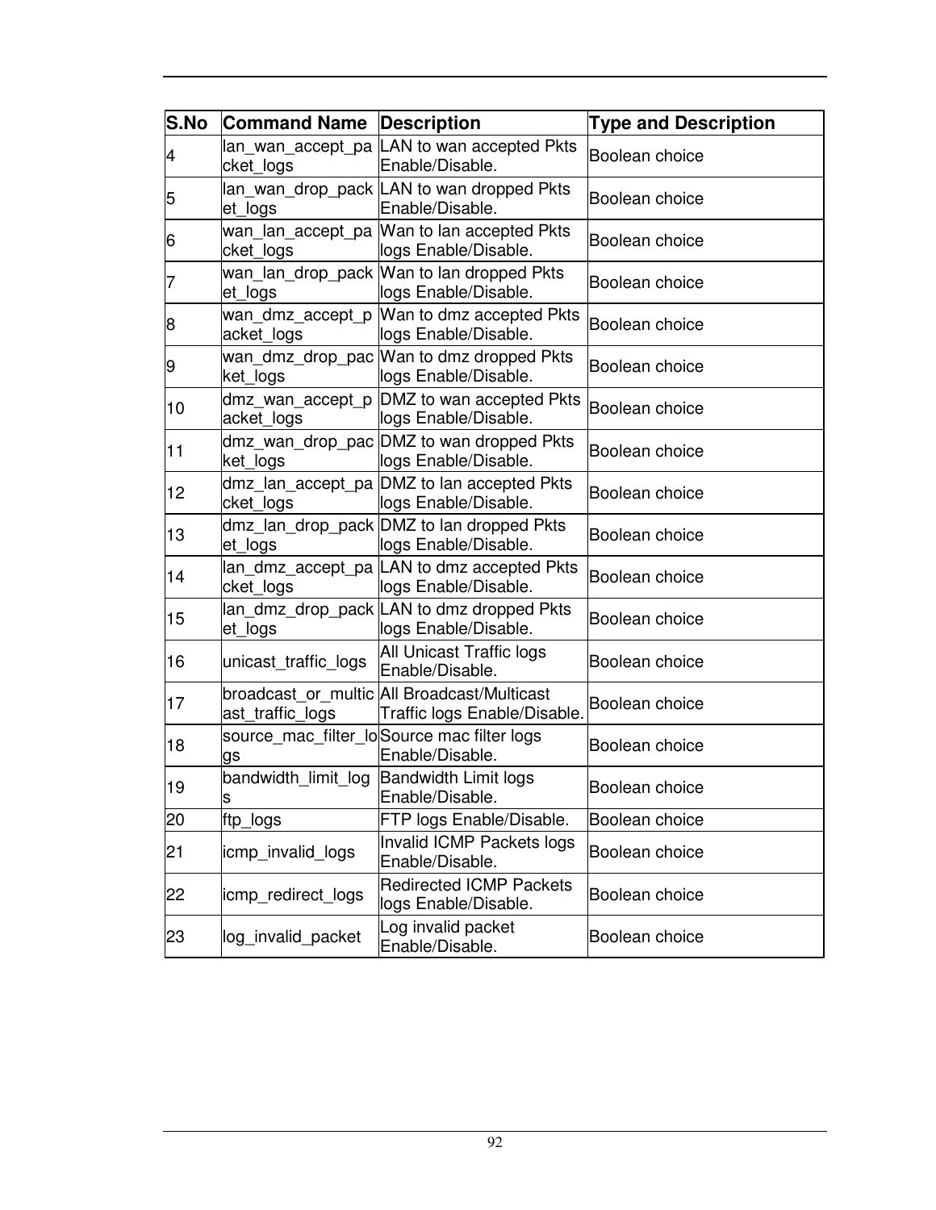| S.No | Command Name | Description | Type and Description |
|---|---|---|---|
| 4 | lan_wan_accept_packet_logs | LAN to wan accepted Pkts Enable/Disable. | Boolean choice |
| 5 | lan_wan_drop_packet_logs | LAN to wan dropped Pkts Enable/Disable. | Boolean choice |
| 6 | wan_lan_accept_packet_logs | Wan to lan accepted Pkts logs Enable/Disable. | Boolean choice |
| 7 | wan_lan_drop_packet_logs | Wan to lan dropped Pkts logs Enable/Disable. | Boolean choice |
| 8 | wan_dmz_accept_packet_logs | Wan to dmz accepted Pkts logs Enable/Disable. | Boolean choice |
| 9 | wan_dmz_drop_packet_logs | Wan to dmz dropped Pkts logs Enable/Disable. | Boolean choice |
| 10 | dmz_wan_accept_packet_logs | DMZ to wan accepted Pkts logs Enable/Disable. | Boolean choice |
| 11 | dmz_wan_drop_packet_logs | DMZ to wan dropped Pkts logs Enable/Disable. | Boolean choice |
| 12 | dmz_lan_accept_packet_logs | DMZ to lan accepted Pkts logs Enable/Disable. | Boolean choice |
| 13 | dmz_lan_drop_packet_logs | DMZ to lan dropped Pkts logs Enable/Disable. | Boolean choice |
| 14 | lan_dmz_accept_packet_logs | LAN to dmz accepted Pkts logs Enable/Disable. | Boolean choice |
| 15 | lan_dmz_drop_packet_logs | LAN to dmz dropped Pkts logs Enable/Disable. | Boolean choice |
| 16 | unicast_traffic_logs | All Unicast Traffic logs Enable/Disable. | Boolean choice |
| 17 | broadcast_or_multicast_traffic_logs | All Broadcast/Multicast Traffic logs Enable/Disable. | Boolean choice |
| 18 | source_mac_filter_logs | Source mac filter logs Enable/Disable. | Boolean choice |
| 19 | bandwidth_limit_logs | Bandwidth Limit logs Enable/Disable. | Boolean choice |
| 20 | ftp_logs | FTP logs Enable/Disable. | Boolean choice |
| 21 | icmp_invalid_logs | Invalid ICMP Packets logs Enable/Disable. | Boolean choice |
| 22 | icmp_redirect_logs | Redirected ICMP Packets logs Enable/Disable. | Boolean choice |
| 23 | log_invalid_packet | Log invalid packet Enable/Disable. | Boolean choice |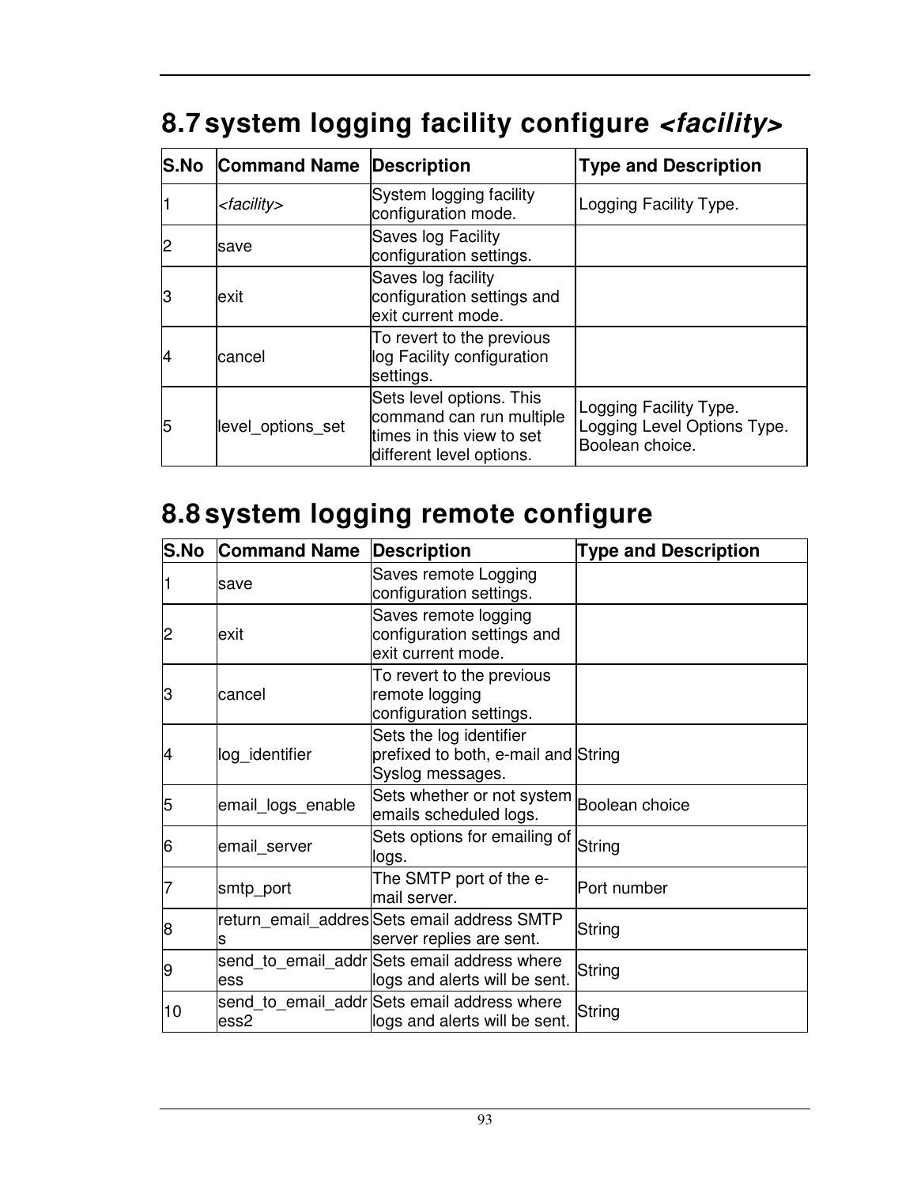## 8.7 system logging facility configure *<facility>*

| S.No | Command Name | Description | Type and Description |
|---|---|---|---|
| 1 | *<facility>* | System logging facility configuration mode. | Logging Facility Type. |
| 2 | save | Saves log Facility configuration settings. | |
| 3 | exit | Saves log facility configuration settings and exit current mode. | |
| 4 | cancel | To revert to the previous log Facility configuration settings. | |
| 5 | level_options_set | Sets level options. This command can run multiple times in this view to set different level options. | Logging Facility Type. Logging Level Options Type. Boolean choice. |

## 8.8 system logging remote configure

| S.No | Command Name | Description | Type and Description |
|---|---|---|---|
| 1 | save | Saves remote Logging configuration settings. | |
| 2 | exit | Saves remote logging configuration settings and exit current mode. | |
| 3 | cancel | To revert to the previous remote logging configuration settings. | |
| 4 | log_identifier | Sets the log identifier prefixed to both, e-mail and Syslog messages. | String |
| 5 | email_logs_enable | Sets whether or not system emails scheduled logs. | Boolean choice |
| 6 | email_server | Sets options for emailing of logs. | String |
| 7 | smtp_port | The SMTP port of the e-mail server. | Port number |
| 8 | return_email_address | Sets email address SMTP server replies are sent. | String |
| 9 | send_to_email_address | Sets email address where logs and alerts will be sent. | String |
| 10 | send_to_email_address2 | Sets email address where logs and alerts will be sent. | String |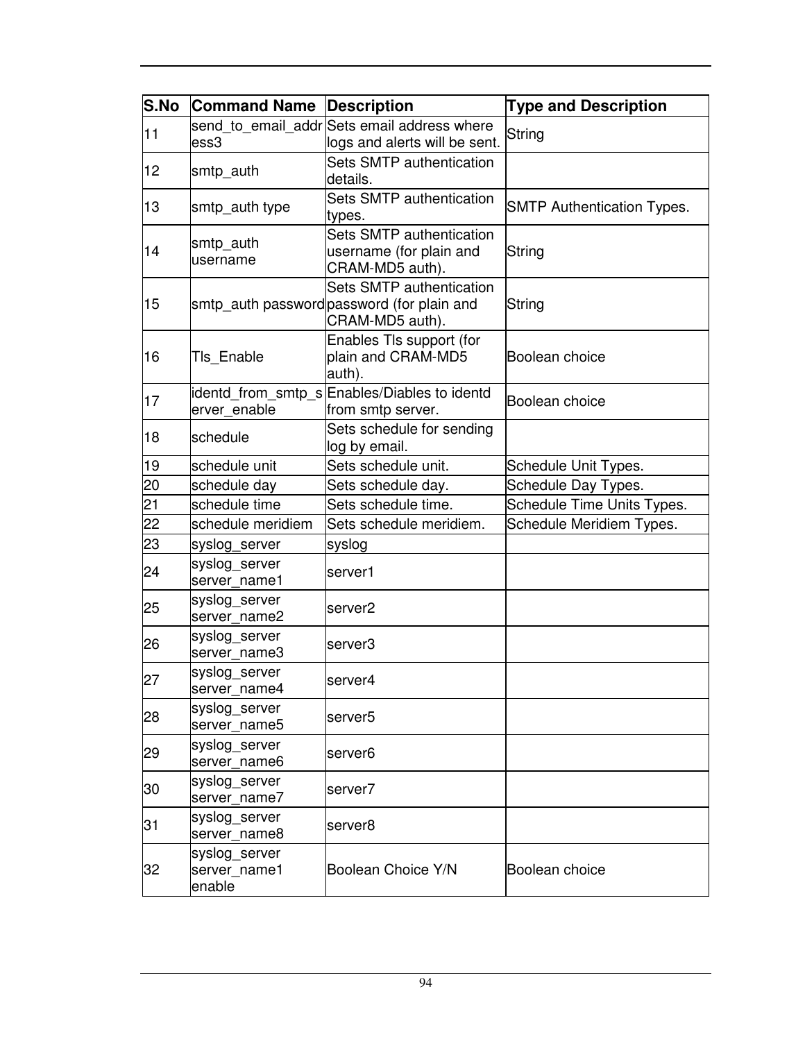| S.No | Command Name | Description | Type and Description |
|---|---|---|---|
| 11 | send_to_email_address3 | Sets email address where logs and alerts will be sent. | String |
| 12 | smtp_auth | Sets SMTP authentication details. | |
| 13 | smtp_auth type | Sets SMTP authentication types. | SMTP Authentication Types. |
| 14 | smtp_auth username | Sets SMTP authentication username (for plain and CRAM-MD5 auth). | String |
| 15 | smtp_auth password | Sets SMTP authentication password (for plain and CRAM-MD5 auth). | String |
| 16 | Tls_Enable | Enables Tls support (for plain and CRAM-MD5 auth). | Boolean choice |
| 17 | identd_from_smtp_server_enable | Enables/Diables to identd from smtp server. | Boolean choice |
| 18 | schedule | Sets schedule for sending log by email. | |
| 19 | schedule unit | Sets schedule unit. | Schedule Unit Types. |
| 20 | schedule day | Sets schedule day. | Schedule Day Types. |
| 21 | schedule time | Sets schedule time. | Schedule Time Units Types. |
| 22 | schedule meridiem | Sets schedule meridiem. | Schedule Meridiem Types. |
| 23 | syslog_server | syslog | |
| 24 | syslog_server server_name1 | server1 | |
| 25 | syslog_server server_name2 | server2 | |
| 26 | syslog_server server_name3 | server3 | |
| 27 | syslog_server server_name4 | server4 | |
| 28 | syslog_server server_name5 | server5 | |
| 29 | syslog_server server_name6 | server6 | |
| 30 | syslog_server server_name7 | server7 | |
| 31 | syslog_server server_name8 | server8 | |
| 32 | syslog_server server_name1 enable | Boolean Choice Y/N | Boolean choice |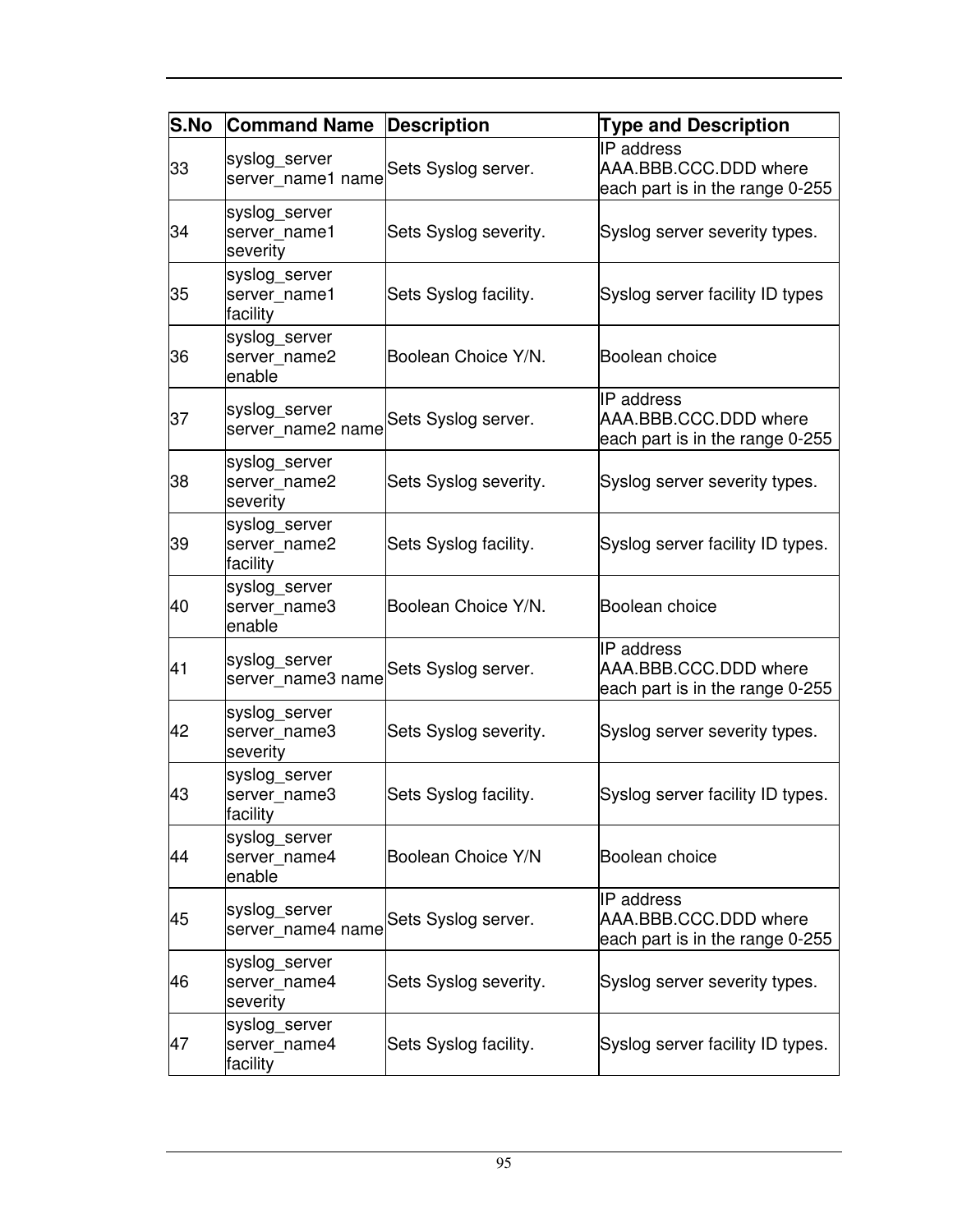| S.No | Command Name | Description | Type and Description |
| --- | --- | --- | --- |
| 33 | syslog_server server_name1 name | Sets Syslog server. | IP address AAA.BBB.CCC.DDD where each part is in the range 0-255 |
| 34 | syslog_server server_name1 severity | Sets Syslog severity. | Syslog server severity types. |
| 35 | syslog_server server_name1 facility | Sets Syslog facility. | Syslog server facility ID types |
| 36 | syslog_server server_name2 enable | Boolean Choice Y/N. | Boolean choice |
| 37 | syslog_server server_name2 name | Sets Syslog server. | IP address AAA.BBB.CCC.DDD where each part is in the range 0-255 |
| 38 | syslog_server server_name2 severity | Sets Syslog severity. | Syslog server severity types. |
| 39 | syslog_server server_name2 facility | Sets Syslog facility. | Syslog server facility ID types. |
| 40 | syslog_server server_name3 enable | Boolean Choice Y/N. | Boolean choice |
| 41 | syslog_server server_name3 name | Sets Syslog server. | IP address AAA.BBB.CCC.DDD where each part is in the range 0-255 |
| 42 | syslog_server server_name3 severity | Sets Syslog severity. | Syslog server severity types. |
| 43 | syslog_server server_name3 facility | Sets Syslog facility. | Syslog server facility ID types. |
| 44 | syslog_server server_name4 enable | Boolean Choice Y/N | Boolean choice |
| 45 | syslog_server server_name4 name | Sets Syslog server. | IP address AAA.BBB.CCC.DDD where each part is in the range 0-255 |
| 46 | syslog_server server_name4 severity | Sets Syslog severity. | Syslog server severity types. |
| 47 | syslog_server server_name4 facility | Sets Syslog facility. | Syslog server facility ID types. |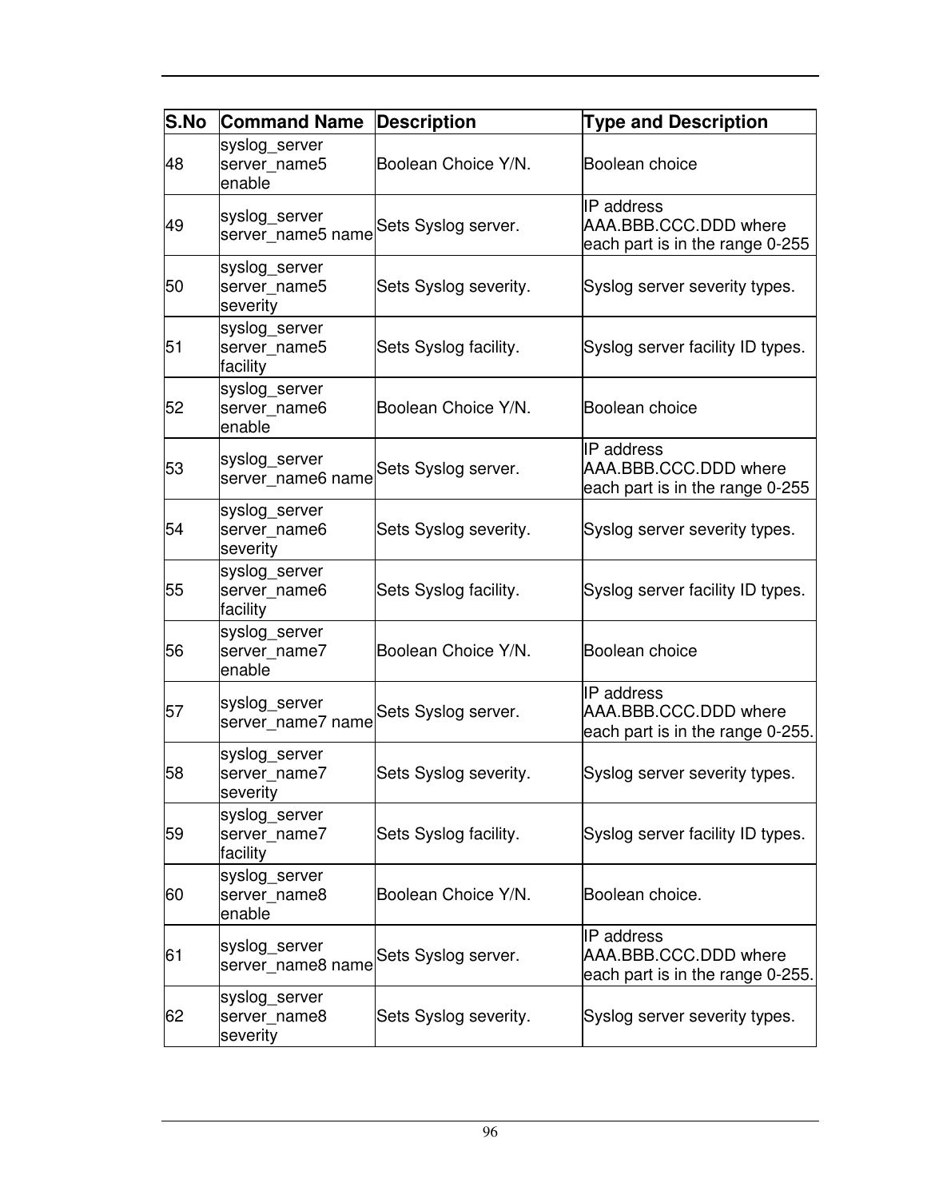| S.No | Command Name | Description | Type and Description |
|---|---|---|---|
| 48 | syslog_server server_name5 enable | Boolean Choice Y/N. | Boolean choice |
| 49 | syslog_server server_name5 name | Sets Syslog server. | IP address AAA.BBB.CCC.DDD where each part is in the range 0-255 |
| 50 | syslog_server server_name5 severity | Sets Syslog severity. | Syslog server severity types. |
| 51 | syslog_server server_name5 facility | Sets Syslog facility. | Syslog server facility ID types. |
| 52 | syslog_server server_name6 enable | Boolean Choice Y/N. | Boolean choice |
| 53 | syslog_server server_name6 name | Sets Syslog server. | IP address AAA.BBB.CCC.DDD where each part is in the range 0-255 |
| 54 | syslog_server server_name6 severity | Sets Syslog severity. | Syslog server severity types. |
| 55 | syslog_server server_name6 facility | Sets Syslog facility. | Syslog server facility ID types. |
| 56 | syslog_server server_name7 enable | Boolean Choice Y/N. | Boolean choice |
| 57 | syslog_server server_name7 name | Sets Syslog server. | IP address AAA.BBB.CCC.DDD where each part is in the range 0-255. |
| 58 | syslog_server server_name7 severity | Sets Syslog severity. | Syslog server severity types. |
| 59 | syslog_server server_name7 facility | Sets Syslog facility. | Syslog server facility ID types. |
| 60 | syslog_server server_name8 enable | Boolean Choice Y/N. | Boolean choice. |
| 61 | syslog_server server_name8 name | Sets Syslog server. | IP address AAA.BBB.CCC.DDD where each part is in the range 0-255. |
| 62 | syslog_server server_name8 severity | Sets Syslog severity. | Syslog server severity types. |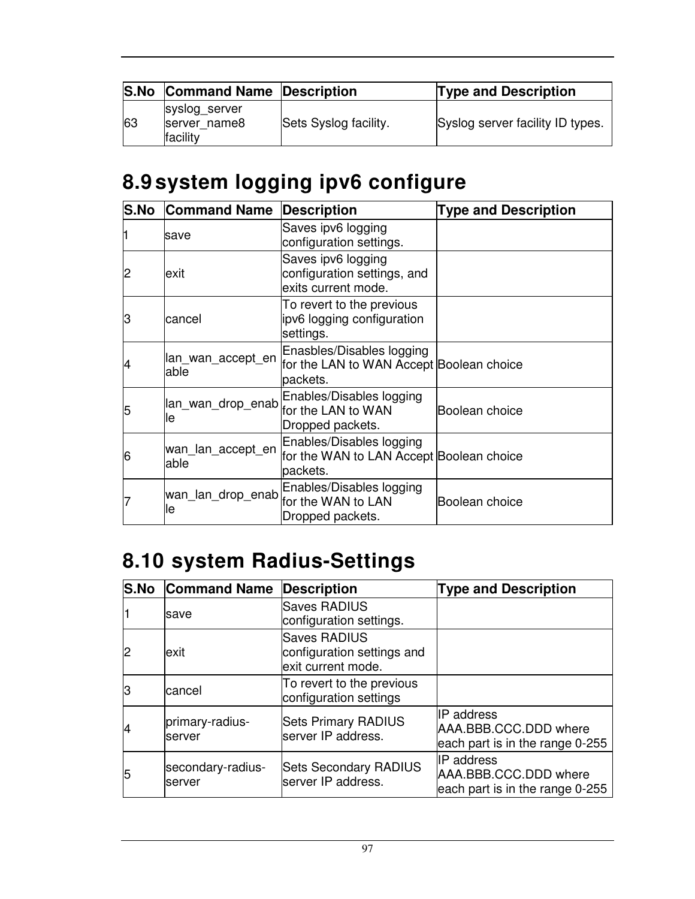| S.No | Command Name | Description | Type and Description |
|---|---|---|---|
| 63 | syslog_server server_name8 facility | Sets Syslog facility. | Syslog server facility ID types. |

## 8.9 system logging ipv6 configure

| S.No | Command Name | Description | Type and Description |
|---|---|---|---|
| 1 | save | Saves ipv6 logging configuration settings. | |
| 2 | exit | Saves ipv6 logging configuration settings, and exits current mode. | |
| 3 | cancel | To revert to the previous ipv6 logging configuration settings. | |
| 4 | lan_wan_accept_enable | Enasbles/Disables logging for the LAN to WAN Accept packets. | Boolean choice |
| 5 | lan_wan_drop_enable | Enables/Disables logging for the LAN to WAN Dropped packets. | Boolean choice |
| 6 | wan_lan_accept_enable | Enables/Disables logging for the WAN to LAN Accept packets. | Boolean choice |
| 7 | wan_lan_drop_enable | Enables/Disables logging for the WAN to LAN Dropped packets. | Boolean choice |

## 8.10 system Radius-Settings

| S.No | Command Name | Description | Type and Description |
|---|---|---|---|
| 1 | save | Saves RADIUS configuration settings. | |
| 2 | exit | Saves RADIUS configuration settings and exit current mode. | |
| 3 | cancel | To revert to the previous configuration settings | |
| 4 | primary-radius-server | Sets Primary RADIUS server IP address. | IP address AAA.BBB.CCC.DDD where each part is in the range 0-255 |
| 5 | secondary-radius-server | Sets Secondary RADIUS server IP address. | IP address AAA.BBB.CCC.DDD where each part is in the range 0-255 |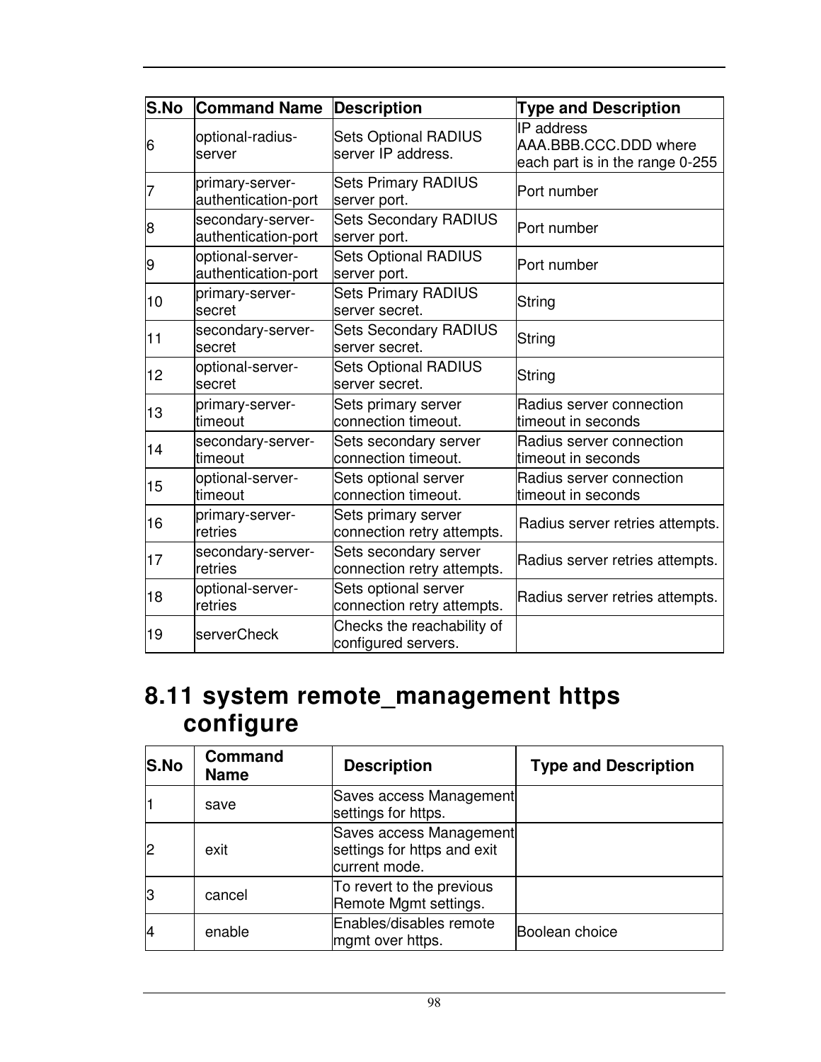| S.No | Command Name | Description | Type and Description |
|---|---|---|---|
| 6 | optional-radius-server | Sets Optional RADIUS server IP address. | IP address AAA.BBB.CCC.DDD where each part is in the range 0-255 |
| 7 | primary-server-authentication-port | Sets Primary RADIUS server port. | Port number |
| 8 | secondary-server-authentication-port | Sets Secondary RADIUS server port. | Port number |
| 9 | optional-server-authentication-port | Sets Optional RADIUS server port. | Port number |
| 10 | primary-server-secret | Sets Primary RADIUS server secret. | String |
| 11 | secondary-server-secret | Sets Secondary RADIUS server secret. | String |
| 12 | optional-server-secret | Sets Optional RADIUS server secret. | String |
| 13 | primary-server-timeout | Sets primary server connection timeout. | Radius server connection timeout in seconds |
| 14 | secondary-server-timeout | Sets secondary server connection timeout. | Radius server connection timeout in seconds |
| 15 | optional-server-timeout | Sets optional server connection timeout. | Radius server connection timeout in seconds |
| 16 | primary-server-retries | Sets primary server connection retry attempts. | Radius server retries attempts. |
| 17 | secondary-server-retries | Sets secondary server connection retry attempts. | Radius server retries attempts. |
| 18 | optional-server-retries | Sets optional server connection retry attempts. | Radius server retries attempts. |
| 19 | serverCheck | Checks the reachability of configured servers. | |

## 8.11 system remote_management https configure

| S.No | Command Name | Description | Type and Description |
|---|---|---|---|
| 1 | save | Saves access Management settings for https. | |
| 2 | exit | Saves access Management settings for https and exit current mode. | |
| 3 | cancel | To revert to the previous Remote Mgmt settings. | |
| 4 | enable | Enables/disables remote mgmt over https. | Boolean choice |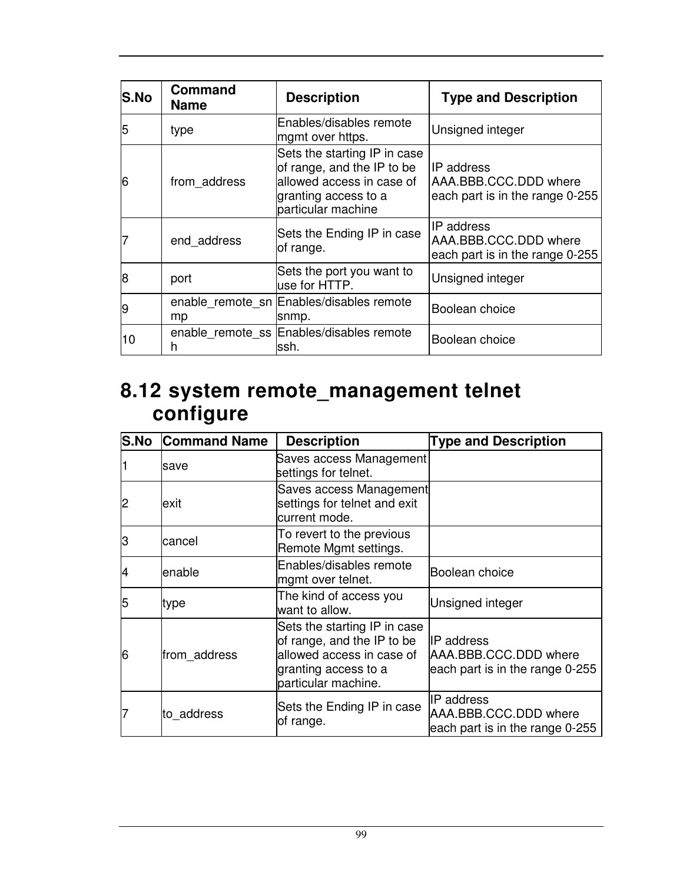| S.No | Command Name | Description | Type and Description |
|---|---|---|---|
| 5 | type | Enables/disables remote mgmt over https. | Unsigned integer |
| 6 | from_address | Sets the starting IP in case of range, and the IP to be allowed access in case of granting access to a particular machine | IP address AAA.BBB.CCC.DDD where each part is in the range 0-255 |
| 7 | end_address | Sets the Ending IP in case of range. | IP address AAA.BBB.CCC.DDD where each part is in the range 0-255 |
| 8 | port | Sets the port you want to use for HTTP. | Unsigned integer |
| 9 | enable_remote_snmp | Enables/disables remote snmp. | Boolean choice |
| 10 | enable_remote_ssh | Enables/disables remote ssh. | Boolean choice |

## 8.12 system remote_management telnet configure

| S.No | Command Name | Description | Type and Description |
|---|---|---|---|
| 1 | save | Saves access Management settings for telnet. | |
| 2 | exit | Saves access Management settings for telnet and exit current mode. | |
| 3 | cancel | To revert to the previous Remote Mgmt settings. | |
| 4 | enable | Enables/disables remote mgmt over telnet. | Boolean choice |
| 5 | type | The kind of access you want to allow. | Unsigned integer |
| 6 | from_address | Sets the starting IP in case of range, and the IP to be allowed access in case of granting access to a particular machine. | IP address AAA.BBB.CCC.DDD where each part is in the range 0-255 |
| 7 | to_address | Sets the Ending IP in case of range. | IP address AAA.BBB.CCC.DDD where each part is in the range 0-255 |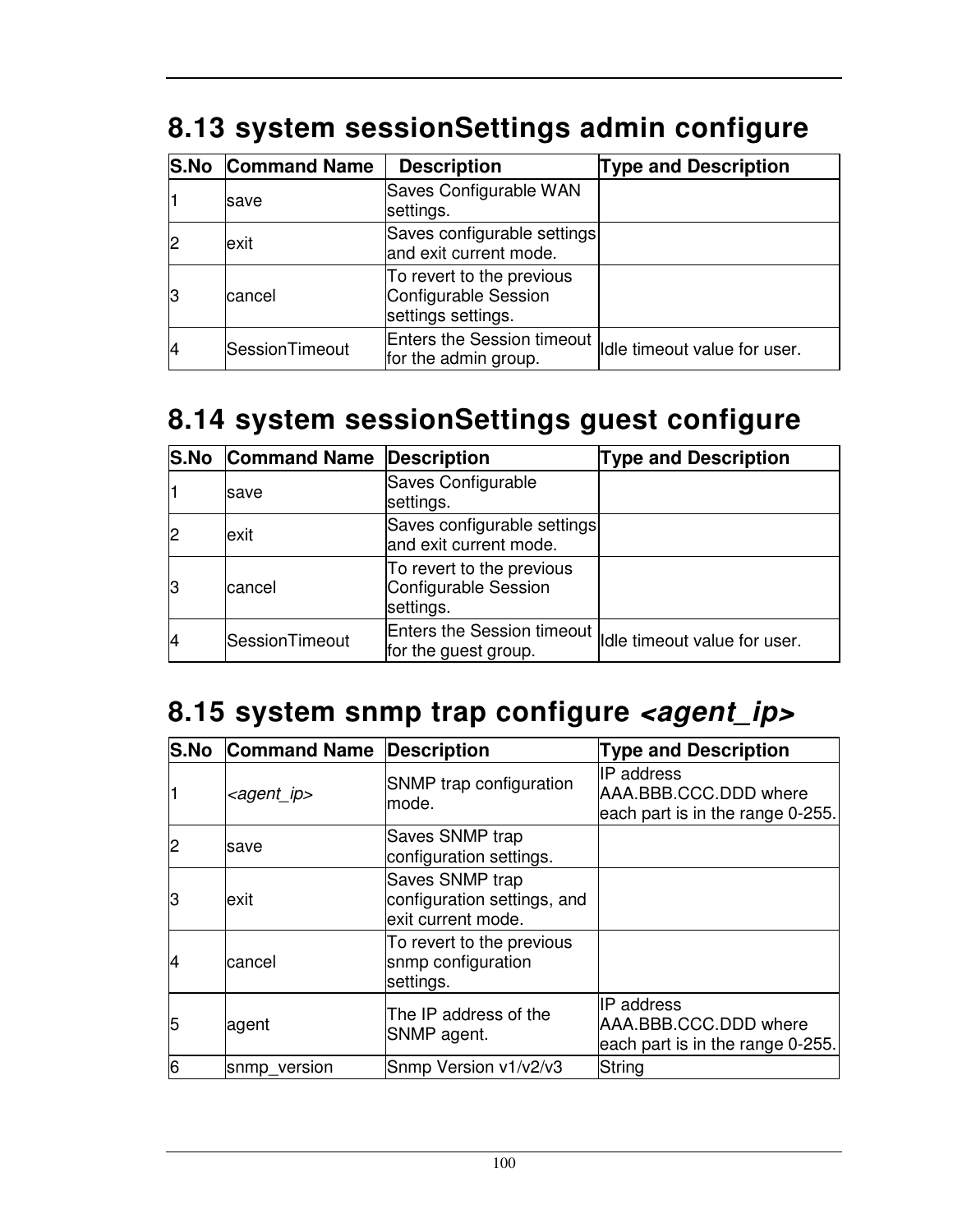## 8.13 system sessionSettings admin configure

| S.No | Command Name | Description | Type and Description |
|---|---|---|---|
| 1 | save | Saves Configurable WAN settings. | |
| 2 | exit | Saves configurable settings and exit current mode. | |
| 3 | cancel | To revert to the previous Configurable Session settings settings. | |
| 4 | SessionTimeout | Enters the Session timeout for the admin group. | Idle timeout value for user. |

## 8.14 system sessionSettings guest configure

| S.No | Command Name | Description | Type and Description |
|---|---|---|---|
| 1 | save | Saves Configurable settings. | |
| 2 | exit | Saves configurable settings and exit current mode. | |
| 3 | cancel | To revert to the previous Configurable Session settings. | |
| 4 | SessionTimeout | Enters the Session timeout for the guest group. | Idle timeout value for user. |

## 8.15 system snmp trap configure *<agent_ip>*

| S.No | Command Name | Description | Type and Description |
|---|---|---|---|
| 1 | *<agent_ip>* | SNMP trap configuration mode. | IP address AAA.BBB.CCC.DDD where each part is in the range 0-255. |
| 2 | save | Saves SNMP trap configuration settings. | |
| 3 | exit | Saves SNMP trap configuration settings, and exit current mode. | |
| 4 | cancel | To revert to the previous snmp configuration settings. | |
| 5 | agent | The IP address of the SNMP agent. | IP address AAA.BBB.CCC.DDD where each part is in the range 0-255. |
| 6 | snmp_version | Snmp Version v1/v2/v3 | String |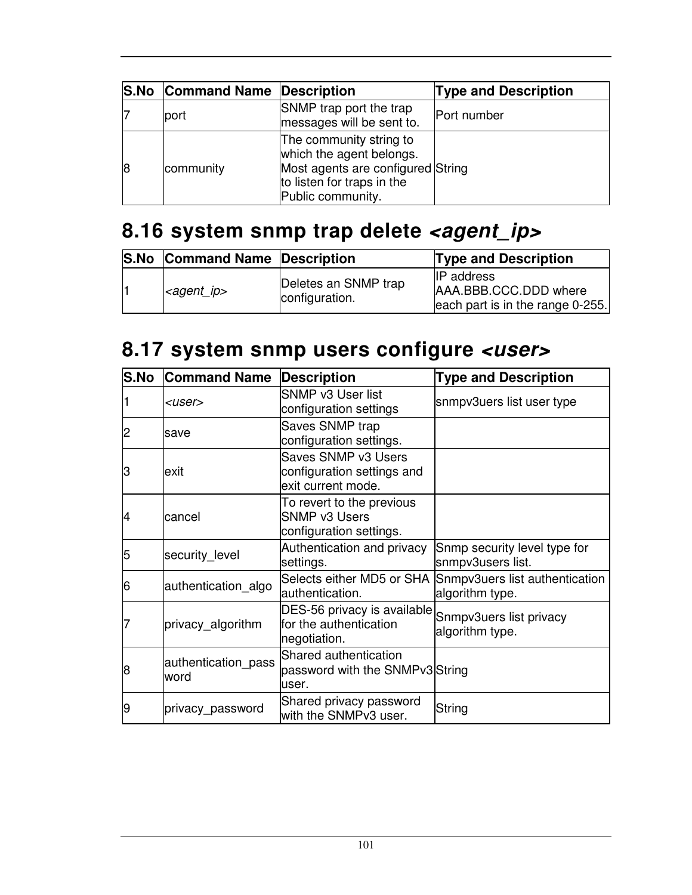| S.No | Command Name | Description | Type and Description |
|---|---|---|---|
| 7 | port | SNMP trap port the trap messages will be sent to. | Port number |
| 8 | community | The community string to which the agent belongs. Most agents are configured to listen for traps in the Public community. | String |

# 8.16 system snmp trap delete *<agent_ip>*

| S.No | Command Name | Description | Type and Description |
|---|---|---|---|
| 1 | *<agent_ip>* | Deletes an SNMP trap configuration. | IP address AAA.BBB.CCC.DDD where each part is in the range 0-255. |

# 8.17 system snmp users configure *<user>*

| S.No | Command Name | Description | Type and Description |
|---|---|---|---|
| 1 | *<user>* | SNMP v3 User list configuration settings | snmpv3uers list user type |
| 2 | save | Saves SNMP trap configuration settings. | |
| 3 | exit | Saves SNMP v3 Users configuration settings and exit current mode. | |
| 4 | cancel | To revert to the previous SNMP v3 Users configuration settings. | |
| 5 | security_level | Authentication and privacy settings. | Snmp security level type for snmpv3users list. |
| 6 | authentication_algo | Selects either MD5 or SHA authentication. | Snmpv3uers list authentication algorithm type. |
| 7 | privacy_algorithm | DES-56 privacy is available for the authentication negotiation. | Snmpv3uers list privacy algorithm type. |
| 8 | authentication_password | Shared authentication password with the SNMPv3 user. | String |
| 9 | privacy_password | Shared privacy password with the SNMPv3 user. | String |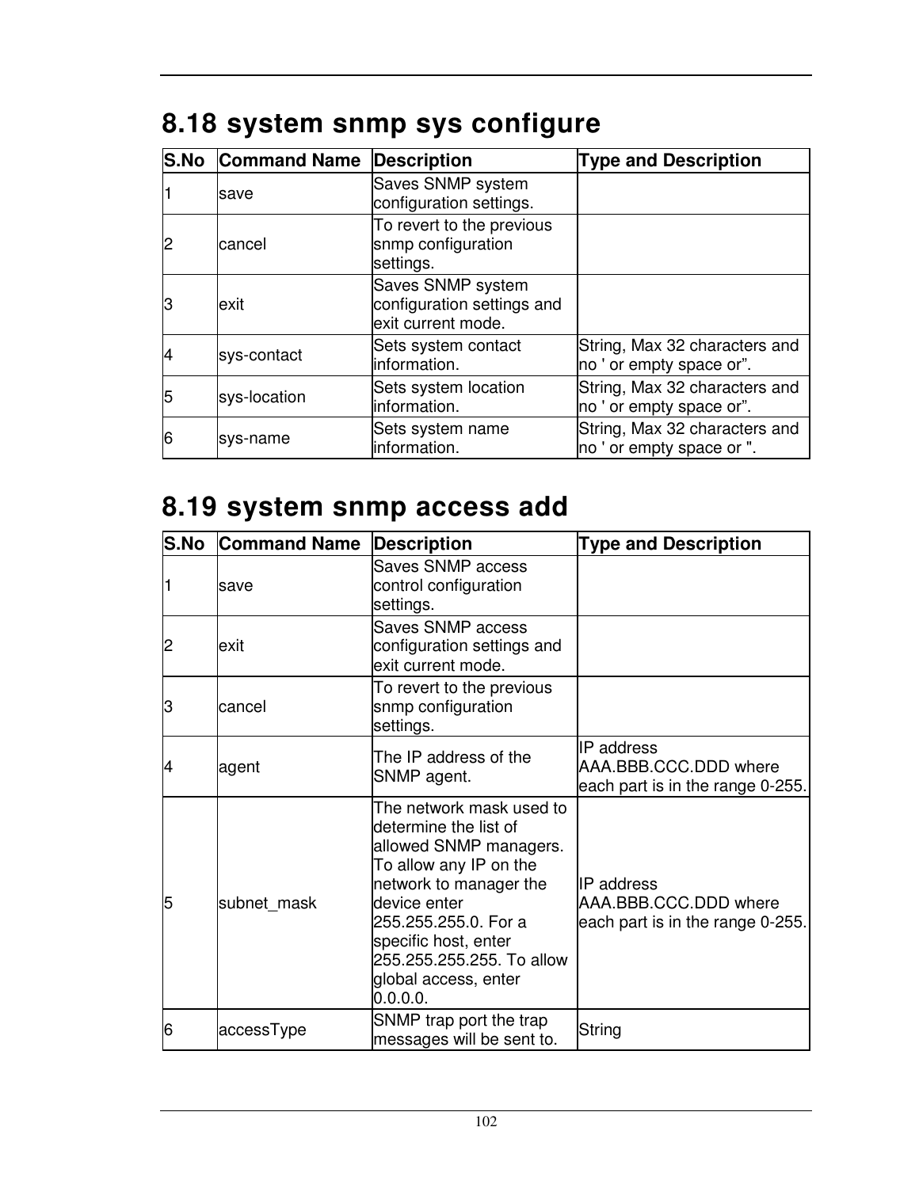## 8.18 system snmp sys configure

| S.No | Command Name | Description | Type and Description |
|---|---|---|---|
| 1 | save | Saves SNMP system configuration settings. | |
| 2 | cancel | To revert to the previous snmp configuration settings. | |
| 3 | exit | Saves SNMP system configuration settings and exit current mode. | |
| 4 | sys-contact | Sets system contact information. | String, Max 32 characters and no ' or empty space or”. |
| 5 | sys-location | Sets system location information. | String, Max 32 characters and no ' or empty space or”. |
| 6 | sys-name | Sets system name information. | String, Max 32 characters and no ' or empty space or ". |

## 8.19 system snmp access add

| S.No | Command Name | Description | Type and Description |
|---|---|---|---|
| 1 | save | Saves SNMP access control configuration settings. | |
| 2 | exit | Saves SNMP access configuration settings and exit current mode. | |
| 3 | cancel | To revert to the previous snmp configuration settings. | |
| 4 | agent | The IP address of the SNMP agent. | IP address AAA.BBB.CCC.DDD where each part is in the range 0-255. |
| 5 | subnet_mask | The network mask used to determine the list of allowed SNMP managers. To allow any IP on the network to manager the device enter 255.255.255.0. For a specific host, enter 255.255.255.255. To allow global access, enter 0.0.0.0. | IP address AAA.BBB.CCC.DDD where each part is in the range 0-255. |
| 6 | accessType | SNMP trap port the trap messages will be sent to. | String |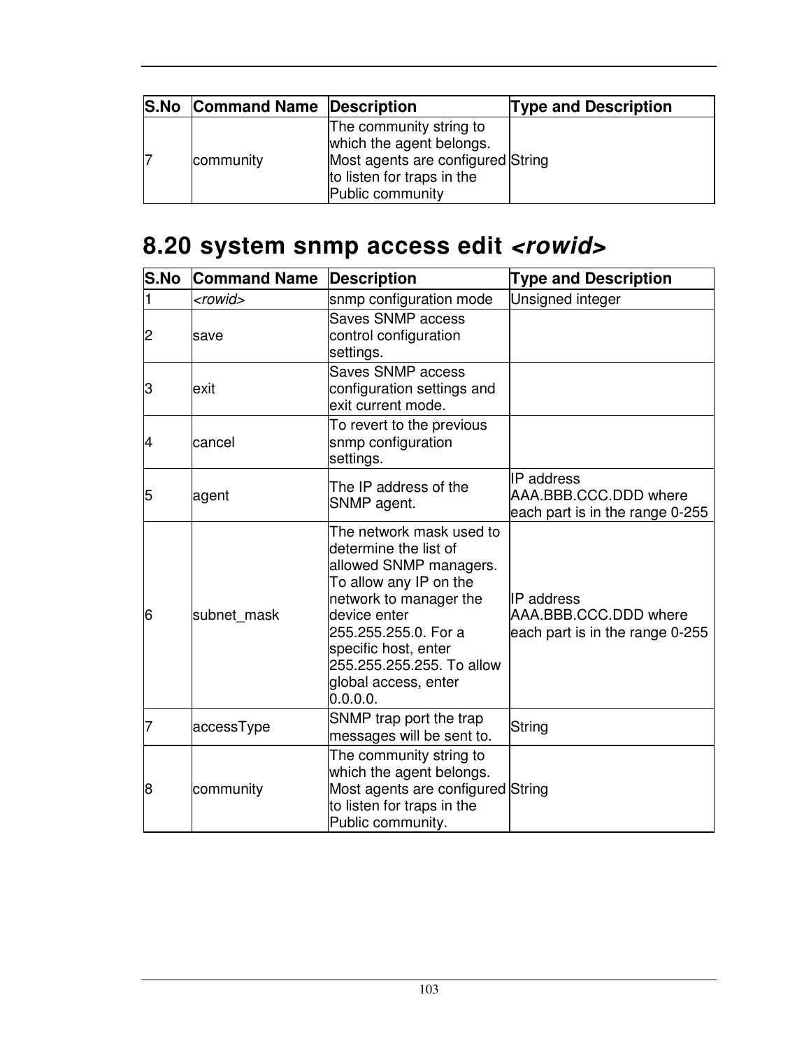| S.No | Command Name | Description | Type and Description |
|---|---|---|---|
| 7 | community | The community string to which the agent belongs. Most agents are configured to listen for traps in the Public community | String |

## 8.20 system snmp access edit *<rowid>*

| S.No | Command Name | Description | Type and Description |
|---|---|---|---|
| 1 | *<rowid>* | snmp configuration mode | Unsigned integer |
| 2 | save | Saves SNMP access control configuration settings. | |
| 3 | exit | Saves SNMP access configuration settings and exit current mode. | |
| 4 | cancel | To revert to the previous snmp configuration settings. | |
| 5 | agent | The IP address of the SNMP agent. | IP address AAA.BBB.CCC.DDD where each part is in the range 0-255 |
| 6 | subnet_mask | The network mask used to determine the list of allowed SNMP managers. To allow any IP on the network to manager the device enter 255.255.255.0. For a specific host, enter 255.255.255.255. To allow global access, enter 0.0.0.0. | IP address AAA.BBB.CCC.DDD where each part is in the range 0-255 |
| 7 | accessType | SNMP trap port the trap messages will be sent to. | String |
| 8 | community | The community string to which the agent belongs. Most agents are configured to listen for traps in the Public community. | String |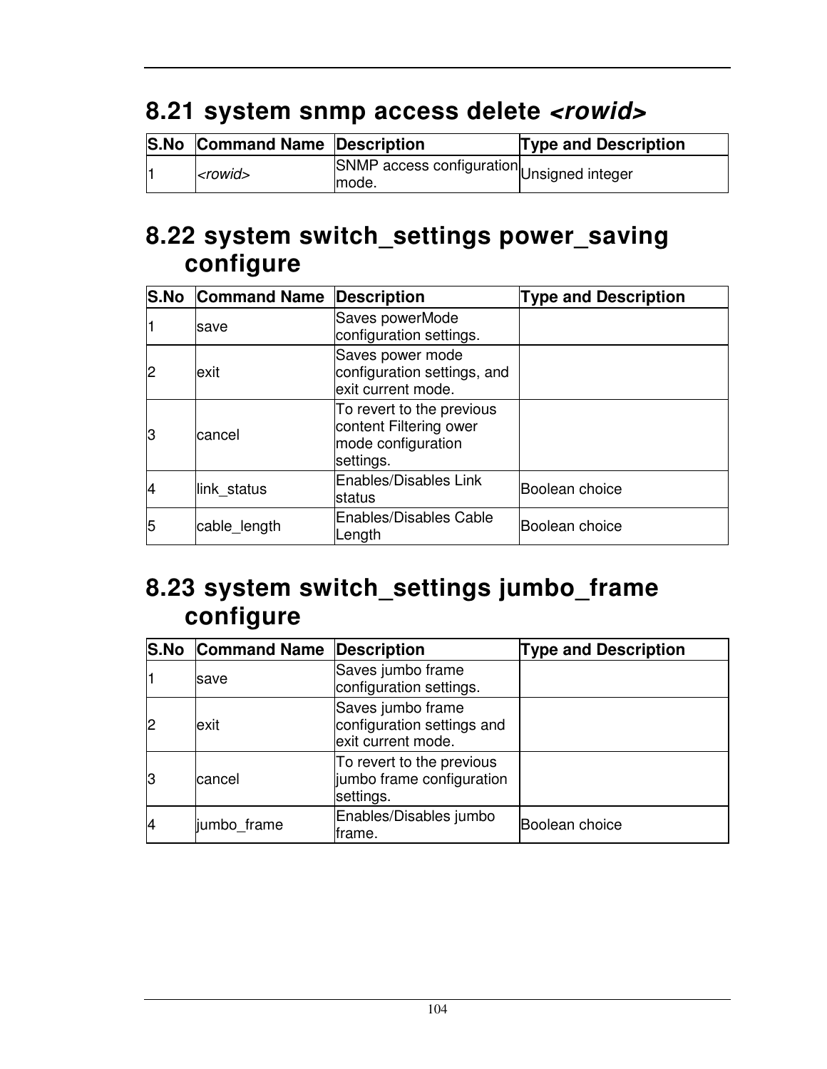## 8.21 system snmp access delete *<rowid>*

| S.No | Command Name | Description | Type and Description |
|---|---|---|---|
| 1 | *<rowid>* | SNMP access configuration mode. | Unsigned integer |

## 8.22 system switch_settings power_saving configure

| S.No | Command Name | Description | Type and Description |
|---|---|---|---|
| 1 | save | Saves powerMode configuration settings. | |
| 2 | exit | Saves power mode configuration settings, and exit current mode. | |
| 3 | cancel | To revert to the previous content Filtering ower mode configuration settings. | |
| 4 | link_status | Enables/Disables Link status | Boolean choice |
| 5 | cable_length | Enables/Disables Cable Length | Boolean choice |

## 8.23 system switch_settings jumbo_frame configure

| S.No | Command Name | Description | Type and Description |
|---|---|---|---|
| 1 | save | Saves jumbo frame configuration settings. | |
| 2 | exit | Saves jumbo frame configuration settings and exit current mode. | |
| 3 | cancel | To revert to the previous jumbo frame configuration settings. | |
| 4 | jumbo_frame | Enables/Disables jumbo frame. | Boolean choice |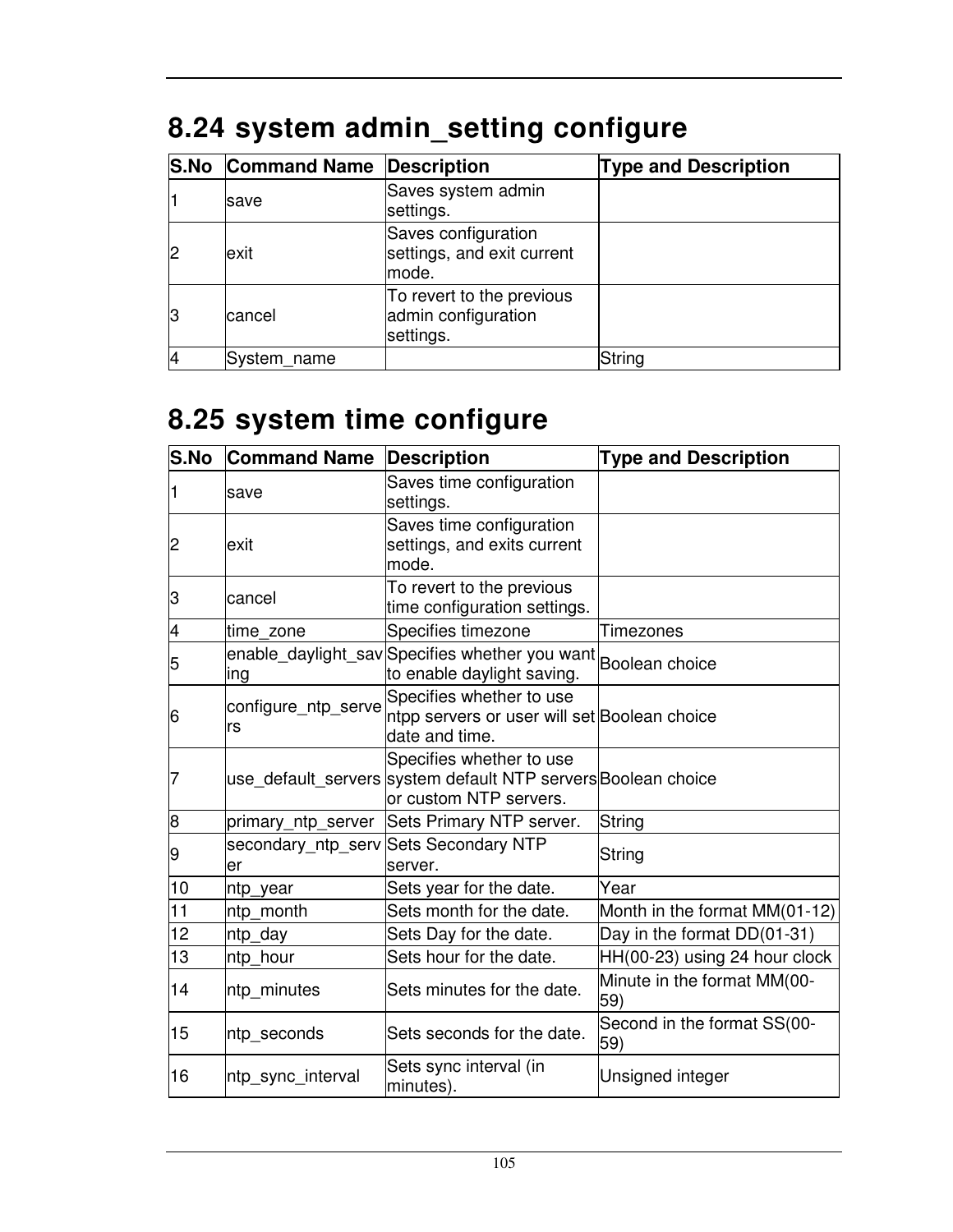## 8.24 system admin_setting configure

| S.No | Command Name | Description | Type and Description |
|---|---|---|---|
| 1 | save | Saves system admin settings. | |
| 2 | exit | Saves configuration settings, and exit current mode. | |
| 3 | cancel | To revert to the previous admin configuration settings. | |
| 4 | System_name | | String |

## 8.25 system time configure

| S.No | Command Name | Description | Type and Description |
|---|---|---|---|
| 1 | save | Saves time configuration settings. | |
| 2 | exit | Saves time configuration settings, and exits current mode. | |
| 3 | cancel | To revert to the previous time configuration settings. | |
| 4 | time_zone | Specifies timezone | Timezones |
| 5 | enable_daylight_saving | Specifies whether you want to enable daylight saving. | Boolean choice |
| 6 | configure_ntp_servers | Specifies whether to use ntpp servers or user will set date and time. | Boolean choice |
| 7 | use_default_servers | Specifies whether to use system default NTP servers or custom NTP servers. | Boolean choice |
| 8 | primary_ntp_server | Sets Primary NTP server. | String |
| 9 | secondary_ntp_server | Sets Secondary NTP server. | String |
| 10 | ntp_year | Sets year for the date. | Year |
| 11 | ntp_month | Sets month for the date. | Month in the format MM(01-12) |
| 12 | ntp_day | Sets Day for the date. | Day in the format DD(01-31) |
| 13 | ntp_hour | Sets hour for the date. | HH(00-23) using 24 hour clock |
| 14 | ntp_minutes | Sets minutes for the date. | Minute in the format MM(00-59) |
| 15 | ntp_seconds | Sets seconds for the date. | Second in the format SS(00-59) |
| 16 | ntp_sync_interval | Sets sync interval (in minutes). | Unsigned integer |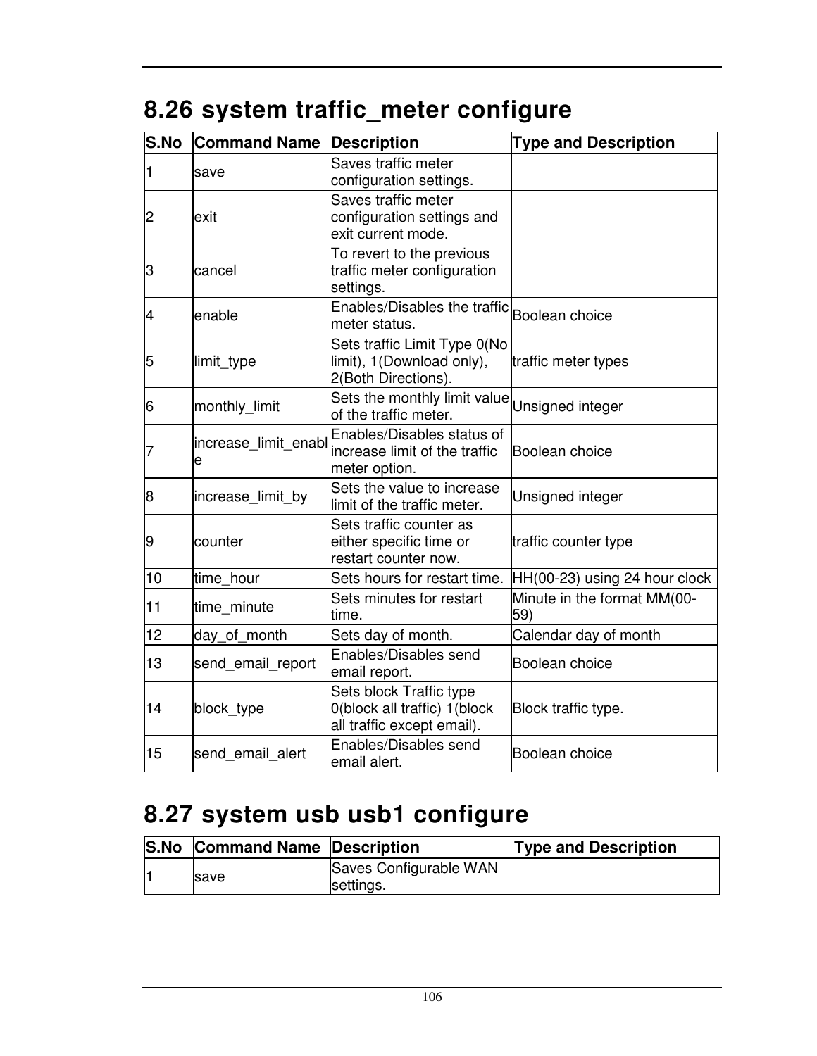## 8.26 system traffic_meter configure

| S.No | Command Name | Description | Type and Description |
|---|---|---|---|
| 1 | save | Saves traffic meter configuration settings. | |
| 2 | exit | Saves traffic meter configuration settings and exit current mode. | |
| 3 | cancel | To revert to the previous traffic meter configuration settings. | |
| 4 | enable | Enables/Disables the traffic meter status. | Boolean choice |
| 5 | limit_type | Sets traffic Limit Type 0(No limit), 1(Download only), 2(Both Directions). | traffic meter types |
| 6 | monthly_limit | Sets the monthly limit value of the traffic meter. | Unsigned integer |
| 7 | increase_limit_enable | Enables/Disables status of increase limit of the traffic meter option. | Boolean choice |
| 8 | increase_limit_by | Sets the value to increase limit of the traffic meter. | Unsigned integer |
| 9 | counter | Sets traffic counter as either specific time or restart counter now. | traffic counter type |
| 10 | time_hour | Sets hours for restart time. | HH(00-23) using 24 hour clock |
| 11 | time_minute | Sets minutes for restart time. | Minute in the format MM(00-59) |
| 12 | day_of_month | Sets day of month. | Calendar day of month |
| 13 | send_email_report | Enables/Disables send email report. | Boolean choice |
| 14 | block_type | Sets block Traffic type 0(block all traffic) 1(block all traffic except email). | Block traffic type. |
| 15 | send_email_alert | Enables/Disables send email alert. | Boolean choice |

## 8.27 system usb usb1 configure

| S.No | Command Name | Description | Type and Description |
|---|---|---|---|
| 1 | save | Saves Configurable WAN settings. | |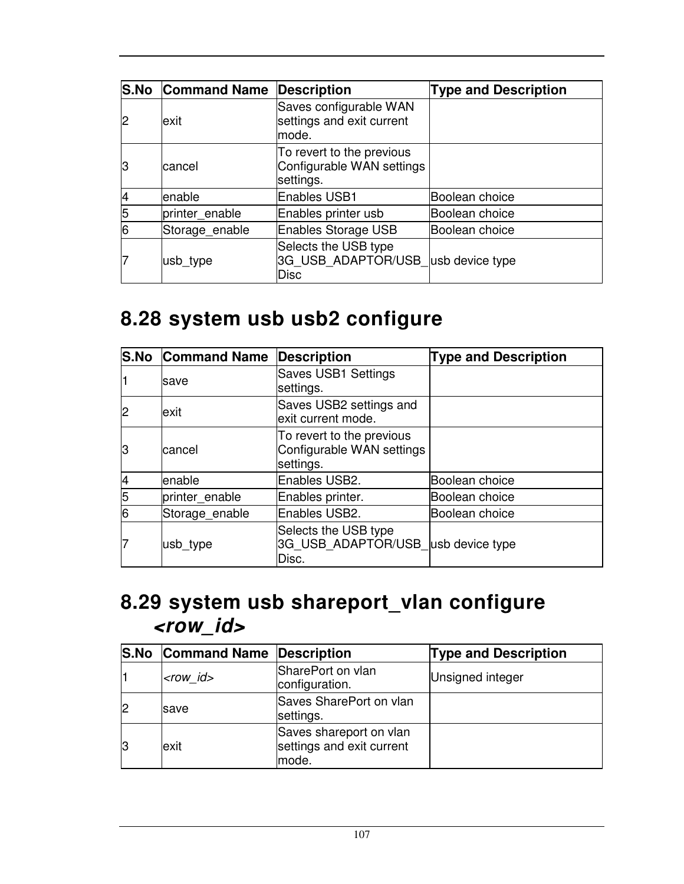| S.No | Command Name | Description | Type and Description |
|---|---|---|---|
| 2 | exit | Saves configurable WAN settings and exit current mode. | |
| 3 | cancel | To revert to the previous Configurable WAN settings settings. | |
| 4 | enable | Enables USB1 | Boolean choice |
| 5 | printer_enable | Enables printer usb | Boolean choice |
| 6 | Storage_enable | Enables Storage USB | Boolean choice |
| 7 | usb_type | Selects the USB type 3G_USB_ADAPTOR/USB_Disc | usb device type |

## 8.28 system usb usb2 configure

| S.No | Command Name | Description | Type and Description |
|---|---|---|---|
| 1 | save | Saves USB1 Settings settings. | |
| 2 | exit | Saves USB2 settings and exit current mode. | |
| 3 | cancel | To revert to the previous Configurable WAN settings settings. | |
| 4 | enable | Enables USB2. | Boolean choice |
| 5 | printer_enable | Enables printer. | Boolean choice |
| 6 | Storage_enable | Enables USB2. | Boolean choice |
| 7 | usb_type | Selects the USB type 3G_USB_ADAPTOR/USB_Disc. | usb device type |

## 8.29 system usb shareport_vlan configure *<row_id>*

| S.No | Command Name | Description | Type and Description |
|---|---|---|---|
| 1 | *<row_id>* | SharePort on vlan configuration. | Unsigned integer |
| 2 | save | Saves SharePort on vlan settings. | |
| 3 | exit | Saves shareport on vlan settings and exit current mode. | |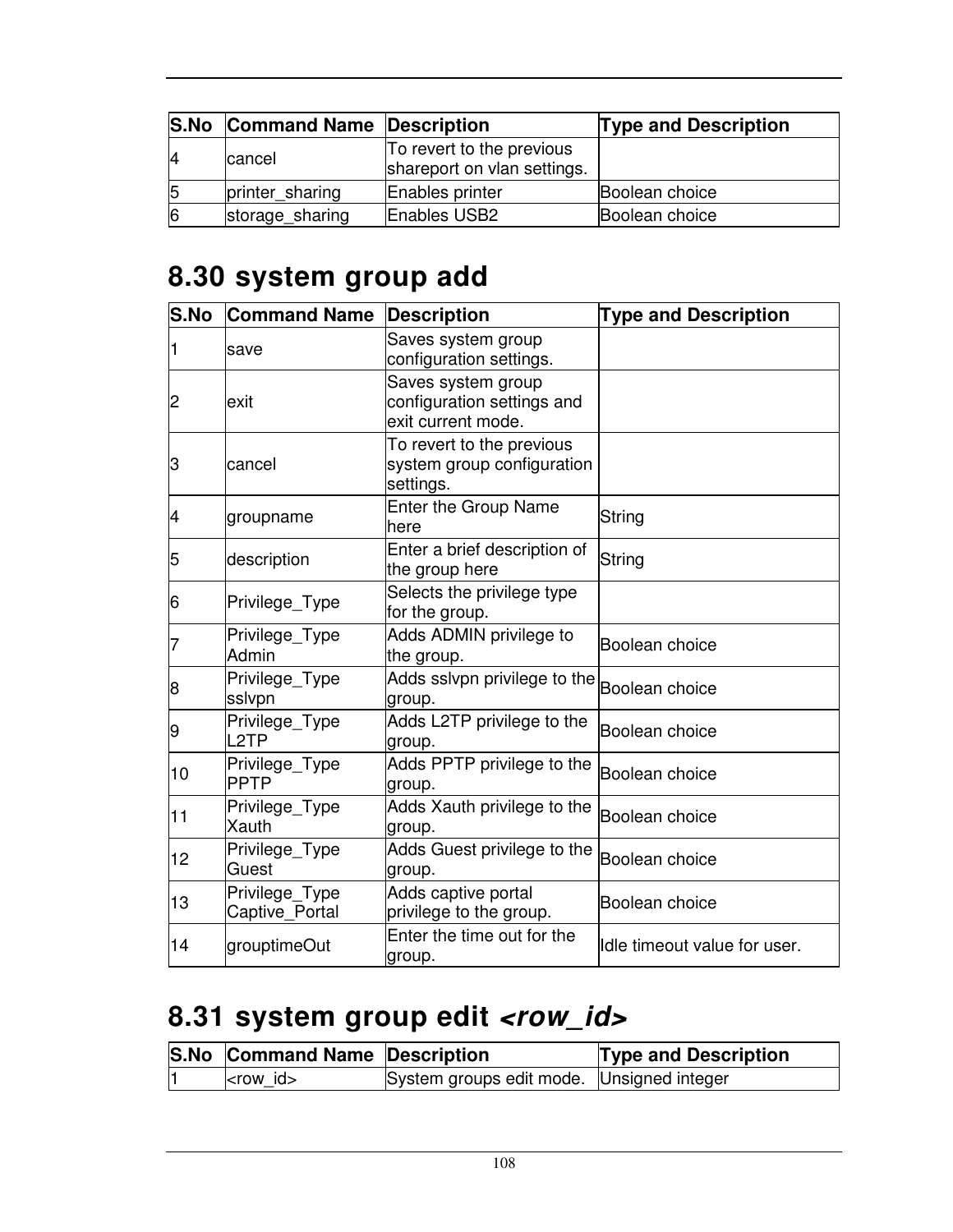| S.No | Command Name | Description | Type and Description |
|---|---|---|---|
| 4 | cancel | To revert to the previous shareport on vlan settings. | |
| 5 | printer_sharing | Enables printer | Boolean choice |
| 6 | storage_sharing | Enables USB2 | Boolean choice |

## 8.30 system group add

| S.No | Command Name | Description | Type and Description |
|---|---|---|---|
| 1 | save | Saves system group configuration settings. | |
| 2 | exit | Saves system group configuration settings and exit current mode. | |
| 3 | cancel | To revert to the previous system group configuration settings. | |
| 4 | groupname | Enter the Group Name here | String |
| 5 | description | Enter a brief description of the group here | String |
| 6 | Privilege_Type | Selects the privilege type for the group. | |
| 7 | Privilege_Type Admin | Adds ADMIN privilege to the group. | Boolean choice |
| 8 | Privilege_Type sslvpn | Adds sslvpn privilege to the group. | Boolean choice |
| 9 | Privilege_Type L2TP | Adds L2TP privilege to the group. | Boolean choice |
| 10 | Privilege_Type PPTP | Adds PPTP privilege to the group. | Boolean choice |
| 11 | Privilege_Type Xauth | Adds Xauth privilege to the group. | Boolean choice |
| 12 | Privilege_Type Guest | Adds Guest privilege to the group. | Boolean choice |
| 13 | Privilege_Type Captive_Portal | Adds captive portal privilege to the group. | Boolean choice |
| 14 | grouptimeOut | Enter the time out for the group. | Idle timeout value for user. |

## 8.31 system group edit *<row_id>*

| S.No | Command Name | Description | Type and Description |
|---|---|---|---|
| 1 | <row_id> | System groups edit mode. | Unsigned integer |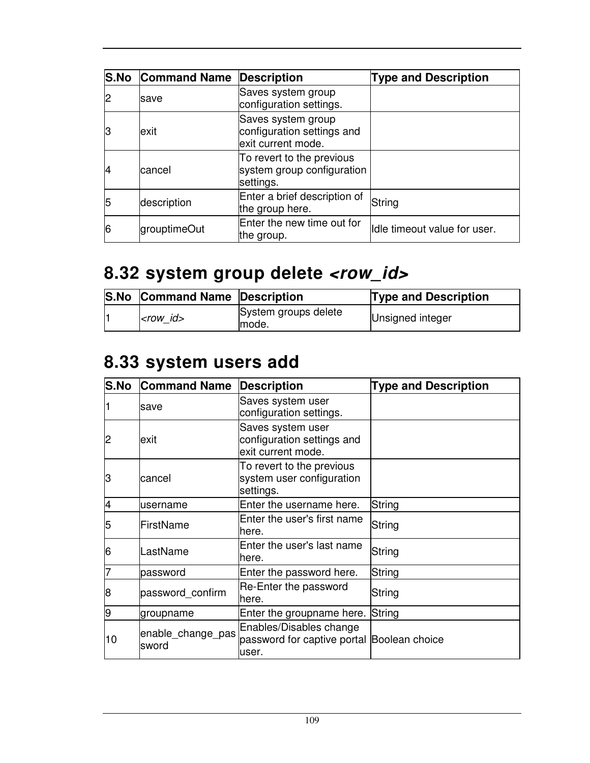| S.No | Command Name | Description | Type and Description |
|---|---|---|---|
| 2 | save | Saves system group configuration settings. | |
| 3 | exit | Saves system group configuration settings and exit current mode. | |
| 4 | cancel | To revert to the previous system group configuration settings. | |
| 5 | description | Enter a brief description of the group here. | String |
| 6 | grouptimeOut | Enter the new time out for the group. | Idle timeout value for user. |

## 8.32 system group delete *<row_id>*

| S.No | Command Name | Description | Type and Description |
|---|---|---|---|
| 1 | *<row_id>* | System groups delete mode. | Unsigned integer |

## 8.33 system users add

| S.No | Command Name | Description | Type and Description |
|---|---|---|---|
| 1 | save | Saves system user configuration settings. | |
| 2 | exit | Saves system user configuration settings and exit current mode. | |
| 3 | cancel | To revert to the previous system user configuration settings. | |
| 4 | username | Enter the username here. | String |
| 5 | FirstName | Enter the user's first name here. | String |
| 6 | LastName | Enter the user's last name here. | String |
| 7 | password | Enter the password here. | String |
| 8 | password_confirm | Re-Enter the password here. | String |
| 9 | groupname | Enter the groupname here. | String |
| 10 | enable_change_password | Enables/Disables change password for captive portal user. | Boolean choice |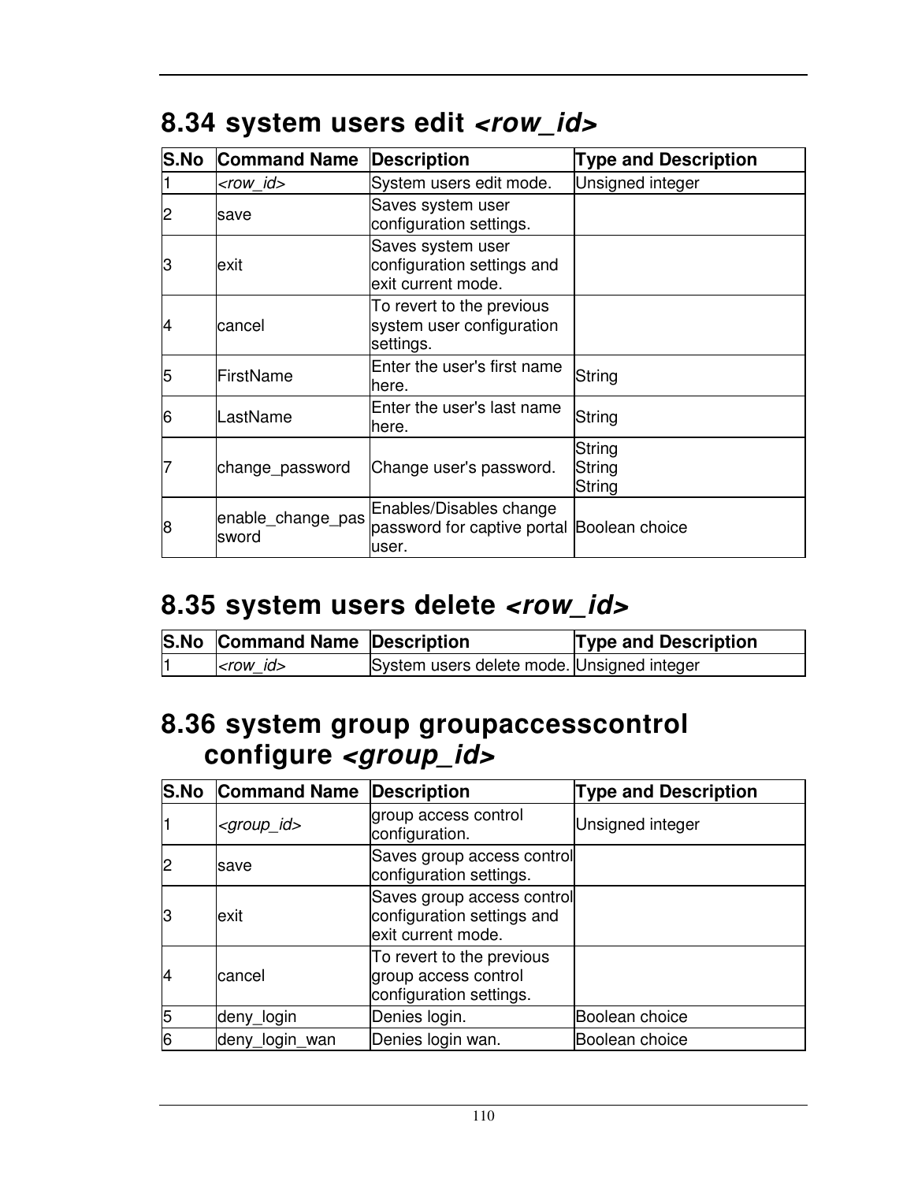## 8.34 system users edit *<row_id>*

| S.No | Command Name | Description | Type and Description |
|---|---|---|---|
| 1 | *<row_id>* | System users edit mode. | Unsigned integer |
| 2 | save | Saves system user configuration settings. | |
| 3 | exit | Saves system user configuration settings and exit current mode. | |
| 4 | cancel | To revert to the previous system user configuration settings. | |
| 5 | FirstName | Enter the user's first name here. | String |
| 6 | LastName | Enter the user's last name here. | String |
| 7 | change_password | Change user's password. | String<br>String<br>String |
| 8 | enable_change_password | Enables/Disables change password for captive portal user. | Boolean choice |

## 8.35 system users delete *<row_id>*

| S.No | Command Name | Description | Type and Description |
|---|---|---|---|
| 1 | *<row_id>* | System users delete mode. | Unsigned integer |

## 8.36 system group groupaccesscontrol configure *<group_id>*

| S.No | Command Name | Description | Type and Description |
|---|---|---|---|
| 1 | *<group_id>* | group access control configuration. | Unsigned integer |
| 2 | save | Saves group access control configuration settings. | |
| 3 | exit | Saves group access control configuration settings and exit current mode. | |
| 4 | cancel | To revert to the previous group access control configuration settings. | |
| 5 | deny_login | Denies login. | Boolean choice |
| 6 | deny_login_wan | Denies login wan. | Boolean choice |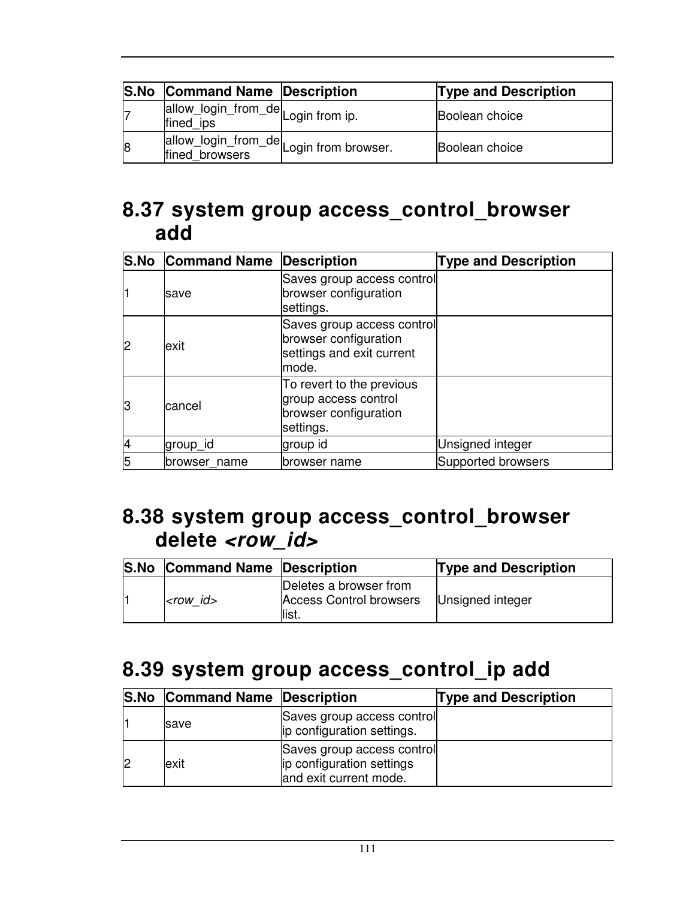| S.No | Command Name | Description | Type and Description |
|---|---|---|---|
| 7 | allow_login_from_defined_ips | Login from ip. | Boolean choice |
| 8 | allow_login_from_defined_browsers | Login from browser. | Boolean choice |

## 8.37 system group access_control_browser add

| S.No | Command Name | Description | Type and Description |
|---|---|---|---|
| 1 | save | Saves group access control browser configuration settings. | |
| 2 | exit | Saves group access control browser configuration settings and exit current mode. | |
| 3 | cancel | To revert to the previous group access control browser configuration settings. | |
| 4 | group_id | group id | Unsigned integer |
| 5 | browser_name | browser name | Supported browsers |

## 8.38 system group access_control_browser delete *<row_id>*

| S.No | Command Name | Description | Type and Description |
|---|---|---|---|
| 1 | *<row_id>* | Deletes a browser from Access Control browsers list. | Unsigned integer |

## 8.39 system group access_control_ip add

| S.No | Command Name | Description | Type and Description |
|---|---|---|---|
| 1 | save | Saves group access control ip configuration settings. | |
| 2 | exit | Saves group access control ip configuration settings and exit current mode. | |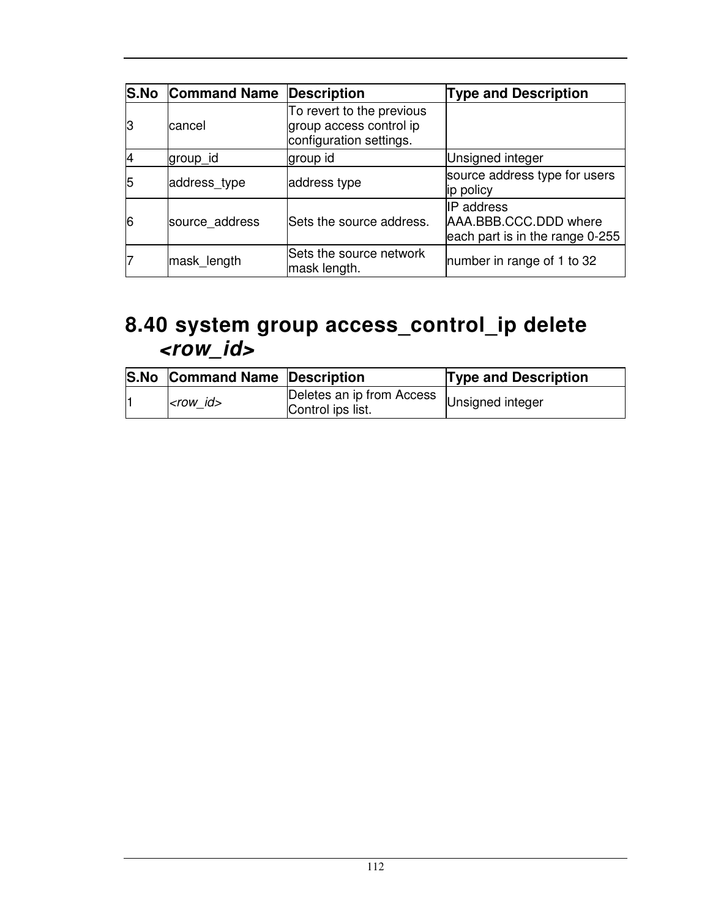| S.No | Command Name | Description | Type and Description |
|---|---|---|---|
| 3 | cancel | To revert to the previous group access control ip configuration settings. | |
| 4 | group_id | group id | Unsigned integer |
| 5 | address_type | address type | source address type for users ip policy |
| 6 | source_address | Sets the source address. | IP address AAA.BBB.CCC.DDD where each part is in the range 0-255 |
| 7 | mask_length | Sets the source network mask length. | number in range of 1 to 32 |

## 8.40 system group access_control_ip delete *<row_id>*

| S.No | Command Name | Description | Type and Description |
|---|---|---|---|
| 1 | *<row_id>* | Deletes an ip from Access Control ips list. | Unsigned integer |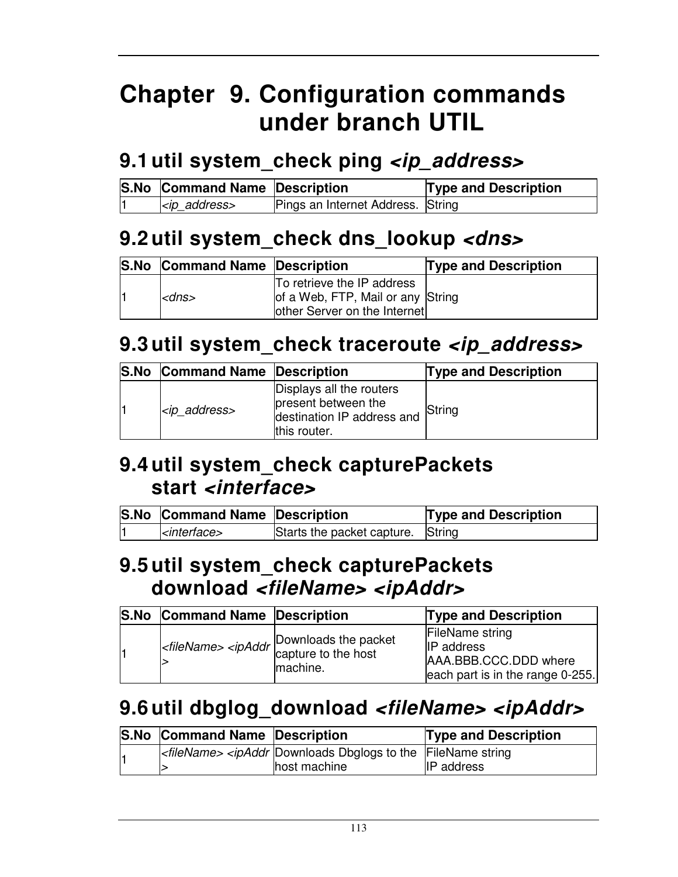# Chapter 9. Configuration commands under branch UTIL

## 9.1 util system_check ping *<ip_address>*

| S.No | Command Name | Description | Type and Description |
|---|---|---|---|
| 1 | *<ip_address>* | Pings an Internet Address. | String |

## 9.2 util system_check dns_lookup *<dns>*

| S.No | Command Name | Description | Type and Description |
|---|---|---|---|
| 1 | *<dns>* | To retrieve the IP address of a Web, FTP, Mail or any other Server on the Internet | String |

## 9.3 util system_check traceroute *<ip_address>*

| S.No | Command Name | Description | Type and Description |
|---|---|---|---|
| 1 | *<ip_address>* | Displays all the routers present between the destination IP address and this router. | String |

## 9.4 util system_check capturePackets start *<interface>*

| S.No | Command Name | Description | Type and Description |
|---|---|---|---|
| 1 | *<interface>* | Starts the packet capture. | String |

## 9.5 util system_check capturePackets download *<fileName> <ipAddr>*

| S.No | Command Name | Description | Type and Description |
|---|---|---|---|
| 1 | *<fileName> <ipAddr>* | Downloads the packet capture to the host machine. | FileName string<br>IP address AAA.BBB.CCC.DDD where each part is in the range 0-255. |

## 9.6 util dbglog_download *<fileName> <ipAddr>*

| S.No | Command Name | Description | Type and Description |
|---|---|---|---|
| 1 | *<fileName> <ipAddr>* | Downloads Dbglogs to the host machine | FileName string<br>IP address |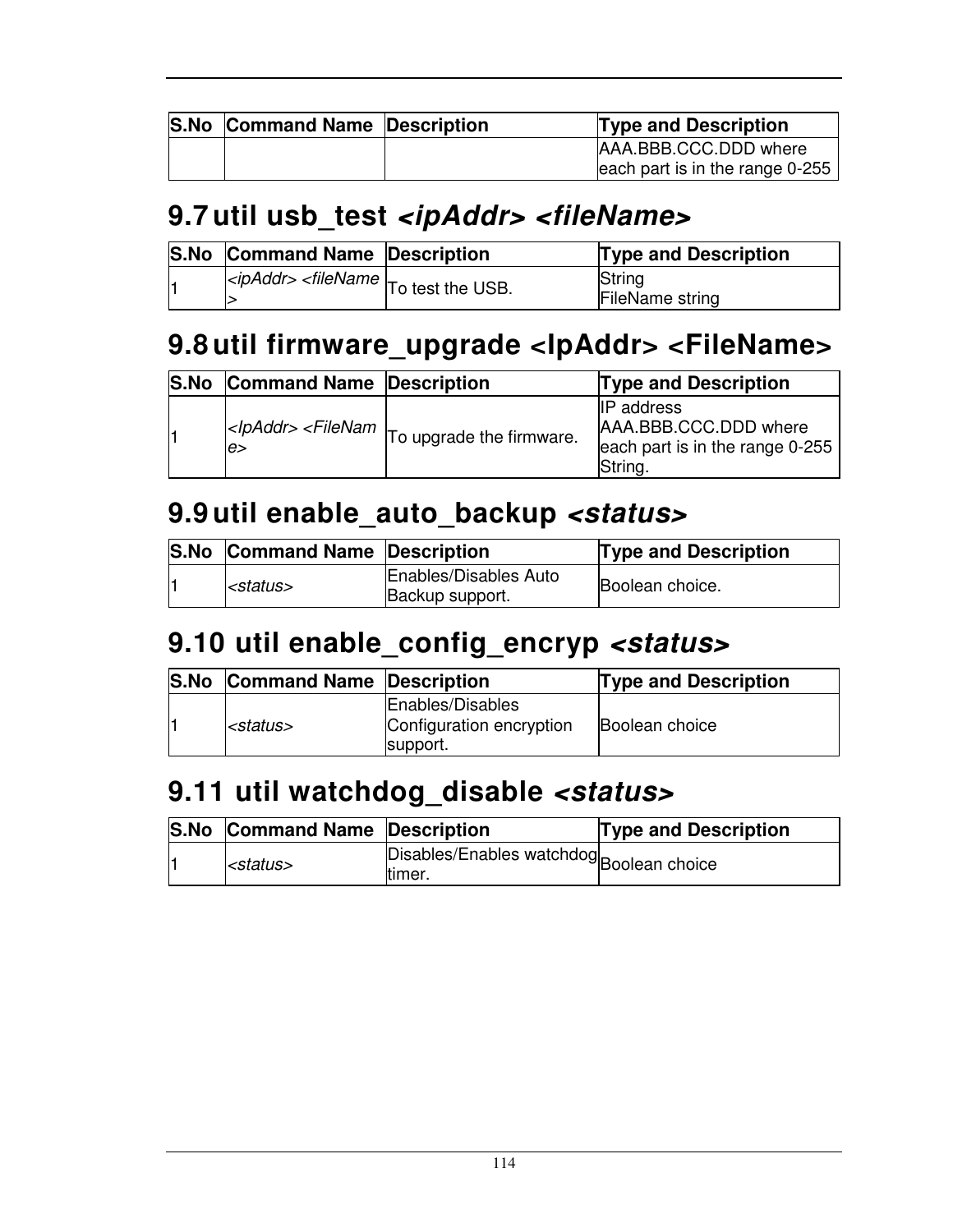| S.No | Command Name | Description | Type and Description |
|---|---|---|---|
| | | | AAA.BBB.CCC.DDD where each part is in the range 0-255 |

## 9.7 util usb_test *<ipAddr> <fileName>*

| S.No | Command Name | Description | Type and Description |
|---|---|---|---|
| 1 | *<ipAddr> <fileName>* | To test the USB. | String<br>FileName string |

## 9.8 util firmware_upgrade <IpAddr> <FileName>

| S.No | Command Name | Description | Type and Description |
|---|---|---|---|
| 1 | *<IpAddr> <FileName>* | To upgrade the firmware. | IP address AAA.BBB.CCC.DDD where each part is in the range 0-255<br>String. |

## 9.9 util enable_auto_backup *<status>*

| S.No | Command Name | Description | Type and Description |
|---|---|---|---|
| 1 | *<status>* | Enables/Disables Auto Backup support. | Boolean choice. |

## 9.10 util enable_config_encryp *<status>*

| S.No | Command Name | Description | Type and Description |
|---|---|---|---|
| 1 | *<status>* | Enables/Disables Configuration encryption support. | Boolean choice |

## 9.11 util watchdog_disable *<status>*

| S.No | Command Name | Description | Type and Description |
|---|---|---|---|
| 1 | *<status>* | Disables/Enables watchdog timer. | Boolean choice |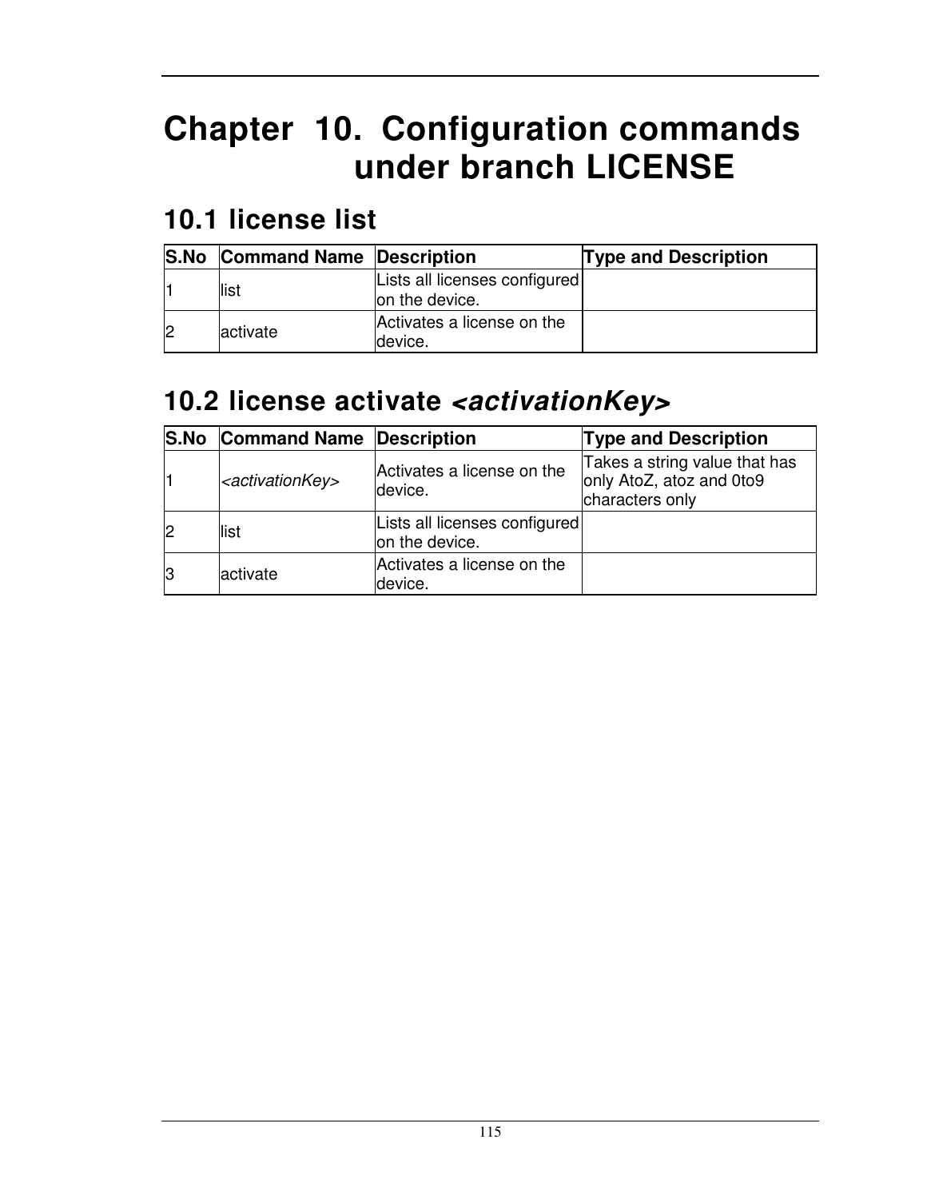# Chapter 10. Configuration commands under branch LICENSE

## 10.1 license list

| S.No | Command Name | Description | Type and Description |
|---|---|---|---|
| 1 | list | Lists all licenses configured on the device. | |
| 2 | activate | Activates a license on the device. | |

## 10.2 license activate *<activationKey>*

| S.No | Command Name | Description | Type and Description |
|---|---|---|---|
| 1 | *<activationKey>* | Activates a license on the device. | Takes a string value that has only AtoZ, atoz and 0to9 characters only |
| 2 | list | Lists all licenses configured on the device. | |
| 3 | activate | Activates a license on the device. | |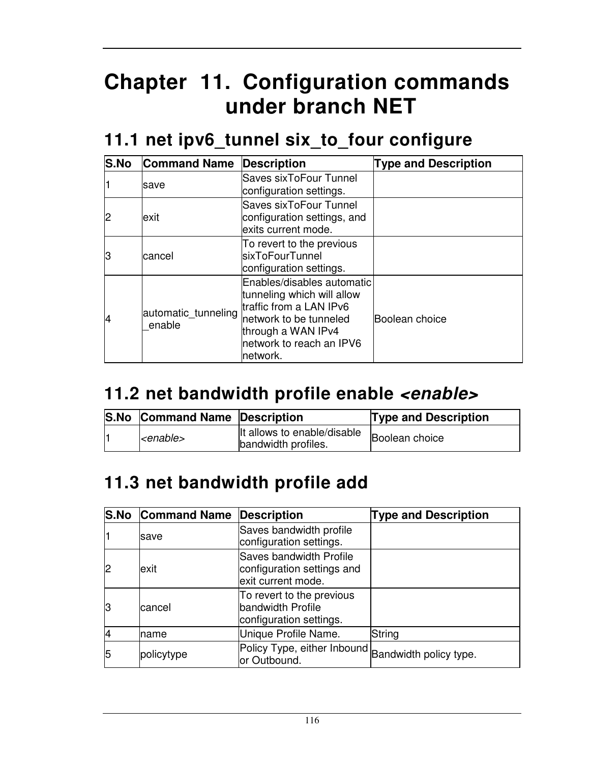# Chapter 11. Configuration commands under branch NET

## 11.1 net ipv6_tunnel six_to_four configure

| S.No | Command Name | Description | Type and Description |
|---|---|---|---|
| 1 | save | Saves sixToFour Tunnel configuration settings. | |
| 2 | exit | Saves sixToFour Tunnel configuration settings, and exits current mode. | |
| 3 | cancel | To revert to the previous sixToFourTunnel configuration settings. | |
| 4 | automatic_tunneling_enable | Enables/disables automatic tunneling which will allow traffic from a LAN IPv6 network to be tunneled through a WAN IPv4 network to reach an IPV6 network. | Boolean choice |

## 11.2 net bandwidth profile enable *<enable>*

| S.No | Command Name | Description | Type and Description |
|---|---|---|---|
| 1 | *<enable>* | It allows to enable/disable bandwidth profiles. | Boolean choice |

## 11.3 net bandwidth profile add

| S.No | Command Name | Description | Type and Description |
|---|---|---|---|
| 1 | save | Saves bandwidth profile configuration settings. | |
| 2 | exit | Saves bandwidth Profile configuration settings and exit current mode. | |
| 3 | cancel | To revert to the previous bandwidth Profile configuration settings. | |
| 4 | name | Unique Profile Name. | String |
| 5 | policytype | Policy Type, either Inbound or Outbound. | Bandwidth policy type. |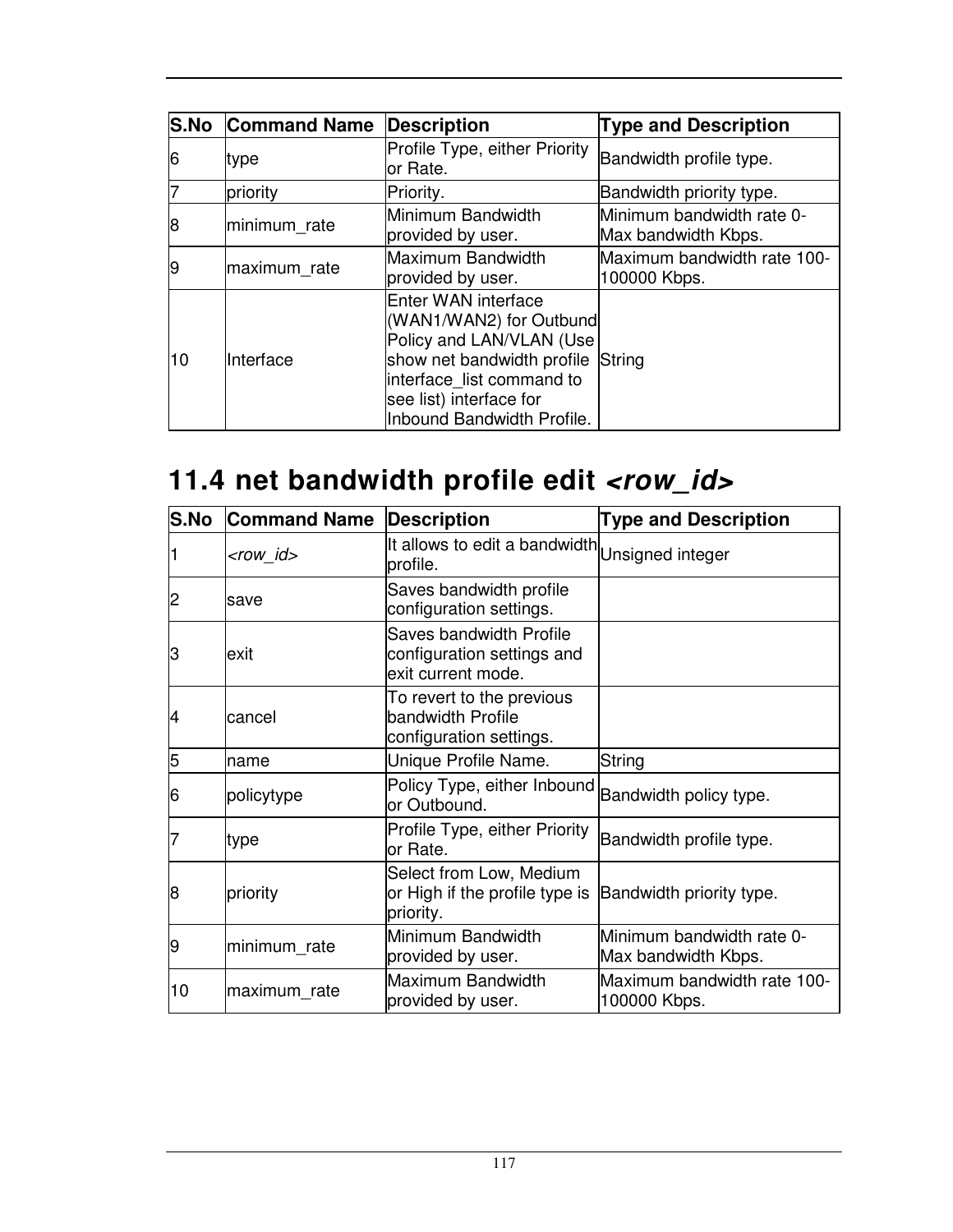| S.No | Command Name | Description | Type and Description |
| --- | --- | --- | --- |
| 6 | type | Profile Type, either Priority or Rate. | Bandwidth profile type. |
| 7 | priority | Priority. | Bandwidth priority type. |
| 8 | minimum_rate | Minimum Bandwidth provided by user. | Minimum bandwidth rate 0-Max bandwidth Kbps. |
| 9 | maximum_rate | Maximum Bandwidth provided by user. | Maximum bandwidth rate 100-100000 Kbps. |
| 10 | Interface | Enter WAN interface (WAN1/WAN2) for Outbund Policy and LAN/VLAN (Use show net bandwidth profile interface_list command to see list) interface for Inbound Bandwidth Profile. | String |

## 11.4 net bandwidth profile edit *<row_id>*

| S.No | Command Name | Description | Type and Description |
| --- | --- | --- | --- |
| 1 | *<row_id>* | It allows to edit a bandwidth profile. | Unsigned integer |
| 2 | save | Saves bandwidth profile configuration settings. | |
| 3 | exit | Saves bandwidth Profile configuration settings and exit current mode. | |
| 4 | cancel | To revert to the previous bandwidth Profile configuration settings. | |
| 5 | name | Unique Profile Name. | String |
| 6 | policytype | Policy Type, either Inbound or Outbound. | Bandwidth policy type. |
| 7 | type | Profile Type, either Priority or Rate. | Bandwidth profile type. |
| 8 | priority | Select from Low, Medium or High if the profile type is priority. | Bandwidth priority type. |
| 9 | minimum_rate | Minimum Bandwidth provided by user. | Minimum bandwidth rate 0-Max bandwidth Kbps. |
| 10 | maximum_rate | Maximum Bandwidth provided by user. | Maximum bandwidth rate 100-100000 Kbps. |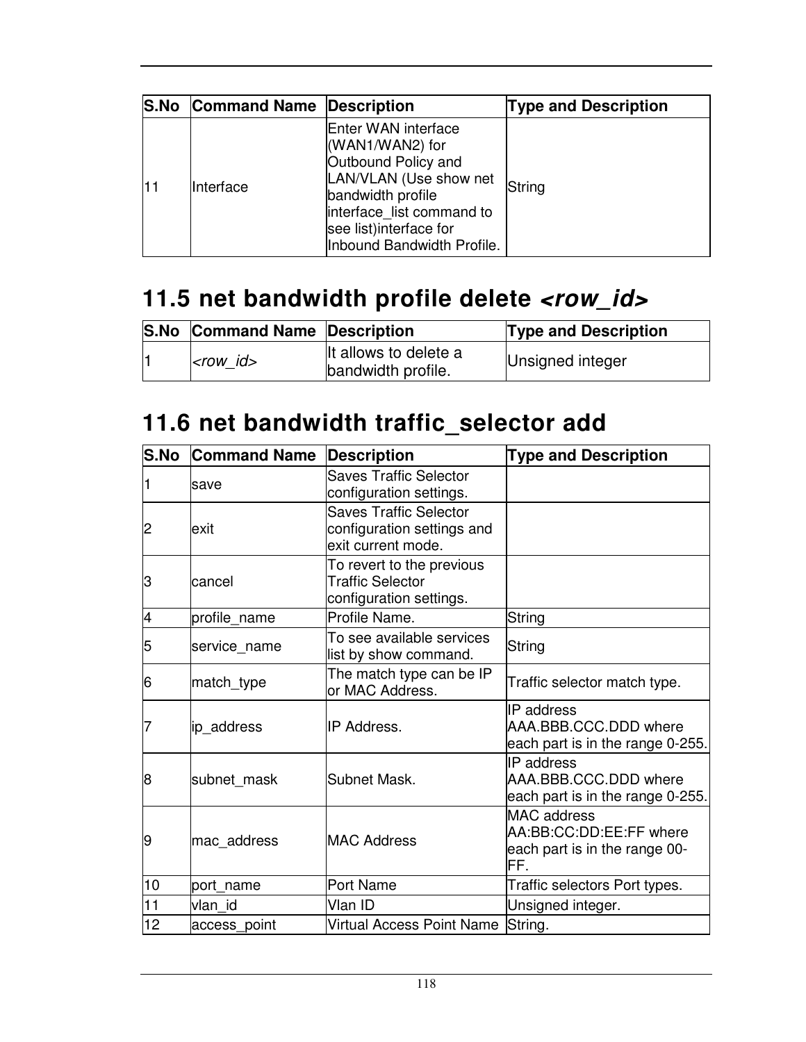| S.No | Command Name | Description | Type and Description |
| --- | --- | --- | --- |
| 11 | Interface | Enter WAN interface (WAN1/WAN2) for Outbound Policy and LAN/VLAN (Use show net bandwidth profile interface_list command to see list)interface for Inbound Bandwidth Profile. | String |

## 11.5 net bandwidth profile delete *<row_id>*

| S.No | Command Name | Description | Type and Description |
| --- | --- | --- | --- |
| 1 | *<row_id>* | It allows to delete a bandwidth profile. | Unsigned integer |

## 11.6 net bandwidth traffic_selector add

| S.No | Command Name | Description | Type and Description |
| --- | --- | --- | --- |
| 1 | save | Saves Traffic Selector configuration settings. | |
| 2 | exit | Saves Traffic Selector configuration settings and exit current mode. | |
| 3 | cancel | To revert to the previous Traffic Selector configuration settings. | |
| 4 | profile_name | Profile Name. | String |
| 5 | service_name | To see available services list by show command. | String |
| 6 | match_type | The match type can be IP or MAC Address. | Traffic selector match type. |
| 7 | ip_address | IP Address. | IP address AAA.BBB.CCC.DDD where each part is in the range 0-255. |
| 8 | subnet_mask | Subnet Mask. | IP address AAA.BBB.CCC.DDD where each part is in the range 0-255. |
| 9 | mac_address | MAC Address | MAC address AA:BB:CC:DD:EE:FF where each part is in the range 00-FF. |
| 10 | port_name | Port Name | Traffic selectors Port types. |
| 11 | vlan_id | Vlan ID | Unsigned integer. |
| 12 | access_point | Virtual Access Point Name | String. |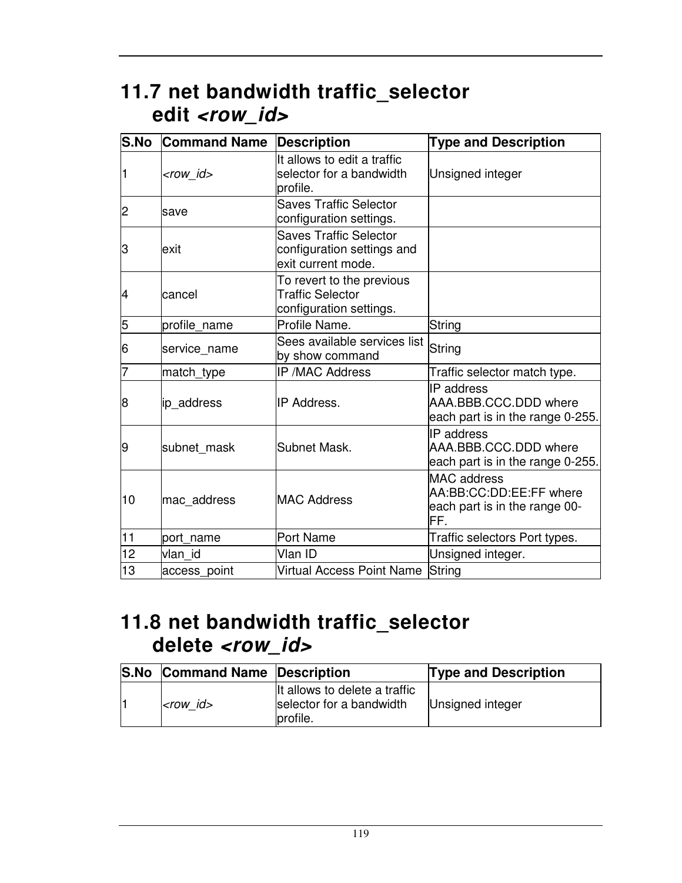## 11.7 net bandwidth traffic_selector edit *<row_id>*

| S.No | Command Name | Description | Type and Description |
|---|---|---|---|
| 1 | *<row_id>* | It allows to edit a traffic selector for a bandwidth profile. | Unsigned integer |
| 2 | save | Saves Traffic Selector configuration settings. | |
| 3 | exit | Saves Traffic Selector configuration settings and exit current mode. | |
| 4 | cancel | To revert to the previous Traffic Selector configuration settings. | |
| 5 | profile_name | Profile Name. | String |
| 6 | service_name | Sees available services list by show command | String |
| 7 | match_type | IP /MAC Address | Traffic selector match type. |
| 8 | ip_address | IP Address. | IP address AAA.BBB.CCC.DDD where each part is in the range 0-255. |
| 9 | subnet_mask | Subnet Mask. | IP address AAA.BBB.CCC.DDD where each part is in the range 0-255. |
| 10 | mac_address | MAC Address | MAC address AA:BB:CC:DD:EE:FF where each part is in the range 00-FF. |
| 11 | port_name | Port Name | Traffic selectors Port types. |
| 12 | vlan_id | Vlan ID | Unsigned integer. |
| 13 | access_point | Virtual Access Point Name | String |

## 11.8 net bandwidth traffic_selector delete *<row_id>*

| S.No | Command Name | Description | Type and Description |
|---|---|---|---|
| 1 | *<row_id>* | It allows to delete a traffic selector for a bandwidth profile. | Unsigned integer |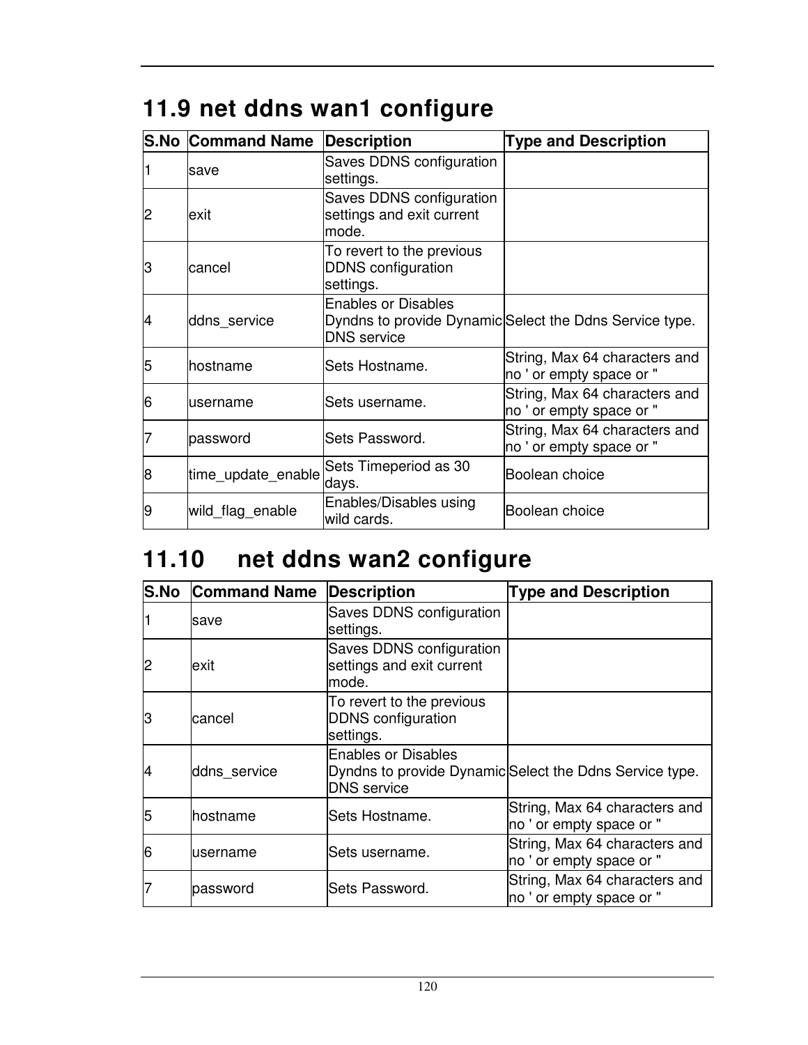## 11.9 net ddns wan1 configure

| S.No | Command Name | Description | Type and Description |
|---|---|---|---|
| 1 | save | Saves DDNS configuration settings. | |
| 2 | exit | Saves DDNS configuration settings and exit current mode. | |
| 3 | cancel | To revert to the previous DDNS configuration settings. | |
| 4 | ddns_service | Enables or Disables Dyndns to provide Dynamic DNS service | Select the Ddns Service type. |
| 5 | hostname | Sets Hostname. | String, Max 64 characters and no ' or empty space or " |
| 6 | username | Sets username. | String, Max 64 characters and no ' or empty space or " |
| 7 | password | Sets Password. | String, Max 64 characters and no ' or empty space or " |
| 8 | time_update_enable | Sets Timeperiod as 30 days. | Boolean choice |
| 9 | wild_flag_enable | Enables/Disables using wild cards. | Boolean choice |

## 11.10 net ddns wan2 configure

| S.No | Command Name | Description | Type and Description |
|---|---|---|---|
| 1 | save | Saves DDNS configuration settings. | |
| 2 | exit | Saves DDNS configuration settings and exit current mode. | |
| 3 | cancel | To revert to the previous DDNS configuration settings. | |
| 4 | ddns_service | Enables or Disables Dyndns to provide Dynamic DNS service | Select the Ddns Service type. |
| 5 | hostname | Sets Hostname. | String, Max 64 characters and no ' or empty space or " |
| 6 | username | Sets username. | String, Max 64 characters and no ' or empty space or " |
| 7 | password | Sets Password. | String, Max 64 characters and no ' or empty space or " |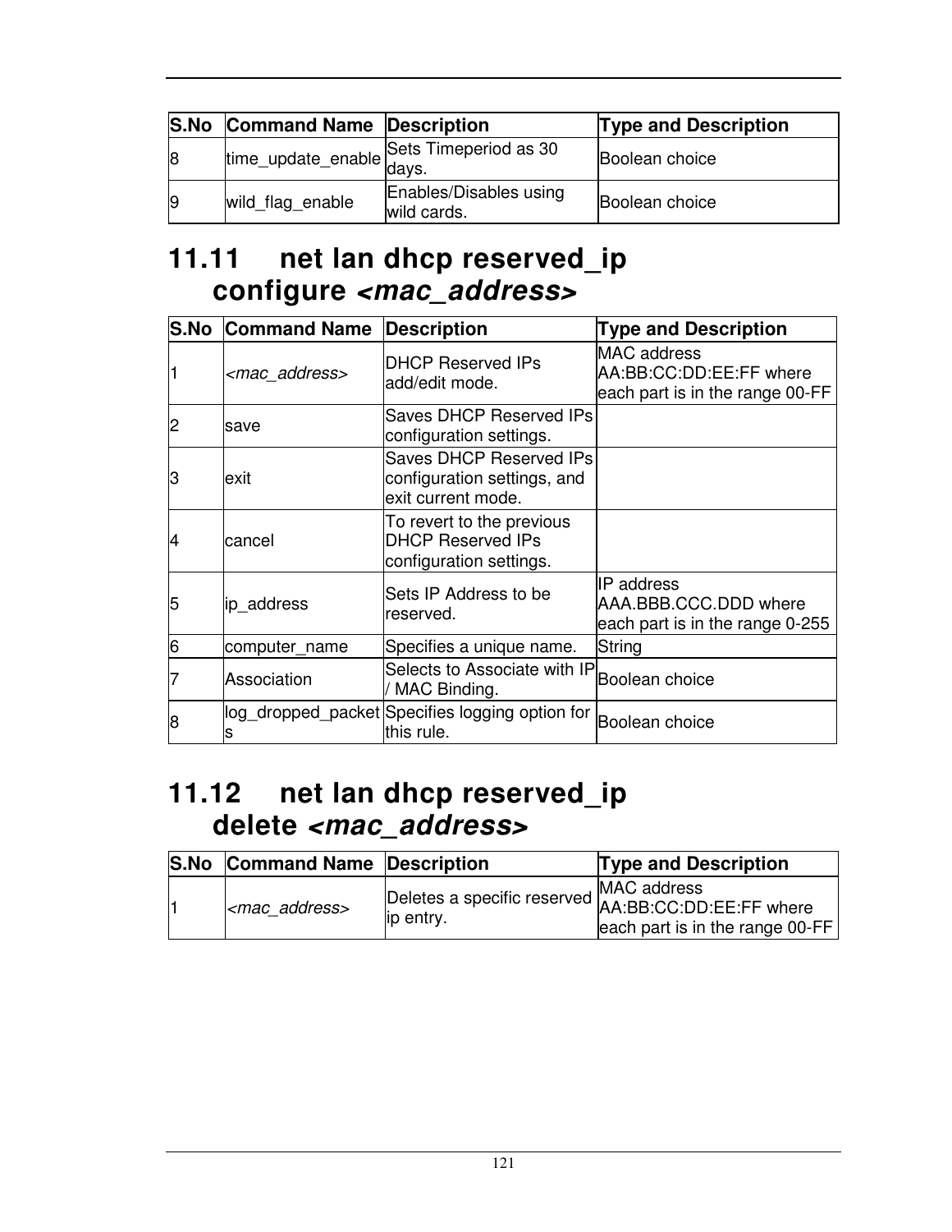| S.No | Command Name | Description | Type and Description |
|---|---|---|---|
| 8 | time_update_enable | Sets Timeperiod as 30 days. | Boolean choice |
| 9 | wild_flag_enable | Enables/Disables using wild cards. | Boolean choice |

## 11.11 net lan dhcp reserved_ip configure *<mac_address>*

| S.No | Command Name | Description | Type and Description |
|---|---|---|---|
| 1 | *<mac_address>* | DHCP Reserved IPs add/edit mode. | MAC address AA:BB:CC:DD:EE:FF where each part is in the range 00-FF |
| 2 | save | Saves DHCP Reserved IPs configuration settings. | |
| 3 | exit | Saves DHCP Reserved IPs configuration settings, and exit current mode. | |
| 4 | cancel | To revert to the previous DHCP Reserved IPs configuration settings. | |
| 5 | ip_address | Sets IP Address to be reserved. | IP address AAA.BBB.CCC.DDD where each part is in the range 0-255 |
| 6 | computer_name | Specifies a unique name. | String |
| 7 | Association | Selects to Associate with IP / MAC Binding. | Boolean choice |
| 8 | log_dropped_packets | Specifies logging option for this rule. | Boolean choice |

## 11.12 net lan dhcp reserved_ip delete *<mac_address>*

| S.No | Command Name | Description | Type and Description |
|---|---|---|---|
| 1 | *<mac_address>* | Deletes a specific reserved ip entry. | MAC address AA:BB:CC:DD:EE:FF where each part is in the range 00-FF |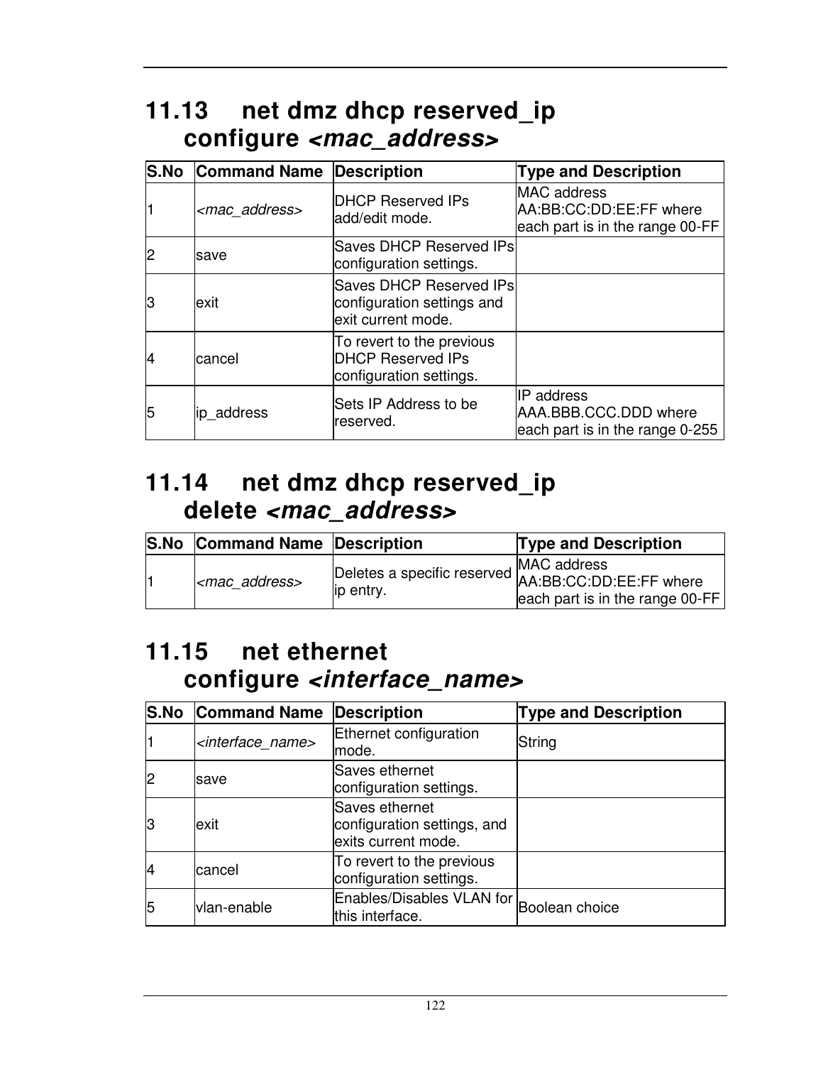## 11.13 net dmz dhcp reserved_ip configure *<mac_address>*

| S.No | Command Name | Description | Type and Description |
|---|---|---|---|
| 1 | *<mac_address>* | DHCP Reserved IPs add/edit mode. | MAC address AA:BB:CC:DD:EE:FF where each part is in the range 00-FF |
| 2 | save | Saves DHCP Reserved IPs configuration settings. | |
| 3 | exit | Saves DHCP Reserved IPs configuration settings and exit current mode. | |
| 4 | cancel | To revert to the previous DHCP Reserved IPs configuration settings. | |
| 5 | ip_address | Sets IP Address to be reserved. | IP address AAA.BBB.CCC.DDD where each part is in the range 0-255 |

## 11.14 net dmz dhcp reserved_ip delete *<mac_address>*

| S.No | Command Name | Description | Type and Description |
|---|---|---|---|
| 1 | *<mac_address>* | Deletes a specific reserved ip entry. | MAC address AA:BB:CC:DD:EE:FF where each part is in the range 00-FF |

## 11.15 net ethernet configure *<interface_name>*

| S.No | Command Name | Description | Type and Description |
|---|---|---|---|
| 1 | *<interface_name>* | Ethernet configuration mode. | String |
| 2 | save | Saves ethernet configuration settings. | |
| 3 | exit | Saves ethernet configuration settings, and exits current mode. | |
| 4 | cancel | To revert to the previous configuration settings. | |
| 5 | vlan-enable | Enables/Disables VLAN for this interface. | Boolean choice |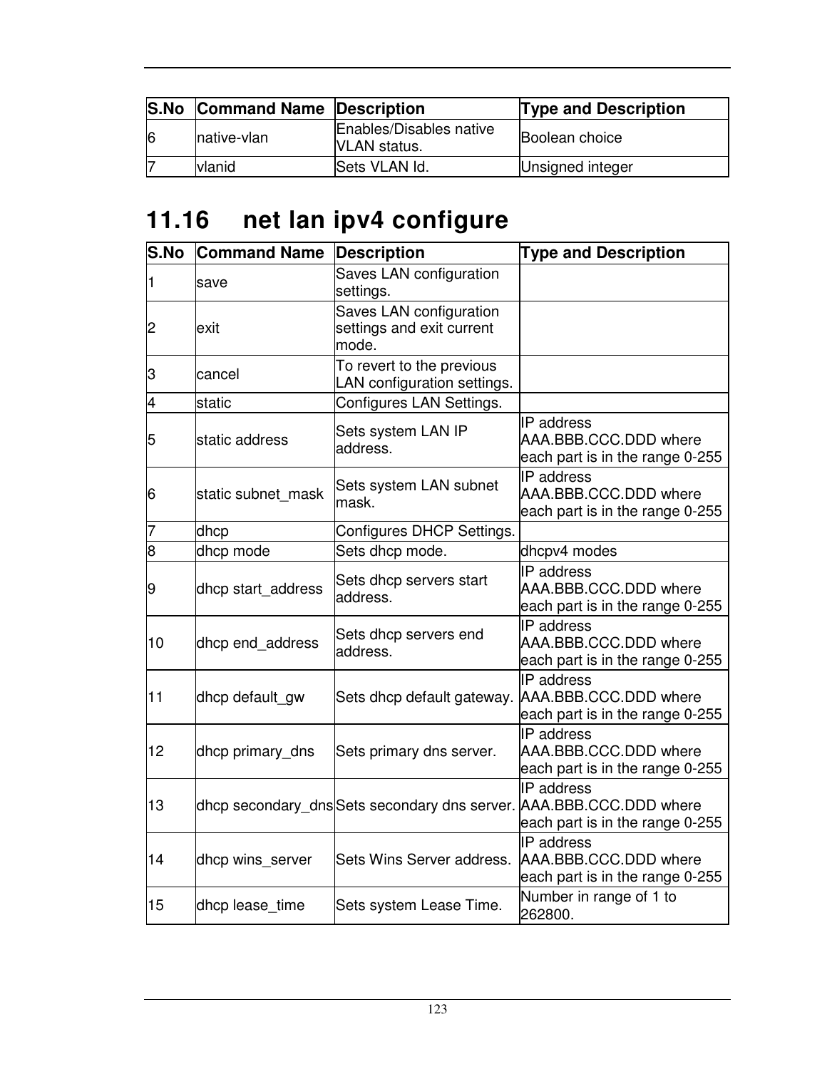| S.No | Command Name | Description | Type and Description |
|---|---|---|---|
| 6 | native-vlan | Enables/Disables native VLAN status. | Boolean choice |
| 7 | vlanid | Sets VLAN Id. | Unsigned integer |

## 11.16 net lan ipv4 configure

| S.No | Command Name | Description | Type and Description |
|---|---|---|---|
| 1 | save | Saves LAN configuration settings. | |
| 2 | exit | Saves LAN configuration settings and exit current mode. | |
| 3 | cancel | To revert to the previous LAN configuration settings. | |
| 4 | static | Configures LAN Settings. | |
| 5 | static address | Sets system LAN IP address. | IP address AAA.BBB.CCC.DDD where each part is in the range 0-255 |
| 6 | static subnet_mask | Sets system LAN subnet mask. | IP address AAA.BBB.CCC.DDD where each part is in the range 0-255 |
| 7 | dhcp | Configures DHCP Settings. | |
| 8 | dhcp mode | Sets dhcp mode. | dhcpv4 modes |
| 9 | dhcp start_address | Sets dhcp servers start address. | IP address AAA.BBB.CCC.DDD where each part is in the range 0-255 |
| 10 | dhcp end_address | Sets dhcp servers end address. | IP address AAA.BBB.CCC.DDD where each part is in the range 0-255 |
| 11 | dhcp default_gw | Sets dhcp default gateway. | IP address AAA.BBB.CCC.DDD where each part is in the range 0-255 |
| 12 | dhcp primary_dns | Sets primary dns server. | IP address AAA.BBB.CCC.DDD where each part is in the range 0-255 |
| 13 | dhcp secondary_dns | Sets secondary dns server. | IP address AAA.BBB.CCC.DDD where each part is in the range 0-255 |
| 14 | dhcp wins_server | Sets Wins Server address. | IP address AAA.BBB.CCC.DDD where each part is in the range 0-255 |
| 15 | dhcp lease_time | Sets system Lease Time. | Number in range of 1 to 262800. |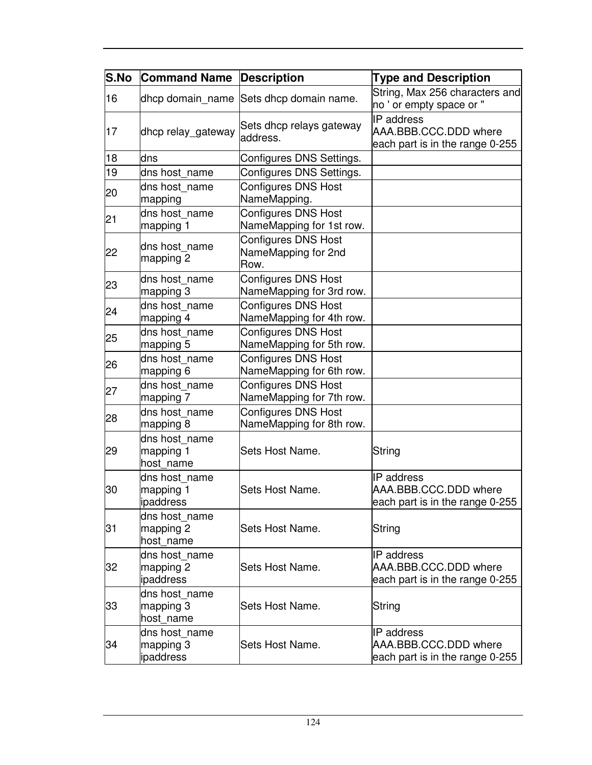| S.No | Command Name | Description | Type and Description |
|---|---|---|---|
| 16 | dhcp domain_name | Sets dhcp domain name. | String, Max 256 characters and no ' or empty space or " |
| 17 | dhcp relay_gateway | Sets dhcp relays gateway address. | IP address AAA.BBB.CCC.DDD where each part is in the range 0-255 |
| 18 | dns | Configures DNS Settings. | |
| 19 | dns host_name | Configures DNS Settings. | |
| 20 | dns host_name mapping | Configures DNS Host NameMapping. | |
| 21 | dns host_name mapping 1 | Configures DNS Host NameMapping for 1st row. | |
| 22 | dns host_name mapping 2 | Configures DNS Host NameMapping for 2nd Row. | |
| 23 | dns host_name mapping 3 | Configures DNS Host NameMapping for 3rd row. | |
| 24 | dns host_name mapping 4 | Configures DNS Host NameMapping for 4th row. | |
| 25 | dns host_name mapping 5 | Configures DNS Host NameMapping for 5th row. | |
| 26 | dns host_name mapping 6 | Configures DNS Host NameMapping for 6th row. | |
| 27 | dns host_name mapping 7 | Configures DNS Host NameMapping for 7th row. | |
| 28 | dns host_name mapping 8 | Configures DNS Host NameMapping for 8th row. | |
| 29 | dns host_name mapping 1 host_name | Sets Host Name. | String |
| 30 | dns host_name mapping 1 ipaddress | Sets Host Name. | IP address AAA.BBB.CCC.DDD where each part is in the range 0-255 |
| 31 | dns host_name mapping 2 host_name | Sets Host Name. | String |
| 32 | dns host_name mapping 2 ipaddress | Sets Host Name. | IP address AAA.BBB.CCC.DDD where each part is in the range 0-255 |
| 33 | dns host_name mapping 3 host_name | Sets Host Name. | String |
| 34 | dns host_name mapping 3 ipaddress | Sets Host Name. | IP address AAA.BBB.CCC.DDD where each part is in the range 0-255 |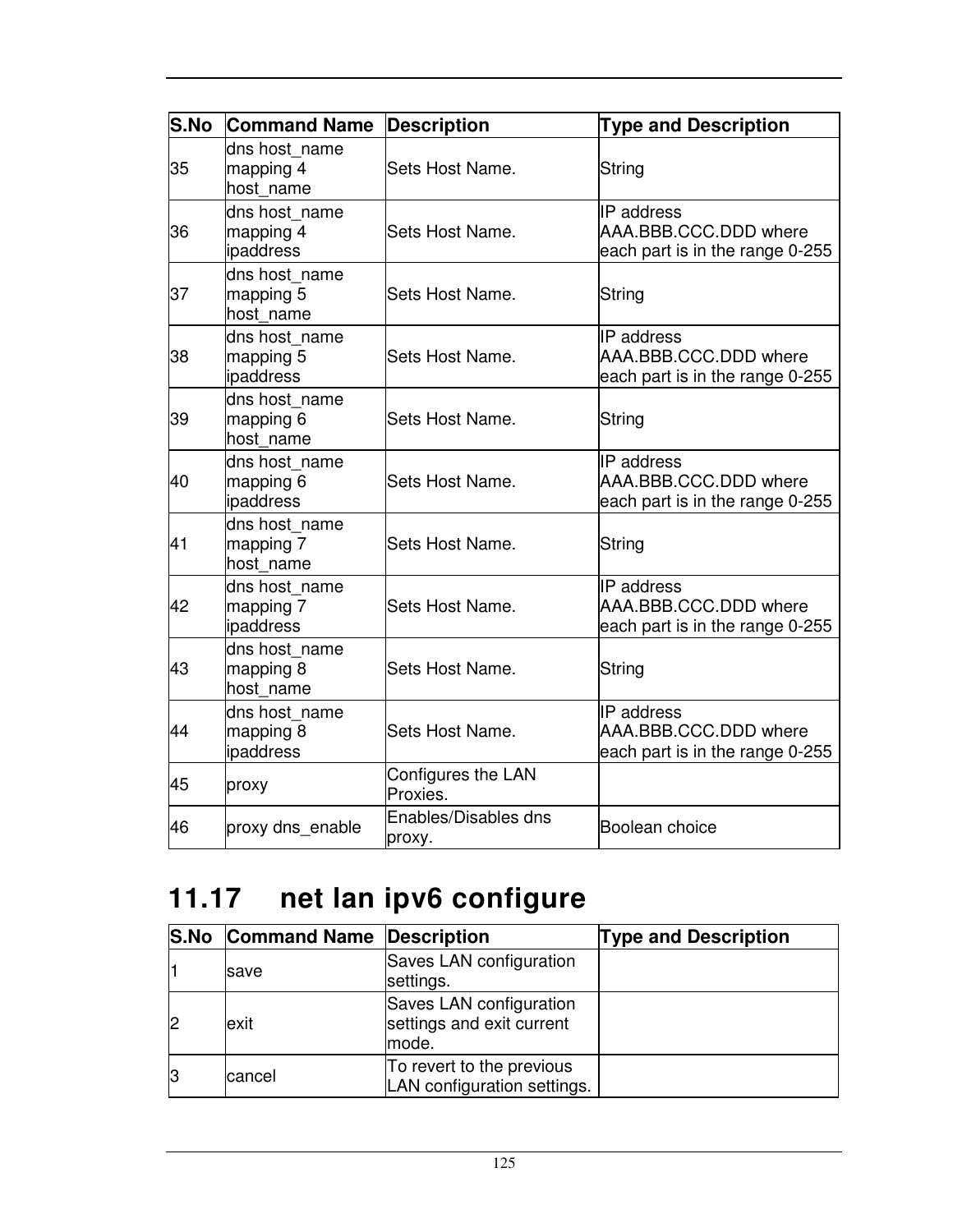| S.No | Command Name | Description | Type and Description |
|---|---|---|---|
| 35 | dns host_name mapping 4 host_name | Sets Host Name. | String |
| 36 | dns host_name mapping 4 ipaddress | Sets Host Name. | IP address AAA.BBB.CCC.DDD where each part is in the range 0-255 |
| 37 | dns host_name mapping 5 host_name | Sets Host Name. | String |
| 38 | dns host_name mapping 5 ipaddress | Sets Host Name. | IP address AAA.BBB.CCC.DDD where each part is in the range 0-255 |
| 39 | dns host_name mapping 6 host_name | Sets Host Name. | String |
| 40 | dns host_name mapping 6 ipaddress | Sets Host Name. | IP address AAA.BBB.CCC.DDD where each part is in the range 0-255 |
| 41 | dns host_name mapping 7 host_name | Sets Host Name. | String |
| 42 | dns host_name mapping 7 ipaddress | Sets Host Name. | IP address AAA.BBB.CCC.DDD where each part is in the range 0-255 |
| 43 | dns host_name mapping 8 host_name | Sets Host Name. | String |
| 44 | dns host_name mapping 8 ipaddress | Sets Host Name. | IP address AAA.BBB.CCC.DDD where each part is in the range 0-255 |
| 45 | proxy | Configures the LAN Proxies. | |
| 46 | proxy dns_enable | Enables/Disables dns proxy. | Boolean choice |

## 11.17 net lan ipv6 configure

| S.No | Command Name | Description | Type and Description |
|---|---|---|---|
| 1 | save | Saves LAN configuration settings. | |
| 2 | exit | Saves LAN configuration settings and exit current mode. | |
| 3 | cancel | To revert to the previous LAN configuration settings. | |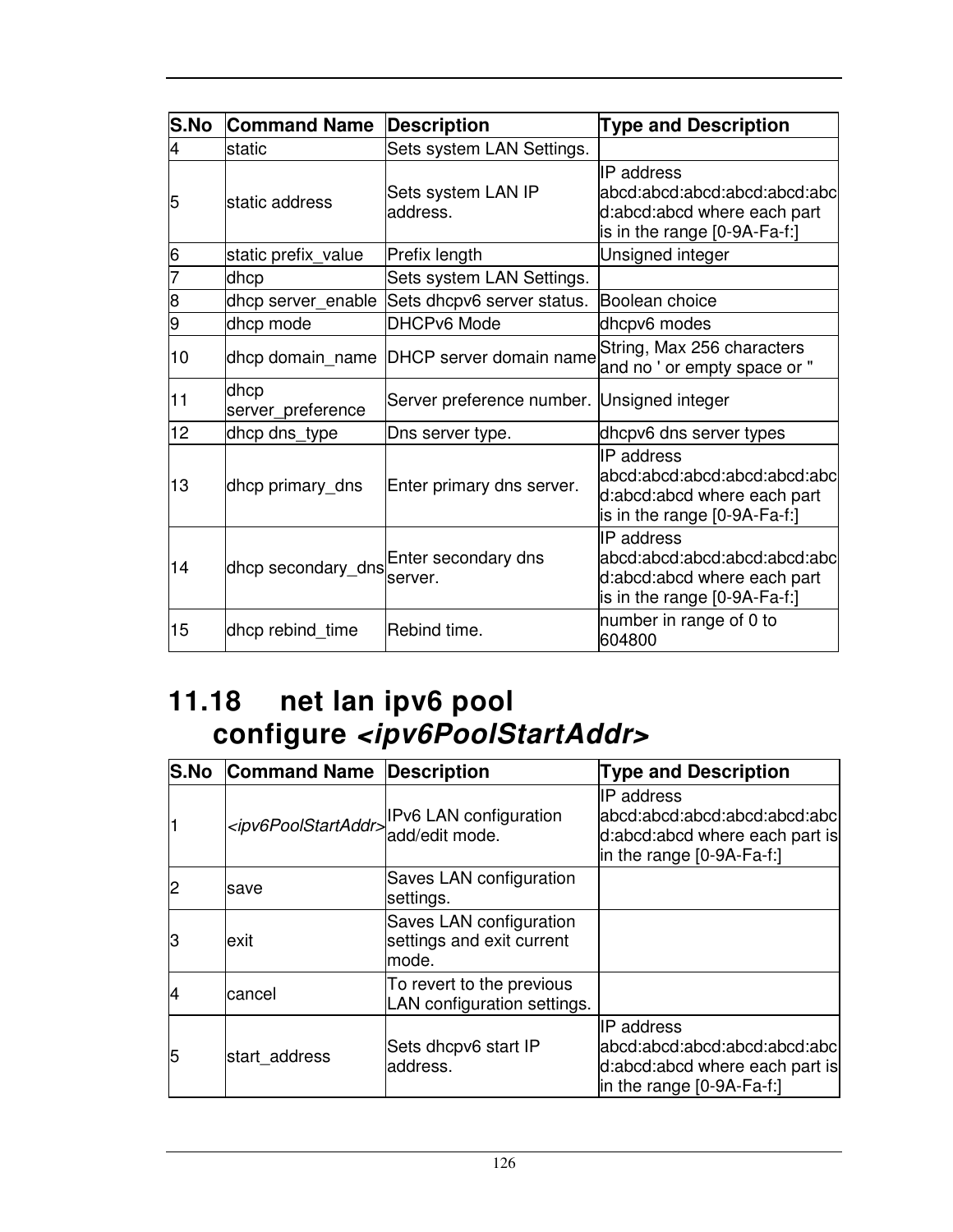| S.No | Command Name | Description | Type and Description |
|---|---|---|---|
| 4 | static | Sets system LAN Settings. | |
| 5 | static address | Sets system LAN IP address. | IP address abcd:abcd:abcd:abcd:abcd:abcd:abcd:abcd where each part is in the range [0-9A-Fa-f:] |
| 6 | static prefix_value | Prefix length | Unsigned integer |
| 7 | dhcp | Sets system LAN Settings. | |
| 8 | dhcp server_enable | Sets dhcpv6 server status. | Boolean choice |
| 9 | dhcp mode | DHCPv6 Mode | dhcpv6 modes |
| 10 | dhcp domain_name | DHCP server domain name | String, Max 256 characters and no ' or empty space or " |
| 11 | dhcp server_preference | Server preference number. | Unsigned integer |
| 12 | dhcp dns_type | Dns server type. | dhcpv6 dns server types |
| 13 | dhcp primary_dns | Enter primary dns server. | IP address abcd:abcd:abcd:abcd:abcd:abcd:abcd:abcd where each part is in the range [0-9A-Fa-f:] |
| 14 | dhcp secondary_dns | Enter secondary dns server. | IP address abcd:abcd:abcd:abcd:abcd:abcd:abcd:abcd where each part is in the range [0-9A-Fa-f:] |
| 15 | dhcp rebind_time | Rebind time. | number in range of 0 to 604800 |

## 11.18 net lan ipv6 pool configure *<ipv6PoolStartAddr>*

| S.No | Command Name | Description | Type and Description |
|---|---|---|---|
| 1 | *<ipv6PoolStartAddr>* | IPv6 LAN configuration add/edit mode. | IP address abcd:abcd:abcd:abcd:abcd:abcd:abcd:abcd where each part is in the range [0-9A-Fa-f:] |
| 2 | save | Saves LAN configuration settings. | |
| 3 | exit | Saves LAN configuration settings and exit current mode. | |
| 4 | cancel | To revert to the previous LAN configuration settings. | |
| 5 | start_address | Sets dhcpv6 start IP address. | IP address abcd:abcd:abcd:abcd:abcd:abcd:abcd:abcd where each part is in the range [0-9A-Fa-f:] |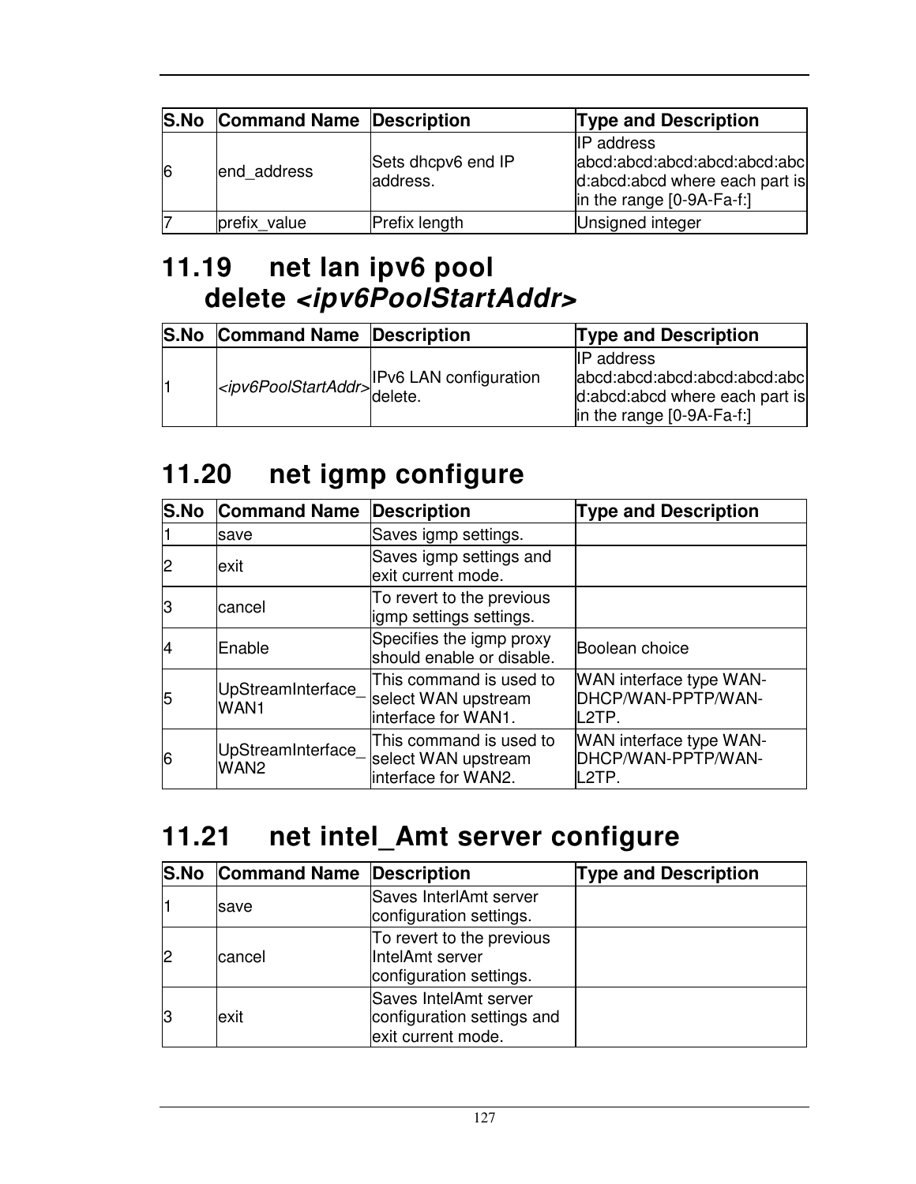| S.No | Command Name | Description | Type and Description |
|---|---|---|---|
| 6 | end_address | Sets dhcpv6 end IP address. | IP address abcd:abcd:abcd:abcd:abcd:abcd:abcd:abcd where each part is in the range [0-9A-Fa-f:] |
| 7 | prefix_value | Prefix length | Unsigned integer |

## 11.19 net lan ipv6 pool delete *<ipv6PoolStartAddr>*

| S.No | Command Name | Description | Type and Description |
|---|---|---|---|
| 1 | *<ipv6PoolStartAddr>* | IPv6 LAN configuration delete. | IP address abcd:abcd:abcd:abcd:abcd:abcd:abcd:abcd where each part is in the range [0-9A-Fa-f:] |

## 11.20 net igmp configure

| S.No | Command Name | Description | Type and Description |
|---|---|---|---|
| 1 | save | Saves igmp settings. | |
| 2 | exit | Saves igmp settings and exit current mode. | |
| 3 | cancel | To revert to the previous igmp settings settings. | |
| 4 | Enable | Specifies the igmp proxy should enable or disable. | Boolean choice |
| 5 | UpStreamInterface_WAN1 | This command is used to select WAN upstream interface for WAN1. | WAN interface type WAN-DHCP/WAN-PPTP/WAN-L2TP. |
| 6 | UpStreamInterface_WAN2 | This command is used to select WAN upstream interface for WAN2. | WAN interface type WAN-DHCP/WAN-PPTP/WAN-L2TP. |

## 11.21 net intel_Amt server configure

| S.No | Command Name | Description | Type and Description |
|---|---|---|---|
| 1 | save | Saves InterlAmt server configuration settings. | |
| 2 | cancel | To revert to the previous IntelAmt server configuration settings. | |
| 3 | exit | Saves IntelAmt server configuration settings and exit current mode. | |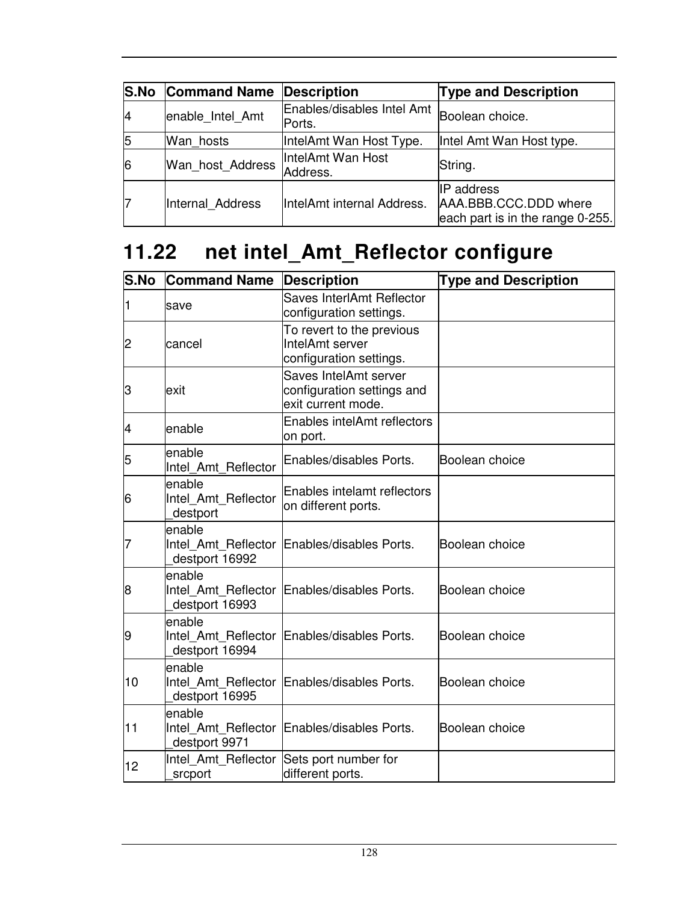| S.No | Command Name | Description | Type and Description |
|---|---|---|---|
| 4 | enable_Intel_Amt | Enables/disables Intel Amt Ports. | Boolean choice. |
| 5 | Wan_hosts | IntelAmt Wan Host Type. | Intel Amt Wan Host type. |
| 6 | Wan_host_Address | IntelAmt Wan Host Address. | String. |
| 7 | Internal_Address | IntelAmt internal Address. | IP address AAA.BBB.CCC.DDD where each part is in the range 0-255. |

## 11.22 net intel_Amt_Reflector configure

| S.No | Command Name | Description | Type and Description |
|---|---|---|---|
| 1 | save | Saves InterlAmt Reflector configuration settings. | |
| 2 | cancel | To revert to the previous IntelAmt server configuration settings. | |
| 3 | exit | Saves IntelAmt server configuration settings and exit current mode. | |
| 4 | enable | Enables intelAmt reflectors on port. | |
| 5 | enable Intel_Amt_Reflector | Enables/disables Ports. | Boolean choice |
| 6 | enable Intel_Amt_Reflector_destport | Enables intelamt reflectors on different ports. | |
| 7 | enable Intel_Amt_Reflector_destport 16992 | Enables/disables Ports. | Boolean choice |
| 8 | enable Intel_Amt_Reflector_destport 16993 | Enables/disables Ports. | Boolean choice |
| 9 | enable Intel_Amt_Reflector_destport 16994 | Enables/disables Ports. | Boolean choice |
| 10 | enable Intel_Amt_Reflector_destport 16995 | Enables/disables Ports. | Boolean choice |
| 11 | enable Intel_Amt_Reflector_destport 9971 | Enables/disables Ports. | Boolean choice |
| 12 | Intel_Amt_Reflector_srcport | Sets port number for different ports. | |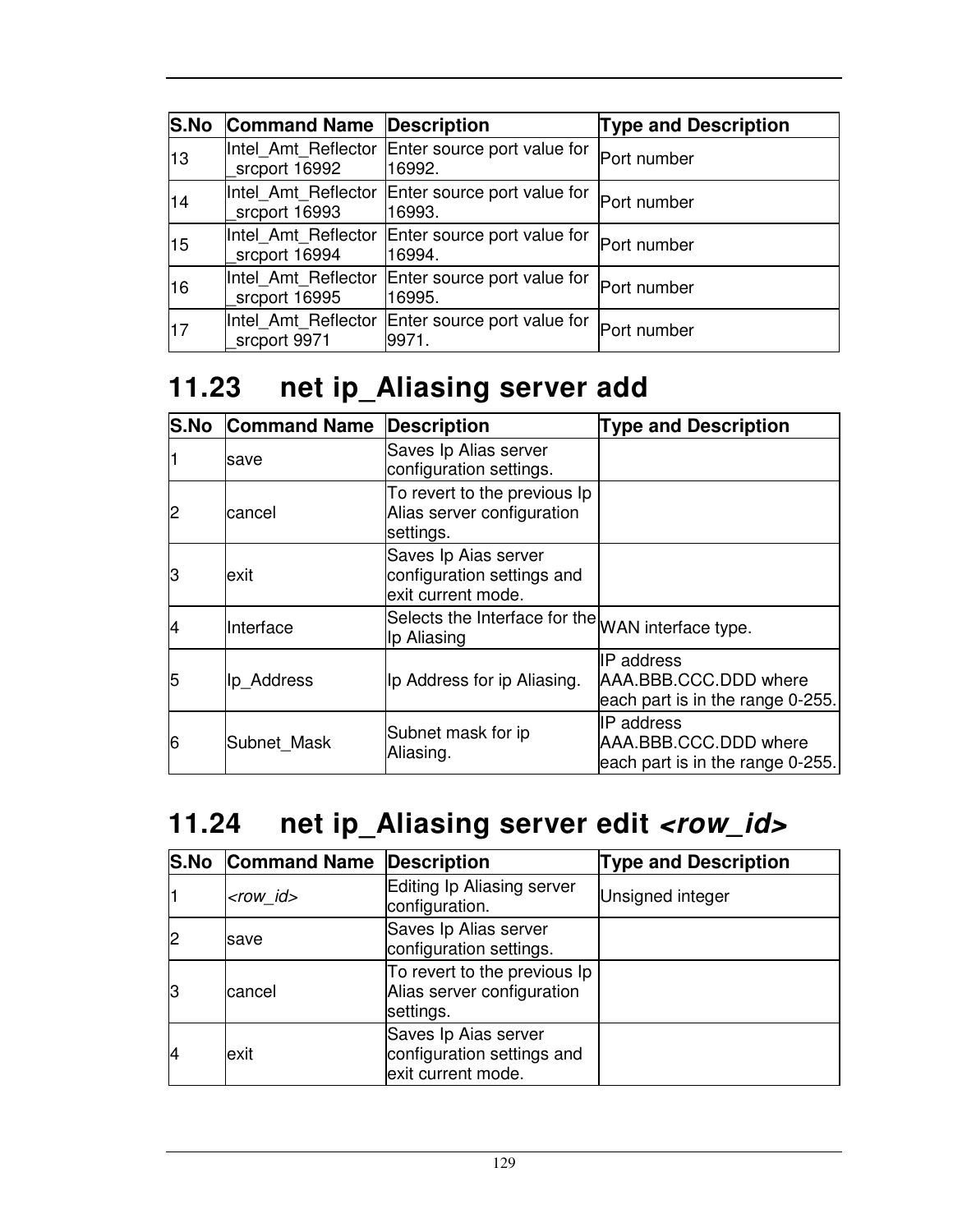| S.No | Command Name | Description | Type and Description |
|---|---|---|---|
| 13 | Intel_Amt_Reflector_srcport 16992 | Enter source port value for 16992. | Port number |
| 14 | Intel_Amt_Reflector_srcport 16993 | Enter source port value for 16993. | Port number |
| 15 | Intel_Amt_Reflector_srcport 16994 | Enter source port value for 16994. | Port number |
| 16 | Intel_Amt_Reflector_srcport 16995 | Enter source port value for 16995. | Port number |
| 17 | Intel_Amt_Reflector_srcport 9971 | Enter source port value for 9971. | Port number |

## 11.23 net ip_Aliasing server add

| S.No | Command Name | Description | Type and Description |
|---|---|---|---|
| 1 | save | Saves Ip Alias server configuration settings. | |
| 2 | cancel | To revert to the previous Ip Alias server configuration settings. | |
| 3 | exit | Saves Ip Aias server configuration settings and exit current mode. | |
| 4 | Interface | Selects the Interface for the Ip Aliasing | WAN interface type. |
| 5 | Ip_Address | Ip Address for ip Aliasing. | IP address AAA.BBB.CCC.DDD where each part is in the range 0-255. |
| 6 | Subnet_Mask | Subnet mask for ip Aliasing. | IP address AAA.BBB.CCC.DDD where each part is in the range 0-255. |

## 11.24 net ip_Aliasing server edit *<row_id>*

| S.No | Command Name | Description | Type and Description |
|---|---|---|---|
| 1 | *<row_id>* | Editing Ip Aliasing server configuration. | Unsigned integer |
| 2 | save | Saves Ip Alias server configuration settings. | |
| 3 | cancel | To revert to the previous Ip Alias server configuration settings. | |
| 4 | exit | Saves Ip Aias server configuration settings and exit current mode. | |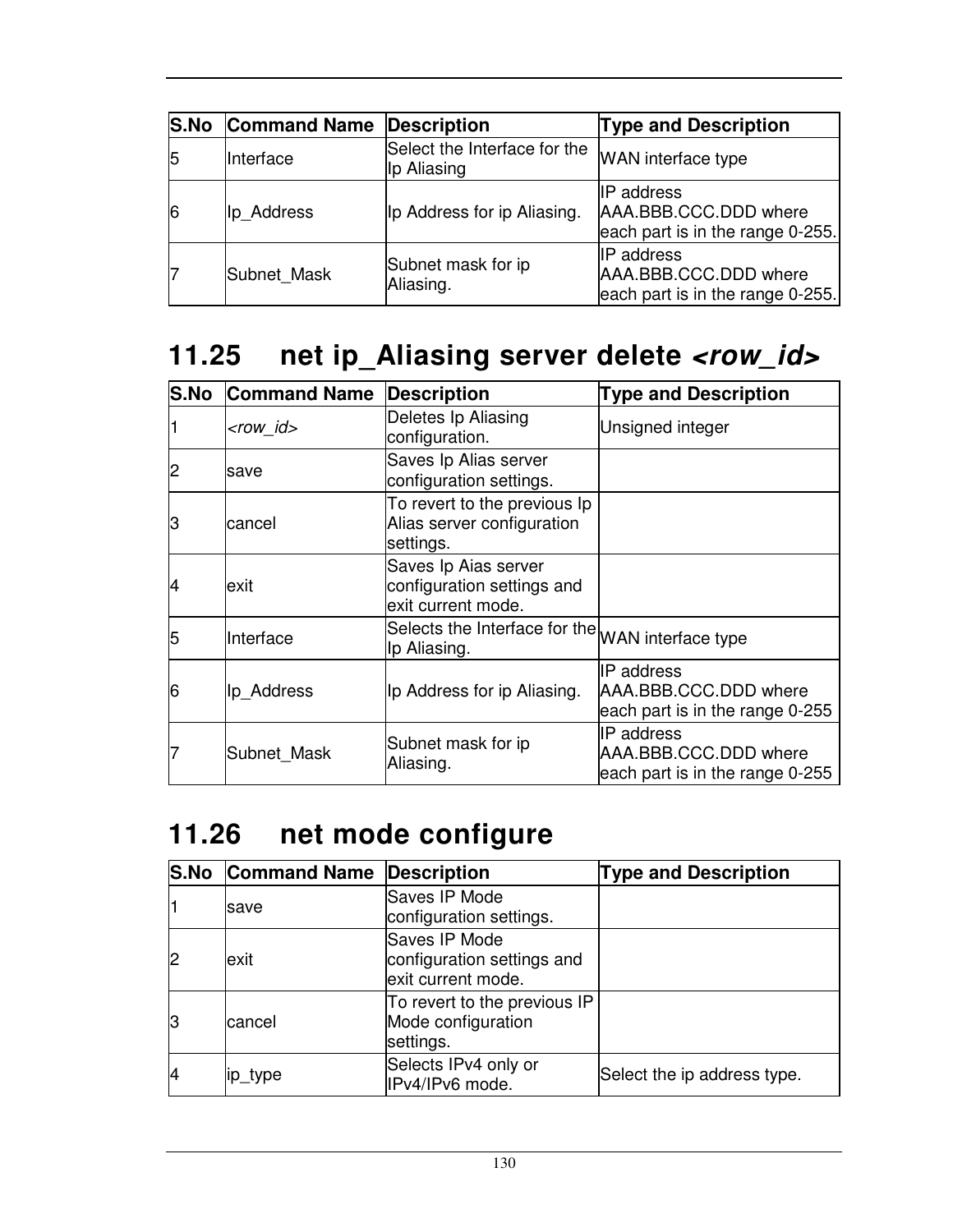| S.No | Command Name | Description | Type and Description |
|---|---|---|---|
| 5 | Interface | Select the Interface for the Ip Aliasing | WAN interface type |
| 6 | Ip_Address | Ip Address for ip Aliasing. | IP address AAA.BBB.CCC.DDD where each part is in the range 0-255. |
| 7 | Subnet_Mask | Subnet mask for ip Aliasing. | IP address AAA.BBB.CCC.DDD where each part is in the range 0-255. |

## 11.25 net ip_Aliasing server delete *<row_id>*

| S.No | Command Name | Description | Type and Description |
|---|---|---|---|
| 1 | *<row_id>* | Deletes Ip Aliasing configuration. | Unsigned integer |
| 2 | save | Saves Ip Alias server configuration settings. | |
| 3 | cancel | To revert to the previous Ip Alias server configuration settings. | |
| 4 | exit | Saves Ip Aias server configuration settings and exit current mode. | |
| 5 | Interface | Selects the Interface for the Ip Aliasing. | WAN interface type |
| 6 | Ip_Address | Ip Address for ip Aliasing. | IP address AAA.BBB.CCC.DDD where each part is in the range 0-255 |
| 7 | Subnet_Mask | Subnet mask for ip Aliasing. | IP address AAA.BBB.CCC.DDD where each part is in the range 0-255 |

## 11.26 net mode configure

| S.No | Command Name | Description | Type and Description |
|---|---|---|---|
| 1 | save | Saves IP Mode configuration settings. | |
| 2 | exit | Saves IP Mode configuration settings and exit current mode. | |
| 3 | cancel | To revert to the previous IP Mode configuration settings. | |
| 4 | ip_type | Selects IPv4 only or IPv4/IPv6 mode. | Select the ip address type. |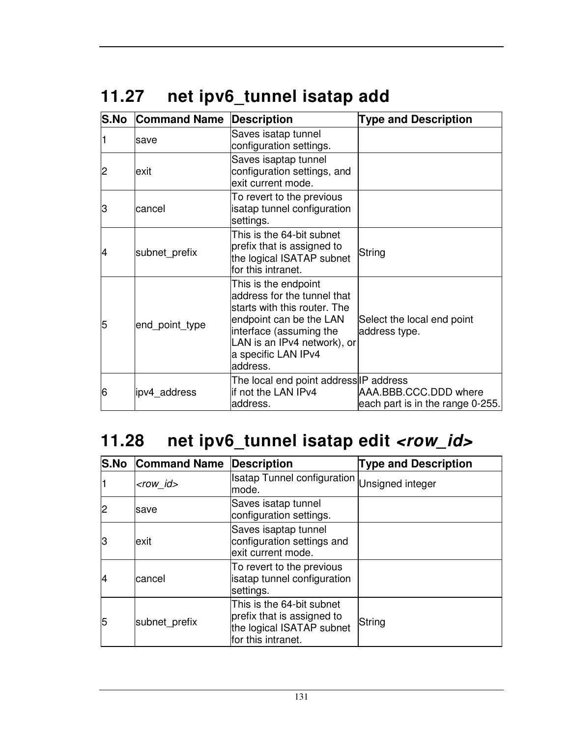## 11.27 net ipv6_tunnel isatap add

| S.No | Command Name | Description | Type and Description |
|---|---|---|---|
| 1 | save | Saves isatap tunnel configuration settings. | |
| 2 | exit | Saves isaptap tunnel configuration settings, and exit current mode. | |
| 3 | cancel | To revert to the previous isatap tunnel configuration settings. | |
| 4 | subnet_prefix | This is the 64-bit subnet prefix that is assigned to the logical ISATAP subnet for this intranet. | String |
| 5 | end_point_type | This is the endpoint address for the tunnel that starts with this router. The endpoint can be the LAN interface (assuming the LAN is an IPv4 network), or a specific LAN IPv4 address. | Select the local end point address type. |
| 6 | ipv4_address | The local end point address if not the LAN IPv4 address. | IP address AAA.BBB.CCC.DDD where each part is in the range 0-255. |

## 11.28 net ipv6_tunnel isatap edit *<row_id>*

| S.No | Command Name | Description | Type and Description |
|---|---|---|---|
| 1 | *<row_id>* | Isatap Tunnel configuration mode. | Unsigned integer |
| 2 | save | Saves isatap tunnel configuration settings. | |
| 3 | exit | Saves isaptap tunnel configuration settings and exit current mode. | |
| 4 | cancel | To revert to the previous isatap tunnel configuration settings. | |
| 5 | subnet_prefix | This is the 64-bit subnet prefix that is assigned to the logical ISATAP subnet for this intranet. | String |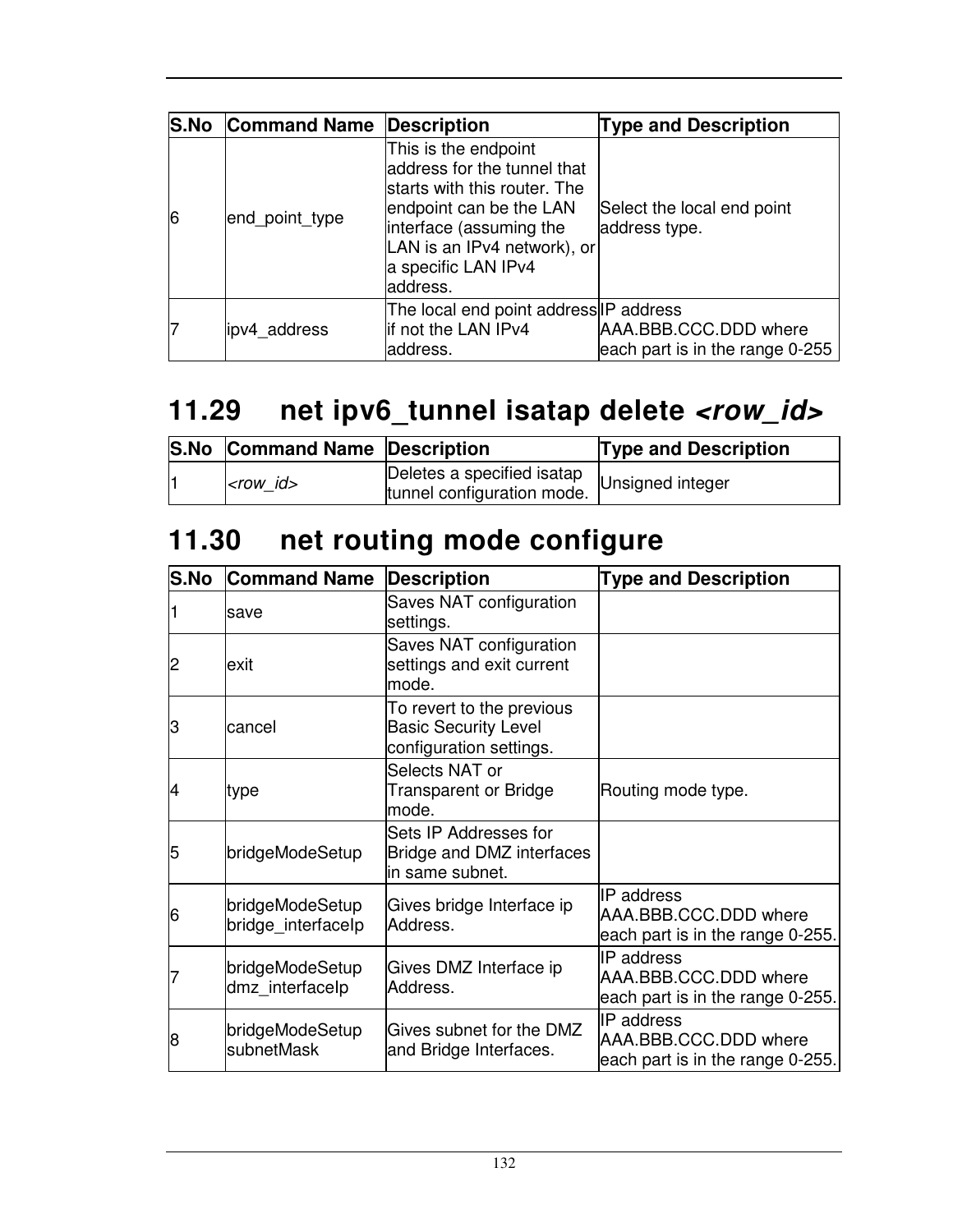| S.No | Command Name | Description | Type and Description |
|---|---|---|---|
| 6 | end_point_type | This is the endpoint address for the tunnel that starts with this router. The endpoint can be the LAN interface (assuming the LAN is an IPv4 network), or a specific LAN IPv4 address. | Select the local end point address type. |
| 7 | ipv4_address | The local end point address if not the LAN IPv4 address. | IP address AAA.BBB.CCC.DDD where each part is in the range 0-255 |

## 11.29 net ipv6_tunnel isatap delete *<row_id>*

| S.No | Command Name | Description | Type and Description |
|---|---|---|---|
| 1 | *<row_id>* | Deletes a specified isatap tunnel configuration mode. | Unsigned integer |

## 11.30 net routing mode configure

| S.No | Command Name | Description | Type and Description |
|---|---|---|---|
| 1 | save | Saves NAT configuration settings. | |
| 2 | exit | Saves NAT configuration settings and exit current mode. | |
| 3 | cancel | To revert to the previous Basic Security Level configuration settings. | |
| 4 | type | Selects NAT or Transparent or Bridge mode. | Routing mode type. |
| 5 | bridgeModeSetup | Sets IP Addresses for Bridge and DMZ interfaces in same subnet. | |
| 6 | bridgeModeSetup bridge_interfaceIp | Gives bridge Interface ip Address. | IP address AAA.BBB.CCC.DDD where each part is in the range 0-255. |
| 7 | bridgeModeSetup dmz_interfaceIp | Gives DMZ Interface ip Address. | IP address AAA.BBB.CCC.DDD where each part is in the range 0-255. |
| 8 | bridgeModeSetup subnetMask | Gives subnet for the DMZ and Bridge Interfaces. | IP address AAA.BBB.CCC.DDD where each part is in the range 0-255. |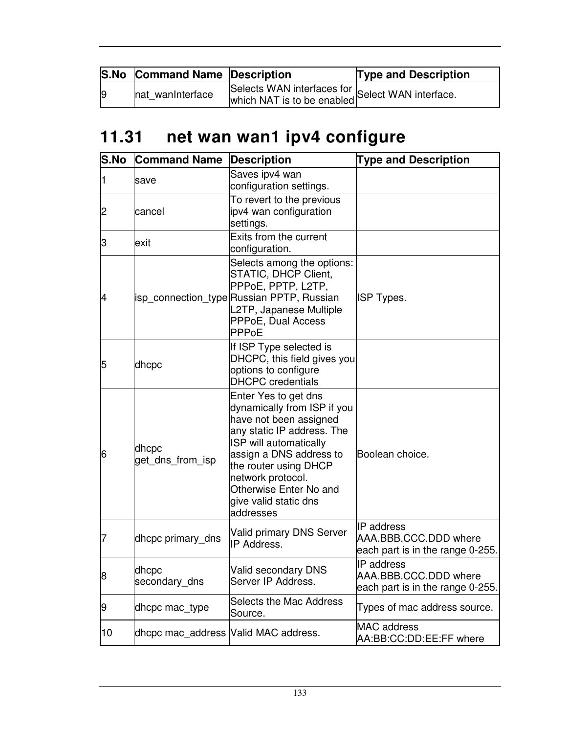| S.No | Command Name | Description | Type and Description |
|---|---|---|---|
| 9 | nat_wanInterface | Selects WAN interfaces for which NAT is to be enabled | Select WAN interface. |

## 11.31 net wan wan1 ipv4 configure

| S.No | Command Name | Description | Type and Description |
|---|---|---|---|
| 1 | save | Saves ipv4 wan configuration settings. | |
| 2 | cancel | To revert to the previous ipv4 wan configuration settings. | |
| 3 | exit | Exits from the current configuration. | |
| 4 | isp_connection_type | Selects among the options: STATIC, DHCP Client, PPPoE, PPTP, L2TP, Russian PPTP, Russian L2TP, Japanese Multiple PPPoE, Dual Access PPPoE | ISP Types. |
| 5 | dhcpc | If ISP Type selected is DHCPC, this field gives you options to configure DHCPC credentials | |
| 6 | dhcpc get_dns_from_isp | Enter Yes to get dns dynamically from ISP if you have not been assigned any static IP address. The ISP will automatically assign a DNS address to the router using DHCP network protocol. Otherwise Enter No and give valid static dns addresses | Boolean choice. |
| 7 | dhcpc primary_dns | Valid primary DNS Server IP Address. | IP address AAA.BBB.CCC.DDD where each part is in the range 0-255. |
| 8 | dhcpc secondary_dns | Valid secondary DNS Server IP Address. | IP address AAA.BBB.CCC.DDD where each part is in the range 0-255. |
| 9 | dhcpc mac_type | Selects the Mac Address Source. | Types of mac address source. |
| 10 | dhcpc mac_address | Valid MAC address. | MAC address AA:BB:CC:DD:EE:FF where |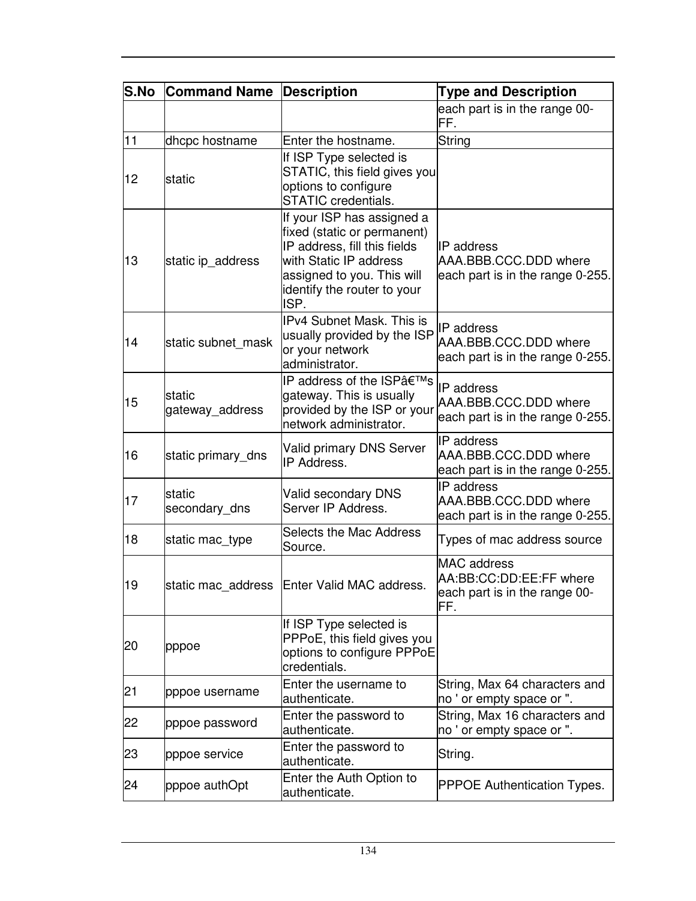| S.No | Command Name | Description | Type and Description |
|---|---|---|---|
| | | | each part is in the range 00-FF. |
| 11 | dhcpc hostname | Enter the hostname. | String |
| 12 | static | If ISP Type selected is STATIC, this field gives you options to configure STATIC credentials. | |
| 13 | static ip_address | If your ISP has assigned a fixed (static or permanent) IP address, fill this fields with Static IP address assigned to you. This will identify the router to your ISP. | IP address AAA.BBB.CCC.DDD where each part is in the range 0-255. |
| 14 | static subnet_mask | IPv4 Subnet Mask. This is usually provided by the ISP or your network administrator. | IP address AAA.BBB.CCC.DDD where each part is in the range 0-255. |
| 15 | static gateway_address | IP address of the ISPâ€™s gateway. This is usually provided by the ISP or your network administrator. | IP address AAA.BBB.CCC.DDD where each part is in the range 0-255. |
| 16 | static primary_dns | Valid primary DNS Server IP Address. | IP address AAA.BBB.CCC.DDD where each part is in the range 0-255. |
| 17 | static secondary_dns | Valid secondary DNS Server IP Address. | IP address AAA.BBB.CCC.DDD where each part is in the range 0-255. |
| 18 | static mac_type | Selects the Mac Address Source. | Types of mac address source |
| 19 | static mac_address | Enter Valid MAC address. | MAC address AA:BB:CC:DD:EE:FF where each part is in the range 00-FF. |
| 20 | pppoe | If ISP Type selected is PPPoE, this field gives you options to configure PPPoE credentials. | |
| 21 | pppoe username | Enter the username to authenticate. | String, Max 64 characters and no ' or empty space or ". |
| 22 | pppoe password | Enter the password to authenticate. | String, Max 16 characters and no ' or empty space or ". |
| 23 | pppoe service | Enter the password to authenticate. | String. |
| 24 | pppoe authOpt | Enter the Auth Option to authenticate. | PPPOE Authentication Types. |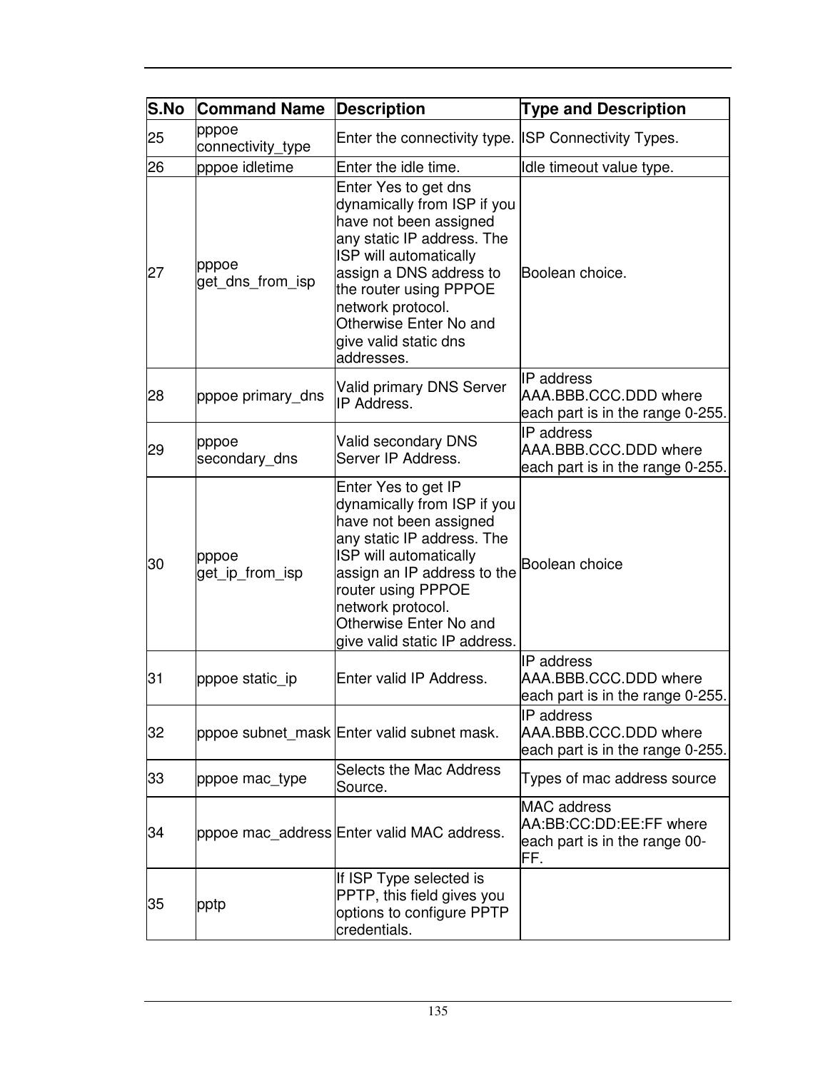| S.No | Command Name | Description | Type and Description |
| --- | --- | --- | --- |
| 25 | pppoe connectivity_type | Enter the connectivity type. | ISP Connectivity Types. |
| 26 | pppoe idletime | Enter the idle time. | Idle timeout value type. |
| 27 | pppoe get_dns_from_isp | Enter Yes to get dns dynamically from ISP if you have not been assigned any static IP address. The ISP will automatically assign a DNS address to the router using PPPOE network protocol. Otherwise Enter No and give valid static dns addresses. | Boolean choice. |
| 28 | pppoe primary_dns | Valid primary DNS Server IP Address. | IP address AAA.BBB.CCC.DDD where each part is in the range 0-255. |
| 29 | pppoe secondary_dns | Valid secondary DNS Server IP Address. | IP address AAA.BBB.CCC.DDD where each part is in the range 0-255. |
| 30 | pppoe get_ip_from_isp | Enter Yes to get IP dynamically from ISP if you have not been assigned any static IP address. The ISP will automatically assign an IP address to the router using PPPOE network protocol. Otherwise Enter No and give valid static IP address. | Boolean choice |
| 31 | pppoe static_ip | Enter valid IP Address. | IP address AAA.BBB.CCC.DDD where each part is in the range 0-255. |
| 32 | pppoe subnet_mask | Enter valid subnet mask. | IP address AAA.BBB.CCC.DDD where each part is in the range 0-255. |
| 33 | pppoe mac_type | Selects the Mac Address Source. | Types of mac address source |
| 34 | pppoe mac_address | Enter valid MAC address. | MAC address AA:BB:CC:DD:EE:FF where each part is in the range 00-FF. |
| 35 | pptp | If ISP Type selected is PPTP, this field gives you options to configure PPTP credentials. | |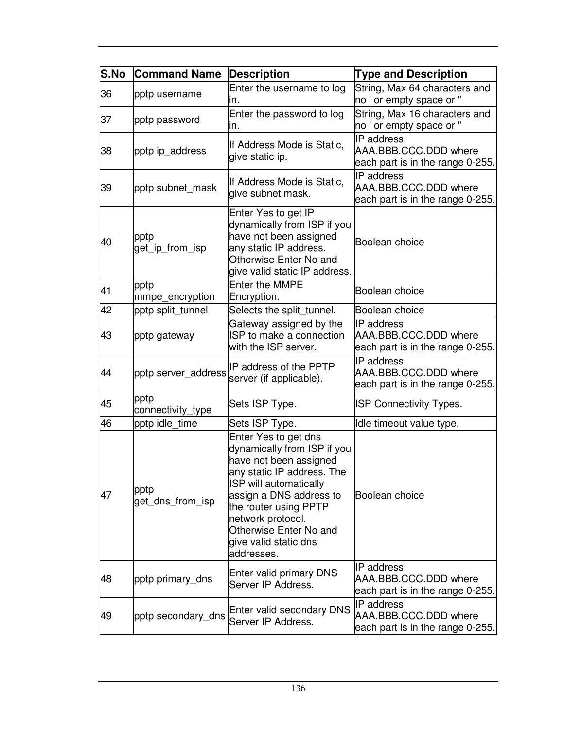| S.No | Command Name | Description | Type and Description |
|---|---|---|---|
| 36 | pptp username | Enter the username to log in. | String, Max 64 characters and no ' or empty space or " |
| 37 | pptp password | Enter the password to log in. | String, Max 16 characters and no ' or empty space or " |
| 38 | pptp ip_address | If Address Mode is Static, give static ip. | IP address AAA.BBB.CCC.DDD where each part is in the range 0-255. |
| 39 | pptp subnet_mask | If Address Mode is Static, give subnet mask. | IP address AAA.BBB.CCC.DDD where each part is in the range 0-255. |
| 40 | pptp get_ip_from_isp | Enter Yes to get IP dynamically from ISP if you have not been assigned any static IP address. Otherwise Enter No and give valid static IP address. | Boolean choice |
| 41 | pptp mmpe_encryption | Enter the MMPE Encryption. | Boolean choice |
| 42 | pptp split_tunnel | Selects the split_tunnel. | Boolean choice |
| 43 | pptp gateway | Gateway assigned by the ISP to make a connection with the ISP server. | IP address AAA.BBB.CCC.DDD where each part is in the range 0-255. |
| 44 | pptp server_address | IP address of the PPTP server (if applicable). | IP address AAA.BBB.CCC.DDD where each part is in the range 0-255. |
| 45 | pptp connectivity_type | Sets ISP Type. | ISP Connectivity Types. |
| 46 | pptp idle_time | Sets ISP Type. | Idle timeout value type. |
| 47 | pptp get_dns_from_isp | Enter Yes to get dns dynamically from ISP if you have not been assigned any static IP address. The ISP will automatically assign a DNS address to the router using PPTP network protocol. Otherwise Enter No and give valid static dns addresses. | Boolean choice |
| 48 | pptp primary_dns | Enter valid primary DNS Server IP Address. | IP address AAA.BBB.CCC.DDD where each part is in the range 0-255. |
| 49 | pptp secondary_dns | Enter valid secondary DNS Server IP Address. | IP address AAA.BBB.CCC.DDD where each part is in the range 0-255. |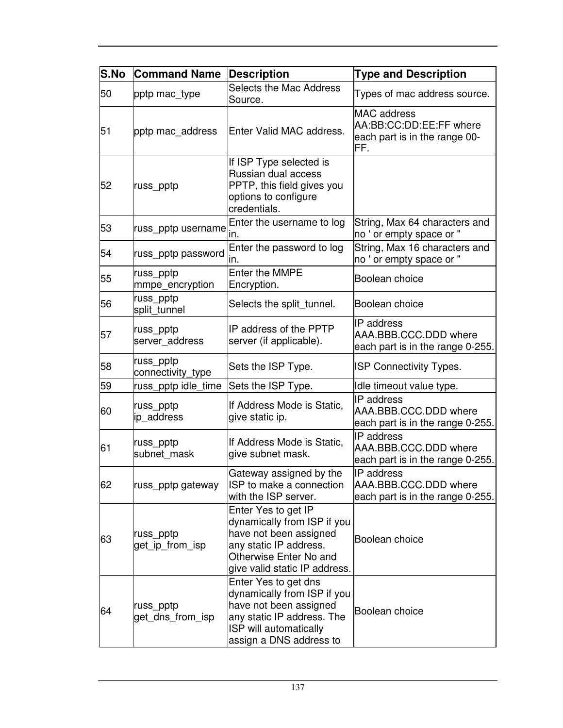| S.No | Command Name | Description | Type and Description |
|---|---|---|---|
| 50 | pptp mac_type | Selects the Mac Address Source. | Types of mac address source. |
| 51 | pptp mac_address | Enter Valid MAC address. | MAC address AA:BB:CC:DD:EE:FF where each part is in the range 00-FF. |
| 52 | russ_pptp | If ISP Type selected is Russian dual access PPTP, this field gives you options to configure credentials. | |
| 53 | russ_pptp username | Enter the username to log in. | String, Max 64 characters and no ' or empty space or " |
| 54 | russ_pptp password | Enter the password to log in. | String, Max 16 characters and no ' or empty space or " |
| 55 | russ_pptp mmpe_encryption | Enter the MMPE Encryption. | Boolean choice |
| 56 | russ_pptp split_tunnel | Selects the split_tunnel. | Boolean choice |
| 57 | russ_pptp server_address | IP address of the PPTP server (if applicable). | IP address AAA.BBB.CCC.DDD where each part is in the range 0-255. |
| 58 | russ_pptp connectivity_type | Sets the ISP Type. | ISP Connectivity Types. |
| 59 | russ_pptp idle_time | Sets the ISP Type. | Idle timeout value type. |
| 60 | russ_pptp ip_address | If Address Mode is Static, give static ip. | IP address AAA.BBB.CCC.DDD where each part is in the range 0-255. |
| 61 | russ_pptp subnet_mask | If Address Mode is Static, give subnet mask. | IP address AAA.BBB.CCC.DDD where each part is in the range 0-255. |
| 62 | russ_pptp gateway | Gateway assigned by the ISP to make a connection with the ISP server. | IP address AAA.BBB.CCC.DDD where each part is in the range 0-255. |
| 63 | russ_pptp get_ip_from_isp | Enter Yes to get IP dynamically from ISP if you have not been assigned any static IP address. Otherwise Enter No and give valid static IP address. | Boolean choice |
| 64 | russ_pptp get_dns_from_isp | Enter Yes to get dns dynamically from ISP if you have not been assigned any static IP address. The ISP will automatically assign a DNS address to | Boolean choice |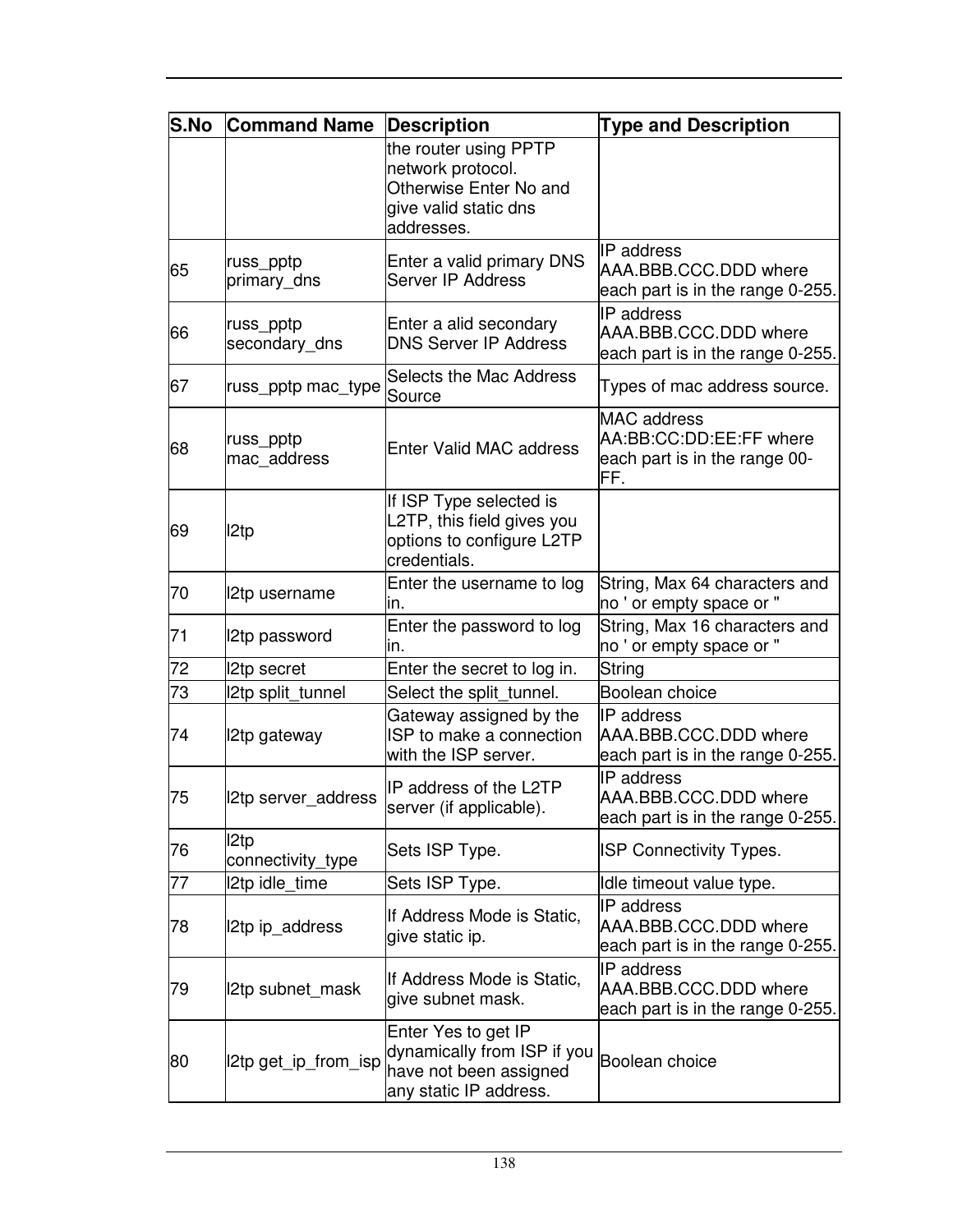| S.No | Command Name | Description | Type and Description |
|---|---|---|---|
| | | the router using PPTP network protocol. Otherwise Enter No and give valid static dns addresses. | |
| 65 | russ_pptp primary_dns | Enter a valid primary DNS Server IP Address | IP address AAA.BBB.CCC.DDD where each part is in the range 0-255. |
| 66 | russ_pptp secondary_dns | Enter a alid secondary DNS Server IP Address | IP address AAA.BBB.CCC.DDD where each part is in the range 0-255. |
| 67 | russ_pptp mac_type | Selects the Mac Address Source | Types of mac address source. |
| 68 | russ_pptp mac_address | Enter Valid MAC address | MAC address AA:BB:CC:DD:EE:FF where each part is in the range 00-FF. |
| 69 | l2tp | If ISP Type selected is L2TP, this field gives you options to configure L2TP credentials. | |
| 70 | l2tp username | Enter the username to log in. | String, Max 64 characters and no ' or empty space or " |
| 71 | l2tp password | Enter the password to log in. | String, Max 16 characters and no ' or empty space or " |
| 72 | l2tp secret | Enter the secret to log in. | String |
| 73 | l2tp split_tunnel | Select the split_tunnel. | Boolean choice |
| 74 | l2tp gateway | Gateway assigned by the ISP to make a connection with the ISP server. | IP address AAA.BBB.CCC.DDD where each part is in the range 0-255. |
| 75 | l2tp server_address | IP address of the L2TP server (if applicable). | IP address AAA.BBB.CCC.DDD where each part is in the range 0-255. |
| 76 | l2tp connectivity_type | Sets ISP Type. | ISP Connectivity Types. |
| 77 | l2tp idle_time | Sets ISP Type. | Idle timeout value type. |
| 78 | l2tp ip_address | If Address Mode is Static, give static ip. | IP address AAA.BBB.CCC.DDD where each part is in the range 0-255. |
| 79 | l2tp subnet_mask | If Address Mode is Static, give subnet mask. | IP address AAA.BBB.CCC.DDD where each part is in the range 0-255. |
| 80 | l2tp get_ip_from_isp | Enter Yes to get IP dynamically from ISP if you have not been assigned any static IP address. | Boolean choice |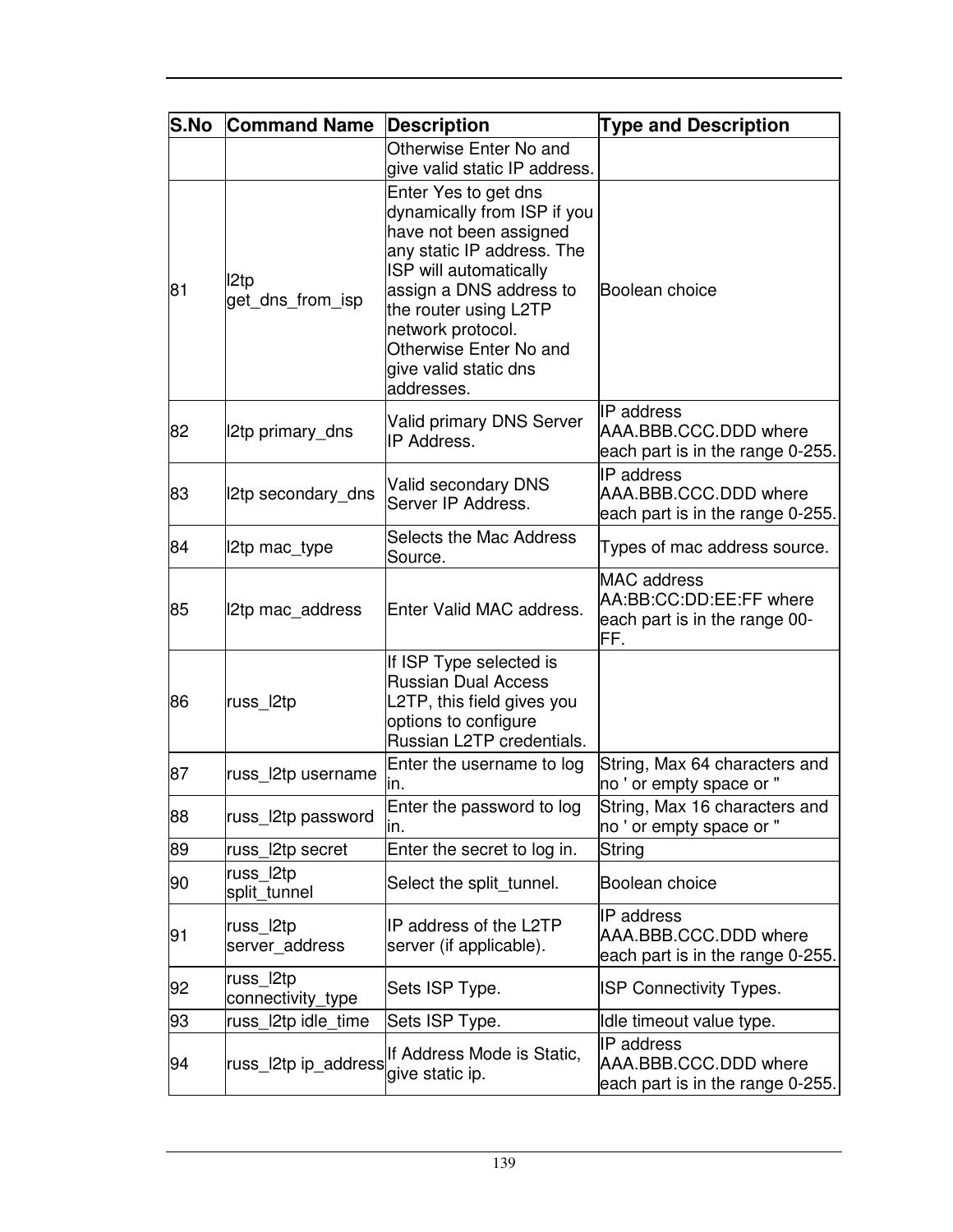| S.No | Command Name | Description | Type and Description |
|---|---|---|---|
| | | Otherwise Enter No and give valid static IP address. | |
| 81 | l2tp get_dns_from_isp | Enter Yes to get dns dynamically from ISP if you have not been assigned any static IP address. The ISP will automatically assign a DNS address to the router using L2TP network protocol. Otherwise Enter No and give valid static dns addresses. | Boolean choice |
| 82 | l2tp primary_dns | Valid primary DNS Server IP Address. | IP address AAA.BBB.CCC.DDD where each part is in the range 0-255. |
| 83 | l2tp secondary_dns | Valid secondary DNS Server IP Address. | IP address AAA.BBB.CCC.DDD where each part is in the range 0-255. |
| 84 | l2tp mac_type | Selects the Mac Address Source. | Types of mac address source. |
| 85 | l2tp mac_address | Enter Valid MAC address. | MAC address AA:BB:CC:DD:EE:FF where each part is in the range 00-FF. |
| 86 | russ_l2tp | If ISP Type selected is Russian Dual Access L2TP, this field gives you options to configure Russian L2TP credentials. | |
| 87 | russ_l2tp username | Enter the username to log in. | String, Max 64 characters and no ' or empty space or " |
| 88 | russ_l2tp password | Enter the password to log in. | String, Max 16 characters and no ' or empty space or " |
| 89 | russ_l2tp secret | Enter the secret to log in. | String |
| 90 | russ_l2tp split_tunnel | Select the split_tunnel. | Boolean choice |
| 91 | russ_l2tp server_address | IP address of the L2TP server (if applicable). | IP address AAA.BBB.CCC.DDD where each part is in the range 0-255. |
| 92 | russ_l2tp connectivity_type | Sets ISP Type. | ISP Connectivity Types. |
| 93 | russ_l2tp idle_time | Sets ISP Type. | Idle timeout value type. |
| 94 | russ_l2tp ip_address | If Address Mode is Static, give static ip. | IP address AAA.BBB.CCC.DDD where each part is in the range 0-255. |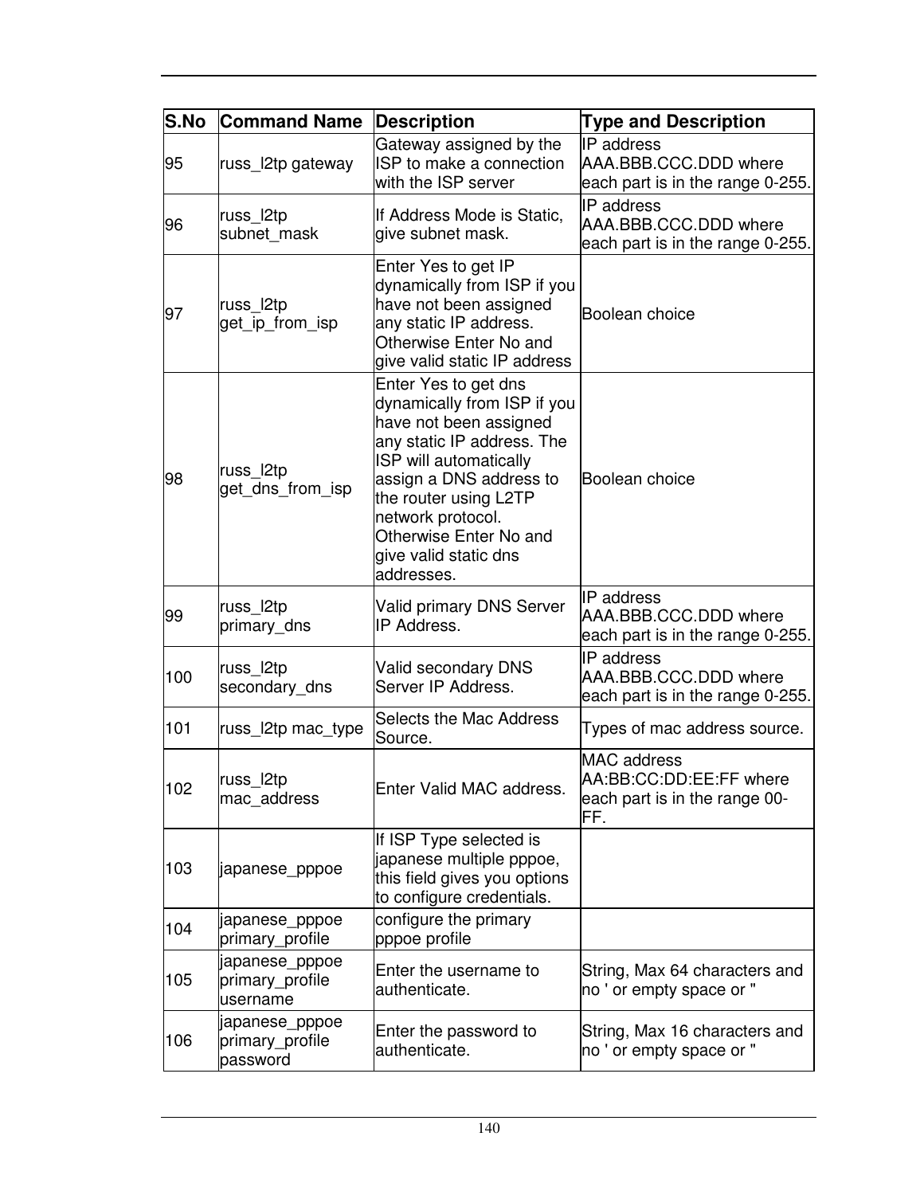| S.No | Command Name | Description | Type and Description |
|---|---|---|---|
| 95 | russ_l2tp gateway | Gateway assigned by the ISP to make a connection with the ISP server | IP address AAA.BBB.CCC.DDD where each part is in the range 0-255. |
| 96 | russ_l2tp subnet_mask | If Address Mode is Static, give subnet mask. | IP address AAA.BBB.CCC.DDD where each part is in the range 0-255. |
| 97 | russ_l2tp get_ip_from_isp | Enter Yes to get IP dynamically from ISP if you have not been assigned any static IP address. Otherwise Enter No and give valid static IP address | Boolean choice |
| 98 | russ_l2tp get_dns_from_isp | Enter Yes to get dns dynamically from ISP if you have not been assigned any static IP address. The ISP will automatically assign a DNS address to the router using L2TP network protocol. Otherwise Enter No and give valid static dns addresses. | Boolean choice |
| 99 | russ_l2tp primary_dns | Valid primary DNS Server IP Address. | IP address AAA.BBB.CCC.DDD where each part is in the range 0-255. |
| 100 | russ_l2tp secondary_dns | Valid secondary DNS Server IP Address. | IP address AAA.BBB.CCC.DDD where each part is in the range 0-255. |
| 101 | russ_l2tp mac_type | Selects the Mac Address Source. | Types of mac address source. |
| 102 | russ_l2tp mac_address | Enter Valid MAC address. | MAC address AA:BB:CC:DD:EE:FF where each part is in the range 00-FF. |
| 103 | japanese_pppoe | If ISP Type selected is japanese multiple pppoe, this field gives you options to configure credentials. | |
| 104 | japanese_pppoe primary_profile | configure the primary pppoe profile | |
| 105 | japanese_pppoe primary_profile username | Enter the username to authenticate. | String, Max 64 characters and no ' or empty space or " |
| 106 | japanese_pppoe primary_profile password | Enter the password to authenticate. | String, Max 16 characters and no ' or empty space or " |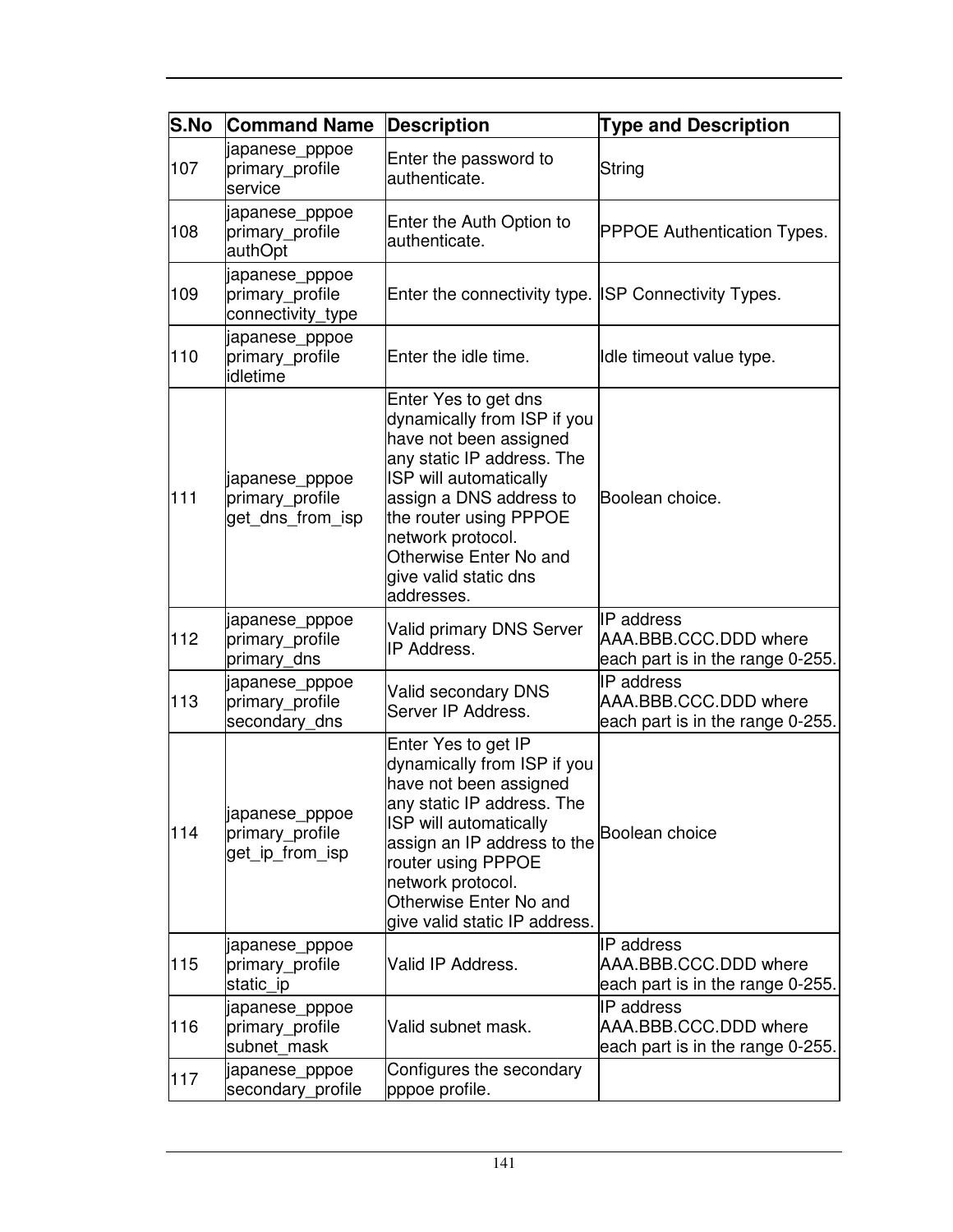| S.No | Command Name | Description | Type and Description |
|---|---|---|---|
| 107 | japanese_pppoe primary_profile service | Enter the password to authenticate. | String |
| 108 | japanese_pppoe primary_profile authOpt | Enter the Auth Option to authenticate. | PPPOE Authentication Types. |
| 109 | japanese_pppoe primary_profile connectivity_type | Enter the connectivity type. | ISP Connectivity Types. |
| 110 | japanese_pppoe primary_profile idletime | Enter the idle time. | Idle timeout value type. |
| 111 | japanese_pppoe primary_profile get_dns_from_isp | Enter Yes to get dns dynamically from ISP if you have not been assigned any static IP address. The ISP will automatically assign a DNS address to the router using PPPOE network protocol. Otherwise Enter No and give valid static dns addresses. | Boolean choice. |
| 112 | japanese_pppoe primary_profile primary_dns | Valid primary DNS Server IP Address. | IP address AAA.BBB.CCC.DDD where each part is in the range 0-255. |
| 113 | japanese_pppoe primary_profile secondary_dns | Valid secondary DNS Server IP Address. | IP address AAA.BBB.CCC.DDD where each part is in the range 0-255. |
| 114 | japanese_pppoe primary_profile get_ip_from_isp | Enter Yes to get IP dynamically from ISP if you have not been assigned any static IP address. The ISP will automatically assign an IP address to the router using PPPOE network protocol. Otherwise Enter No and give valid static IP address. | Boolean choice |
| 115 | japanese_pppoe primary_profile static_ip | Valid IP Address. | IP address AAA.BBB.CCC.DDD where each part is in the range 0-255. |
| 116 | japanese_pppoe primary_profile subnet_mask | Valid subnet mask. | IP address AAA.BBB.CCC.DDD where each part is in the range 0-255. |
| 117 | japanese_pppoe secondary_profile | Configures the secondary pppoe profile. | |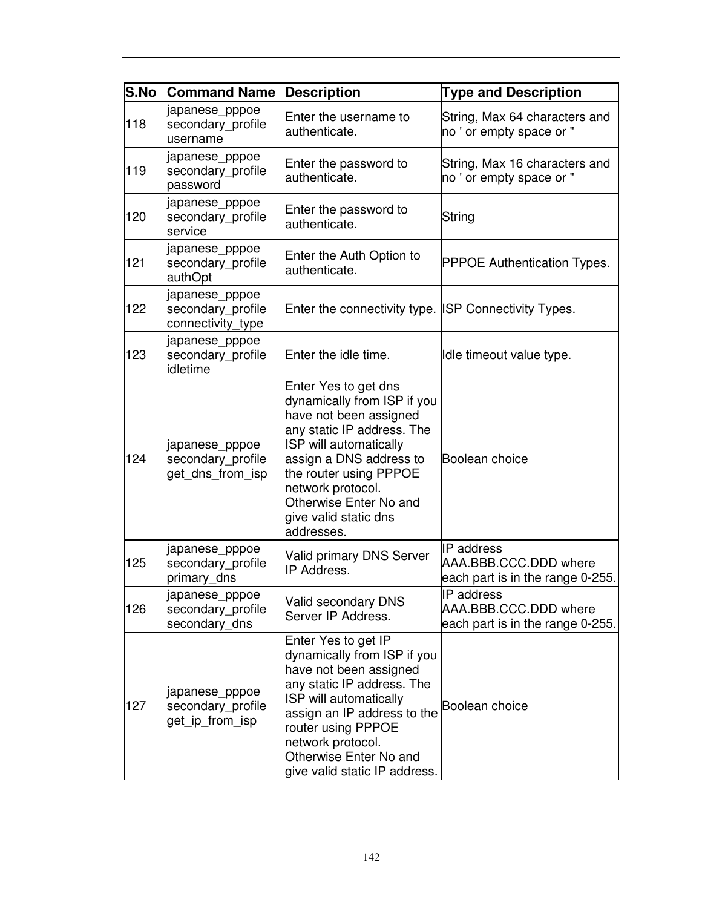| S.No | Command Name | Description | Type and Description |
|---|---|---|---|
| 118 | japanese_pppoe secondary_profile username | Enter the username to authenticate. | String, Max 64 characters and no ' or empty space or " |
| 119 | japanese_pppoe secondary_profile password | Enter the password to authenticate. | String, Max 16 characters and no ' or empty space or " |
| 120 | japanese_pppoe secondary_profile service | Enter the password to authenticate. | String |
| 121 | japanese_pppoe secondary_profile authOpt | Enter the Auth Option to authenticate. | PPPOE Authentication Types. |
| 122 | japanese_pppoe secondary_profile connectivity_type | Enter the connectivity type. | ISP Connectivity Types. |
| 123 | japanese_pppoe secondary_profile idletime | Enter the idle time. | Idle timeout value type. |
| 124 | japanese_pppoe secondary_profile get_dns_from_isp | Enter Yes to get dns dynamically from ISP if you have not been assigned any static IP address. The ISP will automatically assign a DNS address to the router using PPPOE network protocol. Otherwise Enter No and give valid static dns addresses. | Boolean choice |
| 125 | japanese_pppoe secondary_profile primary_dns | Valid primary DNS Server IP Address. | IP address AAA.BBB.CCC.DDD where each part is in the range 0-255. |
| 126 | japanese_pppoe secondary_profile secondary_dns | Valid secondary DNS Server IP Address. | IP address AAA.BBB.CCC.DDD where each part is in the range 0-255. |
| 127 | japanese_pppoe secondary_profile get_ip_from_isp | Enter Yes to get IP dynamically from ISP if you have not been assigned any static IP address. The ISP will automatically assign an IP address to the router using PPPOE network protocol. Otherwise Enter No and give valid static IP address. | Boolean choice |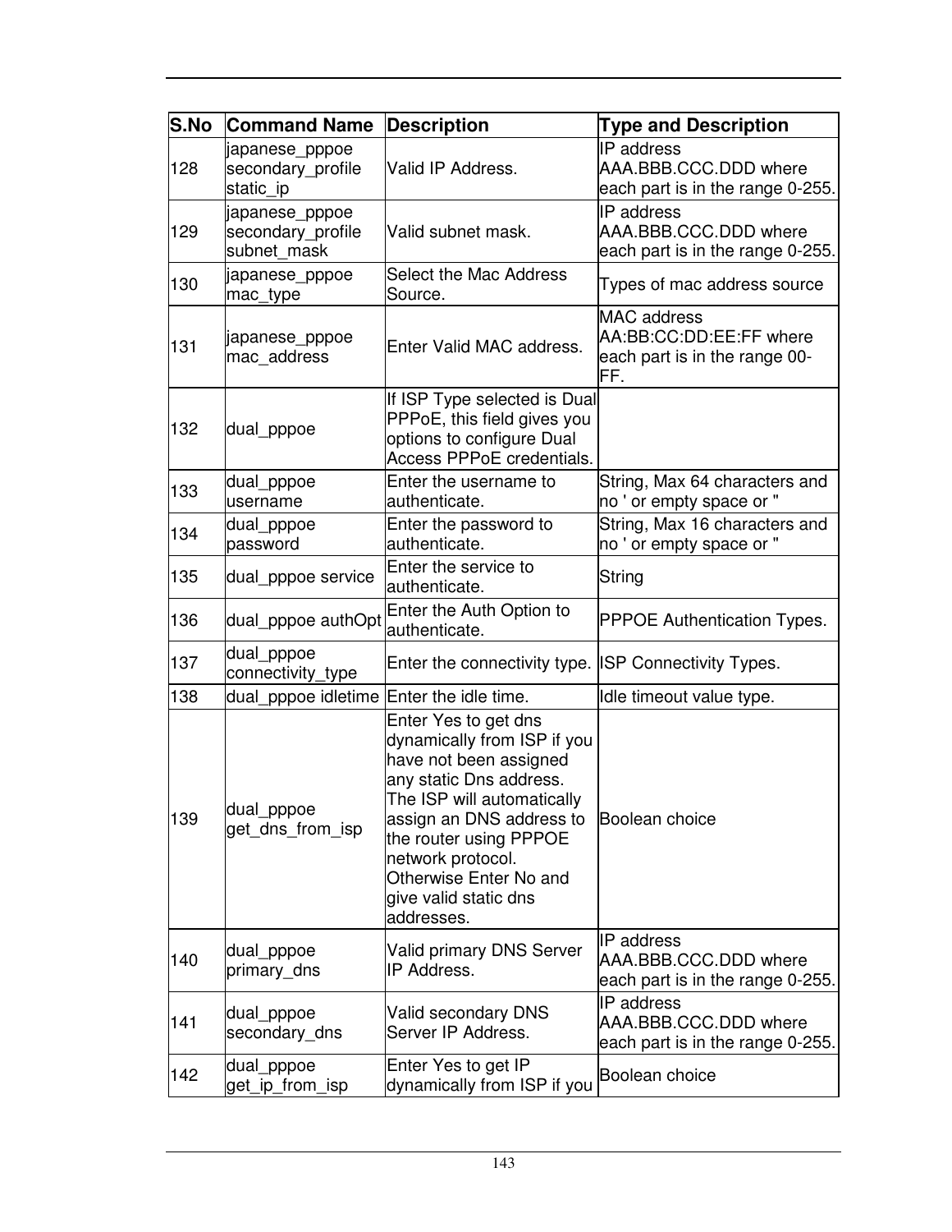| S.No | Command Name | Description | Type and Description |
|---|---|---|---|
| 128 | japanese_pppoe secondary_profile static_ip | Valid IP Address. | IP address AAA.BBB.CCC.DDD where each part is in the range 0-255. |
| 129 | japanese_pppoe secondary_profile subnet_mask | Valid subnet mask. | IP address AAA.BBB.CCC.DDD where each part is in the range 0-255. |
| 130 | japanese_pppoe mac_type | Select the Mac Address Source. | Types of mac address source |
| 131 | japanese_pppoe mac_address | Enter Valid MAC address. | MAC address AA:BB:CC:DD:EE:FF where each part is in the range 00-FF. |
| 132 | dual_pppoe | If ISP Type selected is Dual PPPoE, this field gives you options to configure Dual Access PPPoE credentials. | |
| 133 | dual_pppoe username | Enter the username to authenticate. | String, Max 64 characters and no ' or empty space or " |
| 134 | dual_pppoe password | Enter the password to authenticate. | String, Max 16 characters and no ' or empty space or " |
| 135 | dual_pppoe service | Enter the service to authenticate. | String |
| 136 | dual_pppoe authOpt | Enter the Auth Option to authenticate. | PPPOE Authentication Types. |
| 137 | dual_pppoe connectivity_type | Enter the connectivity type. | ISP Connectivity Types. |
| 138 | dual_pppoe idletime | Enter the idle time. | Idle timeout value type. |
| 139 | dual_pppoe get_dns_from_isp | Enter Yes to get dns dynamically from ISP if you have not been assigned any static Dns address. The ISP will automatically assign an DNS address to the router using PPPOE network protocol. Otherwise Enter No and give valid static dns addresses. | Boolean choice |
| 140 | dual_pppoe primary_dns | Valid primary DNS Server IP Address. | IP address AAA.BBB.CCC.DDD where each part is in the range 0-255. |
| 141 | dual_pppoe secondary_dns | Valid secondary DNS Server IP Address. | IP address AAA.BBB.CCC.DDD where each part is in the range 0-255. |
| 142 | dual_pppoe get_ip_from_isp | Enter Yes to get IP dynamically from ISP if you | Boolean choice |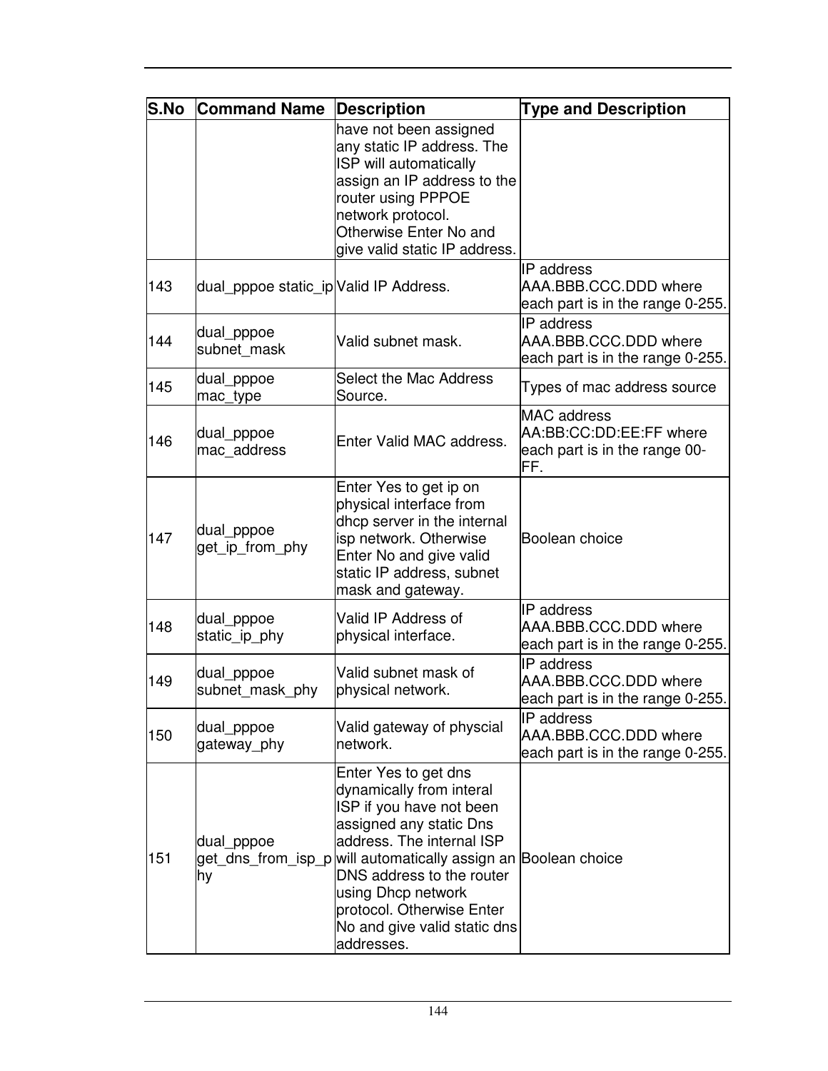| S.No | Command Name | Description | Type and Description |
|---|---|---|---|
| | | have not been assigned any static IP address. The ISP will automatically assign an IP address to the router using PPPOE network protocol. Otherwise Enter No and give valid static IP address. | |
| 143 | dual_pppoe static_ip | Valid IP Address. | IP address AAA.BBB.CCC.DDD where each part is in the range 0-255. |
| 144 | dual_pppoe subnet_mask | Valid subnet mask. | IP address AAA.BBB.CCC.DDD where each part is in the range 0-255. |
| 145 | dual_pppoe mac_type | Select the Mac Address Source. | Types of mac address source |
| 146 | dual_pppoe mac_address | Enter Valid MAC address. | MAC address AA:BB:CC:DD:EE:FF where each part is in the range 00-FF. |
| 147 | dual_pppoe get_ip_from_phy | Enter Yes to get ip on physical interface from dhcp server in the internal isp network. Otherwise Enter No and give valid static IP address, subnet mask and gateway. | Boolean choice |
| 148 | dual_pppoe static_ip_phy | Valid IP Address of physical interface. | IP address AAA.BBB.CCC.DDD where each part is in the range 0-255. |
| 149 | dual_pppoe subnet_mask_phy | Valid subnet mask of physical network. | IP address AAA.BBB.CCC.DDD where each part is in the range 0-255. |
| 150 | dual_pppoe gateway_phy | Valid gateway of physcial network. | IP address AAA.BBB.CCC.DDD where each part is in the range 0-255. |
| 151 | dual_pppoe get_dns_from_isp_phy | Enter Yes to get dns dynamically from interal ISP if you have not been assigned any static Dns address. The internal ISP will automatically assign an DNS address to the router using Dhcp network protocol. Otherwise Enter No and give valid static dns addresses. | Boolean choice |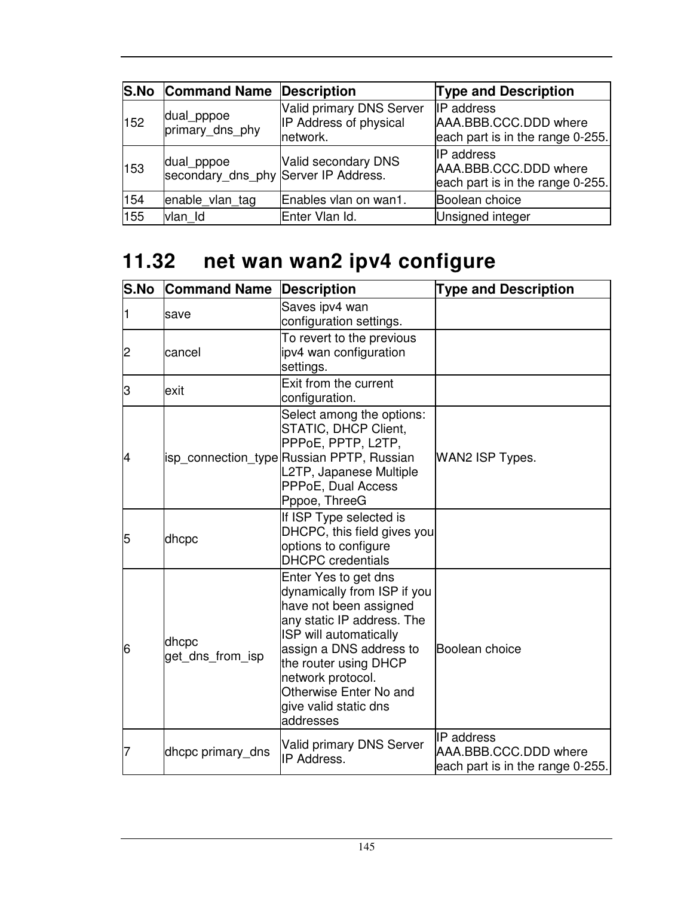| S.No | Command Name | Description | Type and Description |
|---|---|---|---|
| 152 | dual_pppoe primary_dns_phy | Valid primary DNS Server IP Address of physical network. | IP address AAA.BBB.CCC.DDD where each part is in the range 0-255. |
| 153 | dual_pppoe secondary_dns_phy | Valid secondary DNS Server IP Address. | IP address AAA.BBB.CCC.DDD where each part is in the range 0-255. |
| 154 | enable_vlan_tag | Enables vlan on wan1. | Boolean choice |
| 155 | vlan_Id | Enter Vlan Id. | Unsigned integer |

## 11.32 net wan wan2 ipv4 configure

| S.No | Command Name | Description | Type and Description |
|---|---|---|---|
| 1 | save | Saves ipv4 wan configuration settings. | |
| 2 | cancel | To revert to the previous ipv4 wan configuration settings. | |
| 3 | exit | Exit from the current configuration. | |
| 4 | isp_connection_type | Select among the options: STATIC, DHCP Client, PPPoE, PPTP, L2TP, Russian PPTP, Russian L2TP, Japanese Multiple PPPoE, Dual Access Pppoe, ThreeG | WAN2 ISP Types. |
| 5 | dhcpc | If ISP Type selected is DHCPC, this field gives you options to configure DHCPC credentials | |
| 6 | dhcpc get_dns_from_isp | Enter Yes to get dns dynamically from ISP if you have not been assigned any static IP address. The ISP will automatically assign a DNS address to the router using DHCP network protocol. Otherwise Enter No and give valid static dns addresses | Boolean choice |
| 7 | dhcpc primary_dns | Valid primary DNS Server IP Address. | IP address AAA.BBB.CCC.DDD where each part is in the range 0-255. |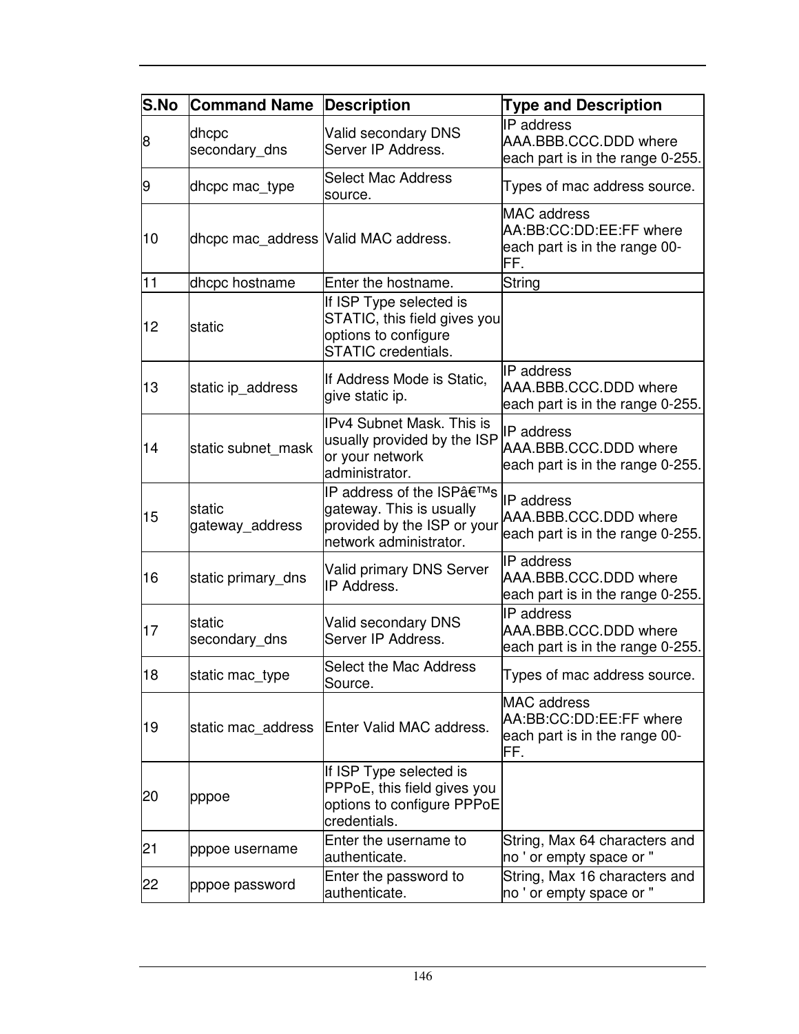| S.No | Command Name | Description | Type and Description |
|---|---|---|---|
| 8 | dhcpc secondary_dns | Valid secondary DNS Server IP Address. | IP address AAA.BBB.CCC.DDD where each part is in the range 0-255. |
| 9 | dhcpc mac_type | Select Mac Address source. | Types of mac address source. |
| 10 | dhcpc mac_address | Valid MAC address. | MAC address AA:BB:CC:DD:EE:FF where each part is in the range 00-FF. |
| 11 | dhcpc hostname | Enter the hostname. | String |
| 12 | static | If ISP Type selected is STATIC, this field gives you options to configure STATIC credentials. | |
| 13 | static ip_address | If Address Mode is Static, give static ip. | IP address AAA.BBB.CCC.DDD where each part is in the range 0-255. |
| 14 | static subnet_mask | IPv4 Subnet Mask. This is usually provided by the ISP or your network administrator. | IP address AAA.BBB.CCC.DDD where each part is in the range 0-255. |
| 15 | static gateway_address | IP address of the ISPâ€™s gateway. This is usually provided by the ISP or your network administrator. | IP address AAA.BBB.CCC.DDD where each part is in the range 0-255. |
| 16 | static primary_dns | Valid primary DNS Server IP Address. | IP address AAA.BBB.CCC.DDD where each part is in the range 0-255. |
| 17 | static secondary_dns | Valid secondary DNS Server IP Address. | IP address AAA.BBB.CCC.DDD where each part is in the range 0-255. |
| 18 | static mac_type | Select the Mac Address Source. | Types of mac address source. |
| 19 | static mac_address | Enter Valid MAC address. | MAC address AA:BB:CC:DD:EE:FF where each part is in the range 00-FF. |
| 20 | pppoe | If ISP Type selected is PPPoE, this field gives you options to configure PPPoE credentials. | |
| 21 | pppoe username | Enter the username to authenticate. | String, Max 64 characters and no ' or empty space or " |
| 22 | pppoe password | Enter the password to authenticate. | String, Max 16 characters and no ' or empty space or " |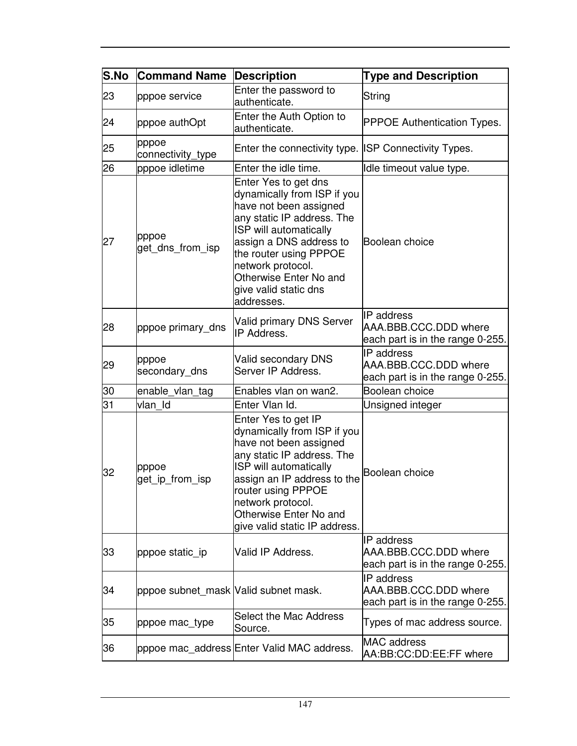| S.No | Command Name | Description | Type and Description |
|---|---|---|---|
| 23 | pppoe service | Enter the password to authenticate. | String |
| 24 | pppoe authOpt | Enter the Auth Option to authenticate. | PPPOE Authentication Types. |
| 25 | pppoe connectivity_type | Enter the connectivity type. | ISP Connectivity Types. |
| 26 | pppoe idletime | Enter the idle time. | Idle timeout value type. |
| 27 | pppoe get_dns_from_isp | Enter Yes to get dns dynamically from ISP if you have not been assigned any static IP address. The ISP will automatically assign a DNS address to the router using PPPOE network protocol. Otherwise Enter No and give valid static dns addresses. | Boolean choice |
| 28 | pppoe primary_dns | Valid primary DNS Server IP Address. | IP address AAA.BBB.CCC.DDD where each part is in the range 0-255. |
| 29 | pppoe secondary_dns | Valid secondary DNS Server IP Address. | IP address AAA.BBB.CCC.DDD where each part is in the range 0-255. |
| 30 | enable_vlan_tag | Enables vlan on wan2. | Boolean choice |
| 31 | vlan_Id | Enter Vlan Id. | Unsigned integer |
| 32 | pppoe get_ip_from_isp | Enter Yes to get IP dynamically from ISP if you have not been assigned any static IP address. The ISP will automatically assign an IP address to the router using PPPOE network protocol. Otherwise Enter No and give valid static IP address. | Boolean choice |
| 33 | pppoe static_ip | Valid IP Address. | IP address AAA.BBB.CCC.DDD where each part is in the range 0-255. |
| 34 | pppoe subnet_mask | Valid subnet mask. | IP address AAA.BBB.CCC.DDD where each part is in the range 0-255. |
| 35 | pppoe mac_type | Select the Mac Address Source. | Types of mac address source. |
| 36 | pppoe mac_address | Enter Valid MAC address. | MAC address AA:BB:CC:DD:EE:FF where |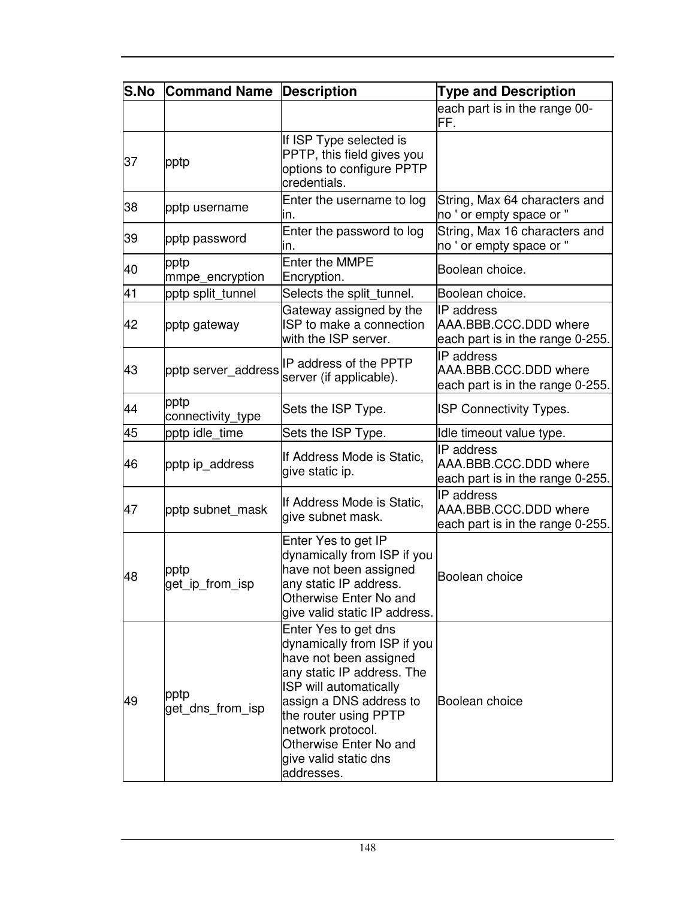| S.No | Command Name | Description | Type and Description |
|---|---|---|---|
| | | | each part is in the range 00-FF. |
| 37 | pptp | If ISP Type selected is PPTP, this field gives you options to configure PPTP credentials. | |
| 38 | pptp username | Enter the username to log in. | String, Max 64 characters and no ' or empty space or " |
| 39 | pptp password | Enter the password to log in. | String, Max 16 characters and no ' or empty space or " |
| 40 | pptp mmpe_encryption | Enter the MMPE Encryption. | Boolean choice. |
| 41 | pptp split_tunnel | Selects the split_tunnel. | Boolean choice. |
| 42 | pptp gateway | Gateway assigned by the ISP to make a connection with the ISP server. | IP address AAA.BBB.CCC.DDD where each part is in the range 0-255. |
| 43 | pptp server_address | IP address of the PPTP server (if applicable). | IP address AAA.BBB.CCC.DDD where each part is in the range 0-255. |
| 44 | pptp connectivity_type | Sets the ISP Type. | ISP Connectivity Types. |
| 45 | pptp idle_time | Sets the ISP Type. | Idle timeout value type. |
| 46 | pptp ip_address | If Address Mode is Static, give static ip. | IP address AAA.BBB.CCC.DDD where each part is in the range 0-255. |
| 47 | pptp subnet_mask | If Address Mode is Static, give subnet mask. | IP address AAA.BBB.CCC.DDD where each part is in the range 0-255. |
| 48 | pptp get_ip_from_isp | Enter Yes to get IP dynamically from ISP if you have not been assigned any static IP address. Otherwise Enter No and give valid static IP address. | Boolean choice |
| 49 | pptp get_dns_from_isp | Enter Yes to get dns dynamically from ISP if you have not been assigned any static IP address. The ISP will automatically assign a DNS address to the router using PPTP network protocol. Otherwise Enter No and give valid static dns addresses. | Boolean choice |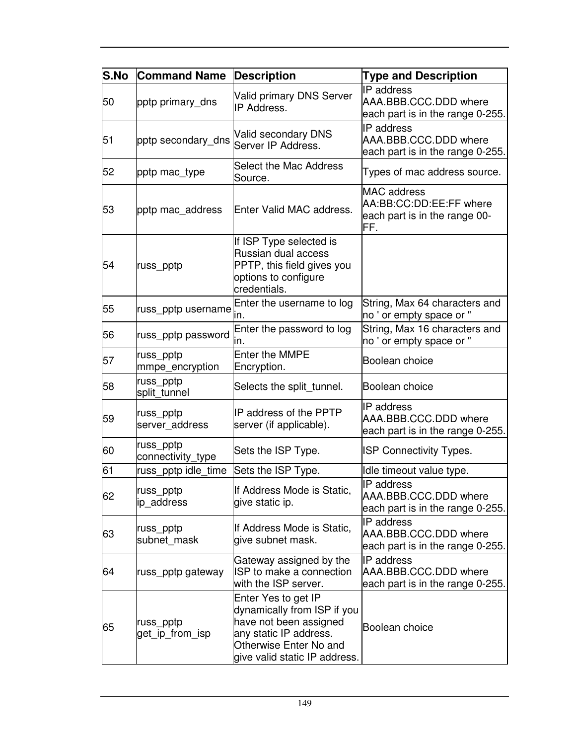| S.No | Command Name | Description | Type and Description |
|---|---|---|---|
| 50 | pptp primary_dns | Valid primary DNS Server IP Address. | IP address AAA.BBB.CCC.DDD where each part is in the range 0-255. |
| 51 | pptp secondary_dns | Valid secondary DNS Server IP Address. | IP address AAA.BBB.CCC.DDD where each part is in the range 0-255. |
| 52 | pptp mac_type | Select the Mac Address Source. | Types of mac address source. |
| 53 | pptp mac_address | Enter Valid MAC address. | MAC address AA:BB:CC:DD:EE:FF where each part is in the range 00-FF. |
| 54 | russ_pptp | If ISP Type selected is Russian dual access PPTP, this field gives you options to configure credentials. | |
| 55 | russ_pptp username | Enter the username to log in. | String, Max 64 characters and no ' or empty space or " |
| 56 | russ_pptp password | Enter the password to log in. | String, Max 16 characters and no ' or empty space or " |
| 57 | russ_pptp mmpe_encryption | Enter the MMPE Encryption. | Boolean choice |
| 58 | russ_pptp split_tunnel | Selects the split_tunnel. | Boolean choice |
| 59 | russ_pptp server_address | IP address of the PPTP server (if applicable). | IP address AAA.BBB.CCC.DDD where each part is in the range 0-255. |
| 60 | russ_pptp connectivity_type | Sets the ISP Type. | ISP Connectivity Types. |
| 61 | russ_pptp idle_time | Sets the ISP Type. | Idle timeout value type. |
| 62 | russ_pptp ip_address | If Address Mode is Static, give static ip. | IP address AAA.BBB.CCC.DDD where each part is in the range 0-255. |
| 63 | russ_pptp subnet_mask | If Address Mode is Static, give subnet mask. | IP address AAA.BBB.CCC.DDD where each part is in the range 0-255. |
| 64 | russ_pptp gateway | Gateway assigned by the ISP to make a connection with the ISP server. | IP address AAA.BBB.CCC.DDD where each part is in the range 0-255. |
| 65 | russ_pptp get_ip_from_isp | Enter Yes to get IP dynamically from ISP if you have not been assigned any static IP address. Otherwise Enter No and give valid static IP address. | Boolean choice |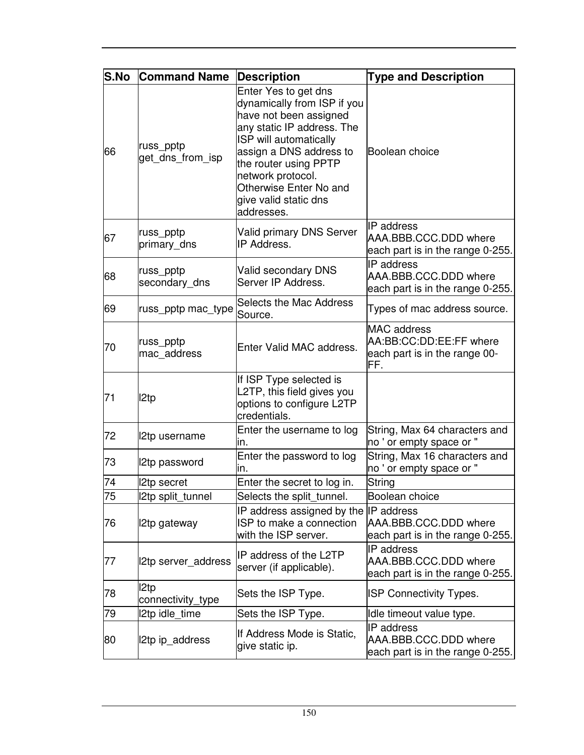| S.No | Command Name | Description | Type and Description |
| --- | --- | --- | --- |
| 66 | russ_pptp get_dns_from_isp | Enter Yes to get dns dynamically from ISP if you have not been assigned any static IP address. The ISP will automatically assign a DNS address to the router using PPTP network protocol. Otherwise Enter No and give valid static dns addresses. | Boolean choice |
| 67 | russ_pptp primary_dns | Valid primary DNS Server IP Address. | IP address AAA.BBB.CCC.DDD where each part is in the range 0-255. |
| 68 | russ_pptp secondary_dns | Valid secondary DNS Server IP Address. | IP address AAA.BBB.CCC.DDD where each part is in the range 0-255. |
| 69 | russ_pptp mac_type | Selects the Mac Address Source. | Types of mac address source. |
| 70 | russ_pptp mac_address | Enter Valid MAC address. | MAC address AA:BB:CC:DD:EE:FF where each part is in the range 00-FF. |
| 71 | l2tp | If ISP Type selected is L2TP, this field gives you options to configure L2TP credentials. | |
| 72 | l2tp username | Enter the username to log in. | String, Max 64 characters and no ' or empty space or " |
| 73 | l2tp password | Enter the password to log in. | String, Max 16 characters and no ' or empty space or " |
| 74 | l2tp secret | Enter the secret to log in. | String |
| 75 | l2tp split_tunnel | Selects the split_tunnel. | Boolean choice |
| 76 | l2tp gateway | IP address assigned by the ISP to make a connection with the ISP server. | IP address AAA.BBB.CCC.DDD where each part is in the range 0-255. |
| 77 | l2tp server_address | IP address of the L2TP server (if applicable). | IP address AAA.BBB.CCC.DDD where each part is in the range 0-255. |
| 78 | l2tp connectivity_type | Sets the ISP Type. | ISP Connectivity Types. |
| 79 | l2tp idle_time | Sets the ISP Type. | Idle timeout value type. |
| 80 | l2tp ip_address | If Address Mode is Static, give static ip. | IP address AAA.BBB.CCC.DDD where each part is in the range 0-255. |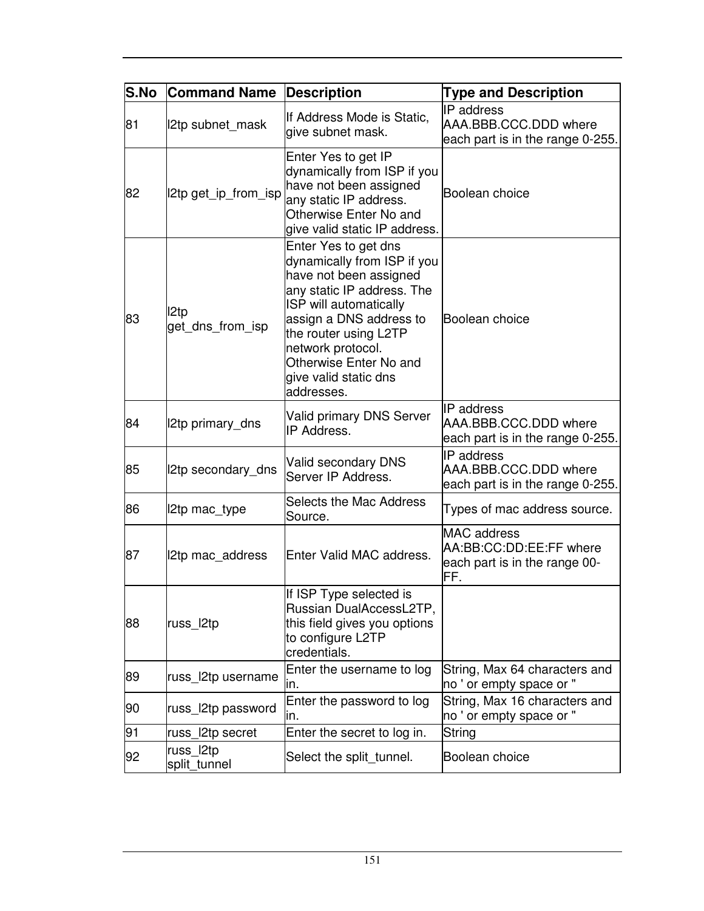| S.No | Command Name | Description | Type and Description |
|---|---|---|---|
| 81 | l2tp subnet_mask | If Address Mode is Static, give subnet mask. | IP address AAA.BBB.CCC.DDD where each part is in the range 0-255. |
| 82 | l2tp get_ip_from_isp | Enter Yes to get IP dynamically from ISP if you have not been assigned any static IP address. Otherwise Enter No and give valid static IP address. | Boolean choice |
| 83 | l2tp get_dns_from_isp | Enter Yes to get dns dynamically from ISP if you have not been assigned any static IP address. The ISP will automatically assign a DNS address to the router using L2TP network protocol. Otherwise Enter No and give valid static dns addresses. | Boolean choice |
| 84 | l2tp primary_dns | Valid primary DNS Server IP Address. | IP address AAA.BBB.CCC.DDD where each part is in the range 0-255. |
| 85 | l2tp secondary_dns | Valid secondary DNS Server IP Address. | IP address AAA.BBB.CCC.DDD where each part is in the range 0-255. |
| 86 | l2tp mac_type | Selects the Mac Address Source. | Types of mac address source. |
| 87 | l2tp mac_address | Enter Valid MAC address. | MAC address AA:BB:CC:DD:EE:FF where each part is in the range 00-FF. |
| 88 | russ_l2tp | If ISP Type selected is Russian DualAccessL2TP, this field gives you options to configure L2TP credentials. | |
| 89 | russ_l2tp username | Enter the username to log in. | String, Max 64 characters and no ' or empty space or " |
| 90 | russ_l2tp password | Enter the password to log in. | String, Max 16 characters and no ' or empty space or " |
| 91 | russ_l2tp secret | Enter the secret to log in. | String |
| 92 | russ_l2tp split_tunnel | Select the split_tunnel. | Boolean choice |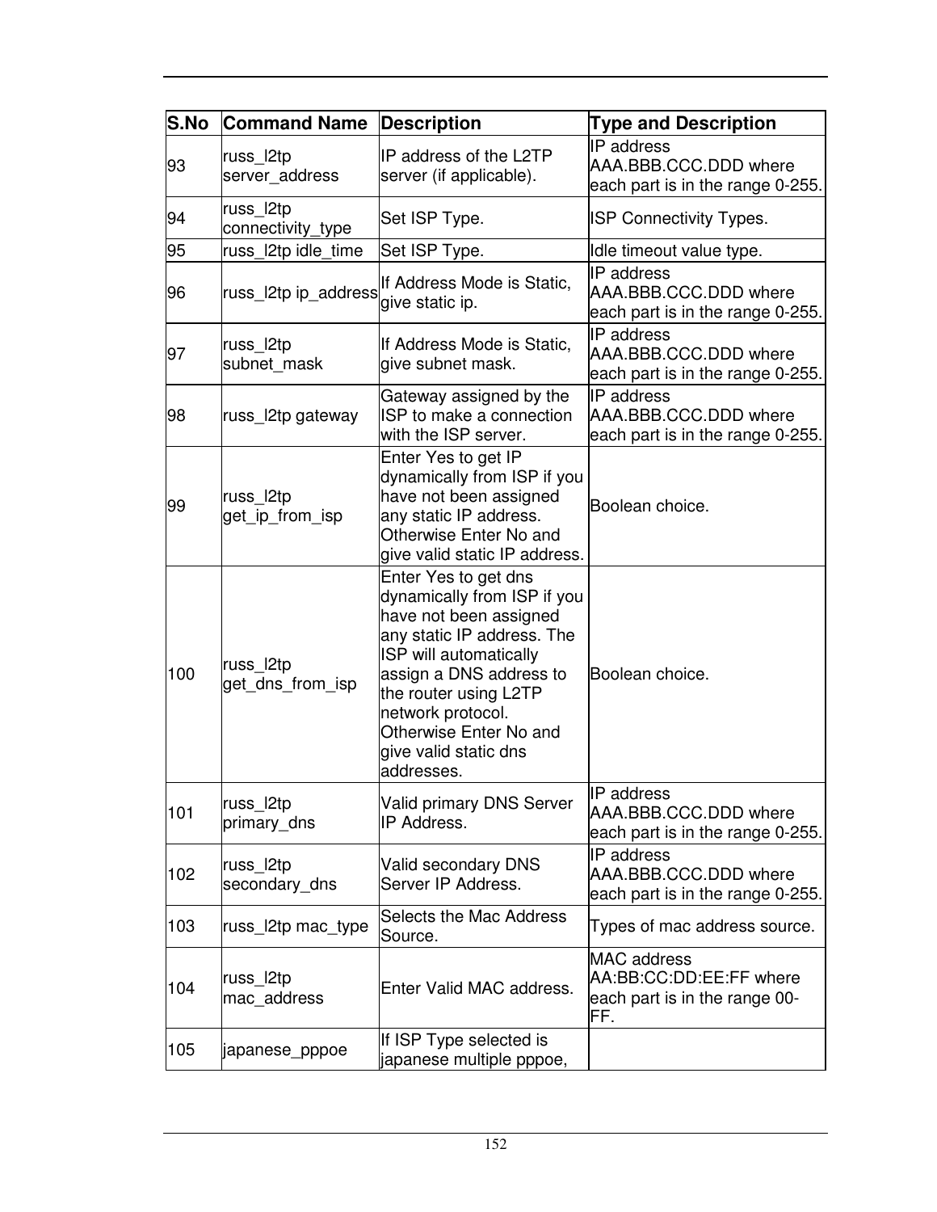| S.No | Command Name | Description | Type and Description |
| --- | --- | --- | --- |
| 93 | russ_l2tp server_address | IP address of the L2TP server (if applicable). | IP address AAA.BBB.CCC.DDD where each part is in the range 0-255. |
| 94 | russ_l2tp connectivity_type | Set ISP Type. | ISP Connectivity Types. |
| 95 | russ_l2tp idle_time | Set ISP Type. | Idle timeout value type. |
| 96 | russ_l2tp ip_address | If Address Mode is Static, give static ip. | IP address AAA.BBB.CCC.DDD where each part is in the range 0-255. |
| 97 | russ_l2tp subnet_mask | If Address Mode is Static, give subnet mask. | IP address AAA.BBB.CCC.DDD where each part is in the range 0-255. |
| 98 | russ_l2tp gateway | Gateway assigned by the ISP to make a connection with the ISP server. | IP address AAA.BBB.CCC.DDD where each part is in the range 0-255. |
| 99 | russ_l2tp get_ip_from_isp | Enter Yes to get IP dynamically from ISP if you have not been assigned any static IP address. Otherwise Enter No and give valid static IP address. | Boolean choice. |
| 100 | russ_l2tp get_dns_from_isp | Enter Yes to get dns dynamically from ISP if you have not been assigned any static IP address. The ISP will automatically assign a DNS address to the router using L2TP network protocol. Otherwise Enter No and give valid static dns addresses. | Boolean choice. |
| 101 | russ_l2tp primary_dns | Valid primary DNS Server IP Address. | IP address AAA.BBB.CCC.DDD where each part is in the range 0-255. |
| 102 | russ_l2tp secondary_dns | Valid secondary DNS Server IP Address. | IP address AAA.BBB.CCC.DDD where each part is in the range 0-255. |
| 103 | russ_l2tp mac_type | Selects the Mac Address Source. | Types of mac address source. |
| 104 | russ_l2tp mac_address | Enter Valid MAC address. | MAC address AA:BB:CC:DD:EE:FF where each part is in the range 00-FF. |
| 105 | japanese_pppoe | If ISP Type selected is japanese multiple pppoe, | |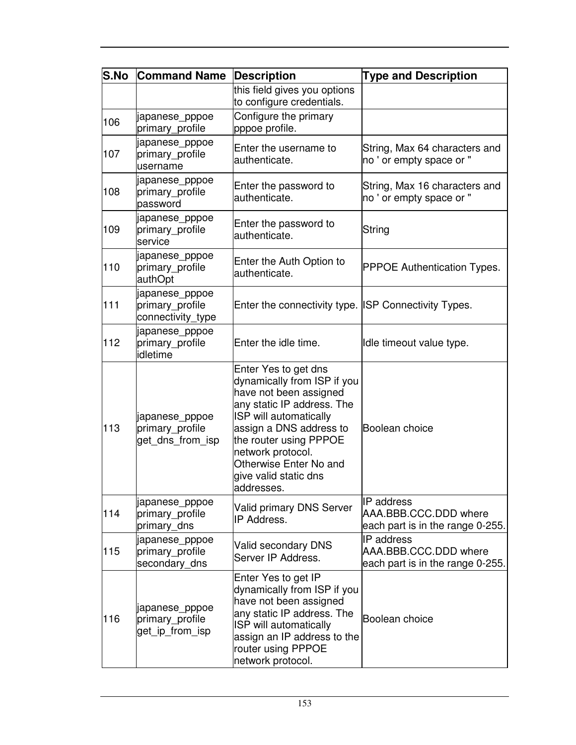| S.No | Command Name | Description | Type and Description |
|---|---|---|---|
| | | this field gives you options to configure credentials. | |
| 106 | japanese_pppoe primary_profile | Configure the primary pppoe profile. | |
| 107 | japanese_pppoe primary_profile username | Enter the username to authenticate. | String, Max 64 characters and no ' or empty space or " |
| 108 | japanese_pppoe primary_profile password | Enter the password to authenticate. | String, Max 16 characters and no ' or empty space or " |
| 109 | japanese_pppoe primary_profile service | Enter the password to authenticate. | String |
| 110 | japanese_pppoe primary_profile authOpt | Enter the Auth Option to authenticate. | PPPOE Authentication Types. |
| 111 | japanese_pppoe primary_profile connectivity_type | Enter the connectivity type. | ISP Connectivity Types. |
| 112 | japanese_pppoe primary_profile idletime | Enter the idle time. | Idle timeout value type. |
| 113 | japanese_pppoe primary_profile get_dns_from_isp | Enter Yes to get dns dynamically from ISP if you have not been assigned any static IP address. The ISP will automatically assign a DNS address to the router using PPPOE network protocol. Otherwise Enter No and give valid static dns addresses. | Boolean choice |
| 114 | japanese_pppoe primary_profile primary_dns | Valid primary DNS Server IP Address. | IP address AAA.BBB.CCC.DDD where each part is in the range 0-255. |
| 115 | japanese_pppoe primary_profile secondary_dns | Valid secondary DNS Server IP Address. | IP address AAA.BBB.CCC.DDD where each part is in the range 0-255. |
| 116 | japanese_pppoe primary_profile get_ip_from_isp | Enter Yes to get IP dynamically from ISP if you have not been assigned any static IP address. The ISP will automatically assign an IP address to the router using PPPOE network protocol. | Boolean choice |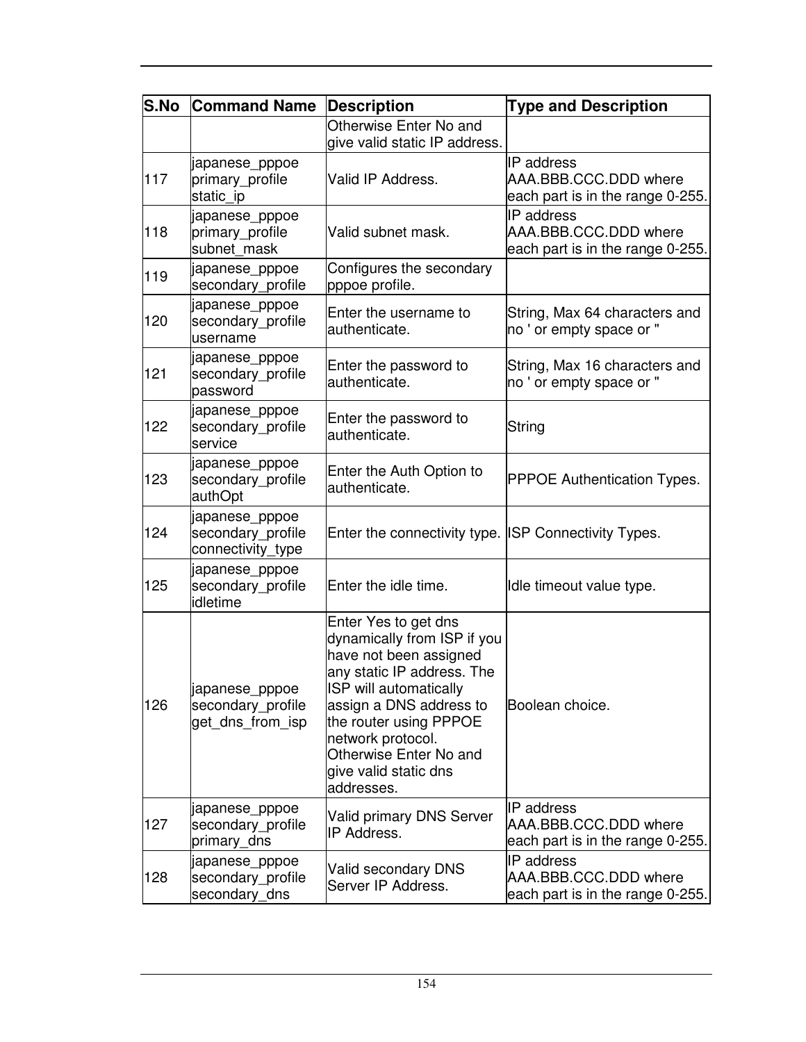| S.No | Command Name | Description | Type and Description |
|---|---|---|---|
| | | Otherwise Enter No and give valid static IP address. | |
| 117 | japanese_pppoe primary_profile static_ip | Valid IP Address. | IP address AAA.BBB.CCC.DDD where each part is in the range 0-255. |
| 118 | japanese_pppoe primary_profile subnet_mask | Valid subnet mask. | IP address AAA.BBB.CCC.DDD where each part is in the range 0-255. |
| 119 | japanese_pppoe secondary_profile | Configures the secondary pppoe profile. | |
| 120 | japanese_pppoe secondary_profile username | Enter the username to authenticate. | String, Max 64 characters and no ' or empty space or " |
| 121 | japanese_pppoe secondary_profile password | Enter the password to authenticate. | String, Max 16 characters and no ' or empty space or " |
| 122 | japanese_pppoe secondary_profile service | Enter the password to authenticate. | String |
| 123 | japanese_pppoe secondary_profile authOpt | Enter the Auth Option to authenticate. | PPPOE Authentication Types. |
| 124 | japanese_pppoe secondary_profile connectivity_type | Enter the connectivity type. | ISP Connectivity Types. |
| 125 | japanese_pppoe secondary_profile idletime | Enter the idle time. | Idle timeout value type. |
| 126 | japanese_pppoe secondary_profile get_dns_from_isp | Enter Yes to get dns dynamically from ISP if you have not been assigned any static IP address. The ISP will automatically assign a DNS address to the router using PPPOE network protocol. Otherwise Enter No and give valid static dns addresses. | Boolean choice. |
| 127 | japanese_pppoe secondary_profile primary_dns | Valid primary DNS Server IP Address. | IP address AAA.BBB.CCC.DDD where each part is in the range 0-255. |
| 128 | japanese_pppoe secondary_profile secondary_dns | Valid secondary DNS Server IP Address. | IP address AAA.BBB.CCC.DDD where each part is in the range 0-255. |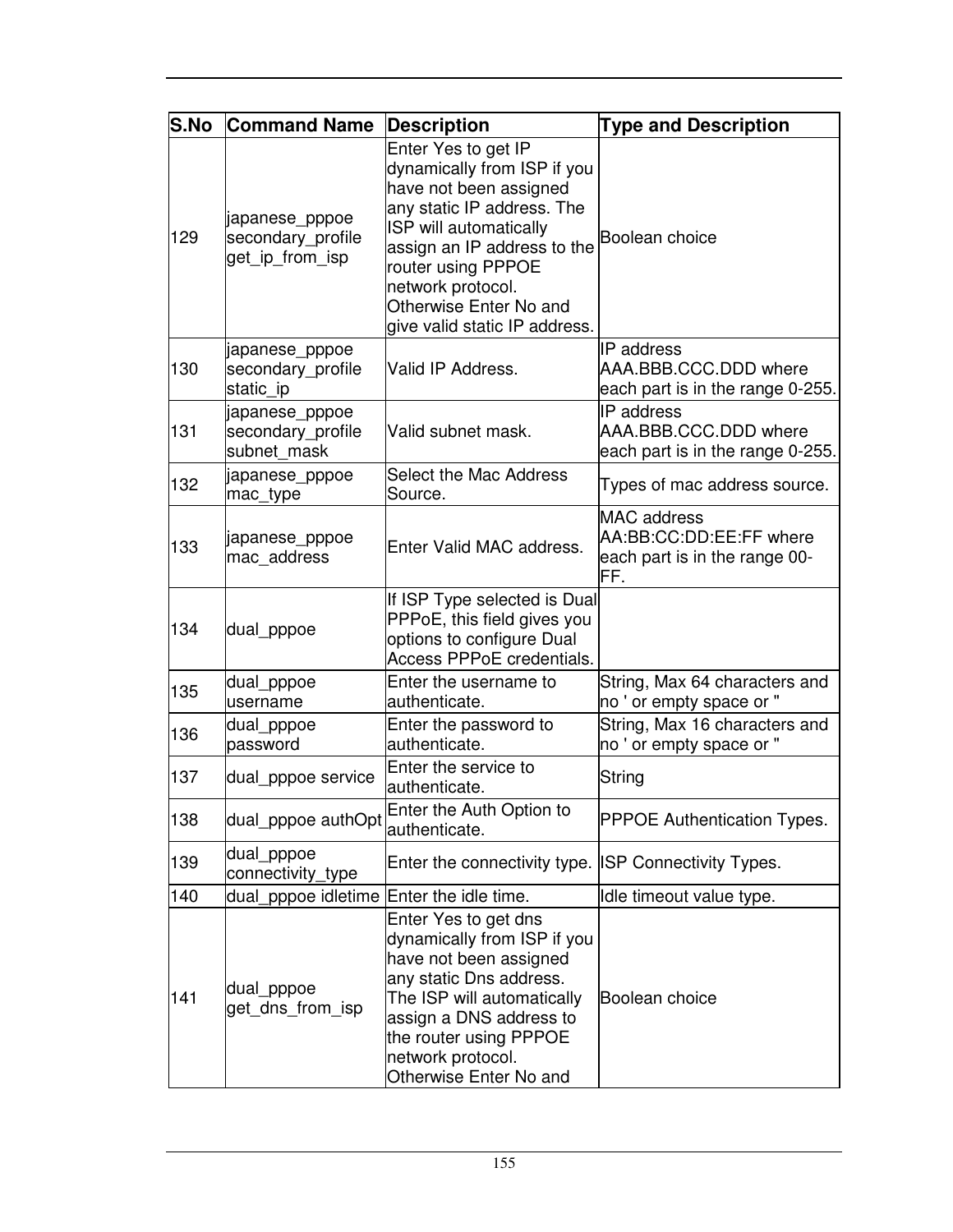| S.No | Command Name | Description | Type and Description |
|---|---|---|---|
| 129 | japanese_pppoe secondary_profile get_ip_from_isp | Enter Yes to get IP dynamically from ISP if you have not been assigned any static IP address. The ISP will automatically assign an IP address to the router using PPPOE network protocol. Otherwise Enter No and give valid static IP address. | Boolean choice |
| 130 | japanese_pppoe secondary_profile static_ip | Valid IP Address. | IP address AAA.BBB.CCC.DDD where each part is in the range 0-255. |
| 131 | japanese_pppoe secondary_profile subnet_mask | Valid subnet mask. | IP address AAA.BBB.CCC.DDD where each part is in the range 0-255. |
| 132 | japanese_pppoe mac_type | Select the Mac Address Source. | Types of mac address source. |
| 133 | japanese_pppoe mac_address | Enter Valid MAC address. | MAC address AA:BB:CC:DD:EE:FF where each part is in the range 00-FF. |
| 134 | dual_pppoe | If ISP Type selected is Dual PPPoE, this field gives you options to configure Dual Access PPPoE credentials. | |
| 135 | dual_pppoe username | Enter the username to authenticate. | String, Max 64 characters and no ' or empty space or " |
| 136 | dual_pppoe password | Enter the password to authenticate. | String, Max 16 characters and no ' or empty space or " |
| 137 | dual_pppoe service | Enter the service to authenticate. | String |
| 138 | dual_pppoe authOpt | Enter the Auth Option to authenticate. | PPPOE Authentication Types. |
| 139 | dual_pppoe connectivity_type | Enter the connectivity type. | ISP Connectivity Types. |
| 140 | dual_pppoe idletime | Enter the idle time. | Idle timeout value type. |
| 141 | dual_pppoe get_dns_from_isp | Enter Yes to get dns dynamically from ISP if you have not been assigned any static Dns address. The ISP will automatically assign a DNS address to the router using PPPOE network protocol. Otherwise Enter No and | Boolean choice |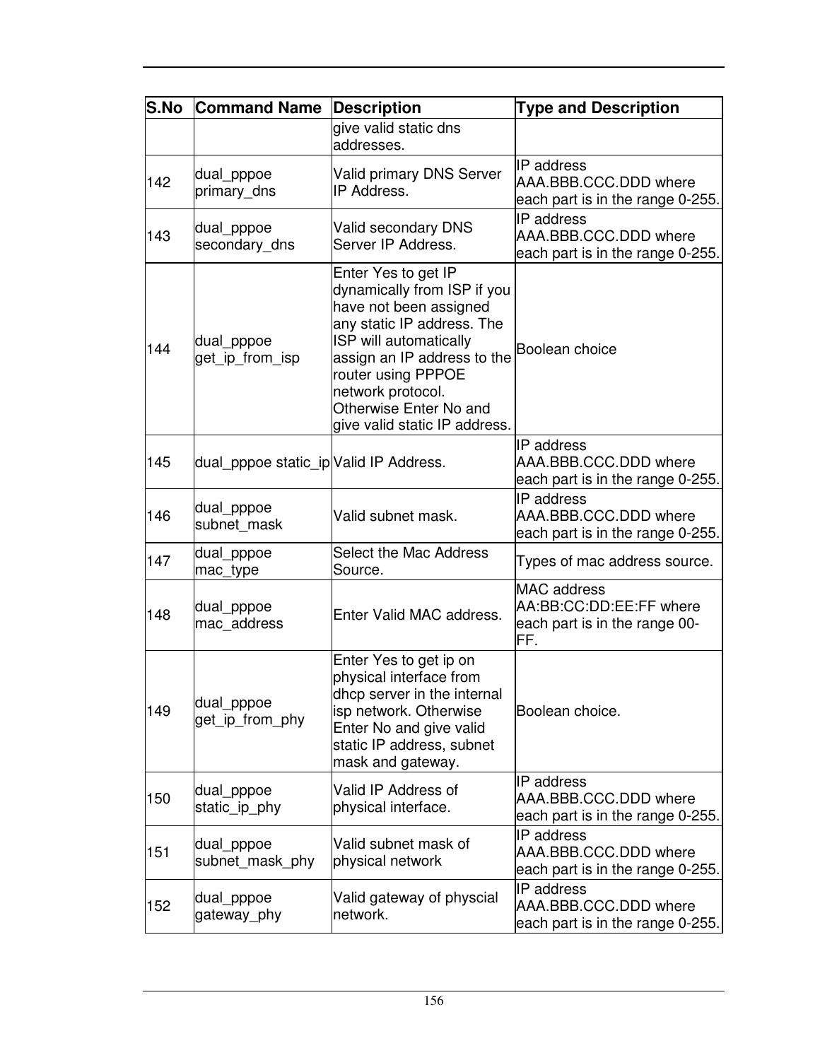| S.No | Command Name | Description | Type and Description |
|---|---|---|---|
| | | give valid static dns addresses. | |
| 142 | dual_pppoe primary_dns | Valid primary DNS Server IP Address. | IP address AAA.BBB.CCC.DDD where each part is in the range 0-255. |
| 143 | dual_pppoe secondary_dns | Valid secondary DNS Server IP Address. | IP address AAA.BBB.CCC.DDD where each part is in the range 0-255. |
| 144 | dual_pppoe get_ip_from_isp | Enter Yes to get IP dynamically from ISP if you have not been assigned any static IP address. The ISP will automatically assign an IP address to the router using PPPOE network protocol. Otherwise Enter No and give valid static IP address. | Boolean choice |
| 145 | dual_pppoe static_ip | Valid IP Address. | IP address AAA.BBB.CCC.DDD where each part is in the range 0-255. |
| 146 | dual_pppoe subnet_mask | Valid subnet mask. | IP address AAA.BBB.CCC.DDD where each part is in the range 0-255. |
| 147 | dual_pppoe mac_type | Select the Mac Address Source. | Types of mac address source. |
| 148 | dual_pppoe mac_address | Enter Valid MAC address. | MAC address AA:BB:CC:DD:EE:FF where each part is in the range 00-FF. |
| 149 | dual_pppoe get_ip_from_phy | Enter Yes to get ip on physical interface from dhcp server in the internal isp network. Otherwise Enter No and give valid static IP address, subnet mask and gateway. | Boolean choice. |
| 150 | dual_pppoe static_ip_phy | Valid IP Address of physical interface. | IP address AAA.BBB.CCC.DDD where each part is in the range 0-255. |
| 151 | dual_pppoe subnet_mask_phy | Valid subnet mask of physical network | IP address AAA.BBB.CCC.DDD where each part is in the range 0-255. |
| 152 | dual_pppoe gateway_phy | Valid gateway of physcial network. | IP address AAA.BBB.CCC.DDD where each part is in the range 0-255. |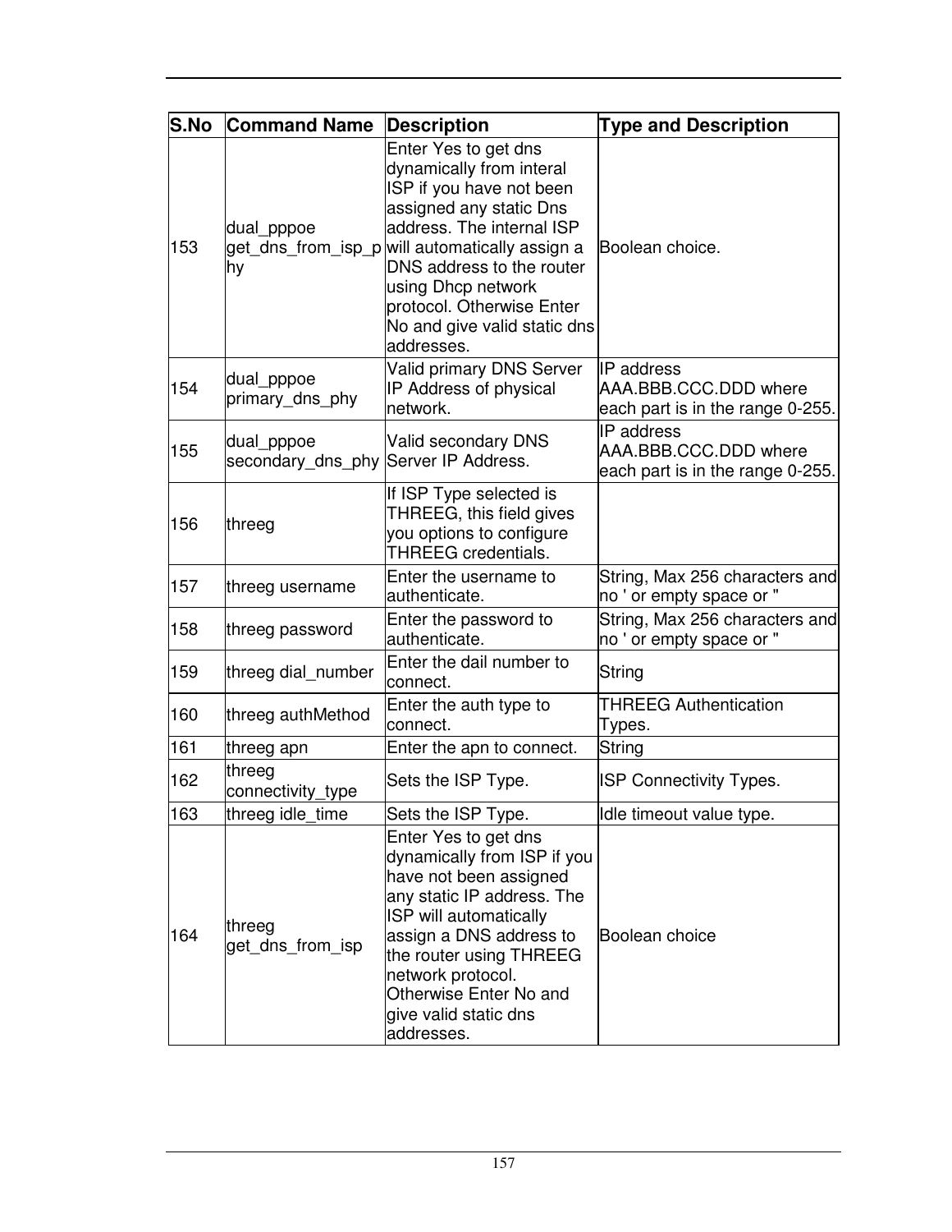| S.No | Command Name | Description | Type and Description |
|---|---|---|---|
| 153 | dual_pppoe get_dns_from_isp_phy | Enter Yes to get dns dynamically from interal ISP if you have not been assigned any static Dns address. The internal ISP will automatically assign a DNS address to the router using Dhcp network protocol. Otherwise Enter No and give valid static dns addresses. | Boolean choice. |
| 154 | dual_pppoe primary_dns_phy | Valid primary DNS Server IP Address of physical network. | IP address AAA.BBB.CCC.DDD where each part is in the range 0-255. |
| 155 | dual_pppoe secondary_dns_phy | Valid secondary DNS Server IP Address. | IP address AAA.BBB.CCC.DDD where each part is in the range 0-255. |
| 156 | threeg | If ISP Type selected is THREEG, this field gives you options to configure THREEG credentials. | |
| 157 | threeg username | Enter the username to authenticate. | String, Max 256 characters and no ' or empty space or " |
| 158 | threeg password | Enter the password to authenticate. | String, Max 256 characters and no ' or empty space or " |
| 159 | threeg dial_number | Enter the dail number to connect. | String |
| 160 | threeg authMethod | Enter the auth type to connect. | THREEG Authentication Types. |
| 161 | threeg apn | Enter the apn to connect. | String |
| 162 | threeg connectivity_type | Sets the ISP Type. | ISP Connectivity Types. |
| 163 | threeg idle_time | Sets the ISP Type. | Idle timeout value type. |
| 164 | threeg get_dns_from_isp | Enter Yes to get dns dynamically from ISP if you have not been assigned any static IP address. The ISP will automatically assign a DNS address to the router using THREEG network protocol. Otherwise Enter No and give valid static dns addresses. | Boolean choice |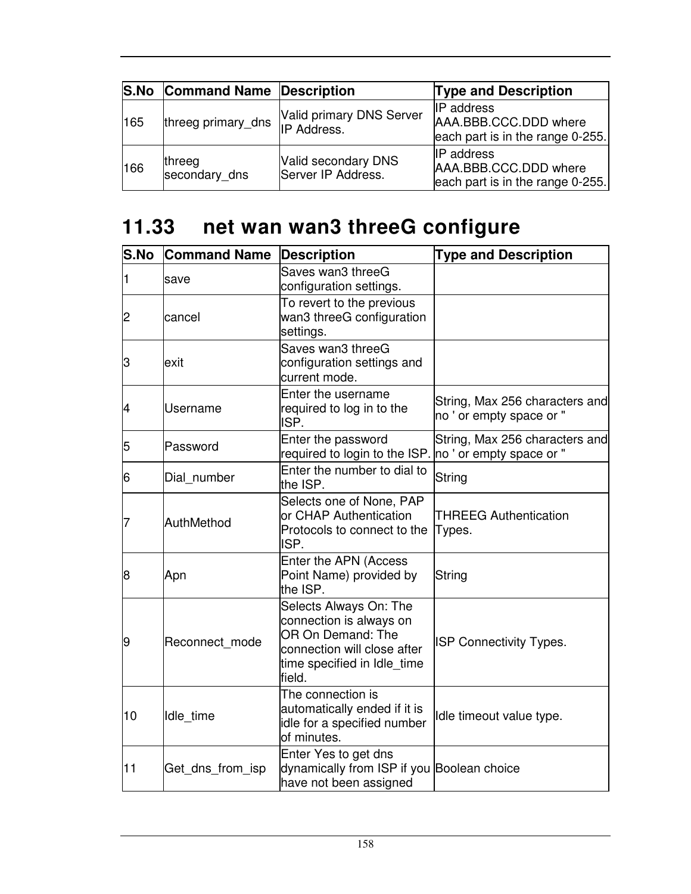| S.No | Command Name | Description | Type and Description |
|---|---|---|---|
| 165 | threeg primary_dns | Valid primary DNS Server IP Address. | IP address AAA.BBB.CCC.DDD where each part is in the range 0-255. |
| 166 | threeg secondary_dns | Valid secondary DNS Server IP Address. | IP address AAA.BBB.CCC.DDD where each part is in the range 0-255. |

## 11.33 net wan wan3 threeG configure

| S.No | Command Name | Description | Type and Description |
|---|---|---|---|
| 1 | save | Saves wan3 threeG configuration settings. | |
| 2 | cancel | To revert to the previous wan3 threeG configuration settings. | |
| 3 | exit | Saves wan3 threeG configuration settings and current mode. | |
| 4 | Username | Enter the username required to log in to the ISP. | String, Max 256 characters and no ' or empty space or " |
| 5 | Password | Enter the password required to login to the ISP. | String, Max 256 characters and no ' or empty space or " |
| 6 | Dial_number | Enter the number to dial to the ISP. | String |
| 7 | AuthMethod | Selects one of None, PAP or CHAP Authentication Protocols to connect to the ISP. | THREEG Authentication Types. |
| 8 | Apn | Enter the APN (Access Point Name) provided by the ISP. | String |
| 9 | Reconnect_mode | Selects Always On: The connection is always on OR On Demand: The connection will close after time specified in Idle_time field. | ISP Connectivity Types. |
| 10 | Idle_time | The connection is automatically ended if it is idle for a specified number of minutes. | Idle timeout value type. |
| 11 | Get_dns_from_isp | Enter Yes to get dns dynamically from ISP if you have not been assigned | Boolean choice |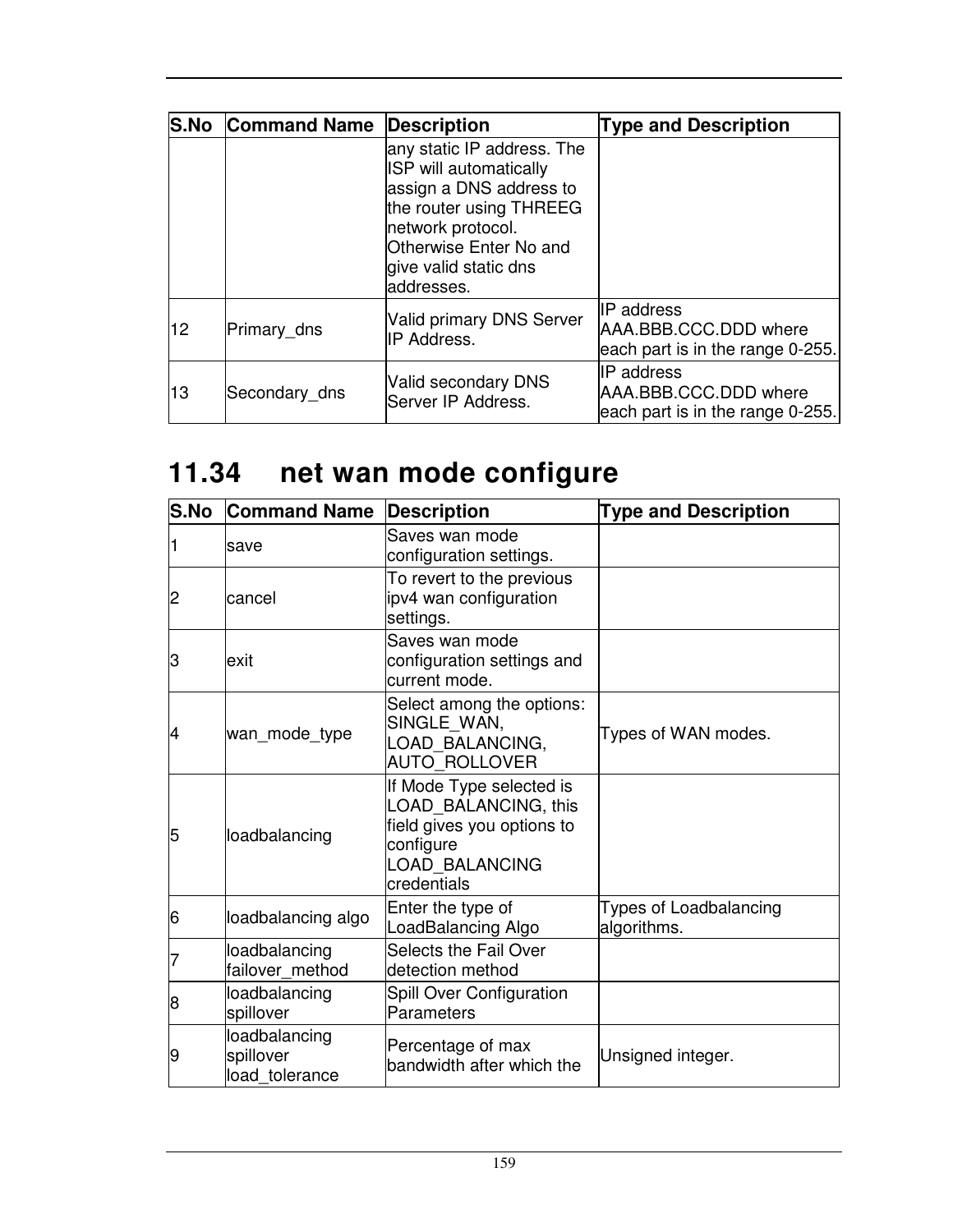| S.No | Command Name | Description | Type and Description |
|---|---|---|---|
| | | any static IP address. The ISP will automatically assign a DNS address to the router using THREEG network protocol. Otherwise Enter No and give valid static dns addresses. | |
| 12 | Primary_dns | Valid primary DNS Server IP Address. | IP address AAA.BBB.CCC.DDD where each part is in the range 0-255. |
| 13 | Secondary_dns | Valid secondary DNS Server IP Address. | IP address AAA.BBB.CCC.DDD where each part is in the range 0-255. |

## 11.34 net wan mode configure

| S.No | Command Name | Description | Type and Description |
|---|---|---|---|
| 1 | save | Saves wan mode configuration settings. | |
| 2 | cancel | To revert to the previous ipv4 wan configuration settings. | |
| 3 | exit | Saves wan mode configuration settings and current mode. | |
| 4 | wan_mode_type | Select among the options: SINGLE_WAN, LOAD_BALANCING, AUTO_ROLLOVER | Types of WAN modes. |
| 5 | loadbalancing | If Mode Type selected is LOAD_BALANCING, this field gives you options to configure LOAD_BALANCING credentials | |
| 6 | loadbalancing algo | Enter the type of LoadBalancing Algo | Types of Loadbalancing algorithms. |
| 7 | loadbalancing failover_method | Selects the Fail Over detection method | |
| 8 | loadbalancing spillover | Spill Over Configuration Parameters | |
| 9 | loadbalancing spillover load_tolerance | Percentage of max bandwidth after which the | Unsigned integer. |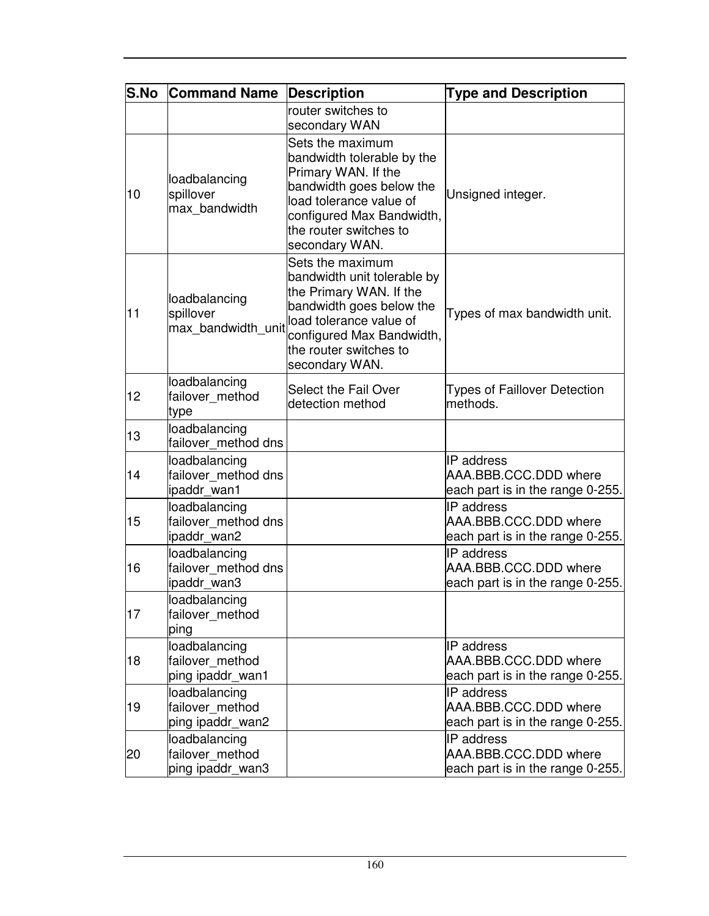| S.No | Command Name | Description | Type and Description |
|---|---|---|---|
| | | router switches to secondary WAN | |
| 10 | loadbalancing spillover max_bandwidth | Sets the maximum bandwidth tolerable by the Primary WAN. If the bandwidth goes below the load tolerance value of configured Max Bandwidth, the router switches to secondary WAN. | Unsigned integer. |
| 11 | loadbalancing spillover max_bandwidth_unit | Sets the maximum bandwidth unit tolerable by the Primary WAN. If the bandwidth goes below the load tolerance value of configured Max Bandwidth, the router switches to secondary WAN. | Types of max bandwidth unit. |
| 12 | loadbalancing failover_method type | Select the Fail Over detection method | Types of Faillover Detection methods. |
| 13 | loadbalancing failover_method dns | | |
| 14 | loadbalancing failover_method dns ipaddr_wan1 | | IP address AAA.BBB.CCC.DDD where each part is in the range 0-255. |
| 15 | loadbalancing failover_method dns ipaddr_wan2 | | IP address AAA.BBB.CCC.DDD where each part is in the range 0-255. |
| 16 | loadbalancing failover_method dns ipaddr_wan3 | | IP address AAA.BBB.CCC.DDD where each part is in the range 0-255. |
| 17 | loadbalancing failover_method ping | | |
| 18 | loadbalancing failover_method ping ipaddr_wan1 | | IP address AAA.BBB.CCC.DDD where each part is in the range 0-255. |
| 19 | loadbalancing failover_method ping ipaddr_wan2 | | IP address AAA.BBB.CCC.DDD where each part is in the range 0-255. |
| 20 | loadbalancing failover_method ping ipaddr_wan3 | | IP address AAA.BBB.CCC.DDD where each part is in the range 0-255. |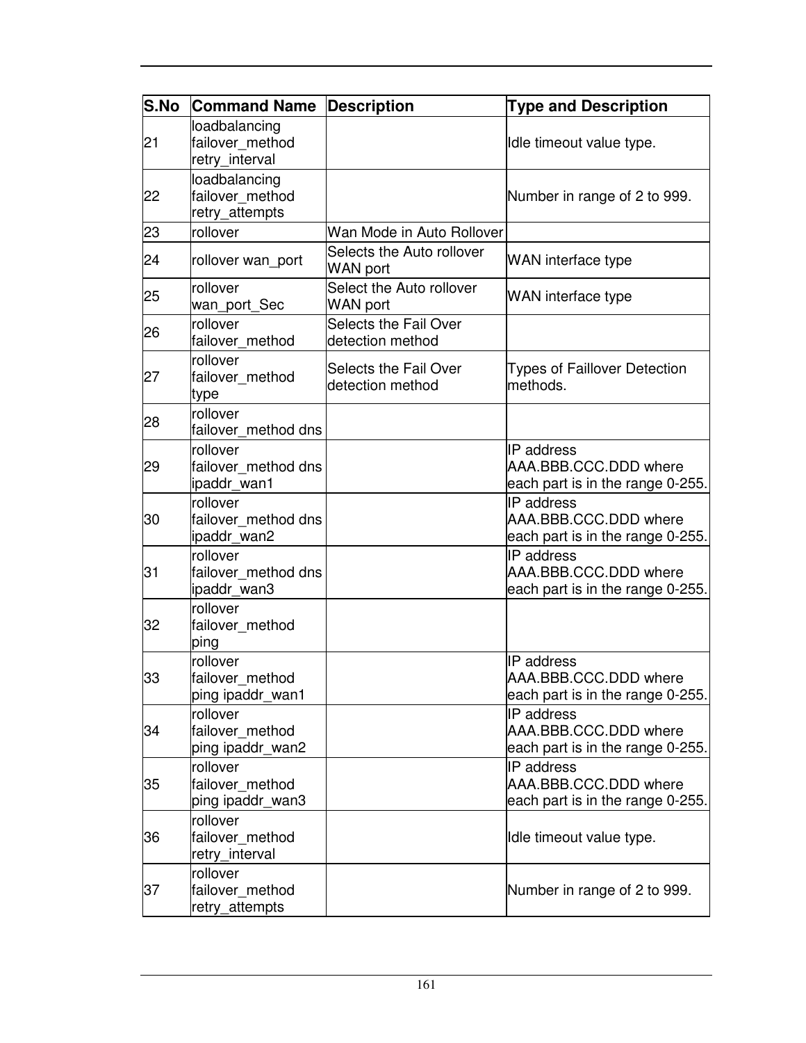| S.No | Command Name | Description | Type and Description |
|---|---|---|---|
| 21 | loadbalancing failover_method retry_interval | | Idle timeout value type. |
| 22 | loadbalancing failover_method retry_attempts | | Number in range of 2 to 999. |
| 23 | rollover | Wan Mode in Auto Rollover | |
| 24 | rollover wan_port | Selects the Auto rollover WAN port | WAN interface type |
| 25 | rollover wan_port_Sec | Select the Auto rollover WAN port | WAN interface type |
| 26 | rollover failover_method | Selects the Fail Over detection method | |
| 27 | rollover failover_method type | Selects the Fail Over detection method | Types of Faillover Detection methods. |
| 28 | rollover failover_method dns | | |
| 29 | rollover failover_method dns ipaddr_wan1 | | IP address AAA.BBB.CCC.DDD where each part is in the range 0-255. |
| 30 | rollover failover_method dns ipaddr_wan2 | | IP address AAA.BBB.CCC.DDD where each part is in the range 0-255. |
| 31 | rollover failover_method dns ipaddr_wan3 | | IP address AAA.BBB.CCC.DDD where each part is in the range 0-255. |
| 32 | rollover failover_method ping | | |
| 33 | rollover failover_method ping ipaddr_wan1 | | IP address AAA.BBB.CCC.DDD where each part is in the range 0-255. |
| 34 | rollover failover_method ping ipaddr_wan2 | | IP address AAA.BBB.CCC.DDD where each part is in the range 0-255. |
| 35 | rollover failover_method ping ipaddr_wan3 | | IP address AAA.BBB.CCC.DDD where each part is in the range 0-255. |
| 36 | rollover failover_method retry_interval | | Idle timeout value type. |
| 37 | rollover failover_method retry_attempts | | Number in range of 2 to 999. |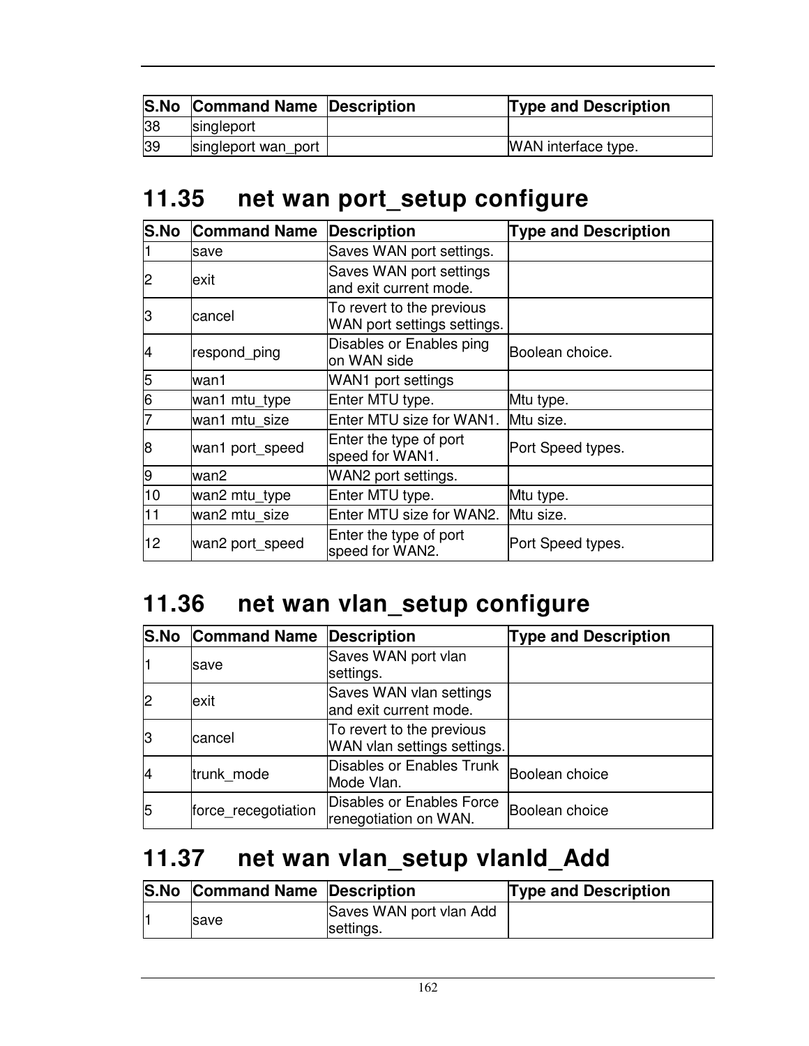| S.No | Command Name | Description | Type and Description |
|---|---|---|---|
| 38 | singleport | | |
| 39 | singleport wan_port | | WAN interface type. |

## 11.35 net wan port_setup configure

| S.No | Command Name | Description | Type and Description |
|---|---|---|---|
| 1 | save | Saves WAN port settings. | |
| 2 | exit | Saves WAN port settings and exit current mode. | |
| 3 | cancel | To revert to the previous WAN port settings settings. | |
| 4 | respond_ping | Disables or Enables ping on WAN side | Boolean choice. |
| 5 | wan1 | WAN1 port settings | |
| 6 | wan1 mtu_type | Enter MTU type. | Mtu type. |
| 7 | wan1 mtu_size | Enter MTU size for WAN1. | Mtu size. |
| 8 | wan1 port_speed | Enter the type of port speed for WAN1. | Port Speed types. |
| 9 | wan2 | WAN2 port settings. | |
| 10 | wan2 mtu_type | Enter MTU type. | Mtu type. |
| 11 | wan2 mtu_size | Enter MTU size for WAN2. | Mtu size. |
| 12 | wan2 port_speed | Enter the type of port speed for WAN2. | Port Speed types. |

## 11.36 net wan vlan_setup configure

| S.No | Command Name | Description | Type and Description |
|---|---|---|---|
| 1 | save | Saves WAN port vlan settings. | |
| 2 | exit | Saves WAN vlan settings and exit current mode. | |
| 3 | cancel | To revert to the previous WAN vlan settings settings. | |
| 4 | trunk_mode | Disables or Enables Trunk Mode Vlan. | Boolean choice |
| 5 | force_recegotiation | Disables or Enables Force renegotiation on WAN. | Boolean choice |

## 11.37 net wan vlan_setup vlanId_Add

| S.No | Command Name | Description | Type and Description |
|---|---|---|---|
| 1 | save | Saves WAN port vlan Add settings. | |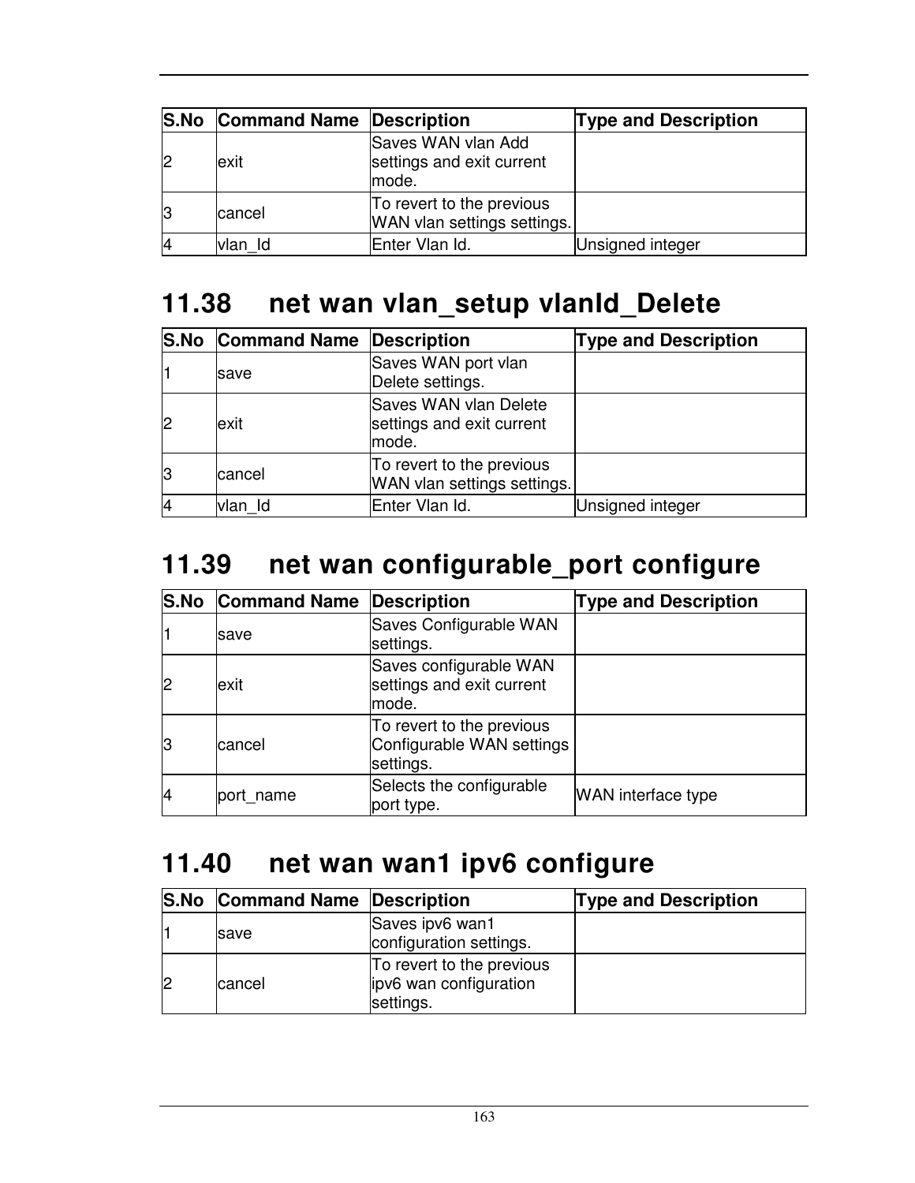| S.No | Command Name | Description | Type and Description |
|---|---|---|---|
| 2 | exit | Saves WAN vlan Add settings and exit current mode. | |
| 3 | cancel | To revert to the previous WAN vlan settings settings. | |
| 4 | vlan_Id | Enter Vlan Id. | Unsigned integer |

## 11.38 net wan vlan_setup vlanId_Delete

| S.No | Command Name | Description | Type and Description |
|---|---|---|---|
| 1 | save | Saves WAN port vlan Delete settings. | |
| 2 | exit | Saves WAN vlan Delete settings and exit current mode. | |
| 3 | cancel | To revert to the previous WAN vlan settings settings. | |
| 4 | vlan_Id | Enter Vlan Id. | Unsigned integer |

## 11.39 net wan configurable_port configure

| S.No | Command Name | Description | Type and Description |
|---|---|---|---|
| 1 | save | Saves Configurable WAN settings. | |
| 2 | exit | Saves configurable WAN settings and exit current mode. | |
| 3 | cancel | To revert to the previous Configurable WAN settings settings. | |
| 4 | port_name | Selects the configurable port type. | WAN interface type |

## 11.40 net wan wan1 ipv6 configure

| S.No | Command Name | Description | Type and Description |
|---|---|---|---|
| 1 | save | Saves ipv6 wan1 configuration settings. | |
| 2 | cancel | To revert to the previous ipv6 wan configuration settings. | |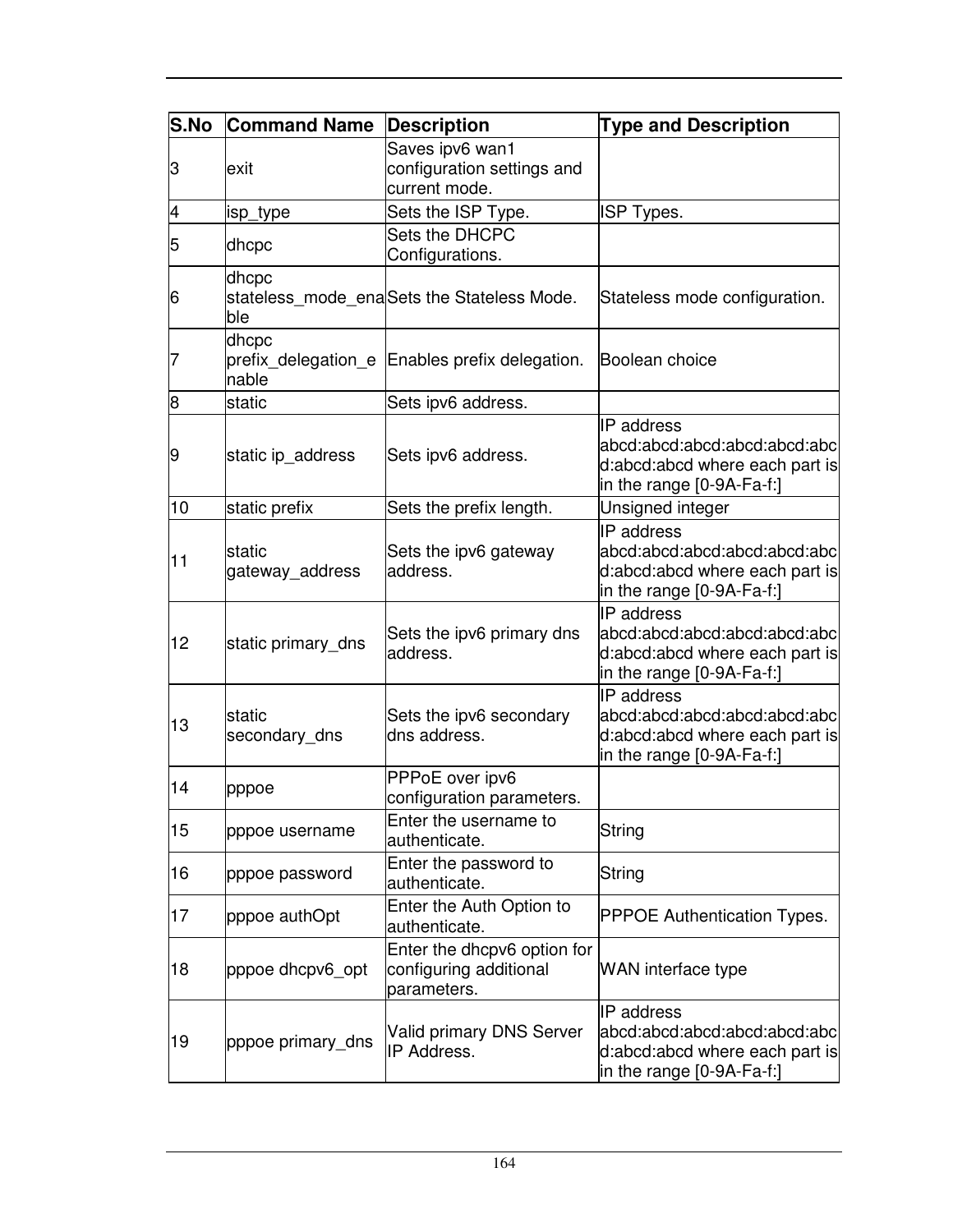| S.No | Command Name | Description | Type and Description |
|---|---|---|---|
| 3 | exit | Saves ipv6 wan1 configuration settings and current mode. | |
| 4 | isp_type | Sets the ISP Type. | ISP Types. |
| 5 | dhcpc | Sets the DHCPC Configurations. | |
| 6 | dhcpc stateless_mode_enable | Sets the Stateless Mode. | Stateless mode configuration. |
| 7 | dhcpc prefix_delegation_enable | Enables prefix delegation. | Boolean choice |
| 8 | static | Sets ipv6 address. | |
| 9 | static ip_address | Sets ipv6 address. | IP address abcd:abcd:abcd:abcd:abcd:abcd:abcd:abcd where each part is in the range [0-9A-Fa-f:] |
| 10 | static prefix | Sets the prefix length. | Unsigned integer |
| 11 | static gateway_address | Sets the ipv6 gateway address. | IP address abcd:abcd:abcd:abcd:abcd:abcd:abcd:abcd where each part is in the range [0-9A-Fa-f:] |
| 12 | static primary_dns | Sets the ipv6 primary dns address. | IP address abcd:abcd:abcd:abcd:abcd:abcd:abcd:abcd where each part is in the range [0-9A-Fa-f:] |
| 13 | static secondary_dns | Sets the ipv6 secondary dns address. | IP address abcd:abcd:abcd:abcd:abcd:abcd:abcd:abcd where each part is in the range [0-9A-Fa-f:] |
| 14 | pppoe | PPPoE over ipv6 configuration parameters. | |
| 15 | pppoe username | Enter the username to authenticate. | String |
| 16 | pppoe password | Enter the password to authenticate. | String |
| 17 | pppoe authOpt | Enter the Auth Option to authenticate. | PPPOE Authentication Types. |
| 18 | pppoe dhcpv6_opt | Enter the dhcpv6 option for configuring additional parameters. | WAN interface type |
| 19 | pppoe primary_dns | Valid primary DNS Server IP Address. | IP address abcd:abcd:abcd:abcd:abcd:abcd:abcd:abcd where each part is in the range [0-9A-Fa-f:] |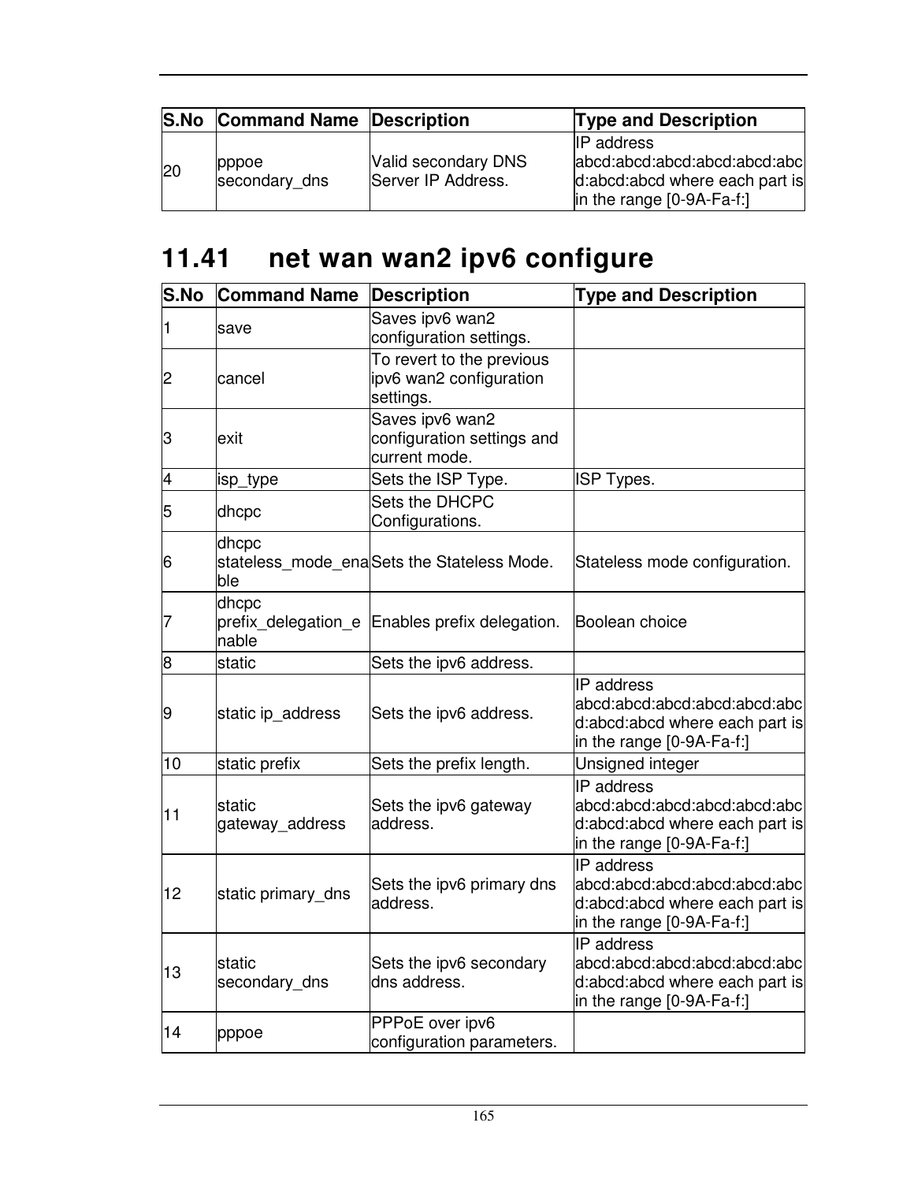| S.No | Command Name | Description | Type and Description |
|---|---|---|---|
| 20 | pppoe secondary_dns | Valid secondary DNS Server IP Address. | IP address abcd:abcd:abcd:abcd:abcd:abcd:abcd:abcd where each part is in the range [0-9A-Fa-f:] |

## 11.41 net wan wan2 ipv6 configure

| S.No | Command Name | Description | Type and Description |
|---|---|---|---|
| 1 | save | Saves ipv6 wan2 configuration settings. | |
| 2 | cancel | To revert to the previous ipv6 wan2 configuration settings. | |
| 3 | exit | Saves ipv6 wan2 configuration settings and current mode. | |
| 4 | isp_type | Sets the ISP Type. | ISP Types. |
| 5 | dhcpc | Sets the DHCPC Configurations. | |
| 6 | dhcpc stateless_mode_enable | Sets the Stateless Mode. | Stateless mode configuration. |
| 7 | dhcpc prefix_delegation_enable | Enables prefix delegation. | Boolean choice |
| 8 | static | Sets the ipv6 address. | |
| 9 | static ip_address | Sets the ipv6 address. | IP address abcd:abcd:abcd:abcd:abcd:abcd:abcd:abcd where each part is in the range [0-9A-Fa-f:] |
| 10 | static prefix | Sets the prefix length. | Unsigned integer |
| 11 | static gateway_address | Sets the ipv6 gateway address. | IP address abcd:abcd:abcd:abcd:abcd:abcd:abcd:abcd where each part is in the range [0-9A-Fa-f:] |
| 12 | static primary_dns | Sets the ipv6 primary dns address. | IP address abcd:abcd:abcd:abcd:abcd:abcd:abcd:abcd where each part is in the range [0-9A-Fa-f:] |
| 13 | static secondary_dns | Sets the ipv6 secondary dns address. | IP address abcd:abcd:abcd:abcd:abcd:abcd:abcd:abcd where each part is in the range [0-9A-Fa-f:] |
| 14 | pppoe | PPPoE over ipv6 configuration parameters. | |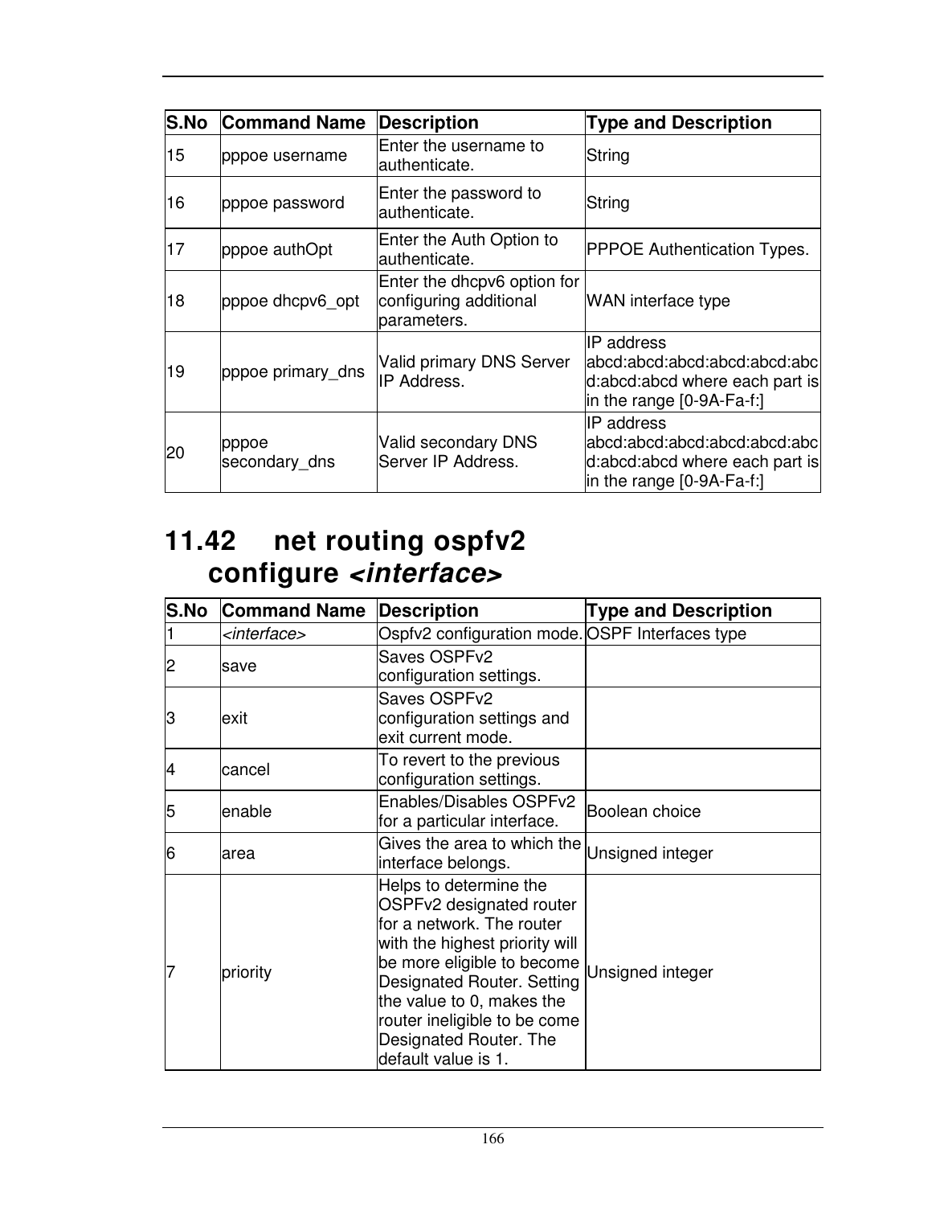| S.No | Command Name | Description | Type and Description |
|---|---|---|---|
| 15 | pppoe username | Enter the username to authenticate. | String |
| 16 | pppoe password | Enter the password to authenticate. | String |
| 17 | pppoe authOpt | Enter the Auth Option to authenticate. | PPPOE Authentication Types. |
| 18 | pppoe dhcpv6_opt | Enter the dhcpv6 option for configuring additional parameters. | WAN interface type |
| 19 | pppoe primary_dns | Valid primary DNS Server IP Address. | IP address abcd:abcd:abcd:abcd:abcd:abcd:abcd:abcd where each part is in the range [0-9A-Fa-f:] |
| 20 | pppoe secondary_dns | Valid secondary DNS Server IP Address. | IP address abcd:abcd:abcd:abcd:abcd:abcd:abcd:abcd where each part is in the range [0-9A-Fa-f:] |

## 11.42 net routing ospfv2 configure *<interface>*

| S.No | Command Name | Description | Type and Description |
|---|---|---|---|
| 1 | *<interface>* | Ospfv2 configuration mode. | OSPF Interfaces type |
| 2 | save | Saves OSPFv2 configuration settings. | |
| 3 | exit | Saves OSPFv2 configuration settings and exit current mode. | |
| 4 | cancel | To revert to the previous configuration settings. | |
| 5 | enable | Enables/Disables OSPFv2 for a particular interface. | Boolean choice |
| 6 | area | Gives the area to which the interface belongs. | Unsigned integer |
| 7 | priority | Helps to determine the OSPFv2 designated router for a network. The router with the highest priority will be more eligible to become Designated Router. Setting the value to 0, makes the router ineligible to be come Designated Router. The default value is 1. | Unsigned integer |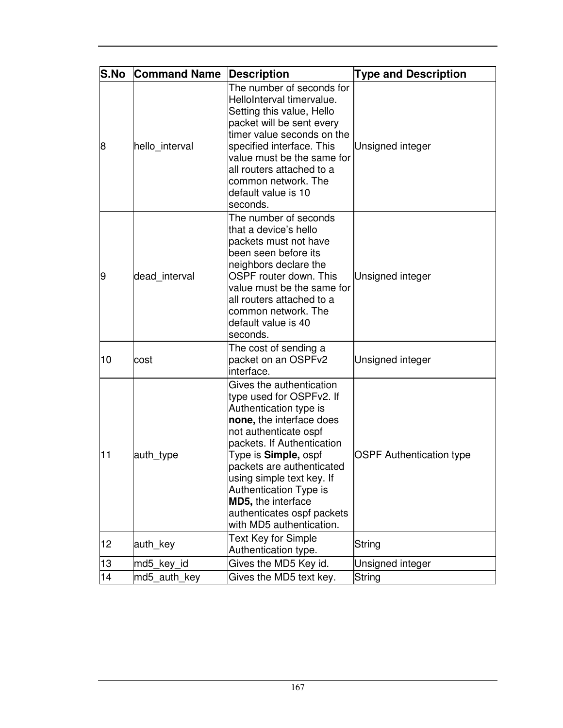| S.No | Command Name | Description | Type and Description |
|---|---|---|---|
| 8 | hello_interval | The number of seconds for HelloInterval timervalue. Setting this value, Hello packet will be sent every timer value seconds on the specified interface. This value must be the same for all routers attached to a common network. The default value is 10 seconds. | Unsigned integer |
| 9 | dead_interval | The number of seconds that a device’s hello packets must not have been seen before its neighbors declare the OSPF router down. This value must be the same for all routers attached to a common network. The default value is 40 seconds. | Unsigned integer |
| 10 | cost | The cost of sending a packet on an OSPFv2 interface. | Unsigned integer |
| 11 | auth_type | Gives the authentication type used for OSPFv2. If Authentication type is **none,** the interface does not authenticate ospf packets. If Authentication Type is **Simple,** ospf packets are authenticated using simple text key. If Authentication Type is **MD5,** the interface authenticates ospf packets with MD5 authentication. | OSPF Authentication type |
| 12 | auth_key | Text Key for Simple Authentication type. | String |
| 13 | md5_key_id | Gives the MD5 Key id. | Unsigned integer |
| 14 | md5_auth_key | Gives the MD5 text key. | String |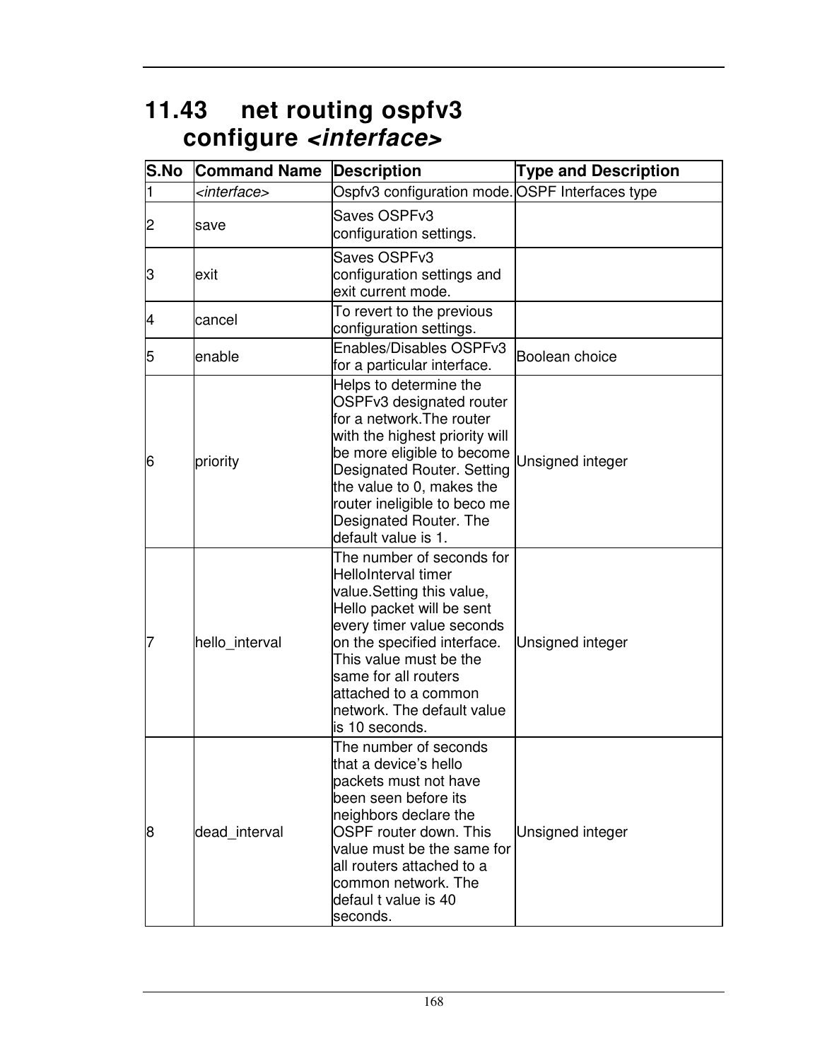## 11.43 net routing ospfv3 configure *<interface>*

| S.No | Command Name | Description | Type and Description |
|---|---|---|---|
| 1 | *<interface>* | Ospfv3 configuration mode. | OSPF Interfaces type |
| 2 | save | Saves OSPFv3 configuration settings. | |
| 3 | exit | Saves OSPFv3 configuration settings and exit current mode. | |
| 4 | cancel | To revert to the previous configuration settings. | |
| 5 | enable | Enables/Disables OSPFv3 for a particular interface. | Boolean choice |
| 6 | priority | Helps to determine the OSPFv3 designated router for a network.The router with the highest priority will be more eligible to become Designated Router. Setting the value to 0, makes the router ineligible to beco me Designated Router. The default value is 1. | Unsigned integer |
| 7 | hello_interval | The number of seconds for HelloInterval timer value.Setting this value, Hello packet will be sent every timer value seconds on the specified interface. This value must be the same for all routers attached to a common network. The default value is 10 seconds. | Unsigned integer |
| 8 | dead_interval | The number of seconds that a device's hello packets must not have been seen before its neighbors declare the OSPF router down. This value must be the same for all routers attached to a common network. The defaul t value is 40 seconds. | Unsigned integer |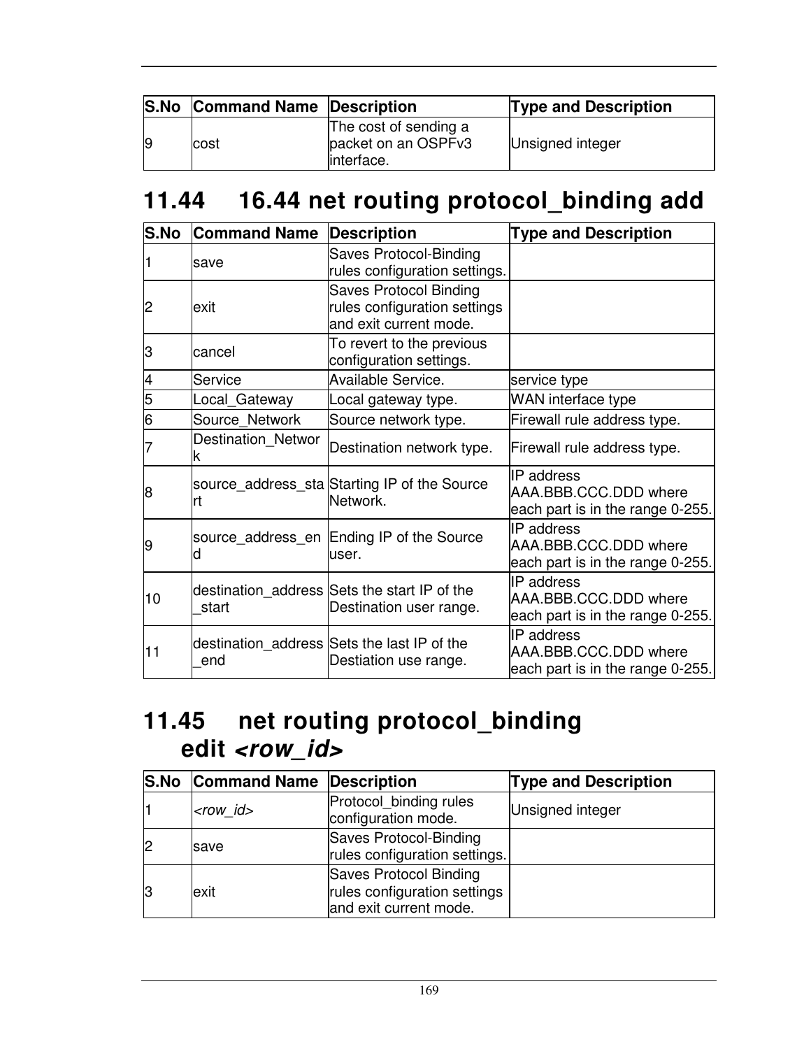| S.No | Command Name | Description | Type and Description |
|---|---|---|---|
| 9 | cost | The cost of sending a packet on an OSPFv3 interface. | Unsigned integer |

## 11.44 16.44 net routing protocol_binding add

| S.No | Command Name | Description | Type and Description |
|---|---|---|---|
| 1 | save | Saves Protocol-Binding rules configuration settings. | |
| 2 | exit | Saves Protocol Binding rules configuration settings and exit current mode. | |
| 3 | cancel | To revert to the previous configuration settings. | |
| 4 | Service | Available Service. | service type |
| 5 | Local_Gateway | Local gateway type. | WAN interface type |
| 6 | Source_Network | Source network type. | Firewall rule address type. |
| 7 | Destination_Network | Destination network type. | Firewall rule address type. |
| 8 | source_address_start | Starting IP of the Source Network. | IP address AAA.BBB.CCC.DDD where each part is in the range 0-255. |
| 9 | source_address_end | Ending IP of the Source user. | IP address AAA.BBB.CCC.DDD where each part is in the range 0-255. |
| 10 | destination_address_start | Sets the start IP of the Destination user range. | IP address AAA.BBB.CCC.DDD where each part is in the range 0-255. |
| 11 | destination_address_end | Sets the last IP of the Destiation use range. | IP address AAA.BBB.CCC.DDD where each part is in the range 0-255. |

## 11.45 net routing protocol_binding edit *<row_id>*

| S.No | Command Name | Description | Type and Description |
|---|---|---|---|
| 1 | *<row_id>* | Protocol_binding rules configuration mode. | Unsigned integer |
| 2 | save | Saves Protocol-Binding rules configuration settings. | |
| 3 | exit | Saves Protocol Binding rules configuration settings and exit current mode. | |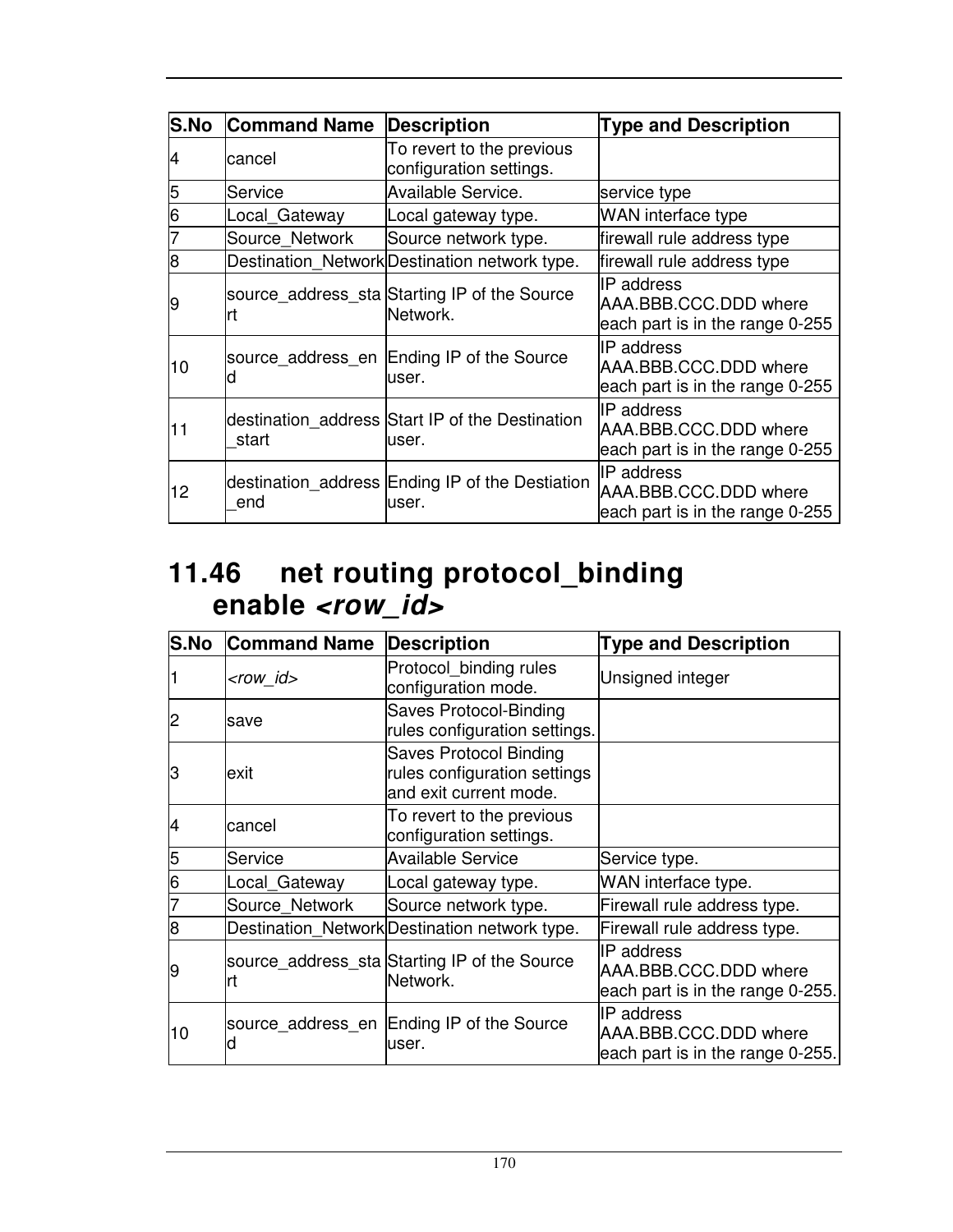| S.No | Command Name | Description | Type and Description |
|---|---|---|---|
| 4 | cancel | To revert to the previous configuration settings. | |
| 5 | Service | Available Service. | service type |
| 6 | Local_Gateway | Local gateway type. | WAN interface type |
| 7 | Source_Network | Source network type. | firewall rule address type |
| 8 | Destination_Network | Destination network type. | firewall rule address type |
| 9 | source_address_start | Starting IP of the Source Network. | IP address AAA.BBB.CCC.DDD where each part is in the range 0-255 |
| 10 | source_address_end | Ending IP of the Source user. | IP address AAA.BBB.CCC.DDD where each part is in the range 0-255 |
| 11 | destination_address_start | Start IP of the Destination user. | IP address AAA.BBB.CCC.DDD where each part is in the range 0-255 |
| 12 | destination_address_end | Ending IP of the Destiation user. | IP address AAA.BBB.CCC.DDD where each part is in the range 0-255 |

## 11.46 net routing protocol_binding enable *<row_id>*

| S.No | Command Name | Description | Type and Description |
|---|---|---|---|
| 1 | *<row_id>* | Protocol_binding rules configuration mode. | Unsigned integer |
| 2 | save | Saves Protocol-Binding rules configuration settings. | |
| 3 | exit | Saves Protocol Binding rules configuration settings and exit current mode. | |
| 4 | cancel | To revert to the previous configuration settings. | |
| 5 | Service | Available Service | Service type. |
| 6 | Local_Gateway | Local gateway type. | WAN interface type. |
| 7 | Source_Network | Source network type. | Firewall rule address type. |
| 8 | Destination_Network | Destination network type. | Firewall rule address type. |
| 9 | source_address_start | Starting IP of the Source Network. | IP address AAA.BBB.CCC.DDD where each part is in the range 0-255. |
| 10 | source_address_end | Ending IP of the Source user. | IP address AAA.BBB.CCC.DDD where each part is in the range 0-255. |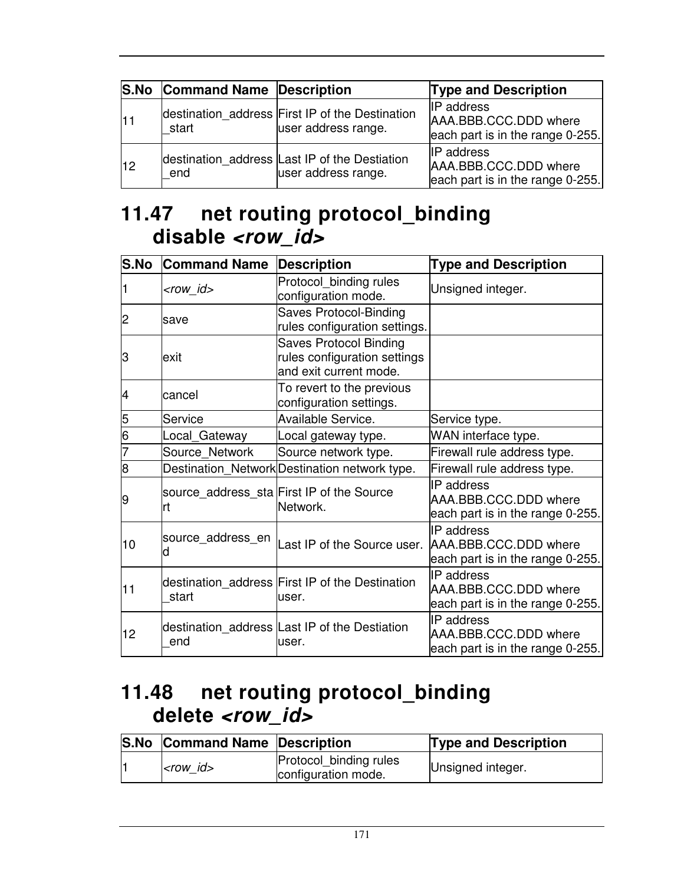| S.No | Command Name | Description | Type and Description |
| --- | --- | --- | --- |
| 11 | destination_address_start | First IP of the Destination user address range. | IP address AAA.BBB.CCC.DDD where each part is in the range 0-255. |
| 12 | destination_address_end | Last IP of the Destiation user address range. | IP address AAA.BBB.CCC.DDD where each part is in the range 0-255. |

## 11.47 net routing protocol_binding disable *<row_id>*

| S.No | Command Name | Description | Type and Description |
| --- | --- | --- | --- |
| 1 | *<row_id>* | Protocol_binding rules configuration mode. | Unsigned integer. |
| 2 | save | Saves Protocol-Binding rules configuration settings. | |
| 3 | exit | Saves Protocol Binding rules configuration settings and exit current mode. | |
| 4 | cancel | To revert to the previous configuration settings. | |
| 5 | Service | Available Service. | Service type. |
| 6 | Local_Gateway | Local gateway type. | WAN interface type. |
| 7 | Source_Network | Source network type. | Firewall rule address type. |
| 8 | Destination_Network | Destination network type. | Firewall rule address type. |
| 9 | source_address_start | First IP of the Source Network. | IP address AAA.BBB.CCC.DDD where each part is in the range 0-255. |
| 10 | source_address_end | Last IP of the Source user. | IP address AAA.BBB.CCC.DDD where each part is in the range 0-255. |
| 11 | destination_address_start | First IP of the Destination user. | IP address AAA.BBB.CCC.DDD where each part is in the range 0-255. |
| 12 | destination_address_end | Last IP of the Destiation user. | IP address AAA.BBB.CCC.DDD where each part is in the range 0-255. |

## 11.48 net routing protocol_binding delete *<row_id>*

| S.No | Command Name | Description | Type and Description |
| --- | --- | --- | --- |
| 1 | *<row_id>* | Protocol_binding rules configuration mode. | Unsigned integer. |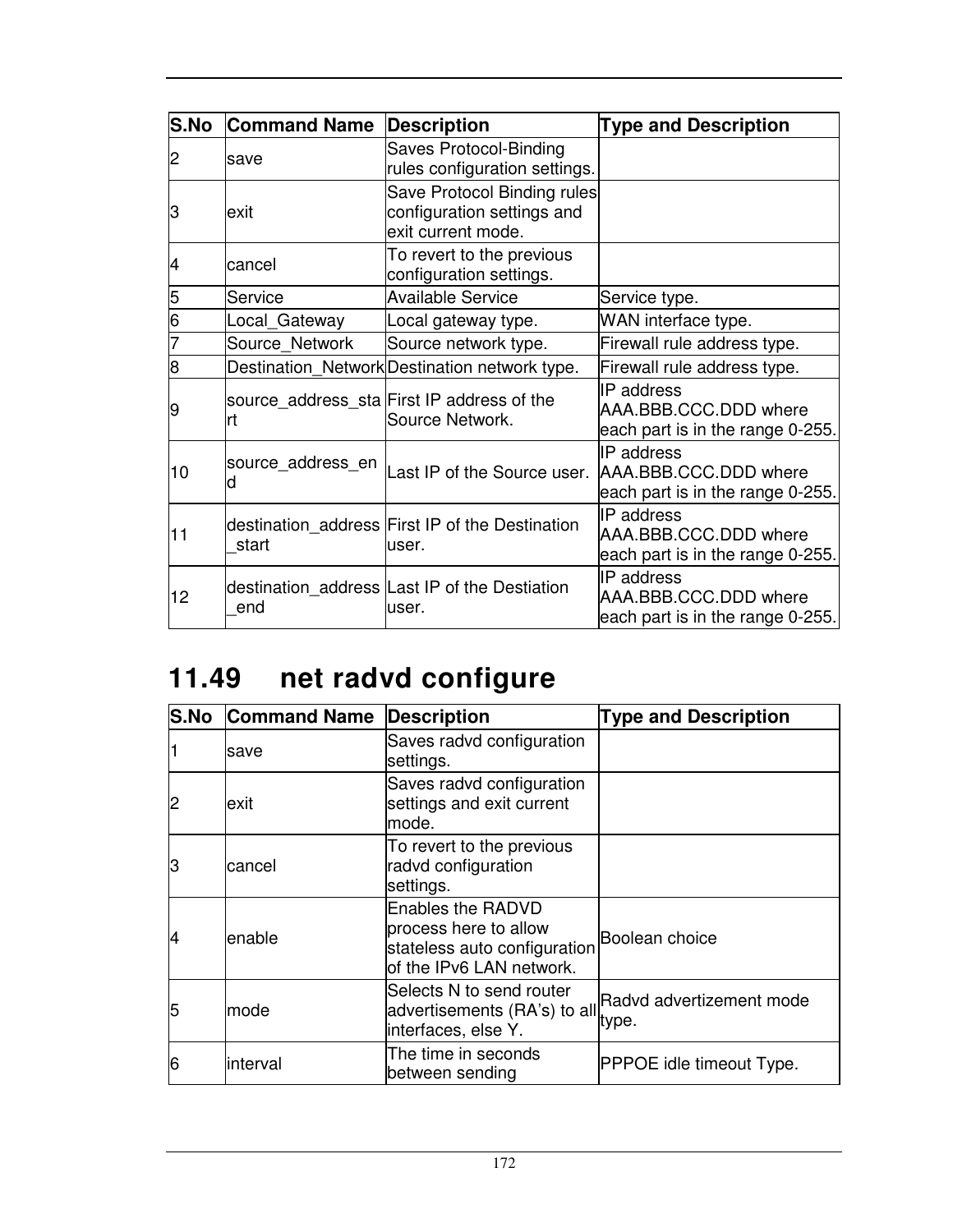| S.No | Command Name | Description | Type and Description |
|---|---|---|---|
| 2 | save | Saves Protocol-Binding rules configuration settings. | |
| 3 | exit | Save Protocol Binding rules configuration settings and exit current mode. | |
| 4 | cancel | To revert to the previous configuration settings. | |
| 5 | Service | Available Service | Service type. |
| 6 | Local_Gateway | Local gateway type. | WAN interface type. |
| 7 | Source_Network | Source network type. | Firewall rule address type. |
| 8 | Destination_Network | Destination network type. | Firewall rule address type. |
| 9 | source_address_start | First IP address of the Source Network. | IP address AAA.BBB.CCC.DDD where each part is in the range 0-255. |
| 10 | source_address_end | Last IP of the Source user. | IP address AAA.BBB.CCC.DDD where each part is in the range 0-255. |
| 11 | destination_address_start | First IP of the Destination user. | IP address AAA.BBB.CCC.DDD where each part is in the range 0-255. |
| 12 | destination_address_end | Last IP of the Destiation user. | IP address AAA.BBB.CCC.DDD where each part is in the range 0-255. |

## 11.49 net radvd configure

| S.No | Command Name | Description | Type and Description |
|---|---|---|---|
| 1 | save | Saves radvd configuration settings. | |
| 2 | exit | Saves radvd configuration settings and exit current mode. | |
| 3 | cancel | To revert to the previous radvd configuration settings. | |
| 4 | enable | Enables the RADVD process here to allow stateless auto configuration of the IPv6 LAN network. | Boolean choice |
| 5 | mode | Selects N to send router advertisements (RA's) to all interfaces, else Y. | Radvd advertizement mode type. |
| 6 | interval | The time in seconds between sending | PPPOE idle timeout Type. |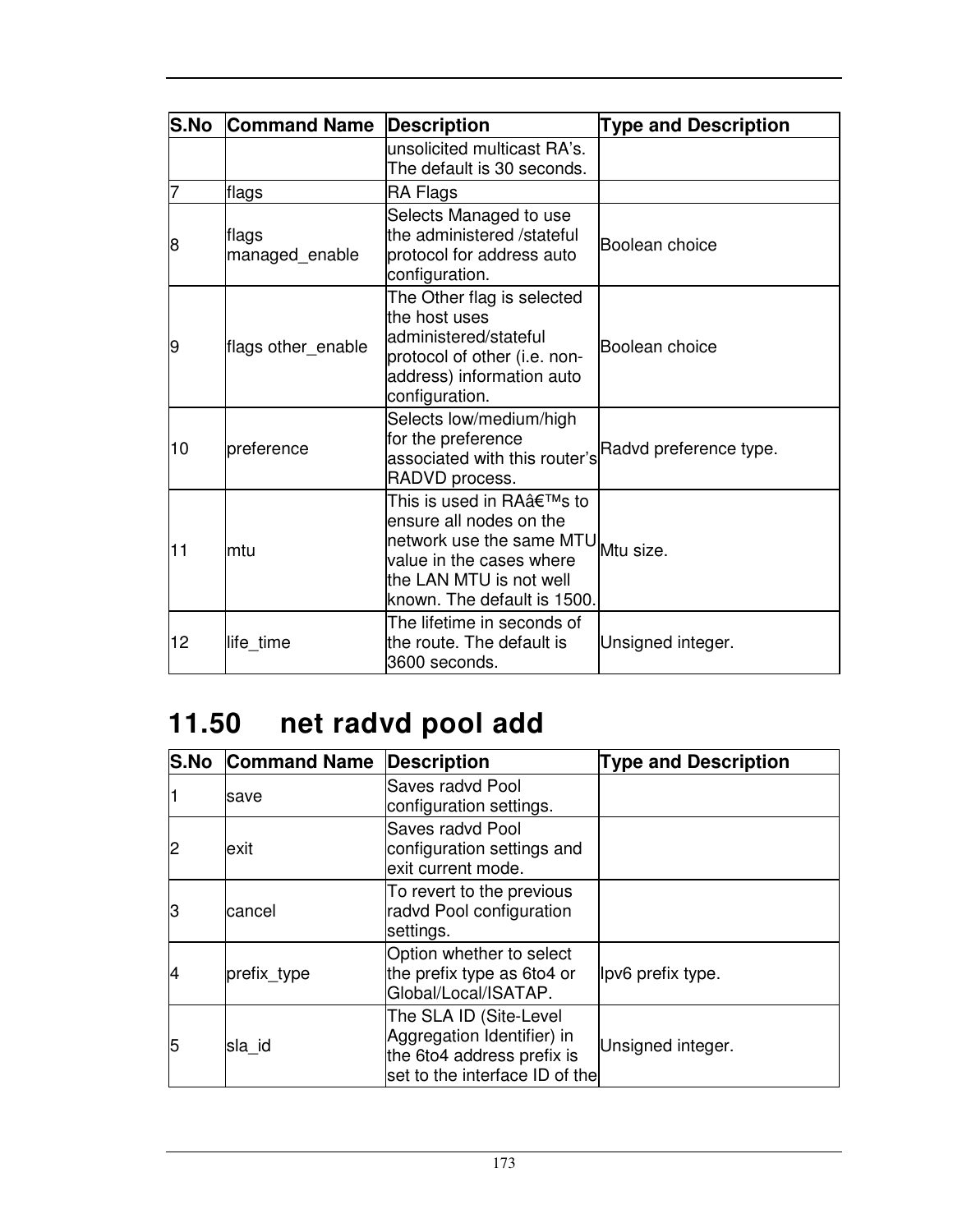| S.No | Command Name | Description | Type and Description |
|---|---|---|---|
| | | unsolicited multicast RA's. The default is 30 seconds. | |
| 7 | flags | RA Flags | |
| 8 | flags managed_enable | Selects Managed to use the administered /stateful protocol for address auto configuration. | Boolean choice |
| 9 | flags other_enable | The Other flag is selected the host uses administered/stateful protocol of other (i.e. non-address) information auto configuration. | Boolean choice |
| 10 | preference | Selects low/medium/high for the preference associated with this router's RADVD process. | Radvd preference type. |
| 11 | mtu | This is used in RAâ€™s to ensure all nodes on the network use the same MTU value in the cases where the LAN MTU is not well known. The default is 1500. | Mtu size. |
| 12 | life_time | The lifetime in seconds of the route. The default is 3600 seconds. | Unsigned integer. |

## 11.50 net radvd pool add

| S.No | Command Name | Description | Type and Description |
|---|---|---|---|
| 1 | save | Saves radvd Pool configuration settings. | |
| 2 | exit | Saves radvd Pool configuration settings and exit current mode. | |
| 3 | cancel | To revert to the previous radvd Pool configuration settings. | |
| 4 | prefix_type | Option whether to select the prefix type as 6to4 or Global/Local/ISATAP. | Ipv6 prefix type. |
| 5 | sla_id | The SLA ID (Site-Level Aggregation Identifier) in the 6to4 address prefix is set to the interface ID of the | Unsigned integer. |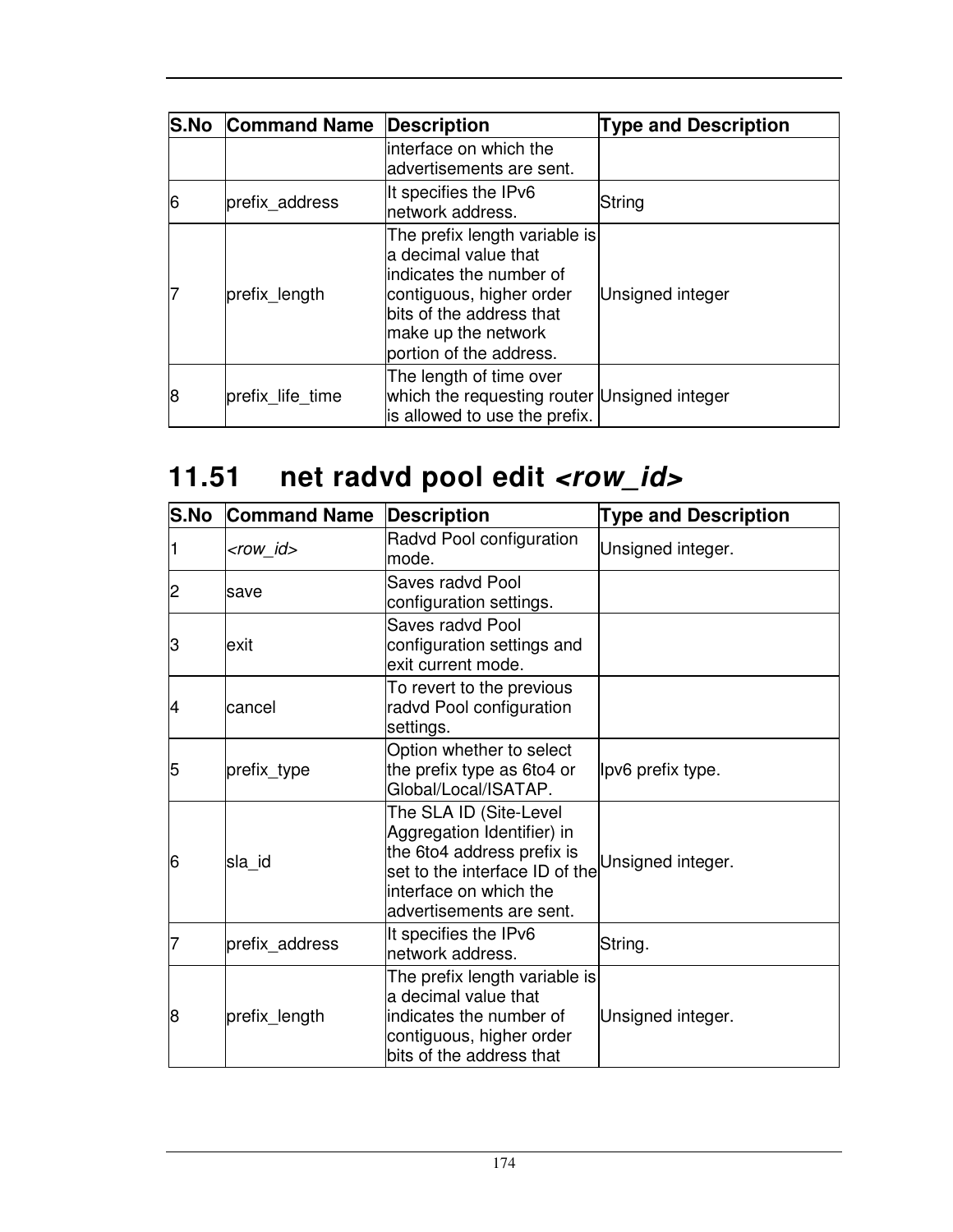| S.No | Command Name | Description | Type and Description |
|---|---|---|---|
| | | interface on which the advertisements are sent. | |
| 6 | prefix_address | It specifies the IPv6 network address. | String |
| 7 | prefix_length | The prefix length variable is a decimal value that indicates the number of contiguous, higher order bits of the address that make up the network portion of the address. | Unsigned integer |
| 8 | prefix_life_time | The length of time over which the requesting router is allowed to use the prefix. | Unsigned integer |

## 11.51 net radvd pool edit *<row_id>*

| S.No | Command Name | Description | Type and Description |
|---|---|---|---|
| 1 | *<row_id>* | Radvd Pool configuration mode. | Unsigned integer. |
| 2 | save | Saves radvd Pool configuration settings. | |
| 3 | exit | Saves radvd Pool configuration settings and exit current mode. | |
| 4 | cancel | To revert to the previous radvd Pool configuration settings. | |
| 5 | prefix_type | Option whether to select the prefix type as 6to4 or Global/Local/ISATAP. | Ipv6 prefix type. |
| 6 | sla_id | The SLA ID (Site-Level Aggregation Identifier) in the 6to4 address prefix is set to the interface ID of the interface on which the advertisements are sent. | Unsigned integer. |
| 7 | prefix_address | It specifies the IPv6 network address. | String. |
| 8 | prefix_length | The prefix length variable is a decimal value that indicates the number of contiguous, higher order bits of the address that | Unsigned integer. |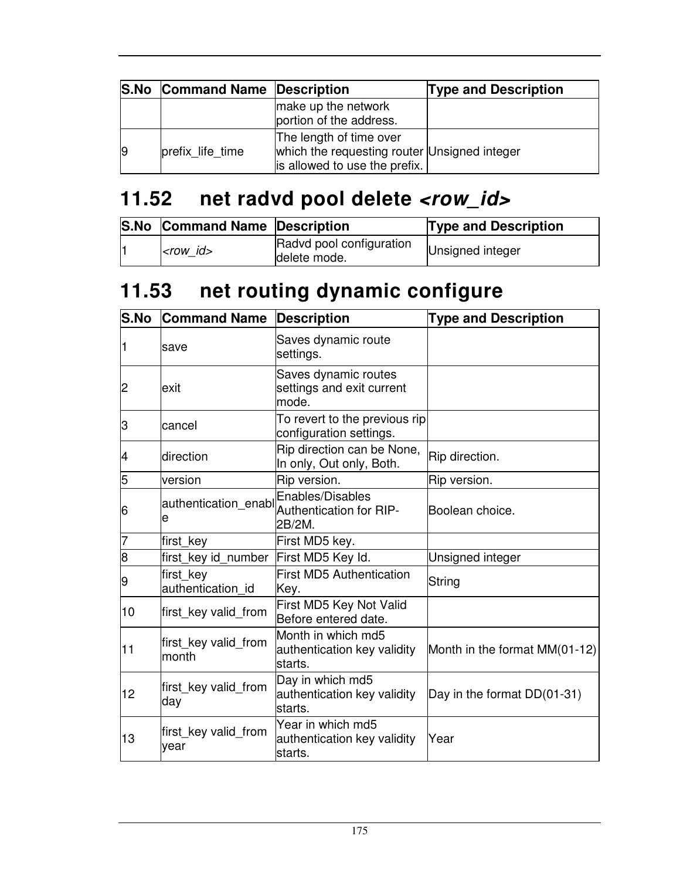| S.No | Command Name | Description | Type and Description |
|---|---|---|---|
| | | make up the network portion of the address. | |
| 9 | prefix_life_time | The length of time over which the requesting router is allowed to use the prefix. | Unsigned integer |

## 11.52 net radvd pool delete *<row_id>*

| S.No | Command Name | Description | Type and Description |
|---|---|---|---|
| 1 | *<row_id>* | Radvd pool configuration delete mode. | Unsigned integer |

## 11.53 net routing dynamic configure

| S.No | Command Name | Description | Type and Description |
|---|---|---|---|
| 1 | save | Saves dynamic route settings. | |
| 2 | exit | Saves dynamic routes settings and exit current mode. | |
| 3 | cancel | To revert to the previous rip configuration settings. | |
| 4 | direction | Rip direction can be None, In only, Out only, Both. | Rip direction. |
| 5 | version | Rip version. | Rip version. |
| 6 | authentication_enable | Enables/Disables Authentication for RIP-2B/2M. | Boolean choice. |
| 7 | first_key | First MD5 key. | |
| 8 | first_key id_number | First MD5 Key Id. | Unsigned integer |
| 9 | first_key authentication_id | First MD5 Authentication Key. | String |
| 10 | first_key valid_from | First MD5 Key Not Valid Before entered date. | |
| 11 | first_key valid_from month | Month in which md5 authentication key validity starts. | Month in the format MM(01-12) |
| 12 | first_key valid_from day | Day in which md5 authentication key validity starts. | Day in the format DD(01-31) |
| 13 | first_key valid_from year | Year in which md5 authentication key validity starts. | Year |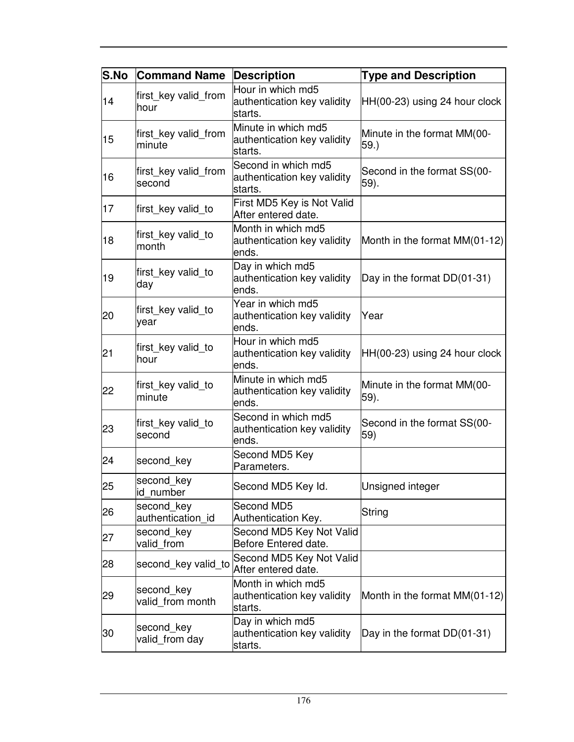| S.No | Command Name | Description | Type and Description |
|---|---|---|---|
| 14 | first_key valid_from hour | Hour in which md5 authentication key validity starts. | HH(00-23) using 24 hour clock |
| 15 | first_key valid_from minute | Minute in which md5 authentication key validity starts. | Minute in the format MM(00-59.) |
| 16 | first_key valid_from second | Second in which md5 authentication key validity starts. | Second in the format SS(00-59). |
| 17 | first_key valid_to | First MD5 Key is Not Valid After entered date. | |
| 18 | first_key valid_to month | Month in which md5 authentication key validity ends. | Month in the format MM(01-12) |
| 19 | first_key valid_to day | Day in which md5 authentication key validity ends. | Day in the format DD(01-31) |
| 20 | first_key valid_to year | Year in which md5 authentication key validity ends. | Year |
| 21 | first_key valid_to hour | Hour in which md5 authentication key validity ends. | HH(00-23) using 24 hour clock |
| 22 | first_key valid_to minute | Minute in which md5 authentication key validity ends. | Minute in the format MM(00-59). |
| 23 | first_key valid_to second | Second in which md5 authentication key validity ends. | Second in the format SS(00-59) |
| 24 | second_key | Second MD5 Key Parameters. | |
| 25 | second_key id_number | Second MD5 Key Id. | Unsigned integer |
| 26 | second_key authentication_id | Second MD5 Authentication Key. | String |
| 27 | second_key valid_from | Second MD5 Key Not Valid Before Entered date. | |
| 28 | second_key valid_to | Second MD5 Key Not Valid After entered date. | |
| 29 | second_key valid_from month | Month in which md5 authentication key validity starts. | Month in the format MM(01-12) |
| 30 | second_key valid_from day | Day in which md5 authentication key validity starts. | Day in the format DD(01-31) |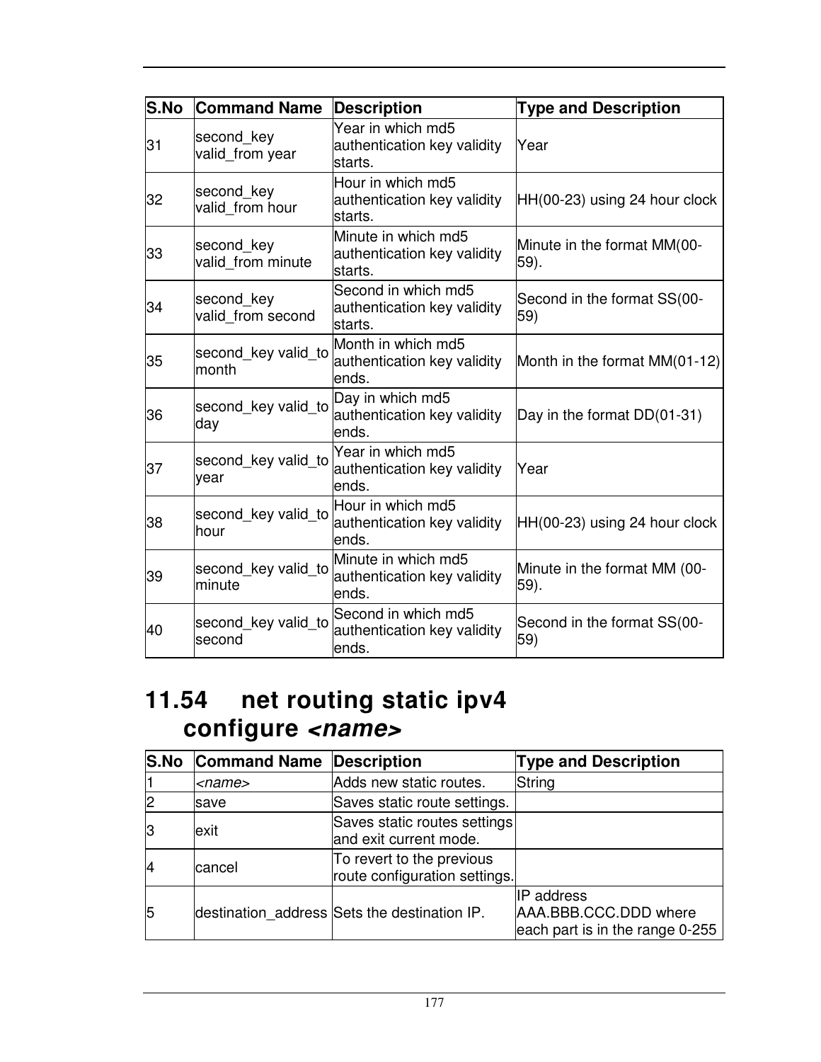| S.No | Command Name | Description | Type and Description |
|---|---|---|---|
| 31 | second_key valid_from year | Year in which md5 authentication key validity starts. | Year |
| 32 | second_key valid_from hour | Hour in which md5 authentication key validity starts. | HH(00-23) using 24 hour clock |
| 33 | second_key valid_from minute | Minute in which md5 authentication key validity starts. | Minute in the format MM(00-59). |
| 34 | second_key valid_from second | Second in which md5 authentication key validity starts. | Second in the format SS(00-59) |
| 35 | second_key valid_to month | Month in which md5 authentication key validity ends. | Month in the format MM(01-12) |
| 36 | second_key valid_to day | Day in which md5 authentication key validity ends. | Day in the format DD(01-31) |
| 37 | second_key valid_to year | Year in which md5 authentication key validity ends. | Year |
| 38 | second_key valid_to hour | Hour in which md5 authentication key validity ends. | HH(00-23) using 24 hour clock |
| 39 | second_key valid_to minute | Minute in which md5 authentication key validity ends. | Minute in the format MM (00-59). |
| 40 | second_key valid_to second | Second in which md5 authentication key validity ends. | Second in the format SS(00-59) |

## 11.54 net routing static ipv4 configure *<name>*

| S.No | Command Name | Description | Type and Description |
|---|---|---|---|
| 1 | *<name>* | Adds new static routes. | String |
| 2 | save | Saves static route settings. | |
| 3 | exit | Saves static routes settings and exit current mode. | |
| 4 | cancel | To revert to the previous route configuration settings. | |
| 5 | destination_address | Sets the destination IP. | IP address AAA.BBB.CCC.DDD where each part is in the range 0-255 |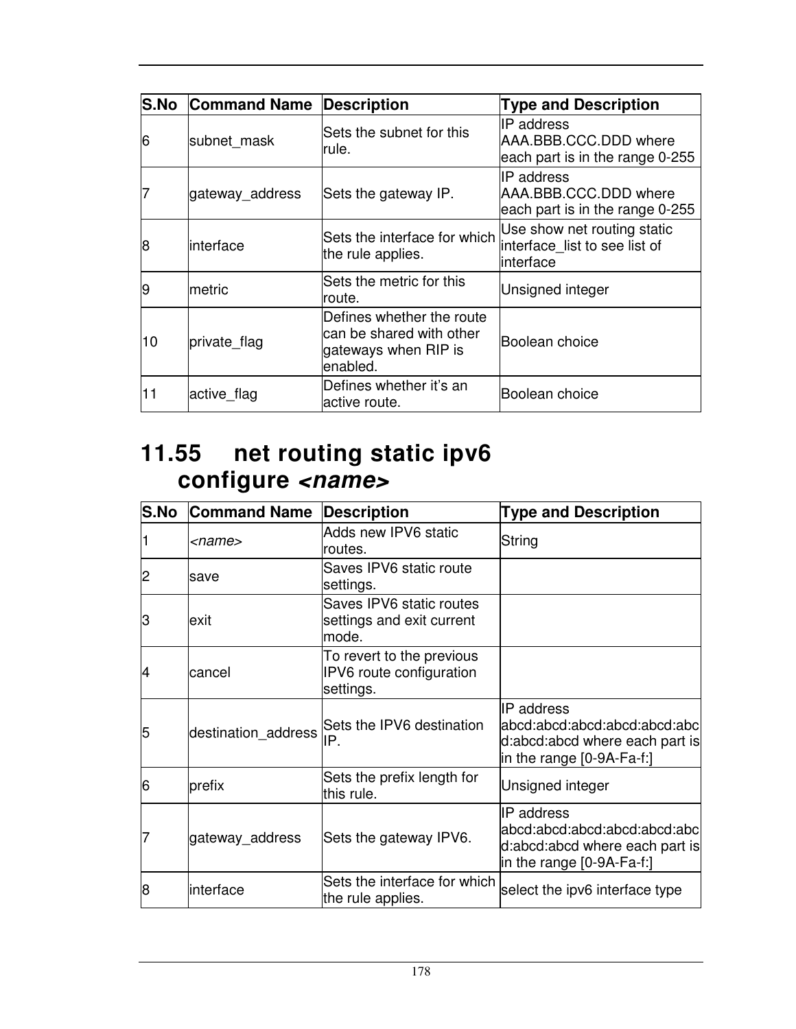| S.No | Command Name | Description | Type and Description |
| --- | --- | --- | --- |
| 6 | subnet_mask | Sets the subnet for this rule. | IP address AAA.BBB.CCC.DDD where each part is in the range 0-255 |
| 7 | gateway_address | Sets the gateway IP. | IP address AAA.BBB.CCC.DDD where each part is in the range 0-255 |
| 8 | interface | Sets the interface for which the rule applies. | Use show net routing static interface_list to see list of interface |
| 9 | metric | Sets the metric for this route. | Unsigned integer |
| 10 | private_flag | Defines whether the route can be shared with other gateways when RIP is enabled. | Boolean choice |
| 11 | active_flag | Defines whether it's an active route. | Boolean choice |

## 11.55 net routing static ipv6 configure *<name>*

| S.No | Command Name | Description | Type and Description |
| --- | --- | --- | --- |
| 1 | *<name>* | Adds new IPV6 static routes. | String |
| 2 | save | Saves IPV6 static route settings. | |
| 3 | exit | Saves IPV6 static routes settings and exit current mode. | |
| 4 | cancel | To revert to the previous IPV6 route configuration settings. | |
| 5 | destination_address | Sets the IPV6 destination IP. | IP address abcd:abcd:abcd:abcd:abcd:abcd:abcd:abcd where each part is in the range [0-9A-Fa-f:] |
| 6 | prefix | Sets the prefix length for this rule. | Unsigned integer |
| 7 | gateway_address | Sets the gateway IPV6. | IP address abcd:abcd:abcd:abcd:abcd:abcd:abcd:abcd where each part is in the range [0-9A-Fa-f:] |
| 8 | interface | Sets the interface for which the rule applies. | select the ipv6 interface type |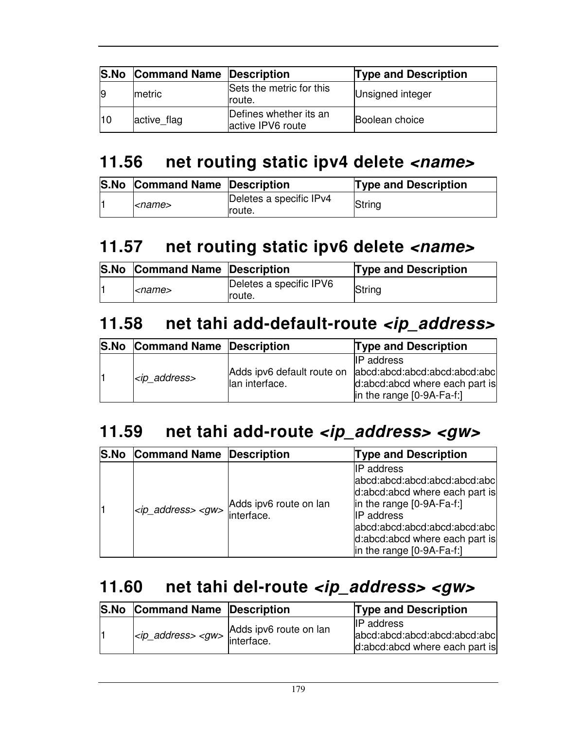| S.No | Command Name | Description | Type and Description |
|---|---|---|---|
| 9 | metric | Sets the metric for this route. | Unsigned integer |
| 10 | active_flag | Defines whether its an active IPV6 route | Boolean choice |

## 11.56 net routing static ipv4 delete *<name>*

| S.No | Command Name | Description | Type and Description |
|---|---|---|---|
| 1 | *<name>* | Deletes a specific IPv4 route. | String |

## 11.57 net routing static ipv6 delete *<name>*

| S.No | Command Name | Description | Type and Description |
|---|---|---|---|
| 1 | *<name>* | Deletes a specific IPV6 route. | String |

## 11.58 net tahi add-default-route *<ip_address>*

| S.No | Command Name | Description | Type and Description |
|---|---|---|---|
| 1 | *<ip_address>* | Adds ipv6 default route on lan interface. | IP address abcd:abcd:abcd:abcd:abcd:abcd:abcd:abcd where each part is in the range [0-9A-Fa-f:] |

## 11.59 net tahi add-route *<ip_address> <gw>*

| S.No | Command Name | Description | Type and Description |
|---|---|---|---|
| 1 | *<ip_address> <gw>* | Adds ipv6 route on lan interface. | IP address abcd:abcd:abcd:abcd:abcd:abcd:abcd:abcd where each part is in the range [0-9A-Fa-f:] IP address abcd:abcd:abcd:abcd:abcd:abcd:abcd:abcd where each part is in the range [0-9A-Fa-f:] |

## 11.60 net tahi del-route *<ip_address> <gw>*

| S.No | Command Name | Description | Type and Description |
|---|---|---|---|
| 1 | *<ip_address> <gw>* | Adds ipv6 route on lan interface. | IP address abcd:abcd:abcd:abcd:abcd:abcd:abcd:abcd where each part is |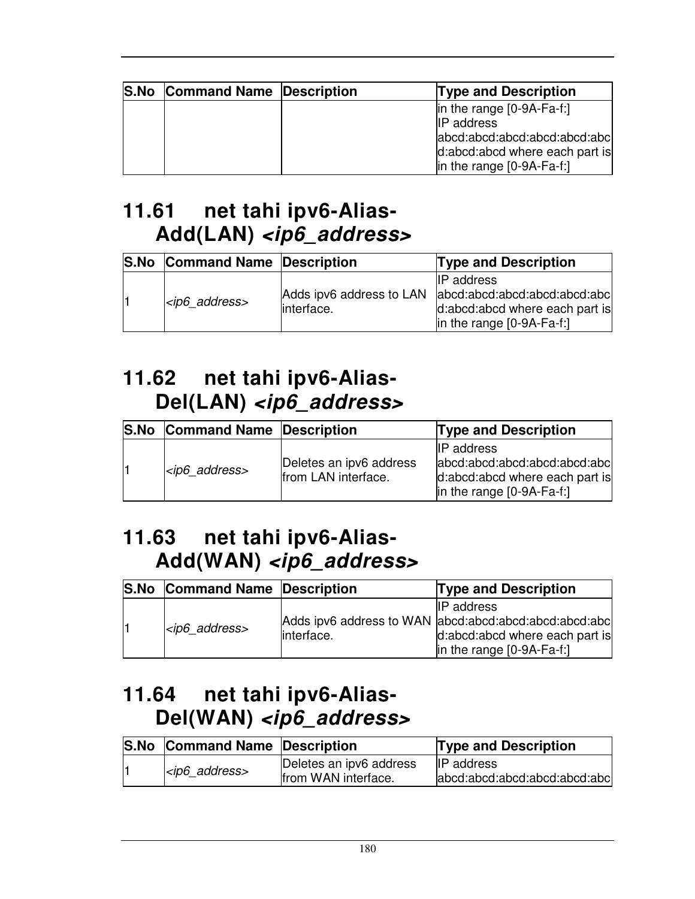| S.No | Command Name | Description | Type and Description |
|---|---|---|---|
| | | | in the range [0-9A-Fa-f:] IP address abcd:abcd:abcd:abcd:abcd:abcd:abcd:abcd where each part is in the range [0-9A-Fa-f:] |

## 11.61 net tahi ipv6-Alias-Add(LAN) *<ip6_address>*

| S.No | Command Name | Description | Type and Description |
|---|---|---|---|
| 1 | *<ip6_address>* | Adds ipv6 address to LAN interface. | IP address abcd:abcd:abcd:abcd:abcd:abcd:abcd:abcd where each part is in the range [0-9A-Fa-f:] |

## 11.62 net tahi ipv6-Alias-Del(LAN) *<ip6_address>*

| S.No | Command Name | Description | Type and Description |
|---|---|---|---|
| 1 | *<ip6_address>* | Deletes an ipv6 address from LAN interface. | IP address abcd:abcd:abcd:abcd:abcd:abcd:abcd:abcd where each part is in the range [0-9A-Fa-f:] |

## 11.63 net tahi ipv6-Alias-Add(WAN) *<ip6_address>*

| S.No | Command Name | Description | Type and Description |
|---|---|---|---|
| 1 | *<ip6_address>* | Adds ipv6 address to WAN interface. | IP address abcd:abcd:abcd:abcd:abcd:abcd:abcd:abcd where each part is in the range [0-9A-Fa-f:] |

## 11.64 net tahi ipv6-Alias-Del(WAN) *<ip6_address>*

| S.No | Command Name | Description | Type and Description |
|---|---|---|---|
| 1 | *<ip6_address>* | Deletes an ipv6 address from WAN interface. | IP address abcd:abcd:abcd:abcd:abcd:abc |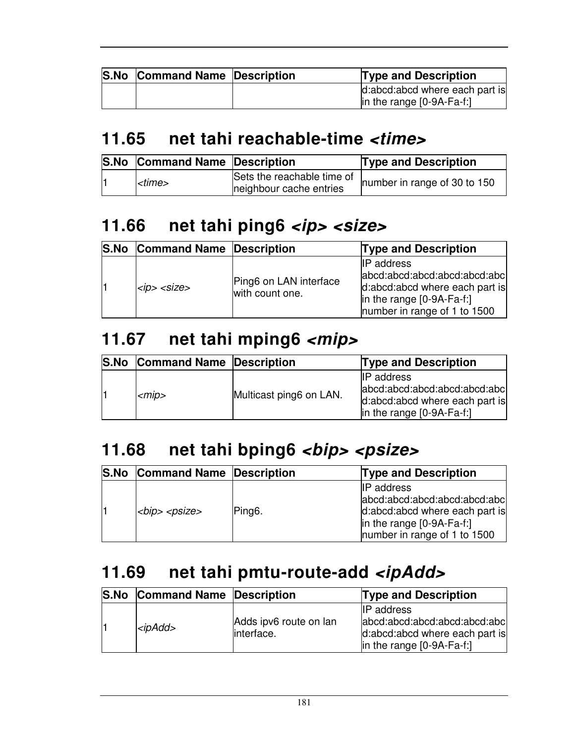| S.No | Command Name | Description | Type and Description |
|---|---|---|---|
| | | | d:abcd:abcd where each part is in the range [0-9A-Fa-f:] |

## 11.65 net tahi reachable-time *<time>*

| S.No | Command Name | Description | Type and Description |
|---|---|---|---|
| 1 | *<time>* | Sets the reachable time of neighbour cache entries | number in range of 30 to 150 |

## 11.66 net tahi ping6 *<ip> <size>*

| S.No | Command Name | Description | Type and Description |
|---|---|---|---|
| 1 | *<ip> <size>* | Ping6 on LAN interface with count one. | IP address abcd:abcd:abcd:abcd:abcd:abcd:abcd:abcd where each part is in the range [0-9A-Fa-f:] number in range of 1 to 1500 |

## 11.67 net tahi mping6 *<mip>*

| S.No | Command Name | Description | Type and Description |
|---|---|---|---|
| 1 | *<mip>* | Multicast ping6 on LAN. | IP address abcd:abcd:abcd:abcd:abcd:abcd:abcd:abcd where each part is in the range [0-9A-Fa-f:] |

## 11.68 net tahi bping6 *<bip> <psize>*

| S.No | Command Name | Description | Type and Description |
|---|---|---|---|
| 1 | *<bip> <psize>* | Ping6. | IP address abcd:abcd:abcd:abcd:abcd:abcd:abcd:abcd where each part is in the range [0-9A-Fa-f:] number in range of 1 to 1500 |

## 11.69 net tahi pmtu-route-add *<ipAdd>*

| S.No | Command Name | Description | Type and Description |
|---|---|---|---|
| 1 | *<ipAdd>* | Adds ipv6 route on lan interface. | IP address abcd:abcd:abcd:abcd:abcd:abcd:abcd:abcd where each part is in the range [0-9A-Fa-f:] |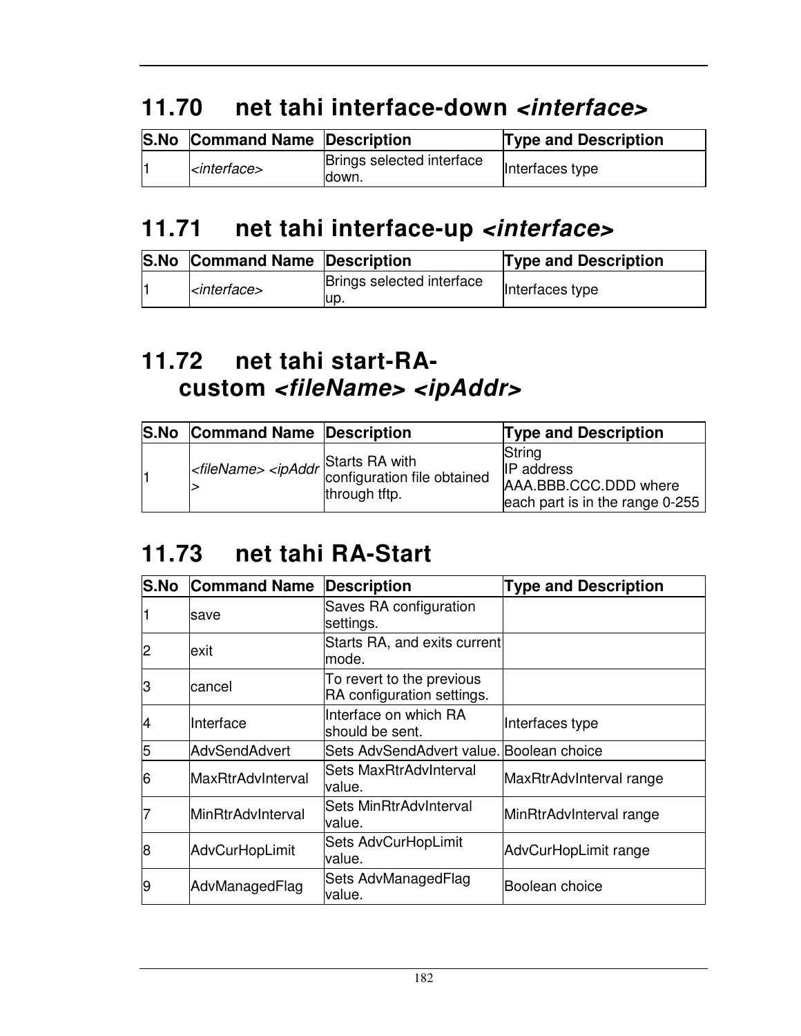## 11.70 net tahi interface-down *<interface>*

| S.No | Command Name | Description | Type and Description |
|---|---|---|---|
| 1 | *<interface>* | Brings selected interface down. | Interfaces type |

## 11.71 net tahi interface-up *<interface>*

| S.No | Command Name | Description | Type and Description |
|---|---|---|---|
| 1 | *<interface>* | Brings selected interface up. | Interfaces type |

## 11.72 net tahi start-RA-custom *<fileName> <ipAddr>*

| S.No | Command Name | Description | Type and Description |
|---|---|---|---|
| 1 | *<fileName> <ipAddr>* | Starts RA with configuration file obtained through tftp. | String<br>IP address AAA.BBB.CCC.DDD where each part is in the range 0-255 |

## 11.73 net tahi RA-Start

| S.No | Command Name | Description | Type and Description |
|---|---|---|---|
| 1 | save | Saves RA configuration settings. | |
| 2 | exit | Starts RA, and exits current mode. | |
| 3 | cancel | To revert to the previous RA configuration settings. | |
| 4 | Interface | Interface on which RA should be sent. | Interfaces type |
| 5 | AdvSendAdvert | Sets AdvSendAdvert value. | Boolean choice |
| 6 | MaxRtrAdvInterval | Sets MaxRtrAdvInterval value. | MaxRtrAdvInterval range |
| 7 | MinRtrAdvInterval | Sets MinRtrAdvInterval value. | MinRtrAdvInterval range |
| 8 | AdvCurHopLimit | Sets AdvCurHopLimit value. | AdvCurHopLimit range |
| 9 | AdvManagedFlag | Sets AdvManagedFlag value. | Boolean choice |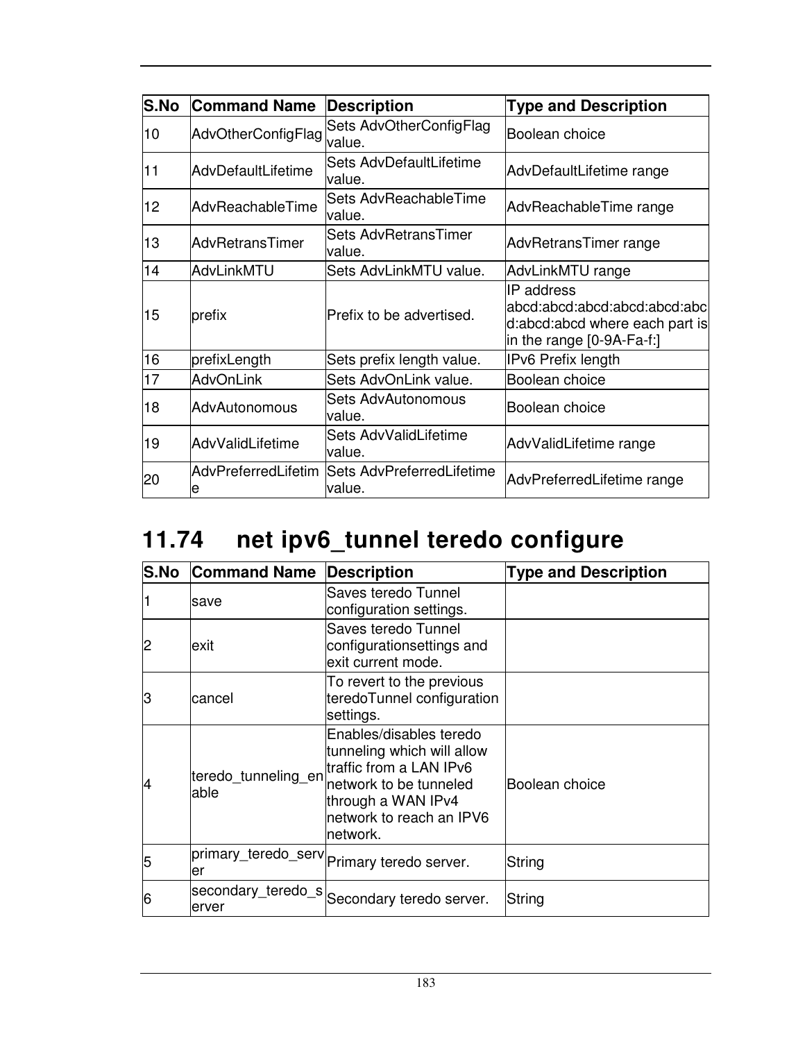| S.No | Command Name | Description | Type and Description |
|---|---|---|---|
| 10 | AdvOtherConfigFlag | Sets AdvOtherConfigFlag value. | Boolean choice |
| 11 | AdvDefaultLifetime | Sets AdvDefaultLifetime value. | AdvDefaultLifetime range |
| 12 | AdvReachableTime | Sets AdvReachableTime value. | AdvReachableTime range |
| 13 | AdvRetransTimer | Sets AdvRetransTimer value. | AdvRetransTimer range |
| 14 | AdvLinkMTU | Sets AdvLinkMTU value. | AdvLinkMTU range |
| 15 | prefix | Prefix to be advertised. | IP address abcd:abcd:abcd:abcd:abcd:abcd:abcd:abcd where each part is in the range [0-9A-Fa-f:] |
| 16 | prefixLength | Sets prefix length value. | IPv6 Prefix length |
| 17 | AdvOnLink | Sets AdvOnLink value. | Boolean choice |
| 18 | AdvAutonomous | Sets AdvAutonomous value. | Boolean choice |
| 19 | AdvValidLifetime | Sets AdvValidLifetime value. | AdvValidLifetime range |
| 20 | AdvPreferredLifetime | Sets AdvPreferredLifetime value. | AdvPreferredLifetime range |

# 11.74 net ipv6_tunnel teredo configure

| S.No | Command Name | Description | Type and Description |
|---|---|---|---|
| 1 | save | Saves teredo Tunnel configuration settings. | |
| 2 | exit | Saves teredo Tunnel configurationsettings and exit current mode. | |
| 3 | cancel | To revert to the previous teredoTunnel configuration settings. | |
| 4 | teredo_tunneling_enable | Enables/disables teredo tunneling which will allow traffic from a LAN IPv6 network to be tunneled through a WAN IPv4 network to reach an IPV6 network. | Boolean choice |
| 5 | primary_teredo_server | Primary teredo server. | String |
| 6 | secondary_teredo_server | Secondary teredo server. | String |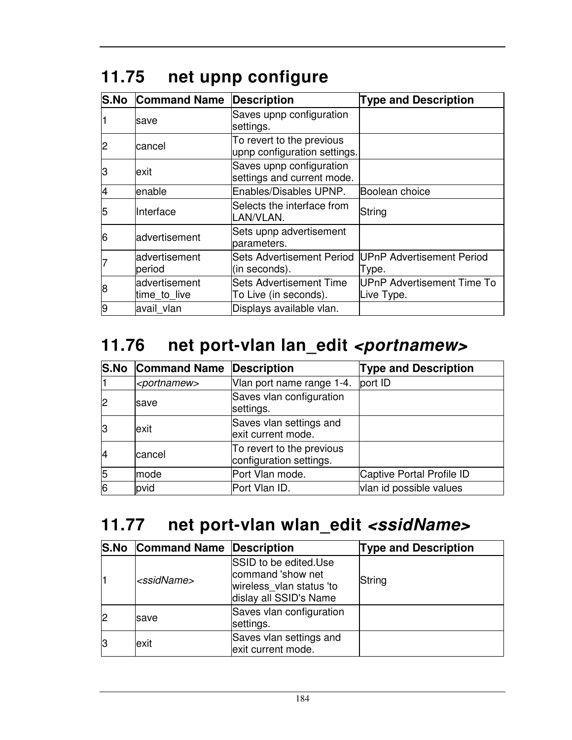## 11.75 net upnp configure

| S.No | Command Name | Description | Type and Description |
|---|---|---|---|
| 1 | save | Saves upnp configuration settings. | |
| 2 | cancel | To revert to the previous upnp configuration settings. | |
| 3 | exit | Saves upnp configuration settings and current mode. | |
| 4 | enable | Enables/Disables UPNP. | Boolean choice |
| 5 | Interface | Selects the interface from LAN/VLAN. | String |
| 6 | advertisement | Sets upnp advertisement parameters. | |
| 7 | advertisement period | Sets Advertisement Period (in seconds). | UPnP Advertisement Period Type. |
| 8 | advertisement time_to_live | Sets Advertisement Time To Live (in seconds). | UPnP Advertisement Time To Live Type. |
| 9 | avail_vlan | Displays available vlan. | |

## 11.76 net port-vlan lan_edit *<portnamew>*

| S.No | Command Name | Description | Type and Description |
|---|---|---|---|
| 1 | *<portnamew>* | Vlan port name range 1-4. | port ID |
| 2 | save | Saves vlan configuration settings. | |
| 3 | exit | Saves vlan settings and exit current mode. | |
| 4 | cancel | To revert to the previous configuration settings. | |
| 5 | mode | Port Vlan mode. | Captive Portal Profile ID |
| 6 | pvid | Port Vlan ID. | vlan id possible values |

## 11.77 net port-vlan wlan_edit *<ssidName>*

| S.No | Command Name | Description | Type and Description |
|---|---|---|---|
| 1 | *<ssidName>* | SSID to be edited.Use command 'show net wireless_vlan status 'to dislay all SSID's Name | String |
| 2 | save | Saves vlan configuration settings. | |
| 3 | exit | Saves vlan settings and exit current mode. | |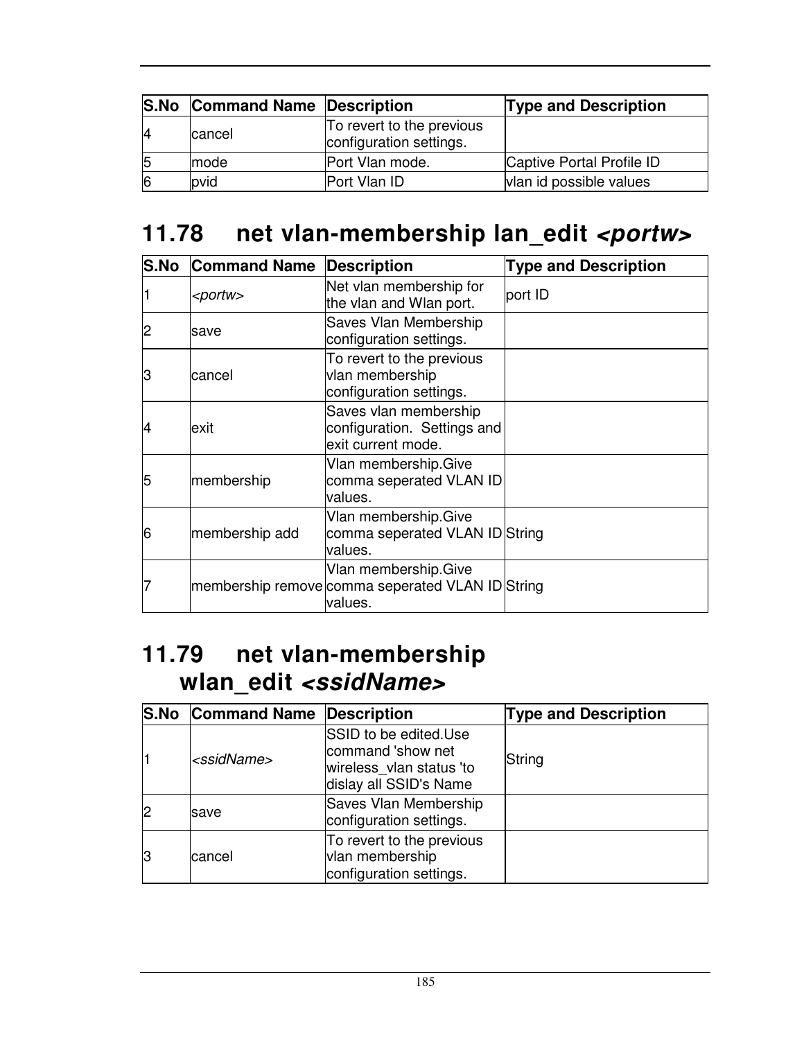| S.No | Command Name | Description | Type and Description |
| --- | --- | --- | --- |
| 4 | cancel | To revert to the previous configuration settings. | |
| 5 | mode | Port Vlan mode. | Captive Portal Profile ID |
| 6 | pvid | Port Vlan ID | vlan id possible values |

## 11.78 net vlan-membership lan_edit *<portw>*

| S.No | Command Name | Description | Type and Description |
| --- | --- | --- | --- |
| 1 | *<portw>* | Net vlan membership for the vlan and Wlan port. | port ID |
| 2 | save | Saves Vlan Membership configuration settings. | |
| 3 | cancel | To revert to the previous vlan membership configuration settings. | |
| 4 | exit | Saves vlan membership configuration. Settings and exit current mode. | |
| 5 | membership | Vlan membership.Give comma seperated VLAN ID values. | |
| 6 | membership add | Vlan membership.Give comma seperated VLAN ID values. | String |
| 7 | membership remove | Vlan membership.Give comma seperated VLAN ID values. | String |

## 11.79 net vlan-membership wlan_edit *<ssidName>*

| S.No | Command Name | Description | Type and Description |
| --- | --- | --- | --- |
| 1 | *<ssidName>* | SSID to be edited.Use command 'show net wireless_vlan status 'to dislay all SSID's Name | String |
| 2 | save | Saves Vlan Membership configuration settings. | |
| 3 | cancel | To revert to the previous vlan membership configuration settings. | |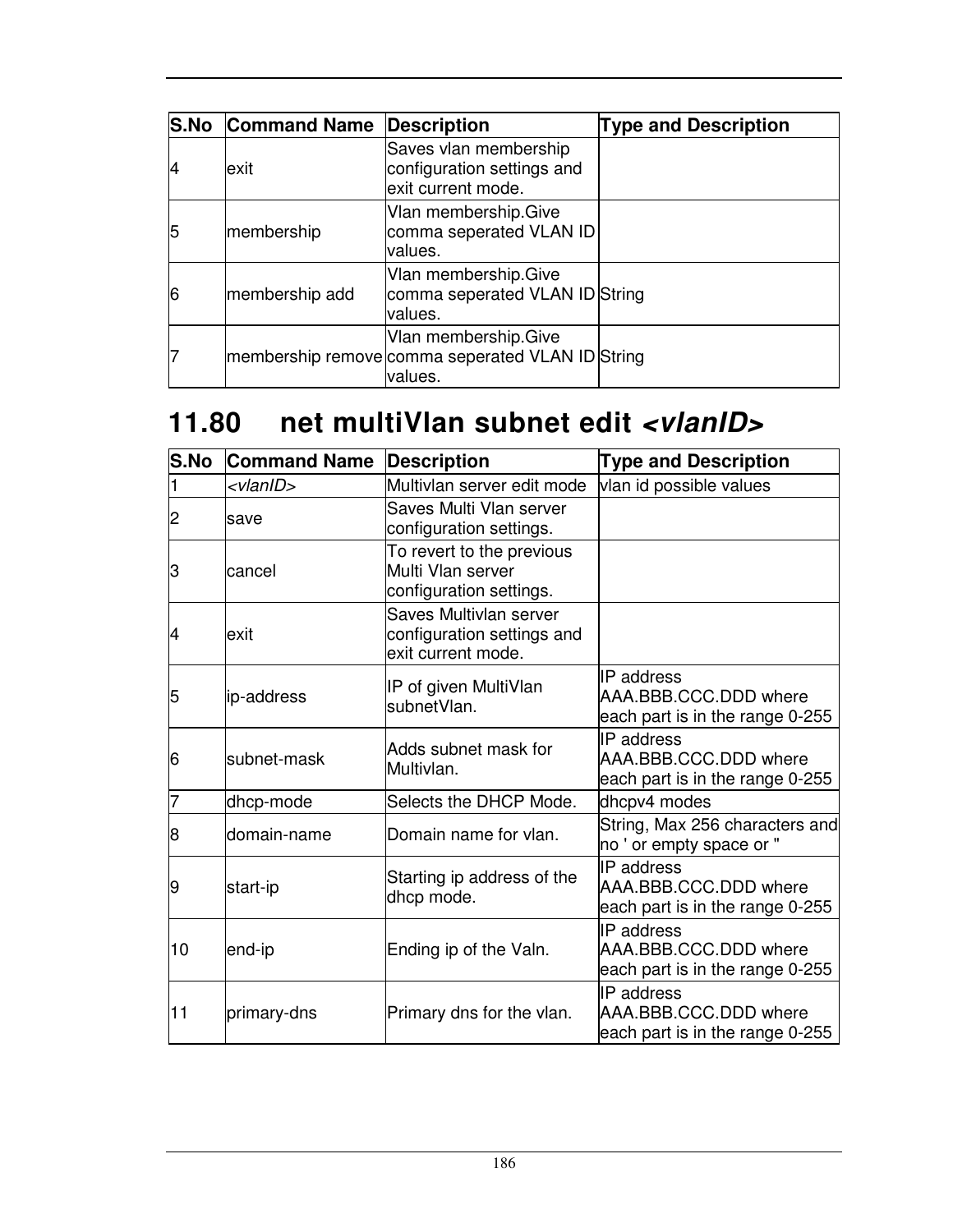| S.No | Command Name | Description | Type and Description |
|---|---|---|---|
| 4 | exit | Saves vlan membership configuration settings and exit current mode. | |
| 5 | membership | Vlan membership.Give comma seperated VLAN ID values. | |
| 6 | membership add | Vlan membership.Give comma seperated VLAN ID values. | String |
| 7 | membership remove | Vlan membership.Give comma seperated VLAN ID values. | String |

## 11.80 net multiVlan subnet edit *<vlanID>*

| S.No | Command Name | Description | Type and Description |
|---|---|---|---|
| 1 | *<vlanID>* | Multivlan server edit mode | vlan id possible values |
| 2 | save | Saves Multi Vlan server configuration settings. | |
| 3 | cancel | To revert to the previous Multi Vlan server configuration settings. | |
| 4 | exit | Saves Multivlan server configuration settings and exit current mode. | |
| 5 | ip-address | IP of given MultiVlan subnetVlan. | IP address AAA.BBB.CCC.DDD where each part is in the range 0-255 |
| 6 | subnet-mask | Adds subnet mask for Multivlan. | IP address AAA.BBB.CCC.DDD where each part is in the range 0-255 |
| 7 | dhcp-mode | Selects the DHCP Mode. | dhcpv4 modes |
| 8 | domain-name | Domain name for vlan. | String, Max 256 characters and no ' or empty space or " |
| 9 | start-ip | Starting ip address of the dhcp mode. | IP address AAA.BBB.CCC.DDD where each part is in the range 0-255 |
| 10 | end-ip | Ending ip of the Valn. | IP address AAA.BBB.CCC.DDD where each part is in the range 0-255 |
| 11 | primary-dns | Primary dns for the vlan. | IP address AAA.BBB.CCC.DDD where each part is in the range 0-255 |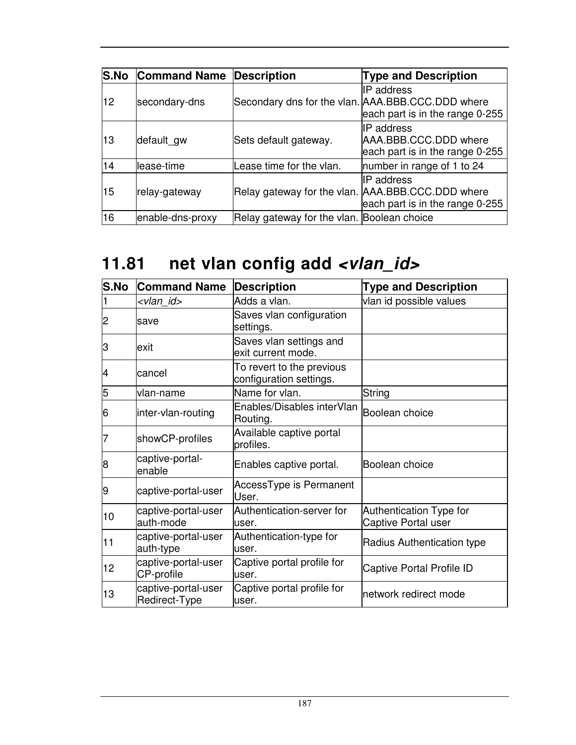| S.No | Command Name | Description | Type and Description |
| --- | --- | --- | --- |
| 12 | secondary-dns | Secondary dns for the vlan. | IP address AAA.BBB.CCC.DDD where each part is in the range 0-255 |
| 13 | default_gw | Sets default gateway. | IP address AAA.BBB.CCC.DDD where each part is in the range 0-255 |
| 14 | lease-time | Lease time for the vlan. | number in range of 1 to 24 |
| 15 | relay-gateway | Relay gateway for the vlan. | IP address AAA.BBB.CCC.DDD where each part is in the range 0-255 |
| 16 | enable-dns-proxy | Relay gateway for the vlan. | Boolean choice |

# 11.81 net vlan config add *<vlan_id>*

| S.No | Command Name | Description | Type and Description |
| --- | --- | --- | --- |
| 1 | *<vlan_id>* | Adds a vlan. | vlan id possible values |
| 2 | save | Saves vlan configuration settings. | |
| 3 | exit | Saves vlan settings and exit current mode. | |
| 4 | cancel | To revert to the previous configuration settings. | |
| 5 | vlan-name | Name for vlan. | String |
| 6 | inter-vlan-routing | Enables/Disables interVlan Routing. | Boolean choice |
| 7 | showCP-profiles | Available captive portal profiles. | |
| 8 | captive-portal-enable | Enables captive portal. | Boolean choice |
| 9 | captive-portal-user | AccessType is Permanent User. | |
| 10 | captive-portal-user auth-mode | Authentication-server for user. | Authentication Type for Captive Portal user |
| 11 | captive-portal-user auth-type | Authentication-type for user. | Radius Authentication type |
| 12 | captive-portal-user CP-profile | Captive portal profile for user. | Captive Portal Profile ID |
| 13 | captive-portal-user Redirect-Type | Captive portal profile for user. | network redirect mode |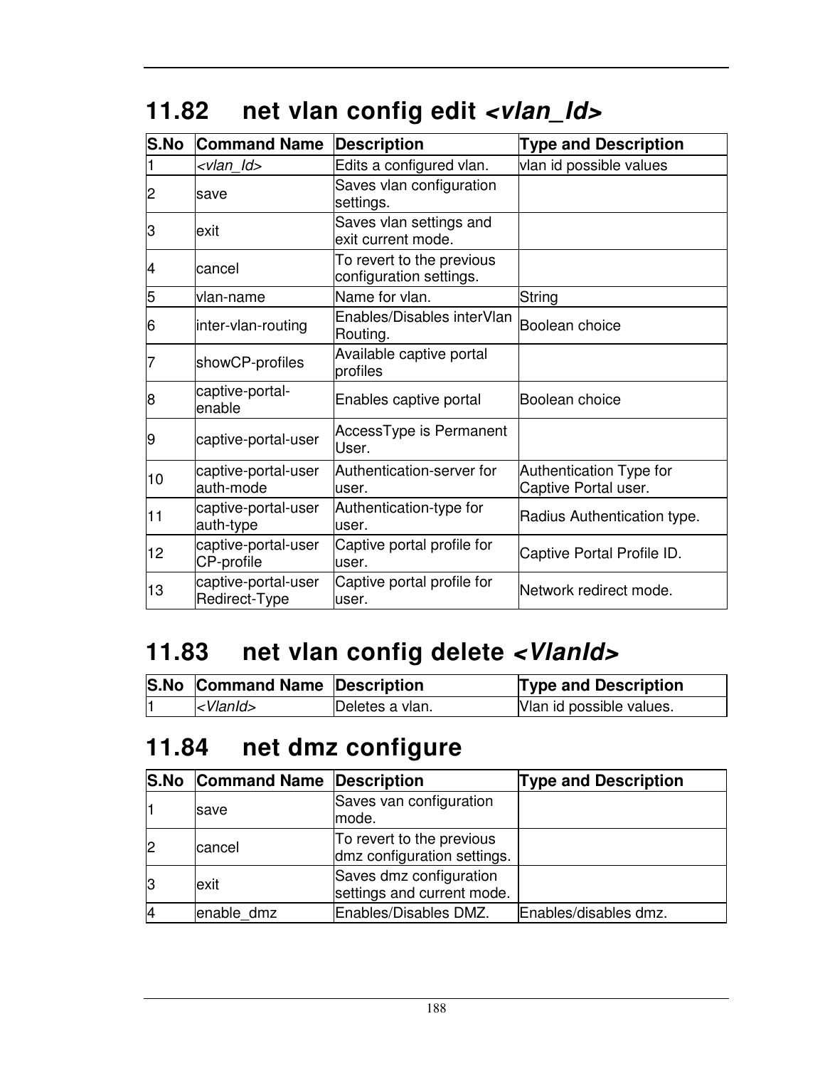## 11.82 net vlan config edit *<vlan_Id>*

| S.No | Command Name | Description | Type and Description |
|---|---|---|---|
| 1 | *<vlan_Id>* | Edits a configured vlan. | vlan id possible values |
| 2 | save | Saves vlan configuration settings. | |
| 3 | exit | Saves vlan settings and exit current mode. | |
| 4 | cancel | To revert to the previous configuration settings. | |
| 5 | vlan-name | Name for vlan. | String |
| 6 | inter-vlan-routing | Enables/Disables interVlan Routing. | Boolean choice |
| 7 | showCP-profiles | Available captive portal profiles | |
| 8 | captive-portal-enable | Enables captive portal | Boolean choice |
| 9 | captive-portal-user | AccessType is Permanent User. | |
| 10 | captive-portal-user auth-mode | Authentication-server for user. | Authentication Type for Captive Portal user. |
| 11 | captive-portal-user auth-type | Authentication-type for user. | Radius Authentication type. |
| 12 | captive-portal-user CP-profile | Captive portal profile for user. | Captive Portal Profile ID. |
| 13 | captive-portal-user Redirect-Type | Captive portal profile for user. | Network redirect mode. |

## 11.83 net vlan config delete *<VlanId>*

| S.No | Command Name | Description | Type and Description |
|---|---|---|---|
| 1 | *<VlanId>* | Deletes a vlan. | Vlan id possible values. |

## 11.84 net dmz configure

| S.No | Command Name | Description | Type and Description |
|---|---|---|---|
| 1 | save | Saves van configuration mode. | |
| 2 | cancel | To revert to the previous dmz configuration settings. | |
| 3 | exit | Saves dmz configuration settings and current mode. | |
| 4 | enable_dmz | Enables/Disables DMZ. | Enables/disables dmz. |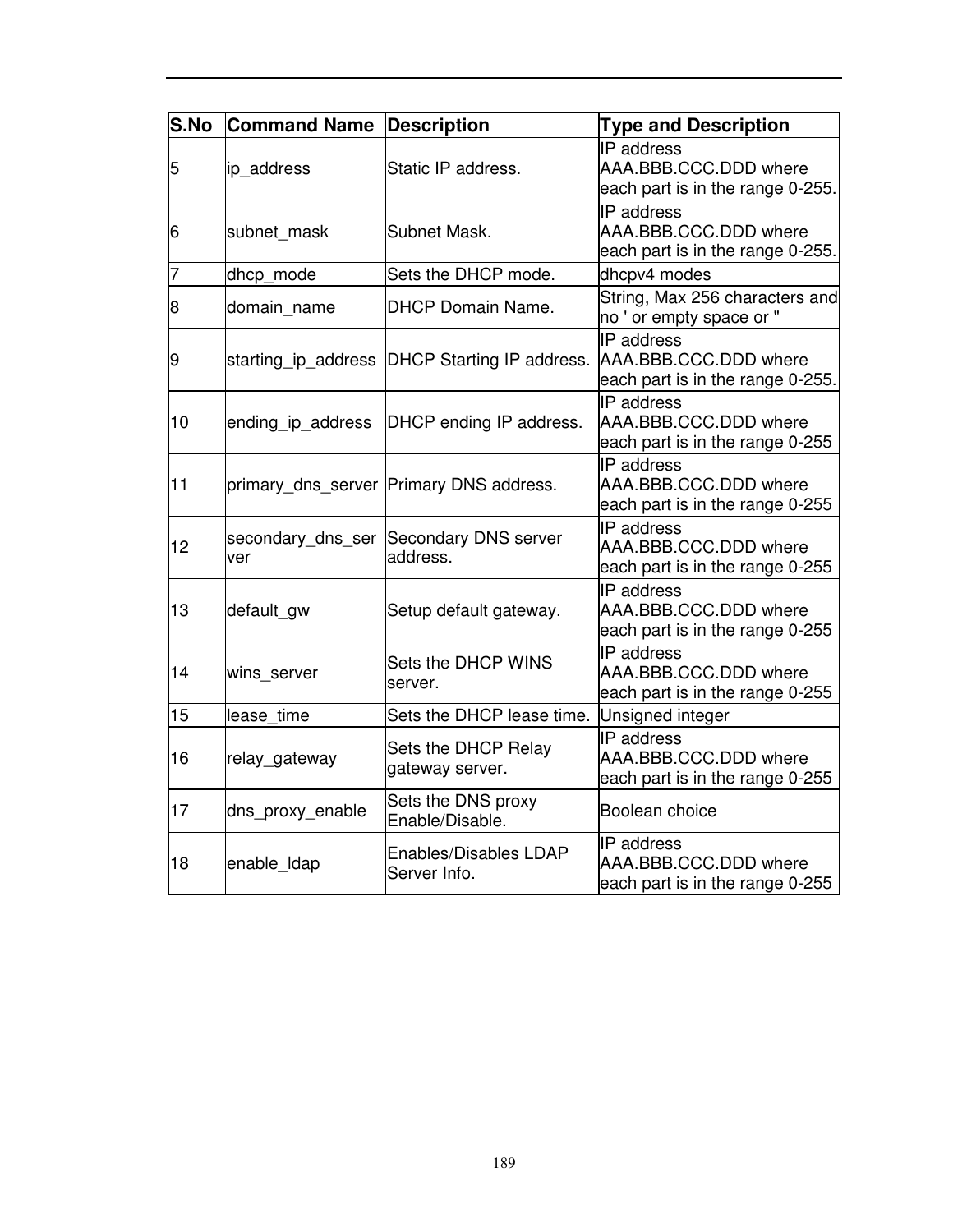| S.No | Command Name | Description | Type and Description |
|---|---|---|---|
| 5 | ip_address | Static IP address. | IP address AAA.BBB.CCC.DDD where each part is in the range 0-255. |
| 6 | subnet_mask | Subnet Mask. | IP address AAA.BBB.CCC.DDD where each part is in the range 0-255. |
| 7 | dhcp_mode | Sets the DHCP mode. | dhcpv4 modes |
| 8 | domain_name | DHCP Domain Name. | String, Max 256 characters and no ' or empty space or " |
| 9 | starting_ip_address | DHCP Starting IP address. | IP address AAA.BBB.CCC.DDD where each part is in the range 0-255. |
| 10 | ending_ip_address | DHCP ending IP address. | IP address AAA.BBB.CCC.DDD where each part is in the range 0-255 |
| 11 | primary_dns_server | Primary DNS address. | IP address AAA.BBB.CCC.DDD where each part is in the range 0-255 |
| 12 | secondary_dns_server | Secondary DNS server address. | IP address AAA.BBB.CCC.DDD where each part is in the range 0-255 |
| 13 | default_gw | Setup default gateway. | IP address AAA.BBB.CCC.DDD where each part is in the range 0-255 |
| 14 | wins_server | Sets the DHCP WINS server. | IP address AAA.BBB.CCC.DDD where each part is in the range 0-255 |
| 15 | lease_time | Sets the DHCP lease time. | Unsigned integer |
| 16 | relay_gateway | Sets the DHCP Relay gateway server. | IP address AAA.BBB.CCC.DDD where each part is in the range 0-255 |
| 17 | dns_proxy_enable | Sets the DNS proxy Enable/Disable. | Boolean choice |
| 18 | enable_ldap | Enables/Disables LDAP Server Info. | IP address AAA.BBB.CCC.DDD where each part is in the range 0-255 |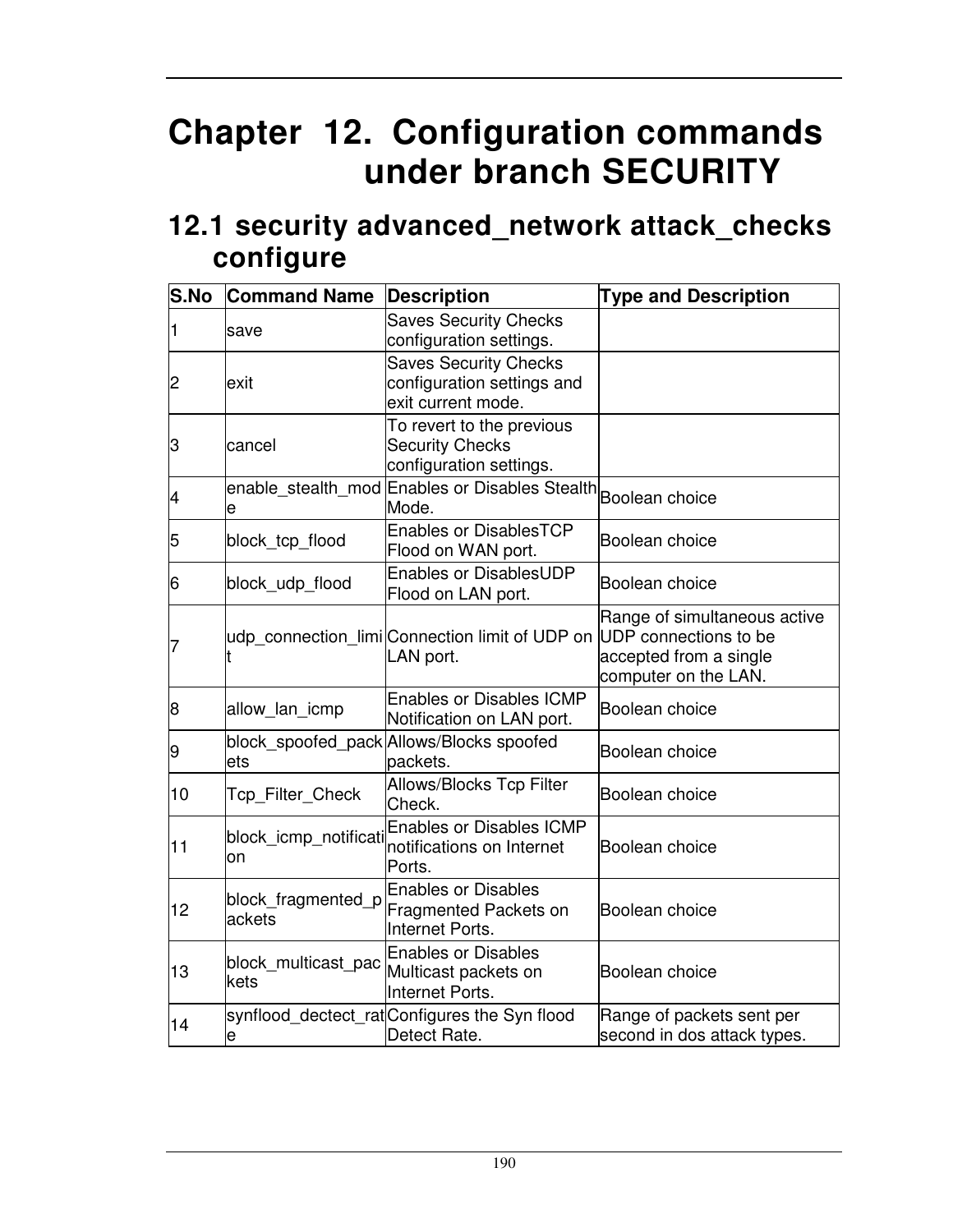# Chapter 12. Configuration commands under branch SECURITY

## 12.1 security advanced_network attack_checks configure

| S.No | Command Name | Description | Type and Description |
|---|---|---|---|
| 1 | save | Saves Security Checks configuration settings. | |
| 2 | exit | Saves Security Checks configuration settings and exit current mode. | |
| 3 | cancel | To revert to the previous Security Checks configuration settings. | |
| 4 | enable_stealth_mode | Enables or Disables Stealth Mode. | Boolean choice |
| 5 | block_tcp_flood | Enables or DisablesTCP Flood on WAN port. | Boolean choice |
| 6 | block_udp_flood | Enables or DisablesUDP Flood on LAN port. | Boolean choice |
| 7 | udp_connection_limit | Connection limit of UDP on LAN port. | Range of simultaneous active UDP connections to be accepted from a single computer on the LAN. |
| 8 | allow_lan_icmp | Enables or Disables ICMP Notification on LAN port. | Boolean choice |
| 9 | block_spoofed_packets | Allows/Blocks spoofed packets. | Boolean choice |
| 10 | Tcp_Filter_Check | Allows/Blocks Tcp Filter Check. | Boolean choice |
| 11 | block_icmp_notification | Enables or Disables ICMP notifications on Internet Ports. | Boolean choice |
| 12 | block_fragmented_packets | Enables or Disables Fragmented Packets on Internet Ports. | Boolean choice |
| 13 | block_multicast_packets | Enables or Disables Multicast packets on Internet Ports. | Boolean choice |
| 14 | synflood_dectect_rate | Configures the Syn flood Detect Rate. | Range of packets sent per second in dos attack types. |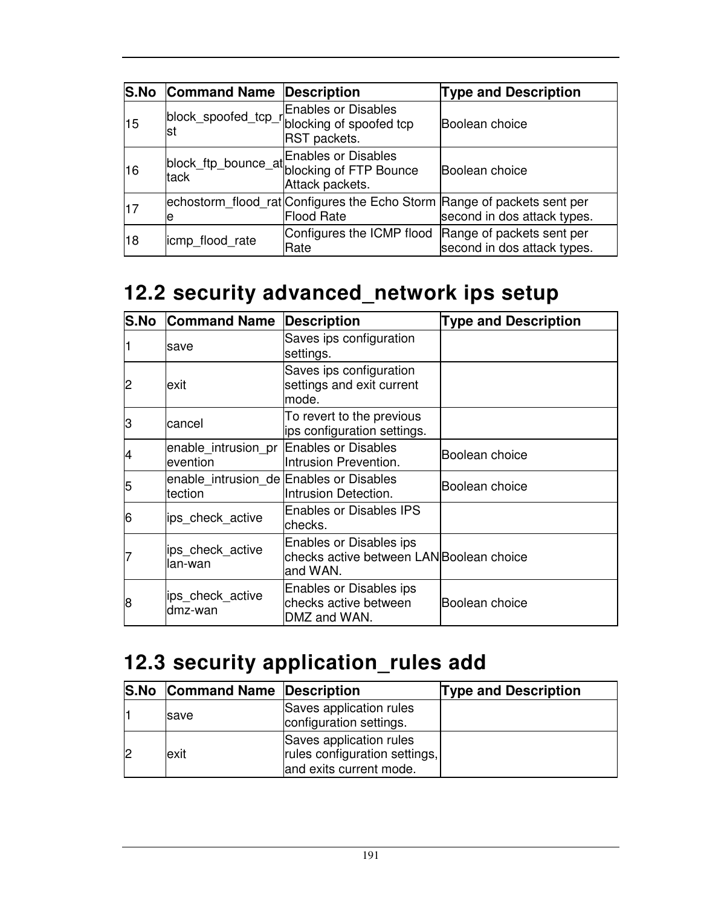| S.No | Command Name | Description | Type and Description |
|---|---|---|---|
| 15 | block_spoofed_tcp_rst | Enables or Disables blocking of spoofed tcp RST packets. | Boolean choice |
| 16 | block_ftp_bounce_attack | Enables or Disables blocking of FTP Bounce Attack packets. | Boolean choice |
| 17 | echostorm_flood_rate | Configures the Echo Storm Flood Rate | Range of packets sent per second in dos attack types. |
| 18 | icmp_flood_rate | Configures the ICMP flood Rate | Range of packets sent per second in dos attack types. |

## 12.2 security advanced_network ips setup

| S.No | Command Name | Description | Type and Description |
|---|---|---|---|
| 1 | save | Saves ips configuration settings. | |
| 2 | exit | Saves ips configuration settings and exit current mode. | |
| 3 | cancel | To revert to the previous ips configuration settings. | |
| 4 | enable_intrusion_prevention | Enables or Disables Intrusion Prevention. | Boolean choice |
| 5 | enable_intrusion_detection | Enables or Disables Intrusion Detection. | Boolean choice |
| 6 | ips_check_active | Enables or Disables IPS checks. | |
| 7 | ips_check_active lan-wan | Enables or Disables ips checks active between LAN and WAN. | Boolean choice |
| 8 | ips_check_active dmz-wan | Enables or Disables ips checks active between DMZ and WAN. | Boolean choice |

## 12.3 security application_rules add

| S.No | Command Name | Description | Type and Description |
|---|---|---|---|
| 1 | save | Saves application rules configuration settings. | |
| 2 | exit | Saves application rules rules configuration settings, and exits current mode. | |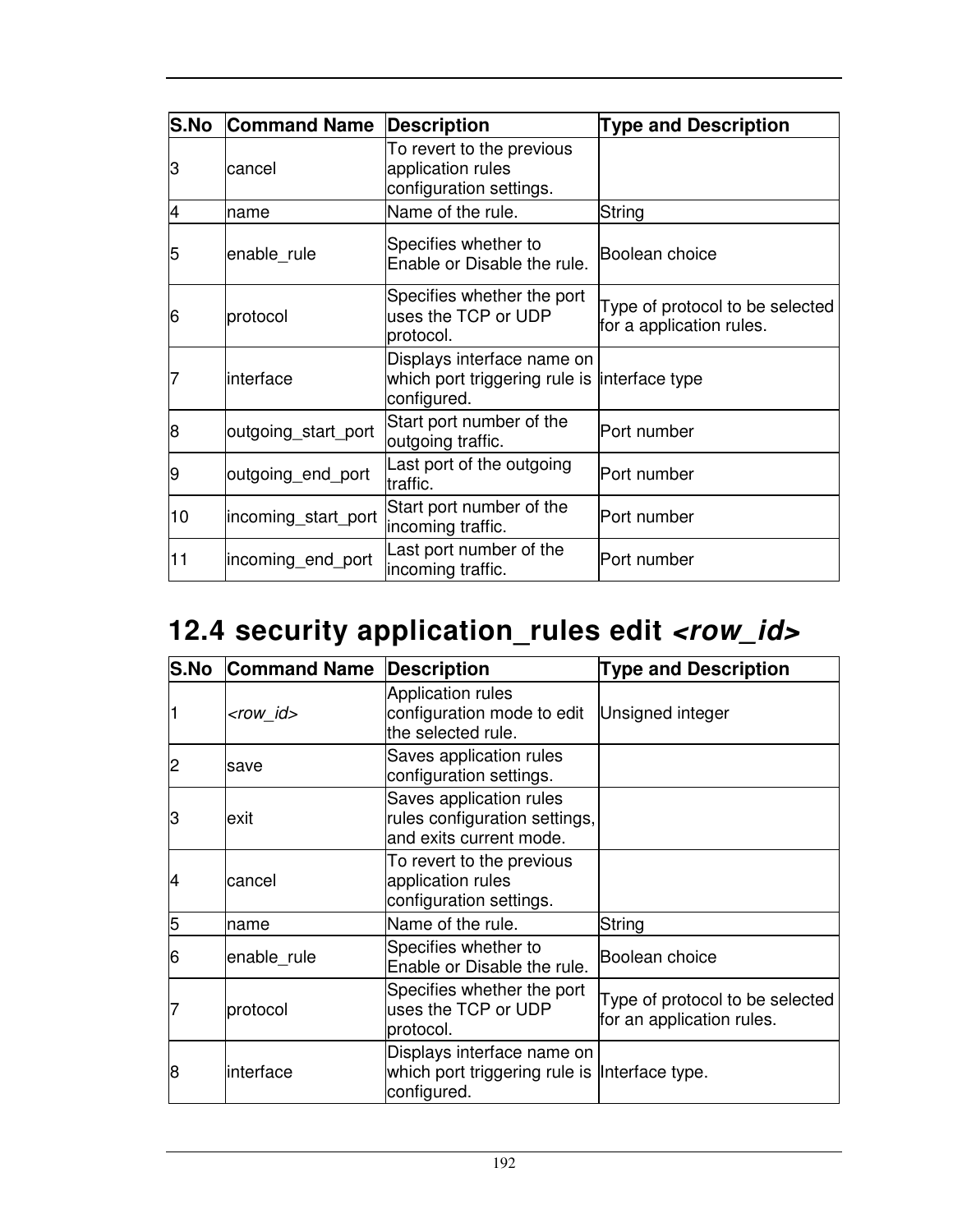| S.No | Command Name | Description | Type and Description |
|---|---|---|---|
| 3 | cancel | To revert to the previous application rules configuration settings. | |
| 4 | name | Name of the rule. | String |
| 5 | enable_rule | Specifies whether to Enable or Disable the rule. | Boolean choice |
| 6 | protocol | Specifies whether the port uses the TCP or UDP protocol. | Type of protocol to be selected for a application rules. |
| 7 | interface | Displays interface name on which port triggering rule is configured. | interface type |
| 8 | outgoing_start_port | Start port number of the outgoing traffic. | Port number |
| 9 | outgoing_end_port | Last port of the outgoing traffic. | Port number |
| 10 | incoming_start_port | Start port number of the incoming traffic. | Port number |
| 11 | incoming_end_port | Last port number of the incoming traffic. | Port number |

## 12.4 security application_rules edit *<row_id>*

| S.No | Command Name | Description | Type and Description |
|---|---|---|---|
| 1 | *<row_id>* | Application rules configuration mode to edit the selected rule. | Unsigned integer |
| 2 | save | Saves application rules configuration settings. | |
| 3 | exit | Saves application rules rules configuration settings, and exits current mode. | |
| 4 | cancel | To revert to the previous application rules configuration settings. | |
| 5 | name | Name of the rule. | String |
| 6 | enable_rule | Specifies whether to Enable or Disable the rule. | Boolean choice |
| 7 | protocol | Specifies whether the port uses the TCP or UDP protocol. | Type of protocol to be selected for an application rules. |
| 8 | interface | Displays interface name on which port triggering rule is configured. | Interface type. |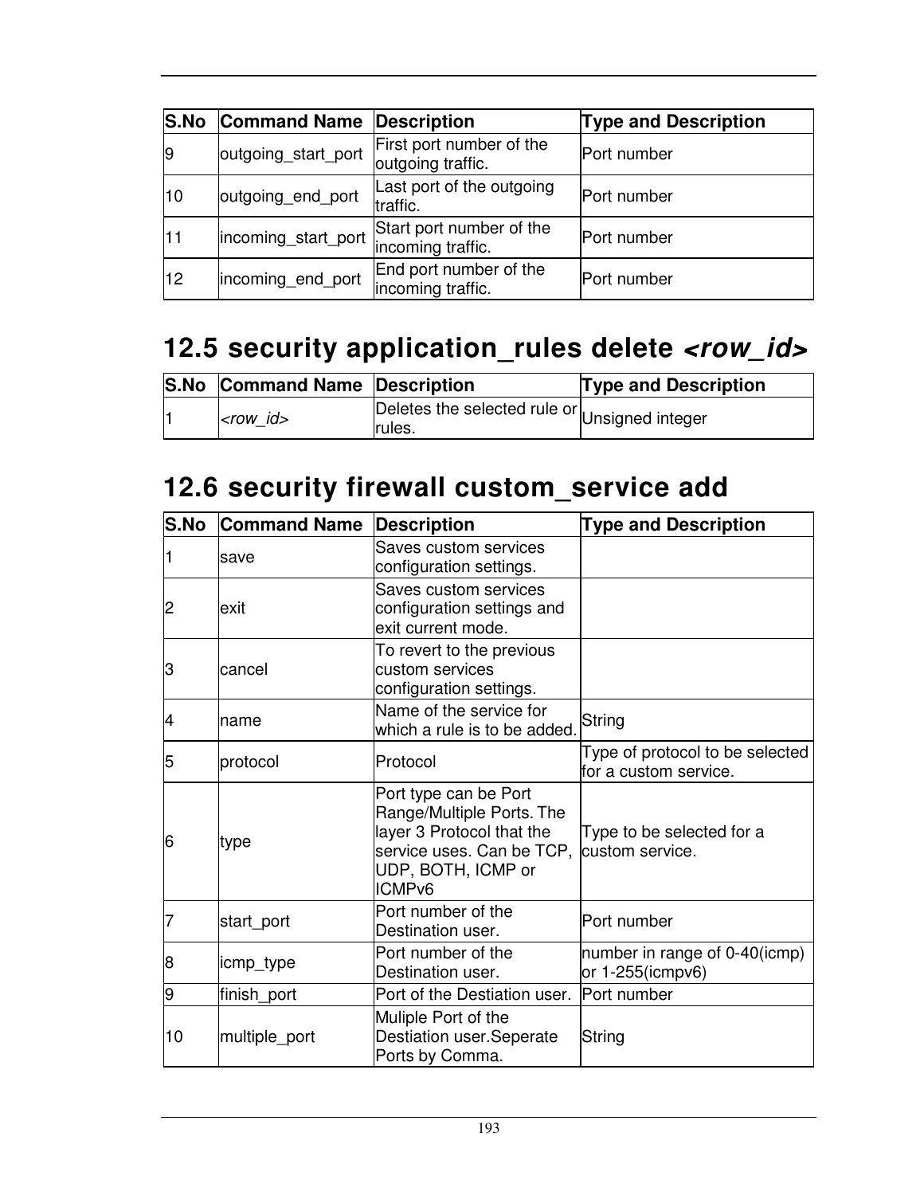| S.No | Command Name | Description | Type and Description |
|---|---|---|---|
| 9 | outgoing_start_port | First port number of the outgoing traffic. | Port number |
| 10 | outgoing_end_port | Last port of the outgoing traffic. | Port number |
| 11 | incoming_start_port | Start port number of the incoming traffic. | Port number |
| 12 | incoming_end_port | End port number of the incoming traffic. | Port number |

## 12.5 security application_rules delete *<row_id>*

| S.No | Command Name | Description | Type and Description |
|---|---|---|---|
| 1 | *<row_id>* | Deletes the selected rule or rules. | Unsigned integer |

## 12.6 security firewall custom_service add

| S.No | Command Name | Description | Type and Description |
|---|---|---|---|
| 1 | save | Saves custom services configuration settings. | |
| 2 | exit | Saves custom services configuration settings and exit current mode. | |
| 3 | cancel | To revert to the previous custom services configuration settings. | |
| 4 | name | Name of the service for which a rule is to be added. | String |
| 5 | protocol | Protocol | Type of protocol to be selected for a custom service. |
| 6 | type | Port type can be Port Range/Multiple Ports. The layer 3 Protocol that the service uses. Can be TCP, UDP, BOTH, ICMP or ICMPv6 | Type to be selected for a custom service. |
| 7 | start_port | Port number of the Destination user. | Port number |
| 8 | icmp_type | Port number of the Destination user. | number in range of 0-40(icmp) or 1-255(icmpv6) |
| 9 | finish_port | Port of the Destiation user. | Port number |
| 10 | multiple_port | Muliple Port of the Destiation user.Seperate Ports by Comma. | String |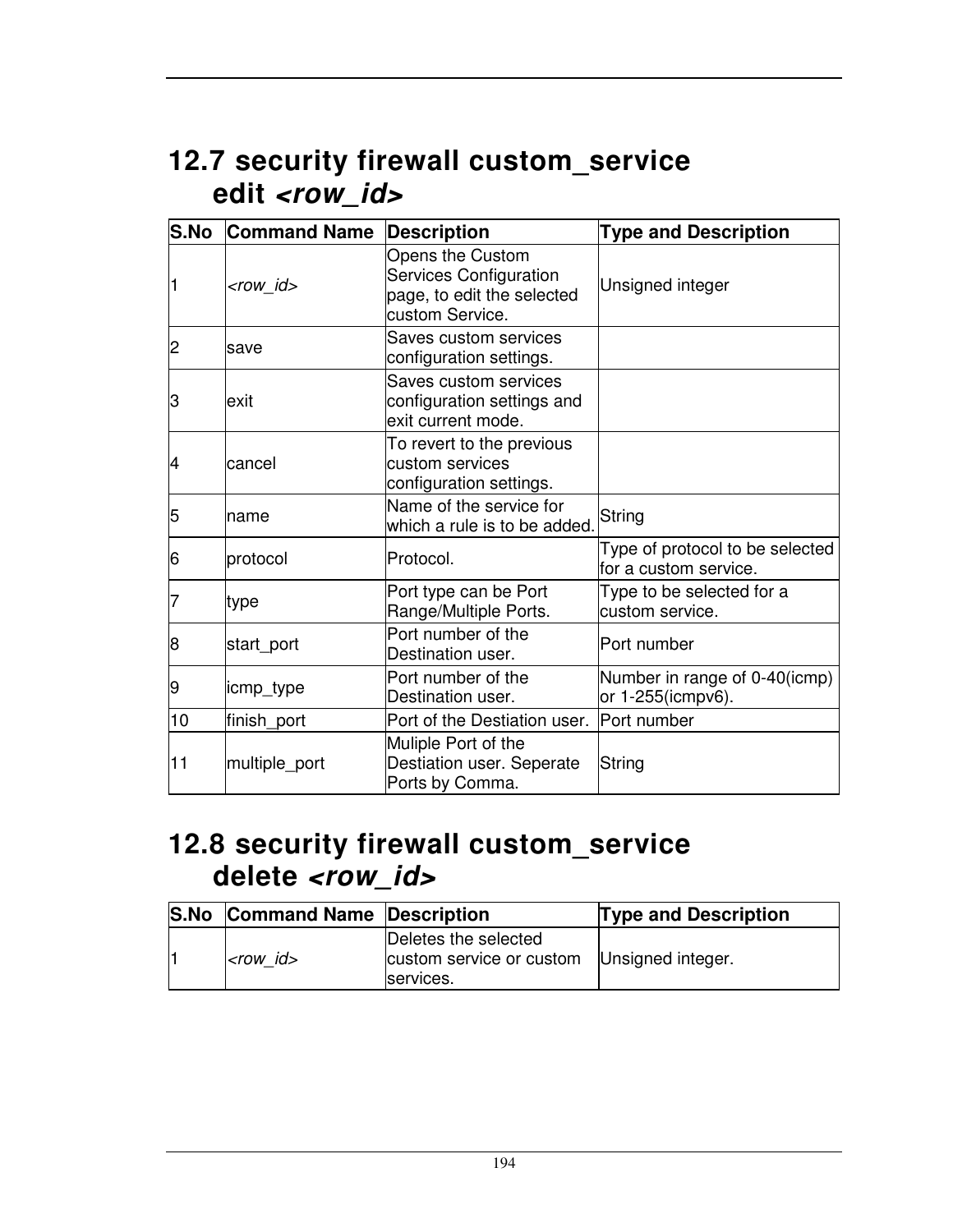## 12.7 security firewall custom_service edit *<row_id>*

| S.No | Command Name | Description | Type and Description |
|---|---|---|---|
| 1 | *<row_id>* | Opens the Custom Services Configuration page, to edit the selected custom Service. | Unsigned integer |
| 2 | save | Saves custom services configuration settings. | |
| 3 | exit | Saves custom services configuration settings and exit current mode. | |
| 4 | cancel | To revert to the previous custom services configuration settings. | |
| 5 | name | Name of the service for which a rule is to be added. | String |
| 6 | protocol | Protocol. | Type of protocol to be selected for a custom service. |
| 7 | type | Port type can be Port Range/Multiple Ports. | Type to be selected for a custom service. |
| 8 | start_port | Port number of the Destination user. | Port number |
| 9 | icmp_type | Port number of the Destination user. | Number in range of 0-40(icmp) or 1-255(icmpv6). |
| 10 | finish_port | Port of the Destiation user. | Port number |
| 11 | multiple_port | Muliple Port of the Destiation user. Seperate Ports by Comma. | String |

## 12.8 security firewall custom_service delete *<row_id>*

| S.No | Command Name | Description | Type and Description |
|---|---|---|---|
| 1 | *<row_id>* | Deletes the selected custom service or custom services. | Unsigned integer. |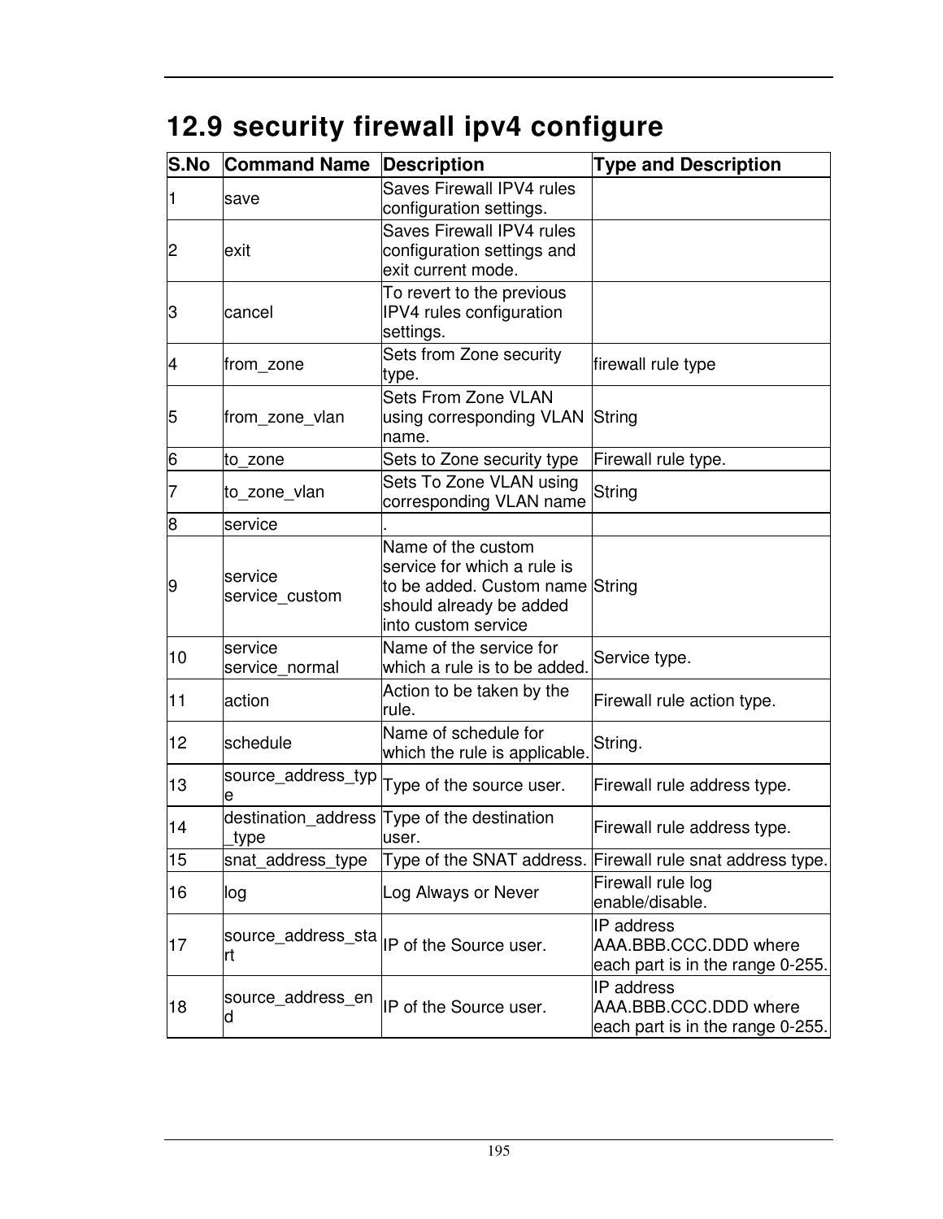## 12.9 security firewall ipv4 configure

| S.No | Command Name | Description | Type and Description |
|---|---|---|---|
| 1 | save | Saves Firewall IPV4 rules configuration settings. | |
| 2 | exit | Saves Firewall IPV4 rules configuration settings and exit current mode. | |
| 3 | cancel | To revert to the previous IPV4 rules configuration settings. | |
| 4 | from_zone | Sets from Zone security type. | firewall rule type |
| 5 | from_zone_vlan | Sets From Zone VLAN using corresponding VLAN name. | String |
| 6 | to_zone | Sets to Zone security type | Firewall rule type. |
| 7 | to_zone_vlan | Sets To Zone VLAN using corresponding VLAN name | String |
| 8 | service | . | |
| 9 | service service_custom | Name of the custom service for which a rule is to be added. Custom name should already be added into custom service | String |
| 10 | service service_normal | Name of the service for which a rule is to be added. | Service type. |
| 11 | action | Action to be taken by the rule. | Firewall rule action type. |
| 12 | schedule | Name of schedule for which the rule is applicable. | String. |
| 13 | source_address_type | Type of the source user. | Firewall rule address type. |
| 14 | destination_address_type | Type of the destination user. | Firewall rule address type. |
| 15 | snat_address_type | Type of the SNAT address. | Firewall rule snat address type. |
| 16 | log | Log Always or Never | Firewall rule log enable/disable. |
| 17 | source_address_start | IP of the Source user. | IP address AAA.BBB.CCC.DDD where each part is in the range 0-255. |
| 18 | source_address_end | IP of the Source user. | IP address AAA.BBB.CCC.DDD where each part is in the range 0-255. |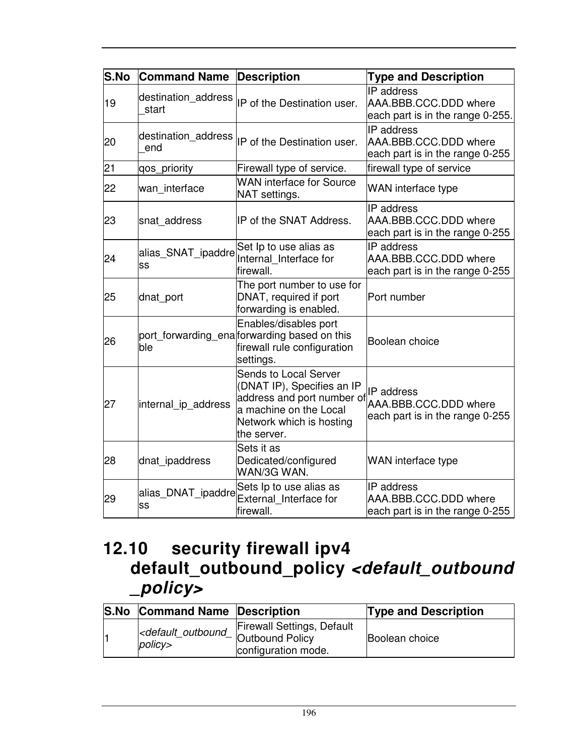| S.No | Command Name | Description | Type and Description |
| --- | --- | --- | --- |
| 19 | destination_address_start | IP of the Destination user. | IP address AAA.BBB.CCC.DDD where each part is in the range 0-255. |
| 20 | destination_address_end | IP of the Destination user. | IP address AAA.BBB.CCC.DDD where each part is in the range 0-255 |
| 21 | qos_priority | Firewall type of service. | firewall type of service |
| 22 | wan_interface | WAN interface for Source NAT settings. | WAN interface type |
| 23 | snat_address | IP of the SNAT Address. | IP address AAA.BBB.CCC.DDD where each part is in the range 0-255 |
| 24 | alias_SNAT_ipaddress | Set Ip to use alias as Internal_Interface for firewall. | IP address AAA.BBB.CCC.DDD where each part is in the range 0-255 |
| 25 | dnat_port | The port number to use for DNAT, required if port forwarding is enabled. | Port number |
| 26 | port_forwarding_enable | Enables/disables port forwarding based on this firewall rule configuration settings. | Boolean choice |
| 27 | internal_ip_address | Sends to Local Server (DNAT IP), Specifies an IP address and port number of a machine on the Local Network which is hosting the server. | IP address AAA.BBB.CCC.DDD where each part is in the range 0-255 |
| 28 | dnat_ipaddress | Sets it as Dedicated/configured WAN/3G WAN. | WAN interface type |
| 29 | alias_DNAT_ipaddress | Sets Ip to use alias as External_Interface for firewall. | IP address AAA.BBB.CCC.DDD where each part is in the range 0-255 |

## 12.10 security firewall ipv4 default_outbound_policy *<default_outbound_policy>*

| S.No | Command Name | Description | Type and Description |
| --- | --- | --- | --- |
| 1 | *<default_outbound_policy>* | Firewall Settings, Default Outbound Policy configuration mode. | Boolean choice |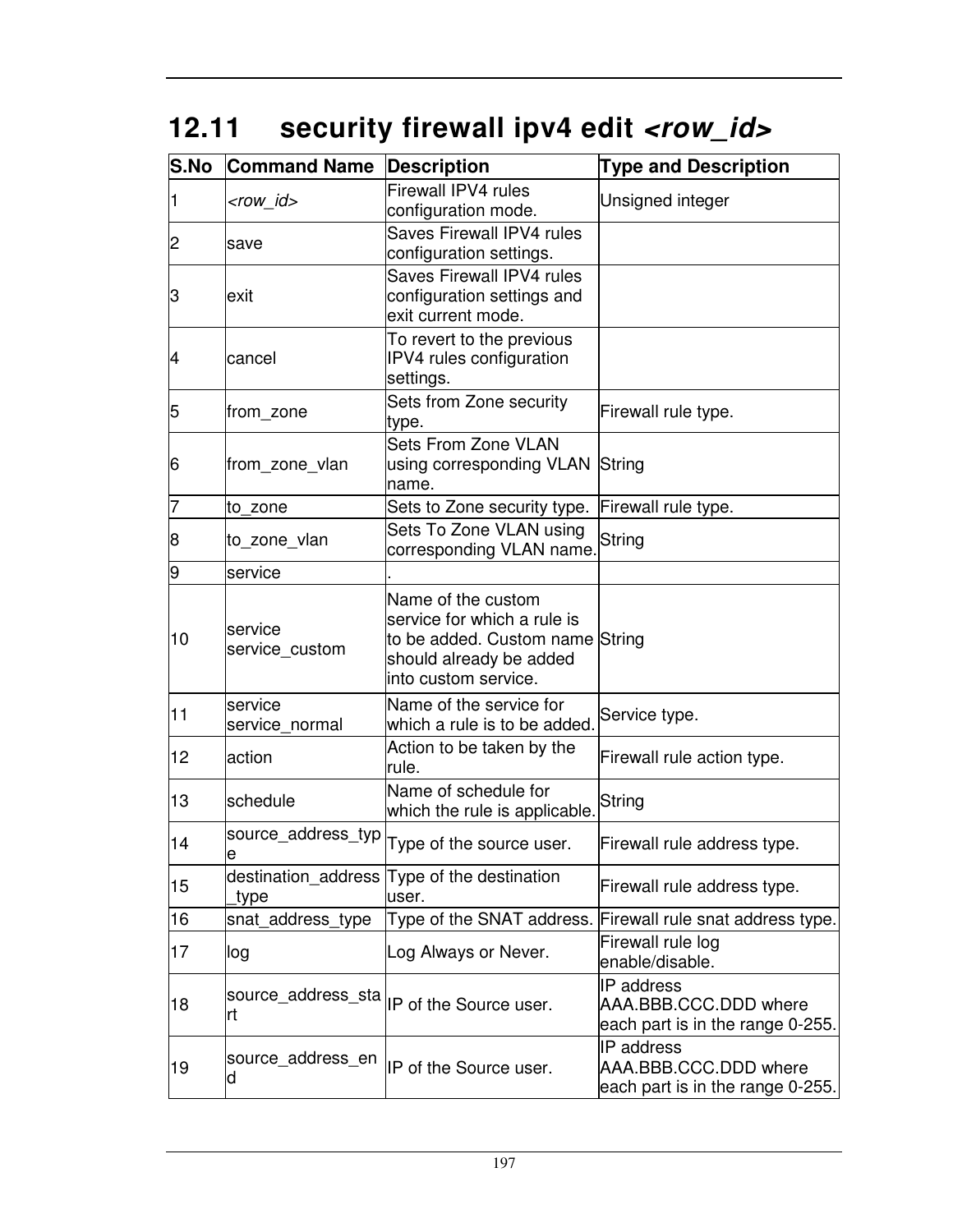## 12.11 security firewall ipv4 edit *<row_id>*

| S.No | Command Name | Description | Type and Description |
|---|---|---|---|
| 1 | *<row_id>* | Firewall IPV4 rules configuration mode. | Unsigned integer |
| 2 | save | Saves Firewall IPV4 rules configuration settings. | |
| 3 | exit | Saves Firewall IPV4 rules configuration settings and exit current mode. | |
| 4 | cancel | To revert to the previous IPV4 rules configuration settings. | |
| 5 | from_zone | Sets from Zone security type. | Firewall rule type. |
| 6 | from_zone_vlan | Sets From Zone VLAN using corresponding VLAN name. | String |
| 7 | to_zone | Sets to Zone security type. | Firewall rule type. |
| 8 | to_zone_vlan | Sets To Zone VLAN using corresponding VLAN name. | String |
| 9 | service | . | |
| 10 | service service_custom | Name of the custom service for which a rule is to be added. Custom name should already be added into custom service. | String |
| 11 | service service_normal | Name of the service for which a rule is to be added. | Service type. |
| 12 | action | Action to be taken by the rule. | Firewall rule action type. |
| 13 | schedule | Name of schedule for which the rule is applicable. | String |
| 14 | source_address_type | Type of the source user. | Firewall rule address type. |
| 15 | destination_address_type | Type of the destination user. | Firewall rule address type. |
| 16 | snat_address_type | Type of the SNAT address. | Firewall rule snat address type. |
| 17 | log | Log Always or Never. | Firewall rule log enable/disable. |
| 18 | source_address_start | IP of the Source user. | IP address AAA.BBB.CCC.DDD where each part is in the range 0-255. |
| 19 | source_address_end | IP of the Source user. | IP address AAA.BBB.CCC.DDD where each part is in the range 0-255. |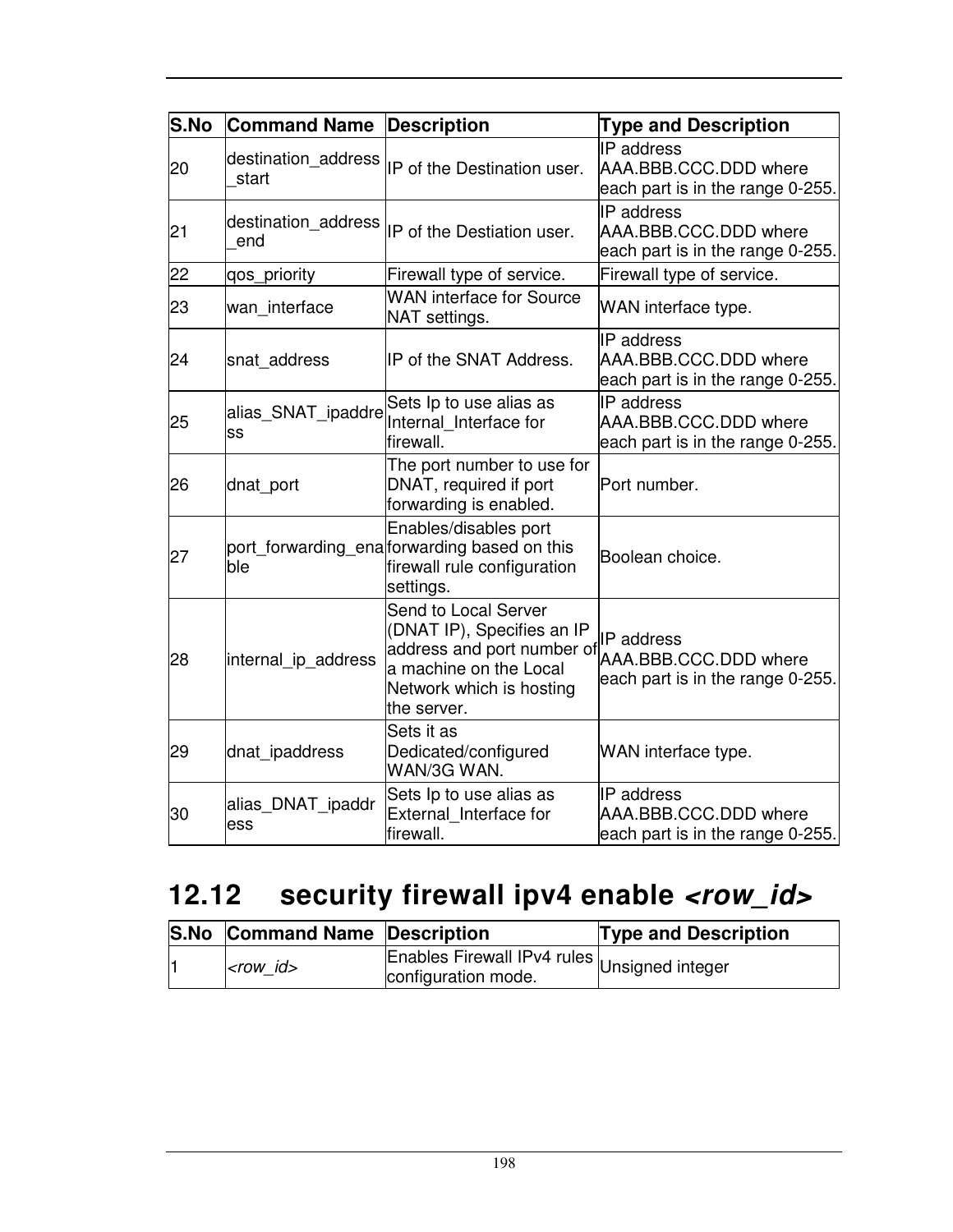| S.No | Command Name | Description | Type and Description |
|---|---|---|---|
| 20 | destination_address_start | IP of the Destination user. | IP address AAA.BBB.CCC.DDD where each part is in the range 0-255. |
| 21 | destination_address_end | IP of the Destiation user. | IP address AAA.BBB.CCC.DDD where each part is in the range 0-255. |
| 22 | qos_priority | Firewall type of service. | Firewall type of service. |
| 23 | wan_interface | WAN interface for Source NAT settings. | WAN interface type. |
| 24 | snat_address | IP of the SNAT Address. | IP address AAA.BBB.CCC.DDD where each part is in the range 0-255. |
| 25 | alias_SNAT_ipaddress | Sets Ip to use alias as Internal_Interface for firewall. | IP address AAA.BBB.CCC.DDD where each part is in the range 0-255. |
| 26 | dnat_port | The port number to use for DNAT, required if port forwarding is enabled. | Port number. |
| 27 | port_forwarding_enable | Enables/disables port forwarding based on this firewall rule configuration settings. | Boolean choice. |
| 28 | internal_ip_address | Send to Local Server (DNAT IP), Specifies an IP address and port number of a machine on the Local Network which is hosting the server. | IP address AAA.BBB.CCC.DDD where each part is in the range 0-255. |
| 29 | dnat_ipaddress | Sets it as Dedicated/configured WAN/3G WAN. | WAN interface type. |
| 30 | alias_DNAT_ipaddress | Sets Ip to use alias as External_Interface for firewall. | IP address AAA.BBB.CCC.DDD where each part is in the range 0-255. |

## 12.12 security firewall ipv4 enable *<row_id>*

| S.No | Command Name | Description | Type and Description |
|---|---|---|---|
| 1 | *<row_id>* | Enables Firewall IPv4 rules configuration mode. | Unsigned integer |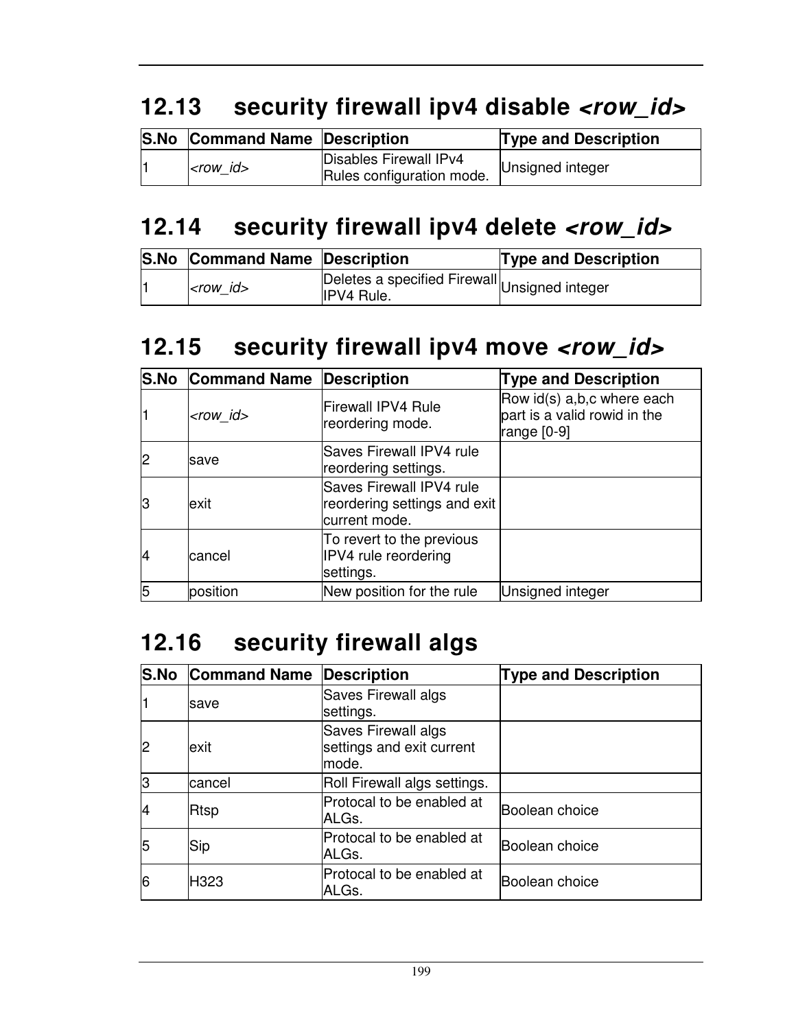## 12.13 security firewall ipv4 disable *<row_id>*

| S.No | Command Name | Description | Type and Description |
|---|---|---|---|
| 1 | *<row_id>* | Disables Firewall IPv4 Rules configuration mode. | Unsigned integer |

## 12.14 security firewall ipv4 delete *<row_id>*

| S.No | Command Name | Description | Type and Description |
|---|---|---|---|
| 1 | *<row_id>* | Deletes a specified Firewall IPV4 Rule. | Unsigned integer |

## 12.15 security firewall ipv4 move *<row_id>*

| S.No | Command Name | Description | Type and Description |
|---|---|---|---|
| 1 | *<row_id>* | Firewall IPV4 Rule reordering mode. | Row id(s) a,b,c where each part is a valid rowid in the range [0-9] |
| 2 | save | Saves Firewall IPV4 rule reordering settings. | |
| 3 | exit | Saves Firewall IPV4 rule reordering settings and exit current mode. | |
| 4 | cancel | To revert to the previous IPV4 rule reordering settings. | |
| 5 | position | New position for the rule | Unsigned integer |

## 12.16 security firewall algs

| S.No | Command Name | Description | Type and Description |
|---|---|---|---|
| 1 | save | Saves Firewall algs settings. | |
| 2 | exit | Saves Firewall algs settings and exit current mode. | |
| 3 | cancel | Roll Firewall algs settings. | |
| 4 | Rtsp | Protocal to be enabled at ALGs. | Boolean choice |
| 5 | Sip | Protocal to be enabled at ALGs. | Boolean choice |
| 6 | H323 | Protocal to be enabled at ALGs. | Boolean choice |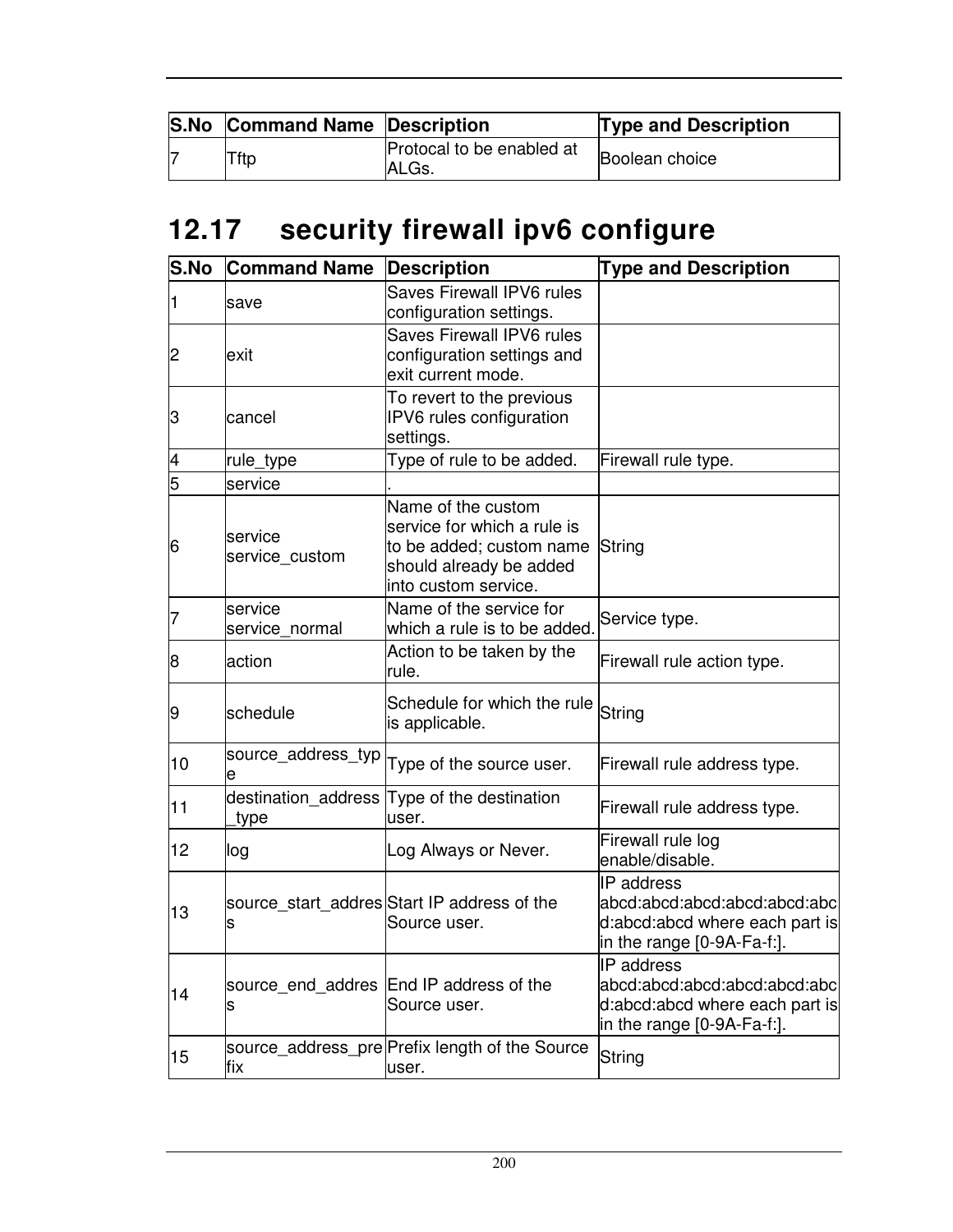| S.No | Command Name | Description | Type and Description |
|---|---|---|---|
| 7 | Tftp | Protocal to be enabled at ALGs. | Boolean choice |

## 12.17 security firewall ipv6 configure

| S.No | Command Name | Description | Type and Description |
|---|---|---|---|
| 1 | save | Saves Firewall IPV6 rules configuration settings. | |
| 2 | exit | Saves Firewall IPV6 rules configuration settings and exit current mode. | |
| 3 | cancel | To revert to the previous IPV6 rules configuration settings. | |
| 4 | rule_type | Type of rule to be added. | Firewall rule type. |
| 5 | service | . | |
| 6 | service service_custom | Name of the custom service for which a rule is to be added; custom name should already be added into custom service. | String |
| 7 | service service_normal | Name of the service for which a rule is to be added. | Service type. |
| 8 | action | Action to be taken by the rule. | Firewall rule action type. |
| 9 | schedule | Schedule for which the rule is applicable. | String |
| 10 | source_address_type | Type of the source user. | Firewall rule address type. |
| 11 | destination_address_type | Type of the destination user. | Firewall rule address type. |
| 12 | log | Log Always or Never. | Firewall rule log enable/disable. |
| 13 | source_start_address | Start IP address of the Source user. | IP address abcd:abcd:abcd:abcd:abcd:abcd:abcd:abcd where each part is in the range [0-9A-Fa-f:]. |
| 14 | source_end_address | End IP address of the Source user. | IP address abcd:abcd:abcd:abcd:abcd:abcd:abcd:abcd where each part is in the range [0-9A-Fa-f:]. |
| 15 | source_address_prefix | Prefix length of the Source user. | String |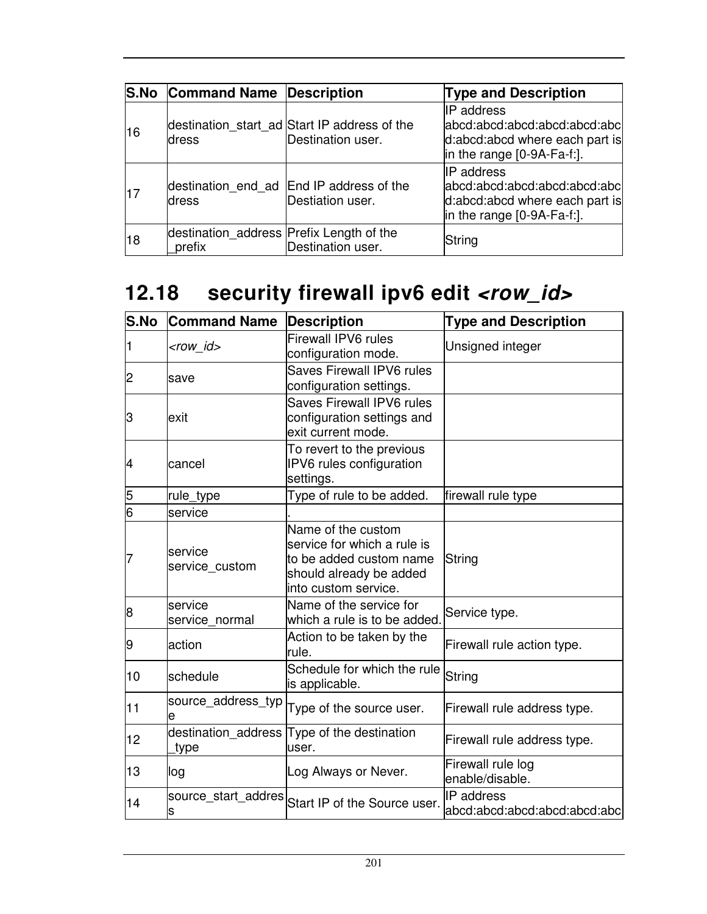| S.No | Command Name | Description | Type and Description |
|---|---|---|---|
| 16 | destination_start_address | Start IP address of the Destination user. | IP address abcd:abcd:abcd:abcd:abcd:abcd:abcd:abcd where each part is in the range [0-9A-Fa-f:]. |
| 17 | destination_end_address | End IP address of the Destiation user. | IP address abcd:abcd:abcd:abcd:abcd:abcd:abcd:abcd where each part is in the range [0-9A-Fa-f:]. |
| 18 | destination_address_prefix | Prefix Length of the Destination user. | String |

## 12.18 security firewall ipv6 edit *<row_id>*

| S.No | Command Name | Description | Type and Description |
|---|---|---|---|
| 1 | *<row_id>* | Firewall IPV6 rules configuration mode. | Unsigned integer |
| 2 | save | Saves Firewall IPV6 rules configuration settings. | |
| 3 | exit | Saves Firewall IPV6 rules configuration settings and exit current mode. | |
| 4 | cancel | To revert to the previous IPV6 rules configuration settings. | |
| 5 | rule_type | Type of rule to be added. | firewall rule type |
| 6 | service | . | |
| 7 | service service_custom | Name of the custom service for which a rule is to be added custom name should already be added into custom service. | String |
| 8 | service service_normal | Name of the service for which a rule is to be added. | Service type. |
| 9 | action | Action to be taken by the rule. | Firewall rule action type. |
| 10 | schedule | Schedule for which the rule is applicable. | String |
| 11 | source_address_type | Type of the source user. | Firewall rule address type. |
| 12 | destination_address_type | Type of the destination user. | Firewall rule address type. |
| 13 | log | Log Always or Never. | Firewall rule log enable/disable. |
| 14 | source_start_address | Start IP of the Source user. | IP address abcd:abcd:abcd:abcd:abcd:abc |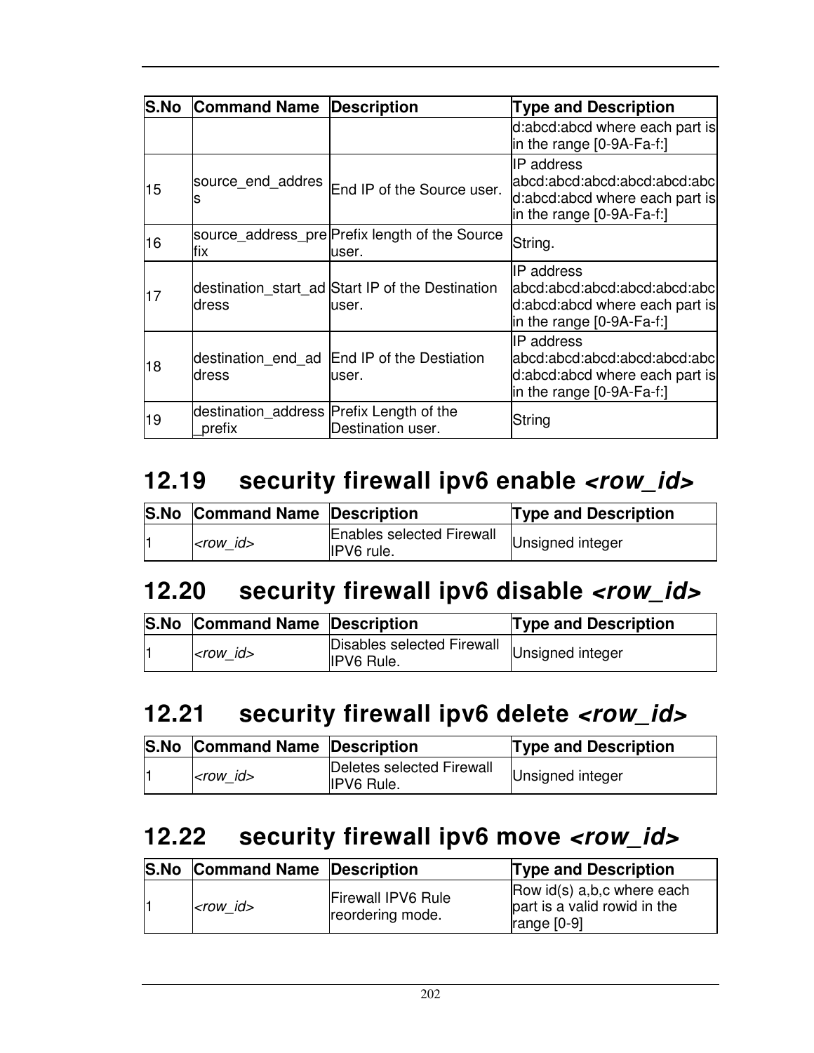| S.No | Command Name | Description | Type and Description |
|---|---|---|---|
| | | | d:abcd:abcd where each part is in the range [0-9A-Fa-f:] |
| 15 | source_end_address | End IP of the Source user. | IP address abcd:abcd:abcd:abcd:abcd:abcd:abcd:abcd where each part is in the range [0-9A-Fa-f:] |
| 16 | source_address_prefix | Prefix length of the Source user. | String. |
| 17 | destination_start_address | Start IP of the Destination user. | IP address abcd:abcd:abcd:abcd:abcd:abcd:abcd:abcd where each part is in the range [0-9A-Fa-f:] |
| 18 | destination_end_address | End IP of the Destiation user. | IP address abcd:abcd:abcd:abcd:abcd:abcd:abcd:abcd where each part is in the range [0-9A-Fa-f:] |
| 19 | destination_address_prefix | Prefix Length of the Destination user. | String |

## 12.19 security firewall ipv6 enable *<row_id>*

| S.No | Command Name | Description | Type and Description |
|---|---|---|---|
| 1 | *<row_id>* | Enables selected Firewall IPV6 rule. | Unsigned integer |

## 12.20 security firewall ipv6 disable *<row_id>*

| S.No | Command Name | Description | Type and Description |
|---|---|---|---|
| 1 | *<row_id>* | Disables selected Firewall IPV6 Rule. | Unsigned integer |

## 12.21 security firewall ipv6 delete *<row_id>*

| S.No | Command Name | Description | Type and Description |
|---|---|---|---|
| 1 | *<row_id>* | Deletes selected Firewall IPV6 Rule. | Unsigned integer |

## 12.22 security firewall ipv6 move *<row_id>*

| S.No | Command Name | Description | Type and Description |
|---|---|---|---|
| 1 | *<row_id>* | Firewall IPV6 Rule reordering mode. | Row id(s) a,b,c where each part is a valid rowid in the range [0-9] |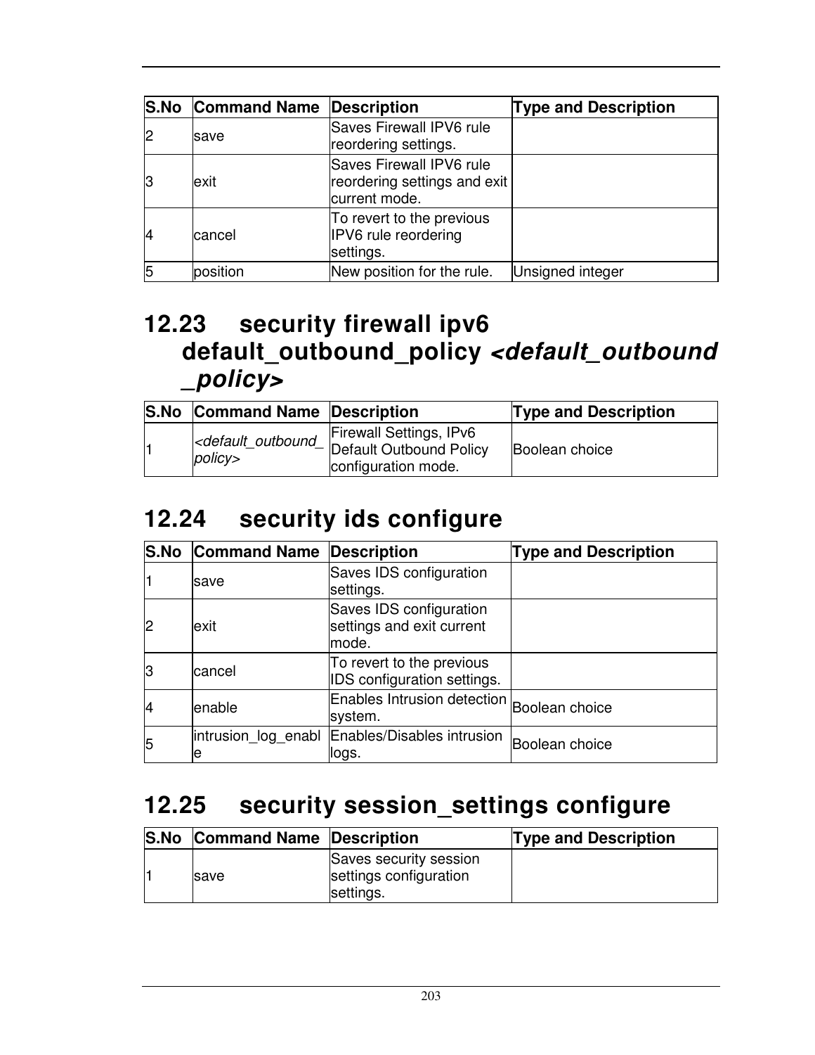| S.No | Command Name | Description | Type and Description |
| --- | --- | --- | --- |
| 2 | save | Saves Firewall IPV6 rule reordering settings. | |
| 3 | exit | Saves Firewall IPV6 rule reordering settings and exit current mode. | |
| 4 | cancel | To revert to the previous IPV6 rule reordering settings. | |
| 5 | position | New position for the rule. | Unsigned integer |

## 12.23 security firewall ipv6 default_outbound_policy *<default_outbound_policy>*

| S.No | Command Name | Description | Type and Description |
| --- | --- | --- | --- |
| 1 | *<default_outbound_policy>* | Firewall Settings, IPv6 Default Outbound Policy configuration mode. | Boolean choice |

## 12.24 security ids configure

| S.No | Command Name | Description | Type and Description |
| --- | --- | --- | --- |
| 1 | save | Saves IDS configuration settings. | |
| 2 | exit | Saves IDS configuration settings and exit current mode. | |
| 3 | cancel | To revert to the previous IDS configuration settings. | |
| 4 | enable | Enables Intrusion detection system. | Boolean choice |
| 5 | intrusion_log_enable | Enables/Disables intrusion logs. | Boolean choice |

## 12.25 security session_settings configure

| S.No | Command Name | Description | Type and Description |
| --- | --- | --- | --- |
| 1 | save | Saves security session settings configuration settings. | |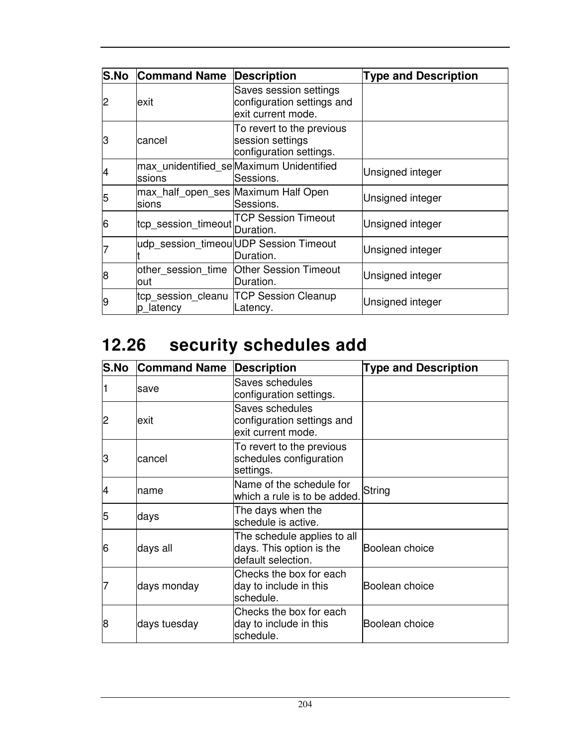| S.No | Command Name | Description | Type and Description |
|---|---|---|---|
| 2 | exit | Saves session settings configuration settings and exit current mode. | |
| 3 | cancel | To revert to the previous session settings configuration settings. | |
| 4 | max_unidentified_sessions | Maximum Unidentified Sessions. | Unsigned integer |
| 5 | max_half_open_sessions | Maximum Half Open Sessions. | Unsigned integer |
| 6 | tcp_session_timeout | TCP Session Timeout Duration. | Unsigned integer |
| 7 | udp_session_timeout | UDP Session Timeout Duration. | Unsigned integer |
| 8 | other_session_timeout | Other Session Timeout Duration. | Unsigned integer |
| 9 | tcp_session_cleanup_latency | TCP Session Cleanup Latency. | Unsigned integer |

## 12.26 security schedules add

| S.No | Command Name | Description | Type and Description |
|---|---|---|---|
| 1 | save | Saves schedules configuration settings. | |
| 2 | exit | Saves schedules configuration settings and exit current mode. | |
| 3 | cancel | To revert to the previous schedules configuration settings. | |
| 4 | name | Name of the schedule for which a rule is to be added. | String |
| 5 | days | The days when the schedule is active. | |
| 6 | days all | The schedule applies to all days. This option is the default selection. | Boolean choice |
| 7 | days monday | Checks the box for each day to include in this schedule. | Boolean choice |
| 8 | days tuesday | Checks the box for each day to include in this schedule. | Boolean choice |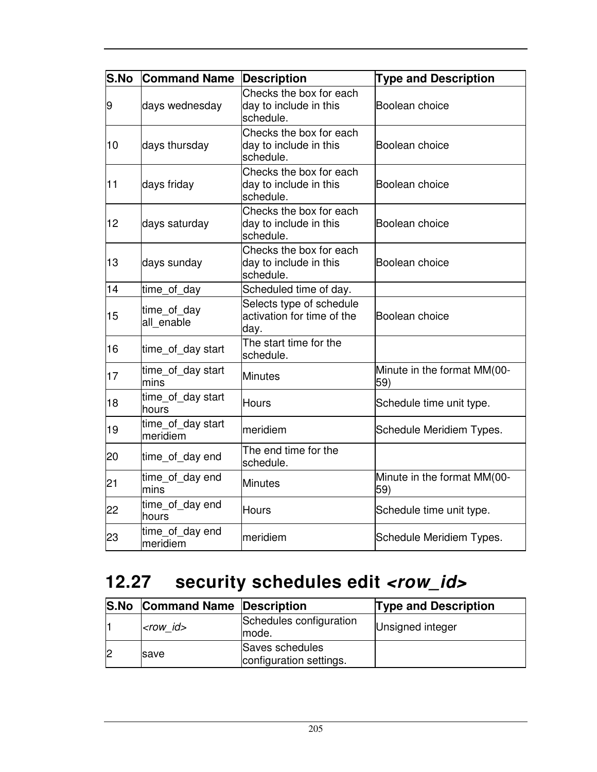| S.No | Command Name | Description | Type and Description |
|---|---|---|---|
| 9 | days wednesday | Checks the box for each day to include in this schedule. | Boolean choice |
| 10 | days thursday | Checks the box for each day to include in this schedule. | Boolean choice |
| 11 | days friday | Checks the box for each day to include in this schedule. | Boolean choice |
| 12 | days saturday | Checks the box for each day to include in this schedule. | Boolean choice |
| 13 | days sunday | Checks the box for each day to include in this schedule. | Boolean choice |
| 14 | time_of_day | Scheduled time of day. | |
| 15 | time_of_day all_enable | Selects type of schedule activation for time of the day. | Boolean choice |
| 16 | time_of_day start | The start time for the schedule. | |
| 17 | time_of_day start mins | Minutes | Minute in the format MM(00-59) |
| 18 | time_of_day start hours | Hours | Schedule time unit type. |
| 19 | time_of_day start meridiem | meridiem | Schedule Meridiem Types. |
| 20 | time_of_day end | The end time for the schedule. | |
| 21 | time_of_day end mins | Minutes | Minute in the format MM(00-59) |
| 22 | time_of_day end hours | Hours | Schedule time unit type. |
| 23 | time_of_day end meridiem | meridiem | Schedule Meridiem Types. |

## 12.27 security schedules edit *<row_id>*

| S.No | Command Name | Description | Type and Description |
|---|---|---|---|
| 1 | *<row_id>* | Schedules configuration mode. | Unsigned integer |
| 2 | save | Saves schedules configuration settings. | |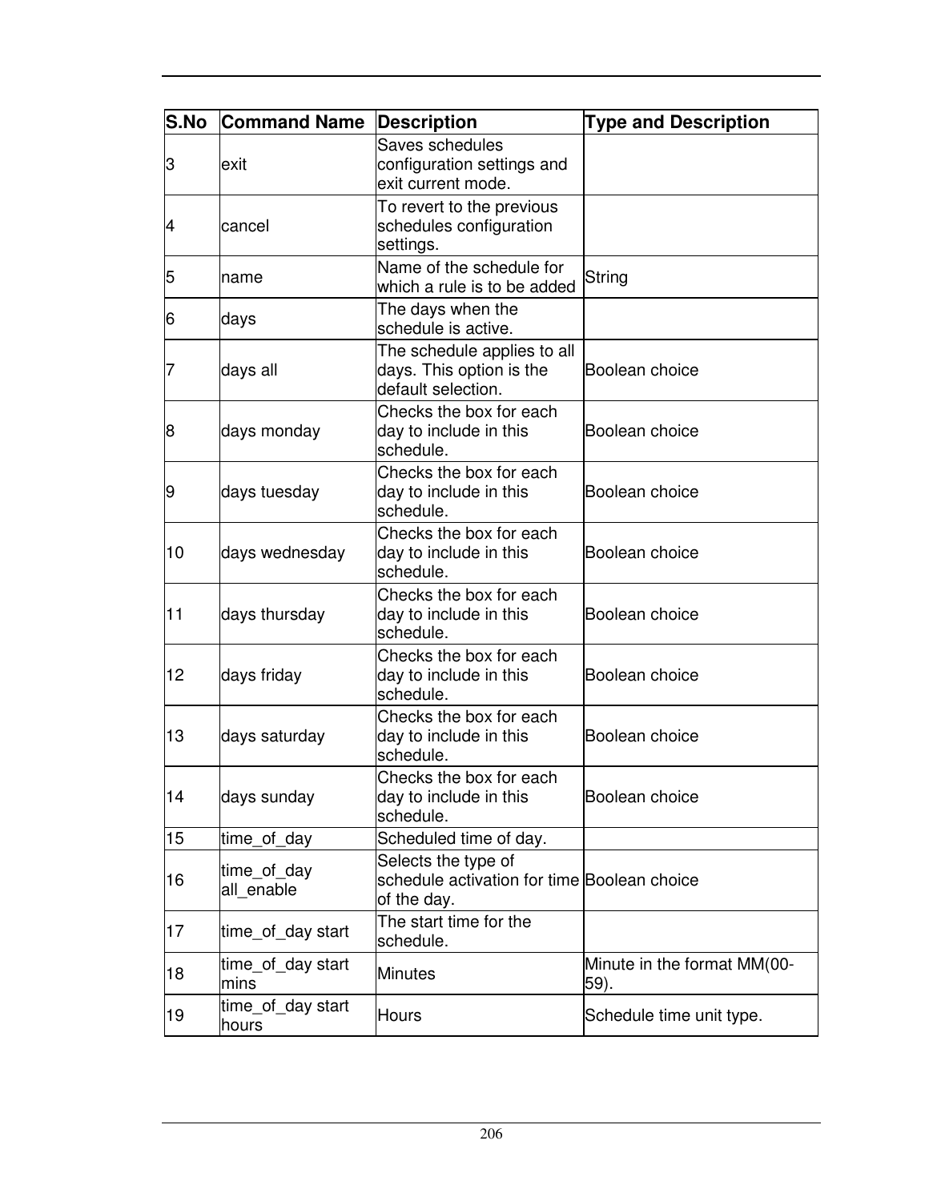| S.No | Command Name | Description | Type and Description |
| --- | --- | --- | --- |
| 3 | exit | Saves schedules configuration settings and exit current mode. | |
| 4 | cancel | To revert to the previous schedules configuration settings. | |
| 5 | name | Name of the schedule for which a rule is to be added | String |
| 6 | days | The days when the schedule is active. | |
| 7 | days all | The schedule applies to all days. This option is the default selection. | Boolean choice |
| 8 | days monday | Checks the box for each day to include in this schedule. | Boolean choice |
| 9 | days tuesday | Checks the box for each day to include in this schedule. | Boolean choice |
| 10 | days wednesday | Checks the box for each day to include in this schedule. | Boolean choice |
| 11 | days thursday | Checks the box for each day to include in this schedule. | Boolean choice |
| 12 | days friday | Checks the box for each day to include in this schedule. | Boolean choice |
| 13 | days saturday | Checks the box for each day to include in this schedule. | Boolean choice |
| 14 | days sunday | Checks the box for each day to include in this schedule. | Boolean choice |
| 15 | time_of_day | Scheduled time of day. | |
| 16 | time_of_day all_enable | Selects the type of schedule activation for time of the day. | Boolean choice |
| 17 | time_of_day start | The start time for the schedule. | |
| 18 | time_of_day start mins | Minutes | Minute in the format MM(00-59). |
| 19 | time_of_day start hours | Hours | Schedule time unit type. |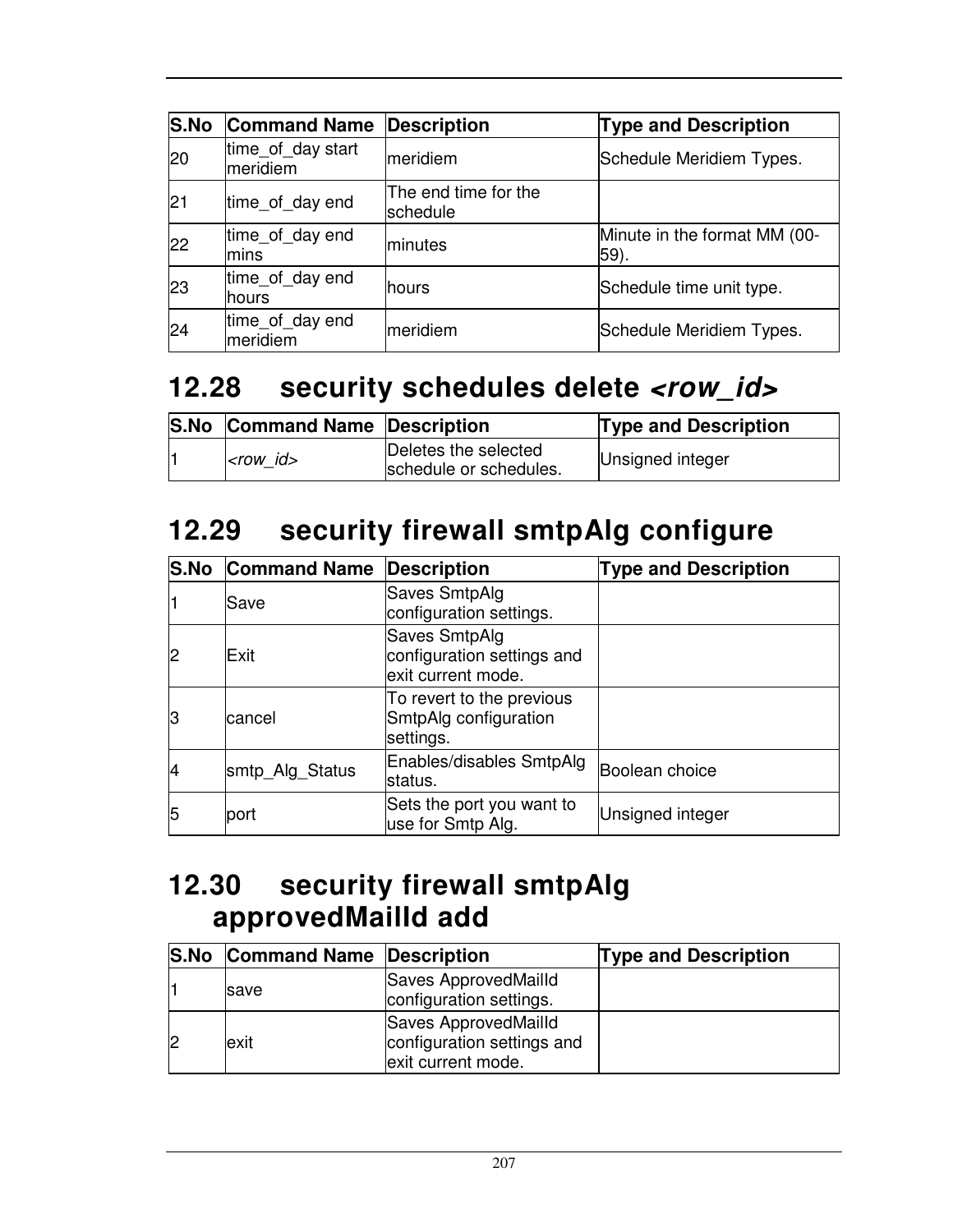| S.No | Command Name | Description | Type and Description |
|---|---|---|---|
| 20 | time_of_day start meridiem | meridiem | Schedule Meridiem Types. |
| 21 | time_of_day end | The end time for the schedule | |
| 22 | time_of_day end mins | minutes | Minute in the format MM (00-59). |
| 23 | time_of_day end hours | hours | Schedule time unit type. |
| 24 | time_of_day end meridiem | meridiem | Schedule Meridiem Types. |

## 12.28 security schedules delete *<row_id>*

| S.No | Command Name | Description | Type and Description |
|---|---|---|---|
| 1 | *<row_id>* | Deletes the selected schedule or schedules. | Unsigned integer |

## 12.29 security firewall smtpAlg configure

| S.No | Command Name | Description | Type and Description |
|---|---|---|---|
| 1 | Save | Saves SmtpAlg configuration settings. | |
| 2 | Exit | Saves SmtpAlg configuration settings and exit current mode. | |
| 3 | cancel | To revert to the previous SmtpAlg configuration settings. | |
| 4 | smtp_Alg_Status | Enables/disables SmtpAlg status. | Boolean choice |
| 5 | port | Sets the port you want to use for Smtp Alg. | Unsigned integer |

## 12.30 security firewall smtpAlg approvedMailId add

| S.No | Command Name | Description | Type and Description |
|---|---|---|---|
| 1 | save | Saves ApprovedMailId configuration settings. | |
| 2 | exit | Saves ApprovedMailId configuration settings and exit current mode. | |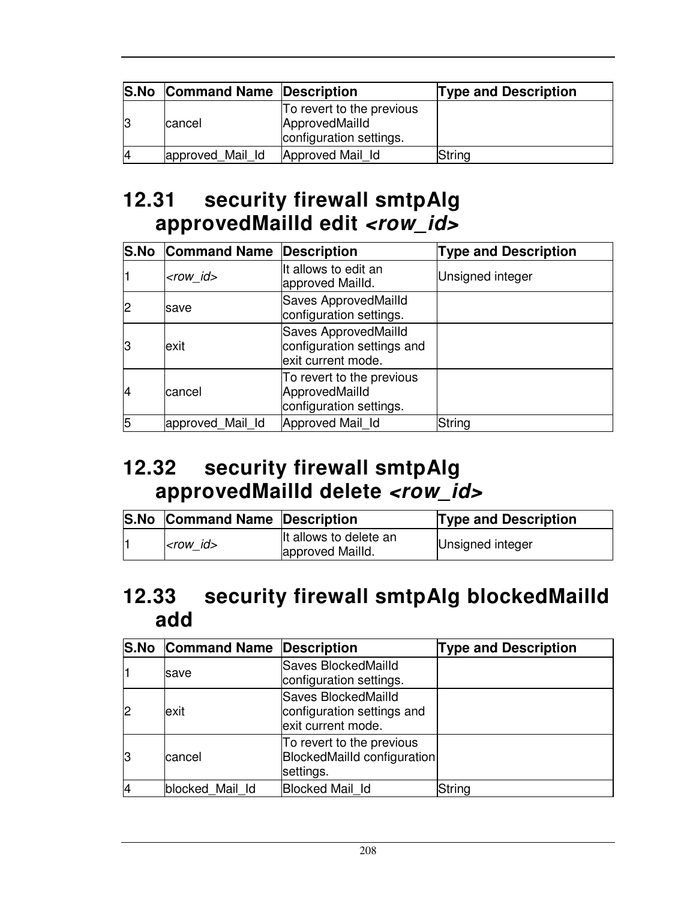| S.No | Command Name | Description | Type and Description |
|---|---|---|---|
| 3 | cancel | To revert to the previous ApprovedMailId configuration settings. | |
| 4 | approved_Mail_Id | Approved Mail_Id | String |

## 12.31 security firewall smtpAlg approvedMailId edit *<row_id>*

| S.No | Command Name | Description | Type and Description |
|---|---|---|---|
| 1 | *<row_id>* | It allows to edit an approved MailId. | Unsigned integer |
| 2 | save | Saves ApprovedMailId configuration settings. | |
| 3 | exit | Saves ApprovedMailId configuration settings and exit current mode. | |
| 4 | cancel | To revert to the previous ApprovedMailId configuration settings. | |
| 5 | approved_Mail_Id | Approved Mail_Id | String |

## 12.32 security firewall smtpAlg approvedMailId delete *<row_id>*

| S.No | Command Name | Description | Type and Description |
|---|---|---|---|
| 1 | *<row_id>* | It allows to delete an approved MailId. | Unsigned integer |

## 12.33 security firewall smtpAlg blockedMailId add

| S.No | Command Name | Description | Type and Description |
|---|---|---|---|
| 1 | save | Saves BlockedMailId configuration settings. | |
| 2 | exit | Saves BlockedMailId configuration settings and exit current mode. | |
| 3 | cancel | To revert to the previous BlockedMailId configuration settings. | |
| 4 | blocked_Mail_Id | Blocked Mail_Id | String |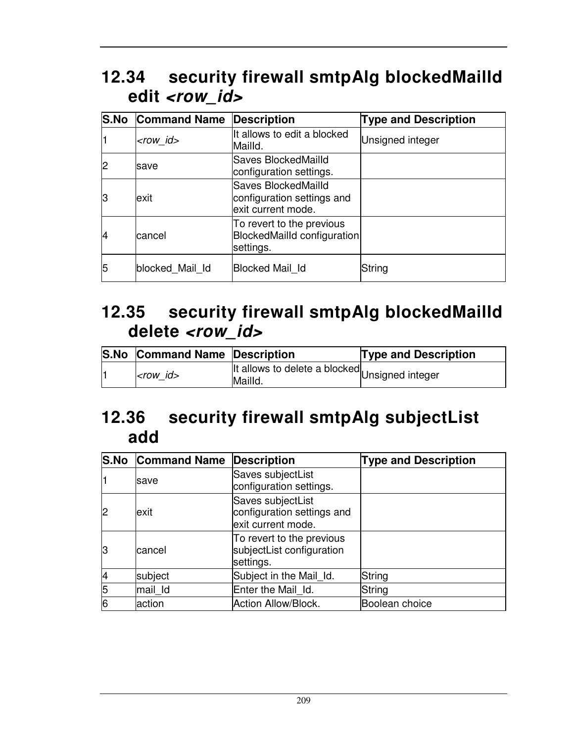## 12.34 security firewall smtpAlg blockedMailId edit *<row_id>*

| S.No | Command Name | Description | Type and Description |
|---|---|---|---|
| 1 | *<row_id>* | It allows to edit a blocked MailId. | Unsigned integer |
| 2 | save | Saves BlockedMailId configuration settings. | |
| 3 | exit | Saves BlockedMailId configuration settings and exit current mode. | |
| 4 | cancel | To revert to the previous BlockedMailId configuration settings. | |
| 5 | blocked_Mail_Id | Blocked Mail_Id | String |

## 12.35 security firewall smtpAlg blockedMailId delete *<row_id>*

| S.No | Command Name | Description | Type and Description |
|---|---|---|---|
| 1 | *<row_id>* | It allows to delete a blocked MailId. | Unsigned integer |

## 12.36 security firewall smtpAlg subjectList add

| S.No | Command Name | Description | Type and Description |
|---|---|---|---|
| 1 | save | Saves subjectList configuration settings. | |
| 2 | exit | Saves subjectList configuration settings and exit current mode. | |
| 3 | cancel | To revert to the previous subjectList configuration settings. | |
| 4 | subject | Subject in the Mail_Id. | String |
| 5 | mail_Id | Enter the Mail_Id. | String |
| 6 | action | Action Allow/Block. | Boolean choice |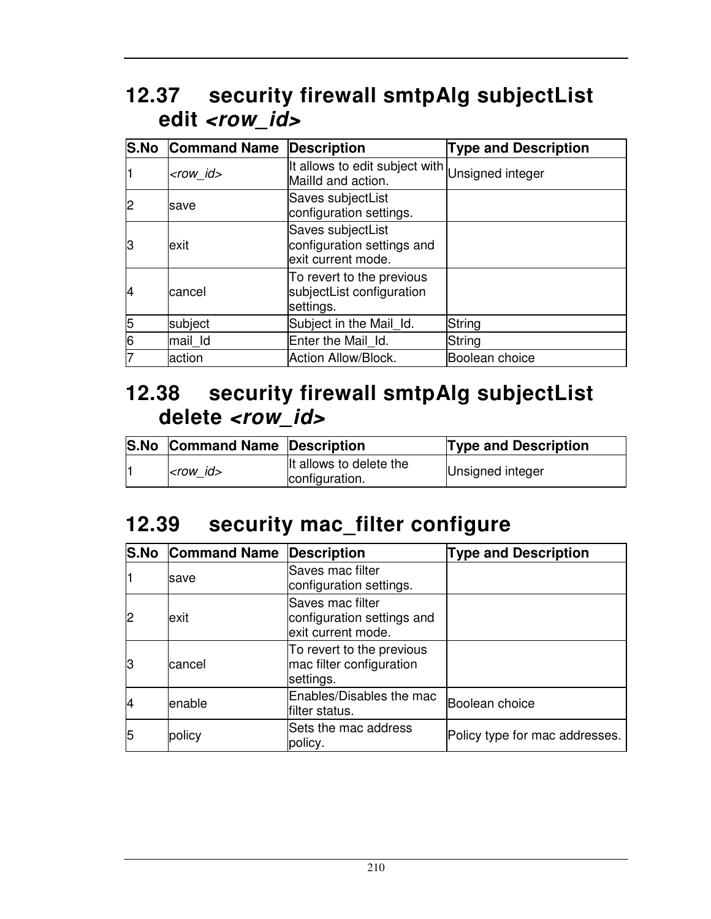## 12.37 security firewall smtpAlg subjectList edit *<row_id>*

| S.No | Command Name | Description | Type and Description |
|---|---|---|---|
| 1 | *<row_id>* | It allows to edit subject with MailId and action. | Unsigned integer |
| 2 | save | Saves subjectList configuration settings. | |
| 3 | exit | Saves subjectList configuration settings and exit current mode. | |
| 4 | cancel | To revert to the previous subjectList configuration settings. | |
| 5 | subject | Subject in the Mail_Id. | String |
| 6 | mail_Id | Enter the Mail_Id. | String |
| 7 | action | Action Allow/Block. | Boolean choice |

## 12.38 security firewall smtpAlg subjectList delete *<row_id>*

| S.No | Command Name | Description | Type and Description |
|---|---|---|---|
| 1 | *<row_id>* | It allows to delete the configuration. | Unsigned integer |

## 12.39 security mac_filter configure

| S.No | Command Name | Description | Type and Description |
|---|---|---|---|
| 1 | save | Saves mac filter configuration settings. | |
| 2 | exit | Saves mac filter configuration settings and exit current mode. | |
| 3 | cancel | To revert to the previous mac filter configuration settings. | |
| 4 | enable | Enables/Disables the mac filter status. | Boolean choice |
| 5 | policy | Sets the mac address policy. | Policy type for mac addresses. |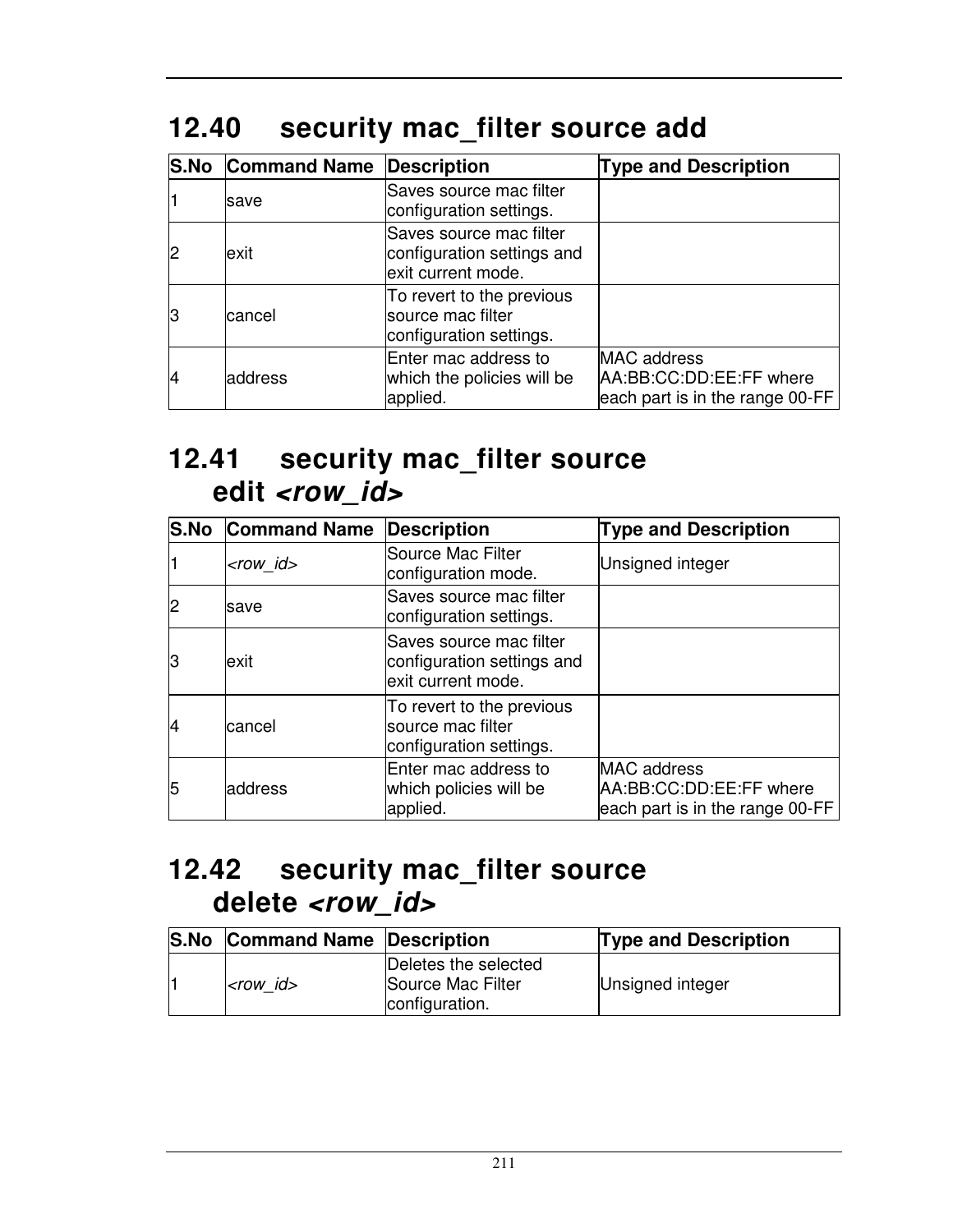## 12.40 security mac_filter source add

| S.No | Command Name | Description | Type and Description |
|---|---|---|---|
| 1 | save | Saves source mac filter configuration settings. | |
| 2 | exit | Saves source mac filter configuration settings and exit current mode. | |
| 3 | cancel | To revert to the previous source mac filter configuration settings. | |
| 4 | address | Enter mac address to which the policies will be applied. | MAC address AA:BB:CC:DD:EE:FF where each part is in the range 00-FF |

## 12.41 security mac_filter source edit *<row_id>*

| S.No | Command Name | Description | Type and Description |
|---|---|---|---|
| 1 | *<row_id>* | Source Mac Filter configuration mode. | Unsigned integer |
| 2 | save | Saves source mac filter configuration settings. | |
| 3 | exit | Saves source mac filter configuration settings and exit current mode. | |
| 4 | cancel | To revert to the previous source mac filter configuration settings. | |
| 5 | address | Enter mac address to which policies will be applied. | MAC address AA:BB:CC:DD:EE:FF where each part is in the range 00-FF |

## 12.42 security mac_filter source delete *<row_id>*

| S.No | Command Name | Description | Type and Description |
|---|---|---|---|
| 1 | *<row_id>* | Deletes the selected Source Mac Filter configuration. | Unsigned integer |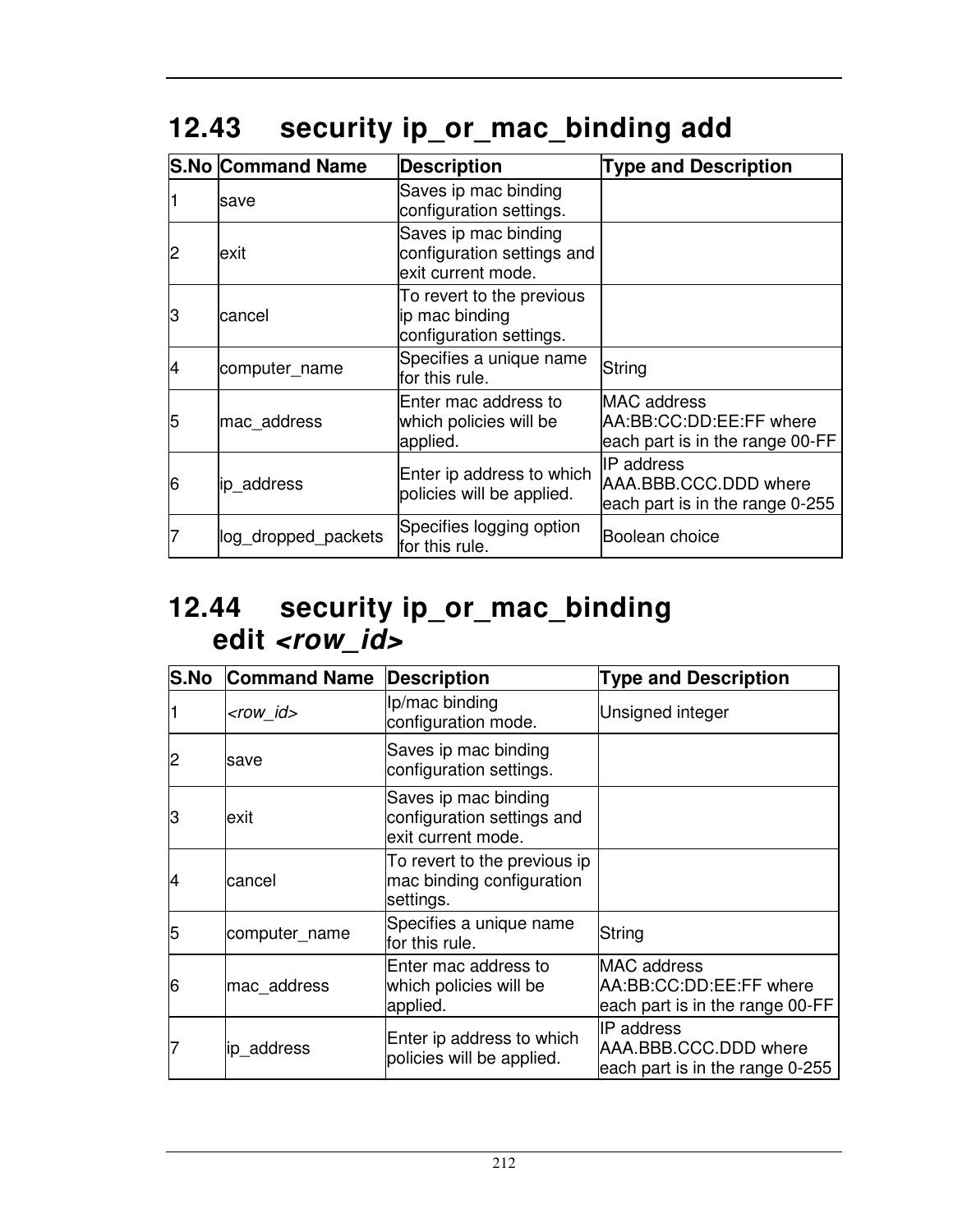## 12.43 security ip_or_mac_binding add

| S.No | Command Name | Description | Type and Description |
|---|---|---|---|
| 1 | save | Saves ip mac binding configuration settings. | |
| 2 | exit | Saves ip mac binding configuration settings and exit current mode. | |
| 3 | cancel | To revert to the previous ip mac binding configuration settings. | |
| 4 | computer_name | Specifies a unique name for this rule. | String |
| 5 | mac_address | Enter mac address to which policies will be applied. | MAC address AA:BB:CC:DD:EE:FF where each part is in the range 00-FF |
| 6 | ip_address | Enter ip address to which policies will be applied. | IP address AAA.BBB.CCC.DDD where each part is in the range 0-255 |
| 7 | log_dropped_packets | Specifies logging option for this rule. | Boolean choice |

## 12.44 security ip_or_mac_binding edit *<row_id>*

| S.No | Command Name | Description | Type and Description |
|---|---|---|---|
| 1 | *<row_id>* | Ip/mac binding configuration mode. | Unsigned integer |
| 2 | save | Saves ip mac binding configuration settings. | |
| 3 | exit | Saves ip mac binding configuration settings and exit current mode. | |
| 4 | cancel | To revert to the previous ip mac binding configuration settings. | |
| 5 | computer_name | Specifies a unique name for this rule. | String |
| 6 | mac_address | Enter mac address to which policies will be applied. | MAC address AA:BB:CC:DD:EE:FF where each part is in the range 00-FF |
| 7 | ip_address | Enter ip address to which policies will be applied. | IP address AAA.BBB.CCC.DDD where each part is in the range 0-255 |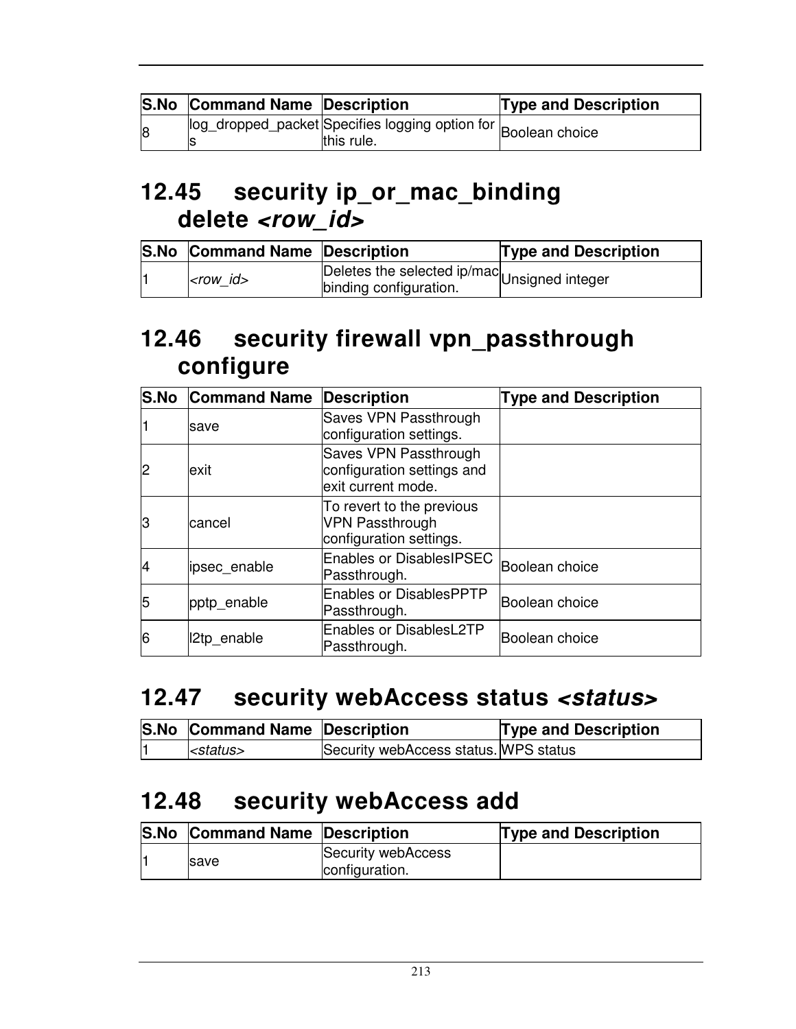| S.No | Command Name | Description | Type and Description |
| --- | --- | --- | --- |
| 8 | log_dropped_packets | Specifies logging option for this rule. | Boolean choice |

## 12.45 security ip_or_mac_binding delete *<row_id>*

| S.No | Command Name | Description | Type and Description |
| --- | --- | --- | --- |
| 1 | *<row_id>* | Deletes the selected ip/mac binding configuration. | Unsigned integer |

## 12.46 security firewall vpn_passthrough configure

| S.No | Command Name | Description | Type and Description |
| --- | --- | --- | --- |
| 1 | save | Saves VPN Passthrough configuration settings. | |
| 2 | exit | Saves VPN Passthrough configuration settings and exit current mode. | |
| 3 | cancel | To revert to the previous VPN Passthrough configuration settings. | |
| 4 | ipsec_enable | Enables or DisablesIPSEC Passthrough. | Boolean choice |
| 5 | pptp_enable | Enables or DisablesPPTP Passthrough. | Boolean choice |
| 6 | l2tp_enable | Enables or DisablesL2TP Passthrough. | Boolean choice |

## 12.47 security webAccess status *<status>*

| S.No | Command Name | Description | Type and Description |
| --- | --- | --- | --- |
| 1 | *<status>* | Security webAccess status. | WPS status |

## 12.48 security webAccess add

| S.No | Command Name | Description | Type and Description |
| --- | --- | --- | --- |
| 1 | save | Security webAccess configuration. | |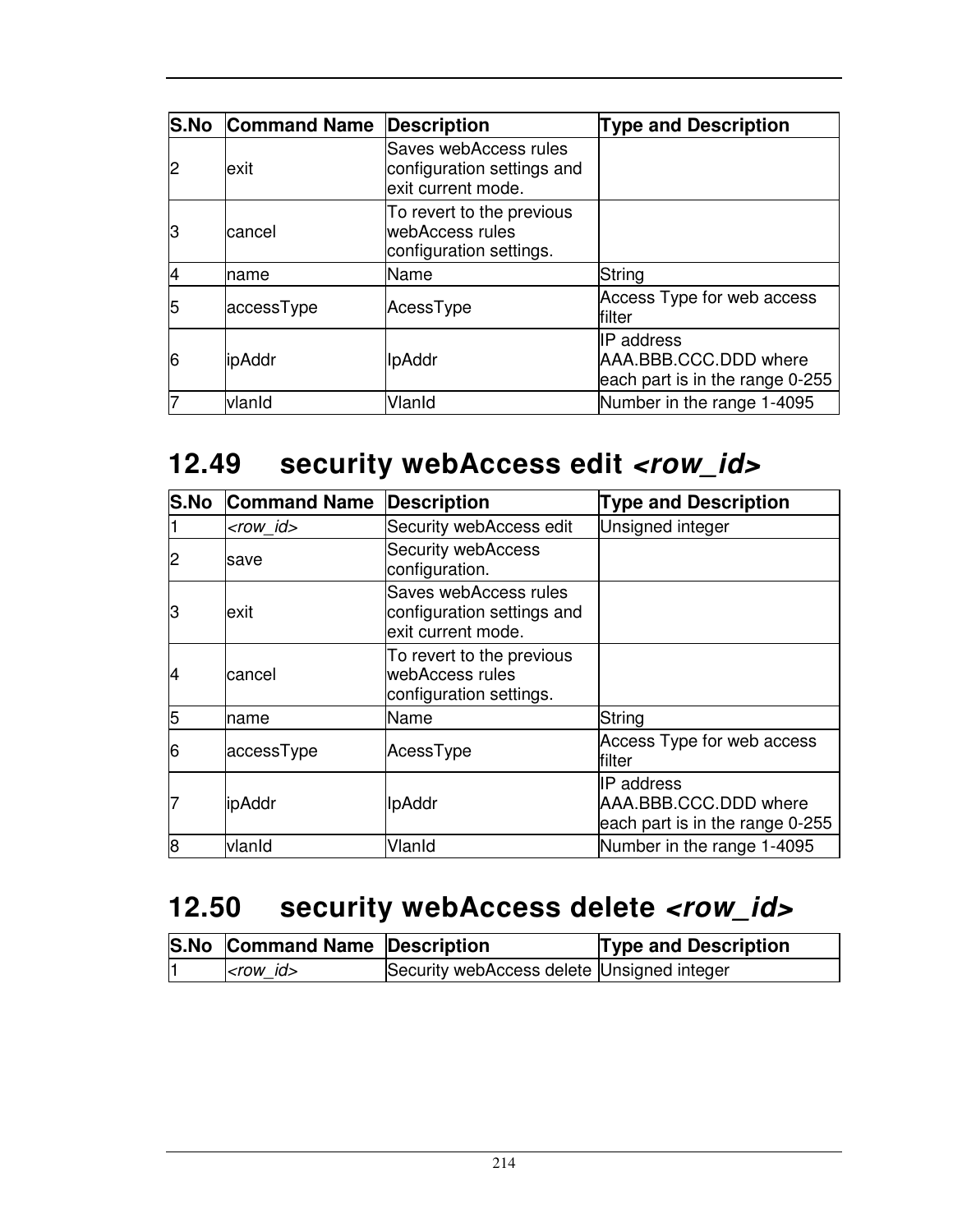| S.No | Command Name | Description | Type and Description |
|---|---|---|---|
| 2 | exit | Saves webAccess rules configuration settings and exit current mode. | |
| 3 | cancel | To revert to the previous webAccess rules configuration settings. | |
| 4 | name | Name | String |
| 5 | accessType | AcessType | Access Type for web access filter |
| 6 | ipAddr | IpAddr | IP address AAA.BBB.CCC.DDD where each part is in the range 0-255 |
| 7 | vlanId | VlanId | Number in the range 1-4095 |

## 12.49 security webAccess edit *<row_id>*

| S.No | Command Name | Description | Type and Description |
|---|---|---|---|
| 1 | *<row_id>* | Security webAccess edit | Unsigned integer |
| 2 | save | Security webAccess configuration. | |
| 3 | exit | Saves webAccess rules configuration settings and exit current mode. | |
| 4 | cancel | To revert to the previous webAccess rules configuration settings. | |
| 5 | name | Name | String |
| 6 | accessType | AcessType | Access Type for web access filter |
| 7 | ipAddr | IpAddr | IP address AAA.BBB.CCC.DDD where each part is in the range 0-255 |
| 8 | vlanId | VlanId | Number in the range 1-4095 |

## 12.50 security webAccess delete *<row_id>*

| S.No | Command Name | Description | Type and Description |
|---|---|---|---|
| 1 | *<row_id>* | Security webAccess delete | Unsigned integer |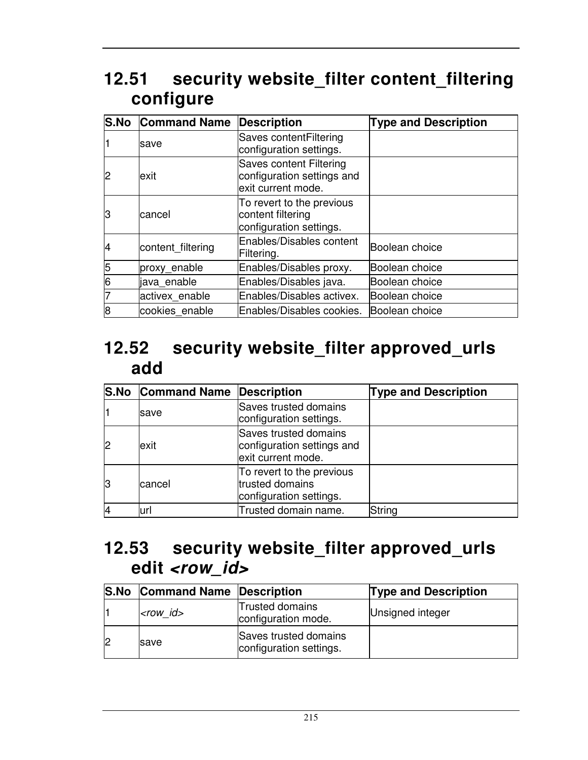## 12.51 security website_filter content_filtering configure

| S.No | Command Name | Description | Type and Description |
|---|---|---|---|
| 1 | save | Saves contentFiltering configuration settings. | |
| 2 | exit | Saves content Filtering configuration settings and exit current mode. | |
| 3 | cancel | To revert to the previous content filtering configuration settings. | |
| 4 | content_filtering | Enables/Disables content Filtering. | Boolean choice |
| 5 | proxy_enable | Enables/Disables proxy. | Boolean choice |
| 6 | java_enable | Enables/Disables java. | Boolean choice |
| 7 | activex_enable | Enables/Disables activex. | Boolean choice |
| 8 | cookies_enable | Enables/Disables cookies. | Boolean choice |

## 12.52 security website_filter approved_urls add

| S.No | Command Name | Description | Type and Description |
|---|---|---|---|
| 1 | save | Saves trusted domains configuration settings. | |
| 2 | exit | Saves trusted domains configuration settings and exit current mode. | |
| 3 | cancel | To revert to the previous trusted domains configuration settings. | |
| 4 | url | Trusted domain name. | String |

## 12.53 security website_filter approved_urls edit *<row_id>*

| S.No | Command Name | Description | Type and Description |
|---|---|---|---|
| 1 | *<row_id>* | Trusted domains configuration mode. | Unsigned integer |
| 2 | save | Saves trusted domains configuration settings. | |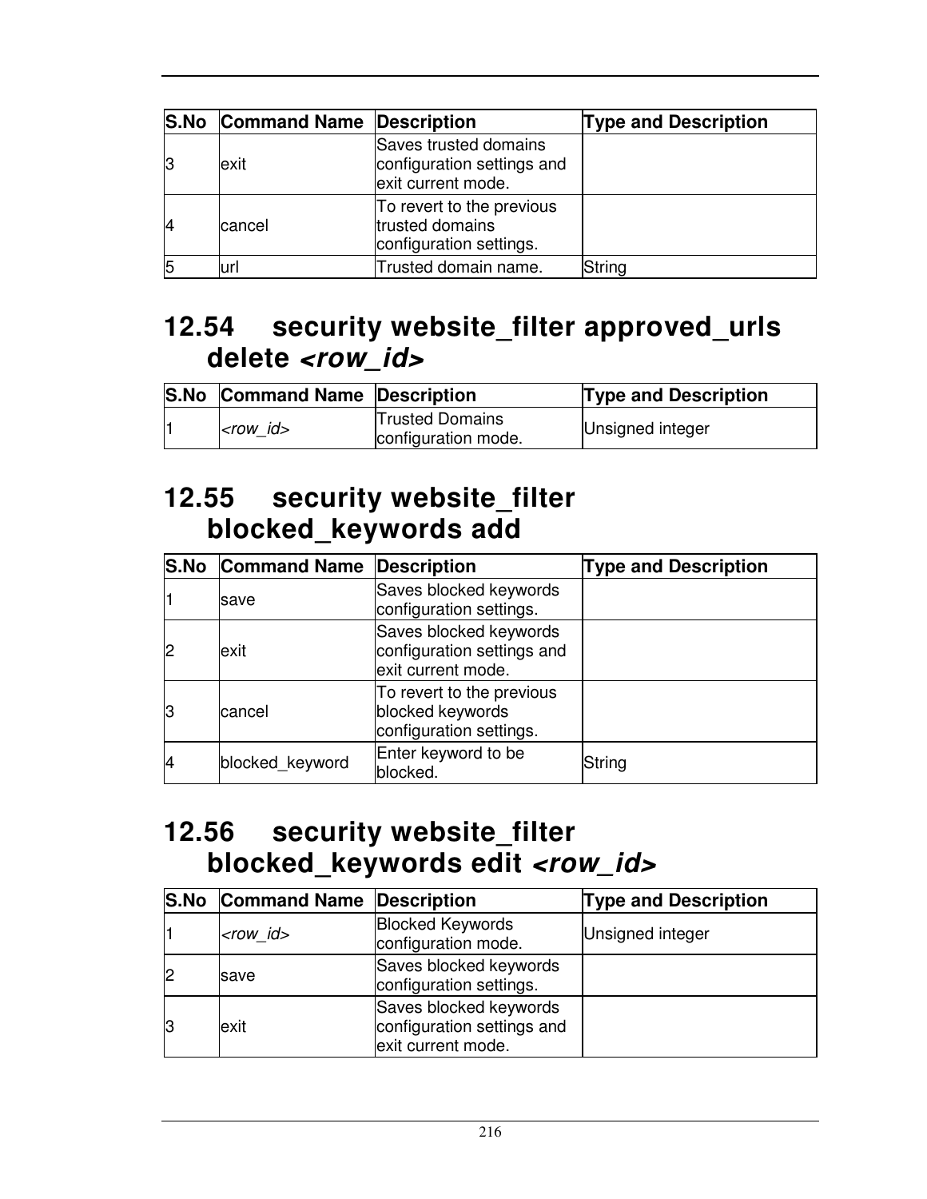| S.No | Command Name | Description | Type and Description |
| --- | --- | --- | --- |
| 3 | exit | Saves trusted domains configuration settings and exit current mode. | |
| 4 | cancel | To revert to the previous trusted domains configuration settings. | |
| 5 | url | Trusted domain name. | String |

## 12.54 security website_filter approved_urls delete *<row_id>*

| S.No | Command Name | Description | Type and Description |
| --- | --- | --- | --- |
| 1 | *<row_id>* | Trusted Domains configuration mode. | Unsigned integer |

## 12.55 security website_filter blocked_keywords add

| S.No | Command Name | Description | Type and Description |
| --- | --- | --- | --- |
| 1 | save | Saves blocked keywords configuration settings. | |
| 2 | exit | Saves blocked keywords configuration settings and exit current mode. | |
| 3 | cancel | To revert to the previous blocked keywords configuration settings. | |
| 4 | blocked_keyword | Enter keyword to be blocked. | String |

## 12.56 security website_filter blocked_keywords edit *<row_id>*

| S.No | Command Name | Description | Type and Description |
| --- | --- | --- | --- |
| 1 | *<row_id>* | Blocked Keywords configuration mode. | Unsigned integer |
| 2 | save | Saves blocked keywords configuration settings. | |
| 3 | exit | Saves blocked keywords configuration settings and exit current mode. | |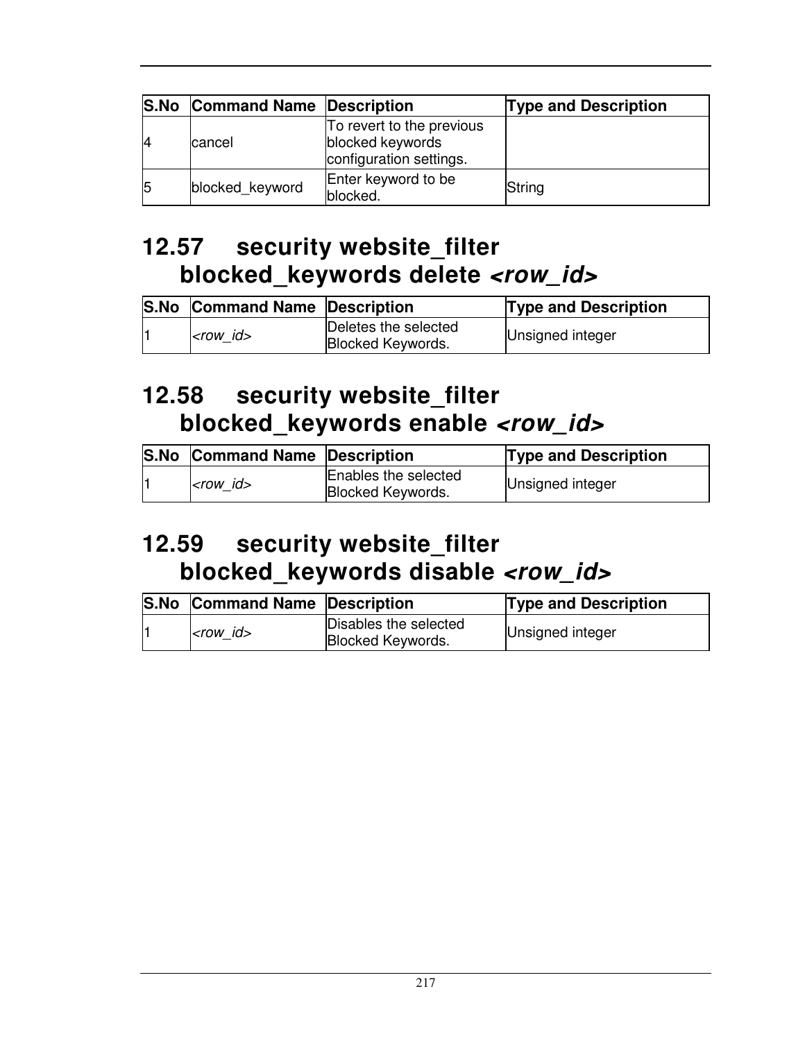| S.No | Command Name | Description | Type and Description |
|---|---|---|---|
| 4 | cancel | To revert to the previous blocked keywords configuration settings. | |
| 5 | blocked_keyword | Enter keyword to be blocked. | String |

## 12.57 security website_filter blocked_keywords delete *<row_id>*

| S.No | Command Name | Description | Type and Description |
|---|---|---|---|
| 1 | *<row_id>* | Deletes the selected Blocked Keywords. | Unsigned integer |

## 12.58 security website_filter blocked_keywords enable *<row_id>*

| S.No | Command Name | Description | Type and Description |
|---|---|---|---|
| 1 | *<row_id>* | Enables the selected Blocked Keywords. | Unsigned integer |

## 12.59 security website_filter blocked_keywords disable *<row_id>*

| S.No | Command Name | Description | Type and Description |
|---|---|---|---|
| 1 | *<row_id>* | Disables the selected Blocked Keywords. | Unsigned integer |